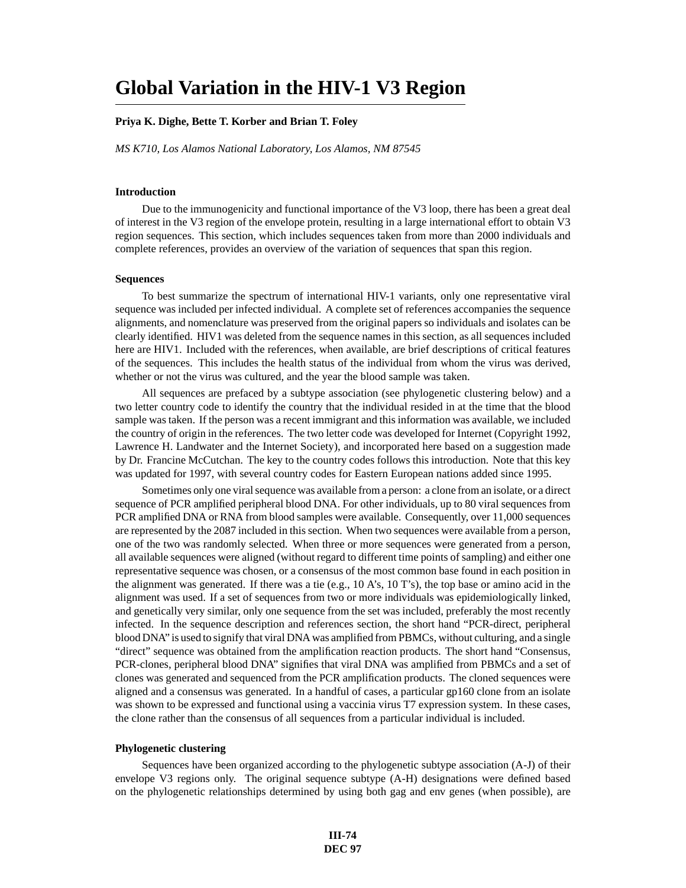# Global Variation in the HIV-1 V3 Region

**Priya K. Dighe, Bette T. Korber and Brian T. Foley**

*MS K710, Los Alamos National Laboratory, Los Alamos, NM 87545*

### Introduction

Due to the immunogenicity and functional importance of the V3 loop, there has been a great deal of interest in the V3 region of the envelope protein, resulting in a large international effort to obtain V3 region sequences. This section, which includes sequences taken from more than 2000 individuals and complete references, provides an overview of the variation of sequences that span this region.

### Sequences

To best summarize the spectrum of international HIV-1 variants, only one representative viral sequence was included per infected individual. A complete set of references accompanies the sequence alignments, and nomenclature was preserved from the original papers so individuals and isolates can be clearly identified. HIV1 was deleted from the sequence names in this section, as all sequences included here are HIV1. Included with the references, when available, are brief descriptions of critical features of the sequences. This includes the health status of the individual from whom the virus was derived, whether or not the virus was cultured, and the year the blood sample was taken.

All sequences are prefaced by a subtype association (see phylogenetic clustering below) and a two letter country code to identify the country that the individual resided in at the time that the blood sample was taken. If the person was a recent immigrant and this information was available, we included the country of origin in the references. The two letter code was developed for Internet (Copyright 1992, Lawrence H. Landwater and the Internet Society), and incorporated here based on a suggestion made by Dr. Francine McCutchan. The key to the country codes follows this introduction. Note that this key was updated for 1997, with several country codes for Eastern European nations added since 1995.

Sometimes only one viral sequence was available from a person: a clone from an isolate, or a direct sequence of PCR amplified peripheral blood DNA. For other individuals, up to 80 viral sequences from PCR amplified DNA or RNA from blood samples were available. Consequently, over 11,000 sequences are represented by the 2087 included in this section. When two sequences were available from a person, one of the two was randomly selected. When three or more sequences were generated from a person, all available sequences were aligned (without regard to different time points of sampling) and either one representative sequence was chosen, or a consensus of the most common base found in each position in the alignment was generated. If there was a tie (e.g., 10 A's, 10 T's), the top base or amino acid in the alignment was used. If a set of sequences from two or more individuals was epidemiologically linked, and genetically very similar, only one sequence from the set was included, preferably the most recently infected. In the sequence description and references section, the short hand "PCR-direct, peripheral blood DNA" is used to signify that viral DNA was amplified from PBMCs, without culturing, and a single "direct" sequence was obtained from the amplification reaction products. The short hand "Consensus, PCR-clones, peripheral blood DNA" signifies that viral DNA was amplified from PBMCs and a set of clones was generated and sequenced from the PCR amplification products. The cloned sequences were aligned and a consensus was generated. In a handful of cases, a particular gp160 clone from an isolate was shown to be expressed and functional using a vaccinia virus T7 expression system. In these cases, the clone rather than the consensus of all sequences from a particular individual is included.

### Phylogenetic clustering

Sequences have been organized according to the phylogenetic subtype association (A-J) of their envelope V3 regions only. The original sequence subtype (A-H) designations were defined based on the phylogenetic relationships determined by using both gag and env genes (when possible), are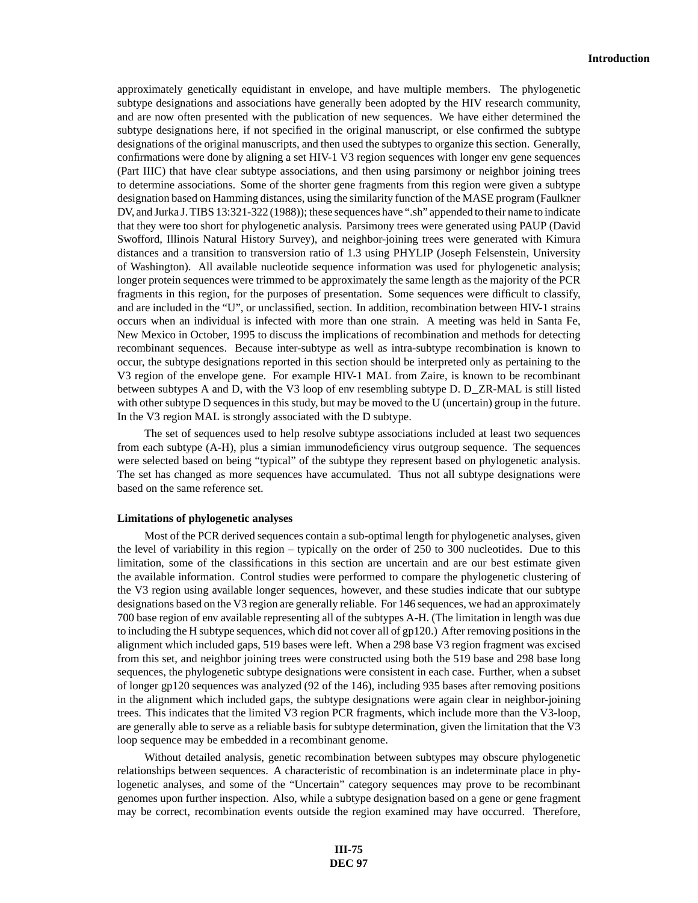approximately genetically equidistant in envelope, and have multiple members. The phylogenetic subtype designations and associations have generally been adopted by the HIV research community, and are now often presented with the publication of new sequences. We have either determined the subtype designations here, if not specified in the original manuscript, or else confirmed the subtype designations of the original manuscripts, and then used the subtypes to organize this section. Generally, confirmations were done by aligning a set HIV-1 V3 region sequences with longer env gene sequences (Part IIIC) that have clear subtype associations, and then using parsimony or neighbor joining trees to determine associations. Some of the shorter gene fragments from this region were given a subtype designation based on Hamming distances, using the similarity function of the MASE program (Faulkner DV, and Jurka J. TIBS 13:321-322 (1988)); these sequences have ".sh" appended to their name to indicate that they were too short for phylogenetic analysis. Parsimony trees were generated using PAUP (David Swofford, Illinois Natural History Survey), and neighbor-joining trees were generated with Kimura distances and a transition to transversion ratio of 1.3 using PHYLIP (Joseph Felsenstein, University of Washington). All available nucleotide sequence information was used for phylogenetic analysis; longer protein sequences were trimmed to be approximately the same length as the majority of the PCR fragments in this region, for the purposes of presentation. Some sequences were difficult to classify, and are included in the "U", or unclassified, section. In addition, recombination between HIV-1 strains occurs when an individual is infected with more than one strain. A meeting was held in Santa Fe, New Mexico in October, 1995 to discuss the implications of recombination and methods for detecting recombinant sequences. Because inter-subtype as well as intra-subtype recombination is known to occur, the subtype designations reported in this section should be interpreted only as pertaining to the V3 region of the envelope gene. For example HIV-1 MAL from Zaire, is known to be recombinant between subtypes A and D, with the V3 loop of env resembling subtype D. D_ZR-MAL is still listed with other subtype D sequences in this study, but may be moved to the U (uncertain) group in the future. In the V3 region MAL is strongly associated with the D subtype.

The set of sequences used to help resolve subtype associations included at least two sequences from each subtype (A-H), plus a simian immunodeficiency virus outgroup sequence. The sequences were selected based on being "typical" of the subtype they represent based on phylogenetic analysis. The set has changed as more sequences have accumulated. Thus not all subtype designations were based on the same reference set.

**Limitations of phylogenetic analyses**

Most of the PCR derived sequences contain a sub-optimal length for phylogenetic analyses, given the level of variability in this region – typically on the order of 250 to 300 nucleotides. Due to this limitation, some of the classifications in this section are uncertain and are our best estimate given the available information. Control studies were performed to compare the phylogenetic clustering of the V3 region using available longer sequences, however, and these studies indicate that our subtype designations based on the V3 region are generally reliable. For 146 sequences, we had an approximately 700 base region of env available representing all of the subtypes A-H. (The limitation in length was due to including the H subtype sequences, which did not cover all of gp120.) After removing positions in the alignment which included gaps, 519 bases were left. When a 298 base V3 region fragment was excised from this set, and neighbor joining trees were constructed using both the 519 base and 298 base long sequences, the phylogenetic subtype designations were consistent in each case. Further, when a subset of longer gp120 sequences was analyzed (92 of the 146), including 935 bases after removing positions in the alignment which included gaps, the subtype designations were again clear in neighbor-joining trees. This indicates that the limited V3 region PCR fragments, which include more than the V3-loop, are generally able to serve as a reliable basis for subtype determination, given the limitation that the V3 loop sequence may be embedded in a recombinant genome.

Without detailed analysis, genetic recombination between subtypes may obscure phylogenetic relationships between sequences. A characteristic of recombination is an indeterminate place in phylogenetic analyses, and some of the "Uncertain" category sequences may prove to be recombinant genomes upon further inspection. Also, while a subtype designation based on a gene or gene fragment may be correct, recombination events outside the region examined may have occurred. Therefore,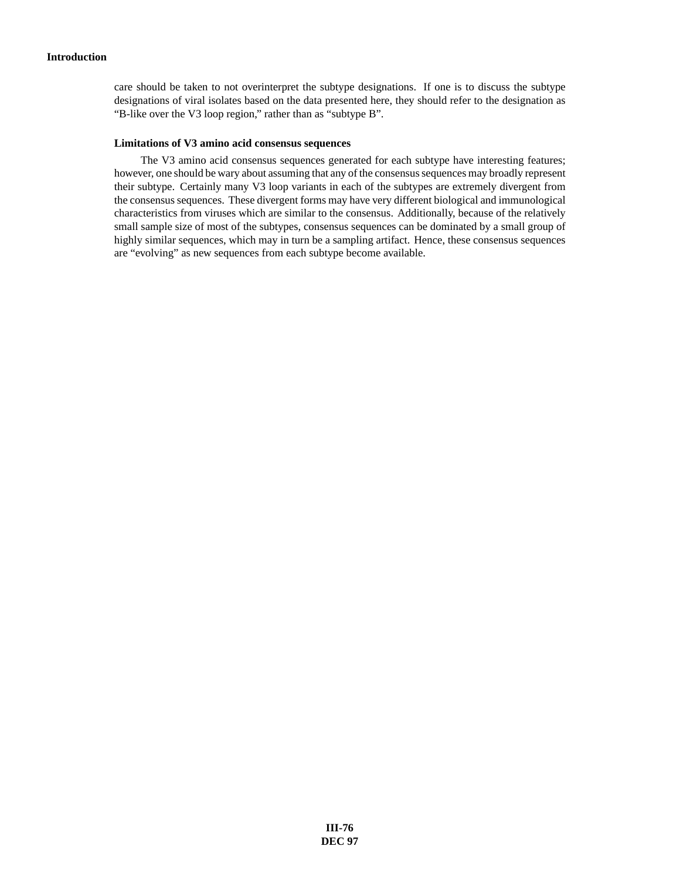care should be taken to not overinterpret the subtype designations. If one is to discuss the subtype designations of viral isolates based on the data presented here, they should refer to the designation as "B-like over the V3 loop region," rather than as "subtype B".

### Limitations of V3 amino acid consensus sequences

The V3 amino acid consensus sequences generated for each subtype have interesting features; however, one should be wary about assuming that any of the consensus sequences may broadly represent their subtype. Certainly many V3 loop variants in each of the subtypes are extremely divergent from the consensus sequences. These divergent forms may have very different biological and immunological characteristics from viruses which are similar to the consensus. Additionally, because of the relatively small sample size of most of the subtypes, consensus sequences can be dominated by a small group of highly similar sequences, which may in turn be a sampling artifact. Hence, these consensus sequences are "evolving" as new sequences from each subtype become available.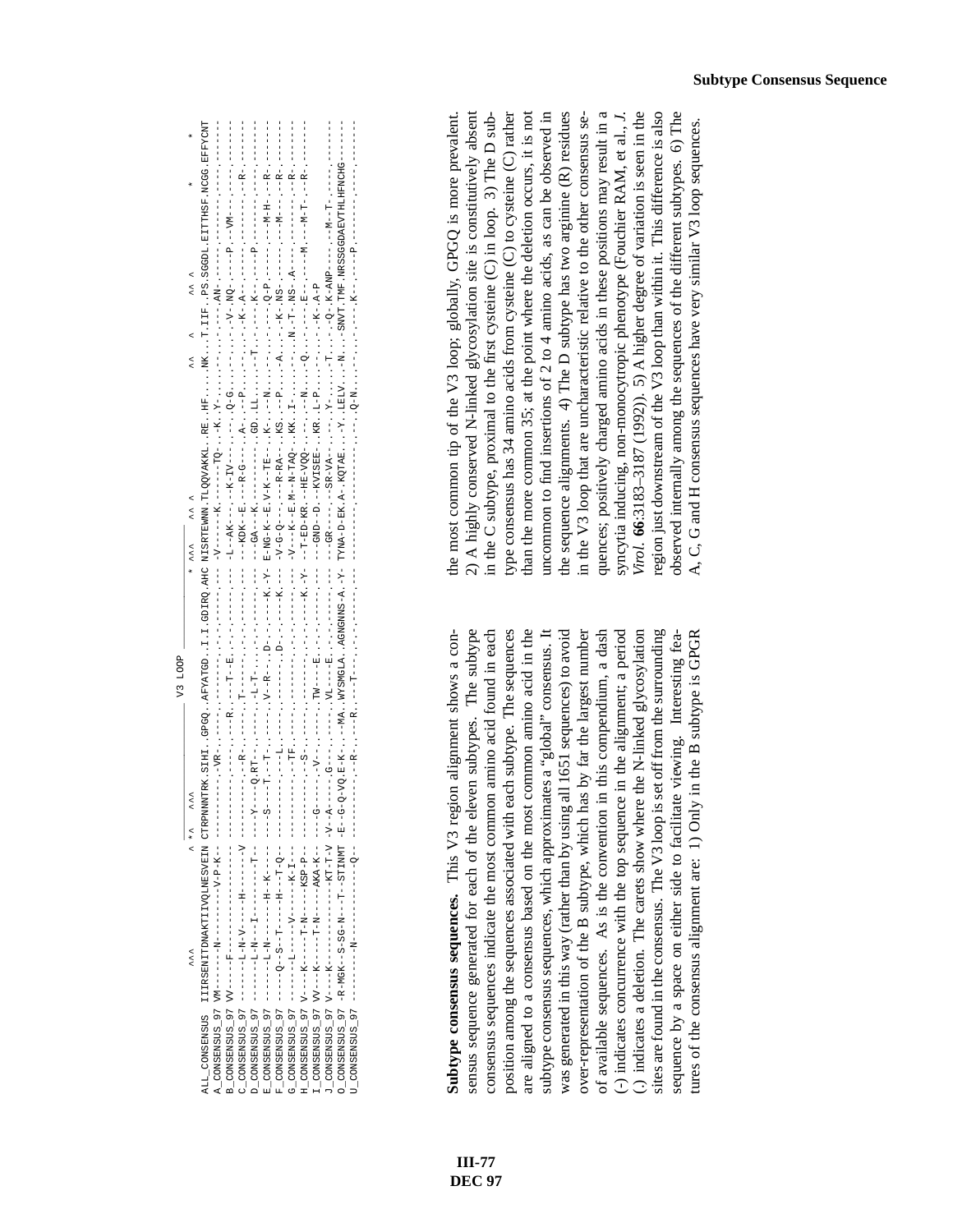## Subtype Consensus Sequence

```
                                                        V3 LOOP
                   ^^^                   ^ *^   ^^^                         * ^^^       ^^ ^                       ^^   ^        ^^ ^              *    *          *
ALL_CONSENSUS  IIIRSENITDNAKTIIVQLNESVEIN CTRPNNNTRK.SIHI..GPGQ..AFYATGD..I.I.GDIRQ.AHC NISRTEWNN.TLQQVAKKL..RE..HF......NK...T.IIF..PS.SGGDL.EITTHSF.NCGG.EFFYCNT
A_CONSENSUS_97 VM------N---------V-P-K- -----------.-VR-..------..-------..-.-.-----.--- -V-----K.------TQ-..-K..Y-......-----...-.---..AN-.------.-------.----.-------
B_CONSENSUS_97 VV-----F----------------- -----------.----..--R-..---T--E..-.-.-----.--- -L--AK---K-IV---..--..Q-G......-V-..NQ-.-----P.--VM---.----.-------
C_CONSENSUS_97 ------L-N-V----H------V  ---------R.----..------..T--------..-.-.-----.--- --KDK--E.---R-G---..A-..-P......-..-K..-A-.-----.-------.----.--R-.---
D_CONSENSUS_97 ------L-N---I------T--  ----Y---Q.RT-..------..-L-T-......-..-.-----.--- ---GA--K.---------..GD..LL......-T...-..-K-..----P.------.----.-------
E_CONSENSUS_97 ------L-N------H--K----- ----S---T.-T..------..V--R-..D-.---------K.-Y- E-NG-K--E.V-K--TE-..K-..-N......-..-..Q-P.------.---M-H-.--R-.---
F_CONSENSUS_97 ----Q--S--T----H--T-Q-- -----------.--L-..------..-------..D.-.-----K.--- -V-G-Q----R-RA-..KS..-P......-A..-K-.-NS-.-------.---M---.--R-.---
G_CONSENSUS_97 ------L-----V----K-I-   -----------.-TF-..------..-------..-.-.-----.--- -V---K--E.M--N-TAQ-..KK..I-......N.-T-.NS-A-.------.-------.--R-.---
H_CONSENSUS_97 V---K----T-N---KSP-P-   -----------.-S--..------..-------..-.-.-----K.-Y- --T-ED-KR.--HE-VQQ-..--..-N......Q..-..---E-.----M.---M-T-.--R-.---
I_CONSENSUS_97 VV--K----T-N---AKA-K-   ---G-----.-V--..------..TW----E..-.-.-----.--- ---GND--D.--KVISEE-..KR..L-P......-..K-.A-P
J_CONSENSUS_97 V---K-------------KT-T-V -V-A-----.G---..------..VL----E..-.-.-----.--- ---GR-----SR-VA--..--..Y-......T...-Q-..K-ANP-.-----.---M--T-.----.---
O_CONSENSUS_97 -R-MGK--S-SG-N--T--STINMT -E--G-Q-VQ.E-K-..--MA..WYSMGLA..AGNGNNS-A.-Y- TYNA-D-EK.A-KQTAE..-Y..LELV....N...SNVT.TMF.NRSSGGDAEVTHLHFNCHG------
U_CONSENSUS_97 -----N-----------Q-     -----------.---R-..------..--T--..-.-.-----.--- -------------------..-..Q-N......-..-..K-.-----P.-------.----.---
```

**Subtype consensus sequences.** This V3 region alignment shows a consensus sequence generated for each of the eleven subtypes. The subtype consensus sequences indicate the most common amino acid found in each position among the sequences associated with each subtype. The sequences are aligned to a consensus based on the most common amino acid in the subtype consensus sequences, which approximates a "global" consensus. It was generated in this way (rather than by using all 1651 sequences) to avoid over-representation of the B subtype, which has by far the largest number of available sequences. As is the convention in this compendium, a dash (-) indicates concurrence with the top sequence in the alignment; a period (.) indicates a deletion. The carets show where the N-linked glycosylation sites are found in the consensus. The V3 loop is set off from the surrounding sequence by a space on either side to facilitate viewing. Interesting features of the consensus alignment are: 1) Only in the B subtype is GPGR the most common tip of the V3 loop; globally, GPGQ is more prevalent. 2) A highly conserved N-linked glycosylation site is constitutively absent in the C subtype, proximal to the first cysteine (C) in loop. 3) The D subtype consensus has 34 amino acids from cysteine (C) to cysteine (C) rather than the more common 35; at the point where the deletion occurs, it is not uncommon to find insertions of 2 to 4 amino acids, as can be observed in the sequence alignments. 4) The D subtype has two arginine (R) residues in the V3 loop that are uncharacteristic relative to the other consensus sequences; positively charged amino acids in these positions may result in a syncytia inducing, non-monocytropic phenotype (Fouchier RAM, et al., *J. Virol.* **66**:3183–3187 (1992)). 5) A higher degree of variation is seen in the region just downstream of the V3 loop than within it. This difference is also observed internally among the sequences of the different subtypes. 6) The A, C, G and H consensus sequences have very similar V3 loop sequences.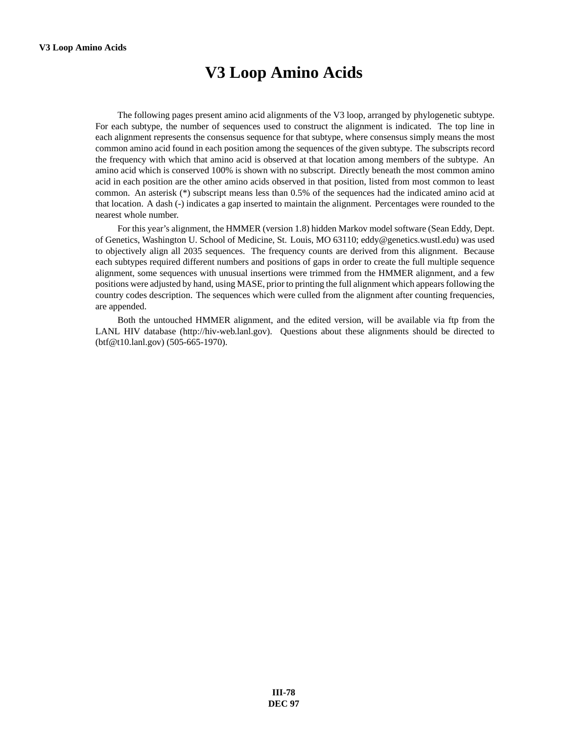# V3 Loop Amino Acids

The following pages present amino acid alignments of the V3 loop, arranged by phylogenetic subtype. For each subtype, the number of sequences used to construct the alignment is indicated. The top line in each alignment represents the consensus sequence for that subtype, where consensus simply means the most common amino acid found in each position among the sequences of the given subtype. The subscripts record the frequency with which that amino acid is observed at that location among members of the subtype. An amino acid which is conserved 100% is shown with no subscript. Directly beneath the most common amino acid in each position are the other amino acids observed in that position, listed from most common to least common. An asterisk (*) subscript means less than 0.5% of the sequences had the indicated amino acid at that location. A dash (-) indicates a gap inserted to maintain the alignment. Percentages were rounded to the nearest whole number.

For this year's alignment, the HMMER (version 1.8) hidden Markov model software (Sean Eddy, Dept. of Genetics, Washington U. School of Medicine, St. Louis, MO 63110; eddy@genetics.wustl.edu) was used to objectively align all 2035 sequences. The frequency counts are derived from this alignment. Because each subtypes required different numbers and positions of gaps in order to create the full multiple sequence alignment, some sequences with unusual insertions were trimmed from the HMMER alignment, and a few positions were adjusted by hand, using MASE, prior to printing the full alignment which appears following the country codes description. The sequences which were culled from the alignment after counting frequencies, are appended.

Both the untouched HMMER alignment, and the edited version, will be available via ftp from the LANL HIV database (http://hiv-web.lanl.gov). Questions about these alignments should be directed to (btf@t10.lanl.gov) (505-665-1970).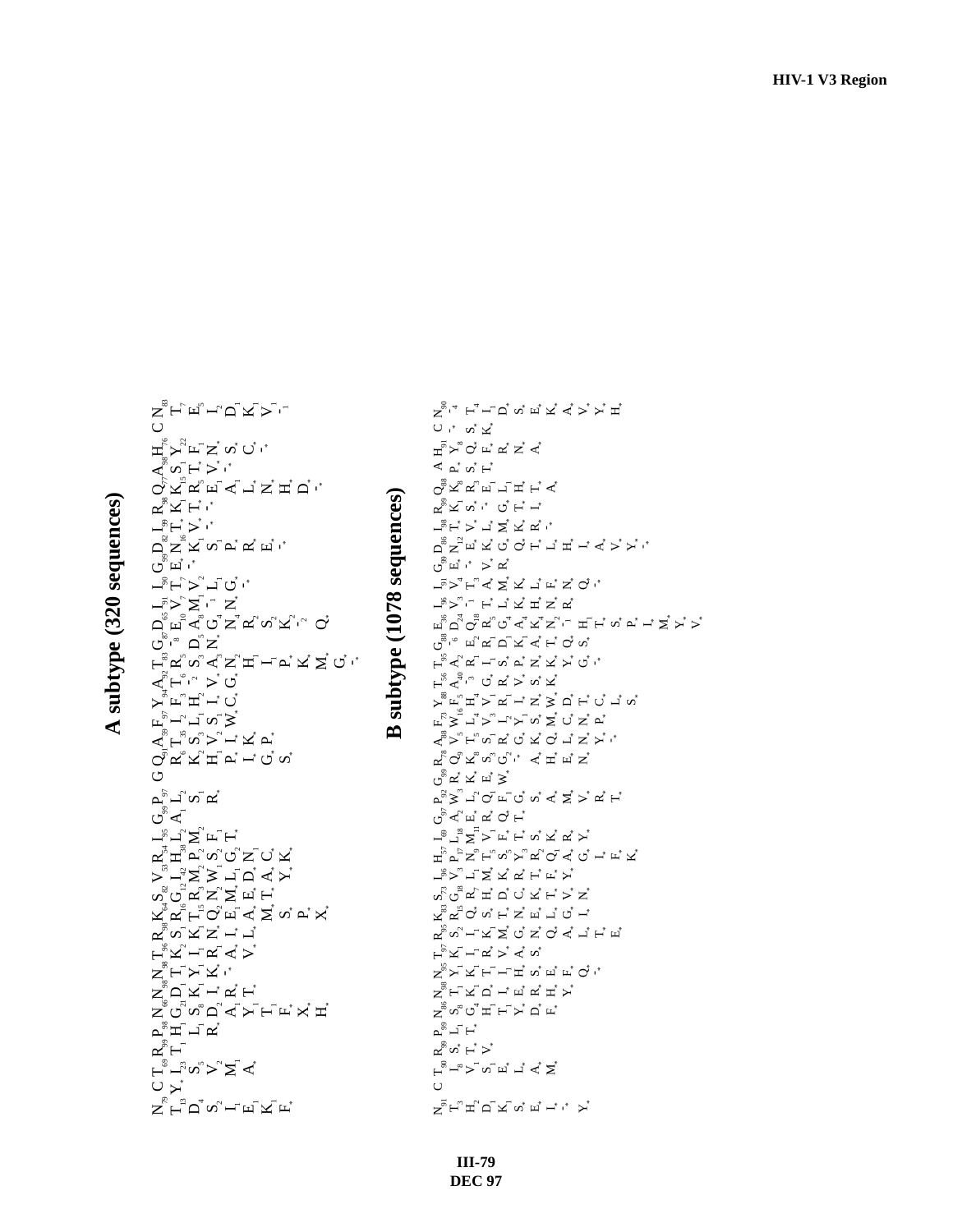## A subtype (320 sequences)

N$_{79}$ C T$_{69}$ R$_{99}$ P$_{98}$ N$_{66}$ N$_{98}$ N$_{98}$ T$_{96}$ R$_{98}$ K$_{64}$ S$_{82}$ V$_{53}$ R$_{54}$ I$_{95}$ G$_{99}$ P$_{97}$ G Q$_{91}$ A$_{59}$ F$_{97}$ Y$_{94}$ A$_{92}$ T$_{83}$ G$_{87}$ D$_{65}$ I$_{91}$ I$_{90}$ G$_{99}$ D$_{82}$ I$_{99}$ R$_{98}$ Q$_{77}$ A$_{98}$ H$_{76}$ C N$_{83}$

T$_{13}$ Y$_{*}$ I$_{23}$ T$_{1}$ H$_{1}$ G$_{21}$ D$_{1}$ T$_{1}$ K$_{2}$ S$_{1}$ R$_{16}$ G$_{12}$ I$_{42}$ H$_{38}$ L$_{2}$ A$_{1}$ L$_{2}$ R$_{6}$ T$_{35}$ I$_{1}$ F$_{3}$ T$_{6}$ R$_{5}$ E$_{10}$ V$_{7}$ T$_{7}$ E$_{*}$ N$_{16}$ T$_{*}$ K$_{1}$ K$_{15}$ S$_{1}$ Y$_{22}$ T$_{7}$

## B subtype (1078 sequences)

N$_{91}$ C T$_{90}$ R$_{99}$ P$_{99}$ N$_{86}$ N$_{98}$ N$_{95}$ T$_{97}$ R$_{95}$ K$_{83}$ S$_{73}$ I$_{96}$ H$_{57}$ I$_{69}$ G$_{97}$ P$_{92}$ G$_{99}$ R$_{78}$ A$_{88}$ F$_{73}$ Y$_{88}$ T$_{56}$ T$_{95}$ G$_{88}$ E$_{36}$ I$_{91}$ I$_{96}$ G$_{99}$ D$_{86}$ I$_{98}$ R$_{99}$ Q$_{88}$ A H$_{91}$ C N$_{90}$

T$_{3}$ I$_{8}$ S$_{*}$ L$_{1}$ S$_{8}$ T$_{1}$ Y$_{1}$ K$_{1}$ S$_{2}$ R$_{5}$ V$_{3}$ P$_{17}$ L$_{18}$ A$_{2}$ W$_{3}$ R$_{*}$ Q$_{9}$ V$_{5}$ W$_{16}$ F$_{5}$ A$_{40}$ A$_{3}$ D$_{24}$ V$_{3}$ V$_{4}$ E$_{*}$ N$_{12}$ T$_{*}$ K$_{1}$ P$_{*}$ Y$_{8}$ T$_{4}$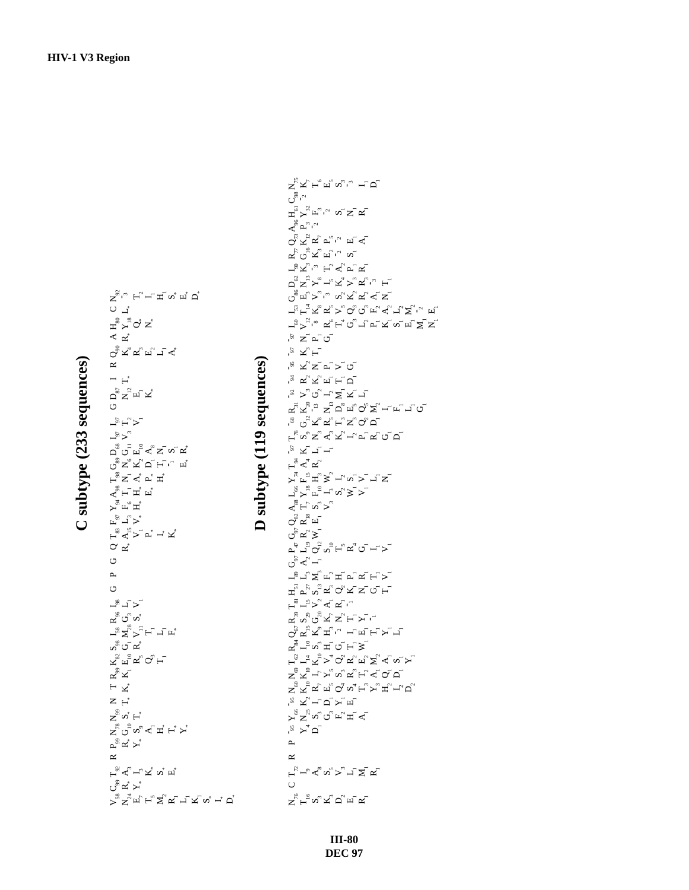# C subtype (233 sequences)

| Consensus | Variants |
|---|---|
| $V_{58}$ | $N_{24}$ $E_{7}$ $T_{5}$ $M_{2}$ $R_{1}$ $L_{1}$ $K_{1}$ $S_{*}$ $I_{*}$ $D_{*}$ |
| $C_{99}$ | $R_{*}$ $Y_{*}$ |
| $T_{92}$ | $A_{3}$ $I_{3}$ $K_{*}$ $S_{*}$ $E_{*}$ |
| R | |
| $P_{99}$ | $R_{*}$ $Y_{*}$ |
| $N_{78}$ | $G_{10}$ $S_{9}$ $A_{1}$ $H_{*}$ $T_{*}$ $Y_{*}$ |
| $N_{99}$ | $S_{*}$ $T_{*}$ |
| N | $T_{*}$ |
| T | $K_{*}$ |
| $R_{99}$ | $K_{1}$ |
| $K_{82}$ | $E_{10}$ $R_{5}$ $Q_{3}$ $T_{1}$ |
| $S_{98}$ | $G_{1}$ $R_{*}$ |
| $I_{58}$ | $M_{28}$ $V_{11}$ $T_{1}$ $L_{1}$ $F_{*}$ |
| $R_{96}$ | $G_{3}$ $S_{*}$ |
| $I_{98}$ | $L_{1}$ $V_{1}$ |
| G | |
| P | |
| G | |
| Q | $R_{*}$ |
| $T_{83}$ | $A_{15}$ $V_{1}$ $P_{*}$ $I_{*}$ $K_{*}$ |
| $F_{97}$ | $L_{3}$ $V_{*}$ |
| $Y_{94}$ | $F_{6}$ $H_{*}$ |
| $A_{98}$ | $T_{1}$ $H_{*}$ $E_{*}$ |
| $T_{98}$ | $N_{1}$ $A_{*}$ $P_{*}$ $H_{*}$ |
| $G_{89}$ | $N_{6}$ $K_{2}$ $D_{1}$ $T_{1}$ $-_{1}$ $E_{*}$ |
| $D_{68}$ | $G_{11}$ $E_{10}$ $A_{8}$ $N_{1}$ $S_{1}$ $R_{*}$ |
| $I_{97}$ | $V_{3}$ $T_{2}$ $V_{1}$ |
| G | |
| $D_{87}$ | $N_{12}$ $E_{1}$ $K_{*}$ |
| I | $T_{*}$ |
| R | |
| $Q_{90}$ | $K_{4}$ $R_{3}$ $E_{2}$ $L_{1}$ $A_{*}$ |
| A | $R_{*}$ |
| $H_{80}$ | $Y_{18}$ $Q_{*}$ $N_{*}$ |
| C | $L_{*}$ |
| $N_{92}$ | $-_{3}$ $T_{2}$ $I_{1}$ $H_{1}$ $S_{*}$ $E_{*}$ $D_{*}$ |

# D subtype (119 sequences)

| Consensus | Variants |
|---|---|
| $N_{76}$ | $T_{16}$ $S_{3}$ $K_{3}$ $D_{2}$ $E_{1}$ $R_{1}$ |
| C | |
| $T_{72}$ | $I_{9}$ $A_{8}$ $S_{5}$ $V_{3}$ $L_{1}$ $M_{1}$ $R_{1}$ |
| R | |
| P | |
| $-_{95}$ | $Y_{4}$ $D_{1}$ |
| $Y_{66}$ | $N_{25}$ $S_{3}$ $G_{3}$ $F_{2}$ $H_{1}$ $A_{1}$ |
| $-_{95}$ | $K_{2}$ $I_{1}$ $D_{1}$ $Y_{1}$ $E_{1}$ |
| $N_{60}$ | $K_{10}$ $R_{7}$ $E_{5}$ $Q_{4}$ $S_{4}$ $T_{3}$ $Y_{3}$ $H_{2}$ $I_{2}$ $D_{2}$ |
| $N_{69}$ | $K_{10}$ $L_{7}$ $Y_{5}$ $S_{3}$ $R_{3}$ $T_{2}$ $A_{1}$ $Q_{1}$ $D_{1}$ |
| $T_{62}$ | $I_{14}$ $K_{10}$ $V_{4}$ $Q_{2}$ $R_{2}$ $E_{2}$ $M_{2}$ $A_{1}$ $S_{1}$ $Y_{1}$ |
| $R_{84}$ | $I_{10}$ $S_{3}$ $H_{1}$ $G_{1}$ $T_{1}$ $W_{1}$ |
| $Q_{67}$ | $R_{15}$ $K_{9}$ $H_{3}$ $-_{2}$ $I_{1}$ $E_{1}$ $T_{1}$ $Y_{1}$ $L_{1}$ |
| $R_{29}$ | $S_{29}$ $G_{20}$ $K_{7}$ $N_{2}$ $T_{1}$ $Y_{1}$ $-_{1}$ |
| $T_{81}$ | $I_{15}$ $V_{2}$ $A_{1}$ $R_{1}$ $-_{1}$ |
| $H_{51}$ | $P_{27}$ $S_{13}$ $R_{3}$ $Q_{2}$ $K_{1}$ $N_{1}$ $G_{1}$ $T_{1}$ |
| $I_{89}$ | $L_{3}$ $M_{3}$ $F_{2}$ $H_{1}$ $P_{1}$ $R_{1}$ $T_{1}$ $V_{1}$ |
| $G_{97}$ | $A_{2}$ $I_{1}$ |
| $P_{47}$ | $L_{19}$ $Q_{12}$ $S_{10}$ $T_{5}$ $R_{4}$ $G_{1}$ $I_{1}$ $V_{1}$ |
| $G_{97}$ | $R_{2}$ $W_{1}$ |
| $Q_{82}$ | $R_{18}$ $E_{1}$ |
| $A_{88}$ | $T_{7}$ $S_{3}$ $V_{3}$ |
| $L_{66}$ | $Y_{18}$ $F_{10}$ $I_{3}$ $S_{2}$ $W_{1}$ $V_{1}$ |
| $Y_{74}$ | $F_{16}$ $H_{3}$ $W_{2}$ $I_{2}$ $S_{1}$ $V_{1}$ $L_{1}$ $N_{1}$ |
| $T_{94}$ | $A_{4}$ $R_{2}$ |
| $-_{97}$ | $K_{1}$ $I_{1}$ |
| $T_{78}$ | $S_{9}$ $N_{3}$ $A_{3}$ $K_{2}$ $I_{2}$ $P_{1}$ $R_{1}$ $G_{1}$ |
| $R_{68}$ | $G_{12}$ $K_{8}$ $R_{5}$ $T_{3}$ $N_{3}$ $Q_{2}$ $D_{1}$ |
| $-_{92}$ | $K_{20}$ $-_{13}$ $N_{13}$ $D_{8}$ $E_{5}$ $Q_{5}$ $M_{2}$ $I_{1}$ $F_{1}$ $L_{1}$ $G_{1}$ |
| $-_{94}$ | $V_{3}$ $G_{2}$ $I_{2}$ $M_{1}$ $K_{1}$ $L_{1}$ |
| $-_{95}$ | $R_{2}$ $K_{2}$ $E_{1}$ $T_{1}$ $D_{1}$ |
| $-_{97}$ | $K_{2}$ $N_{1}$ $P_{1}$ $V_{1}$ $G_{1}$ |
| $-_{97}$ | $K_{3}$ $T_{1}$ |
| $-_{97}$ | $N_{1}$ $P_{1}$ $G_{1}$ |
| $I_{60}$ | $V_{12}$ $-_{8}$ $R_{6}$ $T_{4}$ $G_{3}$ $L_{2}$ $P_{1}$ $K_{1}$ $S_{1}$ $E_{1}$ $M_{1}$ $N_{1}$ |
| $I_{53}$ | $T_{14}$ $K_{8}$ $R_{5}$ $V_{5}$ $Q_{3}$ $G_{3}$ $F_{2}$ $A_{2}$ $L_{2}$ $M_{2}$ $-_{2}$ $E_{1}$ |
| $G_{86}$ | $E_{3}$ $V_{3}$ $-_{3}$ $S_{2}$ $K_{2}$ $R_{2}$ $A_{1}$ $N_{1}$ |
| $D_{62}$ | $N_{13}$ $Y_{8}$ $I_{5}$ $K_{4}$ $V_{3}$ $R_{3}$ $-_{3}$ $T_{1}$ |
| $I_{90}$ | $K_{3}$ $-_{3}$ $T_{2}$ $A_{2}$ $P_{1}$ $R_{1}$ |
| $R_{77}$ | $G_{16}$ $K_{3}$ $E_{2}$ $-_{2}$ $S_{1}$ |
| $Q_{73}$ | $K_{12}$ $R_{7}$ $P_{5}$ $-_{2}$ $E_{1}$ $A_{1}$ |
| $A_{96}$ | $P_{3}$ $-_{2}$ |
| $H_{61}$ | $Y_{32}$ $F_{3}$ $-_{2}$ $S_{1}$ $N_{1}$ $R_{1}$ |
| $C_{98}$ | $-_{2}$ |
| $N_{75}$ | $K_{7}$ $T_{6}$ $E_{5}$ $S_{3}$ $-_{3}$ $I_{1}$ $D_{1}$ |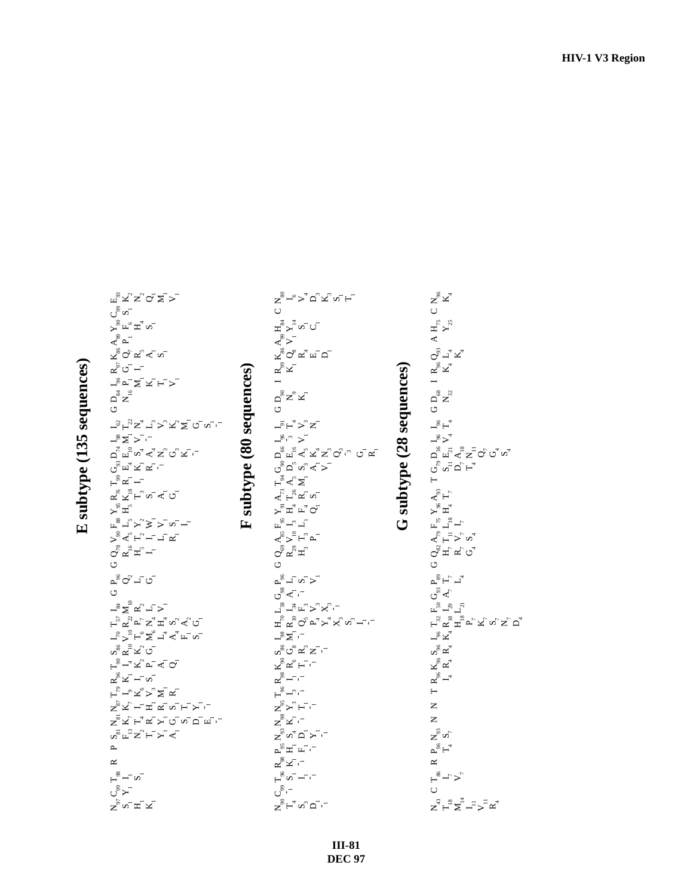# E subtype (135 sequences)

Consensus with variant residues listed beneath each position (subscripts = percentage of sequences):

| Pos | Consensus | Variants |
|---|---|---|
| 1 | $N_{97}$ | $S_{1}$, $H_{1}$, $K_{1}$ |
| 2 | $C_{99}$ | $Y_{1}$ |
| 3 | $T_{98}$ | $I_{1}$, $S_{1}$ |
| 4 | R | |
| 5 | P | |
| 6 | $S_{81}$ | $F_{13}$, $N_{2}$, $T_{1}$, $Y_{1}$, $A_{1}$ |
| 7 | $N_{81}$ | $K_{7}$, $T_{4}$, $R_{1}$, $Y_{1}$, $G_{1}$, $S_{1}$, $D_{1}$, $E_{1}$ |
| 8 | $N_{87}$ | $K_{7}$, $I_{1}$, $H_{1}$, $R_{1}$, $S_{1}$, $T_{1}$, $Y_{1}$, $-_{1}$ |
| 9 | $T_{79}$ | $I_{9}$, $K_{6}$, $V_{3}$, $M_{1}$, $R_{1}$ |
| 10 | $R_{96}$ | $K_{1}$, $I_{1}$, $S_{1}$ |
| 11 | $T_{90}$ | $I_{4}$, $K_{2}$, $P_{1}$, $A_{1}$, $Q_{1}$ |
| 12 | $S_{86}$ | $R_{10}$, $K_{2}$, $G_{1}$ |
| 13 | $I_{70}$ | $V_{10}$, $T_{6}$, $M_{6}$, $L_{4}$, $A_{4}$, $F_{1}$, $S_{1}$ |
| 14 | $T_{57}$ | $R_{22}$, $P_{7}$, $N_{4}$, $H_{4}$, $S_{2}$, $A_{2}$, $G_{1}$ |
| 15 | $I_{84}$ | $M_{10}$, $R_{2}$, $L_{1}$, $V_{1}$ |
| 16 | G | |
| 17 | $P_{96}$ | $Q_{2}$, $L_{1}$, $G_{1}$ |
| 18 | G | |
| 19 | $Q_{78}$ | $R_{16}$, $H_{5}$, $I_{1}$ |
| 20 | $V_{90}$ | $A_{5}$, $T_{2}$, $I_{1}$, $L_{1}$, $R_{1}$ |
| 21 | $F_{88}$ | $L_{5}$, $Y_{2}$, $W_{1}$, $V_{1}$, $S_{1}$, $I_{1}$ |
| 22 | $Y_{95}$ | $H_{5}$ |
| 23 | $R_{76}$ | $K_{18}$, $T_{3}$, $S_{1}$, $A_{1}$, $G_{1}$ |
| 24 | $T_{99}$ | $R_{1}$ |
| 25 | $G_{93}$ | $E_{4}$, $I_{1}$, $R_{1}$, $-_{1}$ |
| 26 | $D_{74}$ | $E_{10}$, $K_{1}$, $S_{4}$, $A_{4}$, $N_{3}$, $G_{3}$, $K_{1}$ |
| 27 | $I_{98}$ | $M_{1}$, $V_{1}$, $-_{1}$ |
| 28 | $I_{62}$ | $T_{22}$, $N_{4}$, $L_{3}$, $V_{3}$, $K_{2}$, $M_{1}$, $G_{1}$, $S_{1}$, $-_{1}$ |
| 29 | G | |
| 30 | $D_{84}$ | $N_{16}$ |
| 31 | $I_{96}$ | $P_{1}$, $M_{1}$, $K_{1}$, $T_{1}$, $V_{1}$ |
| 32 | $R_{97}$ | $G_{1}$, $I_{1}$ |
| 33 | $K_{86}$ | $Q_{7}$, $R_{5}$, $A_{1}$ |
| 34 | $A_{99}$ | $P_{1}$ |
| 35 | $Y_{90}$ | $F_{6}$, $H_{4}$, $S_{1}$ |
| 36 | $C_{99}$ | $S_{1}$ |
| 37 | $E_{93}$ | $K_{2}$, $N_{2}$, $Q_{1}$, $M_{1}$, $V_{1}$ |

# F subtype (80 sequences)

| Pos | Consensus | Variants |
|---|---|---|
| 1 | $N_{90}$ | $T_{4}$, $S_{3}$, $D_{1}$, $-_{1}$ |
| 2 | $C_{99}$ | $-_{1}$ |
| 3 | $T_{96}$ | $S_{1}$, $I_{1}$, $-_{1}$ |
| 4 | $R_{98}$ | $K_{1}$, $-_{1}$ |
| 5 | $P_{95}$ | $H_{1}$, $F_{1}$, $-_{1}$ |
| 6 | $N_{93}$ | $S_{4}$, $K_{1}$, $D_{1}$, $Y_{1}$, $-_{1}$ |
| 7 | $N_{98}$ | $K_{1}$, $-_{1}$ |
| 8 | $N_{95}$ | $Y_{1}$, $I_{1}$, $T_{1}$, $-_{1}$ |
| 9 | $T_{96}$ | $I_{1}$, $-_{1}$ |
| 10 | $R_{98}$ | $I_{1}$, $-_{1}$ |
| 11 | $K_{86}$ | $R_{6}$, $R_{3}$, $T_{1}$, $-_{1}$ |
| 12 | $S_{86}$ | $G_{8}$, $R_{3}$, $T_{1}$, $N_{1}$, $-_{1}$ |
| 13 | $I_{98}$ | $M_{1}$, $-_{1}$ |
| 14 | $H_{70}$ | $R_{10}$, $Q_{5}$, $F_{3}$, $P_{4}$, $Y_{4}$, $X_{3}$, $S_{3}$, $I_{1}$, $-_{1}$ |
| 15 | $L_{58}$ | $I_{34}$, $V_{3}$, $-_{1}$ |
| 16 | $G_{98}$ | $A_{1}$, $-_{1}$ |
| 17 | $P_{96}$ | $L_{1}$, $S_{1}$, $V_{1}$ |
| 18 | G | |
| 19 | $Q_{69}$ | $R_{29}$, $H_{3}$ |
| 20 | $A_{85}$ | $V_{10}$, $T_{3}$, $P_{1}$ |
| 21 | $F_{95}$ | $I_{3}$, $L_{1}$ |
| 22 | $Y_{91}$ | $H_{4}$, $F_{4}$, $Q_{1}$ |
| 23 | $A_{73}$ | $T_{26}$, $R_{1}$, $S_{1}$ |
| 24 | $T_{94}$ | $A_{5}$, $M_{1}$ |
| 25 | $G_{90}$ | $D_{5}$, $S_{3}$, $A_{1}$, $V_{1}$ |
| 26 | $D_{66}$ | $E_{16}$, $A_{5}$, $K_{4}$, $N_{3}$, $Q_{3}$, $-_{3}$, $G_{1}$, $R_{1}$ |
| 27 | $I_{96}$ | $-_{3}$, $V_{1}$ |
| 28 | $I_{91}$ | $T_{4}$, $V_{3}$, $N_{1}$ |
| 29 | G | |
| 30 | $D_{90}$ | $N_{9}$, $K_{1}$ |
| 31 | I | |
| 32 | $R_{99}$ | $K_{1}$ |
| 33 | $K_{86}$ | $Q_{8}$, $R_{4}$, $E_{1}$, $D_{1}$ |
| 34 | $A_{99}$ | $V_{1}$ |
| 35 | $H_{84}$ | $Y_{14}$, $S_{1}$, $C_{1}$ |
| 36 | C | |
| 37 | $N_{80}$ | $I_{6}$, $V_{4}$, $D_{3}$, $K_{3}$, $S_{1}$, $T_{1}$ |

# G subtype (28 sequences)

| Pos | Consensus | Variants |
|---|---|---|
| 1 | $N_{43}$ | $T_{18}$, $M_{14}$, $I_{11}$, $V_{11}$, $R_{4}$ |
| 2 | C | |
| 3 | $T_{86}$ | $I_{7}$, $V_{7}$ |
| 4 | R | |
| 5 | $P_{96}$ | $T_{4}$ |
| 6 | $N_{93}$ | $S_{7}$ |
| 7 | N | |
| 8 | N | |
| 9 | T | |
| 10 | $R_{96}$ | $I_{4}$ |
| 11 | $K_{96}$ | $R_{4}$ |
| 12 | $S_{96}$ | $R_{4}$ |
| 13 | $I_{96}$ | $K_{4}$ |
| 14 | $T_{32}$ | $R_{8}$, $H_{18}$, $P_{7}$, $K_{7}$, $S_{7}$, $N_{7}$, $D_{4}$ |
| 15 | $F_{50}$ | $I_{29}$, $L_{21}$ |
| 16 | $G_{93}$ | $A_{7}$ |
| 17 | $P_{89}$ | $T_{7}$, $L_{4}$ |
| 18 | G | |
| 19 | $Q_{82}$ | $H_{7}$, $R_{7}$, $G_{4}$ |
| 20 | $A_{79}$ | $T_{11}$, $V_{7}$, $S_{4}$ |
| 21 | $F_{75}$ | $L_{18}$, $I_{7}$ |
| 22 | $Y_{96}$ | $H_{4}$ |
| 23 | $A_{93}$ | $T_{7}$ |
| 24 | T | |
| 25 | $G_{79}$ | $S_{11}$, $D_{7}$, $T_{4}$ |
| 26 | $D_{36}$ | $E_{21}$, $A_{18}$, $N_{11}$, $Q_{7}$, $G_{4}$, $S_{4}$ |
| 27 | $I_{96}$ | $V_{4}$, $T_{4}$ |
| 28 | G | |
| 29 | $D_{68}$ | $N_{32}$ |
| 30 | I | |
| 31 | $R_{96}$ | $K_{4}$ |
| 32 | $Q_{93}$ | $L_{4}$, $K_{4}$ |
| 33 | A | |
| 34 | $H_{75}$ | $Y_{25}$ |
| 35 | C | |
| 36 | $N_{96}$ | $K_{4}$ |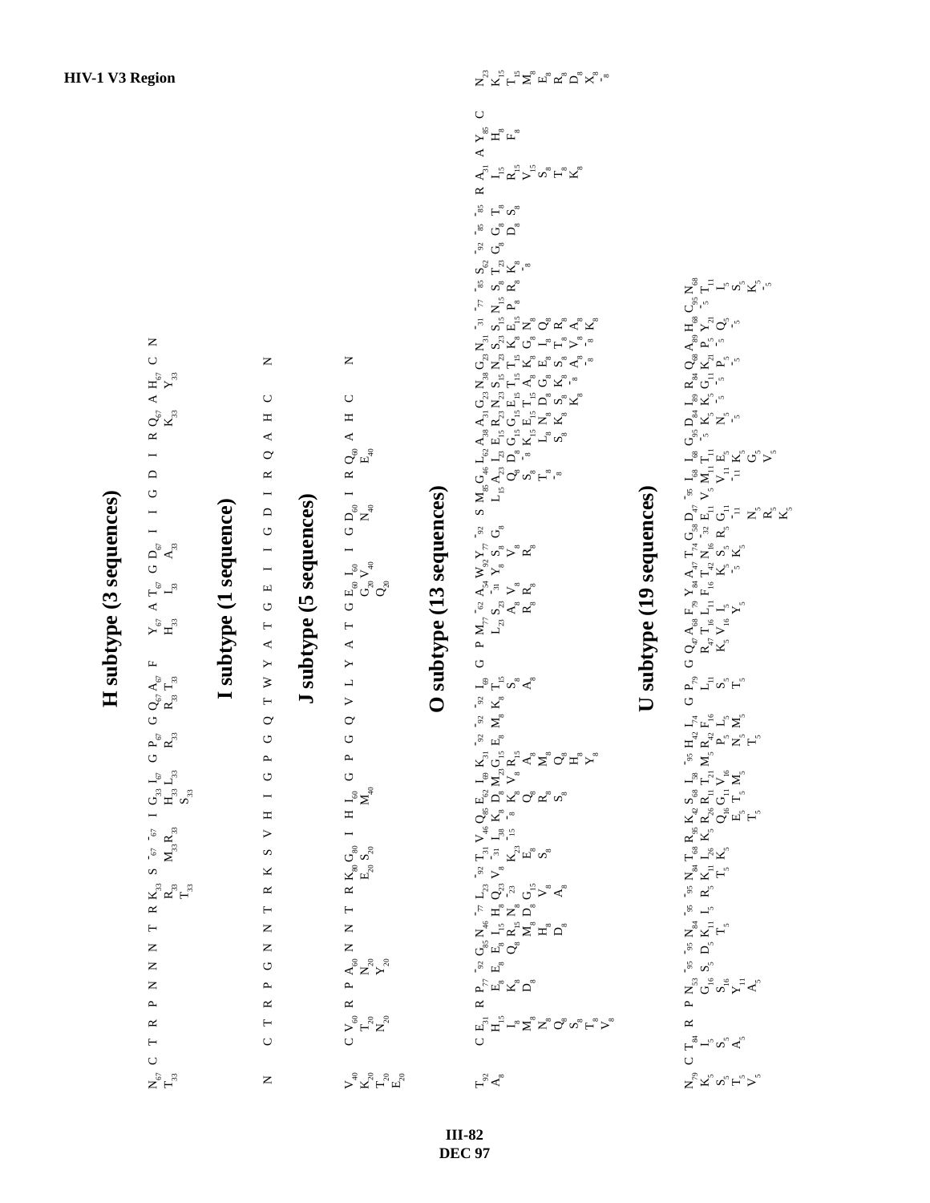**HIV-1 V3 Region**

## H subtype (3 sequences)

$N_{67}$ C T R P N N N T R $K_{33}$ S $-_{67}$ I $G_{33}$ $I_{67}$ G $P_{67}$ G $Q_{67}$ $A_{67}$ F $Y_{67}$ A $T_{67}$ G $D_{67}$ I I G D I R $Q_{67}$ A $H_{67}$ C N

$T_{33}$ $R_{33}$ $M_{33}$ $R_{33}$ $H_{33}$ $L_{33}$ $R_{33}$ $R_{33}$ $T_{33}$ $H_{33}$ $I_{33}$ $A_{33}$ $K_{33}$ $Y_{33}$

$T_{33}$ $S_{33}$

## I subtype (1 sequence)

N C T R P G N N T R K S V H I G P G Q T W Y A T G E I I G D I R Q A H C N

## J subtype (5 sequences)

$V_{40}$ C $V_{60}$ R P $A_{60}$ N N T R $K_{80}$ $G_{80}$ I H $I_{60}$ G P G Q V L Y A T G E $I_{60}$ I G $D_{60}$ I R $Q_{60}$ A H C N

$K_{20}$ $T_{20}$ $N_{20}$ $E_{20}$ $S_{20}$ $M_{40}$ $G_{20}$ $N_{40}$ $E_{40}$

$T_{20}$ $N_{20}$ $Y_{20}$ $V_{40}$

$E_{20}$ $Q_{20}$

## O subtype (13 sequences)

$T_{92}$ C $E_{31}$ R $P_{77}$ $-_{92}$ $G_{85}$ $N_{46}$ $-_{77}$ $L_{23}$ $-_{92}$ $T_{31}$ $V_{46}$ $Q_{62}$ $E_{62}$ $I_{69}$ $K_{31}$ $-_{92}$ $-_{92}$ $-_{92}$ $I_{69}$ G P $M_{77}$ $-_{62}$ $A_{54}$ $W_{92}$ $Y_{77}$ $-_{92}$ S $M_{85}$ $G_{46}$ $L_{62}$ $A_{38}$ $A_{31}$ $G_{23}$ $N_{38}$ $G_{23}$ $N_{31}$ $-_{31}$ $-_{77}$ $-_{85}$ $S_{62}$ $S_{62}$ $-_{92}$ $-_{85}$ $-_{85}$ R $A_{31}$ A $Y_{85}$ C $N_{23}$

$A_{8}$ $H_{15}$ $E_{8}$ $E_{8}$ $I_{15}$ $H_{8}$ $Q_{23}$ $V_{8}$ $-_{31}$ $I_{38}$ $K_{8}$ $D_{8}$ $M_{23}$ $G_{15}$ $E_{8}$ $M_{8}$ $K_{8}$ $T_{15}$ $L_{23}$ $S_{23}$ $-_{31}$ $Y_{8}$ $S_{8}$ $G_{8}$ $L_{15}$ $A_{23}$ $I_{23}$ $E_{15}$ $R_{23}$ $N_{23}$ $S_{15}$ $N_{23}$ $S_{23}$ $S_{15}$ $N_{15}$ $S_{8}$ $T_{23}$ $G_{8}$ $G_{8}$ $T_{8}$ $I_{15}$ $H_{8}$ $K_{15}$

$I_{8}$ $K_{8}$ $Q_{8}$ $R_{15}$ $N_{8}$ $-_{23}$ $K_{23}$ $-_{15}$ $-_{8}$ $K_{8}$ $V_{8}$ $R_{15}$ $S_{8}$ $A_{8}$ $V_{8}$ $V_{8}$ $Q_{8}$ $D_{8}$ $G_{15}$ $G_{15}$ $E_{15}$ $T_{15}$ $T_{15}$ $K_{8}$ $E_{15}$ $P_{8}$ $R_{8}$ $K_{8}$ $D_{8}$ $S_{8}$ $R_{15}$ $F_{8}$ $T_{15}$

$M_{8}$ $D_{8}$ $M_{8}$ $D_{8}$ $G_{15}$ $E_{8}$ $Q_{8}$ $A_{8}$ $A_{8}$ $R_{8}$ $R_{8}$ $S_{8}$ $-_{8}$ $K_{15}$ $E_{15}$ $T_{8}$ $A_{8}$ $K_{8}$ $G_{8}$ $N_{8}$ $R_{8}$ $-_{8}$ $-_{8}$ $V_{15}$ $M_{8}$

$N_{8}$ $H_{8}$ $V_{8}$ $E_{8}$ $R_{8}$ $M_{8}$ $T_{8}$ $L_{8}$ $N_{8}$ $D_{8}$ $E_{8}$ $I_{8}$ $Q_{8}$ $S_{8}$ $E_{8}$

$Q_{8}$ $D_{8}$ $A_{8}$ $S_{8}$ $S_{8}$ $Q_{8}$ $-_{8}$ $S_{8}$ $K_{8}$ $G_{8}$ $S_{8}$ $T_{8}$ $R_{8}$ $T_{8}$ $R_{8}$

$S_{8}$ $H_{8}$ $K_{8}$ $S_{8}$ $T_{8}$ $K_{8}$ $D_{8}$

$T_{8}$ $Y_{8}$ $-_{8}$ $K_{8}$ $A_{8}$ $V_{8}$ $X_{8}$

$V_{8}$ $A_{8}$ $-_{8}$ $A_{8}$ $-_{8}$

$K_{8}$

## U subtype (19 sequences)

$N_{79}$ C $T_{84}$ R P $N_{53}$ $-_{95}$ $-_{95}$ $N_{84}$ $-_{95}$ $N_{84}$ $T_{68}$ $R_{95}$ $K_{42}$ $S_{68}$ $I_{38}$ $-_{95}$ $H_{42}$ $I_{74}$ G $P_{79}$ G $Q_{47}$ $A_{68}$ $F_{79}$ $Y_{84}$ $A_{47}$ $T_{74}$ $G_{58}$ $D_{47}$ $-_{95}$ $I_{68}$ $I_{68}$ $G_{95}$ $D_{84}$ $I_{89}$ $R_{84}$ $Q_{68}$ $A_{89}$ $H_{68}$ $C_{95}$ $N_{68}$

$K_{5}$ $I_{5}$ $G_{16}$ $S_{5}$ $D_{5}$ $I_{5}$ $R_{5}$ $K_{5}$ $R_{26}$ $R_{11}$ $T_{21}$ $M_{5}$ $R_{42}$ $L_{11}$ $R_{47}$ $T_{16}$ $L_{11}$ $F_{16}$ $T_{42}$ $N_{16}$ $E_{11}$ $V_{5}$ $M_{11}$ $-_{5}$ $K_{5}$ $K_{5}$ $K_{21}$ $P_{5}$ $Y_{21}$ $-_{5}$ $T_{11}$

$S_{5}$ $S_{5}$ $S_{16}$ $K_{11}$ $K_{11}$ $I_{26}$ $Q_{16}$ $G_{11}$ $V_{16}$ $F_{16}$ $S_{5}$ $K_{5}$ $V_{16}$ $I_{5}$ $K_{5}$ $S_{5}$ $-_{32}$ $T_{11}$ $N_{5}$ $-_{5}$ $P_{5}$ $Q_{5}$ $I_{5}$

$T_{5}$ $A_{5}$ $Y_{11}$ $T_{5}$ $T_{5}$ $K_{5}$ $E_{5}$ $T_{5}$ $M_{5}$ $P_{5}$ $L_{5}$ $T_{5}$ $Y_{5}$ $-_{5}$ $K_{5}$ $R_{5}$ $V_{11}$ $E_{5}$ $N_{5}$ $-_{5}$ $-_{5}$ $S_{5}$

$V_{5}$ $A_{5}$ $T_{5}$ $N_{5}$ $M_{5}$ $G_{11}$ $-_{11}$ $K_{5}$ $K_{5}$

$T_{5}$ $-_{11}$ $G_{5}$ $-_{5}$

$N_{5}$ $V_{5}$

$R_{5}$

$K_{5}$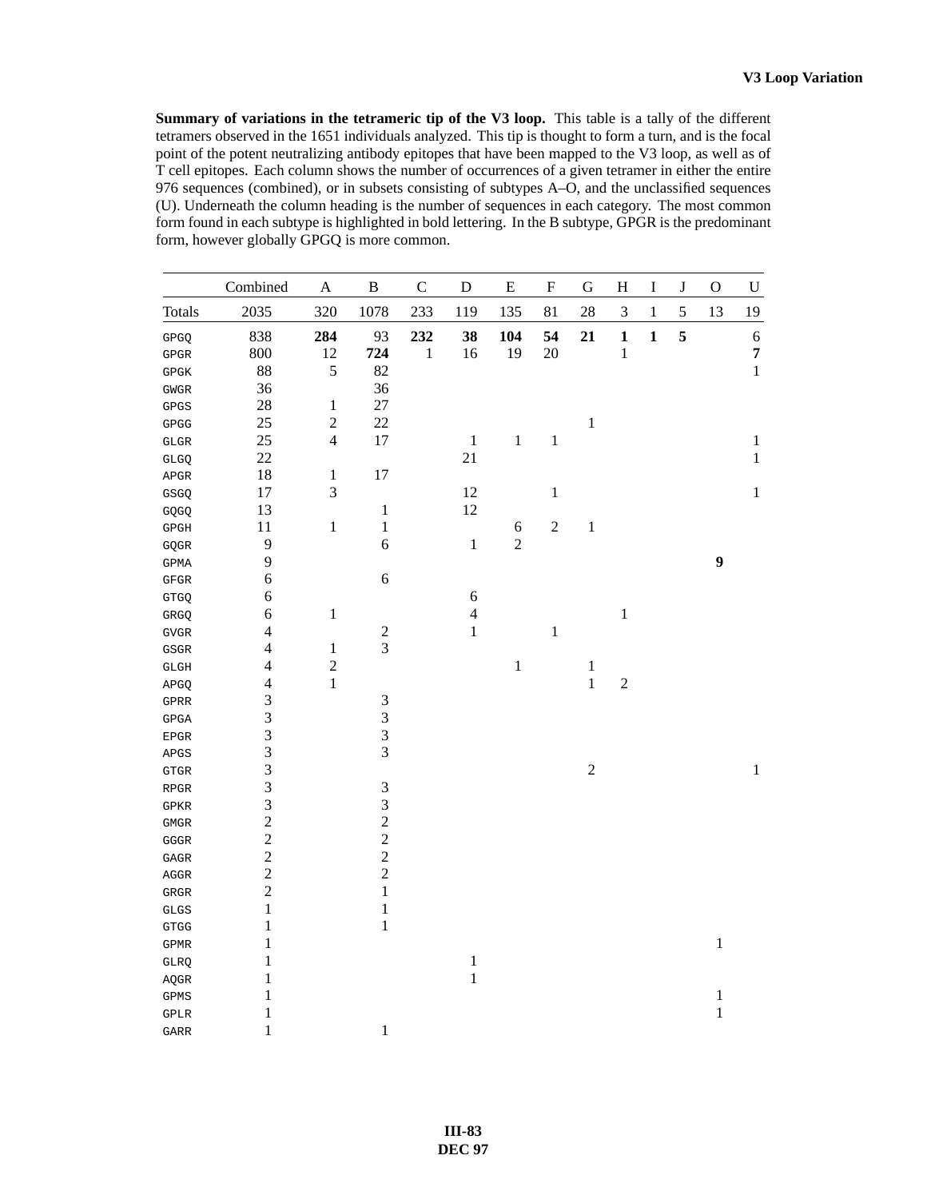**Summary of variations in the tetrameric tip of the V3 loop.** This table is a tally of the different tetramers observed in the 1651 individuals analyzed. This tip is thought to form a turn, and is the focal point of the potent neutralizing antibody epitopes that have been mapped to the V3 loop, as well as of T cell epitopes. Each column shows the number of occurrences of a given tetramer in either the entire 976 sequences (combined), or in subsets consisting of subtypes A–O, and the unclassified sequences (U). Underneath the column heading is the number of sequences in each category. The most common form found in each subtype is highlighted in bold lettering. In the B subtype, GPGR is the predominant form, however globally GPGQ is more common.

| | Combined | A | B | C | D | E | F | G | H | I | J | O | U |
|---|---|---|---|---|---|---|---|---|---|---|---|---|---|
| Totals | 2035 | 320 | 1078 | 233 | 119 | 135 | 81 | 28 | 3 | 1 | 5 | 13 | 19 |
| GPGQ | 838 | **284** | 93 | **232** | **38** | **104** | **54** | **21** | **1** | **1** | **5** | | 6 |
| GPGR | 800 | 12 | **724** | 1 | 16 | 19 | 20 | | 1 | | | | **7** |
| GPGK | 88 | 5 | 82 | | | | | | | | | | 1 |
| GWGR | 36 | | 36 | | | | | | | | | | |
| GPGS | 28 | 1 | 27 | | | | | | | | | | |
| GPGG | 25 | 2 | 22 | | | | | 1 | | | | | |
| GLGR | 25 | 4 | 17 | | 1 | 1 | 1 | | | | | | 1 |
| GLGQ | 22 | | | | 21 | | | | | | | | 1 |
| APGR | 18 | 1 | 17 | | | | | | | | | | |
| GSGQ | 17 | 3 | | | 12 | | 1 | | | | | | 1 |
| GQGQ | 13 | | 1 | | 12 | | | | | | | | |
| GPGH | 11 | 1 | 1 | | | 6 | 2 | 1 | | | | | |
| GQGR | 9 | | 6 | | 1 | 2 | | | | | | | |
| GPMA | 9 | | | | | | | | | | | **9** | |
| GFGR | 6 | | 6 | | | | | | | | | | |
| GTGQ | 6 | | | | 6 | | | | | | | | |
| GRGQ | 6 | 1 | | | 4 | | | | 1 | | | | |
| GVGR | 4 | | 2 | | 1 | | 1 | | | | | | |
| GSGR | 4 | 1 | 3 | | | | | | | | | | |
| GLGH | 4 | 2 | | | | 1 | | 1 | | | | | |
| APGQ | 4 | 1 | | | | | | 1 | 2 | | | | |
| GPRR | 3 | | 3 | | | | | | | | | | |
| GPGA | 3 | | 3 | | | | | | | | | | |
| EPGR | 3 | | 3 | | | | | | | | | | |
| APGS | 3 | | 3 | | | | | | | | | | |
| GTGR | 3 | | | | | | | 2 | | | | | 1 |
| RPGR | 3 | | 3 | | | | | | | | | | |
| GPKR | 3 | | 3 | | | | | | | | | | |
| GMGR | 2 | | 2 | | | | | | | | | | |
| GGGR | 2 | | 2 | | | | | | | | | | |
| GAGR | 2 | | 2 | | | | | | | | | | |
| AGGR | 2 | | 2 | | | | | | | | | | |
| GRGR | 2 | | 1 | | | | | | | | | | |
| GLGS | 1 | | 1 | | | | | | | | | | |
| GTGG | 1 | | 1 | | | | | | | | | | |
| GPMR | 1 | | | | | | | | | | | 1 | |
| GLRQ | 1 | | | | 1 | | | | | | | | |
| AQGR | 1 | | | | 1 | | | | | | | | |
| GPMS | 1 | | | | | | | | | | | 1 | |
| GPLR | 1 | | | | | | | | | | | 1 | |
| GARR | 1 | | 1 | | | | | | | | | | |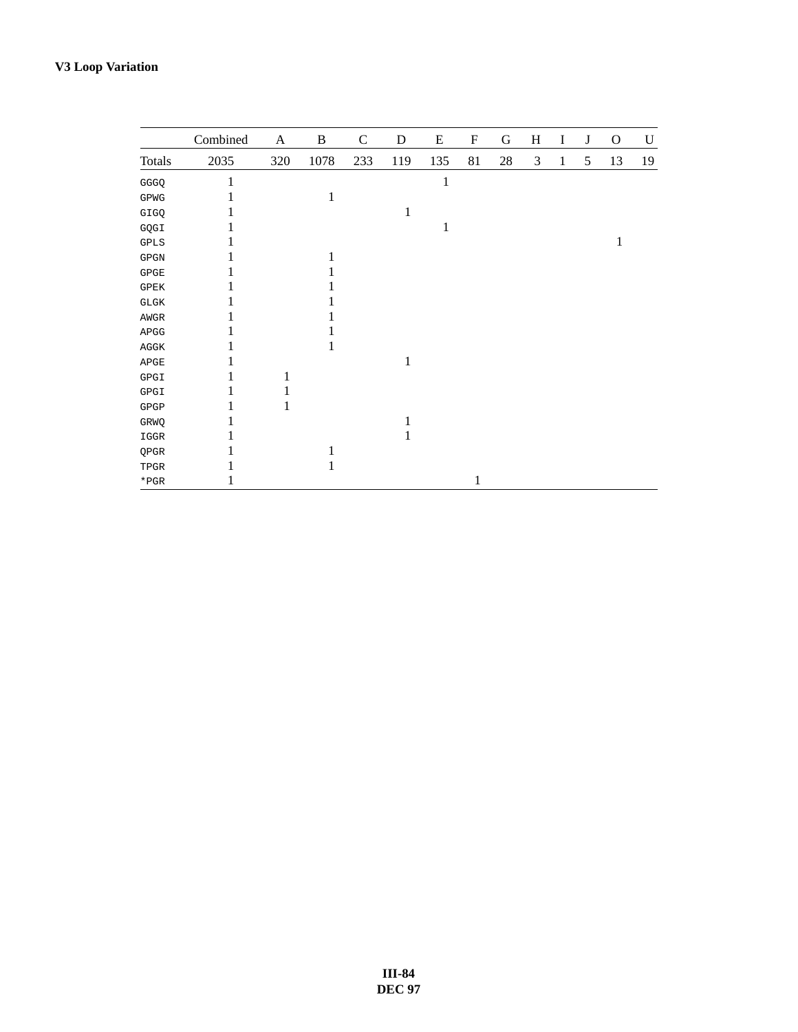| | Combined | A | B | C | D | E | F | G | H | I | J | O | U |
|---|---|---|---|---|---|---|---|---|---|---|---|---|---|
| Totals | 2035 | 320 | 1078 | 233 | 119 | 135 | 81 | 28 | 3 | 1 | 5 | 13 | 19 |
| GGGQ | 1 | | | | | 1 | | | | | | | |
| GPWG | 1 | | 1 | | | | | | | | | | |
| GIGQ | 1 | | | | 1 | | | | | | | | |
| GQGI | 1 | | | | | 1 | | | | | | | |
| GPLS | 1 | | | | | | | | | | | 1 | |
| GPGN | 1 | | 1 | | | | | | | | | | |
| GPGE | 1 | | 1 | | | | | | | | | | |
| GPEK | 1 | | 1 | | | | | | | | | | |
| GLGK | 1 | | 1 | | | | | | | | | | |
| AWGR | 1 | | 1 | | | | | | | | | | |
| APGG | 1 | | 1 | | | | | | | | | | |
| AGGK | 1 | | 1 | | | | | | | | | | |
| APGE | 1 | | | | 1 | | | | | | | | |
| GPGI | 1 | 1 | | | | | | | | | | | |
| GPGI | 1 | 1 | | | | | | | | | | | |
| GPGP | 1 | 1 | | | | | | | | | | | |
| GRWQ | 1 | | | | 1 | | | | | | | | |
| IGGR | 1 | | | | 1 | | | | | | | | |
| QPGR | 1 | | 1 | | | | | | | | | | |
| TPGR | 1 | | 1 | | | | | | | | | | |
| *PGR | 1 | | | | | | 1 | | | | | | |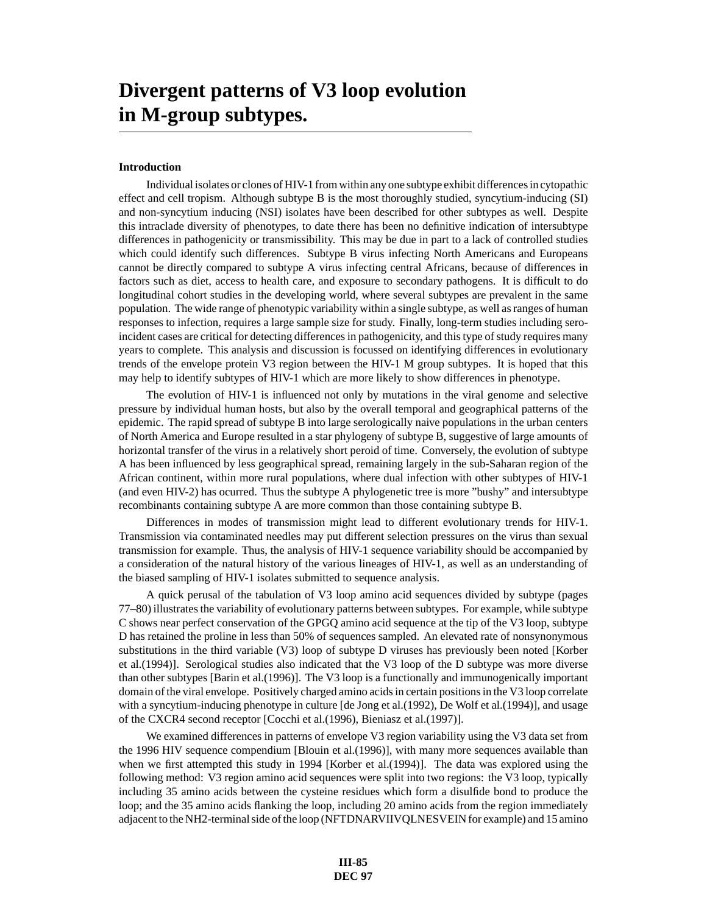# Divergent patterns of V3 loop evolution in M-group subtypes.

### Introduction

Individual isolates or clones of HIV-1 from within any one subtype exhibit differences in cytopathic effect and cell tropism. Although subtype B is the most thoroughly studied, syncytium-inducing (SI) and non-syncytium inducing (NSI) isolates have been described for other subtypes as well. Despite this intraclade diversity of phenotypes, to date there has been no definitive indication of intersubtype differences in pathogenicity or transmissibility. This may be due in part to a lack of controlled studies which could identify such differences. Subtype B virus infecting North Americans and Europeans cannot be directly compared to subtype A virus infecting central Africans, because of differences in factors such as diet, access to health care, and exposure to secondary pathogens. It is difficult to do longitudinal cohort studies in the developing world, where several subtypes are prevalent in the same population. The wide range of phenotypic variability within a single subtype, as well as ranges of human responses to infection, requires a large sample size for study. Finally, long-term studies including sero-incident cases are critical for detecting differences in pathogenicity, and this type of study requires many years to complete. This analysis and discussion is focussed on identifying differences in evolutionary trends of the envelope protein V3 region between the HIV-1 M group subtypes. It is hoped that this may help to identify subtypes of HIV-1 which are more likely to show differences in phenotype.

The evolution of HIV-1 is influenced not only by mutations in the viral genome and selective pressure by individual human hosts, but also by the overall temporal and geographical patterns of the epidemic. The rapid spread of subtype B into large serologically naive populations in the urban centers of North America and Europe resulted in a star phylogeny of subtype B, suggestive of large amounts of horizontal transfer of the virus in a relatively short peroid of time. Conversely, the evolution of subtype A has been influenced by less geographical spread, remaining largely in the sub-Saharan region of the African continent, within more rural populations, where dual infection with other subtypes of HIV-1 (and even HIV-2) has ocurred. Thus the subtype A phylogenetic tree is more "bushy" and intersubtype recombinants containing subtype A are more common than those containing subtype B.

Differences in modes of transmission might lead to different evolutionary trends for HIV-1. Transmission via contaminated needles may put different selection pressures on the virus than sexual transmission for example. Thus, the analysis of HIV-1 sequence variability should be accompanied by a consideration of the natural history of the various lineages of HIV-1, as well as an understanding of the biased sampling of HIV-1 isolates submitted to sequence analysis.

A quick perusal of the tabulation of V3 loop amino acid sequences divided by subtype (pages 77–80) illustrates the variability of evolutionary patterns between subtypes. For example, while subtype C shows near perfect conservation of the GPGQ amino acid sequence at the tip of the V3 loop, subtype D has retained the proline in less than 50% of sequences sampled. An elevated rate of nonsynonymous substitutions in the third variable (V3) loop of subtype D viruses has previously been noted [Korber et al.(1994)]. Serological studies also indicated that the V3 loop of the D subtype was more diverse than other subtypes [Barin et al.(1996)]. The V3 loop is a functionally and immunogenically important domain of the viral envelope. Positively charged amino acids in certain positions in the V3 loop correlate with a syncytium-inducing phenotype in culture [de Jong et al.(1992), De Wolf et al.(1994)], and usage of the CXCR4 second receptor [Cocchi et al.(1996), Bieniasz et al.(1997)].

We examined differences in patterns of envelope V3 region variability using the V3 data set from the 1996 HIV sequence compendium [Blouin et al.(1996)], with many more sequences available than when we first attempted this study in 1994 [Korber et al.(1994)]. The data was explored using the following method: V3 region amino acid sequences were split into two regions: the V3 loop, typically including 35 amino acids between the cysteine residues which form a disulfide bond to produce the loop; and the 35 amino acids flanking the loop, including 20 amino acids from the region immediately adjacent to the NH2-terminal side of the loop (NFTDNARVIIVQLNESVEIN for example) and 15 amino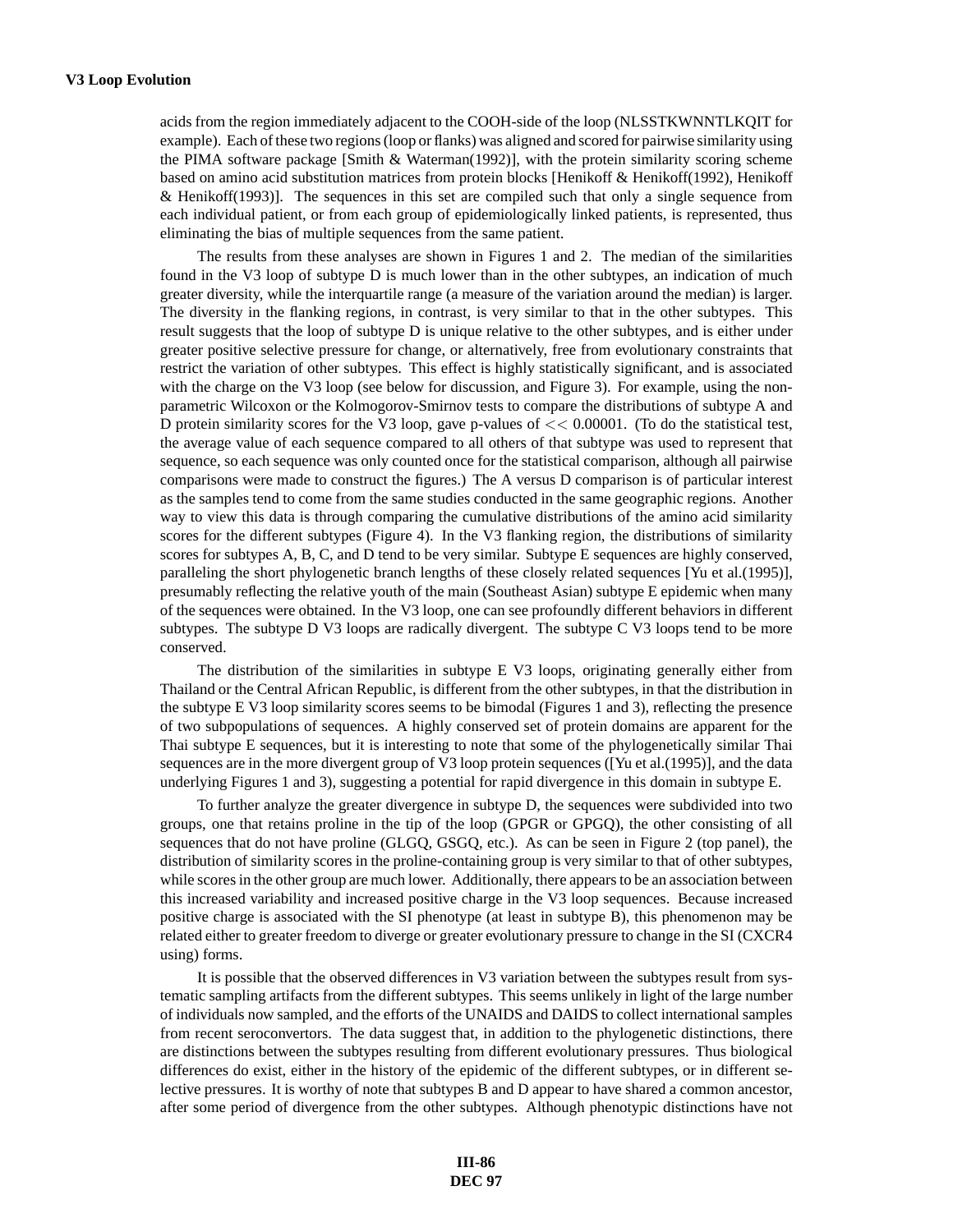acids from the region immediately adjacent to the COOH-side of the loop (NLSSTKWNNTLKQIT for example). Each of these two regions (loop or flanks) was aligned and scored for pairwise similarity using the PIMA software package [Smith & Waterman(1992)], with the protein similarity scoring scheme based on amino acid substitution matrices from protein blocks [Henikoff & Henikoff(1992), Henikoff & Henikoff(1993)]. The sequences in this set are compiled such that only a single sequence from each individual patient, or from each group of epidemiologically linked patients, is represented, thus eliminating the bias of multiple sequences from the same patient.

The results from these analyses are shown in Figures 1 and 2. The median of the similarities found in the V3 loop of subtype D is much lower than in the other subtypes, an indication of much greater diversity, while the interquartile range (a measure of the variation around the median) is larger. The diversity in the flanking regions, in contrast, is very similar to that in the other subtypes. This result suggests that the loop of subtype D is unique relative to the other subtypes, and is either under greater positive selective pressure for change, or alternatively, free from evolutionary constraints that restrict the variation of other subtypes. This effect is highly statistically significant, and is associated with the charge on the V3 loop (see below for discussion, and Figure 3). For example, using the non-parametric Wilcoxon or the Kolmogorov-Smirnov tests to compare the distributions of subtype A and D protein similarity scores for the V3 loop, gave p-values of $<< 0.00001$. (To do the statistical test, the average value of each sequence compared to all others of that subtype was used to represent that sequence, so each sequence was only counted once for the statistical comparison, although all pairwise comparisons were made to construct the figures.) The A versus D comparison is of particular interest as the samples tend to come from the same studies conducted in the same geographic regions. Another way to view this data is through comparing the cumulative distributions of the amino acid similarity scores for the different subtypes (Figure 4). In the V3 flanking region, the distributions of similarity scores for subtypes A, B, C, and D tend to be very similar. Subtype E sequences are highly conserved, paralleling the short phylogenetic branch lengths of these closely related sequences [Yu et al.(1995)], presumably reflecting the relative youth of the main (Southeast Asian) subtype E epidemic when many of the sequences were obtained. In the V3 loop, one can see profoundly different behaviors in different subtypes. The subtype D V3 loops are radically divergent. The subtype C V3 loops tend to be more conserved.

The distribution of the similarities in subtype E V3 loops, originating generally either from Thailand or the Central African Republic, is different from the other subtypes, in that the distribution in the subtype E V3 loop similarity scores seems to be bimodal (Figures 1 and 3), reflecting the presence of two subpopulations of sequences. A highly conserved set of protein domains are apparent for the Thai subtype E sequences, but it is interesting to note that some of the phylogenetically similar Thai sequences are in the more divergent group of V3 loop protein sequences ([Yu et al.(1995)], and the data underlying Figures 1 and 3), suggesting a potential for rapid divergence in this domain in subtype E.

To further analyze the greater divergence in subtype D, the sequences were subdivided into two groups, one that retains proline in the tip of the loop (GPGR or GPGQ), the other consisting of all sequences that do not have proline (GLGQ, GSGQ, etc.). As can be seen in Figure 2 (top panel), the distribution of similarity scores in the proline-containing group is very similar to that of other subtypes, while scores in the other group are much lower. Additionally, there appears to be an association between this increased variability and increased positive charge in the V3 loop sequences. Because increased positive charge is associated with the SI phenotype (at least in subtype B), this phenomenon may be related either to greater freedom to diverge or greater evolutionary pressure to change in the SI (CXCR4 using) forms.

It is possible that the observed differences in V3 variation between the subtypes result from systematic sampling artifacts from the different subtypes. This seems unlikely in light of the large number of individuals now sampled, and the efforts of the UNAIDS and DAIDS to collect international samples from recent seroconvertors. The data suggest that, in addition to the phylogenetic distinctions, there are distinctions between the subtypes resulting from different evolutionary pressures. Thus biological differences do exist, either in the history of the epidemic of the different subtypes, or in different selective pressures. It is worthy of note that subtypes B and D appear to have shared a common ancestor, after some period of divergence from the other subtypes. Although phenotypic distinctions have not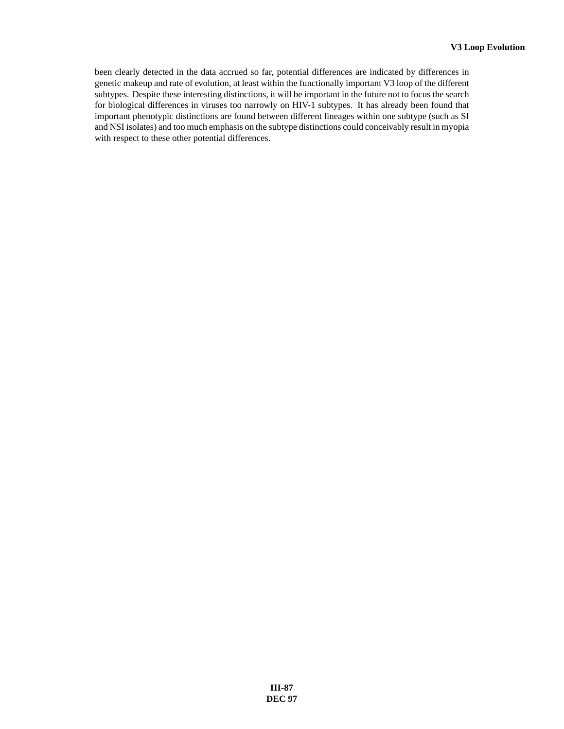been clearly detected in the data accrued so far, potential differences are indicated by differences in genetic makeup and rate of evolution, at least within the functionally important V3 loop of the different subtypes. Despite these interesting distinctions, it will be important in the future not to focus the search for biological differences in viruses too narrowly on HIV-1 subtypes. It has already been found that important phenotypic distinctions are found between different lineages within one subtype (such as SI and NSI isolates) and too much emphasis on the subtype distinctions could conceivably result in myopia with respect to these other potential differences.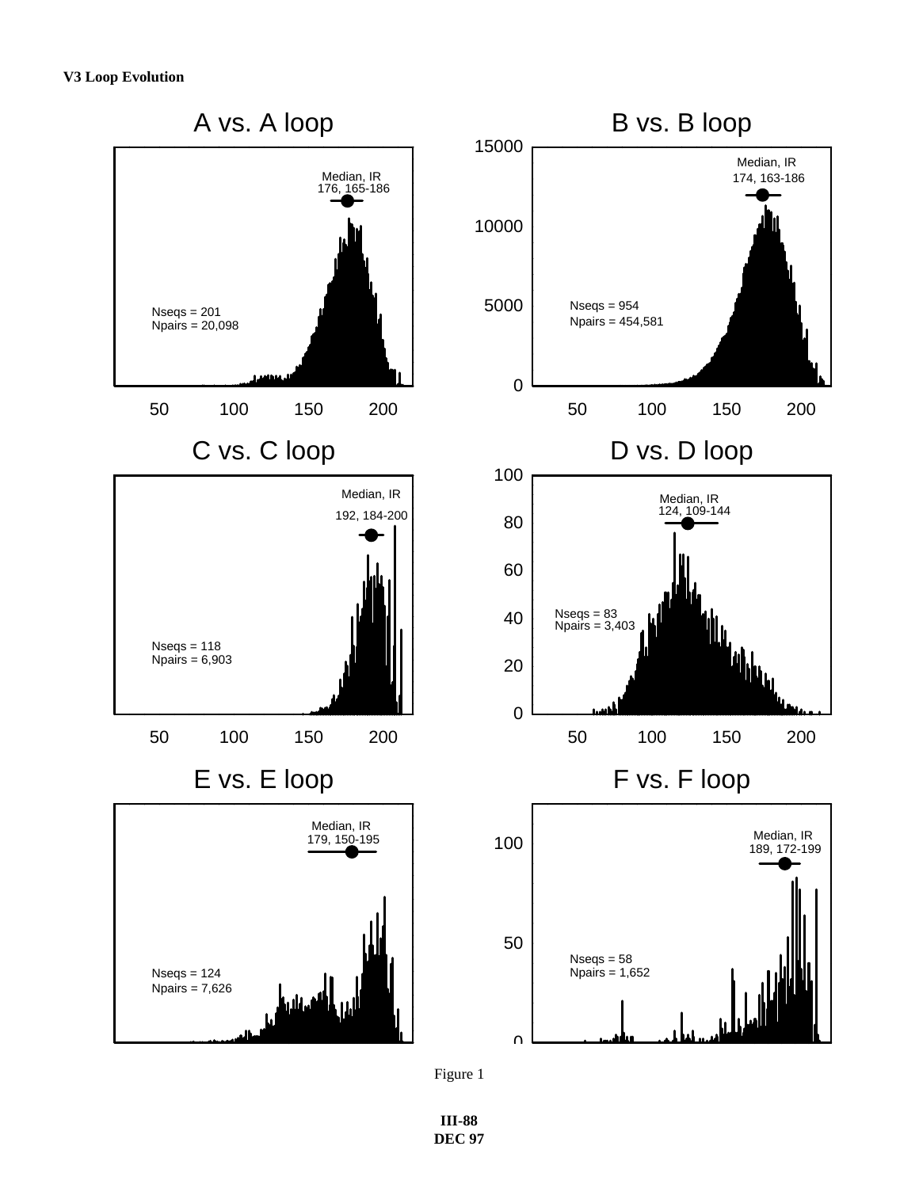**A vs. A loop**

Median, IR
176, 165-186

Nseqs = 201
Npairs = 20,098

**B vs. B loop**

Median, IR
174, 163-186

Nseqs = 954
Npairs = 454,581

**C vs. C loop**

Median, IR
192, 184-200

Nseqs = 118
Npairs = 6,903

**D vs. D loop**

Median, IR
124, 109-144

Nseqs = 83
Npairs = 3,403

**E vs. E loop**

Median, IR
179, 150-195

Nseqs = 124
Npairs = 7,626

**F vs. F loop**

Median, IR
189, 172-199

Nseqs = 58
Npairs = 1,652

Figure 1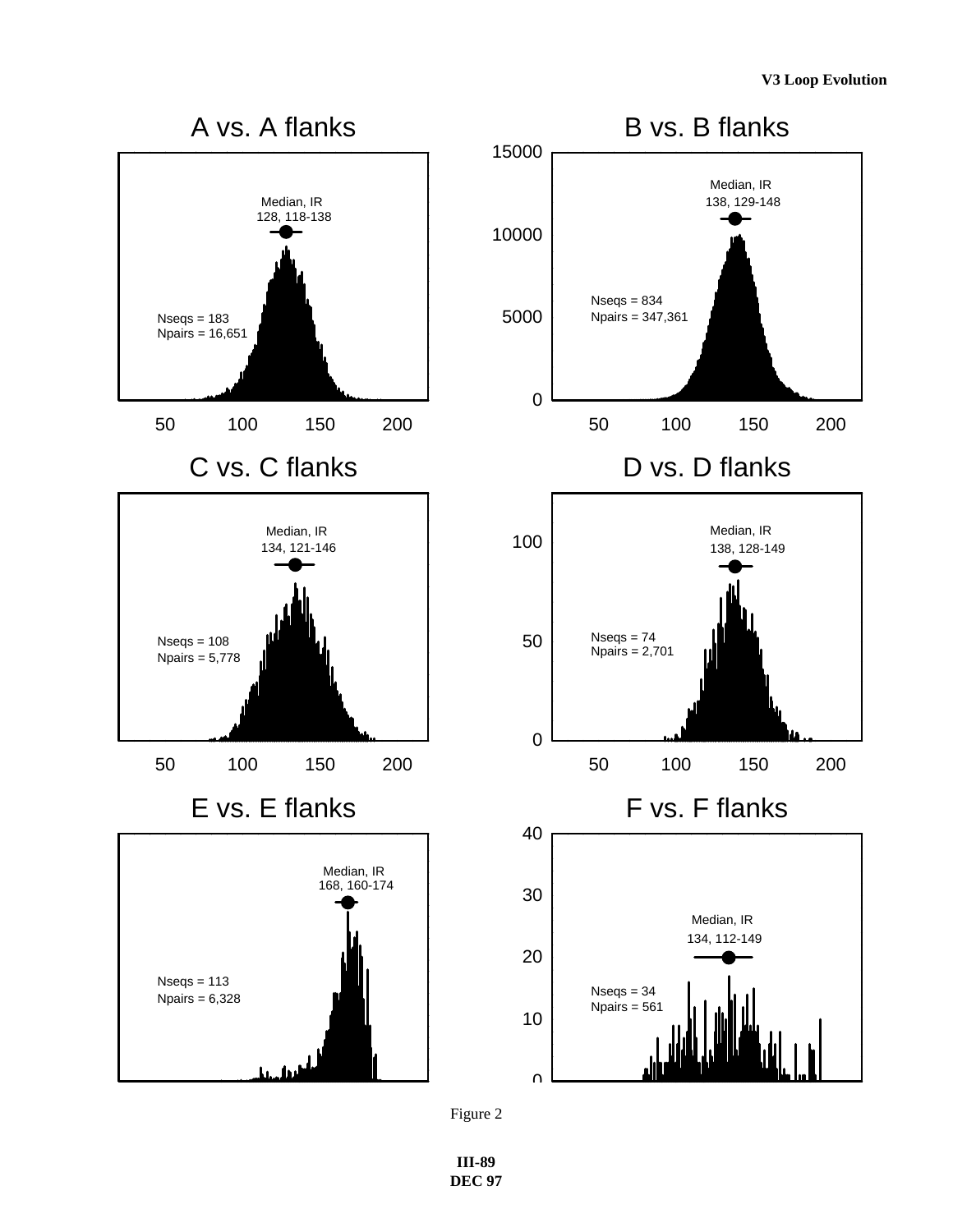## A vs. A flanks

Median, IR
128, 118-138

Nseqs = 183
Npairs = 16,651

50 100 150 200

## B vs. B flanks

15000

10000

5000

0

Median, IR
138, 129-148

Nseqs = 834
Npairs = 347,361

50 100 150 200

## C vs. C flanks

Median, IR
134, 121-146

Nseqs = 108
Npairs = 5,778

50 100 150 200

## D vs. D flanks

100

50

0

Median, IR
138, 128-149

Nseqs = 74
Npairs = 2,701

50 100 150 200

## E vs. E flanks

Median, IR
168, 160-174

Nseqs = 113
Npairs = 6,328

## F vs. F flanks

40

30

20

10

0

Median, IR
134, 112-149

Nseqs = 34
Npairs = 561

Figure 2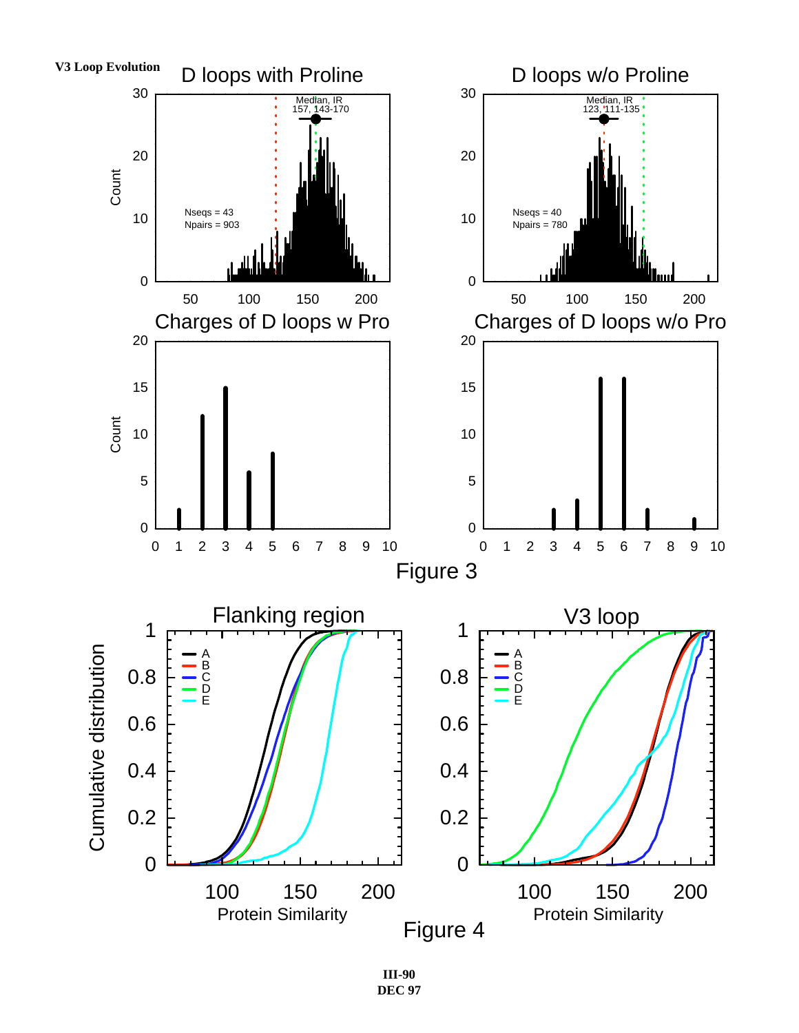Figure 3

Figure 4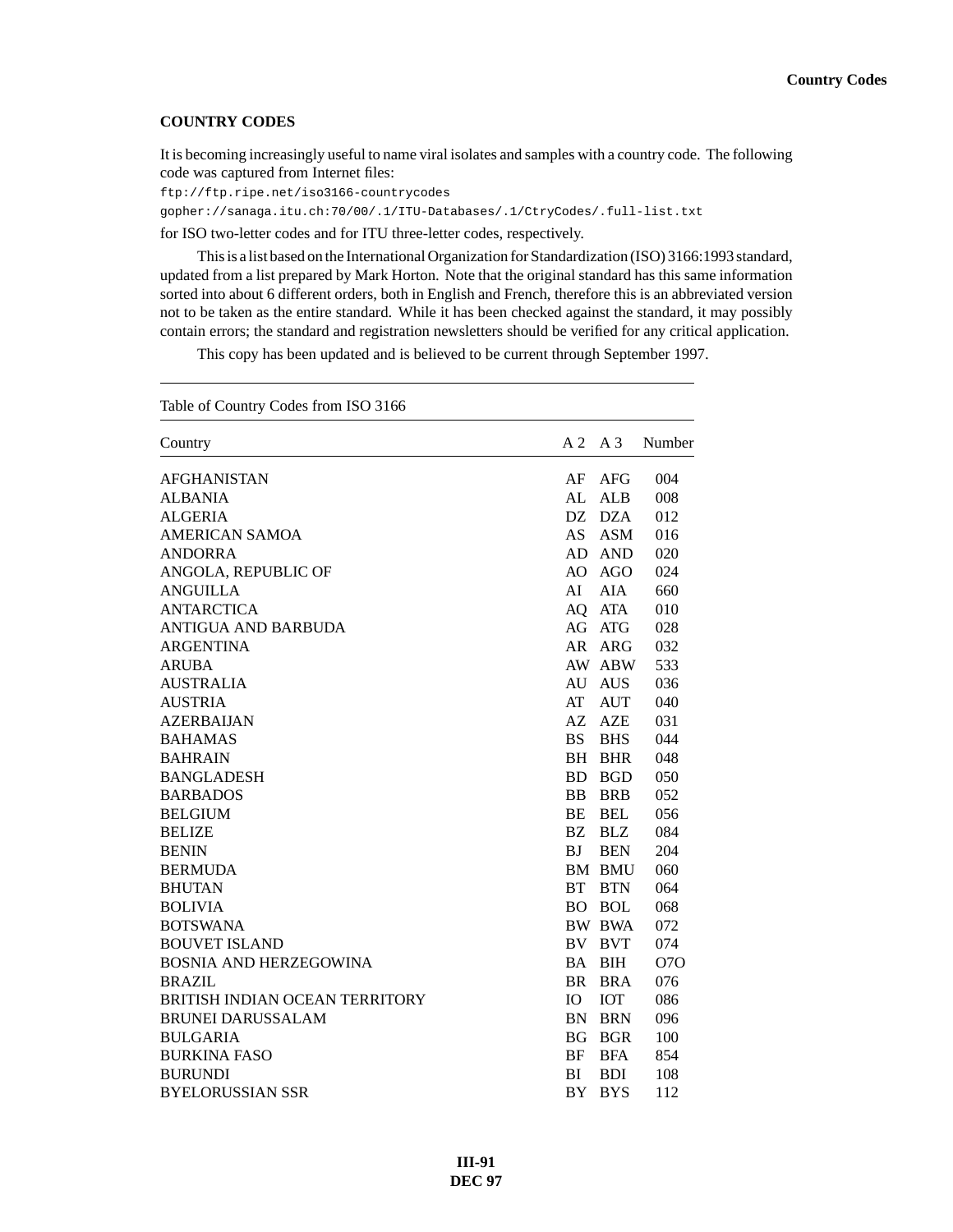## COUNTRY CODES

It is becoming increasingly useful to name viral isolates and samples with a country code. The following code was captured from Internet files:

```
ftp://ftp.ripe.net/iso3166-countrycodes
gopher://sanaga.itu.ch:70/00/.1/ITU-Databases/.1/CtryCodes/.full-list.txt
```

for ISO two-letter codes and for ITU three-letter codes, respectively.

This is a list based on the International Organization for Standardization (ISO) 3166:1993 standard, updated from a list prepared by Mark Horton. Note that the original standard has this same information sorted into about 6 different orders, both in English and French, therefore this is an abbreviated version not to be taken as the entire standard. While it has been checked against the standard, it may possibly contain errors; the standard and registration newsletters should be verified for any critical application.

This copy has been updated and is believed to be current through September 1997.

Table of Country Codes from ISO 3166

| Country | A 2 | A 3 | Number |
|---|---|---|---|
| AFGHANISTAN | AF | AFG | 004 |
| ALBANIA | AL | ALB | 008 |
| ALGERIA | DZ | DZA | 012 |
| AMERICAN SAMOA | AS | ASM | 016 |
| ANDORRA | AD | AND | 020 |
| ANGOLA, REPUBLIC OF | AO | AGO | 024 |
| ANGUILLA | AI | AIA | 660 |
| ANTARCTICA | AQ | ATA | 010 |
| ANTIGUA AND BARBUDA | AG | ATG | 028 |
| ARGENTINA | AR | ARG | 032 |
| ARUBA | AW | ABW | 533 |
| AUSTRALIA | AU | AUS | 036 |
| AUSTRIA | AT | AUT | 040 |
| AZERBAIJAN | AZ | AZE | 031 |
| BAHAMAS | BS | BHS | 044 |
| BAHRAIN | BH | BHR | 048 |
| BANGLADESH | BD | BGD | 050 |
| BARBADOS | BB | BRB | 052 |
| BELGIUM | BE | BEL | 056 |
| BELIZE | BZ | BLZ | 084 |
| BENIN | BJ | BEN | 204 |
| BERMUDA | BM | BMU | 060 |
| BHUTAN | BT | BTN | 064 |
| BOLIVIA | BO | BOL | 068 |
| BOTSWANA | BW | BWA | 072 |
| BOUVET ISLAND | BV | BVT | 074 |
| BOSNIA AND HERZEGOWINA | BA | BIH | O7O |
| BRAZIL | BR | BRA | 076 |
| BRITISH INDIAN OCEAN TERRITORY | IO | IOT | 086 |
| BRUNEI DARUSSALAM | BN | BRN | 096 |
| BULGARIA | BG | BGR | 100 |
| BURKINA FASO | BF | BFA | 854 |
| BURUNDI | BI | BDI | 108 |
| BYELORUSSIAN SSR | BY | BYS | 112 |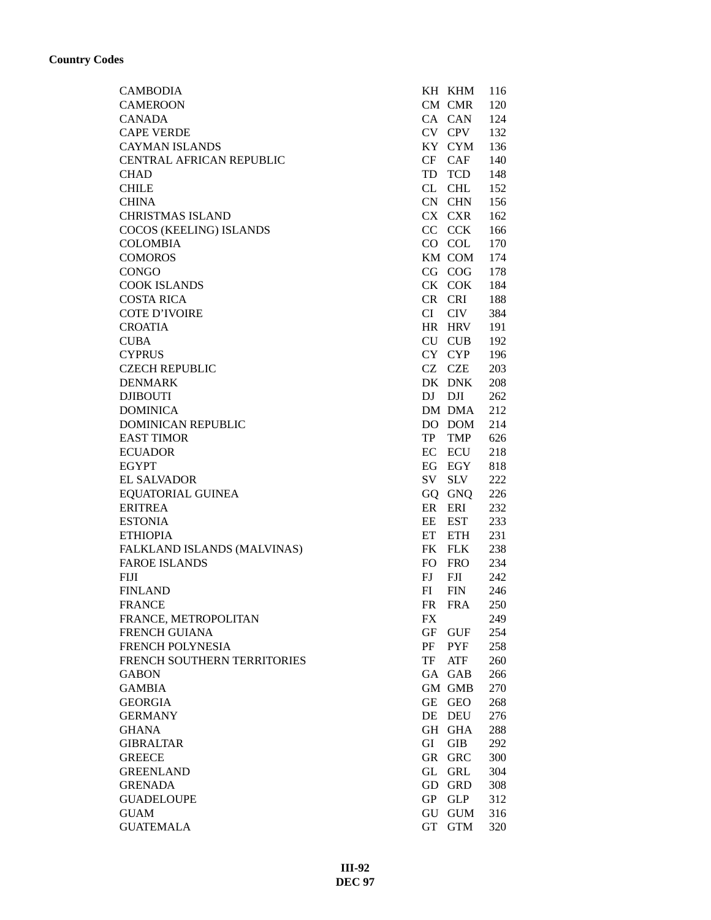**Country Codes**

| | | | |
|---|---|---|---|
| CAMBODIA | KH | KHM | 116 |
| CAMEROON | CM | CMR | 120 |
| CANADA | CA | CAN | 124 |
| CAPE VERDE | CV | CPV | 132 |
| CAYMAN ISLANDS | KY | CYM | 136 |
| CENTRAL AFRICAN REPUBLIC | CF | CAF | 140 |
| CHAD | TD | TCD | 148 |
| CHILE | CL | CHL | 152 |
| CHINA | CN | CHN | 156 |
| CHRISTMAS ISLAND | CX | CXR | 162 |
| COCOS (KEELING) ISLANDS | CC | CCK | 166 |
| COLOMBIA | CO | COL | 170 |
| COMOROS | KM | COM | 174 |
| CONGO | CG | COG | 178 |
| COOK ISLANDS | CK | COK | 184 |
| COSTA RICA | CR | CRI | 188 |
| COTE D'IVOIRE | CI | CIV | 384 |
| CROATIA | HR | HRV | 191 |
| CUBA | CU | CUB | 192 |
| CYPRUS | CY | CYP | 196 |
| CZECH REPUBLIC | CZ | CZE | 203 |
| DENMARK | DK | DNK | 208 |
| DJIBOUTI | DJ | DJI | 262 |
| DOMINICA | DM | DMA | 212 |
| DOMINICAN REPUBLIC | DO | DOM | 214 |
| EAST TIMOR | TP | TMP | 626 |
| ECUADOR | EC | ECU | 218 |
| EGYPT | EG | EGY | 818 |
| EL SALVADOR | SV | SLV | 222 |
| EQUATORIAL GUINEA | GQ | GNQ | 226 |
| ERITREA | ER | ERI | 232 |
| ESTONIA | EE | EST | 233 |
| ETHIOPIA | ET | ETH | 231 |
| FALKLAND ISLANDS (MALVINAS) | FK | FLK | 238 |
| FAROE ISLANDS | FO | FRO | 234 |
| FIJI | FJ | FJI | 242 |
| FINLAND | FI | FIN | 246 |
| FRANCE | FR | FRA | 250 |
| FRANCE, METROPOLITAN | FX | | 249 |
| FRENCH GUIANA | GF | GUF | 254 |
| FRENCH POLYNESIA | PF | PYF | 258 |
| FRENCH SOUTHERN TERRITORIES | TF | ATF | 260 |
| GABON | GA | GAB | 266 |
| GAMBIA | GM | GMB | 270 |
| GEORGIA | GE | GEO | 268 |
| GERMANY | DE | DEU | 276 |
| GHANA | GH | GHA | 288 |
| GIBRALTAR | GI | GIB | 292 |
| GREECE | GR | GRC | 300 |
| GREENLAND | GL | GRL | 304 |
| GRENADA | GD | GRD | 308 |
| GUADELOUPE | GP | GLP | 312 |
| GUAM | GU | GUM | 316 |
| GUATEMALA | GT | GTM | 320 |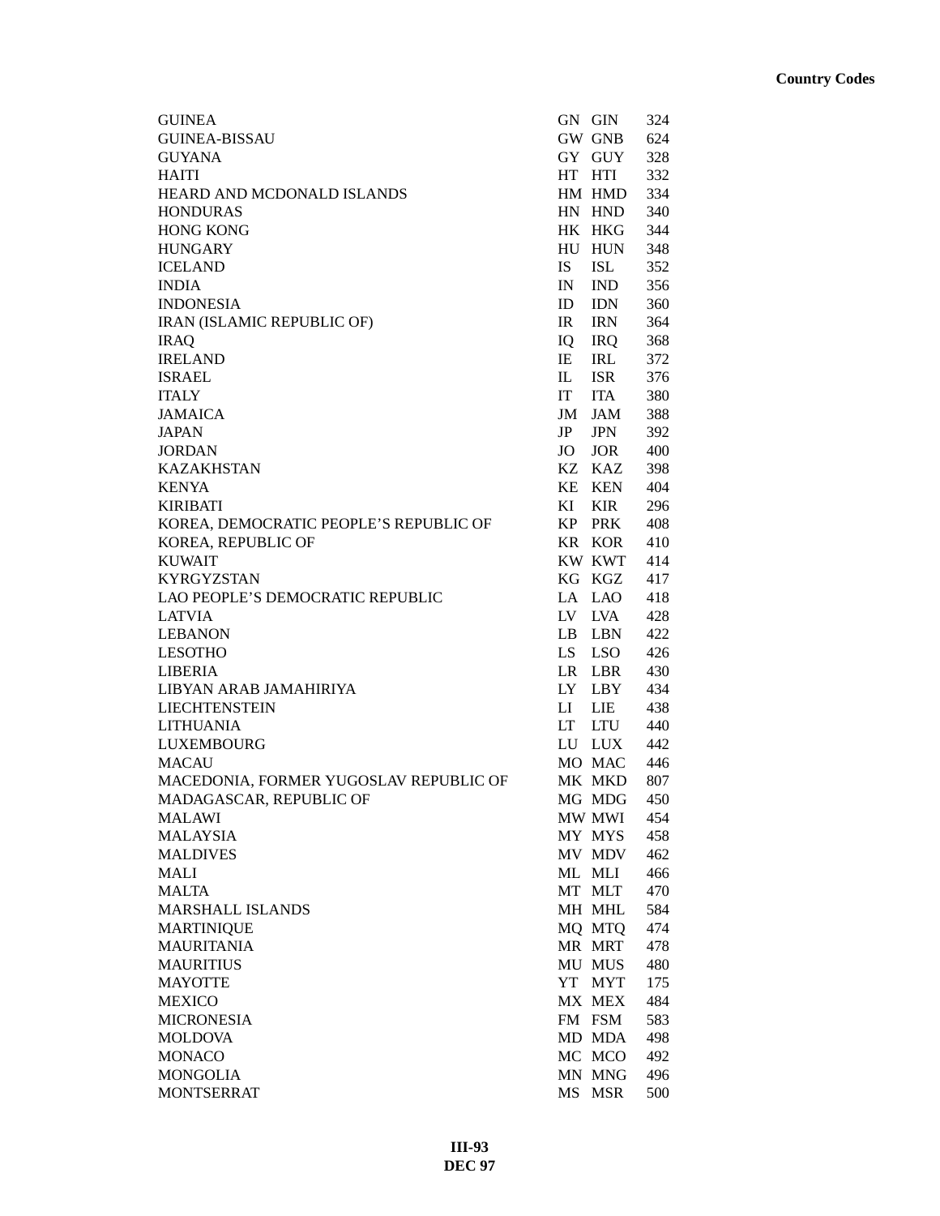| Country | Code 2 | Code 3 | Number |
|---|---|---|---|
| GUINEA | GN | GIN | 324 |
| GUINEA-BISSAU | GW | GNB | 624 |
| GUYANA | GY | GUY | 328 |
| HAITI | HT | HTI | 332 |
| HEARD AND MCDONALD ISLANDS | HM | HMD | 334 |
| HONDURAS | HN | HND | 340 |
| HONG KONG | HK | HKG | 344 |
| HUNGARY | HU | HUN | 348 |
| ICELAND | IS | ISL | 352 |
| INDIA | IN | IND | 356 |
| INDONESIA | ID | IDN | 360 |
| IRAN (ISLAMIC REPUBLIC OF) | IR | IRN | 364 |
| IRAQ | IQ | IRQ | 368 |
| IRELAND | IE | IRL | 372 |
| ISRAEL | IL | ISR | 376 |
| ITALY | IT | ITA | 380 |
| JAMAICA | JM | JAM | 388 |
| JAPAN | JP | JPN | 392 |
| JORDAN | JO | JOR | 400 |
| KAZAKHSTAN | KZ | KAZ | 398 |
| KENYA | KE | KEN | 404 |
| KIRIBATI | KI | KIR | 296 |
| KOREA, DEMOCRATIC PEOPLE’S REPUBLIC OF | KP | PRK | 408 |
| KOREA, REPUBLIC OF | KR | KOR | 410 |
| KUWAIT | KW | KWT | 414 |
| KYRGYZSTAN | KG | KGZ | 417 |
| LAO PEOPLE’S DEMOCRATIC REPUBLIC | LA | LAO | 418 |
| LATVIA | LV | LVA | 428 |
| LEBANON | LB | LBN | 422 |
| LESOTHO | LS | LSO | 426 |
| LIBERIA | LR | LBR | 430 |
| LIBYAN ARAB JAMAHIRIYA | LY | LBY | 434 |
| LIECHTENSTEIN | LI | LIE | 438 |
| LITHUANIA | LT | LTU | 440 |
| LUXEMBOURG | LU | LUX | 442 |
| MACAU | MO | MAC | 446 |
| MACEDONIA, FORMER YUGOSLAV REPUBLIC OF | MK | MKD | 807 |
| MADAGASCAR, REPUBLIC OF | MG | MDG | 450 |
| MALAWI | MW | MWI | 454 |
| MALAYSIA | MY | MYS | 458 |
| MALDIVES | MV | MDV | 462 |
| MALI | ML | MLI | 466 |
| MALTA | MT | MLT | 470 |
| MARSHALL ISLANDS | MH | MHL | 584 |
| MARTINIQUE | MQ | MTQ | 474 |
| MAURITANIA | MR | MRT | 478 |
| MAURITIUS | MU | MUS | 480 |
| MAYOTTE | YT | MYT | 175 |
| MEXICO | MX | MEX | 484 |
| MICRONESIA | FM | FSM | 583 |
| MOLDOVA | MD | MDA | 498 |
| MONACO | MC | MCO | 492 |
| MONGOLIA | MN | MNG | 496 |
| MONTSERRAT | MS | MSR | 500 |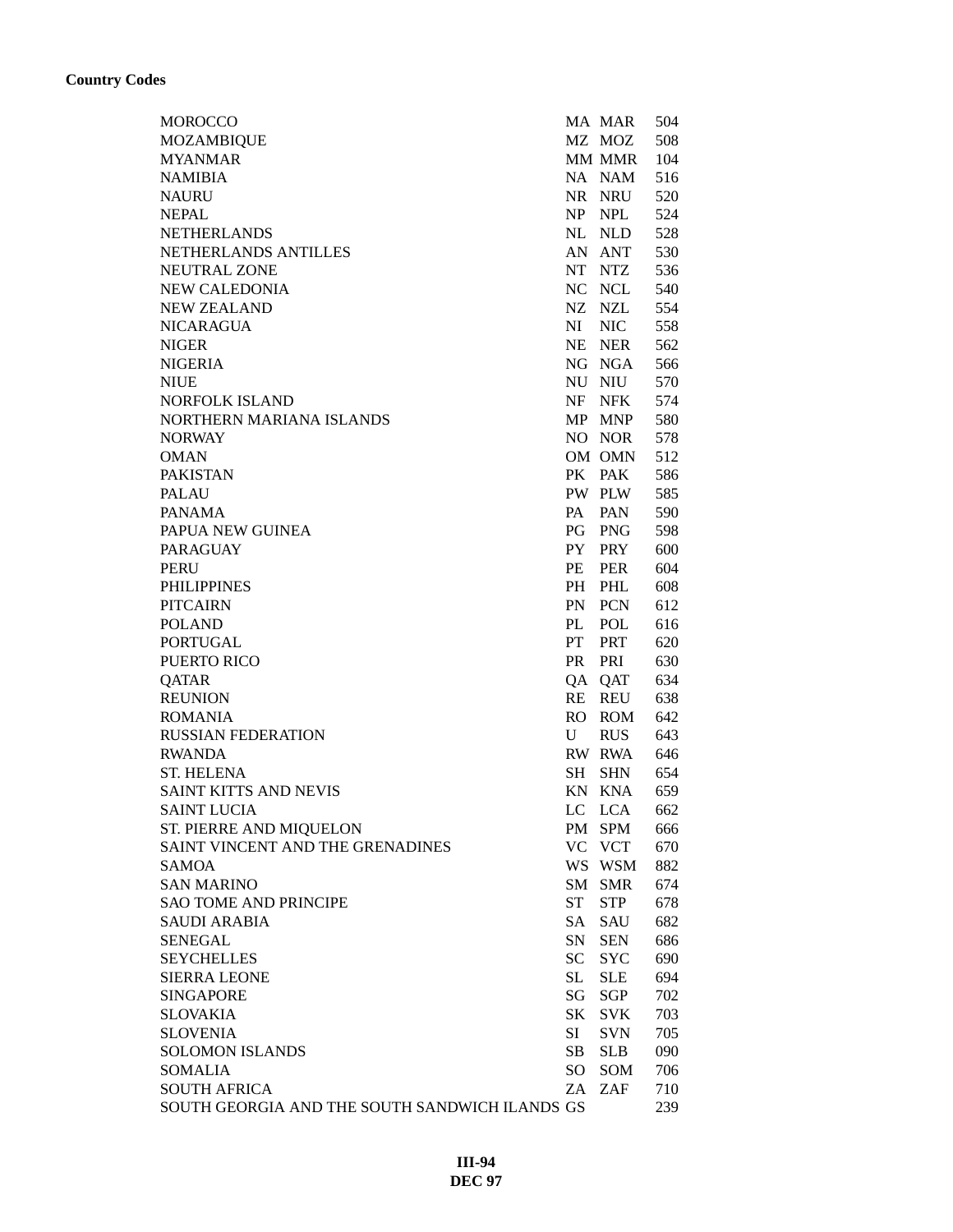**Country Codes**

| | | | |
|---|---|---|---|
| MOROCCO | MA | MAR | 504 |
| MOZAMBIQUE | MZ | MOZ | 508 |
| MYANMAR | MM | MMR | 104 |
| NAMIBIA | NA | NAM | 516 |
| NAURU | NR | NRU | 520 |
| NEPAL | NP | NPL | 524 |
| NETHERLANDS | NL | NLD | 528 |
| NETHERLANDS ANTILLES | AN | ANT | 530 |
| NEUTRAL ZONE | NT | NTZ | 536 |
| NEW CALEDONIA | NC | NCL | 540 |
| NEW ZEALAND | NZ | NZL | 554 |
| NICARAGUA | NI | NIC | 558 |
| NIGER | NE | NER | 562 |
| NIGERIA | NG | NGA | 566 |
| NIUE | NU | NIU | 570 |
| NORFOLK ISLAND | NF | NFK | 574 |
| NORTHERN MARIANA ISLANDS | MP | MNP | 580 |
| NORWAY | NO | NOR | 578 |
| OMAN | OM | OMN | 512 |
| PAKISTAN | PK | PAK | 586 |
| PALAU | PW | PLW | 585 |
| PANAMA | PA | PAN | 590 |
| PAPUA NEW GUINEA | PG | PNG | 598 |
| PARAGUAY | PY | PRY | 600 |
| PERU | PE | PER | 604 |
| PHILIPPINES | PH | PHL | 608 |
| PITCAIRN | PN | PCN | 612 |
| POLAND | PL | POL | 616 |
| PORTUGAL | PT | PRT | 620 |
| PUERTO RICO | PR | PRI | 630 |
| QATAR | QA | QAT | 634 |
| REUNION | RE | REU | 638 |
| ROMANIA | RO | ROM | 642 |
| RUSSIAN FEDERATION | U | RUS | 643 |
| RWANDA | RW | RWA | 646 |
| ST. HELENA | SH | SHN | 654 |
| SAINT KITTS AND NEVIS | KN | KNA | 659 |
| SAINT LUCIA | LC | LCA | 662 |
| ST. PIERRE AND MIQUELON | PM | SPM | 666 |
| SAINT VINCENT AND THE GRENADINES | VC | VCT | 670 |
| SAMOA | WS | WSM | 882 |
| SAN MARINO | SM | SMR | 674 |
| SAO TOME AND PRINCIPE | ST | STP | 678 |
| SAUDI ARABIA | SA | SAU | 682 |
| SENEGAL | SN | SEN | 686 |
| SEYCHELLES | SC | SYC | 690 |
| SIERRA LEONE | SL | SLE | 694 |
| SINGAPORE | SG | SGP | 702 |
| SLOVAKIA | SK | SVK | 703 |
| SLOVENIA | SI | SVN | 705 |
| SOLOMON ISLANDS | SB | SLB | 090 |
| SOMALIA | SO | SOM | 706 |
| SOUTH AFRICA | ZA | ZAF | 710 |
| SOUTH GEORGIA AND THE SOUTH SANDWICH ILANDS | GS | | 239 |

III-94
DEC 97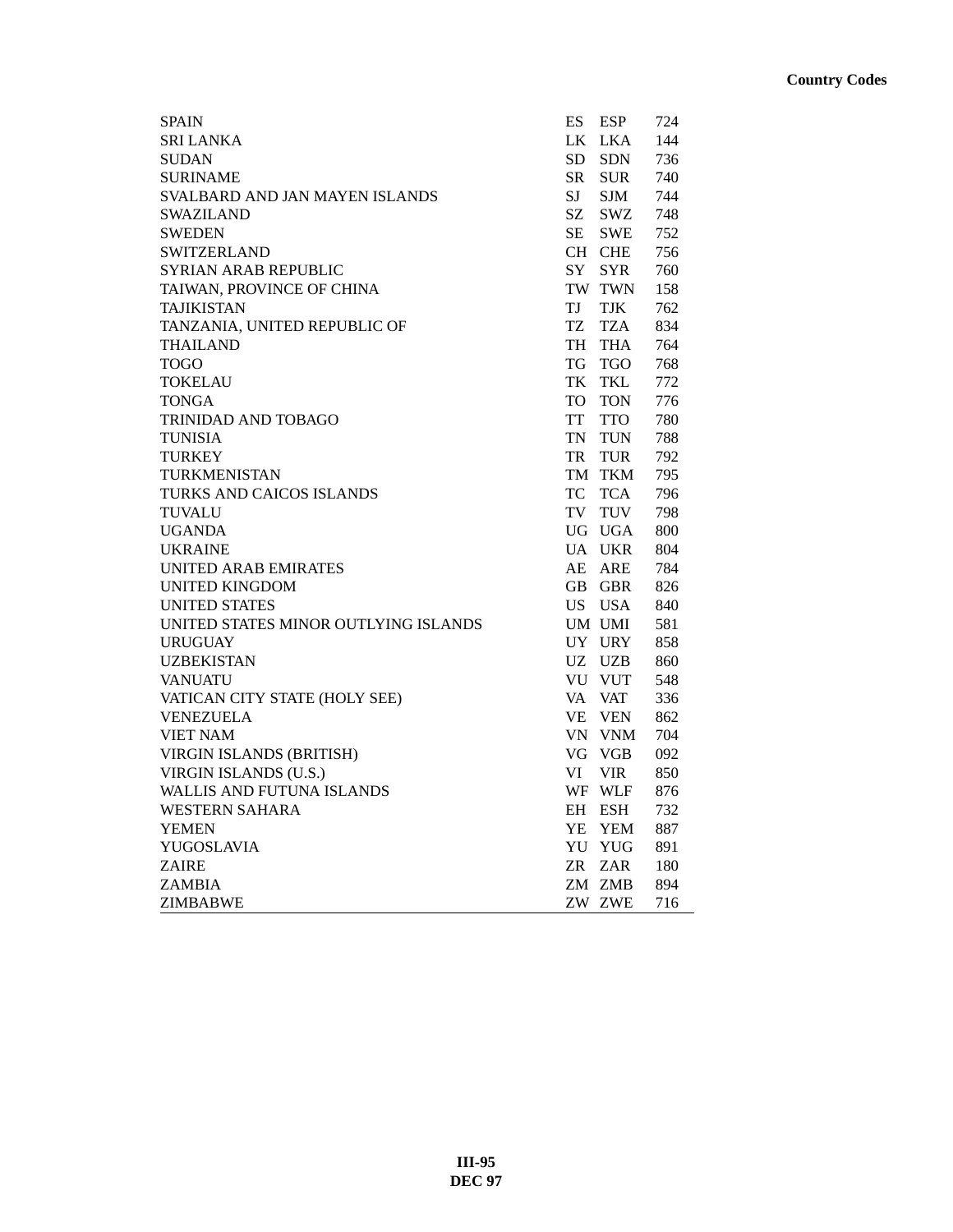| | | | |
|---|---|---|---|
| SPAIN | ES | ESP | 724 |
| SRI LANKA | LK | LKA | 144 |
| SUDAN | SD | SDN | 736 |
| SURINAME | SR | SUR | 740 |
| SVALBARD AND JAN MAYEN ISLANDS | SJ | SJM | 744 |
| SWAZILAND | SZ | SWZ | 748 |
| SWEDEN | SE | SWE | 752 |
| SWITZERLAND | CH | CHE | 756 |
| SYRIAN ARAB REPUBLIC | SY | SYR | 760 |
| TAIWAN, PROVINCE OF CHINA | TW | TWN | 158 |
| TAJIKISTAN | TJ | TJK | 762 |
| TANZANIA, UNITED REPUBLIC OF | TZ | TZA | 834 |
| THAILAND | TH | THA | 764 |
| TOGO | TG | TGO | 768 |
| TOKELAU | TK | TKL | 772 |
| TONGA | TO | TON | 776 |
| TRINIDAD AND TOBAGO | TT | TTO | 780 |
| TUNISIA | TN | TUN | 788 |
| TURKEY | TR | TUR | 792 |
| TURKMENISTAN | TM | TKM | 795 |
| TURKS AND CAICOS ISLANDS | TC | TCA | 796 |
| TUVALU | TV | TUV | 798 |
| UGANDA | UG | UGA | 800 |
| UKRAINE | UA | UKR | 804 |
| UNITED ARAB EMIRATES | AE | ARE | 784 |
| UNITED KINGDOM | GB | GBR | 826 |
| UNITED STATES | US | USA | 840 |
| UNITED STATES MINOR OUTLYING ISLANDS | UM | UMI | 581 |
| URUGUAY | UY | URY | 858 |
| UZBEKISTAN | UZ | UZB | 860 |
| VANUATU | VU | VUT | 548 |
| VATICAN CITY STATE (HOLY SEE) | VA | VAT | 336 |
| VENEZUELA | VE | VEN | 862 |
| VIET NAM | VN | VNM | 704 |
| VIRGIN ISLANDS (BRITISH) | VG | VGB | 092 |
| VIRGIN ISLANDS (U.S.) | VI | VIR | 850 |
| WALLIS AND FUTUNA ISLANDS | WF | WLF | 876 |
| WESTERN SAHARA | EH | ESH | 732 |
| YEMEN | YE | YEM | 887 |
| YUGOSLAVIA | YU | YUG | 891 |
| ZAIRE | ZR | ZAR | 180 |
| ZAMBIA | ZM | ZMB | 894 |
| ZIMBABWE | ZW | ZWE | 716 |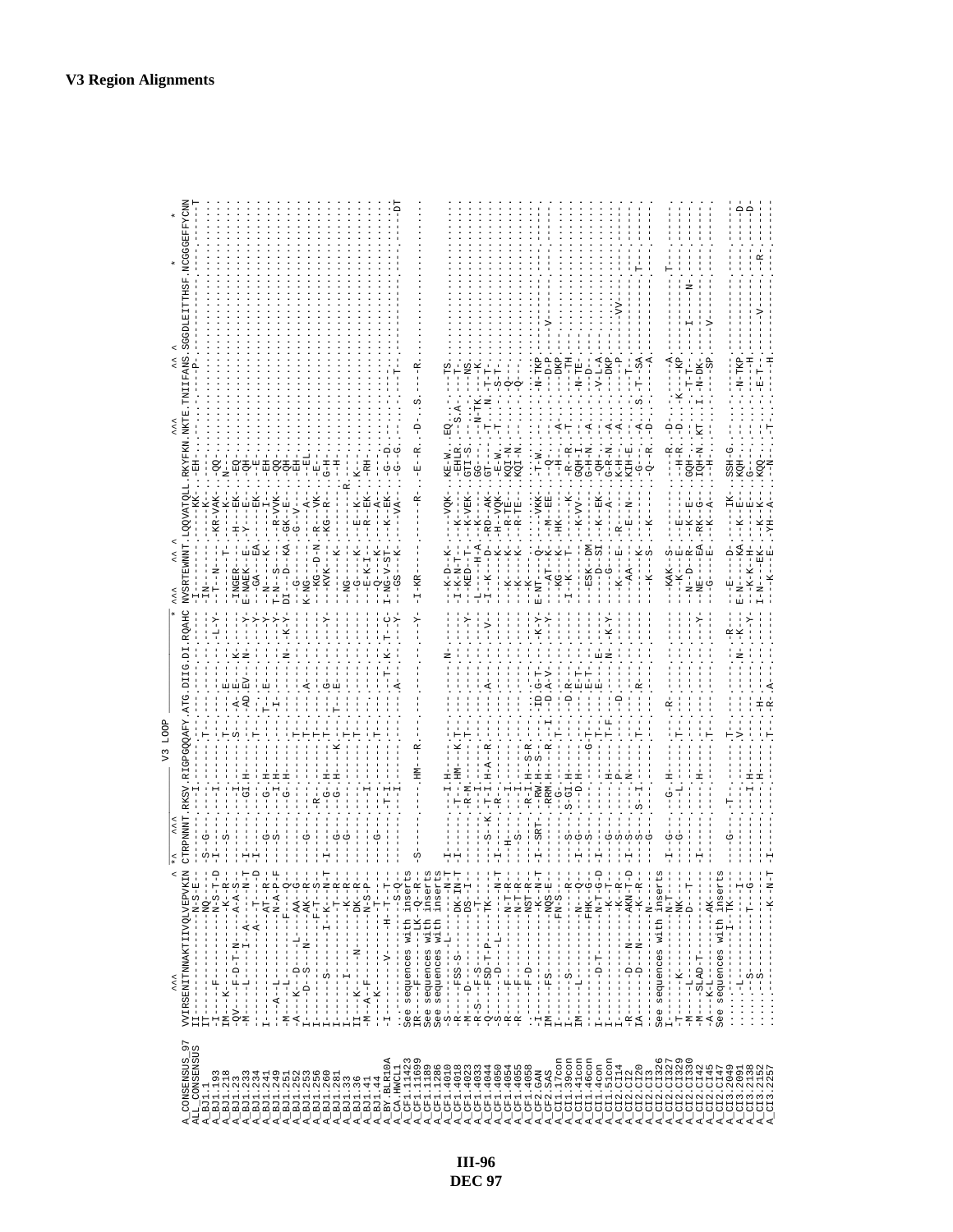# V3 Region Alignments

```
                                                V3 LOOP
A_CONSENSUS_97   VVIRSENITNNAKTIIVQLVEPVKIN CTRPNNNT.RKSV.RIGPGQQAFY.ATG.DIIG.DI.RQAHC NVSRTEWNNT.LQQVATQLL.RKYFKN.NKTE.TNIIFANS.SGGDLEITTHSF.NCGGGEFFYCNN
ALL_CONSENSUS
A_BJ1.1
A_BJ1.193
A_BJ1.218
A_BJ1.23
A_BJ1.233
A_BJ1.234
A_BJ1.241
A_BJ1.249
A_BJ1.251
A_BJ1.252
A_BJ1.253
A_BJ1.256
A_BJ1.260
A_BJ1.281
A_BJ1.33
A_BJ1.36
A_BJ1.41
A_BJ1.44
A_BY.BLR10A
A_CA.HWCL1
A_CF1.11423      See sequences with inserts
A_CF1.11699
A_CF1.1189       See sequences with inserts
A_CF1.1286       See sequences with inserts
A_CF1.4010
A_CF1.4018
A_CF1.4023
A_CF1.4033
A_CF1.4044
A_CF1.4050
A_CF1.4054
A_CF1.4055
A_CF1.4058
A_CF2.GAN
A_CF2.SAS
A_CI1.17con
A_CI1.39con
A_CI1.41con
A_CI1.46con
A_CI1.4con
A_CI1.51con
A_CI2.CI14
A_CI2.CI2
A_CI2.CI20
A_CI2.CI3
A_CI2.CI326      See sequences with inserts
A_CI2.CI327
A_CI2.CI339
A_CI2.CI42
A_CI2.CI45
A_CI2.CI47       See sequences with inserts
A_CI3.2049
A_CI3.2091
A_CI3.2138
A_CI3.2152
A_CI3.2257
```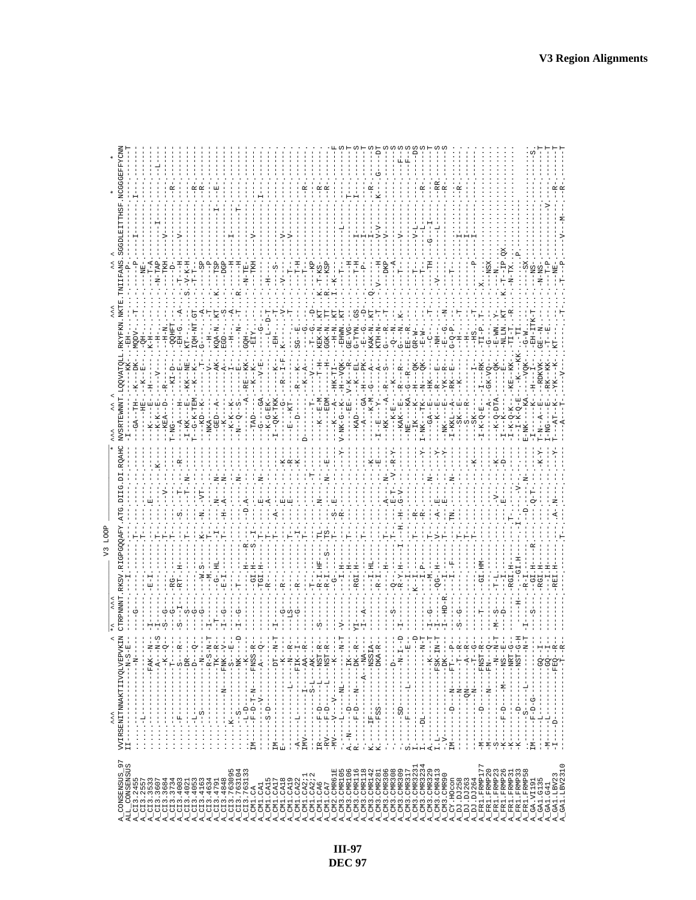# V3 Region Alignments

```
                                    V3 LOOP
A_CONSENSUS_97   VVIRSENITNNAKTIIVQLVEPVKIN CTRPNNNT.RKSV.RIGPGQQAFY.ATG.DIIG.DI.RQAHC NVSRTEWNNT.LQQVATQLL.RKYFKN.NKTE.TNIIFANS.SGGDLEITTHSF.NCGGEFFYCNN
ALL_CONSENSUS
A_CI3.2455
A_CI3.2557
A_CI3.3533
A_CI3.3607
A_CI3.3684
A_CI3.3734
A_CI3.4003
A_CI3.4021
A_CI3.4053
A_CI3.4163
A_CI3.4634
A_CI3.4791
A_CI3.4848
A_CI3.763095
A_CI3.763104
A_CI3.763133
A_CM1.CA
A_CM1.CA1
A_CM1.CA15
A_CM1.CA17
A_CM1.CA18
A_CM1.CA19
A_CM1.CA22
A_CM1.CA2;1
A_CM1.CA2;2
A_CM1.CA6
A_CM1.CA7
A_CM2.CMR61E
A_CM3.CMR105
A_CM3.CMR106
A_CM3.CMR116
A_CM3.CMR118
A_CM3.CMR142
A_CM3.CMR221
A_CM3.CMR306
A_CM3.CMR308
A_CM3.CMR309
A_CM3.CMR317
A_CM3.CMR3231
A_CM3.CMR3234
A_CM3.CMR329
A_CM3.CMR413
A_CM3.CMR490
A_CY.HOcon
A_DJ.DJ258
A_DJ.DJ263
A_DJ.DJ264
A_FR1.FRMP177
A_FR1.FRMP20
A_FR1.FRMP23
A_FR1.FRMP26
A_FR1.FRMP31
A_FR1.FRMP33
A_FR1.FRMP58
A_GA.VI191
A_GA1.G135
A_GA1.G41
A_GA1.LBV23
A_GA1.LBV2310
```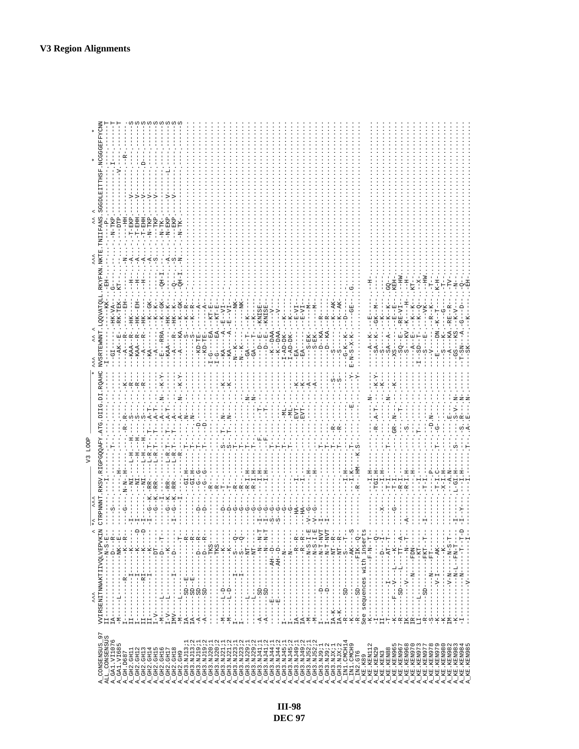# V3 Region Alignments

```
                          ^^^                       ^ *^      ^^^                V3 LOOP                  *  ^^^       ^^ ^                         ^^^       ^^ ^                *         *
A_CONSENSUS_97   VVIRSENITNNAKTIIVQLVEPVKIN CTRPNNNT.RKSV.RIGPGQQAFY.ATG.DIIG.DI.RQAHC NVSRTEWNNT.LQQVATQLL.RKYFKN.NKTE.TNIIFANS.SGGDLEITTHSF.NCGGEFFYCNN
ALL_CONSENSUS    II---------------N-S-E- ----S-----.----I.-------.---.----.--.----- -I---------.-------KK.-EH-..........-----P-----------------T
A_GA1.VI1076     IA-------------D-----R- ---------.----.---T------.---.----.--.----- ---GI------.---HK-VA-.G----.----.-N-TKP----------I-------T
A_GA1.VI1685     -M-----L---------NK--E- ---------.----.---------.---.----.--.----- ---------E.--RK-TEK-.KT---.----.---DTP---------V-------T
A_GH.D687        I-----------R-------K--R- ---G----.N-N.-H------.-R-.-R--.--.-K--- --AK-----E.---------EH.-----.-N--.---HH------------R-----
A_GH2.GH11       II---------I--------K--- -I-------.-NI.---L-H---H.---.S---.--.-R--- --A---R.-R.---HK-----.--H--.-A--.-T-EKP----V----------S
A_GH2.GH12       II---------I--------K---D -I-------.-NI.------H---H.---.----.--.-R--- --KAA--R.---HK---EH.--H--.-A--.-T-EHH----V----------S
A_GH2.GH13       II----------RI------K---D -I-------.-NI.---L-H--H.---.S---.--.-R--- --KAA--R.---HK-----.--H--.-A--.-T-EHH----V----D-----S
A_GH2.GH14       II---------I--------K--- -I-G--K-.RR-.--L-R-T-.T-.A-T-.--.----- --A---R.-R.---HK-----.-----.-A--.-N-TKP----V----------S
A_GH2.GH15       I-V--------------DT---- --G--K-.RR-.--L-R-T-.T-.A-T-.--.----- --KA----.---K-GK-.-----.-S--.--TKP----V----------S
A_GH2.GH16       -M-----L---------D--T- ----I---.----.--L-R-T-.-.A-T-.N-.-K-Y- --A-----.---K--K-.-----.----.-N-TK-----------------S
A_GH2.GH17       I-V----L---------K---- -G--K-.RR-.--L-R-T-.T-.A-T-.--.----- --E---RRA.---K--GK.-QH-I.-N--.-N-EKP----V----L-----S
A_GH2.GH18       IMV----I-----D-----R- -I-G--K-.RR-.--L-R-T-.T-.A---.--.----- --KAA--R.---HK-K---.-Q---.-A--.-EKP----V---------S
A_GH2.GH9        -M----L--------T- ----I---.----.---R---.---.A---.N-.-K-Y- --A--KA.---K-GK-.-QH-I.-S--.-N-TK------------------S
A_GH3.NJ13;1     IA----SD--E-------R- ---------.-GI.H---T---.---.N---.--.----- ------S-.---K--R--.-----.----.-----------------------
A_GH3.NJ13;2     IA----SD--E-------R- ---------.-GI.H---T---.---.N---.--.----- ------S-.---K--R--.-----.----.-----------------------
A_GH3.NJ19;1     -A----SD--------D--R- --D------.-G-.G---T---.-D-.----.--.----- ---KD-TE-.------A-.-----.----.-----------------------
A_GH3.NJ19;2     -A----SD--------D--R- --D------.-G-.G---T---.-D-.----.--.----- ---KD-TE-.------A-.-----.----.-----------------------
A_GH3.NJ20;1     ------------TKS---- ---------.-R-.-------.---.----.--.----- --I-G---EA.--KT-E--.-----.----.-----------------------
A_GH3.NJ20;2     ------------TKS---- ---------.-R-.-------.---.----.--.----- --I-G---EA.--KT-E--.-----.----.-----------------------
A_GH3.NJ21;1     -M----L-D--------K---- --D------.-T-.----S--.-T-.N---.--.-K--- --KA---A.-E--VI-.-----.----.-----------------------
A_GH3.NJ21;2     -M----L-D--------K---- --D------.-T-.----S--.-T-.N---.--.-K--- --KA---A.-E--VI-.-----.----.-----------------------
A_GH3.NJ23;1     I-------I----S---Q- --G------.-R-.----T--.---.----.--.----- --N--K---.------NK.-----.----.-----------------------
A_GH3.NJ23;2     I-------I----S---Q- --G------.-R-.----T--.---.----.--.----- --N--K---.------NK.-----.----.-----------------------
A_GH3.NJ29;1     ------L---------NT--- --G------.R-I.H---T--.---.----.N-.----- --GA---T.---K-----.-----.----.-----------------------
A_GH3.NJ29;2     ------L---------NT--- --G------.R-I.H---T--.---.----.N-.----- --GA---T.---K-----.-----.----.-----------------------
A_GH3.NJ41;1     -A----SD--------N--N-T -I-G------.-I.H---F--.---.T---.--.----- ----D--E.--KNISE--.-----.----.-----------------------
A_GH3.NJ41;2     -A----SD--------N--N-T -I-G------.-I.H---F--.---.T---.--.----- ----D--E.--KNISE--.-----.----.-----------------------
A_GH3.NJ44;1     ------E------AH--D---- --S-G------.----.----T--.---.----.--.----- ---K-DAA.---V-----.-----.----.-----------------------
A_GH3.NJ44;2     ------E------AH--D---- --S-G------.----.----T--.---.----.--.----- ---K-DAA.---V-----.-----.----.-----------------------
A_GH3.NJ45;1     I-----------N---- ----G------.----.----T--.---.-ML-.--.----- --I-AD-DK-.---K-----.-----.----.-----------------------
A_GH3.NJ45;2     I-----------N---- ----G------.----.----T--.---.-ML-.--.----- --I-AD-DK-.---K-----.-----.----.-----------------------
A_GH3.NJ49;1     IA-----------R--R- ----HA-----.---I.-------.---.EVT-.--.-K--- --EA------.--E-VI-.-----.----.-----------------------
A_GH3.NJ49;2     IA-----------R--R- ----HA-----.---I.-------.---.EVT-.--.-K--- --EA------.--E-VI-.-----.----.-----------------------
A_GH3.NJ52;1     -M-----------N-S-I-E -V-G------.---H.-------.---.----.--.-A--- ----S-EK-.-----M--.-----.----.-----------------------
A_GH3.NJ52;2     -M-----------N-S-I-E -V-G------.---H.-------.---.----.--.-A--- ----S-EK-.-----M--.-----.----.-----------------------
A_GH3.NJ9;1      I----D--------N-T-NVT -I-------.----.----T--.---.----.--.----- ----D-KA-.---R-----.-----.----.-----------------------
A_GH3.NJ9;2      I----D--------N-T-NVT -I-------.----.----T--.---.----.--.----- ----D-KA-.---R-----.-----.----.-----------------------
A_GH3.NJX;1      IA-K---------NT--R- ---------.----.----T--.-R-.----.--.-S--- ---S------.---K-AK-.-----.----.-----------------------
A_GH3.NJX;2      IA-K---------NT--R- ---------.----.----T--.-R-.----.--.-S--- ---S------.---K-AK-.-----.----.-----------------------
A_IN1.CMCH14     -R-----SD--------S---T- ---------.-I.H---------.---.----.--.----- --G-K--K-.---D----.-----.----.-----------------------
A_IN1.CMCH9      -K-------------AK--S ---------.-I.K---T--.---.-E--.--.-Y--- --E-N-S-X-K-.----GE-.-G---.----.-----------------------
A_IN2.GT6        -R-----SD-------FIK-Q- ---------.R-.HM----K-S-.---.----.--.-Y--- ----------.-------.-----.----.-----------------------
A_KE.K89         See sequences with inserts
A_KE.KEN112      -K-------------F-N-T- ---------.--I.H-------.---.----.N-.----- ---A--K-.--E------.--H--.----.-----------------------
A_KE.KEN29       -I---------------Q- ---------.-TGI.H-------.-R-.A-T-.--.-K-Y- --SA--K-.--GK--M--.-----.----.-----------------------
A_KE.KEN3        II-------------D--I- --X------.--I.H-------.---.----.--.-K--- --S---------.---K-----.-----.----.-----------------------
A_KE.KEN88       -T-------I------AT--T- ---------.-T-I.-------T-.---.----.--.-N--- --SA--A-.---K--K-.-----.----.-----------------------
A_KE.KEN965      -K----F--V--L---K---- --G------.-T-I.-------.-GR.-N--.--.-K--- --XS-------.--E--E-.-GQ--.----.-----------------------
A_KE.KEN967      -R-----SD---L--TT--A- ---------.-R-I.-------.---.-T--.--.----- --SQ--E-.--RE-VI-.KEH-.----.-----------------------
A_KE.KEN968      IK----V---------N--T- -A-------.-R-I.H-------.-S-.----.--.----- ---S--KV.-K----H-.--HW.----.-----------------------
A_KE.KEN970      IR-----N-------FDN---- ---------.----.-------.---.----.--.----- -----------.---------.--H--.----.-----------------------
A_KE.KEN973      LI-----L---------KT---- ---------.--I.-------.-T-.----.--.----- --I---A--E-.---K-----.-KT--.----.-----------------------
A_KE.KEN977      -R-----SD--------FKT--T- -I-------.-T-I.-------.---.----.--.----- --I-SD-T-.---K-Q-.--X--.----.-----------------------
A_KE.KEN978      -S-------N------FT---- ---------.--.P-------.---.-D.N-.--.----- --V-----S--E.----VK-.--HW.----.-----------------------
A_KE.KEN979      -K------V-I-----AK---- ---------.-T-I.C------.-G-.----.--.----- --E----DN.---R--K-.--T--.----.-----------------------
A_KE.KEN980      -K-------------K---- ---------.-X-I.H-------.---.----.--.----- --S----K-.----G---.-K-H-.----.-----------------------
A_KE.KEN982      IM------V-N-----N-S-T- ---------.--A.N-------.---.E---.--.----- --A---KA.-RE--R-.--TV-.----.-----------------------
A_KE.KEN983      -K-------N-L-----FN-T- -I-------.-L-GI.H-------S-.---.S-V-.N-.----- --GS--KS.--K-V--.--N--.----.-----------------------
A_KE.KEN984      -I-------N------T--D -I-Y------.-I.H-------.-S.R---.N-.----- --T-SN--A.--G--D-.--Q--.----.-----------------------
A_KE.KEN985      -------V------------ ---------.--I.-------T-.-A.E---.N-.----- ----SK-----.----K----.--EH-.----.-----------------------
```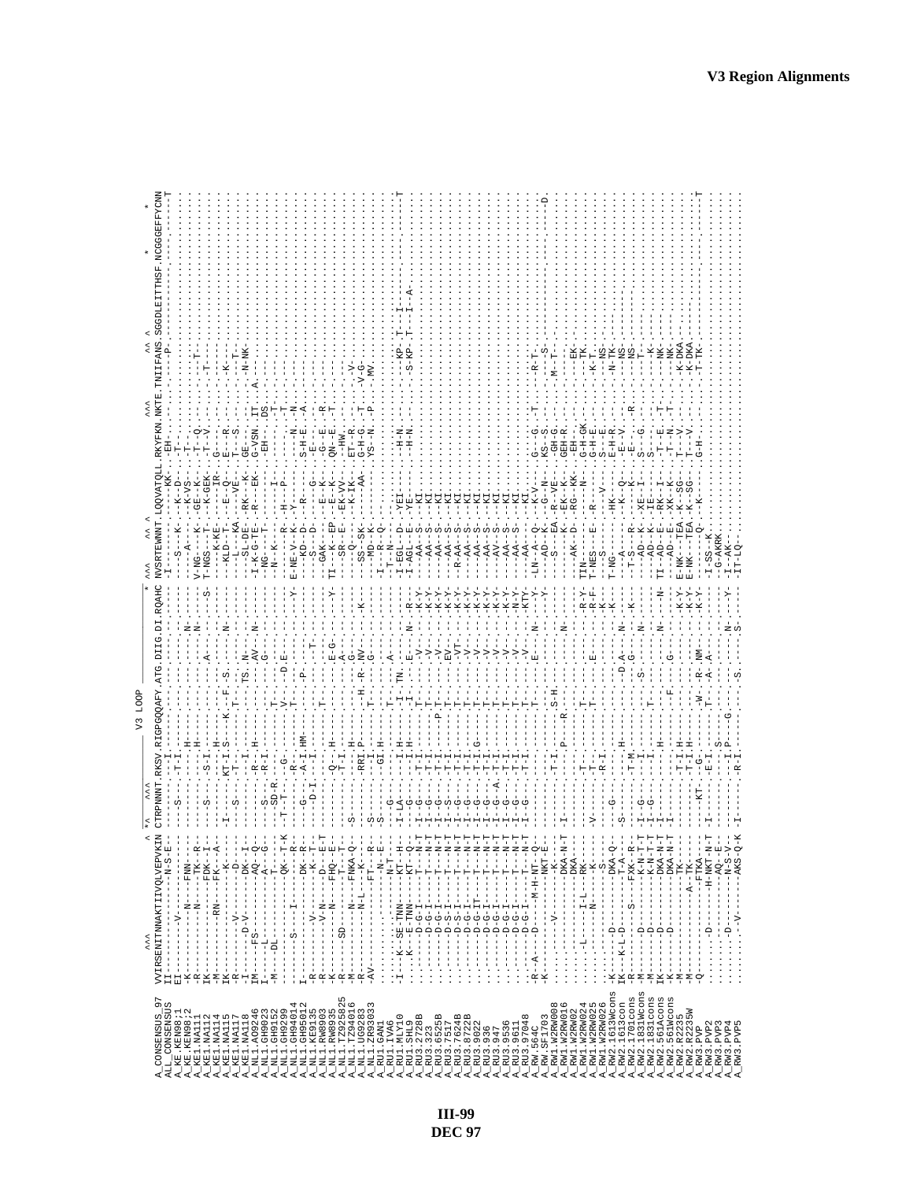## V3 Region Alignments

```
                     ^^^                            ^ *^   ^^^                 V3 LOOP              *  ^^^       ^^ ^                          ^^^        ^^ ^         *    *     *
A_CONSENSUS_97       VVIRSENITNNAKTIIVQLVEPVKIN CTRPNNNT.RKSV.RIGPGQQAFY.ATG.DIIG.DI.RQAHC NVSRTEWNNT.LQQVATQLL.RKYFKN.NKTE.TNIIFANS.SGGDLEITTHSF.NCGGEFFYCNN
ALL_CONSENSUS        II--------------N-S-E-     ---------I---------------------------------- -I---------------KK..-EH----..--------P-.-------------.----------
A_KE.KEN98;1         EI------V-------------     ---S----.-T-I.------------------------------ ----S---K----D---.-T-----..--------....--------.-------------T
A_KE.KEN98;2         -R---------N----FNN---     --------.----.----------.----------N-------- -----A------K-VS--.-T-----..--------....--------.--------------
A_KE1.NA111          -K--------N-----TK--R-     --------.----H----------.------------N------ V-NG----K--GE-K--.-T-Q----..----T---....--------.--------------
A_KE1.NA112          IK--------------FDK--I-    ---S----.-S-I.---------------A------S------- T-NGS----T----K-GEK.-T-V----..-T------....--------.--------------
A_KE1.NA114          -M--------RN----FK---A-    --------.----H---------------.---------------- -------K-KE------IR.G-------..--------....--------.--------------
A_KE1.NA115          IK---------------K----     -I------.KT-I.S---K--F--S.-----N------------ ----KLD--T---E--Q--.E---R---..-K------....--------.--------------
A_KE1.NA117          -R------V---------D---     ---S----.-T--.------------------------------ -----L---KA----VE--.T---S---..----T---....--------.--------------
A_KE1.NA118          -I-----D-V--------DK---I   --------.--I-.-T-----TS.N-----------------   ---SL-DE--RK---K-.GE------..--N-NK--....--------.--------------
A_NL1.A09246         IM-----FS---------AQ---Q-  --------.-R--H---------------AV---N-------- -I-K-G-TE-R----EK.G-VSN.IT.A-------....--------.--------------
A_NL1.GH9023         I-------L-----------A---G- ---S----.-R-I.------------------G------------ --NG---T-------I--.-EH----.DS.--------....--------.--------------
A_NL1.GH9152         M------DL----------T------ ---SD-R-.----------T-------------------------- -N---K----T----------P-----.-T..--------....--------.--------------
A_NL1.GH9299         ----------S-----I------QK--T-K -T-T----.-G---------V---.D-E-------------- ---------R---H------P-------..--------....--------.--------------
A_NL1.GH94014        I-----------------DK--R-   --------.-R--.--------T--.-------Y---------- E-NE-V-K-Y-----------N-----..--------....--------.--------------
A_NL1.GH95012        -R-----V----------K--T-    ---G----.-A-I.HM------.-P---------------------- -----KD-D---R------S-H-E-..A-------....--------.--------------
A_NL1.KE9135         -R-----V-N--------D---E-T  ----D-I-.-----I-------T--------T-------------- -----S--D------G--.--E-----..--------....--------.--------------
A_NL1.RW8903         -K------N---------FHQ---E- --------.-Q---H-------T---------------------- ----GAK-----E--K--.-G--E--R..--------....--------.--------------
A_NL1.RW8935         -R-----SD-----------------  --------.-T-I.-----------E-G---------Y------ TI---K--EP--E--K--.QN--E---T..--------....--------.--------------
A_NL1.TZ95825        -M--------N-----FNKA--Q-   -S------.----H---------------A------------- ---SR--E---EK-VK--.-HW-----..--------....--------.--------------
A_NL1.TZ94016        -R--------N-L---K---       ----------.RRI.P--------H.-R-NV------K------- -----Q-----K-IK--.ET-R----..--V-----....--------.--------------
A_NL1.UG9283         -R---------------FT---R-   -S------.----I--------T----G------------------ --SS-SK------AA.G-H-G---T..--V-G---....--------.--------------
A_NL1.ZR93033        -AV--------------N--E-     -S------.-GI.H---------------------------------- --MD-K------------.YS--N---P..--MV----....--------.--------------
A_RU1.GAN1           .............N-T--         ---G----.----------T---------A---------------- I---R-Q-----------.--------..--------....--------.--------------
A_RU1.IVA6           I---K--SE-TNN----KT--H-    -I-LA---.-I-H-------I-TN.------------------- -T--N-----------------------..--------....--------.-------------T
A_RU1.MLY10          ---K----E-TNN----KT--Q-    ---G----.-I-H-------I--.E-----N------------- I-EGL---D---YEI---..--H-N---..--KP-T----I--.--------------
A_RU1.SHL9           .....D-G-I-------T---N-T   -I-G----.-T-I.-------T--.-----------R--------- I-AGL--E---YE-----..--H-N---..-S-KP-T---I--A-.--------------
A_RU3.2728B          .....D-G-I-------T---N-T   -I-G----.-T-I.-------T--.------V------K-Y------- ---AA--S----KI----.--------..--------....--------.--------------
A_RU3.2723           .....D-G-I-------T---N-T   -I-G----.-T-I.-------P-T-.------V------K-Y----- ---AA--S-----KI----.--------..--------....--------.--------------
A_RU3.6525B          .....D-S-I-------T---N-T   -I-S----.-T-I.-------T--.-----EV-------K-Y----- ---AA--S-----KI----.--------..--------....--------.--------------
A_RU3.7517           .....D-S-I-------T---N-T   -I-G----.-T-I.-------T--.------VT-------K-Y----- --R-AA--S----KI----.--------..--------....--------.--------------
A_RU3.7624B          .....D-G-I-------T---N-T   -I-G----.-T-I.G------T--.------V--------K-Y----- ---AA--S-----KI----.--------..--------....--------.--------------
A_RU3.8722B          .....D-G-IT------T---N-T   -I-G----.-T-I.-------T--.------V--------K-Y----- ---AA--S-----KI----.--------..--------....--------.--------------
A_RU3.9022           .....D-G-I-------T---N-T   -I-G--A-.-T-I.-------T--.------V--------K-Y----- ---AA--S-----KI----.--------..--------....--------.--------------
A_RU3.936            .....D-G-I-------T---N-T   -I-G----.-T-I.-------T--.------V--------K-Y----- ---AV--S-----KI----.--------..--------....--------.--------------
A_RU3.947            .....D-G-I-------T---N-T   -I-G----.-T-I.-------T--.------V--------N-Y----- ---AA--S-----KI----.--------..--------....--------.--------------
A_RU3.9536           .....D-G-I-------T---N-T   -I-G----.-T-I.-------T--.------V--------KTY----- ---AA--------KI----.--------..--------....--------.--------------
A_RU3.9611           -R--A---D----M-H-NT--Q-    --------.-------------T--.-----E------N----Y-- -LN--A---Q----K-V----.--G----G...-T..--R-T----....--------.--------------
A_RU3.97048          -K-----------NKT-E-        --------.------------------------------Y-- -----AD-K-----G--N--.KS--S---..-------S-....--------.--------------
A_RW.564C            ...........K----            --------.----------S-H.---------------------- ---S---EA---R-VE---.-GH-G---..--M--T--....--------.------------D-
A_RW.SF1703          ...V--------DKA-N-T         -I------.-T-I.------P---R------------------- -----------K--EK-K.GEH-R---..--------....--------.--------------
A_RW1.W2RW008        .......------DKA---         --------.------------------------N-------- ---AK---D---RG-KK.-EH-----..--EK----....--------.--------------
A_RW1.W2RW016        ......L---I-L---RK---       ----------.-T-----------T---------------R-Y-- TIN----------N-----.G-H-GK--..--TK.---....--------.--------------
A_RW1.W2RW024        .........N-----K----        -V------.-T-I.-------T--.-----E--------R-F-- T-NES---E-----R------.G-H-E---..-K-T----....--------.--------------
A_RW1.W2RW025        ..............S---          --------.-R-I.------------------------K----- --S----------V-------.S---E---..--NS----....--------.--------------
A_RW1.W2RW026        -K-----D---------DKA-Q-     ---G----.--------------------------------K-- T-NG--------HK-----.E-H-R---..--N-TK--....--------.--------------
A_RW2.1613Wcons      IK---K-L-D-------T-A-       -S------.----H---------------D-A------N------ ----------A------K--Q.--E-V---..--NS----....--------.--------------
A_RW2.1613con        -R-------S-------FXK--R-    --------.-T-M.---------------G----------K------ -T-S-------R------K--.--E-----R..--NS----....--------.--------------
A_RW2.1701cons       -M-----D---------K-N-T-T   -I-G----.-I--.----------S-------N--------- ---AD--K---XE-I--.S--G-----..--T-----....--------.--------------
A_RW2.1831Wcons      -M-----D---------K-N-T-T   -I-G----.-I--.-------T-------------------- ---AD--K----IE-----.S---------..--------....--------.--------------
A_RW2.1831cons       IK-----D---------DKA-N-T   -I-G----.---H--------------------N--------N-- TI--AD--E---RK---I---.-T--E--T..---K----....--------.--------------
A_RW2.561Acons       -K-----D---------DKA-N-T   -I------.-T-I.H------F-----G---------K-Y-- ---AD--E----XK--K--.-T--N---T..---NK---....--------.--------------
A_RW2.561Wcons       -M---------------TK-        --------.-T-I.H--------------------------K-Y-- E-NK---TEA-K--SG-.T---V---..---NK---....--------.--------------
A_RW2.R2235          -M----------A--TK-          --------.--G----------W--.-R.NM-----------K-Y-- E-NK---TEA-K--SG-.T---V---..--K-DKA--....--------.--------------
A_RW2.R2235W         -Q---------------FTKA--     --KT----.-E-I.-------T---.-A-A---------------- ---------Q------K--.G-H-----..--K-DKA--....--------.--------------
A_RW3.PVP            ..........D-------H-NKT-N-T -I------.-R-I.------G-----.-S-------N-----Y-- I-SS--K-------------.--------..--T-TK----....--------.-------------T
A_RW3.PVP2           ..........--------AQ--E-    --------.-----S------------------------------ -G-AKRK--------------.--------..--------....--------.--------------
A_RW3.PVP4           ........D--------N-S-V-     --------.-I-P.-----------------N-------Y---- I--AK---------------.--------..--------....--------.--------------
A_RW3.PVP5           ......-V---------AKS-Q-K   -I------.-R-I.----------S.-----S------------- IT-LQ---------------.--------..--------....--------.--------------
```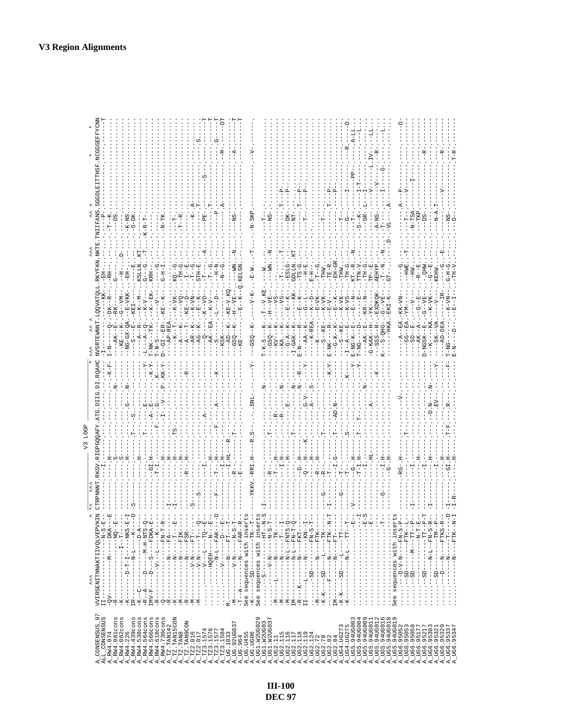# V3 Region Alignments

```
                         ^^^                     ^ *^  ^^^                   V3 LOOP                  *  ^^^      ^^ ^                 ^^^          ^^ ^           *       *
A_CONSENSUS_97     VVIRSENITNNAKTIIVQLVEPVKIN CTRPNNNT.RKSV.RIGPGQQAFY.ATG.DIIG.DI.RQAHC NVSRTEWNNT.LQQVATQLL.RKYFKN.NKTE.TNIIFANS.SGGDLEITTHSF.NCGGEFFYCNN
ALL_CONSENSUS      II--------------N-S-E-   --------.----.-I----------.---.----.--.----- -I--------.-------KK-.-EH---.----.------P-.------------.----------T
```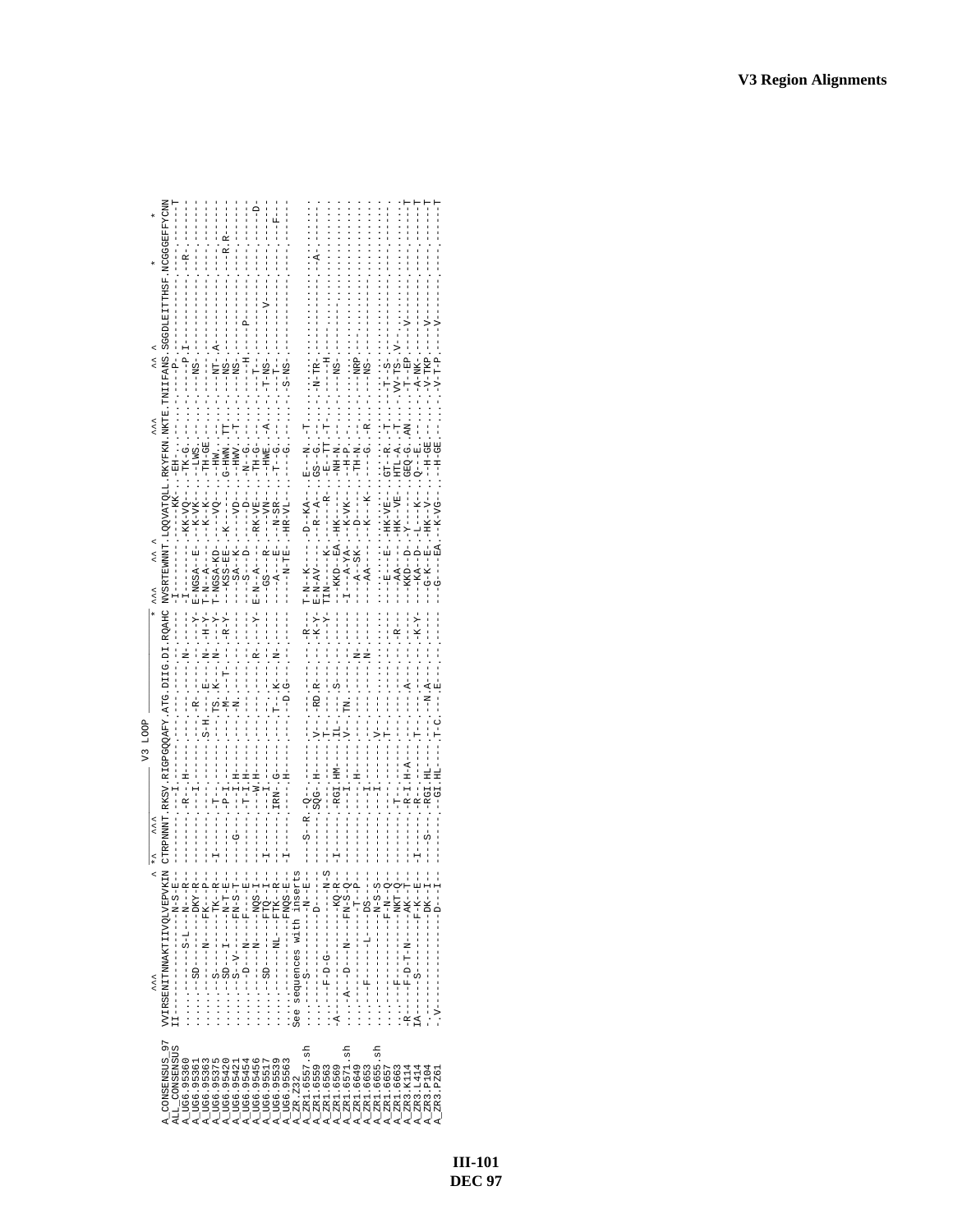# V3 Region Alignments

```
                    ^^^                   ^ *^    ^^^        V3 LOOP          * ^^^      ^^ ^              ^^^          ^^ ^                *    *
A_CONSENSUS_97  VVIRSENITNNAKTIIVQLVEPVKIN CTRPNNNT.RKSV.RIGPGQQAFY.ATG.DIIG.DI.RQAHC NVSRTEWNNT.LQQVATQLL.RKYFKN.NKTE.TNIIFANS.SGGDLEITTHSF.NCGGEFFYCNN
ALL_CONSENSUS   II-------------N-S-E-- --------.---I------------.---.----.--.----- -I--------.------KK..-EH-..----.----P---.-----------.--------T
A_UG6.95360     .......--S-L---N---R-- --------.-R--H---------.---.----.N-.----- -I--------.-KK-VQ---.-TK-G.----.----P.I-.-----------.-R------
A_UG6.95361     .......-SD-----DKY-R-- --------.---I------------.---.-R--.--.---Y- E-NGSA--E-.---K-VK--.--LWS.----.----NS--.-----------.--------
A_UG6.95363     .......---N----FK--R-- --------.------------S-H.---.E--.N-.-H-Y- T-N--A----.---K--K--.-TH-GE.----.----NT-.A----------.--------
A_UG6.95375     .......-S------TK--R-- -I------.-T-.---------.TS.K---.N-.-N-Y- T-NGSA-KD-.-----VQ--.--HW..----.----NS--.-----------.--------
A_UG6.95420     .......SD--I---N-T-E-- --------.-P-I----------.-M-.-T-.-.-R-Y- --KSS-EE-.-K-------.G-HWN.TT--.----NS--.-----------.-R.R----
A_UG6.95421     .......-S-V----FN-S-T- ---G----.--I.H----------.-N-.----.--.----- ---SA--K--.-----VD--.--HWV.-T--.----NS--.-----------.--------
A_UG6.95454     .......--D--N--F---E-- --------.-T-I.H---------.---.----.--.----- ---S--D---.------D--.--N-G.----.----H---.-P---------.--------
A_UG6.95456     .......---N----NQS-I-- --------.--W.H---------.---.----.R-.---Y- E-N--A----.---RK-VE--.-TH-G-.----.-T----.-----------.------D-
A_UG6.95517     .......-SD-----FTQ-I-- -I------.---I------------.---.----.--.----- ---GS---R-.------VN--.--HWE..A--.-T-NS--.-------V---.--------
A_UG6.95539     .......------NL-FTK-R-- --------.IRN.G--------.T--K--.N-.----- ---A---E--.----N-SR--.-T--G.----.---T--.-----------.---F----
A_UG6.95563     .......-----------FNQS-E- -I------.----H---------.---.D-G-.--.----- -----N-TE-.-HR-VL--.----G.----.S-NS---.-----------.--------
A_ZR.Z32        See sequences with inserts
A_ZR1.6557.sh   .......S---------N--E-- ---S--R.Q--------------.---.----.--.-R--- T-N--K----.---D--KA--.E--N..T--.----------.-----------.--------
A_ZR1.6559      .......------D-------- --------.SQG.H---------.V--RD.R--.--.-K-Y- E-N-AV----.----R--A--.GS--G.----.N-TR---.-----------.-A------
A_ZR1.6563      ..-F-D-G--------N-S-- --------.-----------------.T--.----.--.---Y- TIN-----K-.---------R.-E-TT.-T--.----H---.-----------.--------
A_ZR1.6569      -A---------------KQ-R-- -I------.RGI.HM--------.IL-.-S-.--.----- --KKD--EA.-HK-------.-NH-N.----.----NS--.-----------.--------
A_ZR1.6571.sh   ...A---D---N-----FN-S-Q- --------.---I----------.V--TN.----.--.----- -I---A-YA-.---K-VK--.-H-P..----.-----------.-----------.--------
A_ZR1.6649      .......------------T-P-- --------.--H-----------.---.----.N-.----- ---A--SK--.-----D---.-TH-N.----.----NRP-.-----------.--------
A_ZR1.6663      .......----L-----DS---- --------.---I-----------.---.----.N-.----- ---AA-----.---K--K--.----G..R--.----NS--.-----------.--------
A_ZR1.6655.sh   .......-----------N-S-S-- --------.---I----------.V--.----.--.----- --------------------.---------.----.------------.-----------.--------
A_ZR1.6657      .......-----------F-N-Q-- --------.-----------------.T--.----.--.----- ---E---E--.-HK-VE--.GT--R..T--.-T--S---.-----------.--------
A_ZR1.6663      .....-F----------NKT-Q-- --------.-T-------------.---.----.--.-R--- ---AA-----.-HK--VE-.HTL-A..T--.VV-TS-.V-----------.--------
A_ZR3.K114      -R----F-D-T-N----AK--T-- --------.-R-I.H-A-------.---.-A--.--.----- ---KKD--D-.-Y-------.GEQ-G..AN-.-T--EP----V----------.-------T
A_ZR3.L414      IA-----S------F-K--E-- -I------.-R--------------.T--.----.--.-K-Y- ---KA--D--.-L---K--.Q---E.----.-A-NK---.-----------.-------T
A_ZR3.P104      .......-----------DK--I-- ---S----.-RGI.HL--------.---.-N-A-.--.----- --G-K---E-.-HK--V---.--H-GE.----.V-TKP--.-V---------.-------T
A_ZR3.PZ61      -.V-----------------D---I-- --------.-GI.HL---------.T-C.---E-.--.----- --G-----EA.-K-VG--.--H-GE.----.V-T-P---.-V---------.-------T
```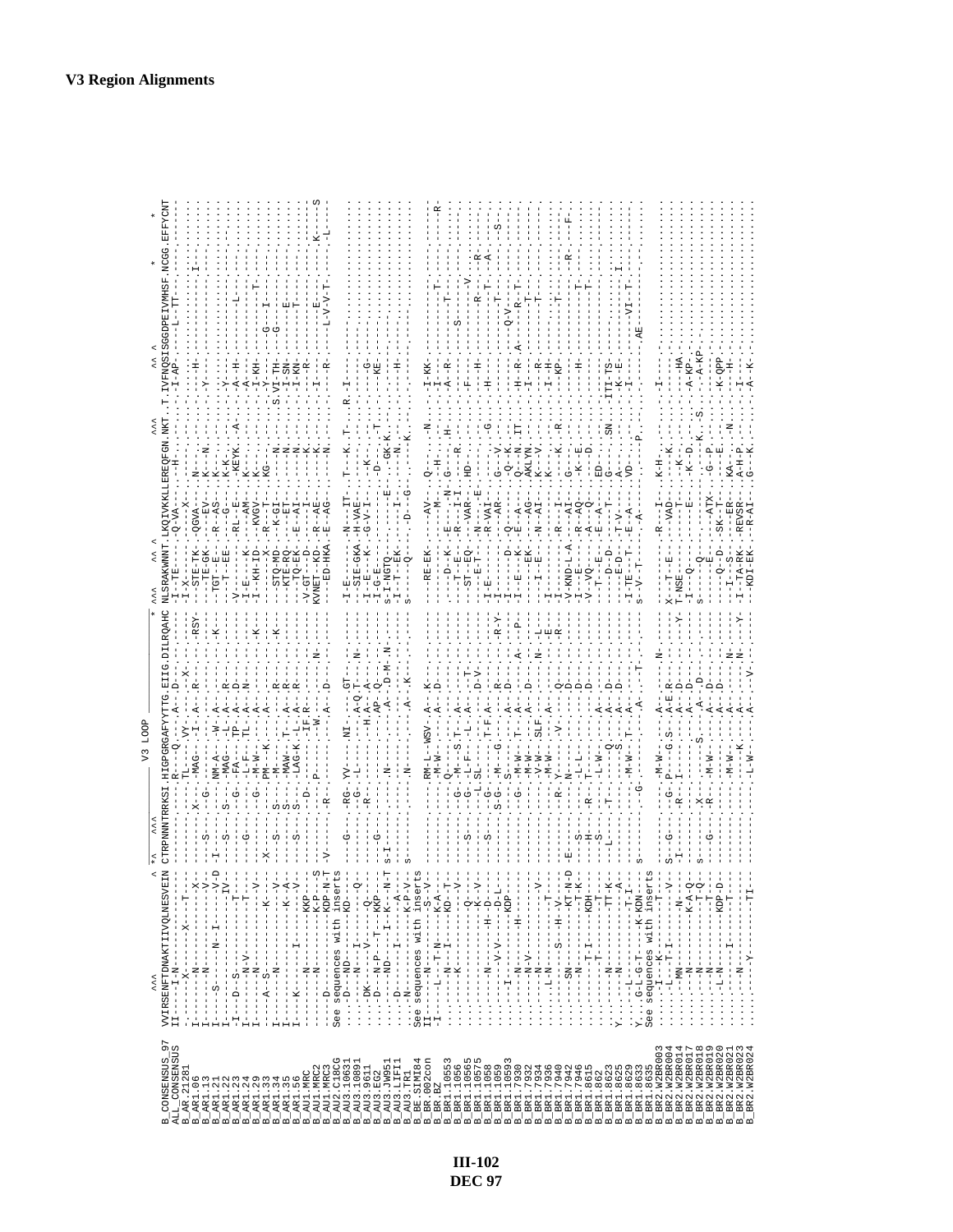**V3 Region Alignments**

```
                    ^^^                        ^ *^  ^^^             V3 LOOP              *  ^^^        ^^ ^                      ^^^        ^^ ^                    *      *
B_CONSENSUS_97   VVIRSENFTDNAKTIIVQLNESVEIN CTRPNNNTRKSI.HIGPGRGAFYYTTG.EIIG.DILRQAHC NLSRAKWNNT.LKQIVKKLLREQFGN.NKT..T.IVFNQSISGGDPEIVMHSF.NCGG.EFFYCNT
ALL_CONSENSUS    II----I-N------------------ ------------.R-----Q-----A--.----.---------  -I-TE-----.-Q-VA-----.-H....  ......-I-AP-----L--TT-....  ........
B_AR.21281       .-----X-------X-----T------ ------------.TL-----VY---.----X.--------- I-X-------.------X-------.....  ..........................
B_AR1.06         I-----N--------------X----- ---------X--.-MAG---I-A--.-R---.--------- --STE-TK--.QGVA----------.....  .....-H-...................
B_AR1.13         I--------------------V----- ----S-------.--------------.----.----RSY- --TE-GK---.----EV--------.....  ..........................
B_AR1.21         I-----S---N--I--------V-D-- -I----S----G.NM-A---W-A---.----.---K----- --TGT-E---.R--AS----K---N.....  .....-Y-...................
B_AR1.22         -I---D--S-------------T---- ---S-----S--.-MAG---L-A--.-R--.--------- ---T--EE--.-----G---K-K--.....  .....-Y-...................
B_AR1.23         I------N-V------------T---- ------------.-FA---TP-A--.-D--.--------- -V--------.-RL--E---KEYK..A..  .....-A--H-..........L.....
B_AR1.24         I--------N-----------V----- ---G--------.-L-F---TL-A--.-N--.--------- I-E---K---.----AM--------.....  .....-A-...................
B_AR1.29         I-------N--------------V--- ---------G--.-M-W-----A--.----.---K----- I--KH-ID--.--KVGV---K----.....  .....-I-KH-..........T.....
B_AR1.33         ------A--S-----------K----- -X---------.PM---K-----A--.----.--------- --------X-.-R---T---KG---.....  .....-Y-......G---I-.......
B_AR1.34         I------N-------------K-V--- --S---------.-M---------A--.-R--.---K----- STQ-MD----.--K-GI------N.....  S.VI-TN-......G-------......
B_AR1.35         I----------------K---A----- ---S--------.-MAW---T--A--.-R--.--------- -KT-RQ----.----ET------N.....  .....-I-TN-..........E.....
B_AR1.56         I---K-------I----------V--- ---S--------.-LAG-K--L-A--.-R--.--------- --TQ-EK---.-E--AI------N.....  .....-I-KN-..........T.....
B_AU1.MRC        --------N-----------KKP---- ---------D--.----IF-R-----.----.--------- -V-GT---D-.-----I-------K.....  .......-R-..................
B_AU1.MRC2       --------N------------K-P---S ------------.P-----W------.---N.--------- KVNET-KD--.-R--AE------K.....  .....-I-......E-...K------S
B_AU1.MRC3       ----D---------------KDP-N-T -V--R-------.----------A--.-D--.--------- ---ED-HKA-.-E--AG------N.....  .....-R-......L-V-V-T-.....L-
B_AU2.C18CG      See sequences with inserts
B_AU3.10631      .....D---ND--------KD------ ---G--------.-RG-YV----NI.---GT-----...  I-E-------.-N---IT--T---K.T...  R..I......................
B_AU3.10891      .....-----N---I-------Q---- ------------.--L------A-Q.T--.-N--.------- -I-SE-GKA-.-H--VAE-------.....  ..........................
B_AU3.9611       ......DK---V---------Q----- ------------.--R-------H.A--A---.------ -I-E--K---.-G-V-I----K---.....  .....-G-...................
B_AU3.EG2        .....D----N-P---T---KKP---- ---G--------.--------AP-Q-----.------- -I-G-E----.---------D----T.....  .....KE-...................
B_AU3.JW951      .....-----ND----I--K---N-T s-I---------.-N---------A--.D-M-N.------ S-I-NGTQ--.-----E--GK-K....  ..........................
B_AU3.LIFI1      .....D---------I-------A--- ------------.---------------.-------- -I-T--EK---.----I----N...  .....-H-...................
B_AU3.TR1        .....N--------------K-P-V-- s-----------.-N----------A--.K------- s-----Q---.-D---G-----K...  ..........................
B_BE.SIMI84      See sequences with inserts
B_BR.002con      II-----N------------S--V--- ------------.-RM-L--WSV-A--.-K--.------- --RE-EK---.--AV-----Q-----N..  .....I-KK-......................
B_BR.BZ          -I----L--T-N-------K-A----- ------------.-M-W------A--.-D--.------- ---------.---M----H----...  .....-H-............T------R-
B_BR1.10553      ......-----N---I-----KD-T-- ------------.Q--M------S.T-----.------- -----D--K-.-E---N--G---H-...  .....A--R-............T.....
B_BR1.1056       ......-----K-------------V- ---------G--.-M---S.T--A--.-R--.------- ---T-E----.-R---I----R...  ...........S-.................
B_BR1.10565      ...........-----------Q---- ---S---------G--L-F---L-A--.-T--.------- --ST-EQ---.---VAR--HD-...  ........................V.....
B_BR1.10575      ...........-----------K-V-- ------------.-L.SL-----A--.D-V-.------- ---E-T----.--------E...  .....F-...................
B_BR1.1058       ...........N--------H--D--- ----S-------.-G------T-F-A--.-----.------ I-E-------.-N----------...  .....-H-..........R-------R-
B_BR1.1059       ...........-V-V--------D-L- ---------S-G-.-M---G-------.-R--.---R-Y- I--------.--R-VAI--------G..  ......H-..........T-----A...
B_BR1.10593      ......I----------------KDP- ---------G--.-S-------A--.-D--.------- -I--------.-----AR--G---V...  ..........................S-
B_BR1.7930       ...........-----H---------- -----------.-M-W---T--A--.-A--.----P-- I--E--D---.--Q---Q----K...  ......Q-V-T-...................
B_BR1.7932       ...........N-V------------- ---------G--.-M-W--------A--.-D--.------- I--E--K---.-E--A--Q-------.....  .....H-.R-A-..........R-T.....
B_BR1.7934       ...........N---------------V ------------.-V-W---SLF-A--.-N---L---- ----------.--EK-----AG---ITI..  ......I------R-..........T....
B_BR1.7936       ...........-----------T---- ------------.-M-W-----A--.----.--E---- I--I--E---.-N-AI---AKLYN..  .....-I-H-..........T......
B_BR1.7940       ...........S--H---V-------- ---------R-.Y-------V------Q--.-------- I--------.---------K-...  ......I-H-..................
B_BR1.7942       ...........SN-------KT-N-D- -E----------.-N---------------D--.------R- I--R--I---.----K.-R...  .....KP-..........T.........
B_BR1.7946       ...........N-----------T-K- ---------S--.--L-L---------D--.------- -V-KND-L-A-.---AI--G---...  .......................R-----F-
B_BR1.8615       ...........-T-I--------KDH- ---------H--.--R--T---------D--.------- I--E-----.-R-AQ---K-E...  ..........................
B_BR1.862        ...........T---------T-------- ---------S--.--------------D--.------- V-VQ------.-A--Q----D...  .....-H-..........T.........
B_BR1.8623       ...........-------------TT-K-- ---------L--.---L-W------A--.-D--.------- ---T--E---.-E--A-----ED...  ..........................
B_BR1.8625       Y..........N-------------K----- ------------.T-----Q-------A--.-D--.------- ---D-D-----.-T--T---G--SN...  .....ITI-TS...........I......
B_BR1.8629       ...........-------------A----- -----------.S------S-------A--.D------- ---E-D-----.-T-V-----A-...  ......-K-E-..........I......
B_BR1.8633       ...........L-----------T-I---- ---------------.-M-W---T-A------.------- I-TE---T--.-E-A-----VD-...  ......I----...........VI-T-...
B_BR1.8635       Y....G-L-G-T----K-KDN--------- S----------G---.---------A----T-.------- s-V--T----.--A-------P..  .......AE.......................
B_BR2.W2BR003    See sequences with inserts
B_BR2.W2BR004    ......I---K------T-------V---- ---------G---.-M-W-----A-----.N-----  X---T--E---.-R---I-----K-H...  .....I-...................
B_BR2.W2BR014    ......L--T-I-------N---V----- S--G-----G-P---G-S---A-E-R---.------  T-NSE-------.---VAD-------K...  ..........................
B_BR2.W2BR017    ......MN----------------T---- -I------R--.I------------A--.D--.---Y-  -I--Q------.------T------K.....  .....HA-...................
B_BR2.W2BR018    ......N---------------K-A-Q-- --------------.-------------A--.D--.----  s---Q------.-----E------K-D.....  .....A-KP-...................
B_BR2.W2BR019    ......N------------------T-Q-- S--------X-------S-------A--.D-----.----  s-----Q------.-----E--K-.-S....  .....A-KP-...................
B_BR2.W2BR020    ......N---------------------T-- ---G----R---.-M-W--------A--.D--.----  ---E-----.---ATX----G--P...  .....K-QPP...................
B_BR2.W2BR021    ......L-N--------------KDP-D-- ------------.------------A--.D--.---N-  ---Q--D---.-SK-T-----E...  ..........H-.................
B_BR2.W2BR023    ......--------I-----------T---- ------------.-M-W------A--.----N.----  ---I--S---.----ER---KA-----N...  ..........H-.................
B_BR2.W2BR024    ......N-----------------T--- ------------.------K-------A--.----N---Y  -I-TA-RK--.-REVSR---A-H-P...  .....I-...................
                 ......Y----------------TI--- ------------.-L-W------A--.V-----.---  -KDI-EK---.--R-AI---G--K....  .....A--K-...................
```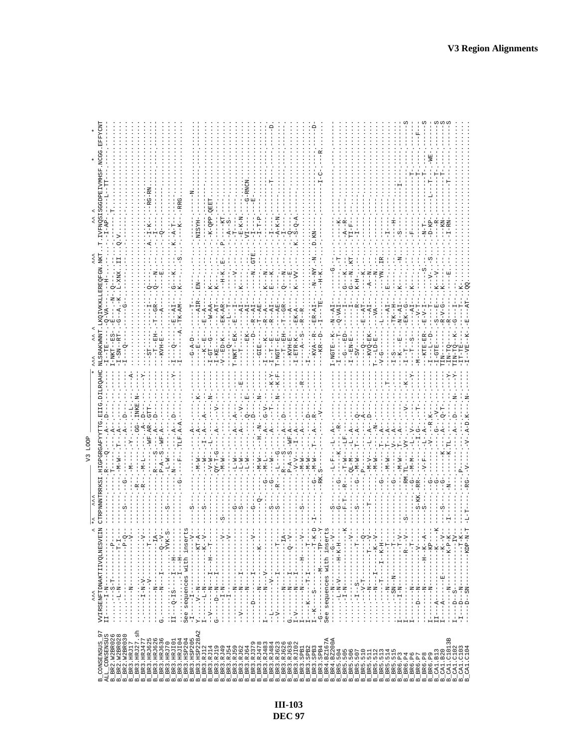# V3 Region Alignments

```
                       ^^^                       ^ *^  ^^^          V3 LOOP                       * ^^^   ^^ ^                   ^^^       ^^ ^                 *    *   *
B_CONSENSUS_97    VVIRSENFTDNAKTIIVQLNESVEIN CTRPNNNTRKSI.HIGPGRGAFYTTG.EIIG.DILRQAHC NLSRAKWNNT.LKQIVKKLLEREQFGN.NKT..T.IVFNQSISGGDPEIVMHSF.NCGG.EFFYCNT
ALL_CONSENSUS     II-----I-N----------------  ------------.R----Q-----.A--D------------ -I--TE-----.----Q-VA-----H--------.----I-AP-----L--TT-------------------
B_BR2.W2BR026     ......S-T---------P-------  ------------.------T---A--------------- I-NKT--ES--.-E--A---N--Q---------..-T------------------------------------
B_BR2.W2BR028     ......L-N---------T-I-----  ------------.---M-W---T--A------------- -I-SN--RT--.G--A---K.-L-XNX.II..Q.V.--------------------------------------
B_BR2.W2BR030     ..........--------P-Q-----  ----S-------.----------A----D---------- -I--Q------.------G-------------------------------------------------------
B_BR3.HRJ17       ..........N---------V-----  ----S-------.G---M----Y------L--------- -----------.---------------------------------------------------------------
B_BR3.HRJ27.sh    ......I-N-V-----------V---  ------------.R-----------GG.INKE.N------A -----------.---------------------------------------------------------------
B_BR3.HRJ477      ......I-N-V-----------V---  ------------.R---M-L-----A--D----------Y -----------.---------------------------------------------------------------
B_BR3.HRJ625      ..........-----T----------  ------------.------------WF.AR.GTT------ -ST--------.------I--Q---------..A--I-K----RG-RN----------------------
B_BR3.HRJ626      .........N----------IA----  ------------.R-----S-----A--D---------- --T--EH----.-T--GR---Q---N-----..--I-------------------------------------
B_BR3.HRJ636      G.......N----I------Q-V---  ------------.P-A--S-WF-A--------------- --KVH-E----.-----A-----------E---..-Q--------------------------------------
B_BR3.HRJ70       ..........-------YVK-S----  ----S-------.-L-W------------------------ -----------.---------------------------------------------------------------
B_BR3.HRJ101      II---Q-IS---I---H---------  ------------.N---------A----D---------Y -I---Q-----.-E--AI---G--K-----..K--A-T--------------------------------
B_BR3.HRJ104      ..........-----I----H-----  ------------.G---F---TLF-A-A----------- -I---------.A-TK-AM---K----S----..---K----RRG--------------------------
B_BR3.HSP204      See sequences with inserts
B_BR3.HSP205      -I-----I-------------V----  --S---------.-------------------------- --G-A-D----.-------T-----------------------------------N------------------
B_BR3.HSP228A2    Y....V--N---------KT-A----  ------------.--M-W-------A-----------K- ---E-------.----AIR--.EN-----------..NISYH---------------------------------
B_BR3.RJ12        I-----L-N---------K--V----  --S---------.---W-------A-------------- --K--E-----.-E--A---------------------------------------------------------
B_BR3.RJ14        --V----N-----H---T--------  ------------.---W---I---A---A--------N- I-GT--G----.----W-AA---K---------..-K-QPP.QEET-----------------------------
B_BR3.RJ19        G----D--N---I-------------  ------------.--V-W---L------------------ -I-KE------.----AI----K-----------..--------------------------------------
B_BR3.RJ49        --------I-N---------V-----  ------------.QY-T-G------A-----V-------- -V--ED-K---.--EK-AR---H--K---E---..P-----KT----------------------------
B_BR3.RJ54        ------I-------------V-----  --S---------.--M-W-------------------- ----Q------.-L---T--------------..-A-S-------------------------------------
B_BR3.RJ59        --------N---------------  --G---------.--L-W-------A----A-------- T-NKT-EK---.-E---I-------V------..-T------------------------------------
B_BR3.RJ62        -V------N---I--------------  --S---------.--L-W-------A----V-----E-- ----T------.-----AI---K----------..-E-K-N-------------------------------
B_BR3.RJ64        --------N-----------V-----  ------------.--L-W------------Q---E---- -------EK--.-----AI--------------..VI--------G-RNCN------------------
B_BR3.RJ379       --D-----I-----------------  --G---------.----------------D--------- --------D--.--R-AI--------N.GTE..--I--------E------------------------
B_BR3.RJ478       --------N-----------K-----  --Q---------.---M-W------H--N--------N- -GIE-------.-T-AE-----------------..-I-T-P----------------------------
B_BR3.RJ483       I-------N---V-------------  ------------.G---M-W-----A--G-V-------- -I--T--K---.-R--A----K---N------..-----------------------------------
B_BR3.RJ484       I-L-------V---I-----T-----  --S---------.G----W-------A--G--T------K-Y -I--T--E---.-R--AI---E---K------..-I----------------T----------------
B_BR3.RJ623       -V------I-----------------  --S---------.R---L---G-------------N--K-F T-NGT--E---.-----AE--------------..-A-K-N-----------------------------D
B_BR3.RJ626       --------N-----------IA----  ------------.R-----S-----A----D--------- --T--EH----.-T--GR---Q---N------..-I---------------------------------
B_BR3.RJ636       G-------N---I-------Q-V---  ------------.P-A--S-WF-A--------------- --KVH-E----.------A------E------..-Q--------------------------------------
B_BR3.RJ102       I-V-----N---I-------K-----  ------------.--V-V---I-A--------------- -I-ETR-K---.-EK-A------K-VV-----..K-S-Q-A-----------------------------
B_BR3.SPB1        I-------N-----H------V----  --S---------.---M-W------------------R- --A--S-----.-R--R----------------..--------------------------------------
B_BR3.SPB2        I--K----T-I---------T-K-D-  ------------.---M-W---T---A--------D--- -I---------.-----------------------..-------------------------------------
B_BR3.SPB3        I--K----S-----------T-K-D-  -I----------.G---M-W---T---A----D------ -KVA--R----.ER-AI----N-NY-N---..D.KN----------------------------------D
B_BR3.SPB4        -G------M-------TP--X-----  ------------.RK.S-------------V-------- --KR--D----.I---TE--H-K--------..----------------I-C---R-------------
B_BR4.BZ167A      See sequences with inserts
B_BR4.BZ200A      ......N-------G-V---------  --S---------.--L-F-----L--A------------ I-NGTE-K---.-N-AI------G---------..--------------------------------------
B_BR5.504         ......L-N-V------H-K-H----  --G---------.--G--------K---R---------- -I-----T---.-Q-VAI-----------T---..-----K------------------------------
B_BR5.505         ......I-N----------------K  --F-T-------.-R--T-W----LF------------- ---G--ED---.-----I---G--K-------..--A-R-------------------------------
B_BR5.506         ......------------V-------  ------------.--QL-M-----L--A---------- -I--EN-E---.------I---G--N-KT----..-TI-F------------------------------
B_BR5.507         ......I--S----------T-----  --S---------.G----M-W-----T--A--Q------- ---SV------.------R---K-H-------..--I--------------------------------
B_BR5.510         ......P------------Q------  --S---------.G--M-W-----T---A--------- --Q--------.-----R---------------..-----------------------------------
B_BR5.511         ......V-T--------T---V----  --S---------.------------------------- -KVQ-EK---.-E-AT---K-K--------..--------------------------------------
B_BR5.512         ......N------------T--V---  --T---------.---M-V------L---A--D------ --LD-E----.-----VA--A--N------..---------------------------------------
B_BR5.513         ......N---I----K--V-------  ------------.---M-W------L--A---N------ T----------.-----------N---------..--------------------------------------
B_BR5.514         ......N---T----I--K-H-----  --G---------.---------T--A------------- V-G--------.---L----YN---IR-----..---------------------------------------
B_BR5.515         ......N--------T----------  ------------.---M-W------------T------- -----------.------AI---E---------..-I-------------------------------------
B_BR6.P3          ......SN--N----T----------  --G---------.---------V---A------------ I-S--------.--TK-H-------------..--H----------------------------------
B_BR6.P4          I-----I-N----------T-V----  --G---------.--M-W------T--A------------ --K--E-----.-N-AI---K---N------..-S---------I-----------------------
B_BR6.P6          I------------R---V--------  S-----------.RM.TL-----VY--------V-----K-Y I-T--------.--EK-G--K-------..-------------------------------------
B_BR6.P7          I-------N-----------T-----  ------------.G---M-M----L-V------------Y --T--S-----.---AI---K--------..--F------------------------------------
B_BR6.P8          I---D---N----------V------  ------------.S-KK.RR--------I-G-------T- M-------------V-T-------------..-----------------T------------------F-
B_BR6.P9          ......N---------H-K--A----  --S---------.-V-F----L--A-------------- -KTE-ER----.-E-V-I------S-----..N-T--------------T---------------S
B_CA1.B13         I-----N------------KP-----  --G---------.---------V---R-K---------- I---L-D----.-----T----V---S----..D-KP-----L---T----WE--------------
B_CA1.B20         II----A-----------K----K--  --G---------.--------------G--V--------- I-GTE------.-S--E---K--V-------..R-------------T------------------S
B_CA1.C1013B      I-----A-----E-----K--V----  --S---------.-----K------A--Q-T-------- TIN--------.-R-V-G---K---------..-KN--------------T---------------S
B_CA1.C102        I-----N------------K-P-K--  I-----------.N-----K-TL-------------Y- -IN-TQ-----.----R----K------E--..-I-RN--------------------------------S
B_CA1.C103        I---D-S------------IV-----  ------------.-----------A----D---N---- TIN-TQ--K--.-G---I--------------..--------------T---------------------
B_CA1.C104        -I--D--N-----------T-K----  ------------.---P---------------------Y IT-TE------.-G---T---K--------..--------------------------------------
                  ----D-SN-----------KDP-N-T  L-T---------.RG--V-----V--A-D.K---N---- I-VE--K----.E---AT----QQ--------..-------------------------------------
```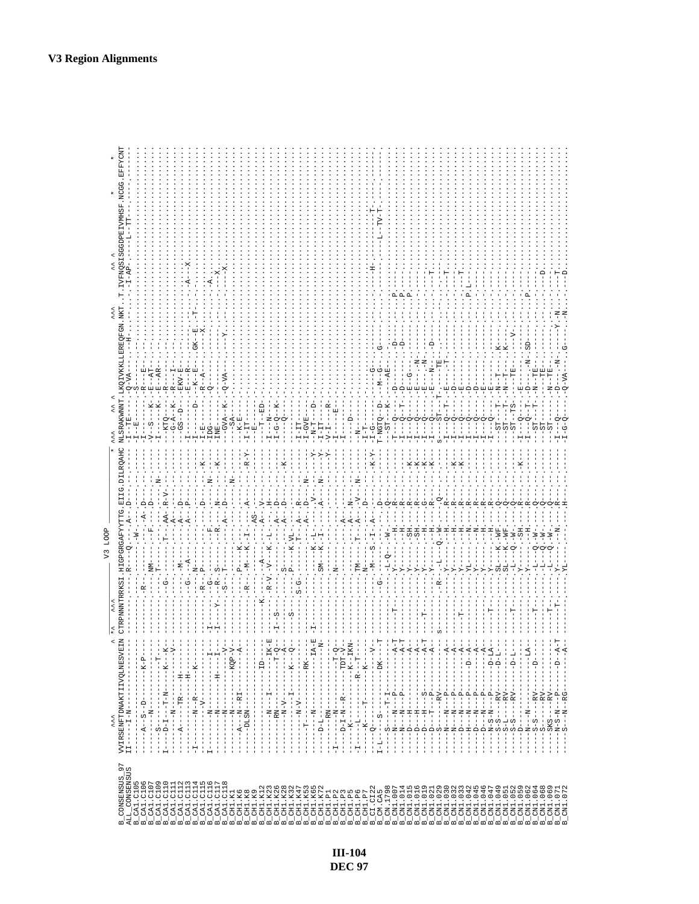# V3 Region Alignments

```
                 ^^^                       ^ *^  ^^^           V3 LOOP                   *  ^^^      ^^ ^                ^^^        ^^ ^                    *      *
B_CONSENSUS_97   VVIRSENFTDNAKTIIVQLNESVEIN CTRPNNNTRRKSI.HIGPGRGAFYTTG.EIIG.DIRQAHC NLSRAKWNNT.LKQIVKKLLEREQFGN.NKT..T.IVFNQSISGGDPEIVMHSF.NCGG.EFFYCNT
ALL_CONSENSUS    II-----I-N---------------- -------------R----Q-----A---D----------- I--TE------Q-VA-------H--------I-AP-------L--TT----------------
B_CA1.C105       -------------------------- -------------------------------------------- I--E-------S-----------------------------------------------------
B_CA1.C106       ----A--S--D---------K-P--- ----------R--------W----------------------- -------------------------------------------------------------------
B_CA1.C107       ------N------------------- ---------------------F----A--D------------- -----------R---E--------------------------------------------------
B_CA1.C109       -----S-------------T------ -----------NM-------------------N---------- V--S-----K--E--AT--------------------------------------------------
B_CA1.C110       I---D-I---T-N------K--K--- ---------G----------T--AA--R-V------------ I---------K--E--AR-------------------------------------------------
B_CA1.C111       ------N----------------V-- ------------------------A---------------- --KTQ------R------------------------------------------------------
B_CA1.C112       ----A----TR---H----------- -------------M----------A--D------------- --G-A--K---R---I---------------------------------------------------
B_CA1.C113       -----------------H-------- -----------G---A--------A--P------------- --GS--D----EKV-E----------------------------------------------------
B_CA1.C114       -I-------N--R------K------ -------------N------------------------------ I------------E--R----------------------A---X-----------------------
B_CA1.C115       ---------V-------------------------R---P---------------------------- I---------D--K--E---GK-E--T---------------------------------------
B_CA1.C116       I--------N--------I------- I--------G----------F-------D------N--K--- I-E------R--A------X--------------------------------------------
B_CA1.C117       ---------N-------H---I---- I-----Y--R--S-------R------N------K------- IDG-------Q--------------------A------------------------------
B_CA1.C118       ---------N---------V------ ---------S--T--------------A--D------N---- INE-------------------------X---------------------------------
B_CH1.K1         ---------N------KQP-V----- -------------------------------------------- -GVA--K-Q-VA-------Y----X------------------------------------
B_CH1.K6         ----A--N-RI---------A----- -------------P------K----------------------- --SA---------------------------------------------------------------
B_CH1.K8         ----DLSN------------------ ----------R---M---K-I--------A----------R-Y- -K-E---------------------------------------------------------------
B_CH1.K9         -------------------------- --------K------------AS---------------- I-IT--------------------------------------------------------------
B_CH1.K12        ------------ID------------ --------------A-------A---V---------------- ---E-----------------------------------------------------------------
B_CH1.K23        ---------N---I------IK-E-- ----------R-V--V--K--L---A---H------------- ---T--ED------------------------------------------------------------
B_CH1.K26        ---------RN---------T-Q--- I-S-------------------A---D---------------- I---N--K----------------------------------------------------------
B_CH1.K28        ---------N-V---------A---- ----------S-----------A---D----------K----- I-G-Q--K----------------------------------------------------------
B_CH1.K32        --------------I------K--Q- ---S---------P------K-VL------A---D--------- ---Q---------------------------------------------------------------
B_CH1.K47        ----------N-V------------- ------------S-G------T-------A---R---------- -------------------------------------------------------------------
B_CH1.K53        -----T----------RK-------- ----------------------A---D--------N------- I-IT----------------------------------------------------------------
B_CH1.K65        ---------N---------IA-E--- I------------------K--L--------V-------Y--- I-GVE---D----------------------------------------------------------
B_CH1.K72        ------D-L---------------N- -----------------SM---K-I------A-----N----Y-- -N-T----------------------------------------------------------------
B_CH1.P1         ----------RN------------- -------------------------------------------Y- I-IT---R-------------------------------------------------------------
B_CH1.P2         -I-------N----------T-Q--- ---------------N------------------------- V-I----E----------------------------------------------------------------
B_CH1.P3         -----D-I-N--R-------TDT-V- -------------------------A---------------- I-------------------------------------------------------------------
B_CH1.P5         ----K---------------K-IKN- ----------------------A---N------------- -----D-------------------------------------------------------------
B_CH1.P6         -I----L-----------R--T---- ------------TM-----T--A--V---N------------- -------------------------------------------------------------------
B_CH1.P7         ----K---T-------K-------- --------------N------------D------------- -N-----------------------------------------------------------------
B_CI.CI22        ----Q--------------V--V--- -------------N---------------------------- I-T-----------------------------------------H-------------T--------
B_CM.CA5         I-L---S----T-------DK----T --------G---M---S--I---A----------K-Y- I-G------G---------------------------------------------------------
B_CN.1798        ----S---T-I--------------- --------------L-Q---W-----D----------- T-NGTQ--D--M--G---G---------------------------L--TV-T-------------
B_CN1.007        ------N--N--P--------A-T-- ----T----------Y----H---R-------------- --ST-Q--K--AE----------------------------------------------------
B_CN1.014        ------N--N--P--------A-T-- --------------Y----H---R-------------- T--Q----D----D----------P------------------------------------------
B_CN1.015        ------D--H-----------A---- --------------Y----SH--R----------K---- I---Q-T--D----D----------P------------------------------------------
B_CN1.016        ------D--H-----------A---- --------------Y----SH--R---------K---- I---Q------E--G-----------P------------------------------------------
B_CN1.019        ------D--H--S--------A-T-- ----T---------Y-----H--G----------K---- I---Q------E---N----------------------------------------------------
B_CN1.021        ------D--T--P--------A---- --------------Y-----H--R----------K---- I---Q------E---N----------------------------------------------------
B_CN1.029        ------S-----RV------------ S-------------R--L---Q--W------Q--------- I---Q------E--N-----D-----------------T---------------------------
B_CN1.030        ------N--N--P--------A---- ---------------Y----H--R--------------- S--ST-----T---TE-------------------------------------------------
B_CN1.032        ------N--N--P--------A---- --------------Y----H--R---------K------- I---Q-T--E---T--------------------------------T-------------------
B_CN1.033        ------D--N--P--------A---- ----T---------Y----H--R---------K------- I---Q------D--------------------------------------------------------
B_CN1.042        ------H--N--P-----D-A----- --------------YL----N--R--------------- I---Q------E------------------------------T----------------------
B_CN1.045        ------D--N--P--------A---- --------------Y----N--R--------------- I---Q------D------------------P-L---------------------------------
B_CN1.046        ------D--N--P--------A---- --------------Y----H--R--------------- I---Q------D----------------------------------------------------------
B_CN1.047        ------N-S-N--P----D-LA---- ----T---------Y----H--R--------------- I---Q------E-----------------------------------------------------------
B_CN1.049        ------S-S----RV-----D-L--- --------------SL--K--WF--Q------------- I---Q------E-----------------------------------------------------------
B_CN1.051        ------S-L----RV-----D-L--- --------------SL--K--WF--Q------------- --ST-----T---N--T----K------------------------------------------
B_CN1.052        ------S-S----RV-----D-L--- ----T---------L--Q--W---Q------------- --ST-----T---N--T----K------------------------------------------
B_CN1.059        ------D-------------------- ---------------Y----SH--R------K------ --ST--TS---TE--------V------------------------------------------
B_CN1.062        ------N--N----------LA---- --------------Y-----H--R--------------- I---Q------E-----------------------------------------------------------
B_CN1.064        ------S-S----RV-----D----- ----T---------L--Q-W-----Q-------------- I---Q--T---D--N-SD-----------P-----------------------------------
B_CN1.068        ------S------RV----------- --------------L--Q-W-----Q------------ --ST----T---N--TE-----------------------------------------------------
B_CN1.069        ------SKS----RV----------- ----T---------L--Q-W-----Q------------- --ST-------------TE--------------------D---------------------------------
B_CN1.071        ------N-S-N--P----D-A-T--- ----T---------Y----N------R------------- --ST-----N--TE----------------------------T-------------------------
B_CN1.072        ------S--N--RG--------A--- -----------YL----------H-------------- I---Q-----D-Q------N------Y--N----------D--------------------------
```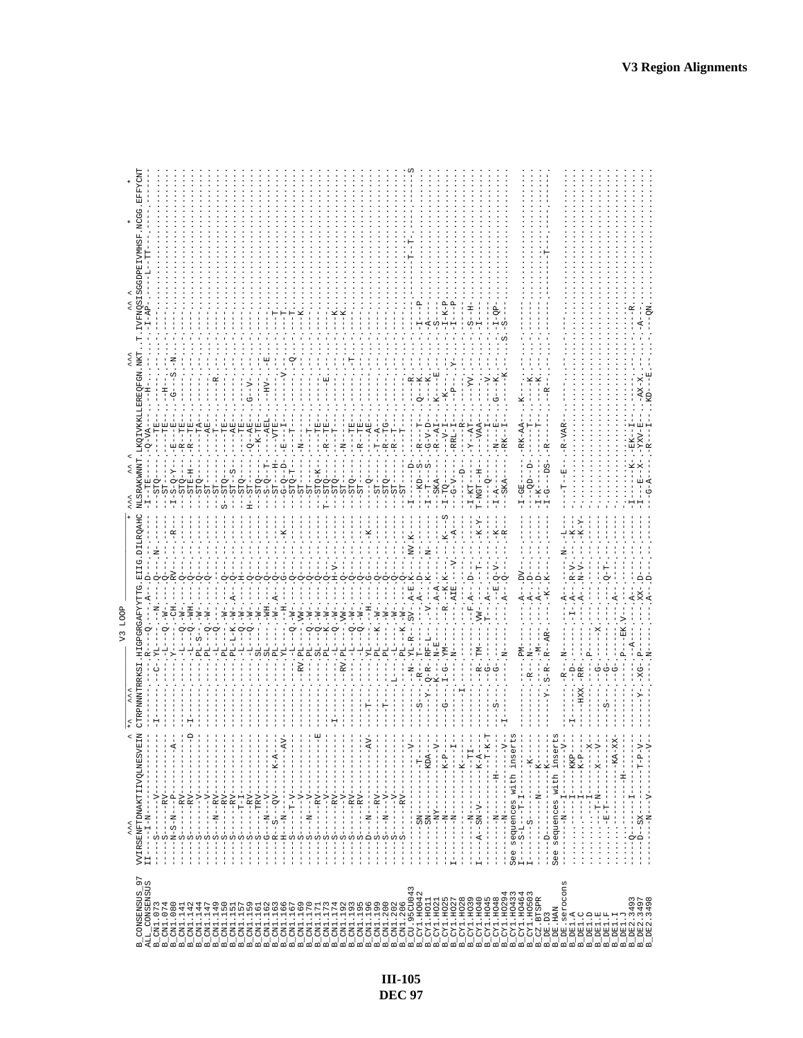# V3 Region Alignments

```
                  ^^^                      ^ *^  ^^^            V3 LOOP                      * ^^^    ^^ ^                     ^^^           ^^ ^                  *          *
B_CONSENSUS_97  VVIRSENFTDNAKTIIVQLNESVEIN CTRPNNNTRRKSI.HIGPGRGAFYTTG.EIIG.DILRQAHC NLSRAKWNNT.LKQIVKKLLEREQFGN.NKT.T.IVFNQSISGGDPEIVMHSF.NCGG.EFFYCNT
ALL_CONSENSUS   II---I-N--------------------- -------------R-----Q----A---D--------- -I--TE--------Q-VA------H-------I-AP-----L---TT-------------
B_CN1.073       ----S-----V------------------ I-----------C-YL---N------Q----N----- --STQ------------------------------------------------------
B_CN1.074       ----S-----RV----------------- ------------L--Q--W----Q------------ --STQ---------TE-------------------------------------------
B_CN1.080       ----N-S-N--P-------------A--- -----------Y-----CH----RV------R----- -I-S-Q-Y-----E---E-------H------------------------------
B_CN1.141       ----S-----RV----------------- ------------L--Q-W------Q------------ --STQ-------R--TE------G--S--N----------------------------
B_CN1.142       ----S-----RV---------------D- I-----------L--Q-WH-----Q------------ --STE-H-----R--TE------------------------------------------
B_CN1.144       ----S-----V------------------ ----------PL-S--W-------Q------------ --STQ-----------TA------------------------------------------
B_CN1.147       ----S-----V------------------ ------------PL--Q-W-----Q------------ --ST------------AE------------------------------------------
B_CN1.149       ----S---N--RV---------------- ------------L--Q-------------------- --ST-------------T------R-----------------------------------
B_CN1.150       ----S-----RV----------------- -----------PL------W------Q--------- S-STQ-----------TE------------------------------------------
B_CN1.151       ----S-----RV----------------- -----------PL-L-K--W--A---Q--------- --ST--S--------TE------------------------------------------
B_CN1.157       ----S-----T-I---------------- -----------PL----H-------Q---------- --STQ-----------AE------------------------------------------
B_CN1.159       ----S-----RV----------------- ------------L---Q-W------Q---------- H-ST------------TE------------------------------------------
B_CN1.161       ----S-----TRV---------------- -----------SL-------W-----Q--------- --STQ--------Q--AE------G--V--------------------------------
B_CN1.162       ----G--N--V------------------ -----------SL-------WH----Q--------- --S-Q--T------K-TE-----------------------------------------
B_CN1.163       ----R-S---QV--------K-A------ -----------PL-------W--A--Q--------- --S-Q--T--------AEL-----HV----E---------------------------
B_CN1.166       ----H--N--V-----------AV----- -----------YL--------H------G-----K- --ST--H---------VTE-----------T---------------------------
B_CN1.167       ----S-----T-V---------------- ------------L--Q-W-------Q---------- --G-Q--D------E--I--------V-----T---------------------------
B_CN1.169       ----S-----V------------------ ---------RV-PL------VW---Q---------- --STQ-T----------T--------Q------T---------------------------
B_CN1.170       ----S---N--V----------------- ------------PL--Q-W--------Q-------- --ST------------------------------K-------------------------
B_CN1.171       ----S-----RV--------------E-- -----------SL--Q-W--------Q--------- --ST------N-----T-------------------------------------------
B_CN1.173       ----S-----V------------------ -----------PL-K-W---------Q-------- --STQ-K---------TE------------------------------------------
B_CN1.174       ----S-----RV----------------- I----------L--Q-W---------H-V------- T-STQ-----R---TE-------E------K----------------------------
B_CN1.192       ----S-----V------------------ ---------RV-PL---VW-------Q--------- --STQ-------R--T---------------K----------------------------
B_CN1.193       ----S-----RV----------------- ------------L---Q-W-------Q--------- --ST-------N------------------------------------------------
B_CN1.195       ----S-----RV----------------- ------------L---Q-W-------Q--------- --STQ---------TE-------T------------------------------------
B_CN1.196       ----S--N--RV-------------AV-- -T---------YL---Q-W-------Q--------- --ST------R---TE--------------------------------------------
B_CN1.199       ----S-----RV----------------- -----------PL----H------G------K---- --ST------Q-----AE------------------------------------------
B_CN1.200       ----S--N--V------------------ -T---------PL-K-W---------Q--------- --ST------T-----A-------------------------------------------
B_CN1.202       ----S-----V------------------ -----------PL-----W-------Q--------- --STQ-----R-----TG------------------------------------------
B_CN1.206       ----S-----RV----------------- ----------L--L----W-------Q--------- --ST------R-----T-------------------------------------------
B_CU.95CU043    ---------SN---------------V-- ----------N-PL-K-W--------Q--------- --ST---------T----------------------------T-T---------------
B_CY1.HO042     ---------SN---------T-------- ---S----R-YL-R-SV--A-E-K---NV-K----- -I---------D------R--------------------------------------S
B_CY1.HO11      ---------SN-------KDA-------- -----Y-Q-R-T---------A-D------------ ---KD-S-----R--T-----Q--K---I---P---------------------------
B_CY1.HO21      ---------NY-------K-P-V------ ----------RF-L--V--A--K---N------- I--T---S-----G-V-D----Q--K--A-------------------------------
B_CY1.HO25      ---------NY------------------ ----------N-E--------------------- -I-SKA-------R-AI-----K-----S-------------------------------
B_CY1.HO27      ---------N--------K-P-V------ -G-------I-G-YM------R--K-K------S I-TQ---------V--------K-----I-K-P---------------------------
B_CY1.HO28      I--------N-----------I------- ------------N-----AIE---V-----A---- -G-V--------RRL-I-----P-----I-K-P---------------------------
B_CY1.HO39      -----------------K----------- ---I------------------------------- ---------D---R---------Y---------------------------------------
B_CY1.HO40      --------N---------TI--------- -------------------F-A--D------T--- -I-KT--------Y-AT-------YV----S-H----------------------------
B_CY1.HO45      I---A-SN-V--------K-A-------- -----------R-TM------VW------K-Y--- T-NGT-H------VAA-----------I-------------------------------
B_CY1.HO48      --------N-------------T-K-T-- S-------------------T---A-------T--- --------------------------V---------------------------------
B_CY1.HO294     --------N-------H------------ -------G-------------E-Q-V-----K--- -I-A---Q-------I-----G--K---I-QP---------------------------
B_CY1.HO433     --------N--------------V----- -I-------G-------N--------A--Q------R-- --SKA-------RK-I-----K---S-S-----------------------------
B_CY1.HO464     See sequences with inserts
B_CY1.HO503     I---S-L--T-I-------------------------PM---------A--DV------------ -I-GE------RK-AA------K----------------------------------------
B_CZ.BTSPR      I-----S----------K-------------------R--N--------A--D------------ --QD--D--------T-----K----------------------------------------
B_DE.D3         ---------N-------K------------------M------------A--D------------ -I-K---------T--------K----------------------------------------
B_DE.HAN        ----D-----------K-------------Y-S-R--R-AR--------K--K------------ -I-G----DS------R------R----------------------------T----------
B_DE.serocons   See sequences with inserts
B_DE1.A         --------N--I--------V--------R-------N-------A--------N---L------ --T---E-----R-VAR--------------------------------------------
B_DE1.C         ----------I-----KKP-------I------D---------I-A----R-V-----K------ ------------------------------------------------------------
B_DE1.D         ----------I-----K-P--------HXX-RR------------A----N-V----K-Y----- ------------------------------------------------------------
B_DE1.E         ---------I---------X---------------P---------------------------- ------------------------------------------------------------
B_DE1.F         ---------T-N-----X---V--------G-------X------------------------- ------------------------------------------------------------
B_DE1.I         ---------E-T-----------------S---G---------------Q-T------------ ------------------------------------------------------------
B_DE1.J         -------------------KA-XX------G-----------A--------------------- ------------------------------------------------------------
B_DE2.3493      ------Q----I----H-----------------P---EK-V----------------------- -I-------K-----EK-I---------R---------------------------------
B_DE2.3497      ------D--SX-----T-P-V--------Y--XG-P-------A--D----------------- -I--E-X--------YXV-E-----AX-X----A----------------------------
B_DE2.3498      ------N---V---------V-------------N---------XX--D---------------- -G-A--------R---I-----KD---E-----QN---------------------------
```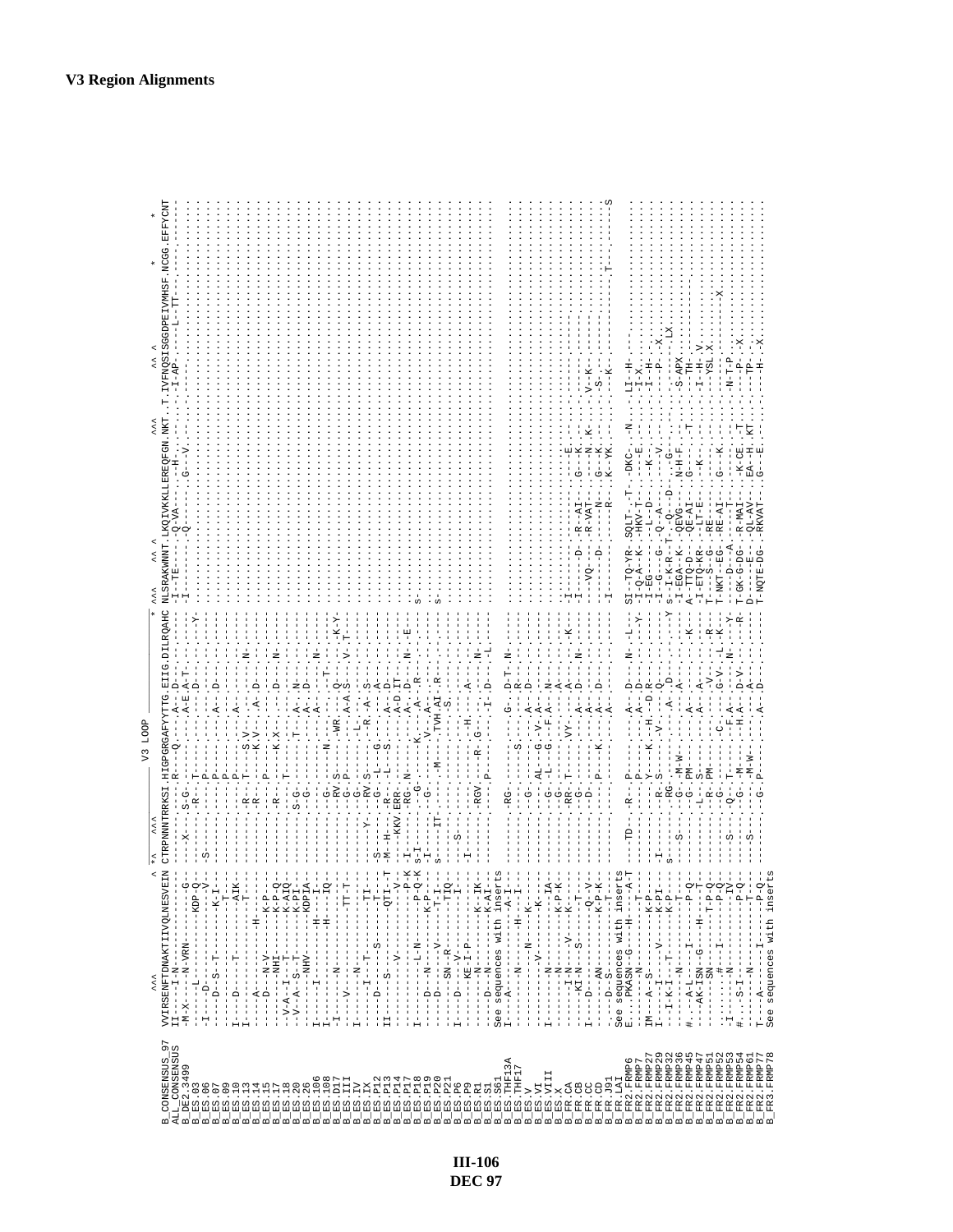# V3 Region Alignments

```
                    ^^^                              ^ *^  ^^^              V3 LOOP                      *  ^^^    ^^  ^                          ^^^       ^^ ^                         *     *
B_CONSENSUS_97    VVIRSENFTDNAKTIIVQLNESVEIN CTRPNNNTRKSI.HIGPGRAFYTTG.EIIG.DIRQAHC NLSRAKWNNT.LKQIVKKLREQFGN.NKT..T.IVFNQSSGGDPEIVMHSF.NCGG.EFFYCNT
ALL_CONSENSUS     II----I-N--------------- ----------.--R----Q-----.A--.D------ -I--TE-----.Q-VA---.-H-.........-I-AP-.----L--TT---
B_DE2.3499        -M-X----N-VRN----------G- ---X---S-G-.---------------..---------- -I--------.-Q------.G---V...
B_ES.03           -I----L--------KDP-Q-   ------R-.T-----------.A--.D-----...
B_ES.06           -I----D---------------V- -S-------------------------------Y-
```

See sequences with inserts

See sequences with inserts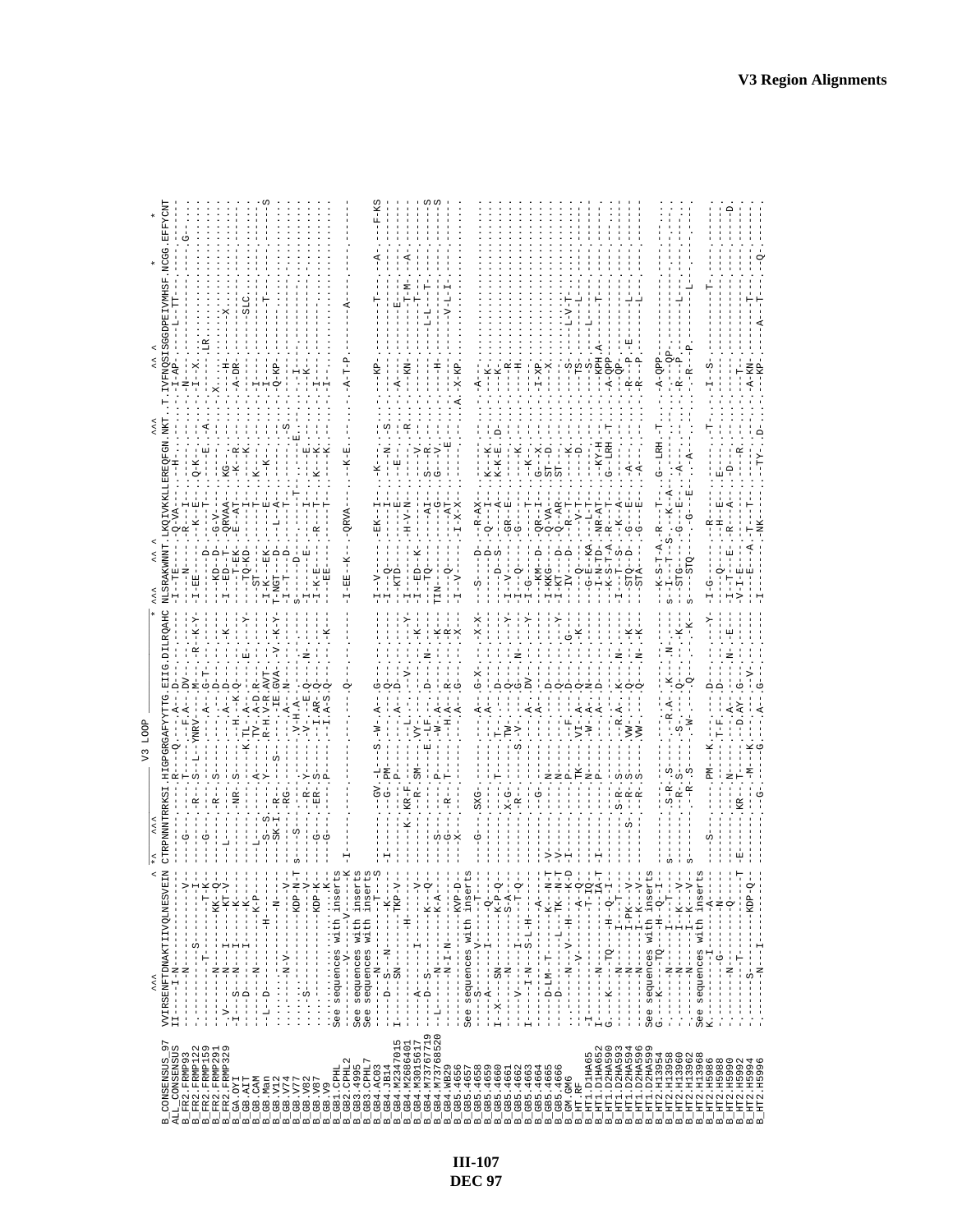# V3 Region Alignments

```
                    ^^^                              ^ *^  ^^^                        V3 LOOP                                   *  ^^^    ^^  ^             ^^^          ^^ ^                      *                *
B_CONSENSUS_97      VVIRSENFTDNAKTIIVQLNESVEIN CTRPNNNTRKSI.HIGPGRGAFYTTG.EIIG.DILRQAHC NLSRAKWNNT.LKQIVKKLLEREQFGN.NKT..T.IVFNQSISGGDPEIVMHSF.NCGG.EFFYCNT
ALL_CONSENSUS       II----I-N--------------- ------------.----Q---.-A--.D--------------- -I--TE-----.-Q-VA-------H--........-I-AP------L--TT-------------
B_FR2.FRMP93        ........N..............V ----G-------.T-----.------.---------------- ------N----.-R-----I-----------------N--------------------G------
B_FR2.FRMP122       .........-S-.......-I-. ---------R--.S--L-.--F-A--.DV-------------- -I-EE------.---K----E---Q-K-------A--I---X---------------------
B_FR2.FRMP159       ........T..........T-K. -G----------.-----YNRV---.M-----R--K-Y- ------------.---K---D---------E---X......LR.-----------------
B_FR2.FRMP291       -V-------N---I------KK--Q- -L-------R--.S--------.---A--.G-T---------- -I--KD--D--.--G-V-------------------------H-----------X------
B_FR2.FRMP329       -I--S--N--I---------KT-V- ------NR-S-----------H---K.Q--------K--- -I--ED--T-.-QRVAA----KG------------A-DR-------SLC.------
B_GA.OYI            ---D-----I---------K---- -L-------------K.TL-.A----.D---------Y--- ----T-EK--.-E-AT-----K-R---------------------T---------
B_GB.AIT            ---------N-----------K-P-- -S-S--R--------.-----TV-.A-D.R--E----------- ----TQ-KD--.-----T---K--------I----------------T-------
B_GB.CAM            -L-D-------------H------- -SK-I--RG-----Y------R-H.V-R.AVT-.-V--K-Y- -I-ST-------.-----E---K-------I---------------------S
B_GB.Man            ........N-V------N--V-- ---------------A-----.--IE.GVA-----------Y- -I-K----EK-.--L--A---------Q-KP-----------T-------
B_GB.V12            ...........KDP-N-T -S---S-------S-----V-H.A-.N--------------- T-NGT---D--.-----T----------------I--------------------
B_GB.V74            ..S............V ----------R-Y------V-.---.E-Q----N--------- -I--T-----D-.-----T-------S-----K-----------------------
B_GB.V77            ...............KDP-K- -G----ER--S-------I.AR-.Q---------------- S-I-----E--.-----I-----E-----------I---------------------
B_GB.V82            ...............K-- -G---------P-------I.A-S.Q-------------K--- -I-K-E-----.-R---T-----K--K-----------I---------------------
B_GB.V87            See sequences with inserts                                           ----EE-----.-----T-----K--K-----------I-------------------
B_GB.V9             -------V------K -I---------------------.-----.Q------------------ -I-EE--K---.QRVA-----K-E--------A-T-P---------A------------
B_GB1.CPHL          See sequences with inserts
B_GB2.CPHL2         See sequences with inserts
B_GB3.CPHL7         ------N--------T-S ------GV.-L--S.-W-.A-.G--------------------- -I--V------.-EK---I-----K------------------------T-------F-KS
B_GB4.4995          --D--S--N------K---  -I----G.PM------.----.Q------------------ -I--Q------.------I-----N.-S-------KP------------------
B_GB4.AC03          I----SN-----TKP-V- ------------P------A-.D--------------------- --KTD------.-----E-----E----------A---------E-----------
B_GB4.JB14          -----------H-------- -K.KR-F--------L.-----V-----------Y- -I---------.-H-V-N-----------R-----KN---------T-M--A--------
B_GB4.M2347015      ---A------I--------V-- -------R-SM--VY-.------------K------------ -I--ED--K--.-------V-------------------T---------------
B_GB4.M2686401      ---D--S--------K--Q- ------------E-LF.--D---N--------------- -I--TQ------.-----AI---S--R-----------L-L-------T--------------S
B_GB4.M3015617      -L------N--------K-A--- -S----------P------.----.----K---------------- TIN-------.-----G---G---V-----------H--------T-------------S
B_GB4.M3767719      --------N--I-N------KVP-D- -G----R--T------W-A--.R------R--------- -I--Q-----.------AT-----E----------------V-L-I----------
B_GB4.M3768520      See sequences with inserts                                           -I--V------.-I-X-X-----------A-X-KP.--------------
B_GB4.WB29          --S-----V---------T- -X----------------A--.G---------X--------------
B_GB5.4656          ----A-------I------Q------ -G----SXG------------A--.G-X--------X-X-- -S----D--.--R-AX----------A----------------
B_GB5.4657          I-X---SN-------K-P-Q- ------------------A----------------------- --------D--.-Q---I------K--K-----K----------------
B_GB5.4658          ------N--------S-A-- -----------T-----T-.D--------------------- ------D-S-.-------A-----K-K-E-D------K-----------------
B_GB5.4659          ---V------I------T-Q- ------X-G----------TW-.Q--------Y------------ -I--V------.-GR-E--------------R-----------------
B_GB5.4660          I----I-N--S-L-H--A---- ------------S-V-.-----N---------------- -I--Q------.-G------K--------H---------------------
B_GB5.4661          ------------------ ------------------------DV-------Y---------- -I--G------.-------T--------------------------------
B_GB5.4662          ------D-LM-T------K---N-T ---G----------------A-.-------------------- -I--KM--D--.-QR--I------K--X-----I-XP.--------------
B_GB5.4663          ------D------L-TK--N-T -V---------N--------------D----Y--------- -I-KKG------.-Q-VA-------ST-D-------X-----------
B_GB5.4664          -------N---V----H----K-D -V---------N-------------------------Y--- -I-KT--D--.-Q-AR------ST----------------------------
B_GB5.4665          ----------V----------A--Q- -I-----------P-----F--D------G--------- --IV--D--.---R-T---------K-----S------L-V-T---------
B_GB5.4666          I----------N-----T-IQ- -------------TK-----VI-.A-.Q-----K------------ ----Q-----.-----V-T---------D-------TS---------L-------
B_GM.GM6            I-------N-------IA-T ---------------N-----W-.A-.N------------------ ---G-E-KA--.----L-T-----------------S--------L--------
B_HT.RF             G---K---TQ----H--Q--I- -I-----------P-------A--.D---------------- -I-N-TD--.-NR-AT------KY-H---------KPH.A-------T--------
B_HT1.D1HA65        -------N------I---T-- ------------------------------------------ -K-S-T-A.-R---T-------G-LRH.-T-----A-QPP---------------
B_HT1.D1HA652       ------N------I-PK---V- -------S-R-S-----R.A-.K--------N---------- -I--T-S-.--K--A-------------------QP.----------L--------
B_HT1.D2HA590       -------N------I-K--V- -S--------R-S-------VW-.Q--------K---------- -I--STQ--D-.-G---E-------A------------R--P---E---------------
B_HT1.D2HA593       See sequences with inserts                                           -STA-------.-G---E-------A------------R--P------L--------
B_HT1.D2HA594       G.-K---TQ----H--Q--I- --------------------------------------- --K-S-T-A.-R---T---------G--LRH.-T-----A-QPP--------------
B_HT1.D2HA596       ------N------I----T-V- -S---------S-R.-S-------R.A-.K-------N----- S-I--T--S--.--K--A----------------QP---------------------
B_HT1.D2HA599       ------N------I-K----V- ---------R-S------S--.Q-------K---------- --STG---G---.-E-------A-------------R--P----------L-------
B_HT2.H13954        ------N------I-K---V- -S---------R.S---------W-.Q-------K---------- S---STQ---.-G----E-------A------------R--P-----------------
B_HT2.H13958        See sequences with inserts                                           
B_HT2.H13960        K.-------I---------A---- -S-----------PM----K-----------D-------Y--- -I-G-------.-R----------T-----------T--I-S----------T-------
B_HT2.H13962        ---------G---------N--- ---------------------T-F.---D----------- --Q------.-H--E-------E-------------------------------
B_HT2.H13968        ---------N---------N--- ---------N---------A-.--N---E-------- -I--T--E--.-R---A------D-----------T-----------------D----
B_HT2.H5986         ---------N---------Q---- -E-------KR-------D.AY.G-V------------- -V-I-E-------.--R-------R--------------A-KN-----------T---------
B_HT2.H5988         ------S--T------KDP-Q- -T-----------M--K------------------------ -I------E---A.-T--T----------------------------------------
B_HT2.H5990         ---------N---I--------- -------------G------G--A-.G----------------- -I--------E.-NK------TY.-D--------KP----A--T-----Q------
B_HT2.H5992
B_HT2.H5994
B_HT2.H5996
```

III-107
DEC 97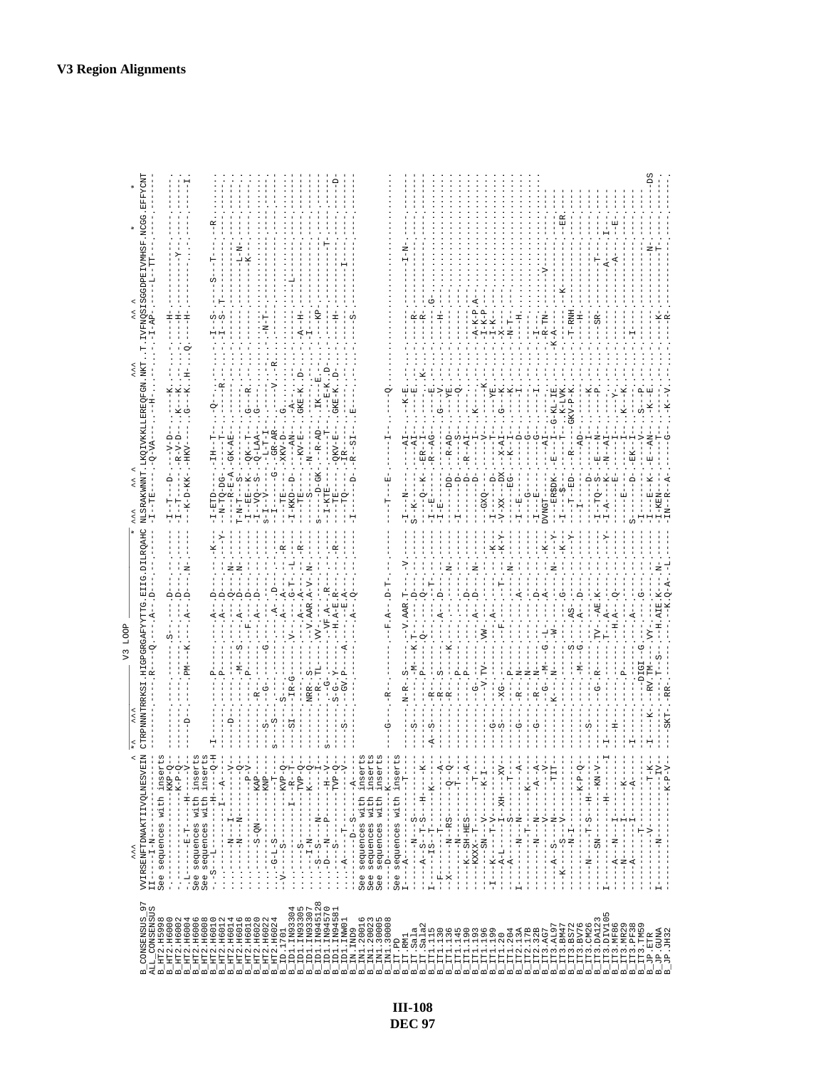**V3 Region Alignments**

```
                        ^^^                    ^ *^ ^^^                  V3 LOOP                 * ^^^ ^^ ^               ^^^          ^^ ^              *      *
B_CONSENSUS_97   VVIRSENFTDNAKTIIVQLNESVEIN CTRPNNNTRKSI.HIGPGRGAFYTTG.EIIG.DIRQAHC NLSRAKWNNT.LKQIVKKLLEREQFGN.NKT..T.IVFNQSSGGDPEIVMHSF.NCGG.EFFYCNT
ALL_CONSENSUS    II----I-N----------------- ------------.-----R----Q.---A--.D-------- -I--TE----.-Q-VA-----.--H-......I-AP-.----L--TT--.-----.-------
B_HT2.H5998      See sequences with inserts
B_HT2.H6000      ------------------KKP-Q-- ------------.------------S.----.D-------- -I--T---D-.---V-D----.--K-......H-.............-----.-------
B_HT2.H6002      ------------------K-P-Q-- ------------.--------------.----.D-------- -I--T-----.-R-V-D----.--K--K-....H-.......Y-.....-----.-------
B_HT2.H6004      --L--------E-T----H----V- ----D-------.-----PM---K.--A--.D--N----- --K-D-KK-.-HKV------.-G--K--H-..Q..H-.............-----.-----I-
B_HT2.H6006      See sequences with inserts
B_HT2.H6008      See sequences with inserts
B_HT2.H6010      --S---L-----------H----Q-H -I----------.-----P-------.A--.D-----K- -I-ETD----.-IH-T-----.--Q-.....I--S-.--------S--T-.--R----
B_HT2.H6012      --------------I----A---V- ------------.-----P-------.A--.D-------Y- --N-TQ-DG-.----T-----.----R....I--S--T...........-----.-------
B_HT2.H6014      --------N---I----------V- --D---------.------------.--Q--.N------ -I-R-E-A-.-GK-AE-----.-------..............-----.-------
B_HT2.H6016      --------N---N-----------Q- ------------.-----M--S---.A--.D--N----- T-N-T--S--.----------.----------.........-----.-------
B_HT2.H6018      -------------------P-V-- ------------.-----P-------F.A--.D-------- -I--EE--K-.-QK--T----.-G--R-..............L-N-.-------
B_HT2.H6020      --------S-QN-------KAP--- ------------.---R---------.A--.D-------- -I--VQ--S-.-Q-LAA----.-G-..................K-.-------
B_HT2.H6022      --------------------KNP--- --S---------.---G---------G.--------------- S-I--V-----.---L-T-I--.----..N-T-.............-----.-------
B_HT2.H6024      ---G-L-S-----------T----- S---S-------.-----------------A--.D-------- -I----G--.-GR-AR-----.----V--R......................-------
B_ID.1701        -V-----S---------KVP-Q-- ---S--------.------------A--.A----R----- --TE-----.-XKV-D-----.G--...................-----.-------
B_ID1.IN93304    ----------I----R---T----- --SI---IR-G-.---V------G-T--L------ -I-KKD--D-.---AN-----.-A-.......L-..........-----.-------
B_ID1.IN93305    ------S--------TVP-Q-- ------------.-----------V-A---A--.---R----- --TE-----.---KV-E----.GKE-K--D-.....A--H-.......-----.-------
B_ID1.IN93307    ------I-N---------K---Q- ------------.NRR--S------V-AAR-A-V---N----- -----------.-N---------.------.....I-............-----.-------
B_ID1.IN945128   ----S-S---N------H-V-- S-----------.--R-TL------VV------------- S-----D-GK-.---R-AD----.-IK--E-......KP..........-----.-------
B_ID1.IN94570    ----D--N-----P-----H-V-- ------------.---G---------VF-A--R--------- --I-KTE----.-------T--.--E-K--D.............T----.-------
B_ID1.IN94581    ------S------------TVP-Q- ---------S-G-Y-----------H-A-E-R-------R--- --TE-----.-QKV-E----.GKE-K--D-......H-.........-----.-------D-
B_ID1.INW01      ----A----T---------------V- ---S--------.--GV-P--A---------E-A------- --TQ-----.-IR--------.-----------...........I------.-------
B_IN.IND9        ----------D--S-------A---- ------------.--------------------A--Q----- -I------D-.-R-SI------.E---......S-............-----.-------
B_IN1.20016      See sequences with inserts
B_IN1.20023      See sequences with inserts
B_IN1.30005      See sequences with inserts
B_IN1.30008      ---D----------K--------- ---G------R-.------------------------------ ---------.--------.-----Q..........................-------
B_IT.PD          See sequences with inserts
B_IT.RM1         I--A---------------T----- ------------N-R--S-------V.AAR-T-----V----- ----T--E--.------I-----.-----..............-----.-------
B_IT.Sala        -------N---S------------- --S---------.----M---K-T-----D-------- -I--N----.-----AI----.--K-E-.....................I-N-.-------
B_IT.Sala2       ------A--S-T-S---H-----K- ----------.--P----Q-------Q-------- S--K-----.---AI------.---E-.....R-..........-----.-------
B_IT1.115        I-----IS--T-----------K--- -A--S-------.-R-------------T-------- --Q--K-.-ER-I-------.----K.....R-..........-----.-------
B_IT1.130        ---F--------T----------A- ------------.-R-S--------A--D-------- -I-E-----.-R-AG-----.---E......G-..........-----.-------
B_IT1.136        ---X-----N-RS---------Q-Q- ------------.-R-----------------N---- -I-E----DD-.---R-AD----.-G--V-..H-..........-----.-------
B_IT1.145        --------N-----------T--A-- ------------.-R-----K---------------- --------D-.---R-AD-----.----VE-...............-----.-------
B_IT1.190        ------K--SH-HES-------A-- ------------.--P------------D-------- -I--------.---R-AI-----.----Q-..............-----.-------
B_IT1.193        ------KXXX--T--------T---- ------------.--P------------D---N----- ---------D-.---R-AI----.---K-........A-K-P-A-...-----.-------
B_IT1.196        --------SN--V-------K-I-- ------------.--G------VW----A--D-------- -GXQ-------.------V----.----K-.....I-K-P.........-----.-------
B_IT1.199        -I--K-----T-V------------ ---G--------.-V-TV----------A---------K- -I-------D-.------T-----.---YE-......I-K-..........-----.-------
B_IT1.20         ----A-L-----I--XH-----XV- ---S--------.--XG----F-------T-------K-Y -V-XX---DX.---X-AI----.-G--K-......X-.............-----.-------
B_IT1.204        ----A-------S----------T-- ------------.---P---------------------N--- -I----EG--.---K--I-----.----K-......N-T-..........-----.-------
B_IT2.13A        I-------N---N-------K---A- ---G-------.---R---N--------A---------- -I--E-------.---K--D-----.----I-......H-..........-----.-------
B_IT2.17B        --------T---------N---------- ------------.---N------------------------ ---------G--.------G------.-----------------.-------
B_IT2.32B        --------N---N--------A---A- ---G--------.---R--N-------D---------- -I---E-----.------G------.----I-......I-.........-----.-------
B_IT3.AG7        ------------V-------A--V-- ---G--------.--G--M---G-L---A------K- DVNGT------.---AI-----.-----.......R-TN-.....V-.-----.-------
B_IT3.AL97       ------A--S---N---------TIT- ------------.K---N------W----------N----Y --ER$DK--E--.--I-G-KL-IE......K-A-........-----.-------
B_IT3.BM47       --K-----S---V------------- ------------.---------------G-------K- -I---$--------T--.-K-LVK.........K-...ER.-------
B_IT3.BS72       -------N-I---------K-P-Q-- ------------.------S----AS------------Y- ---T--ED-.---R----GKV-P-K.....T-RNH.........-----.-------
B_IT3.BV76       ---------------------------- ------------.---M--G----A--D-------- -I------.---AD------.---------.....H-..........-----.-------
B_IT3.CM26       -----N-----T-S----H----KN-V- ---S--------.----------------------- -----D---.----I-----.---K-...................-----.-------
B_IT3.DA123      I--------SN-------KN-V-- ------------.---G--R-----TV--AE-K---------Y- -I--TQ---S-.--E--N----.---P-.......SR-.........T-.-------
B_IT3.DIV105     ---------------H--------I- -I-----------.------T---A----------Y- -I-A---K--.---N-AI-----.-------.....A-..I--.-------
B_IT3.MF86       ---A---N---I------------- ---H--------.-------H-A--Q-------- --------E-.------I-----.--Y-....................-------
B_IT3.MR29       ---N----------K---------- ------------.--P------------------- -------E-.------I-----.---K--K-...........A--E-.-------
B_IT3.PF38       ---A--------I------A------- -I----------.------------A--------- S-------D--.--EK-I-----.----.........I.............-------
B_IT3.TM59       ---------T------------------ ------------.--DIGI--G----G-------- -I-------.------V-----.--S--P-.........................-------
B_JP.ETR         I-------V-------------T-K- -I-----K---RV.TM--VY.---------------- -I--E--K-.-E-AN------.-K--E-.......K-......N---.-------DS
B_JP.GUNA        I-------N--------T--IV- --SKT-------.-RR--T--S----H.AIE.K---N--- -I-KEN-------------T--.----------..........T----.-------
B_JP.JH32        -------------------K-P-V- ---SKT----.RR-----S-----K.Q-A---L- -IN-R--A----G--.-K--V-.....K-R-.............-----.-------
```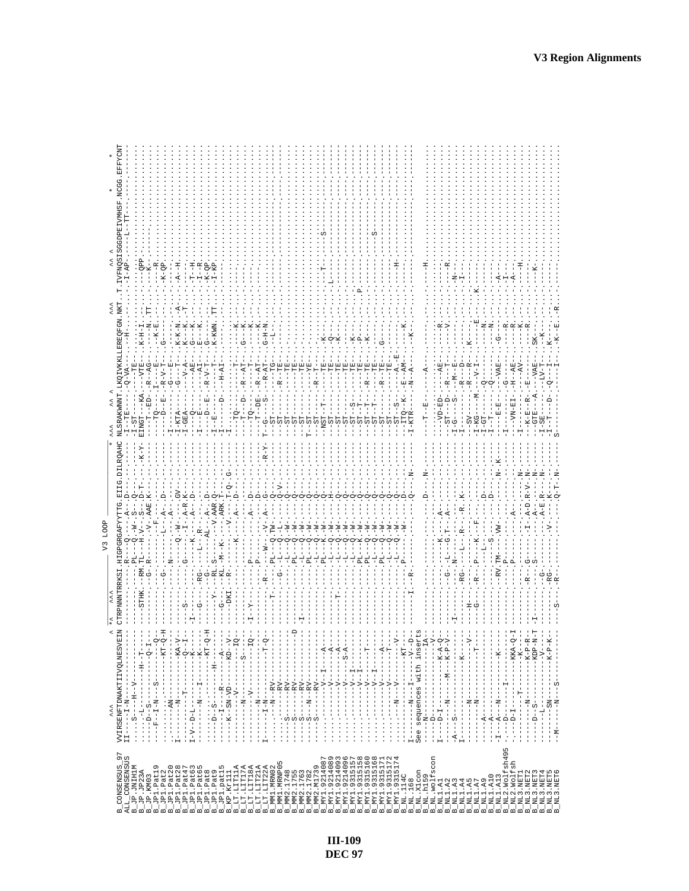# V3 Region Alignments

```
                    ^^^                       ^ *^   ^^^               V3 LOOP                        * ^^^    ^^ ^           ^^^      ^^ ^                    *      *
B_CONSENSUS_97      VVIRSENFTDNAKTIIVQLNESVEIN CTRPNNNTRKSI.HIGPGRGAFYTTG.EIIG.DILRQAHC NLSRAKWNNT.LKQIVKKLLEREQFGN.NKT..T.IVFNQSISGGDPEIVMHSF.NCGG.EFFYCNT
ALL_CONSENSUS       II----I-N-------------------  ----------R----Q----A---D-------------  -I-TE-----Q-VA--------H-----------.I-AP-----L--TT--------------------
```

See sequences with inserts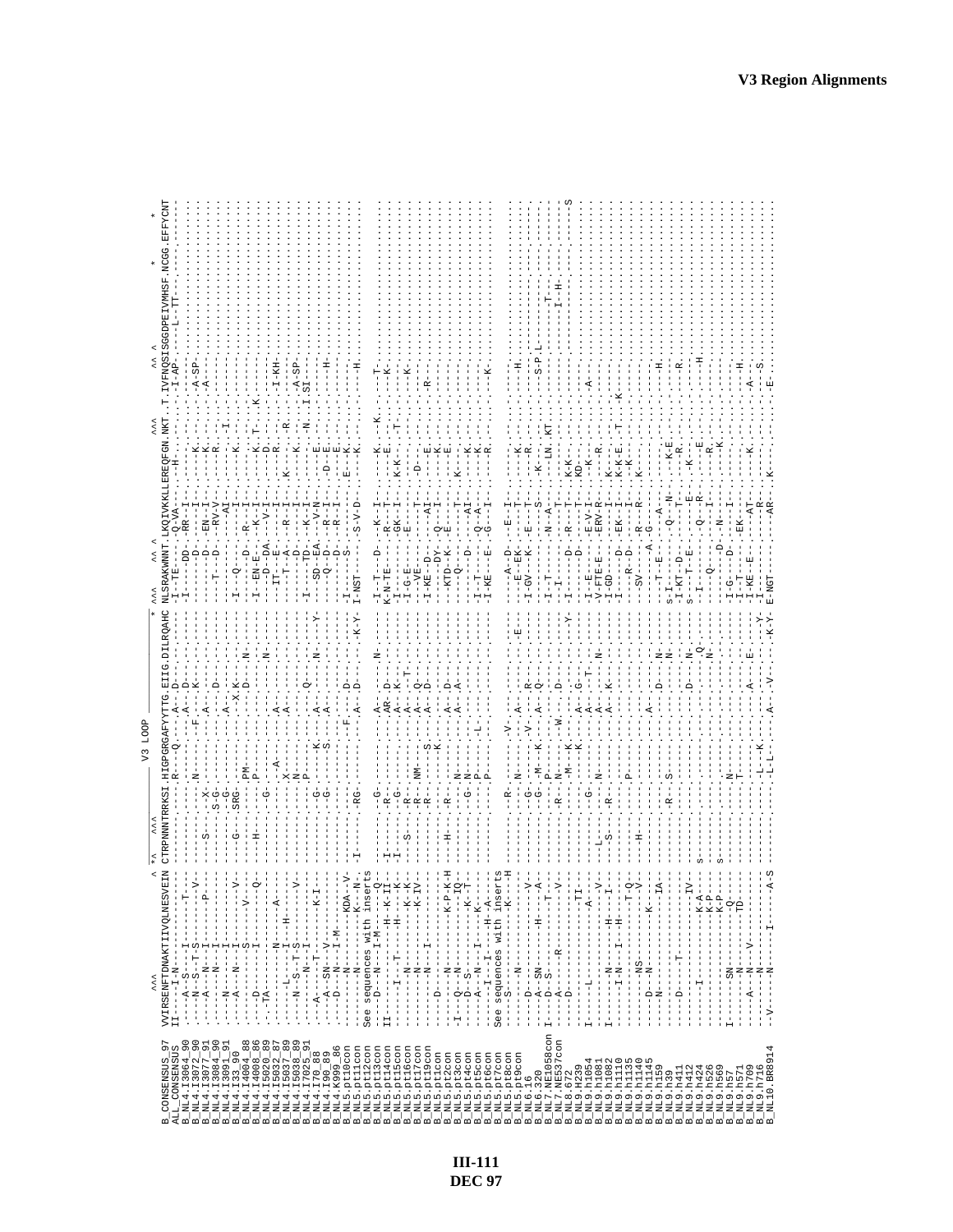# V3 Region Alignments

```
                     ^^^                       ^ *^  ^^^                V3 LOOP                                *  ^^^    ^^ ^              ^^^     ^^ ^                    *       *
B_CONSENSUS_97       VVIRSENFTDNAKTIIVQLNESVEIN CTRPNNNTRRKSI.HIGPGRGAFYYTTG.EIIG.DILRQAHC NLSRAKWNNT.LKQIVKKLLEREQFGN.NKT..T.IVFNQSISGGDPEIVMHSF.NCGG.EFFYCNT
ALL_CONSENSUS        II----I-N----------------- -------------.--R----Q---A--.D-------------- -I--TE-----.---Q-VA----.--H-..........I-AP-.....-L--TT-.........
B_NL4.I3064_90       ----A--S---I-------T------ -------------.-----------A--.D-------------- -I-----DD--.--RR--I-....--..................................
B_NL4.I3072_90       ----N--S--T-S-------V----- -------------.-------------..-------------- -------D---.---I----.---K..........A-SP-....................
B_NL4.I3077_91       ----A---N--I-------------- --S------X--.N-----F----K--.--------------- -----------.EN--I-...-K......A.........................
B_NL4.I3084_90       ----N---N--I--------P----- ---------S-G.-----------A--.D-------------- ---T---D---.-RV-V-....-R...............................
B_NL4.I3091_91       ----N------I-------------- ----------G.-----------A--.--------------- -----------.---AI-.....-.I..............................
B_NL4.I33_90         ----A---N--I--------V----- ---G-----SRG.-----------X.K-..------------- -I---Q-----.---I-......-K................................
B_NL4.I4004_88       ----------S--------V------ ---------------PM--------D--.N------------ -----------.D--R--I-...................................
B_NL4.I4008_86       ----D------I-------Q------ ---H-----------P--------.----------------- -I--EN-E-----K.-I-.....-K..T....K......................
B_NL4.I5020_89       ---TA--------------------- ---------G------------.----N-------------- -------D--DA.--V-I-....-D...............................
B_NL4.I5032_87       ---------N-----A---------- -------------.-----A---A--.--------------- ---IT--E----.-I-....-R..................................
B_NL4.I5037_89       ------L----I---H---------- -------------X------------.--------------- -----T---A---.-R--I-..K--R..-R....I-KH-...................
B_NL4.I5038_89       ----N-S-T-S--------V------ -------------.N----------.----------------- -------D---.---I-....-K..........A-SP-......................
B_NL4.I7025_91       ------N----I-------------- -------------P-------------Q--------------- -I-----TD---.-K-I-....-N...I.SI..........................
B_NL4.I70_88         ----A-----T--------K-I---- ---------G--.-K------A-----N--------Y----- ---SD--EA.-V-N-....-E..................................
B_NL4.I90_89         ----A--SN---V------------- ---------G--.S------A----------------------- ----Q--D---.-R-I-.-D--E.............H....................
B_NL4.K999_86        ----D--N---I-M------------ -------------.--------------------------- --------D---.-R--I-....-E................................
B_NL5.pt10con        -------N-----------KDA--V- -------------.--------F-----D------------- -I------S---............E---K.............................
B_NL5.pt11con        -------N-----------------N- -I---------RG.--------A--D--------K-Y- I-NST------.-S-V-D-..-K......H.........................
B_NL5.pt12con        See sequences with inserts
B_NL5.pt13con        --D---N---I-M-------Q---- ---------G--.-----------A--.---N---------- -I--T----D--.--K--I-....-K....T-......................
B_NL5.pt14con        II-----------H---K-II---- I-------R---.---------AR.-D-------------- K-N-TE-----.-R---T-.....-E........K-.....................
B_NL5.pt15con        ------I--T-----H----K---- I-------G---.--------A---K--------------- -I--------.-GK--I-.K-K-----T-...........................
B_NL5.pt16con        -------N-----------K--K--- --S-----R---.--------A--.-T--------------- -I-G-E-----.-E--.......................K-................
B_NL5.pt17con        -------N----------K-IV--- ---------R--NM-------A--Q---------------- ---VE------.-T-....-D-..................................
B_NL5.pt19con        -------N---I-------------- ---------R------S------A--D--------------- -I-KE--D---.AI--....-E...........-R-.....................
B_NL5.pt1con         ----D------N-------------- --------------K-----------.--------------- -----D-Y----.------....-K...............................
B_NL5.pt2con         ---------N----------K-P-K-H ---H-----R--------------A--D-------------- -KTD---K----.-I--....-E..............................
B_NL5.pt3con         -I---Q---N----------IQ--- ----------N------------A--A------------------ -----Q------.-T-....-K..............................
B_NL5.pt4con         ----D--S----I-------K--T- ---------G--N--------------------------------- --------D---.AI--....-K..............................
B_NL5.pt5con         ----A---N---I------K------ ----------P------L----------------------------- -I--T-----.-Q--A-....-K..................................
B_NL5.pt6con         -----I---I--------H--A--- -----------P---------------------------------- -I--KE---E.-G--I-....-R.............K.....................
B_NL5.pt7con         See sequences with inserts
B_NL5.pt8con         ---S----------------K---H --------R------V-------------------------------- ----A--D------E--I-.........................................
B_NL5.p9con          -------N------------------ -------------.N------------A--.----------E---- ---E--EK------T-.....-K........H..........................
B_NL6.16             ----D-------------------V- ---------G--.-------V-----A--------------------- -I-GV---EK----E--T-....-R..................................
B_NL6.320            ----A--SN------H-----A---- ---------G--.-M---K---A--Q------------------ -------------S--....-K-.........S-P-L---------...........
B_NL7.NE1058con  I---D--S-----------T------ ---------------P----------------------------- -I--T------N--A-...LN..KT.......................T-.........
B_NL7.NE537con   ----A-------R-------V----- -------R---.N-----W------D------------------- ----I--------....-T-.............................I--H-......
B_NL8.672            ----D-------------------- ---------------M---K------------------Y------ -I--------D---R--T-.K-K-............................S.........
B_NL9.H239           ----------------TI--------- -------------------K------A--G------------------ ---------D----R--T-.-KD-.............................
B_NL9.h1054      I----L-------------A--V-- --------G--.------------A----T---------------- -V-E-----E-V-I-...-K-.........A-.........................
B_NL9.h1081          ------------------------ ---L------N-----------A--V--------N-------------- -V-FTE-E--ERV-R-...-R............................
B_NL9.h1082      I-------N--------H---I---- ---S------R--------------A-----K-------------- -I-GD-------D--EK--I-.-K-.........K...........................
B_NL9.h1110      ------I-N---I---H-------- -----------------------------------------N---- -I-----D---.EK--I-..K-K-E..T.........................
B_NL9.h1135          -------------------T-Q--- ----------P-------------D------Q------------- ---R--D------I-....K-...................................
B_NL9.h1140          -------NS--------------V--- ---H-------------------------------N--------- ---SV------A--G-..K-.......................................
B_NL9.h1145          ----D--N---------K------- ------------------------------------------------- ------------........................................
B_NL9.h159           ----N-------------IA------ ----------------------A------D--------------- ---T--E-----A-...................H.......................
B_NL9.h39            ----------------------- ---------R--S------------------N----------------- s-I------Q---N-.K-E...............................
B_NL9.h411           ----D-------T------------ ---------------------------N------------------- -I-KT--D---------.-R..............R......................
B_NL9.h412           ----------------IV-------- -S------------------D---N---------------- S---T--E---.E.-K..............................
B_NL9.h424           ------I----------K-A------ S-------------------------Q------------------ -I----Q----R-.-E.............-H..........................
B_NL9.h526           --------------------K-P--- -------------------------------N----------- ----Q------I-..-R..................................
B_NL9.h569           -----------------K-P------ S---------------------------------------------- ------------..K................................................
B_NL9.h57        I------SN--------Q---------- -----------N------------------------------------ -I-G----D--------.............................................
B_NL9.h571           ----N-----------TD-------- ---------T---------------------------------------- -I--T------I-......................H.......................
B_NL9.h709           ----A--N----V------------- ---------------------------------------------- -I-KE--E-----EK--AT-..-K..........A-..........................
B_NL9.h716           ----N---------------------- --------L--K--------A--------E-------Y---- -I----------R-......................-S..........................
B_NL10.BR8914        -V-----N------I------A-S -------------.L-L-------A--V-------K-Y- E-NGT------AR-...K-..............E..............................
```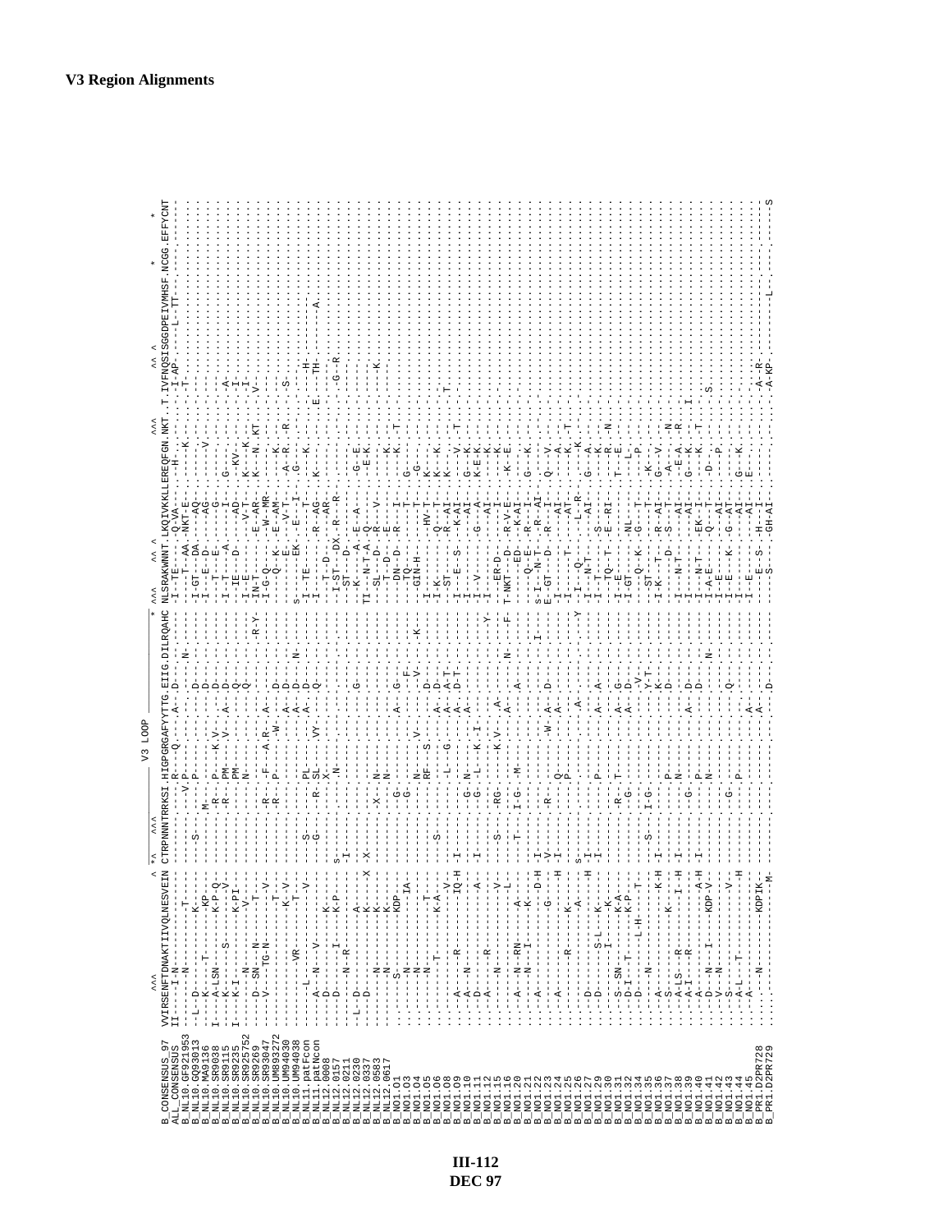# V3 Region Alignments

```
                         ^^^                          ^ *^  ^^^          V3 LOOP                  * ^^^     ^^ ^              ^^^       ^^ ^           *       *
B_CONSENSUS_97   VVIRSENFTDNAKTIIVQLNESVEIN CTRPNNNTRKSI.HIGPGRGAFYTTG.EIIG.DILRQAHC NLSRAKWNNT.LKQIVKKLLEREQFGN.NKT..T.IVFNQSISGGDPEIVMHSF.NCGG.EFFYCNT
ALL_CONSENSUS    II-----I-N---------T----- ---------------.R----Q----.A--.D------ -I-TE-----.Q-VA-------H-.-----.I-AP--------L--TT-.----.-------
B_NL10.GF921953  ----------N------------- --------------V.P-------------------N-- ----T--AA.-NKT-E-----K-.-----.T-----------------.----.-------
B_NL10.GQ93013   -L-D------------K------- ----S----------.---------------D------ I-GT---DA.----AQ-----------.-----.-------------------.----.-------
B_NL10.MA9136    ----K-----T-------KP---- -----------M---.P-------------D------ I---E--D-.----AG-----V-----.-----.-------------------.----.-------
B_NL10.SR9038    I----A-LSN--------K-P-Q- ----------R---.P---K.V-----D-------- --T--E-----------G-------.-----.-------------------.----.-------
B_NL10.SR9115    ----K-------S------V---- ----------R---.PM---V---A-D--------- I-T----A-------I-G--------.-----.A------------------.----.-------
B_NL10.SR9235    I---K-I--------K-PI----- --------------.PM---------Q--------- I-IE---D----AD---KV------.-----.I------------------.----.-------
B_NL10.SR925752  ----------N-------V----- --------------N-------------Q-------- I-E-------V-T---K---K----.-----.I------------------.----.-------
B_NL10.SR9269    ----D--SN---N------T---- ----------------------------------R-Y IN-T-------E--AR--K---N.KT-.-----V------------------.----.-------
B_NL10.SR93047   ----V-----TG-N-------V-- ----------R---.F---A.R---A--------- I-G-Q-----.----W--MR-------.-----.-------------------.----.-------
B_NL10.UM89272   -------------------T---- ----------R---.P----W---------------- ----Q--K-.-E--AM------K----.-----.-------------------.----.-------
B_NL10.UM94030   -L-D--------------K-V--- ----------------------A--D---------- ----K---E.-V-T---A--R--R--.-----.S------------------.----.-------
B_NL10.UM94038   ----D-------VR-----T---- ---------------------A--D----N------ S------EK.--E--I---G------.-----.-------------------.----.-------
B_NL11.patFcon   ----L--------------V---- ----S---------.PL--------A--D--------- I--TE-----------T--------K-.-----.-----H-------------.----.-------
B_NL11.patNcon   ----A--N---V------------ ----G--------R-.SL---VY------Q--------- I---------.R--AG-----K---.-----.E---TH-------A------.----.-------
B_NL12.0008      ----D--------------K---- -----------X----------------------------- ---T--D-----.---AR------------.-----.-------------------.----.-------
B_NL12.0157      ----D------I------K-P--- S---------------N----------------------- I-ST---DX.R--R-------------.-----.---G--R--------------.----.-------
B_NL12.0211      -------N--R------------- I-------------------------------------- ---ST----D-.---------------.-----.-------------------.----.-------
B_NL12.0230      -L-D--------------A----- --------------------------G------------ ---K----A.-E--A---G--E-----.-----.-------------------.----.-------
B_NL12.0337      ----D-------------K-----X X---------------------------------------- TI--N-T-A.-Q------E-K-----.-----.-------------------.----.-------
B_NL12.0583      ----------N-------K----- ------------X---N-------------------------- ---SL---D-.R---V----------.-----.K------------------.----.-------
B_NL12.0617      -------N----------K----- ----------------N-------------------------- ---T--D---.E----------K----.-----.-------------------.----.-------
B_NO1.01         -------S---------KDP---- ------------G-------------A---G------------- ---DN--D-.R----I-------K-T---.-----.-------------------.----.-------
B_NO1.03         -------N-----------IA--- -------------G------------------F----------- ---TQ-------------T--G-----.-----.-------------------.----.-------
B_NO1.04         -------N---------------- ----------------N-------V-------V---K------- ---GIN-H-.---------T---G---.-----.-------------------.----.-------
B_NO1.05         -------N-----------T---- ----------------RF---S--------D------------- I----------.--HV-T---K------.-----.-------------------.----.-------
B_NO1.06         -------T----------K-A--- ----S------------------------A--D------------ I-K--------.Q---AI---K---K--.-----.-------------------.----.-------
B_NO1.08         ---------------------V-- -------------------L---G--------A--T---------- ---ST-------.R--AI---K------.-----.-------------------.----.-------
B_NO1.09         ----A------R--------IQ-H I---------------G-N-------A--D-T----------- I---E--S-.---K-AI---K---V---T--.-----.-------------------.----.-------
B_NO1.10         ----A--N----------------- -----------------G.L---K-I-----A-------------- I----------.----AI---G--K----.-----.-------------------.----.-------
B_NO1.11         ----D---------------A--- I---------------------------------------------- I--V-------.G---A-----K-E-K-.-----.-------------------.----.-------
B_NO1.12         ----A-----R------------- -------------------------------------------Y--- I---------.---AI-------K---.-----.-------------------.----.-------
B_NO1.15         --------N------------V-- -S---RG----K.V---A---------------------------- I--ER-D-.------I------K----.-----.-------------------.----.-------
B_NO1.16         --------N------------L-- ------------------------A----N--------------F-- T-NKT---D-.R-V-E----K-E---.-----.-------------------.----.-------
B_NO1.20         ----A--N-RN------A------ -T---I-G.--M-----------------------------------  ------ED-.-K-AI------------.-----.-------------------.----.-------
B_NO1.21         ----A--N---I------K----- ----------------------A------------------------ ---Q--E-.R-----G---K------.-----.-------------------.----.-------
B_NO1.22         ----A-------------D-H I---------------------------------------I------- S-I---N-T-.R---AI------------.-----.-------------------.----.-------
B_NO1.23         ------------------G-----H V-------R------W---A--D------------------ E-GT---D-.R-----I---Q---V----.-----.-------------------.----.-------
B_NO1.24         ----A--------------------H ---------------Q---------A-------------------- I------------------AI------A---.-----.-------------------.----.-------
B_NO1.25         ----------R-------K------ ------------------P--------------------------- I--------T------AT------K--T---.-----.-------------------.----.-------
B_NO1.26         ----------------A-------- S---------------------A------------------------Y I--Q---------L--R-----K------.-----.-------------------.----.-------
B_NO1.27         ----D----------------H I---------------------------------------------- I--N-T--------AI---G--A-------.-----.-------------------.----.-------
B_NO1.29         ----D-----S-L----K------- I-------------------------A------------------- I-T---------S---------K------.-----.-------------------.----.-------
B_NO1.30         ----------I------K------- ------------P-------------A------------------- --TQ---T----E--RI------R--N----.-----.-------------------.----.-------
B_NO1.31         ---S-SN----------K-A----- ----------R--T------------A--G----------------- I-E--------------------T--E-----.-----.-------------------.----.-------
B_NO1.32         ---D-I--T---------K-P---- ------------G--------------A-D----------------- I-GT-------NL---------L--------.-----.-------------------.----.-------
B_NO1.34         ----D---------L-H----T---- ----------------------------V----------------- ---Q--K-.G-----T-------P-------.-----.-------------------.----.-------
B_NO1.35         -------N------------------ -S---I-G--------------Y-T------------------- ---ST-----------T-----K--------.-----.-------------------.----.-------
B_NO1.36         ----A---------------K-H I---------------------K-------------------- I-K---T-.R--AI---G--V--------.-----.-------------------.----.-------
B_NO1.37         ----S-------K------I---H ------------P--------------D------------------ -----D---S---T-----A---N-------.-----.-------------------.----.-------
B_NO1.38         ----A-LS---R----------H I-----------N-------------------------------- I----N-T-------AI---E-A--R---.-----.-------------------.----.-------
B_NO1.39         ----A-I-----R------K----- -----------G----------------------------------- I--------------AI---G--K--I-----.-----.-------------------.----.-------
B_NO1.40         ----A---------------A-H I---------P----------A--D---------------------- I---N-T-.EK-I------K--T-----.-----.-------------------.----.-------
B_NO1.41         ----D--N--I------KDP-V-- -------------N------------------D---N----------- I-A-E------Q---T----D--------.-----.-------------------.----.-------
B_NO1.42         ----V-N------------------- -------------------------------------------------- I-E---------AI--------P-------.S------------------.----.-------
B_NO1.43         ----S-------------V------- -----------G--------------Q------------------- I--E---K-.G-AT------------.-----.-------------------.----.-------
B_NO1.44         ----A-L----T------------H -------------P-------------------------------- I-E----------AI---G--K------.-----.-------------------.----.-------
B_NO1.45         ----A--------------------- -------------------------A--------------------- I-E----------AI---E---------.-----.-------------------.----.-------
B_PR1.D2PR728    ----------N------KDPIK--- --------------------------A--D------------------ ----E--S-.H--I---------------.-----.A--R--------------L-.----.-------
B_PR1.D2PR729    -------------------M---- ----------------------------------------------- ---S-------.GH-AI--------------.-----.A-KP--------------.----.------S
```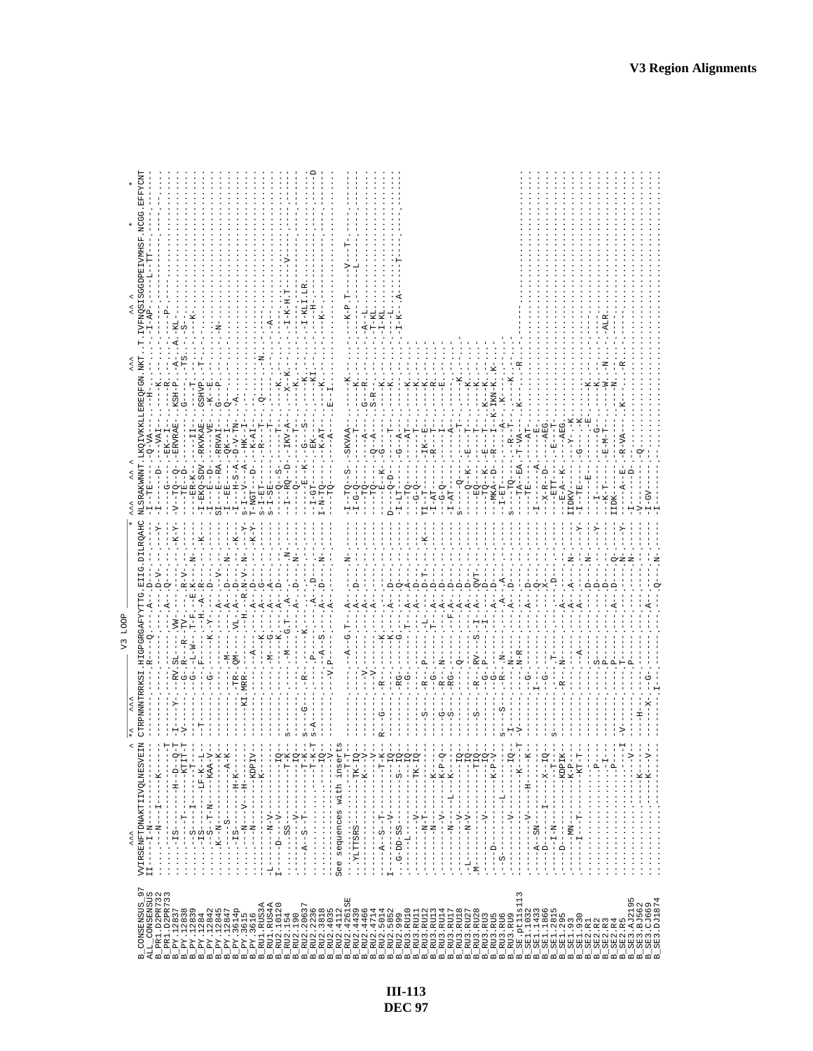```
                  V3 LOOP
                  ^^^                  ^ *^  ^^^                                   * ^^^    ^^ ^                          ^^^         ^^ ^          *    *    *
B_CONSENSUS_97   VVIRSENFTDNAKTIIVQLNESVEIN CTRPNNNTRKSI.HIGPGRGAFYTTG.EIIG.DILRQAHC NLSRAKWNNT.LKQIVKKLLEREQFGN.NKT..T.IVFNQSSGGDPEIVMHSF.NCGG.EFFYCNT
ALL_CONSENSUS    II----I-N------------------ ------------.R----Q-----.A---.D--------- -I--TE-----.-Q-VA-------H-.-----..-.I-AP-----L--TT-----.----.-------
B_PR1.D2PR732    .......N----I--------K----- ------------.------------.----.D-V------ I------D---.--VAI--------K.-----..-.------------------.----.-------
B_PR1.D2PR733    .......................-T- ------------.---------A--.Q---.-------Y -I--G------.-EK--I-------R.-----..-.----P-------------.----.-------
B_PY.12837       ......IS------H--D--Q-T -I----Y----RV.SL-----VW-.----.------K-Y V--TQ---Q-.-ERVRAE---KSH-P.-A--.A.-KL-------------.----.-------
B_PY.12838       ...........T-------KTIT-T -V---------G.R---R-TV--.-----.R-V------- --TE--D----.---------G---.--TS..-.-S---------------.----.-------
B_PY.12839       ......S----I-------T----- ------------.G---L-W--T-F.--E.K------N- --ER-K-----.---II--------T.-----..-.-K---------------.----.-------
B_PY.1284        ......IS----LF-K--L-- -T----------.F-------H--A-.R-----K-------- I-EKQ-SDV.-RKVKAE--GSHVP.-T---..-.------------------.----.-------
B_PY.12842       ......S-T-N-----KAA-V-- ------------.G-------K-Y--.D---.--------- ---E--D---.----VE--K--E--.-----..-.------------------.----.-------
B_PY.12845       ......K-N-------------K ------------.-----------.---.--------- SI--E--RA.-RRVAI---G---P.-----..-.------------------.----.-------
B_PY.12847       .......S-------A-K--- ------------.M--------A--.-V--.--------- I--EE-----.-QK-I-------Q-.-----..-.-N---------------.----.-------
B_PY.3614p       ......IS-----H-K------ ------------TR.QM------VL-A--.D---.--N--- I--H-S-A.-D-V-TN---A-.-----..-.------------------.----.-------
B_PY.3615        .......N--V----H------ ----------KI.MRR--------H--R-N-V-N--K-Y- S-I-V-S-A.-HK-I--------.-----..-.------------------.----.-------
B_PY.3616        .......N-----KDPIV------ ------------.A-----------A--.D---.--K-Y- T-NGT---D.--K-AI--------.-----..-.------------------.----.-------
B_RU1.RUS3A      -L---N-V----K------------ ------------.-----K------A--.G---.--------- S-I-ET---D.--R---T----Q--.--N--..-.------------------.----.-------
B_RU1.RUS4A      I---D--V-----IQ---------- ------------.M--G-------A--.A---.--------- S-I-SE-----.---------T---.-----..-.------------------.----.-------
B_RU2.10120      .......SS----------T-K-- S-----------.M--K-------A--.D---.--------- ---Q--S----.----T-------K.-----..-.-A---------------.----.-------
B_RU2.154        .........-V------IQ----- ------------.M--G-T----A--.----.N-------- -I--RQ--D-.-IKV-A-----X--K.---..-.-I-K-H-T------V----.----.-------
B_RU2.190        .....A--S-T------T-K--- S----G------.R-----------A--.D---.N-------- ---Q-------.----T-------K-.-----..-.------------------.----.-------
B_RU2.20037      ......................-T-K-T S-A---------.P-----K----A--.D---.--------- I-GT---E-K-.-G---S----KI.-----..-.-I-KLI-LR--------.----.-------
B_RU2.2236       ...........................-IQ- ------------.---A-S------A--.D---.N------- I-N-TQ-----.-EK-------K.-----..-.--H---------------.----.------D
B_RU2.3818       ...........................-V- ----------V.P---------A--.----.--------- ----------.--K-AT-----K-.-----..-.-K---------------.----.-------
B_RU2.4035       ..........................-V- ------------.------------.----.--------- ----------.--A-------E-I.-----..-.------------------.----.-------
B_RU2.4112       See sequences with inserts
B_RU2.4261SE     .........................-T-T- ------------.-A--G-T--A--.----.N-------- I-TQ--S--S-.SKVAA-------K.-----..-.---K-P-T-----V---T-.----.-------
B_RU2.4439       ..YLTTRS-------TK-IQ------ ------------.-----------A--.D---.--------- I-G-Q-------.--T-------K.-----..-.------------L------.----.-------
B_RU2.4466       ..................K---V-- ------------.V-----------A--.----.--------- ---TQ------.---A----G--R.-----..-.-A--L--------------.----.-------
B_RU2.4714       .......A--S-T---------K-V- R----G------.R------------A--.----.--------- ---TQ------.Q--A----S-R--.-----..-.-T-KL-------------.----.-------
B_RU2.5014       I.......-V-------T-K----- ------------.-----K-------A--.D---.--------- ---F--K-----.G----------K.-----..-.-T-KL-------------.----.-------
B_RU2.5852       ..G-DD-SS-------S--IQ---- ------------.RG----------A--.Q---.--------- D---Q-D----.---T-------K.-----..-.-I-KL-------------.----.-------
B_RU2.999        ...L-------------IQ------ ------------.G-----G------A--.D---.--------- -I-LT------.G--A-------L.-----..-.-I-K--A-------T-.----.-------
B_RU3.RU10       .........V-------TK-IQ------ ------------.----------T--A--.A---.--------- ---TQ------.---AT-------K.-----..-.
B_RU3.RU11       ........N-T------------ ----S-------.R----P-----L----A--.D-T---------- ---G-Q-----.---T--------K.-----..-.
B_RU3.RU12       ........N-T-----K------ ------------.G-----------T--A--.D---.-K------- TI-T-------.-IK--E------K.-----..-.
B_RU3.RU13       ........N-V-----K------ G-----------.R-G---N-----A--.D---.--------- -I-AT------.-R---T-----R.-----..-.
B_RU3.RU14       ........V----P-Q----- G-----------.R-----------A--.D---.--------- -I-G-Q-----.------------R.-----..-.
B_RU3.RU17       .........V---L----K--- S-----------.RG---------F-A--.D---.--------- -I-AT------.---A--------E.-----..-.
B_RU3.RU18       .......N-V-------IQ----- ------------.Q---------------A--.D---.--------- S---Q-----.----T-------K.-----..-.
B_RU3.RU27       .L---N-V-------TIQ------ ------------.--------------A--.D---.--------- ---Q-K-----.E---T------K.-----..-.
B_RU3.RU28       .M-------V--------IQ------ ----S-------.R--RV--S-I--A--.QVT-.--------- --EQ-------.E---T------K.-----..-.
B_RU3.RU3        .......V-------K-P-V----- ------------.G-P--------I---.D---.--------- --TQ--K----.E---T---K--K.-----..-.
B_RU3.RU5        ..D----------------IQ----- ------------.G----------A--.D---.--------- -MKA--D----.R---I-K-IKN-K.-K---..-.
B_RU3.RU6        .S-------L-------K------- S---S-------.R--N---------A--.A---.--------- S--I-ET-----.-----A----K---.-----..-.
B_RU3.RU9        ........V-------IQ--I----- ------------.N-------------A--.D---.--------- ---TQ------.-R--T---------.-----..-.
B_SE.pt11s113    ..........-K----T-V----- ------------.N-R-----------A--.----.--------- --TA--EA.-T-VA---K-----R.-----..-.------------------.----.-------
B_SE1.1032       ........V-----H------K-- ------------.G------------A--.D---.--------- ---TE------.--AT------------.-----..-.------------------.----.-------
B_SE1.1433       ....A--SN-------------- ---------I--.------------A--.Q---.--------- I---------A.----E---------.-----..-.------------------.----.-------
B_SE1.1866       ....D-----I-------X--IQ -----------.G------------.----.X---------- ---X-R--D--.----AEG-------.-----..-.------------------.----.-------
B_SE1.2815       ....I-N-----------T--- S-----------.T-----------------.D---.--------- ---ETT------.E---T---------.-----..-.------------------.----.-------
B_SE1.295        ....D--------------KDPIK ------------.R-----N-----A--.----.--------- --E-A--K----.-AEG---------.-----..-.------------------.----.-------
B_SE1.93         .......MN----------K-P-- ------------.-------------A--.A---.N-------- IIDKV------.-Y---K--------.-----..-.------------------.----.-------
B_SE1.930        .......I--T-------KT-T-- ------------.A------------A--.----.-------Y- -I-TE------.G--------K---.-----..-.------------------.----.-------
B_SE2.R1         ...........................-P--- ------------.S---------------.D---.N------- ------E----.------E--------.-----..-.------------------.----.-------
B_SE2.R2         ...........................-I--- ------------.P---------------.D---.-------Y -I--------.----G--------K.-----..-.------------------.----.-------
B_SE2.R3         ...........................P--- ------------.P---------------.D---.--------- --K-T------.E-M-T---W----N.-----..-.-ALR--------------.----.-------
B_SE2.R4         ...........................I ---------V--.T------------A--.D---.Q-N------- IIDK------.------------N-.-----..-.------------------.----.-------
B_SE2.R5         ...........................-V- -----------.P-----------------.Z-N-----Y- ---A--E----.R-VA----K----R.-----..-.------------------.----.-------
B_SE3.AJ2195     ...........................-V- ----H-------.------------------.----.--------- I---------D-.---------------.-----..-.------------------.----.-------
B_SE3.BJ562      ........K------K----- ------------.G--------------.----.--------- V------------Q.-----------.-----..-.------------------.----.-------
B_SE3.CJ689      ........K------K-V---- ----X-------.-----------A--.----.--------- I-GV-------.---------------.-----..-.------------------.----.-------
B_SE3.DJ1874     ................................ ----I-------.------------------.Q---.N-------- -I---------.---------------.-----..-.------------------.----.-------
```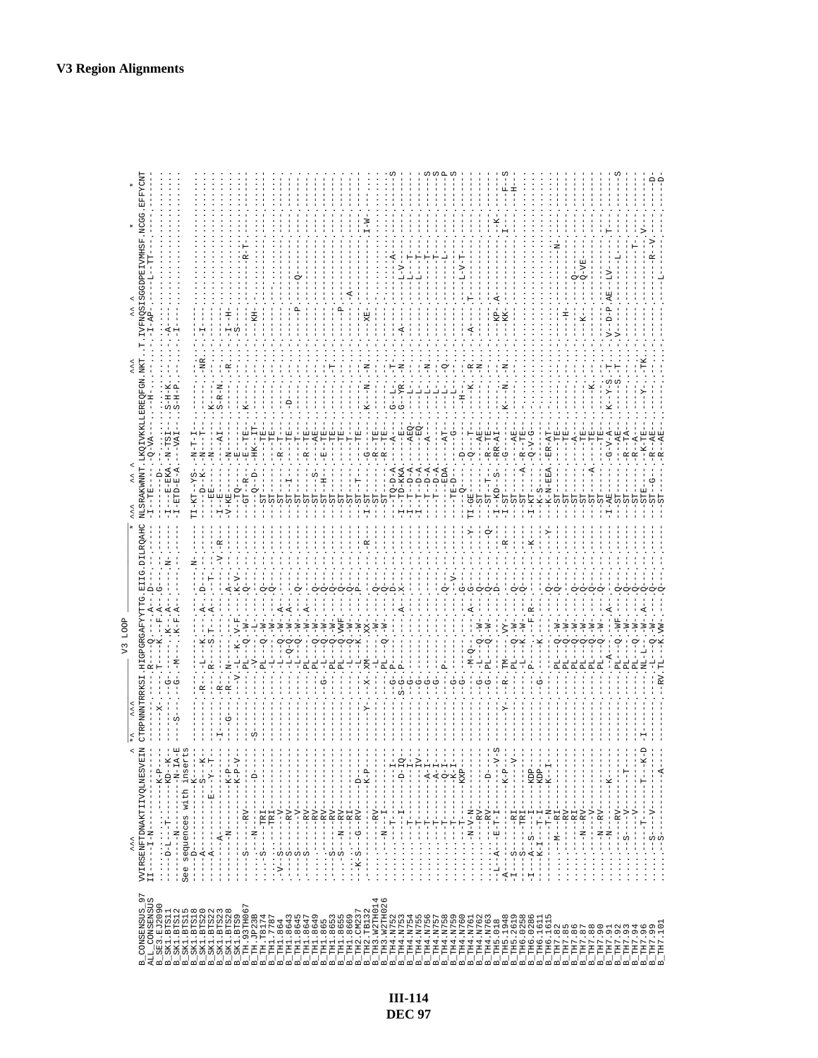```
                                   V3 LOOP
              ^^^                 ^ *^  ^^^                                      * ^^^   ^^ ^                          ^^^      ^^ ^          *     *         *
B_CONSENSUS_97  VVIRSENFTDNAKTIIVQLNESVEIN CTRPNNNTRRKSI.HIGPGRGAFYYTTG.EIIG.DILRQAHC NLSRAKWNNT.LKQIVKKLLEREQFGN.NKT..T.IVFNQSISGGDPEIVMHSF.NCGG.EFFYCNT
ALL_CONSENSUS   II----I-N----------------- ---------------Q----A--D---- -I--TE--D-..-Q-VA-----H-------.-------I-AP-----L--TT-----.------------
B_SE3.EJ2090    ----------------K-P------- ------X-----..T----K---F-A--G--- --------.------------------.--------------------------
B_SK1.BTS11     ------D-L---T-----KD--K--- -----------G..------K---A---N-- -I---E-EKA.-N-TSI---S-H-K.---...----A-------------
B_SK1.BTS12     ------N-----------N-IA-E-- ---S-------G.-M--.K-F.A------- -I-ETD-E-A.--VAI----S-H-P.---...----I-------------
B_SK1.BTS15     See sequences with inserts
B_SK1.BTS18     ---D-------------K------- --------------------------N--- TI-KT--YS-.-N-T-I--------.---...-------------------
B_SK1.BTS20     ---A---------S---K------- ------R---L--K---A--D---- ----D-K---.N---T-------.NR...-I-----------------
B_SK1.BTS22     ---A-------E---Y--T------ ------R---S-T--A----T---- ---EE-----.N---------K--.---...-------------------
B_SK1.BTS23     ------A------------------ -I----R------------V-R--- I---E-----.----------K--.---...-------------------
B_SK1.BTS28     ------N--------K-P------- ---G--R--N--------A------ V-KE------.---AI------S-R-N.---...-------------------
B_SK1.BTS9      ---------------K-P-V----- --------V--L--K--V-F--K-V-- ----TQ----.N---------.R---...-I-H--------------
B_TH.93TH067    ----S-----RV------------- ------------PL--Q--W------ --GT-R---E.--TE--K------.---...-S----------R-T----
B_TH.JP23B      -----N---N-------D------- -S------V---V--L------- ------Q-D-.HK-IT--------.---...----KH-------------
B_TH.T8174      ---S-------TRI----------- ----------PL---Q--W---Q----- --ST------.----TE--------.---...-------------------
B_TH1.7787      -----------TRI----------- -----------L-----W---Q----- --ST------.----TE--------.---...-------------------
B_TH1.864       -V--S------V------------- -----------L---Q--W--A------ --ST------.R-T-----------.---...-------------------
B_TH1.8643      ----S------RV------------ -----------L-Q-Q--W--A------ --ST--I---.----TE--D-----.---...-------------------
B_TH1.8645      ----S------V------------- -----------PL--Q--W---Q----- --ST------.----TE--------.---...-----P-----------
B_TH1.8647      ----S------RV------------ -----------PL------W---A---- --ST------.R---TE--------.---...----------Q------
B_TH1.8649      -----------RV------------ -----------PL--Q--W---Q----- --ST--S---.----AE--------.---...-------------------
B_TH1.865       -----------RV------------ --------G--L--Q--W---Q----- --ST--H---.-E--TE--------.---...-------------------
B_TH1.8653      ----S------RV------------ -----------PL--Q--W---Q----- --ST------.----TE--------.T--...-------------------
B_TH1.8655      ----S---N--RV------------ -----------PL--Q-VWF--Q----- --ST------.----TE--------.---...-----P-----------
B_TH1.8669      -----------RI------------ -----------L---Q--W---Q----- --ST------.----T---------.---...-------A---------
B_TH2.CM237     --K-S---G--RV----D------- -----------L---K--W---P----- --ST--T---.----TE--------.---...-------------------
B_TH2.TB132     -----------------K-P----- ----Y----X--XM-----XX---R----- -I-ST------.G---------K--N.--N...-XE----------I-W--
B_TH3.W2TH014   -----------RV------------ -----------L-----W---Q----- --ST------.R---TE--------.---...-------------------
B_TH3.W2TH026   ------N----I------------- -----------PL--Q--W---Q----- --ST------.R---TE--------.---...-------------------
B_TH4.N752      -----------T--------I---- --------G--P--------D------- --TQ-D-A--.---A---G--L-.-T-...-----------A------S
B_TH4.N753      -----------I--------D-IQ- --------S-G-P--------A--X---- I-TD-KKA--.---E---G--YR.-N-...-A---------L-V------
B_TH4.N754      -----------T---------I--- ---------G------------------ I-T--D-A--.--AEQ-----L-.---...-----------L--T-----
B_TH4.N755      -----------T---------IV-- ---------G------------------ I-T--D-A--.---EQ-----L-.---...-----------L--T-----S
B_TH4.N756      -----------T--------A-I-- ---------G------------------ ----T-D-A-.---A------L-.N--...-----------T------S
B_TH4.N757      -----------T--------A-I-- ---------G------------------ ----T-D-A-.----------L-.---...-----------T------S
B_TH4.N758      -----------T--------K-I-- --------------P----------Q--- ----EDA---.---AT------L-.Q--...-----------L------P
B_TH4.N759      -----------T--------K-I-- ---------G----------------V--- --TE-D----.----G-------.---...-----------L------S
B_TH4.N760      -----------T--------KXP-- ---------G------------------G--- ---Q------.D---G-----H-.---...-----------L-V-T----
B_TH4.N761      -------N-V-N------------- -----------M-Q------A--G---Y- TI-GE------.Q---T--------.---...-A------T-----------
B_TH4.N762      ----------RV------------- ---------G--L--Q--W---Q-------- --ST------.---AE-----K--.R--...-------------------
B_TH4.N763      ----------RV-------D------ ---------G--PL--Q--W---Q------Q- --ST--T---.R--TE--------.N--...-------------------
B_TH5.018       -L--A--E-T-I--------V-S-- -----------------------D------ --ST--S---.RR-AI--------.---...-------------------
B_TH5.1948      -A---------------K-P------ ----Y---R--TM------VY-------R- I-KD--S---.---------K---N.--N...-KP-A------K------
B_TH5.2619      -I--S---------------V----- -----------PL--Q--W---Q------ I-ST------.G---------.---...-KK-------I-----F-S
B_TH6.0258      ---S--------TRI----------- -----------L--K--W---Q------ --ST------.---AE--------.---...-------------H---
B_TH6.0286      -I---A--S--I--KDP--------- -----------L--K--W---Q----K- --ST--A---.R--TE--------.---...-------------------
B_TH6.1611      -I---K-I---T-I--KDP------- --------G--P---------F-R----- I-KT------.Q-V-G--------.---...-------------------
B_TH6.1615      -----------T-N--K-I------- -----------K--------Q------Y- --K-S------.ER-AT--------.---...-------------------
B_TH7.82        -----M-RI----------------- ------------------------------ K-N-EEA----.---TE--------.---...----------N------
B_TH7.85        ----------RV-------------- -----------PL--Q--W---Q------ --ST------.----TE--------.---...-H-------------
B_TH7.86        ---------RI--------------- -----------PL--Q--W---Q------ --ST------.---A---------.---...-------------------
B_TH7.87        ----------RV-------------- -----------PL--Q--W---Q------ --ST------.----TE--------.---...-K------Q-------
B_TH7.88        ------N---RV-------------- -----------PL--Q--W---Q------ --ST------.----TE--------K.---...-------Q-VE-----
B_TH7.90        ------------V------------- -----------PL--Q--W---Q------ --ST--A---.----TE--------.---...-------------------
B_TH7.91        ------N----RV------------- -----------PL--Q--W---Q------ --ST------.----TE--------.---...-------------------
B_TH7.92        --------N--K-------------- ------------A-------A-------- I-AE------.G-V-A---K-Y-S.-T-...-V--D-P.AE--LV--T---
B_TH7.93        ------------RV------------ -----------PL--Q--WF--Q----- --ST------.---AE--------S.-T-...-V-----------L-------S
B_TH7.94        -----S---V--------T------- -----------PL--Q--W---Q------ --ST------.R-TA--------.---...-------------------
B_TH7.96        -------V-----------------  -----------PL--Q--W-A-Q------ --ST------.R-A---------.---...-------------T-----
B_TH7.99        ----S--V-------T---K-D-I-- -----------NL-L--K-W---Q------ --STE-----.K-TE--------Y-.TK...-------------V-----
B_TH7.101       ----S---V--------A-------- ----------RV.TL--K.VW---Q------ --ST--G---.R-AE--------.---...-----------R--V-----D-
                ----S--------------------- -----------------------------  --ST------.R-AE--------.---...-----------L-------D-
```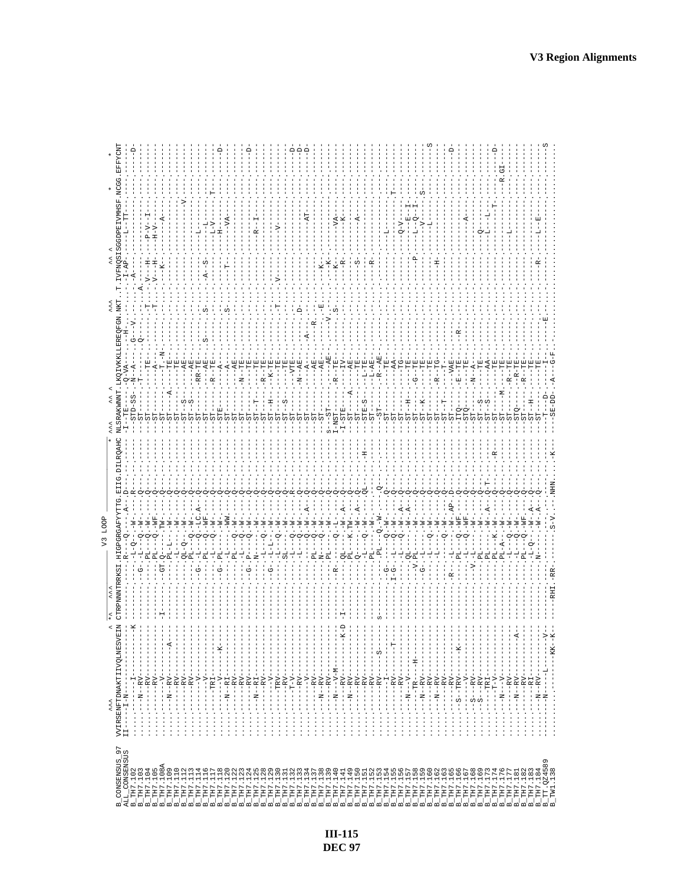## V3 Region Alignments

```
                 ^^^                    ^ *^  ^^^                V3 LOOP                * ^^^     ^^ ^               ^^^        ^^ ^               *     *
B_CONSENSUS_97   VVIRSENFTDNAKTIIVQLNESVEIN CTRPNNNTRKSI.HIGPGRGAFYTTG.EIIG.DILRQAHC NLSRAKWNNT.LKQIVKKLLEREQFGN.NKT..T.IVFNQSISGGDPEIVMHSF.NCGG.EFFYCNT
ALL_CONSENSUS    II----I-N----------------- ------------.R---Q----A--.D---------- -I--TE----.-Q-VA-------H-.----.-I-AP-----L--TT---------------------
B_TH7.102        ........--I-------------K ------------.----L-Q--W---.R---------- --STD-SS--.-N--A-------G---V.----.--A---------------------------D
B_TH7.103        ........--N---RV--------- ------------.----L-Q--W---.Q---------- --ST------.-T--------------Q-.----.A-----------------------------
B_TH7.104        ........------RV--------- ---------G--.----PL--Q-W---.Q---------- --ST------.---TE----------------.-T-.-V---H----P-V--I-----------
B_TH7.105        ........------RV--------- ------------.----PL--Q-WF---.Q---------- --ST------.----A---------------.-T-.-V---H----H-V--I-----------
B_TH7.108A       ........-------V--------- I-------GT.Q----TW---.Q---------- --ST------.----T--N--------------.----.------K----A--------------
B_TH7.109        ........--N---RV--------A ------------.----PL-L----W---.Q---------- --ST----A-.----TE----------------.----.---------------------------
B_TH7.110        ........------RV--------- ------------.----L-----W---.Q---------- --ST------.----TE----------------.----.---------------------------
B_TH7.112        ........------RV--------- ------------.----QL-Q---W---.Q---------- --ST---S--.----AE----------------.----.------------------V--------
B_TH7.113        ........------RV--------- ------------.----PL--Q-W---.Q---------- --ST---S--.----AE----------------.----.---------------------------
B_TH7.114        ........-------V--------- ---------G--.----L--L-C-A--.Q---------- --ST------.--RR-TE---------S-----S-.--A----S----L--L-----------
B_TH7.116        ........-------V--------- ------------.----PL--Q-WF---.Q---------- --ST------.--R--AE-------------.----.--------------L--L--------
B_TH7.117        ........----TRI-----K---- ------------.----L--Q--W---.Q---------- --ST------.--R--TE-------------.----.---------------L-V----T----
B_TH7.118        ........------V----------- -------G--.PL----W---.Q---------- --STE-----.----A----------------.----.--------------H------------D
B_TH7.120        ........--N---RI---------- ------------.----L-----WW---.Q---------- --ST------.----A---------------.S---.----T---------VA------------
B_TH7.122        ........------RV--------- ------------.----PL--Q-W---.Q---------- --ST------.----AE----------------.----.---------------------------
B_TH7.123        ........------RV--------- ------------.----L--Q-W---.Q---------- --ST------.--N--TE----------------.----.---------------------------
B_TH7.124        ........------RV--------- ---------G--.P---Q-W---.Q---------- --ST------.----TE----------------.----.---------------------------D
B_TH7.125        ........--N---RI--------- ------------.----N-----W---.Q---------- --ST---T--.----TE----------------.----.------R---I---------------
B_TH7.128        ........------RV--------- ------------.----L--Q-W---.Q---------- --ST------.--R--TE----------------.----.---------------------------
B_TH7.129        ........-------V--------- ---------G--.----L-L----W---.Q---------- --ST---H--.--K--TE----------------.----.---------------------------
B_TH7.130        ........------TRV-------- ------------.----L--Q-W---.Q---------- --ST------.----TE----------------.-T-.V--------V---------------
B_TH7.131        ........------RV--------- ------------.----SL-----W---.Q---------- --ST---S--.----TE----------------.----.---------------------------
B_TH7.132        ........-------T-V------- ------------.----L--Q-W---.R---------- --ST------.---VTE----------------.----.---------------------------D
B_TH7.133        ........------RV--------- ------------.----L--Q-W---.Q---------- --ST------.--N--AE-------------D---.----.---------------------------D
B_TH7.134        ........-------V--------- ------------.----L--Q-W--A--.Q---------- --ST------.----A-----------A----.----.--------------AT------------D
B_TH7.137        ........------RV--------- ------------.----PL--Q-W---.Q---------- --ST------.----AE-----------R---.----.---------------------------
B_TH7.138        ........--N---RV--------- ------------.----N-----Q-W---.Q---------- --ST------.----AE-----------E---.----.----K----------------------
B_TH7.139        ........------RV--------- ------------.----PL-----W---.Q---------- S--ST-----.----AE-------V--------.----.---K----------------------
B_TH7.140        ........--N---V-M-------- ---------R--.----Q-L--A--.Q---------- I-NST-----.--R--TE---------S----.----.--K----VA-----------------
B_TH7.141        ........------RV------K-D I------------.----QL--W--A--.Q---------- -I-STE----.----IV----------------.----.----R-----K--------------
B_TH7.149        ........--N---RV--------- ------------.----PL--K-TW---.Q---------- --ST----A-.----AE----------------.----.---------------------------
B_TH7.150        ........------RV--------- ------------.----Q-----W--A--.Q---------- --ST------.----AE----------------.----.------S-----A------------
B_TH7.151        ........------RV--------- ------------.----L--Q-W---.QL------H-- --ST------.--L--TE----------------.----.---------------------------
B_TH7.152        ........------RV--------- ------------.----PL-----W---.Q---------- --STE-S---.--L--AE----------------.----.------R------------------
B_TH7.153        ........------RV------S-- S------------.----PL--Q-W---.Q---------- --ST------.--R--AE----------------.----.---------------------------
B_TH7.154        ........-------I--------- --------G--.----L--Q-W---.Q---------- ---ST-----.----TE----------------.----.---------------------------
B_TH7.155        ........------RV------T-- ------I-G--.----L--Q-W---.Q---------- --ST------.----AA----------------.----.----L---------------T----
B_TH7.156        ........------RV--------- ------------.----L--Q-W--A--.Q---------- --ST------.----TG----------------.----.---------------------------
B_TH7.157        ........--N---V---------- ------------.----QL-----W--A--.Q---------- --ST---H--.----TE----------------.----.---------Q-V-------------
B_TH7.158        ........-----TR---H------ ----------V.PL-----W---.Q---------- --ST------.--G--TE----------------.----.--P----L--Q--I-----------
B_TH7.159        ........--N---RV--------- ---------G--.----L-----W---.Q---------- --ST---K--.----TE----------------.----.-------V-------S---------
B_TH7.160        ........------RV--------- ------------.----L--Q-W---.Q---------- --ST------.----TE----------------.----.---------L---------------S
B_TH7.162        ........--N---RV--------- ------------.----L--Q-W---.Q---------- --ST------.--R--TG----------------.----.---H---------------------
B_TH7.163        ........------RV--------- ------------.----L--Q-W---.Q---------- --ST---T--.----T-----------------.----.---------------------------
B_TH7.165        ........------RV--------- ---------R--.----L--Q-W-AP-.D---------- --ST------.----VAE----------------.----.---------------------------D
B_TH7.166        ........----S-TRV-----K-- ------------.----PL--Q-WF---.Q---------- --ITQ-----.--E--TE-------R--------.----.---------------------------
B_TH7.167        ........-------V--------- ------------.----L--Q-WF---.Q---------- --STQ-----.----TE----------------.----.---------A----------------
B_TH7.168        ........--S---RV--------- ---------V--.----L-----W---.Q---------- --ST------.--N--A-----------------.----.---------------------------
B_TH7.169        ........--S---RV--------- ---------G--.----L-----W---.Q---------- --ST---S--.----TE----------------.----.------Q-------------------
B_TH7.173        ........------TRI-------- ------------.----PL-----W---.Q---------- --ST---S--.----AA----------------.----.------L--L---------------
B_TH7.174        ........-------T-V------- ------------.----PL-----W--A--.Q-T-----R-- --ST------.----TE----------------.----.------L----L--------------D
B_TH7.176        ........--N---V---------- ------------.----PL--K--W---.Q---------- --ST-----M.----TE----------------.----.--------------T----R.GI---
B_TH7.177        ........------RV--------A ------------.----PL-A---W---.Q---------- --ST------.--R--TE----------------.----.-----L-------------------
B_TH7.181        ........--N---RV--------- ------------.----L--Q-W---.Q---------- --STQ-----.--R--TE----------------.----.---------------------------
B_TH7.182        ........------RV--------- ------------.----PL--Q-WF---.Q---------- --ST------.--R--TE----------------.----.---------------------------
B_TH7.183        ........------RI--------- ------------.----L-Q--W--A--.Q---------- --ST---H--.----TE----------------.----.---------------------------
B_TH7.184        ........--N---RV--------- ------------.----L-Q--W--A--.Q---------- --ST------.----TE----------------.----.----R-----L--E-----------
B_T.QZ4589       ........--N-----L-------V ------------.N-----W--A--.Q---------- -----T-D--.----I----------E------.----.---------------------------
B_TW1.138        ........-----------KK-K-- -----RHI.RR----------S-V.--NHN.-------K-- --SE-DD---.A----G-F--------------.----.---------------------------S
```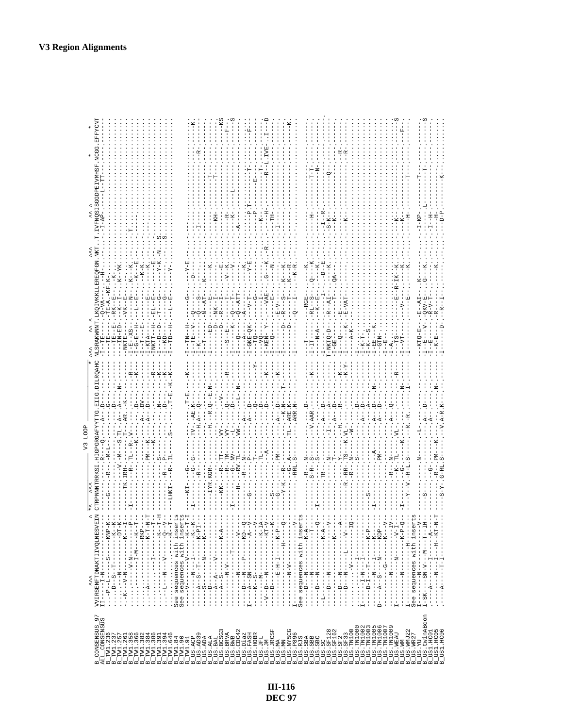# V3 Region Alignments

```
                    ^^^                   ^ *^   ^^^            V3 LOOP                  *  ^^^    ^^ ^        ^^^    ^^ ^           *   *     *
B_CONSENSUS_97   VVIRSENFTDNAKTIIVQLNESVEIN CTRPNNNTRKSI.HIGPGRGAFYYTTG.EIIG.DILRQAHC NLSRAKWNNT.LKQIVKKLLEREQFGN.NKT..T.IVFNQSSGGDPEIVMHSF.NCGG.EFFYCNT
ALL_CONSENSUS    II--I-N----------------- ---------------------------------------- ----------------------------------------------------------------------
```

See sequences with inserts

See sequences with inserts

See sequences with inserts

See sequences with inserts

See sequences with inserts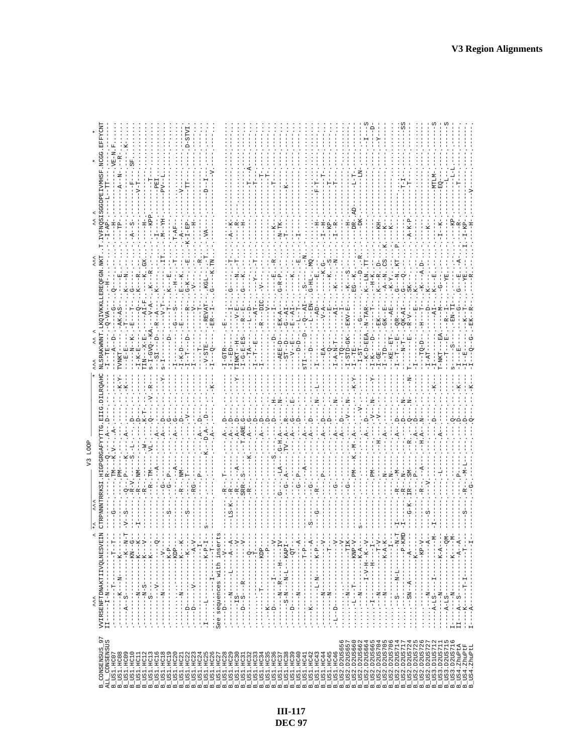## V3 Region Alignments

```
                      ^^^                          ^ *^  ^^^          V3 LOOP                                    *  ^^^    ^^ ^                        ^^^       ^^ ^          *         *
B_CONSENSUS_97    VVIRSENFTDNAKTIIVQLNESVEIN CTRPNNNTRRKSI.HIGPGRGAFYYTTG.EIIG.DILRQAHC NLSRAKWNNT.LKQIVKKLLEREQFGN.NKT..T.IVFNQSISGGDPEIVMHSF.NCGG.EFFYCNT
ALL_CONSENSUS     II----I-N-------------     ------------.R----Q-----A--D------------ -I--TE-----.-Q-VA-------H-----..---I-AP----L--TT----........
B_US1.HC07        ------T-------T--T-- -          -----G-------------.TM----K-V---.A-.---------    ---------.----------.Q--.-----.........-H-.--------.VE-N.F.
B_US1.HC08        ------K---N------K---          ---------.PM------------------------K-Y-  TVNKT-----.-AK-AS--------.......-TP--------A--N-.---R-.
B_US1.HC09        -----A--S-------KN--N-T         -V--S------Q--.P---K------A---------K--  --E-E------T-------E----..........--------------.-K-.
B_US1.HC10        -----------K---G-               -----------R-V---S--L-----------D------  --N--K--E----T---K--N---.........-A--S----------F-.SF.
B_US1.HC11        ------N--------K--K-            -I------R---NM----------D-----------  -I-K-E-----.----Q-.K---R--..........-------------V-T-.
B_US1.HC12        ------N-S------K---V-           ---------R-----W---------K-T------  TIN--X-E-----AI-F--.--K.GX...........H-.---------.
B_US1.HC13        -----S---------K-----           ---------R-.TM----VL----Q-----V-.R-  s-I-GVQ--KA.---V-A-.K---R-.............KPP----------T-.
B_US1.HC16        -------V-------Q-               ---------------A---------A----------  --SI---D---R--A---K---------.....-I-------------PEI--.
B_US1.HC18        ------N--------V-               ----------G-------------A---D-------Y-  s-I---------V-T-.----------IT...-M--YH---------PV--L.
B_US1.HC19        ---------------K-P-             -S-------G--P-----------A---G-------  --------------T------T-....................--------.
B_US1.HC20        ----------------KDP--           ----------R----NM-------A---D-------  -I--------D-------G---S-.K---E----.T-AF------------.
B_US1.HC21        ------N---------K---K-          ---------R-----A-------------D------  -I-K-D--------E----.--H--K---T....-A---------------.
B_US1.HC22        ---D------------K---            ---S-----T-----------------V-------  -I--T---D--------R-.E--K----E...K-I-EP------V-.D-STVI.
B_US1.HC23        ---D------V--------A-V-         ---------RG-------------------------  -I-------------V----.G-K------...--H-------TT-.
B_US1.HC24        ------------------I-            ---------------P--------A---D------  --------T--------T-.--V-----R-...............
B_US1.HC25        -I----L---------K-P-I-          -S-----------------K--D-A--D-------  -V-STE-----REVAT----.KGL--.T....VA---------D--I-.
B_US1.HC26        ------------I-------T-          -------------------------A----------K-  -I--Q-------ER-I----.G----K.TN.......--------V-.
See sequences with inserts
B_US1.HC27        ---D-------------V-             ---------R--T---------A---D----------  -I-GTR------E-------...........................
B_US1.HC28        ------N-------L-----A--A-       -LS-K----R-----------A---D----------  -I--ED-------I-------G-------T..-A--K-----------.
B_US1.HC29        ------IS------------V-          -----------R----A-------A---D-------Y-  TINKT-H------V-E-----N--T.....--R-----------.
B_US1.HC30        ----D--S---R---------V-         --------SRR-S-------T.ARE-G-------  -I-G-E-ES----R--E-.G---K-.........-H-----------.
B_US1.HC31        -------------------Q-           ----------R---------K-----A---G------  ---TA-------L--D-...............T-----A-.
B_US1.HC32        -------------------T-           ---------------------------A---D-----  -I--T--E-------AT-.--Y---T--..............T-.
B_US1.HC33        ----------T-------KDP-          -------------------------------D-------  -I---------R--DIC.-V-----..............T-.
B_US1.HC34        -----K-------------P-           -------------------------A---D-------  ---------------V-------.....................
B_US1.HC35        ---D---------I----V-            -----------------S------------D------H-  --------D----------E------R...-K------------T-.
B_US1.HC36        ------N--R---H----IV-           --------G----LA----G-H-A-----N-------  -AEE-D--EK-A-.G-R-P-......N-TK-----------T-.
B_US1.HC37        -------S-N--N-L---KAPI-         ---------G-A--------TV-A---R--------  --ST--D---G-AI--..........T-------K-.
B_US1.HC38        ---D----------------QT-         ----------------------A---G-----E---  ---V--E-----E-AI--.----K-................
B_US1.HC39        ------N----------------A-       ---------G-P-------------D--------  ------D-D-----L---T-..E-.........I-..............
B_US1.HC40        ---------------T-P----          ---------------A------A-------------  STI------D----Q--AI-.-S------N..................
B_US1.HC41        ------K-------------P---A-      -S--------G------------A---D---------  -I-------D-------L--EN-.G-HL---MQ..............
B_US1.HC42        ------L-N-------K-P---A-        ----G-----R-----------------------N---L-  -I----------------AD--.-------E.........-H------F-T-.
B_US1.HC43        --------N--------------V-       ---------R----P-----------A---D--------  -------EA--------V-----.K-G.............I-H-----T--T-.
B_US1.HC44        ------------------T---V-        -------------P--------A---D--------  -I---Q---------E------K---S......I-KP-----T-.
B_US1.HC45        -L--D-------------------V-      ----------G---------A---------N--------  -I-A-N-T------AI-.K--------N......I--R-----T-.
B_US1.HC46        --------------------V-          ------------------------A-----D---------  -I-A---TQ-------I-.......................
B_US2.D2US656     ----N-------------TIK           ---------G-----------A---D--------N-  -I-STD-GK--EKV-E--.-K----S..................H-.
B_US2.D2US657     -----L---T---------KNP-V-       ------------PM------K--M-A-----------K-Y  -I--TE-----.------.EG--K-----...DR-AD------L-T-.
B_US2.D2US660     ------N-----------K-A-          -S-------------------------V---------  -I-ST--------G-----..---D-----R.....DK.......-LN.
B_US2.D2US662     -------I-V-H-K-V-               ---------------------A-----D----N---------  -I-K-D-EEA-N-TAR--.K--LN.TT....................S.
B_US2.D2US664     ------I------H---I-             --------------PM-----------V---N-------  -I-K----D---------T-.-H-K.G.......-I-----------D-.
B_US2.D2US665     ------N---------T-V-            ---------P-------H------V----------Y-  -I-GE-----EK---T-.K--R---D-.......KH-...........
B_US2.D2US704     -------N---------K-A-K-         -----------N----------A----------------  -I--TD-----GK--E-.-A-N.CS...K-...K-...........Y--.
B_US2.D2US705     ----------------I-              ----------N------------A---------------  -KE---ET-----AE----K-Y......K-...............
B_US2.D2US706     -----S---N-L--------N-T         -I------R---M--------A---D------N---  -I--T---E---QR-----.G---N.KT...P...........
B_US2.D2US714     -------------------P-KMD        -I------R---N---------------D------N---  -I--T---N-T--QK-AI--.G---Q.....................T-I-.
B_US2.D2US717     ------SN-A------A---            ---G-K-IR--SM-------R-.----Q------N------N  T------E-----R-V--.SK---..........A-K-P-----T-.
B_US2.D2US724     -----------------K----          --------------P-----------A----------------  -------------------E--.K-........................SS.
B_US2.D2US725     ------------------KP-V-         ---------R---A------H-A---N---------  -I--TQ-D---H-----T--.-K---A-D-................
B_US2.D2US726     ----N---------------A-          -S-------V--------------------------  -I-AT-------------D--.K---E.......K-...........
B_US2.D2US727     ----A-LS---I---------M-         -I-----------L----------A-----D-----K-  -I-----------AI---.K-----E.......................S.
B_US3.D1US712     -------N-----------K-A-         ----------------------------------------  T-NKT--EA-----M----.G-............I--K---------MTLM-.
B_US3.D2US711     ----A-LS--------------QM-       --------------------------------------  -----T---E-----R--I-........................EQ--.
B_US3.D3US715     I-----N----------K---M-         ----------------------------------------  -------S--------EN-TI----YE-..............KP-------L-.S
B_US3.D2US716     II---A--S------------A--A-      ---S--------P----------Q-----------K-  s--------------------.G---E--A-.........-R-------L-L.
B_US4.ZhuPtA      -----K---T-I----------T-        ---S--------R----M-L--------D-------K-  -I---E--------K-T--.--YE-..........I-KP------T-.
B_US4.ZhuPtF      I----A---------------I-         -----------G---------------Q-------K-  -I--E---G----EK-R-.---R-................H---------V-.
B_US4.ZhuPtL                                                                                  -I---Q--G-G---
```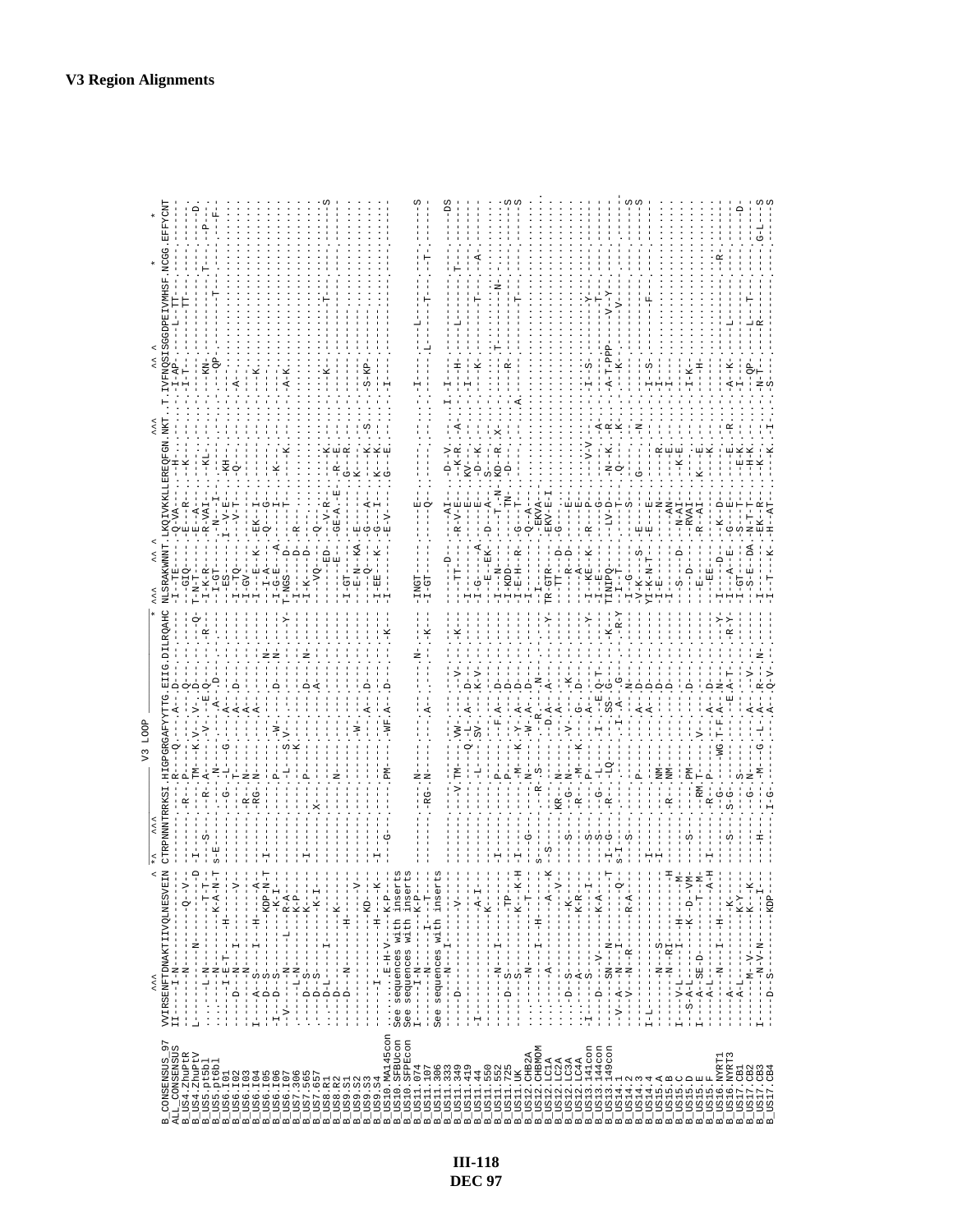# V3 Region Alignments

The sequence alignment on this page is printed rotated and in very small type. Only the column markers, the consensus row and the sequence names could be read reliably. The aligned residues for the individual sequences (dashes, dots and substitutions) are not transcribed.

```
                                                              V3 LOOP
                     ^^^                    ^ *^    ^^^                                      * ^^^      ^^ ^                   ^^^       ^^ ^                   *        *
B_CONSENSUS_97       VVIRSENFTDNAKTIIVQLNESVEIN CTRPNNNTRKSI.HIGPGRAFYTTG.EIIG.DIRQAHC NLSRAKWNNT.LKQIVKKLLREQFGN.NKT..T.IVFNQSISGGDPEIVMHSF.NCGG.EFFYCNT
```

Sequence names, in the order listed:

ALL_CONSENSUS, B_US4.ZhuPtR, B_US4.ZhuPtV, B_US5.pt5bl, B_US5.pt6bl, B_US6.I01, B_US6.I02, B_US6.I03, B_US6.I04, B_US6.I05, B_US6.I06, B_US6.I07, B_US7.306, B_US7.565, B_US7.657, B_US8.R1, B_US8.R2, B_US9.S1, B_US9.S2, B_US9.S3, B_US9.S4, B_US10.MA145con, B_US10.SFBUcon, B_US10.SFPEcon, B_US11.074, B_US11.107, B_US11.306, B_US11.333, B_US11.349, B_US11.419, B_US11.44, B_US11.550, B_US11.552, B_US11.725, B_US11.UK, B_US12.CHB2A, B_US12.CHBMOM, B_US12.LC1A, B_US12.LC2A, B_US12.LC3A, B_US12.LC4A, B_US13.141con, B_US13.144con, B_US13.149con, B_US14.1, B_US14.2, B_US14.3, B_US14.4, B_US15.A, B_US15.B, B_US15.C, B_US15.D, B_US15.E, B_US15.F, B_US16.NYRT1, B_US16.NYRT3, B_US17.CB1, B_US17.CB2, B_US17.CB3, B_US17.CB4

Three rows give a note in place of residues:

- B_US10.SFBUcon: See sequences with inserts
- B_US10.SFPEcon: See sequences with inserts
- B_US11.306: See sequences with inserts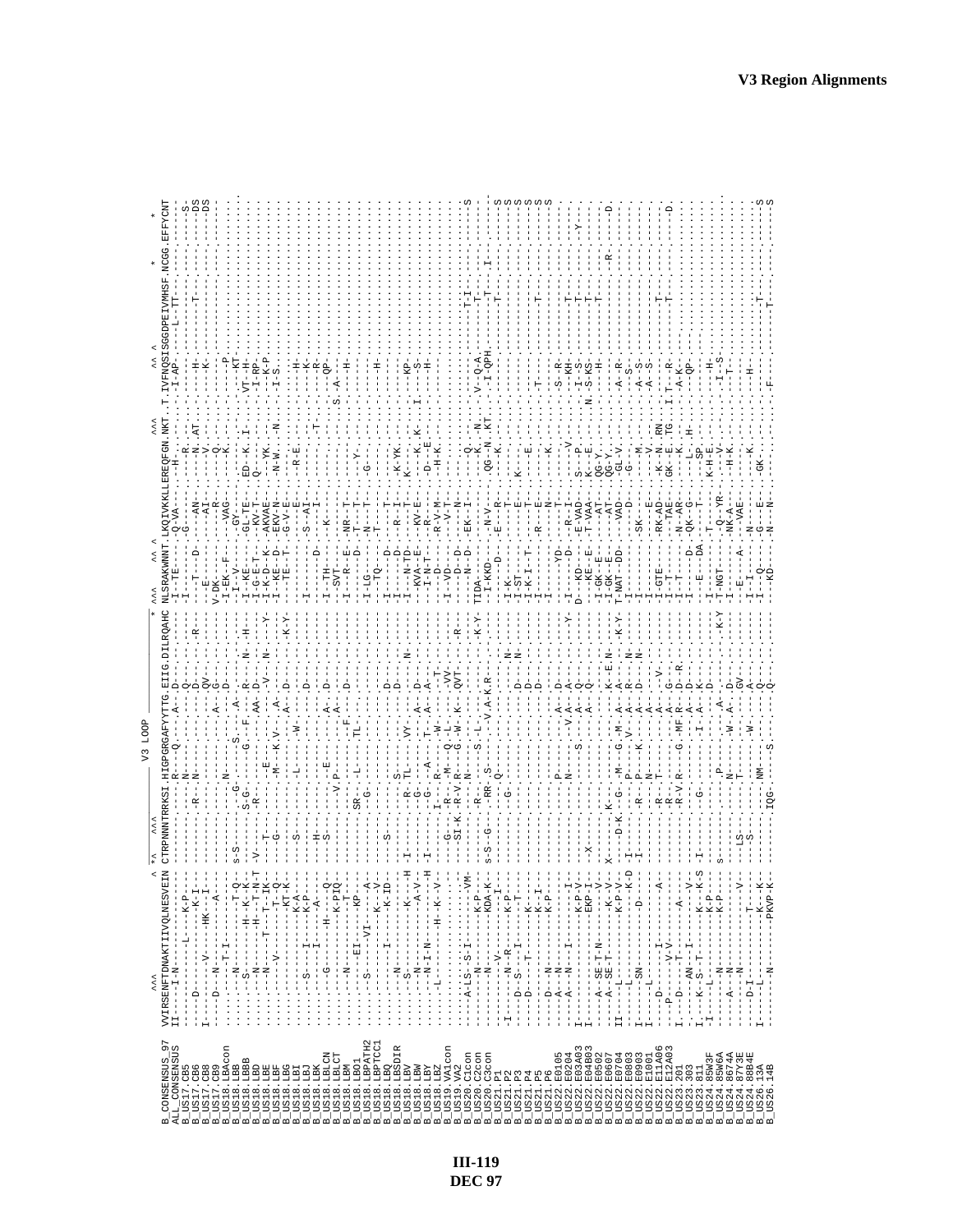# V3 Region Alignments

```
                      ^^^                     ^ *^  ^^^          V3 LOOP                 *  ^^^   ^^ ^                  ^^^        ^^ ^                 *      *
B_CONSENSUS_97    VVIRSENFTDNAKTIIVQLNESVEIN CTRPNNNTRRKSI.HIGPGRGAFYYTTG.EIIG.DILRQAHC NLSRAKWNNT.LKQIVKKLLEREQFGN.NKT..T.IVFNQSISGGDPEIVMHSF.NCGG.EFFYCNT
ALL_CONSENSUS     II----I-N-------------------  ----------R----Q-----A---D-------------  I--TE-------Q-VA------H-------------I-AP------L--TT-----------------
```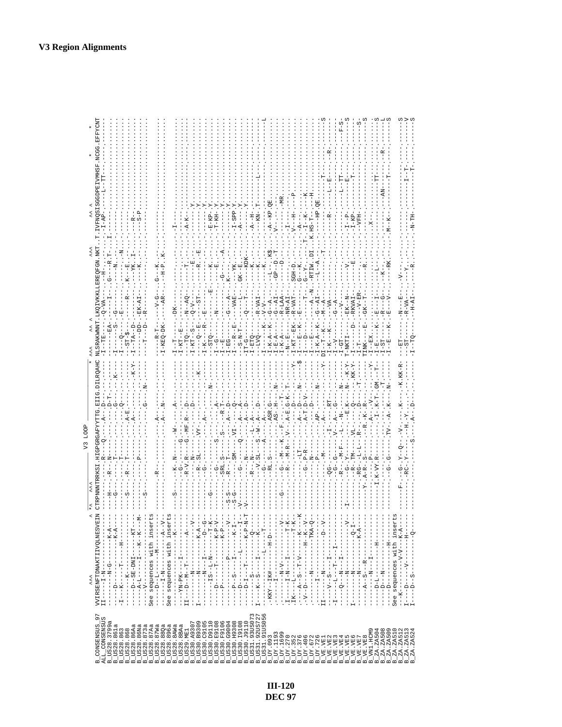# V3 Region Alignments

```
                          ^^^                        ^   ^^^          V3 LOOP                  *  ^^^    ^^ ^                          ^^^     ^^ ^                  *   *
B_CONSENSUS_97   VVIRSENFTDNAKTIIVQLNESVEIN CTRPNNNTRRKSI.HIGPGRGAFYTTG.EIIG.DILRQAHC NLSRAKWNNT.LKQIVKKLLEREQFGN.NKT..T.IVFNQSISGGDPEIVMHSF.NCGG.EFFYCNT
ALL_CONSENSUS    II----I-N----------------- ----------R---Q-----A------------------- I--TE------Q-VA----H-----.-I-AP-----L--TT----------------
B_US28.3799a     -----N-G-----------K-A---- ---H------R---N------D-T--------------- ------EA----I----R-T----I--------------------------------
B_US28.861a      ----D--------------K-A---- ---G------T--------------Q------K------ -----S-----G-------N----------------------------------------
B_US28.863       -I---K----T--------H------ ----------T--------------Q------------- I---Q------E---------N---------------------------------------
B_US28.868       -------K------------------ ---S------R---T---------A-E------------ --ST-$--------R----K---E-----R-------------------------------
B_US28.86Aa      ------D--SE-DNI-----KT---- -----------------------A-------K-Y----- I--TA--D-------------YK-I-------------------------------------
B_US28.86Na      -----A-L----I---K--K---M-- -----------P----------------------------- ------DD---EK-AI------K-------S-P---------------------------
B_US28.873a      ------V------------------- ---S-----------------G------N---------- ---T---D---R--------------------------------------------------
B_US28.87Aa      See sequences with inserts
B_US28.87Wa      -------D-L------M------A-V ----------R--------------A------------- -----R-T-----V-G----G--K--------------------------------------
B_US28.88Qa      -------I-N-----------A-V-- ------------------------A---N---------- I-KEQ-DK----AR----H-P-K---------------------------------------
B_US28.89Qa      See sequences with inserts
B_US28.8AWa      -----------------K-------- -S--------K-N--------W-----A------------ -------------------------------------------------------------
B_US28.8BAa      ---YN-PK---I-------------- -----------G--------G------------------ I-T--------DK----------------I----------------------------------
B_US29.ME1       II--D--M-T--------A------- ----------R-V-R----G-MF-R--D----------- I-KT--E-------------------------------------------------------
B_US30.A9307     -------N----------------V- -----------N-------------D------------- --TQ-------N-AQ-----T------A-K---------------------------------
B_US30.B9309     I------N------------------ ----------R-SL-------VY-------------K--- I-KT-S-----Q-V------E-------------Y-----------------------------
B_US30.C9105     -------N------------K-A--- ------------G------------A------------- ----Q--E-----ST----R--E-------------Y-----------------------------
B_US30.D9110     -------N-L-I-------D-G---- ----------------------------------N---- I-K---R---E-------------------------Y-----------------------------
B_US30.E9108     ------IS--L-N-------T-K--- --G---------G---------------------------- I-STQ-------------E--K------E-KP--Y-----------------------------
B_US30.F9106     -----D------T------K-P-V-- ----------------S--------A------------- I--E-------N-------E--------T-KH--Y----------------------------
B_US30.G9004     -----P-------------K-P---- ---------SRL-S------S----R-T------------ I--G-------------G------A---------Y-----------------------------
B_US30.H9308     -----------P-------------V ---S-S--------R------T-----A--D--------- I-EG-------G---A--K--------------Y-----------------------------
B_US30.I9108     -----P--S---I------K-I---- ---S-G----------SM----VI-----Q---------- I---R--E------VAE----YK------I-SPP-Y----------------------------
B_US30.J9110     -----D-------L-------I---- -V--------G-------Q-----A-------------- ---S-N-T-------L----GK-E------A-----Y-----------------------------
B_US31.93US073   -----D-I---T-------K-P-N-T ---V-------------N------A--D----------- I-T-G------Q---T-----KDK-------------------------------------------
B_US31.92US727   I------S-----------Q------ ----------R------N------L-A------------- I-ETQ-----------------K-------A---H--------------------------------
B_US31.91US056   ------K---I---L-------T--- ----------V-SL------S-W-A---D----------- I-LVQ------R-VAI------K-------KN--T-----------L-------------------
B_UY.093         ---------------L---------- ---------G-----------A-----------------L I--K-A--K---V-V--------K------------------------------------------
B_UY.1193        -KKY--IK#--------H-D------ --------RL-S-----------ASR-G------------ I-K-A--K---G--A------L---K$---A-KP-QE------------------------------
B_UY.1699        --------I------------------ --G----------------------AS-H---N------ I-E-A------G-AI-----GP--D-T---V-------------------------------------
B_UY.270         -------N-V-------------V-- ----------G---M---K---F-------T-------- I-K-A------R-LAA-------D------------MR-------------------------------
B_UY.352         I------I-N----I-------T-K- ----------R---M-R--V--A-E-G-K-T-------- -N--E------NR-AI---------------I--------------------------------------
B_UY.376         IK----L---------------T-K- ---------------------------D--------Y-- I-KT--EK----R-VAT-----SGH-D------V---H------P----------------------
B_UY.406         ---A--S-T-V------K--K--K-- --------------LT------------D--N------$ I---E--K---E---T-----G--K---T-A-------------------------------------
B_UY.672         ---V-D---N------H--K-V---- --------G--P-R-------A--D-V------------- I---D------------------G---Y-----I-K---K-------------------------
B_UY.726         ------N----------TKA-Q---- ----------N--------A-T-D-V--------------- I--E-------A-N---RTIW-DI----K-HS-T--H----------------------------
B_VE.VE1         ------I-N-----------D-V--- ----------P--------AP----------N-------- I-K-A--K---G-AI-----L--A---------HP-QE-----------------------------
B_VE.VE2         II-----N-----------D-V---- ----------M------A-----------Y---------- DI-T--K---M--A---------T--------------T-----------------------------
B_VE.VE3         ----V--S--I--------------- ---------QG-----I---------RT----------- I-K--K-----VA-----------------R--------L--E-------R-------------S
B_VE.VE4         -I---L--T--I------------- ---------G---G---V--A--G-------------- I-V-------G-A------------------------------------------------------
B_VE.VE5         -----Q--N--I-------------- ----------R---M-F---L--N---------N------ I-GT-------V------------------I---P-------L--TT-------F-S-------
B_VE.VE6         I------N-----------------V ----I-----G-Y--------E-K----N--K-Y------ T-NKTI----EK--N---V--------I-KP-----E----------------------------S
B_VE.VE7         I------N-----------Q-I---- --------R-TM------VL-----Q-----KK-Y----- I-----D---RKVAI----E--------VFH------T----------------------------S
B_VE.VE8         -------N-----------K-A---- --------RG-L-L-R--------D---T------------- I-T-------V-ER-----------------------------------------------S-
B_VN1.HCM9       -----A-S---R-------------- ----Y-A-R-S---R--R-K-R------------------- TINK---E---GK-T------R---------------------------------------------
B_ZA.ZA504       -------N---I-------------- -------------P--------A--V------------Y--- I--EX-----------------X------------------------------------------S
B_ZA.ZA508       -----D-L------------------ ----------I-K-VY-R-----I--K-T-GM--T------ I-E----K---E---I------L------------TT-----------------------------S
B_ZA.ZA509       -----D---N-------H-------- ---------------------------------T------- I-ST-------R---G-----K-----------AN-------R------------------------L
B_ZA.ZA510       -------D---------H-------- ---------G-G-------TV--A-K---N---------- I-E---K----E---V-----RK----M--K-------T-----------------------------S
B_ZA.ZA512       See sequences with inserts
B_ZA.ZA513       I---K-----V-V-----K-A----- ----F---G-Y-Q---V-----K----K-KK-R------- --ET-------N---E------V----------------------------------------------S
B_ZA.ZA524       I---D---V-----------H---- -------RC-Y-------H--Y------------------- --ST-------R-VA------Y------------I-T----------------------------------V
                 I---D--S----------Q------ ----------------S----A--D----------------- I-TQ------H-AI-----R-----N-TH----------T------------------------------S
```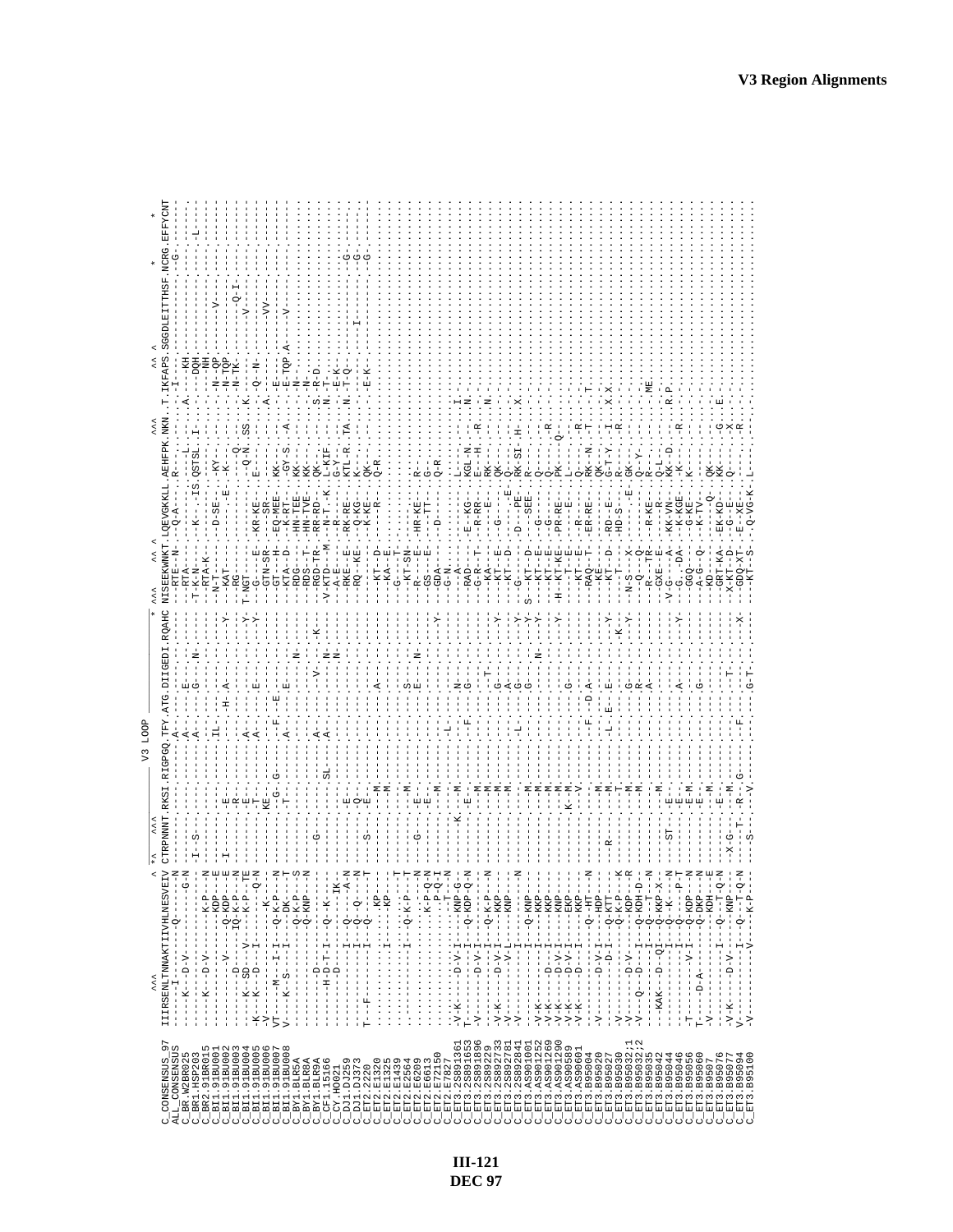```
                        ^^^                        ^ *^  ^^^                 V3 LOOP                        *  ^^^      ^^ ^                     ^^^        ^^ ^                       *       *
C_CONSENSUS_97   IIIRSENLTNNAKTIIVHLNESVEIV CTRPNNNT.RKSI.RIGPGQ.TFY.ATG.DIIGEDI.RQAHC NISEEKWNKT.LQEVGKKLL.AEHFPK.NKN.T.IKFAPS.SGGDLEITTHSF.NCRG.EFFYCNT
ALL_CONSENSUS    -------I------Q-------N    --------.----.------.A--.---.-------.-----  --RTE--N---Q-A--------R----.---.-.-I----.------------.--G-.-------
C_BR.W2BR025     ------K---D-V----------N   --------.----.------.A--.---.E------.-----  --RTA----.-----------.------.---.-.------.------------.----.-------
C_BR1.HSP293     ------------------------   I--S----.----.------.A--.---.G------N-----  T-K-N----.---K-----IS.QSTSL-.I--.-.A---KH.------------.----.-------
C_BR2.91BR015    ------K---D-V-------------  --------.----.------.IL-.---.-------.-----  --RTA-K--.-----------.-----L.---.-.---DQH.------------.----.---L---
C_BI1.91BU001    ----------------K-P---N    --------.----.------.---.---.-------.-----  --N-T----.--D-SE-----.--KY--.---.-.---NH-.------------.----.-------
C_BI1.91BU002    --------------KDP---E      I-------.-E--.------.---.-H-.A------.----Y  --KAT----.------E----.--K---.---.-.-N-QP-.---------V--.----.-------
C_BI1.91BU003    ----------V------Q-KDP---E --------.-R--.------.---.---.-------.-----  --RG-----.-----------.------.---.-.-N-TQP.------------.----.-------
C_BI1.91BU004    ------D-----IQ-K-P---N     --------.----.------.---.---.-------.-----  T-NGT----.-----------.Q-----.---.-.-N-TK-.---------Q-I-.----.-------
C_BI1.91BU005    ---K--SD----V----K-P---TE  --------.-E--.------.A--.---.-------.----Y  --G------E.--KR-KE---.--Q-N.SS.K.-------.---------V--.----.-------
C_BI1.91BU006    -K--K---D----I------Q-N    --------.-T--.------.A--.---.E------.----Y  --GTN-SR-.-----------.E-----.---.-.-Q--N-.------------.----.-------
C_BI1.91BU007    -V--------------K-----     --------.KE--.------.---.---.-------.-----  --GT---H-.--EQ-MEE---.--KK--.---.-.A-----.---------VV-.----.-------
C_BI1.91BU008    VT----M---I--I--Q-K-P---N  --------.-G--.G-----.---.-F-.-E-----.-----  --KTA--D-.--K-RT-----.GY-S--.-A-.-.--E---.------------.----.-------
C_BY1.BLR5A      V----K--S---I--DK-----T    --------.-T--.------.A--.---.E------.-----  --RDG----.--HN-TEE---.KK----.---.-.-E-TQP.A-----------.----.-------
C_BY1.BLR8A      --------------Q-K-P----S   --------.----.------.---.---.-------N-----  --RDS--T-.--HN-TVE---.KK----.---.-.-N----.------------.----.-------
C_BY1.BLR9A      --------------Q-KNP---N    --------.----.------.---.---.-------.-----  --RGD-TR-.--RR-RD----.QK----.---.-.-N----.------------.----.-------
C_CF1.15166      -------D---------------    --G-----.----.------.A--.---.-V-----.--K--  -V-KTD--M.--N-T-K---.L-KIF.---.-.S-R-D-.------------.----.-------
C_CY.HO021       -------H-D-T-I--Q--K-----  --------.----.SL----.A--.---.-------N-----  --GT-----.-----------.G-Y---.---.-.N-T---.------------.----.-------
C_DJ1.DJ259      ------D------------IK----  --------.----.------.---.---.-------N-----  --A-E----.--R--------.------.---.-.--E-K-.------------.----.-------
C_DJ1.DJ373      ------------I--Q-------A-N --------.-E--.------.---.---.-------.-----  --RKE--E-.--RK-RE----.KTL-R.TA-.-.N-T-Q-.------------.--G-.-------
C_ET2.2220       T---F---------I--Q------N  --------.-Q--.------.---.---.-------.-----  --RQ--KE-.--Q-KG----.------.---.-.------.------I-----.--G-.-------
C_ET2.E1320      T----------I--Q------T     --S-----.-E--.------.---.---.-------.-----  --------.--K-KE----.QK----.---.-.--E-K-.------------.--G-.-------
C_ET2.E1325      ---------------KP---       --------.--M-.------.---.A--.-------.-----  -----KT-D-.----R-----.Q-R---.---.-.------.------------.----.-------
C_ET2.E1439      ------------I------KP---   --------.--M-.------.---.---.-------.-----  ---KA--E-.-----------.------.---.-.------.------------.----.-------
C_ET2.E2564      ------------I--Q-K-P---T   --------.----.------.---.---.-------.-----  --G--T-.------------.------.---.-.------.------------.----.-------
C_ET2.E6209      -------------------T       --------.--M-.------.---.S--.-------.-----  --KT-SN-.------------.------.---.-.------.------------.----.-------
C_ET2.E6613      -----------------------N   --G-----.-E--.------.---.E--.-N-----.-----  --R---E-.--HR-KE-----.R-----.---.-.------.------------.----.-------
C_ET2.E7250      ------------------K-P-Q-N  --------.-E--.------.---.---.-------.-----  --GS---E-.------TT---.G-----.---.-.------.------------.----.-------
C_ET2.E7827      ------------------P---Q-I  --------.-M--.------.---.---.-------.----Y  --GDA----.--D-------.Q-R---.---.-.------.------------.----.-------
C_ET3.2S891361   -----------------T---N     --------.----.------.-L-.---.-------.-----  --G-N----.-----------.------.---.-.------.------------.----.-------
C_ET3.2S891653   -V-K----D-V-I----KNP-G-    --------.K--M.------.---.N--.-------.-----  ---A-----.-----------.L-----.---.-.I-----.------------.----.-------
C_ET3.2S891896   T-----------I--Q-KDP-Q-N   --------.-E--.------.-F-.G--.-------.-----  --RAD----.--E-KG-----.KGL-N.---.-.N-----.------------.----.-------
C_ET3.2S89229    -V-----D-V-I---------M     --------.--M-.------.---.---.-------.-----  --G-R--T-.--R-RR-----.E---H.-R-.-.------.------------.----.-------
C_ET3.2S892733   -------------I--Q-K-P---N  --------.--M-.------.---.-T-.-------.-----  ---KA----.-----E-----.RK----.---.-.N-----.------------.----.-------
C_ET3.2S892781   -V-K----D-V-I---KKP---     --------.--M-.------.---.G--.-------.----Y  ---KT--E-.---G-------.QK----.---.-.------.------------.----.-------
C_ET3.2S892941   -V------V-L-----KNP---     --------.--M-.------.---.A--.-------.----Y  ---KT--D-.--------E--.Q-----.---.-.------.------------.----.-------
C_ET3.AS901001   ------------I--Q-KNP---N   --------.--M-.------.-L-.G--.-------.----Y  --G-----.--D---RE----.RK-SI-H-.---.-.X-----.------------.----.-------
C_ET3.AS901252   -V-K----------I---KKP--    --------.--M-.------.---.G--.-------.----Y  S--KT--D-.-----SEE---.Q-----.---.-.------.------------.----.-------
C_ET3.AS901269   -V-K------D--I---KKP--     --------.--M-.------.---.---.-N-----.----Y  ---KT--E-.--G--------.Q-----.---.-.------.------------.----.-------
C_ET3.AS901290   -V-K----D-V-I---KNP---     --------.--M-.------.---.---.-------.----Y  ---KT--E-.--G--------.Q-----.-R-.-.------.------------.----.-------
C_ET3.AS90589    -V-K----D-V-I---EKP---     --------.K-M-.------.---.G--.-------.-----  -H--KT-KE-.--PR-RE----.PK----.Q--.-.------.------------.----.-------
C_ET3.AS90601    -V-K------D--I---KKP---    --------.-V--.------.---.---.-------.-----  ----T--E-.------E----.L-----.---.-.------.------------.----.-------
C_ET3.B95004     -V------------Q-HT---N     --------.----.------.---.F--.D-A----.-----  --KT--E-.--R---------.Q-----.-R-.-.T-----.------------.----.-------
C_ET3.B95020     -V--------D-V-I-HDP---     --------.--M-.------.---.---.-------.-----  --RAQ--T-.--ER-RE----.RK--N.-T-.-.------.------------.----.-------
C_ET3.B95027     -V-------D---I--Q-KTT---   --R-----.--M-.------.-L-.E--.E------.----Y  ---KE----.-----------.QK----.---.-.------.------------.----.-------
C_ET3.B95030     -V------------Q-K-P---K    --------.-T--.------.---.---.-------.--K--  ---KT--D-.--RD--E----.G-T-Y.-I-.-.X-X---.------------.----.-------
C_ET3.B95032;1   -V-------D-V--I-KDP---R    --------.--M-.------.---.G--.-------.----Y  ---T----.--HD-S-----.R-----.-R-.-.------.------------.----.-------
C_ET3.B95032;2   -V---Q--D---I--Q-KDH-D-    --------.--M-.------.---.R--.-------.-----  --N-S---X.----------E.GK----.---.-.------.------------.----.-------
C_ET3.B95035     ------------I--Q---T---N   --------.----.------.---.A--.-------.-----  ---Q---Q.-----------.Q--Y--.---.-.------.------------.----.-------
C_ET3.B95042     ---KAK---D---QI-Q-KKP-X-   --------.--M-.------.---.---.-------.-----  --R---TR-.--R-KE-----.R-----.---.-.--ME--.------------.----.-------
C_ET3.B95044     ------------I--Q--K--N     --ST----.-E--.------.---.---.-------.-----  --GXE--E-.------R----.Q-L---.---.-.------.------------.----.-------
C_ET3.B95046     ---------D-V-I--Q---P-T    --------.-E--.------.---.A--.-------.----Y  -V-G--A-.--KK-VN-----.KK--D.---.-.R-P---.------------.----.-------
C_ET3.B95060     -T-------V-I---Q-KDP---N   --------.-E-M.------.---.---.-------.-----  --G--DA-.--K-KGE----.-K----.-R-.-.------.------------.----.-------
C_ET3.B9507      T-----D-A----Q-DKP---N     --------.-E--.------.---.G--.-------.-----  --GGQ--Q-.--G-KE-----.K-----.---.-.------.------------.----.-------
C_ET3.B95076     -V--------------KDH---E    --------.-E-M.------.---.---.-------.-----  --A-G--Q-.--K-TV-----.------.---.-.------.------------.----.-------
C_ET3.B95077     -V-K-----D-V-----I--Q---T-Q-N --X-G---.-E--.------.---.---.-------.-----  --KD-----.------Q----.QK----.---.-.------.------------.----.-------
C_ET3.B95094     V-----------I--Q---T-Q-N   --------.--M-.------.-F-.T--.-------.-----  --GRT-KA-.--EK-KD----.KK----.-G-.-.E-----.------------.----.-------
C_ET3.B95100     -V---------V-----K-P---    --S-----.-T--.-R--G-.---.G-T.-------.----X  --X-KT-D-.--G--E-----.------.-X-.-.------.------------.----.-------
                                                                                        --GDQ-XT-.--E--XE----.Q-----.-R-.-.------.------------.----.-------
                                                                                        ---KT--S-.--Q-VG-K---.L-----.---.-.------.------------.----.-------
```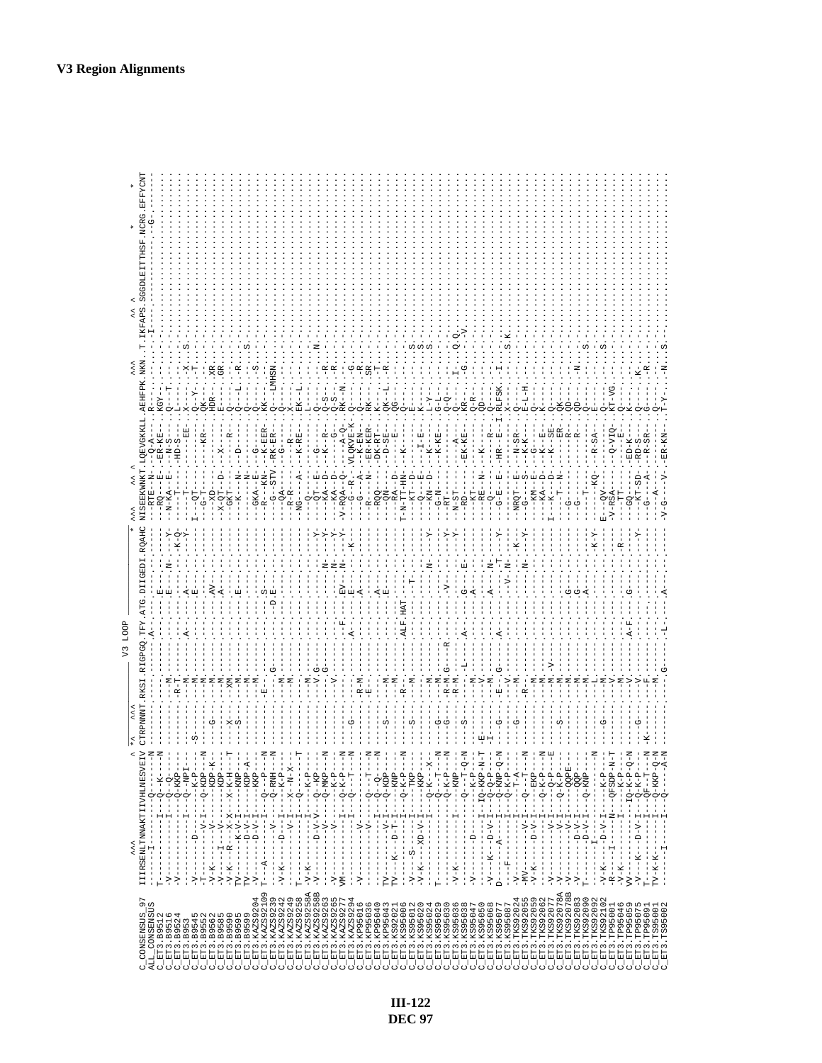# V3 Region Alignments

```
C_CONSENSUS_97       IIIRSENLTNNAKTIIVHLNESVEIV CTRPNNNT.RKSI.RIGPGQ.TFY.ATG.DIIGEDI.RQAHC NISEEKWNKT.LQEVGKKLL.AEHFPK.NKN .T.IKFAPS.SGGDLEITTHSF.NCRG.EFFYCNT
ALL_CONSENSUS
C_ET3.B9512
C_ET3.B9516
C_ET3.B9524
C_ET3.B953
C_ET3.B9545
C_ET3.B9552
C_ET3.B9562
C_ET3.B9585
C_ET3.B9590
C_ET3.B9595
C_ET3.B9599
C_ET3.KAZS9204
C_ET3.KAZS92109
C_ET3.KAZS9239
C_ET3.KAZS9242
C_ET3.KAZS9249
C_ET3.KAZS9258
C_ET3.KAZS9258A
C_ET3.KAZS9258B
C_ET3.KAZS9263
C_ET3.KAZS9265
C_ET3.KAZS9277
C_ET3.KAZS9294
C_ET3.KP95016
C_ET3.KP95036
C_ET3.KP95040
C_ET3.KP95043
C_ET3.KS92021
C_ET3.KS95006
C_ET3.KS95012
C_ET3.KS95020
C_ET3.KS95024
C_ET3.KS95029
C_ET3.KS95030
C_ET3.KS95036
C_ET3.KS95038
C_ET3.KS95047
C_ET3.KS95050
C_ET3.KS95068
C_ET3.KS95077
C_ET3.KS95087
C_ET3.TKS92024
C_ET3.TKS92055
C_ET3.TKS92059
C_ET3.TKS92062
C_ET3.TKS92077
C_ET3.TKS92078A
C_ET3.TKS92078B
C_ET3.TKS92083
C_ET3.TKS92090
C_ET3.TKS92092
C_ET3.TKS92102
C_ET3.TP95001
C_ET3.TP95046
C_ET3.TP95059
C_ET3.TP95075
C_ET3.TP95091
C_ET3.TS95001
C_ET3.TS95002
```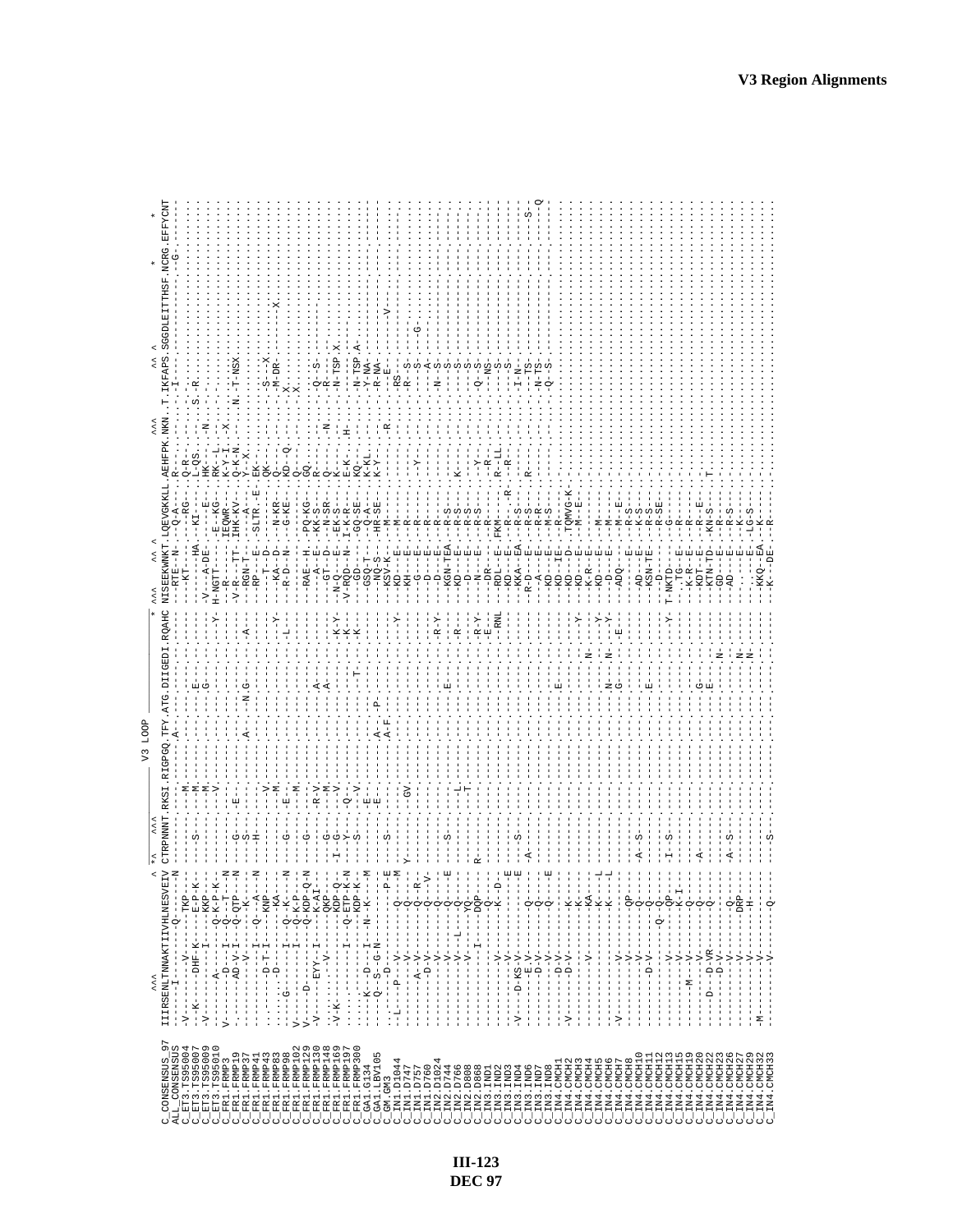# V3 Region Alignments

```
                    ^^^                           ^ *^     ^^^                    V3 LOOP                          *  ^^^      ^^ ^                        ^^^       ^^ ^                         *     *
C_CONSENSUS_97     IIIRSENLTNNAKTIIVHLNESVEIV CTRPNNNT.RKSI.RIGPGQ.TFY.ATG.DIIGEDI.RQAHC NISEEKWNKT.LQEVGKKLL.AEHFPK.NKN..T.IKFAPS.SGGDLEITTHSF.NCRG.EFFYCNT
ALL_CONSENSUS      ------I-------Q-------N    --------.----.------.---.---.-------.---- --RTE--N---.--Q-A--.-----------.----.-I----.-----------.----.-------
```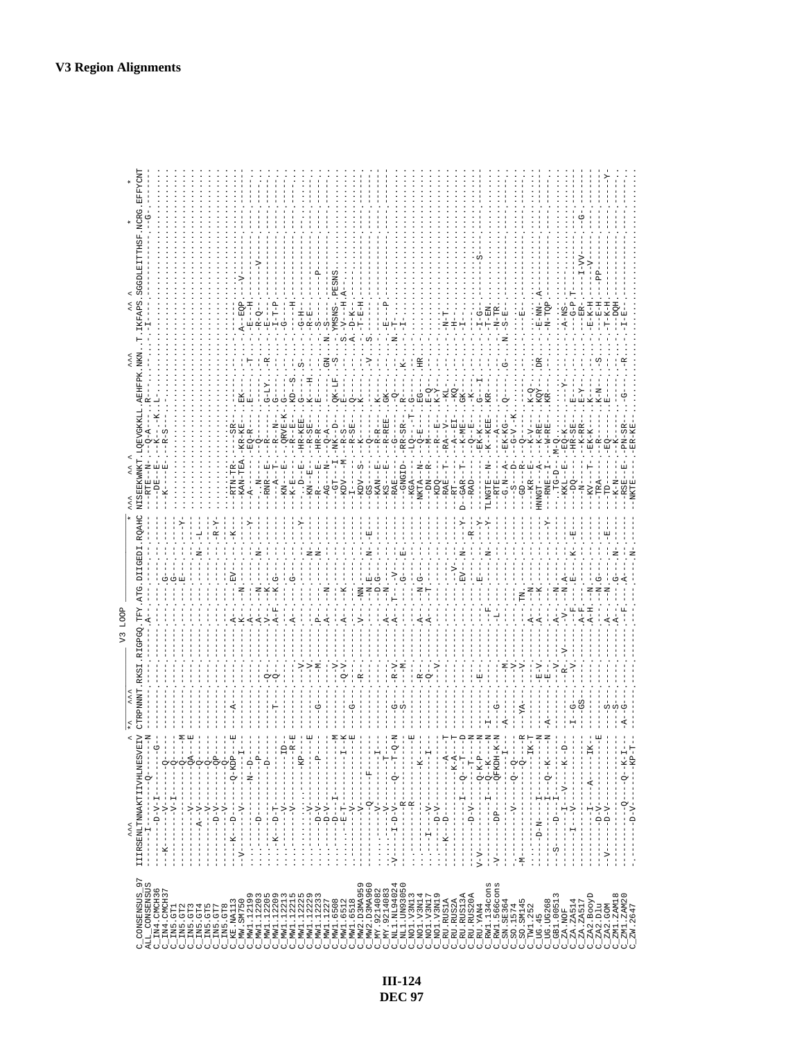# V3 Region Alignments

```
                    ^^^                   ^ *^   ^^^                V3 LOOP                  * ^^^    ^^ ^              ^^^   ^^ ^                        *      *
C_CONSENSUS_97   IIIRSENLTNNAKTIIVHLNESVEIV CTRPNNNT.RKSI.RIGPGQ.TFY.ATG.DIIGDI.RQAHC NISEEKWNKT.LQEVGKKLL.AEHFPK.NKN..T.IKFAPS.SGGDLEITTHSF.NCRG.EFFYCNT
ALL_CONSENSUS    ------I-----Q--------N-- --------.----.------.---.---.------.----- --RTE--N--.--Q-A----.R-----.---..-.I-----.-----------.-----.-G-----
C_IN4.CMCH36
C_IN4.CMCH37
C_IN5.GT1
C_IN5.GT2
C_IN5.GT3
C_IN5.GT4
C_IN5.GT5
C_IN5.GT7
C_IN5.GT8
C_KE.NA113
C_MW.SM750
C_MW1.12199
C_MW1.12203
C_MW1.12205
C_MW1.12209
C_MW1.12213
C_MW1.12215
C_MW1.12225
C_MW1.12229
C_MW1.12233
C_MW1.1227
C_MW1.6508
C_MW1.6512
C_MW1.6518
C_MW2.D3MA959
C_MW2.D3MA960
C_MY.9214082
C_MY.9214083
C_NL1.NL94024
C_NL1.UN93050
C_NO1.V3N13
C_NO1.V3N14
C_NO1.V3N17
C_NO1.V3N19
C_RU.RUS1A
C_RU.RUS2A
C_RU.RUS13A
C_RU.RUS20A
C_RU.YAN4
C_RW1.134cons
C_RW1.566cons
C_SN.SE364
C_SO.1574
C_SO.SM145
C_TW1.252
C_UG.45
C_UG.UG268
C_GB1.00513
C_ZA.NOF
C_ZA.ZA514
C_ZA.ZA517
C_ZA2.BooyD
C_ZA2.Dlu
C_ZA2.GOM
C_ZM1.ZAM18
C_ZM1.ZAM20
C_ZW.2647
```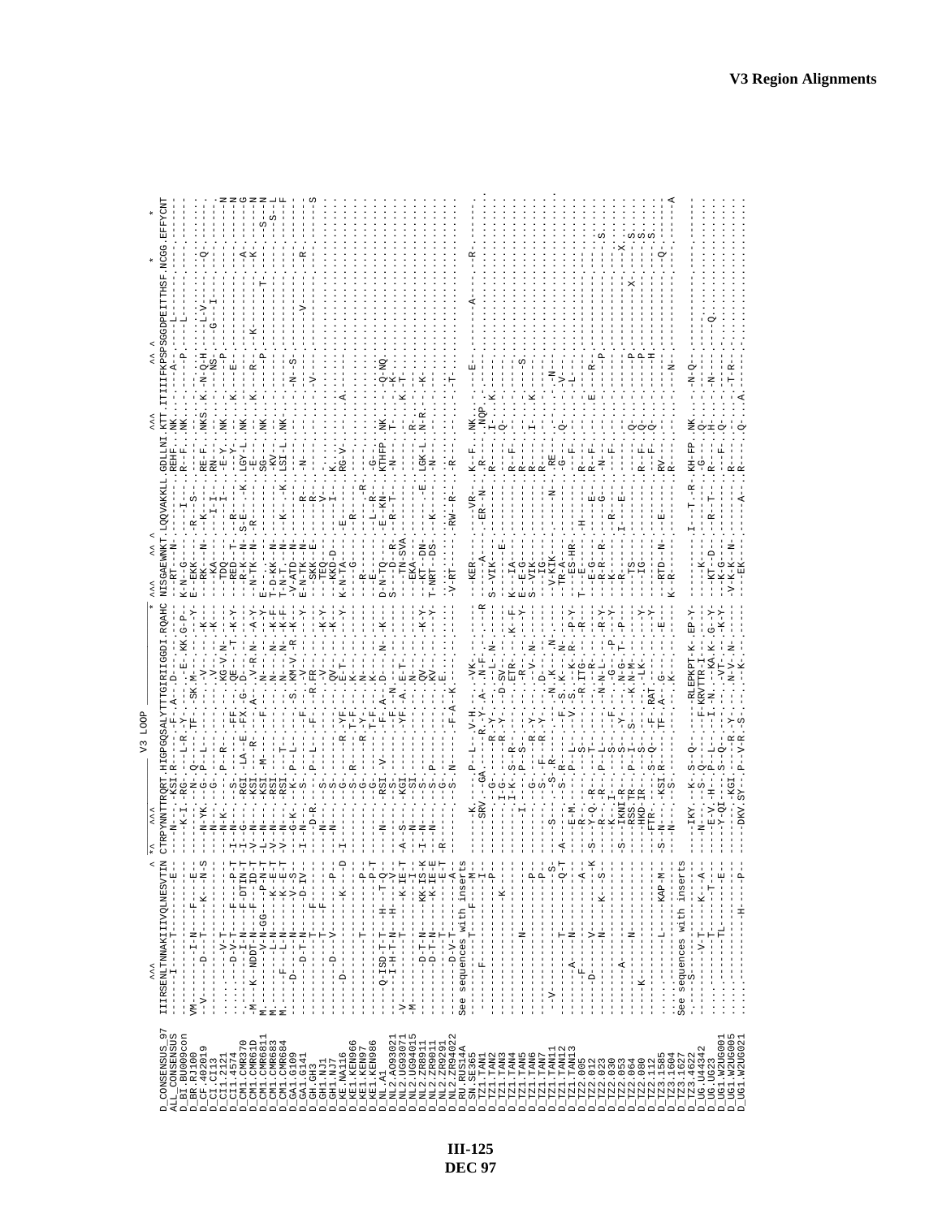V3 LOOP

```
                   ^^^                          ^ *^  ^^^                                       * ^^^  ^^ ^                ^^^      ^^ ^                      *     *
D_CONSENSUS_97   IIIRSENLTNNAKIIIVQLNESVTIN CTRPYNNTTRQRT.HIGPGQSALYTTGIRIIGGDI.RQAHC NISGAEWNKT.LQQVAKKLL.GDLLNI.KTT.ITIIIFKPSPSGGDPEITTHSF.NCGG.EFFYCNT
ALL_CONSENSUS    ------I-------T---------E-- ----N----KSI.R-----.-F-.A---D-----.------ --RT---N-----------------.REHF..NK......-A----L-----------------.----.-------
D_BI.BU009con    ---------------------------- ----K-I.-RG-----L-R.-Y-.---E-.KK.G-P-. K-N--G-----I------.R--F..NK.......-P.------------------.----.-------
D_BR.RJ100       VM-----I-N-----F---E-- ----N----G-.-Q---TF-.---------------Y- E-EKK---------R--S-.---------....--------------------.----.-------
D_CF.402019      --V------D---T---K---N-S ----N-YK---G-.-P--L-.-SK.M---V-----K-- --RK---N--K-----------.RE-F..NKS.K.-N-Q-H---L-V-------.-Q-.-------
D_CI.CI13        ----------------------- ----N-----G-.-----.----.-----.------K-- --KA-------I-I-----.RN-.............-NS-.--G--I------.----.-------
D_CI1.2121       --------V-T----------- ----N-K-------P-R-.---.KG-V.N-.-------- --TDQ-------I------.-E-Y..NK.........-P--------------.----.-------
D_CI1.4574       .....-D-V-T----F----P-T -I-N-----S-.---FF.--QE--.T-.-K-Y- --RED--T---R-------.---Y-.....K..-E-----------------.----.-------
D_CM1.CMR370     .-----I-N----F-DTIN-T -I-G----RGI.-LA-E.-FX.G-D-------.------- --R-K--N---S-E----K..LGY-L..NK....------------------.-A--.----G
D_CM1.CMR61D     -M--K--NDDT-N---F--ID-T -V-N----KSI.----R.---A---V-R.N---A-Y- --N-TK--N---R-------.-E-.....K...R...-K----------------.-K--.----N
D_CM1.CMR611     M.-----V-N-GG---P-N-T -L-N----KSI.-M-----F----.-N---.--------- E--------------------.SG-..NK......-P-----------T--------.--S--N
D_CM1.CMR683     M.-------L-N-----K--E-T -V-N----RSI.----T-----.-N---.-N---.K-F- T-D-KK--N---------.--KV-..........------------------.----S--L
D_CM1.CMR684     M.----F--L-N-----K--E-T -V-N----RSI.----------.-N---.-N---.K-F- T-N-T--N---K----K.LSI-L..NK...-------------------.----.--S-F
D_GA1.G109       --------D--N--------V-S- -G-K----K.-P--L-.----S.KM-V.-R-K---- -V-ATD--N---------------.--N-S-------------------.----.-------
D_GA1.G141       ---------D-T-N-----D-IV- -I-N----S.-----F.----V-.----------Y- E-N-TK--N-----R---.-N-.......................---V----.R---.-------
D_GH.GH3         ----------T---F------- ----D-R----P-L.----R.FR---------- --SKK--E-----R---.........-V-----------------.----.------S
D_GH1.NJ1        ----------T---F------- ----N-----S-.--------V-.--------- --TEQ-------V---.............................----.-------
D_GH1.NJ7        ------D---V-------P--- ----N-----S-.-------QV-.---K-Y- --KKD-D-----I------.K..................----.-------
D_KE.NA116       ---D-------------K---D -I-----G-.------R-YF-.--E-T--.----Y- K-N-TA--------E-----.RG-V...............A.............----.-------
D_KE1.KEN066     --------------------- ----------S-R-----F-.----K-.------- ------E-R-----------.---------------------------------.----.-------
D_KE1.KEN97      ----------T----------P- --------G-.-----R-Y-.--N-------- --R----G---------R-.-----------------------------------.----.-------
D_KE1.KEN986     --------------------P-T ---------G-.-----T-F-.---K-------- --E--------L--R----.G-.................................----.-------
D_NL.A1          ----Q-ISD-T-T--H---T-Q- ----N----RSI.-V-----F-.A---D-----N---K-- D-N-TQ---E-KN-.KTHFP..NK.......-Q-NQ.------------.----.-------
D_NL2.AO93021    -------I-H-T-N--H-----V- ---------S-.--------F-.--N---------- S---D--R---R-T-.-N-......T.......-K---------------.----.-------
D_NL2.UG93071    -V-------------T--K-IE-T -A-S----KGI.------YF-.A-.E-T-------- ---TN-SVA---------.----------K-.T------------------.----.-------
D_NL2.UG94015    -M----------------I---- ----N-----SI.---------N-------------- --EKA----------R-.-----------------------------.----.-------
D_NL2.ZR8911     ---------D-T-N----KK-IS-K -I-N-----S-.--------QV-.-K-Y- --KT--DN-------E-.LGK-L..N-R.........-K-------------.----.-------
D_NL2.ZR9011     ---------D-T-N------K-IE-E -N-N-----S-P-------KV-.----Y- T-NRT-DS----K-----.-N-.............................----.-------
D_NL2.ZR9291     ----------T------------E-T -R------G-.N--------.----------- -------------------.---------------------------------.----.-------
D_NL2.ZR94022    ---------D-V-T--------A-T -------S-.N-----F-A--K.------- -V-RT------RW--R-.-R-.........-T-------------------.----.-------
D_RU.RUS14A      See sequences with inserts
D_SN.SE365       ------T----F-----M- ----K-----P-L--V-H.---VK-------- --KER-------VR-.-K-F..NK.......-E------------A------.-R--.-------
D_TZ1.TAN1       ------F--------------I- --SRV--GA.----R.-Y-A--N-F-------R ---A------ER-N-.-R-...NQP.......................----.-------
D_TZ1.TAN2       ----------------P- --------G---R-Y--------L-N----- S--VIK-----------.-R-.-I-..K..............................----.-------
D_TZ1.TAN3       -------------K--------- ------I-G-----R-Y--D-SV-------- --------E------------.---Q-..................................----.-------
D_TZ1.TAN4       ------------------------ -------I-K-S-R-----ETR----K--F- K--IA-----------------.R--F..............................----.-------
D_TZ1.TAN5       ------------------------ --------P-S----R-----R-----Y- E-E-E-----------------.R--F..............................----.-------
D_TZ1.TAN6       --------N----------P-- -----I---G-----R-Y----V--N--- S--VIK------------------.R--.......-I-.....K...............----.-------
D_TZ1.TAN7       ----------------------P-- ----------S-F-R-Y------D-------- --IG----------------------.R-.......................S.................----.-------
D_TZ1.TAN11      -V-----------------S- -------S-----S.R-------N-K---N------- -V-KIK---------N---.RE-............................-N-.----.-------
D_TZ1.TAN12      -------T-----------Q-T ----A----S-R------F--S-K-----N------ --TR-A-------------.-G-...-Q-........-V-.......................----.-------
D_TZ1.TAN13      -------A---N----------- --------E-M-----P--L-----V-S--K-R---P-Y- --ES-HR-------------.-F-.....................-L-............----.-------
D_TZ2.005        ------F--------------A- ----------R--------------R-ITG------R-- T--E-------H-----------.R-.........................................----.-------
D_TZ2.012        --------V------------K -S--Y-Q---R----S-R--------R-------R-Y- --E-G-------E---------.R--F........E-....-R-..........----.-------
D_TZ2.023        -------D----N---K---S- -------R---R----P-L-----N-N-L---R-Y- --R-R--R-----G--------.-N-...................................----.-------
D_TZ2.030        --------------------- --------K-------P----F----G-------P-- --K--------R---R-------.-F-......................-P...............----.-------
D_TZ2.053        --------A----------- ----K---I------S-----------N-G-T--P-- R----------------I---E-...................................----.-------
D_TZ2.064        -----------N-------- --S-IKNI-R---S-Y------K-N-M------- --TS----------------------.-Q-...........-P-............................----.-------
D_TZ2.080        --------------------- --------RSS.TR---P-I--S-----LK-------Y- --IG---------------------.-Q-............-P-..........................----.-------
D_TZ2.112        --------K-------------- --------HKD-IR-----S-------------Y- ------------------------.R--F..-Q-..........-H-...........................----.-------
D_TZ3.1585       ----------L------KAP-M- ----FTR-----S-Q---F--RAT------------- --RTD--N-----E------.RV-...........................................----.-------
D_TZ3.1604       ...............-------- -S-N----KSI.R-------TF--A--G-----E-- K-R----------------.R-...........-N-...............-Q-.-------
D_TZ3.1627       See sequences with inserts
D_TZ3.4622       -----S----V-T----K--A- ---IKY-----K-S-Q---------RLEPKPT-K-EP-Y- ------------I--T--R-.KH-FP..NK..........-N-Q-.....................----.-------
D_UG.U44342      .....-------------------- ----N----S-Q-------F-KRVTTR-I------- --K-------------------.-G-..-Q-...........................................----.-------
D_UG.UG23        ...........T----------E- ----E-V.-H----P--L-----I-N----KA-K-G-Y- --KT-D-------R-T-.-R-.-H-..........-N-.......-Q-.........----.-------
D_UG1.W2UG001    ..........TL-----------E ----Y-QI-----S-Q-------VT-------K-Y- --K-G---------------.-F-..Q-.............................----.-------
D_UG1.W2UG005    ..........-------------- ---------KGI------R-Y-------N-V-N-- -V-K-K--N-------------.R-..-Q-..........-T-R-..........----.-------
D_UG1.W2UG021    ..........H-----------P- ----DKV.SY-.-P-V-R-S-------K---------- --EK-------------A-.-R-...Q-....A.............................----.-------
```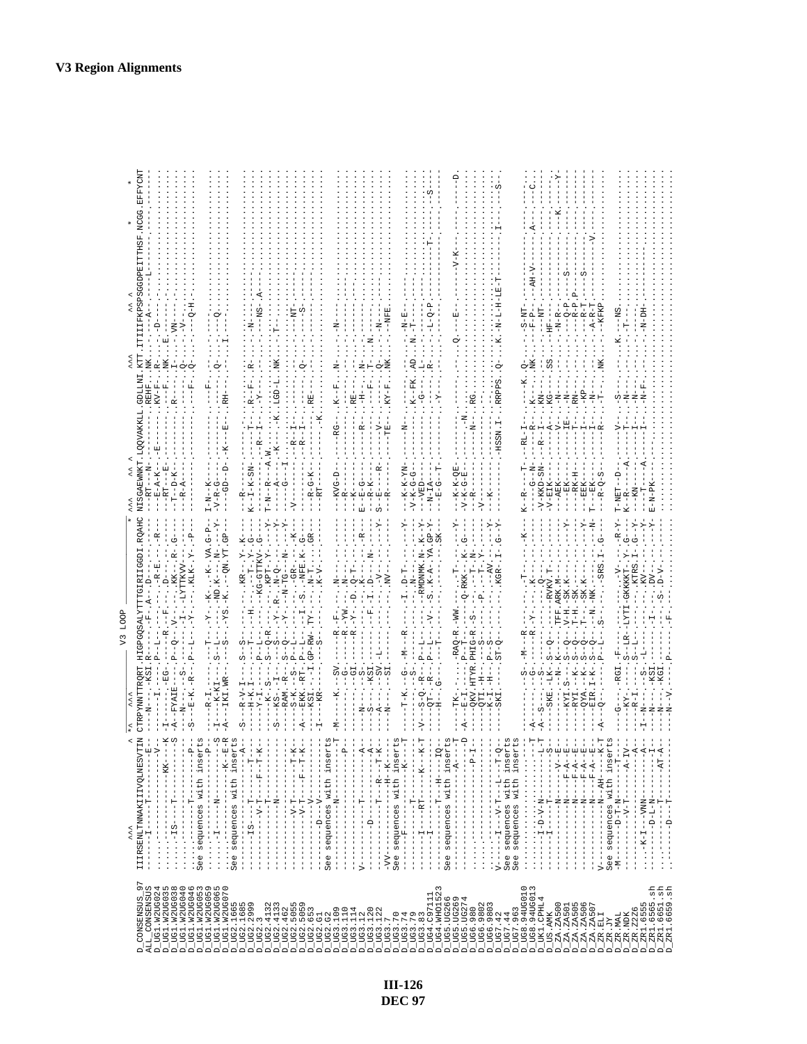**V3 Region Alignments**

```
                   ^^^                      ^ *^  ^^^                 V3 LOOP                     * ^^^  ^^ ^                ^^^      ^^ ^                *    *
D_CONSENSUS_97     IIIRSENLTNNAKIIIVQLNESVTIN CTRPYNNTTRQRT.HIGPGQSALYTTGRIIGDI.RQAHC NISGAEWNKT.LQQVAKKLL.GDLLNI.KTT.ITIIFKPSPSGGDPEITTHSF.NCGG.EFFYCNT
ALL_CONSENSUS      ------I-----T---------E-- ---N----KSI.R------.F.A---D--------- --RT---N----------.REHF..NK....-A----L---------------------
D_UG1.W2UG024      .......-----------V--- ----------I.------P--L-----R--E.---R--- --E-A-K----E--------.KV-F-.R-....-D------------------------
D_UG1.W2UG035      .......------------KK---K -I-------.EG.------R----F---.---D--.----- --RT---E--------------F-.NK-.E------------------------
D_UG1.W2UG038      .......-IS------T-------S -A-FYAIE----P--Q---V---.KK---R--G--- -T---D-K---------.R-----.----.VN----------------------
D_UG1.W2UG040      .......-------------------  --N----S-----I---LYTTKVV------.  --R-A-------------.-----.Q---..-V------------------------
D_UG1.W2UG046      .......--------T--------P- -S--E-K.-R--.P--L---Y.---KLK-.Y--P--- ----------------.---F--.Q--..-Q-H----------------------
D_UG1.W2UG053      See sequences with inserts
D_UG1.W2UG059      .......----------------P-- ----R-I.------T---Y---K---K--VA.G-P-- I-N--K----------.---F--.--------------------------------
D_UG1.W2UG065      .......-I------N--------S -I----K-KI-----S---L---.-ND.K---N----Y- -V-R-G-----------.----.Q----------Q-------------------
D_UG1.W2UG070      .......---------------K--E-R -A---IKI.WR-------S---YS.-K---QN.YT.GP--- ---GD--D---K---E----.RH--.-----.I------------------------
D_UG2.1665         See sequences with inserts
D_UG2.1685         .......--------------A--- -S---R-V-I------S--S-----------KR---Y--K-- ---R------------------------------------------------
D_UG2.2999         .......-IS----T------T-A- ----H-K.I------T---H-----T--Y--G--- K--I-K-SN------T-.R--F-.R-....-N----------------------
D_UG2.3            .......--V-T---F--T-K-- ----Y-I------P--L-------KG-GTTKV--G--- -----------R--I-.--Y---.-----..--NS--A------------------
D_UG2.4132         .......-------T--------- ----K-S----S--Q-R-------KPT--Y------Y- T-N--R----A.W.-----.------.-T-------------------------
D_UG2.4133         .......-------N------------ -S---KS--I------S---Y--R---N-Q-----Y- ----A----K---K.LGD-L.NK....-----------------------------
D_UG2.462          .......----------------- ----RAM-R---S--Q---Y---N-TG---N----Y- ------I------------------------------------------------
D_UG2.5055         .......--V-T------T-K-- ----S-K---S--P--L---------GR----K---- -V-------R-I-----.---.----.-NT-----------------------
D_UG2.5059         .......--V-T---F--T-K-- -A---EKK.-RT-P--L---I--S----NFE.K---G--- -------------R--I-.-----.Q---..-S-------------------------
D_UG2.653          .......-----V------------ ----KSI--I.GP-RW-TY------N-T-----GR--- --R-G-K---R--I----.RE---.-----..------------------------
D_UG2.G1           .......---D---V---------- -I---KR-----S--------K-V--------- --RT-----------K.-----.-----..------------------------
D_UG2.G2           See sequences with inserts
D_UG3.109          .......-----N------------T -M---K---SV.-----R--F-------N------ ---KVG-D-----RG--.--K--F-.N-....-N------------------------
D_UG3.110          .......--------------P-- ------G-------R--YW------N------- --R--------------.------.-----..------------------------
D_UG3.114          .......------------------ --------GI-----R--Y---D-Q-T------ --K------------.RE---.-----..------------------------
D_UG3.12           .V-----------T----------A- ----N-----S-------------K-------R-- E--E-G----------.-H--.N-....------------------------
D_UG3.120          .......--D-----T-------A- ----S-----KSI--------F----I.-D--------- --R-K-------R---.--F-.T-....-N----------------------
D_UG3.122          .......----------T--R---T-K- ----A-----SV--L-------------V-----N-- ---R-K----R-----.---.Q---..--N--------------------
D_UG3.7            .-VV------------H--K--- ----N-----SI--------------NV------Y-- S--E----R-----V--.KY-F-.NK....-NFE.---------------------
D_UG3.70           See sequences with inserts
D_UG3.74           .......-F------------K----T ----T-K---G--M---R------I.-D-T-------Y- -----K-K-YN-------N--.-----.-----..-N-E----------------------
D_UG3.79           .......-------T------------ --------S----------------N------------ --V-K-G-G---------.K--FK.AD...N-T------------------------
D_UG3.83           .......-I------RT----K---K-T -V---S-Q--R---P--L-----RMDNMK.N--K-Y- --VED--------------.-G-----.L---..-----------------------------
D_UG4.C97111       .......-I--------T--------- ----QT---R---P--L---V--S--K-A--YA.GP-Y- --N-IA---------.------.R-....-L-Q-P----------T-------------S-
D_UG4.WHO523       .......-------T--H------IQ ----H---G-------------T-------------SK-- --E-G---T----------.-Y---.-----..----------------------
D_UG5.UG266        See sequences with inserts
D_UG5.UG269        .......----------------A---T ----TK--------RAQ-R---WW--------T-------Y- --K-K-QE-----------.------.-----..Q----E-----------V-K-------------D-
D_UG5.UG274        .......------------------D -A---E-I-------P--T-------Q-RKK---K--G--- --V-K-G-E----N-----.------.------..--------------------------
D_UG6.980          .......------------P-I-  -----QKV.HTYR.PHIG-R--S---------T--N---- --R------N---.RG-----.-----..------------------------------
D_UG6.9802         .......---------------- ----QTI-H-------S------P------T--Y---- -V-----------------.------.-----..-----------------------------
D_UG6.9803         .......-------------------- ----K-I-H----P--S-------------AV---------- ------------------.-----.------..------------------------------
D_UG7.42           .V------I---V-T---L---T-Q-- ----SKI-----ST-Q-------KGR-I-G---Y- -K-----------HSSN.I.RRPPS.Q--..K--N-L-H-LE-T-------I--------S--
D_UG7.44           See sequences with inserts
D_UG7.963          See sequences with inserts
D_UG8.94UG010      .......------------------T -A------S--M--R--------T-------------K-- K--R---T----RL-I--.--K-.Q-....-S-NT-------------------
D_UG8.94UG013      .......------------------T -A-----G-------R--Y-------K----------- ----G--N----R---.K-----.NK-...-F-P---AH-V-----A------C--
D_UK1.CPHL4        .......-I-D-V-N-------L-T -A-S----S---------------Q-------------- -V-KKD-SN---R-I-.KN---.-----.---NT-------------------------
D_US.AMK           .......--I-----T-----------S ------SKE-LK--S--Q-------RVKV.T----------- -V-EIK-------A-.KG----.SS....HF-------------------------
D_ZA.ZA500         .......---------N-----V---E ------N-----N-K-------TFF.ARK.M---------- ---AEK-------V-.N-----.-----..-N-R-----------K-----------Y-
D_ZA.ZA501         .......---------N----F-A---E ----KYI.S---S---Q-----V-H.-SK.K------Y- ---EK--------TE.-N----.-----..Q-P---S-------------------
D_ZA.ZA505         .......---------N----F-A---E ----RYI.---K--S--Q-----T-H.-SK---------- ---RK-H-------T-.RN----.-----..R-P-------------------------
D_ZA.ZA506         .......---------N----F-A---E ----QYA----K--S--Q-----T----SK.K------Y- ---EEK-------T-.KP----.-----..-R-T---S-------------------
D_ZA.ZA507         .......---------N----F-A---E ----EIR.I-K--S--Q-----N----NK--------N- T---EK-------I-.N-----.-----..-A-R-T--------V-------------
D_ZR.ELI           .V-------------N--AH----K-T -A---Q-----------P--L-----S-----SRS.I-G--- ---R-Q-S------R-.T-----.NK....KFKP-----------------------
D_ZR.JY            See sequences with inserts
D_ZR.MAL           .-M------D-T-N------T------ ------G----RGI.-F---------------V-----R-Y- T-NET--D-------V-.S-----.-----.K---NS------------------
D_ZR.NDK           .......------V-T------A-IV- ------KY-------S--LR-LYTI-GKKKKT-Y-G--- K--R-----A------T-.N-----.-----..-T-----------------------
D_ZR.Z226          .......------------------A- -------R-I------S--L-----KTRS.I-G--Y- --KN----------I-.N-----.-----..-------------------------
D_ZR1.6555         .......-K-I-----VNN-------A- -I-N-----S-------L-----KV------------Y- ---------------I-.N-F---.-----..-N-DH-----------------------
D_ZR1.6565.sh      .......--D-L-H--------T---A- ------N-----KSI-------I-------DV---------Y- E-N-PK-----A-----------.-----..------------------------
D_ZR1.6651.sh      .......------------AT-A- ------N-----KGI---------S------------- ---------------------.-----..------------------------
D_ZR1.6659.sh      .......---D----T---------A- ------N-V.--------P-----F--S--D-V------ -----------------------.-----..------------------------
```

III-126
DEC 97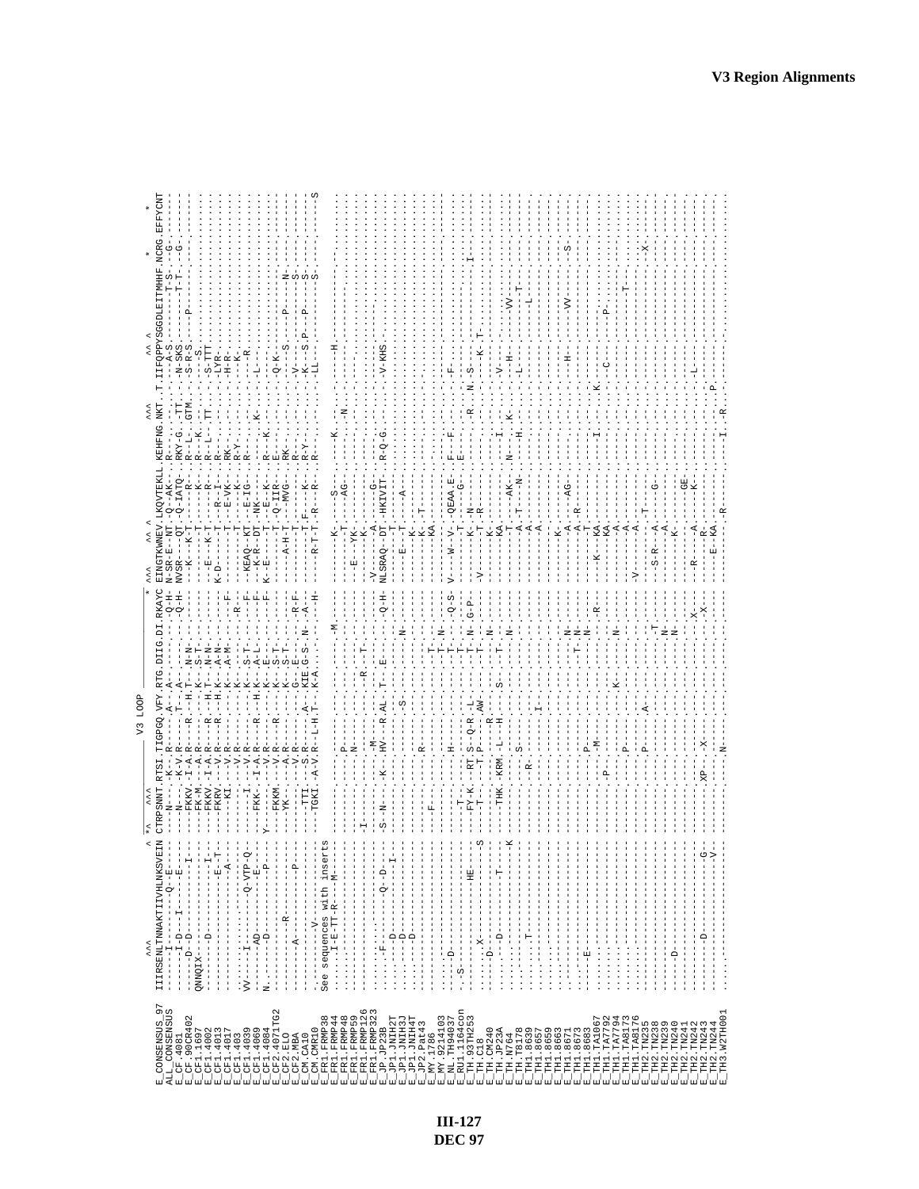```
                         ^^^                       ^  *^   ^^^             V3 LOOP                  *    ^^^     ^^  ^                ^^^      ^^ ^                *    *       *
E_CONSENSUS_97   IIIRSENLTNNAKTIIVHLNKSVEIN CTRPSNNT.RTSI.TIGPGQ.VFY.RTG.DIIG.DI.RKAYC EINGTKWNEV.LKQVTEKLL.KEHFNG.NKT..T.IIFQPPYSGGDLEITMHHF.NCRG.EFFYCNT
ALL_CONSENSUS    ------I-------Q--E----- ---N----.-K--.-R-----.A--.A-.--------.-Q-H- N-SR-E--NT.-Q-AK-...R--..........--A-S------T-S---G-----
E_CF.4081        ------I-D---I------E--- ---N----.-K-V.R-----.T-.A--.--------.-Q-H- NVSR---QT.-Q-IATQ..RKY-G..TT....-N-SKS------T-T---G-----
E_CF.90CR402     ------D--D------------- --FKKV.-I-A.R---R.--H.T-.N-N--.------- --K---K-T.----R-....R--L-.GTM.....-S-R-S-----P--------
E_CF1.1697       QNNQIX---D---------I--- --FK-M.-I-A.R---R.--H.T-.N-N--.------- -----------R-.......R--K...........--S-----------------
E_CF1.4002       ------------------I---- --FKKV.-I-A.R---R.--H.T-.A-N--.------- ---E---K-T.------R-..R--L-.TT.......-S-TTT--------------
E_CF1.4013       ---------------E--T---- --FKRV.--V.R---R.--H.K-.A-M--.------- K-D-------T.--R-I--..R----.........-LYR.--------------
E_CF1.4017       ------------------A---- ----KI.--V.R-------.K-.-R-----.--F-- -------------E-VK-...RK-.........-H-R.--------------
E_CF1.403        ----------------------- --------.--V.R-------.K-.S-T--.--F--- ----------T.-----K-..R-Y..........--K.--------------
E_CF1.4039       VV----I---------Q-VTP-Q- -----I-.--V.R-------.K-.S-T--.------- -----------T.----K-..R--.........----R.------------
E_CF1.4069       ------AD--------E------ --FKK-.-I-A.R---R.--H.K-.A-L--.--F--- --KEAQ--KT.-E-IG-...R--...K.......-L---.----------
E_CF1.4084       N------D--------P------ Y--FKKM.--V.R---R.--.K-.E-T--.--F--- --K-R--DT.-NK-.....R-Y..........--------------------
E_CF2.4071TG2    ---------R------------- --YK-.--A.R-------.K-.S-T--.--F--- K-E-----T.-Q-IIR-..E----K.........-Q-K-.------N------
E_CF2.ELO        ----------------------- ---------.--A.R-------.K-.S-T--.------- -----A-H-T.---MVG-..RK-............--S----P-----------
E_CF2.MBA        ------A----------P----- ---------.--V.R-------.G-.E----.-R-F-- -------------------..R-..............V-------------S---
E_CM.CA10        ----------------------- ---TTI.--S.R-----A-.KIE.G-S.N-.-A-- ---------T-F---K-...R-Y...........-K--S.P---P-----S---
E_CM.CMR10       -------V--------------- --TGKI.-A-V.R--L-H.T-.K-A...-----H- -----R-T-T.-R---R-..R.............-LL--------------S---S
E_FR1.FRMP38     See sequences with inserts
E_FR1.FRMP44     ......I-E-TT-R---M----- --------.---------------------M------ -------K---S-.........K................H---------------
E_FR1.FRMP48     ....................... ----------P---------------------------- ------T-T--AG-...........N.........................
E_FR1.FRMP59     ....................... ----------N---------------------------- ---E---YK-.............................................
E_FR1.FRMP126    ....................... I--------------------R--T-------------- ----------K-............................................
E_FR1.FRMP323    ....................... ----------------M----------------------- -V------A----G-........................................
E_JP.JP23B       ......F-------Q--D----- -S--N---K--HV--R.AL.T-.E-------Q-H- NLSRAQ-DT.-HKIVIT..R-Q-G.........-V-KHS.............
E_JP1.JNIH2T     ......D-------------I-- ---------------------------------------- ------------T-..........................................
E_JP1.JNIH3J     ......D---------------- -------------S--------N------------- -----E--T----A-...........................................
E_JP1.JNIH4T     ......D---------------- ---------------------------------------- ----------K-..............................................
E_JP2.Pat43      ....................... ---------R------------------------------ -----------K--T-..........................................
E_MY.1786        ....................... --F------------------------------------- --------KA.............................................
E_MY.9214103     ......D---------------- ---------------------T---N------ -------------------..........................................
E_NL.TH94037     ....................... ---------H-------------T---N--Q-S- V----W--V-.QEAA.E..F--F...........F........................
E_RU1.1164con    ..S-------------------- --T-----------------------T---------- -----------T-----G-..E--............................
E_TH.93TH253     ......................HE- --FY-K----RT.S--Q-R.-L----T--N-G-P- --------K-N.-N-................R..N-S......I........
E_TH.C18         ......X-------------S-- --T------T.P-----AW--------T-------- -V-------T-R-.................-K-T.....................
E_TH.CM240       ......D---------------- ---------------R------------N------- --------K-..............................................
E_TH.JP23A       ......D---------T------K --THK.-KRM.-L--H-.S---T--N--------- --------KA.....................V-....................
E_TH.N764        ....................... --------------------------N------- -------T-...........I...........--H-.....VV...........
E_TH.T8178       ......T---------------- ---------------------------------------- --------A-T--N-....N-..K.......L---------T-.....
E_TH1.8639       ....................... -----------R------------------------- ----------A-......-H-.....................L.......
E_TH1.8657       ....................... ---------------I------------------------ ----------A-..............................................
E_TH1.8659       ....................... ---------------------------------------- --------.......F.........................................
E_TH1.8663       ....................... ---------------------------------------- --------K-..............................................
E_TH1.8671       ....................... ---------------------------N-------- --------A---AG-...........--H---VV......S.........
E_TH1.8673       ....................... -----------------------T--N-------- --------A--R-..........................................
E_TH1.8683       ....E.................. ---------P-------------N------- --------T-..............................................
E_TH1.TA1067     ....................... ---------M-------------R------- --K----KA...............K.................................
E_TH1.TA7792     ....................... ------P------------------------------- --------KA.............I.........C-----P-............
E_TH1.TA7794     ....................... -----------------K---N------------- ---------A..............................................
E_TH1.TA8173     ....................... -----------P------------------------- --V------A..............................................
E_TH1.TA8176     ....................... -----------P------A------------------- ----------------...................T-.....X.....
E_TH2.TN235      ....................... ---------------------T------------- --S-R----A----G-.........................................
E_TH2.TN238      ....................... ---------------------------------------- -----------A..............................................
E_TH2.TN239      ......D---------------- ---------------------N-------------- ---------K-...........L.....................................
E_TH2.TN240      ....................... ---------------------N-------------- ----------------......................................
E_TH2.TN241      ....................... ---------------------------------------- -----------GE-............................................
E_TH2.TN242      ....................... ---------------------------X-------- -R---A---K-..............................................
E_TH2.TN243      ......D---------G------ --XP--X----------------X------------- --------R-..............................................
E_TH2.TN244      ......................V- ---------------------------------------- --E--KA..........P........................................
E_TH3.W2TH001    ....................... -----------N---------------------------- ---------R.....I--R......................................
```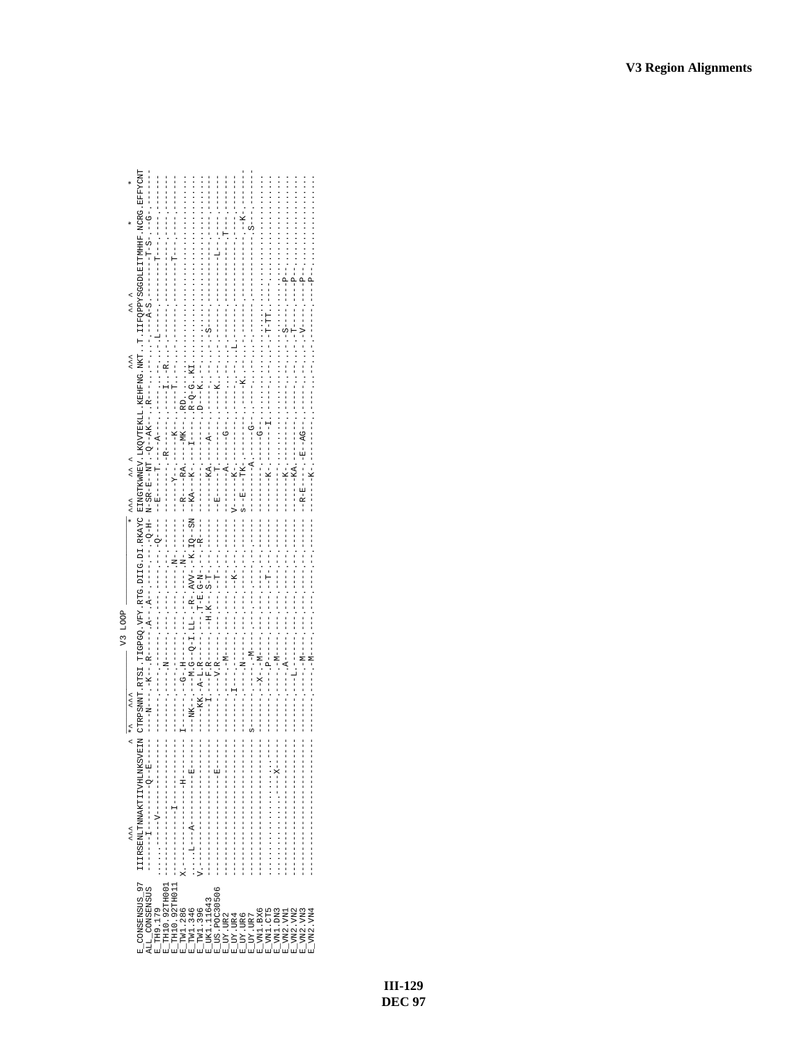```
                                                    V3 LOOP
                   ^^^                  ^ *^ ^^^                                      * ^^^   ^^ ^                  ^^^              ^^ ^          *       *
E_CONSENSUS_97  IIIRSENLTNNAKTIIVHLNKSVEIN CTRPSNNT.RTSI.TIGPGQ.VFY.RTG.DIIG.DI.RKAYC EINGTKWNEV.LKQVTEKLL.KEHFNG.NKT..T.IIFQPPYSGGDLEITMHHF.NCRG.EFFYCNT
ALL_CONSENSUS   ------I---------Q--E---- ----N---.-K--.R-----.A--.A--.----.--.-Q-H- N-SR-E--NT.-Q--AK--..R--...........---A-S.-------T-S---G.-------
E_TH9.179       ..........V------------- ---------.----.------.---.---.----.--.----- ----------.-----------.-----.---..-.----L---.---------------.-------
E_TH10.92TH001  ------------------------ ---------.----.N-----.---.---.----.--.Q---- --E----T.--A---------.-----.---..-.--------.--------T------.-------
E_TH10.92TH011  ..........I------------- ---------.----.------.---.---.----.N-.----- ------------R-------.I--R.---..-.--------.---------------.-------
E_TW1.286       X.............H--------- I--------.G--H.------.---.---.----.N-.----- -----Y----.---K------.T----.---..-.--------.--------T------.-------
E_TW1.346       .....L---A-------E------ ---NK----.M.G--Q-I.LL-.-R-.AVV-.-K.IQ-SN -R---RA.---MK---.RD---.---..-.--------.---------------.-------
E_TW1.396       V.---------------------- ----KK.-A-L.R------.T-E.G-N-.----.-R----- -KA--K---I-------.R-Q-G..KI.-.--------.---------------.-------
E_UK1.11643     ------------------------ ------I---F.R-----.-H.K--.S-T-.----.--.----- ----------.---------.D--K.---..-.--------.---------------.-------
E_US.POC30506   -------------E---------- --------V.R------.---.-T-.----.--.----- ------KA.---A-----.-----.---..-.S-------.---------------.-------
E_UY.UR2        ------------------------ ---------.-M----.---.---.----.--.----- --E----T.---------.-----.---..-.--------.------L--------.-------
E_UY.UR4        ------------------------ ---------.----.------.---.---.----.--.----- ------A.---G-----.--K--.---..-.--------.---------------.-------
E_UY.UR6        ------------------------ -----I---.----.------.---.K--.----.--.----- V----K.-----------.-----.---..-.L-------.------------T--.-------
E_UY.UR7        ------------------------ S--------.N---.-M----.---.---.----.--.----- S--E---TK.-------K-.-----.---..-.--------.-----------K---.-------
E_VN1.BX6       ------------------------ -------X--.M----.------.---.---.----.--.----- ------A.---G-----.-----.---..-.--------.-------------S-.-------
E_VN1.CT5       ------------------------ ---------.P----.------.---.---.----.--.----- ---------.---G-----.-----.---..-.T-TT---.---------------.-------
E_VN1.DN3       .................X------ ---------.M---.------.---.T--.----.--.----- ------K-.----I-----.-----.---..-.--------.---------------.-------
E_VN1.VN1       ------------------------ --------A.----.------.---.---.----.--.----- ---------.-----------.-----.---..-.--------.---------------.-------
E_VN2.VN2       ------------------------ ---------.----.------.---.---.----.--.----- -------K.-----------.-----.---..-.S---P---.---------------.-------
E_VN2.VN3       ------------------------ ------L--.----.------.---.---.----.--.----- ------KA.-----------.-----.---..-.T---P---.---------------.-------
E_VN2.VN4       ------------------------ ---------.M---.------.---.---.----.--.----- --R-E-----.E--AG--.-----.---..-.V---P---.---------------.-------
```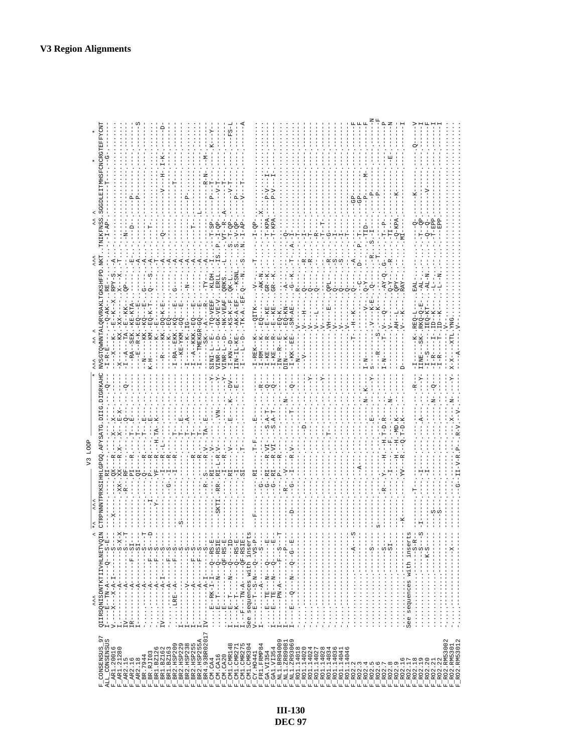# V3 Region Alignments

```
                        ^^^                      ^ *^  ^^^                 V3 LOOP                        *  ^^^    ^^ ^                   ^^^         ^^ ^                  *              *
F_CONSENSUS_97    QIIRSQNISDNTKTIIVHLNETVQIN CTRPNNNTPRKSIHHLGPGQ.AFYSATG.DIIG.DIGRKAHC NVSGTQWNNTALQRVRAKLTGKSHFPD.NKT.TNIKFNSS.SGGDLEITMHSFNCRGTEFFYCNT
ALL_CONSENSUS
F_AR1.20016
F_AR1.21280
F_AR2.15
F_AR2.16
F_AR2.18
F_BR.7944
F_BR.RJI03
F_BR1.BZ126
F_BR1.BZ162
F_BR1.BZ163
F_BR2.HSP209
F_BR2.HSP229
F_BR2.HSP238
F_BR2.HSP255
F_BR2.HSP255A
F_BR4.93BR02017
F_CM.CA4
F_CM.CA16
F_CM.CA20
F_CM1.CMR148
F_CM1.CMR271
F_CM1.CMR275
F_CM1.CMR304      See sequences with inserts
F_CY.HO441
F_FR1.FRMP84
F_GA.VI354
F_GA1.VI354
F_NL1.BR94009
F_NL1.ZR89081
F_NL1.ZR93069
F_RO1.14018
F_RO1.14020
F_RO1.14024
F_RO1.14027
F_RO1.14028
F_RO1.14034
F_RO1.14036
F_RO1.14041
F_RO1.14046
F_RO2.2
F_RO2.3
F_RO2.4
F_RO2.5
F_RO2.6
F_RO2.7
F_RO2.8
F_RO2.9
F_RO2.16
F_RO2.17          See sequences with inserts
F_RO2.18
F_RO2.19
F_RO2.20
F_RO2.21
F_RO2.22
F_RO2.RM53002
F_RO2.RM5301
F_RO2.RM53012
```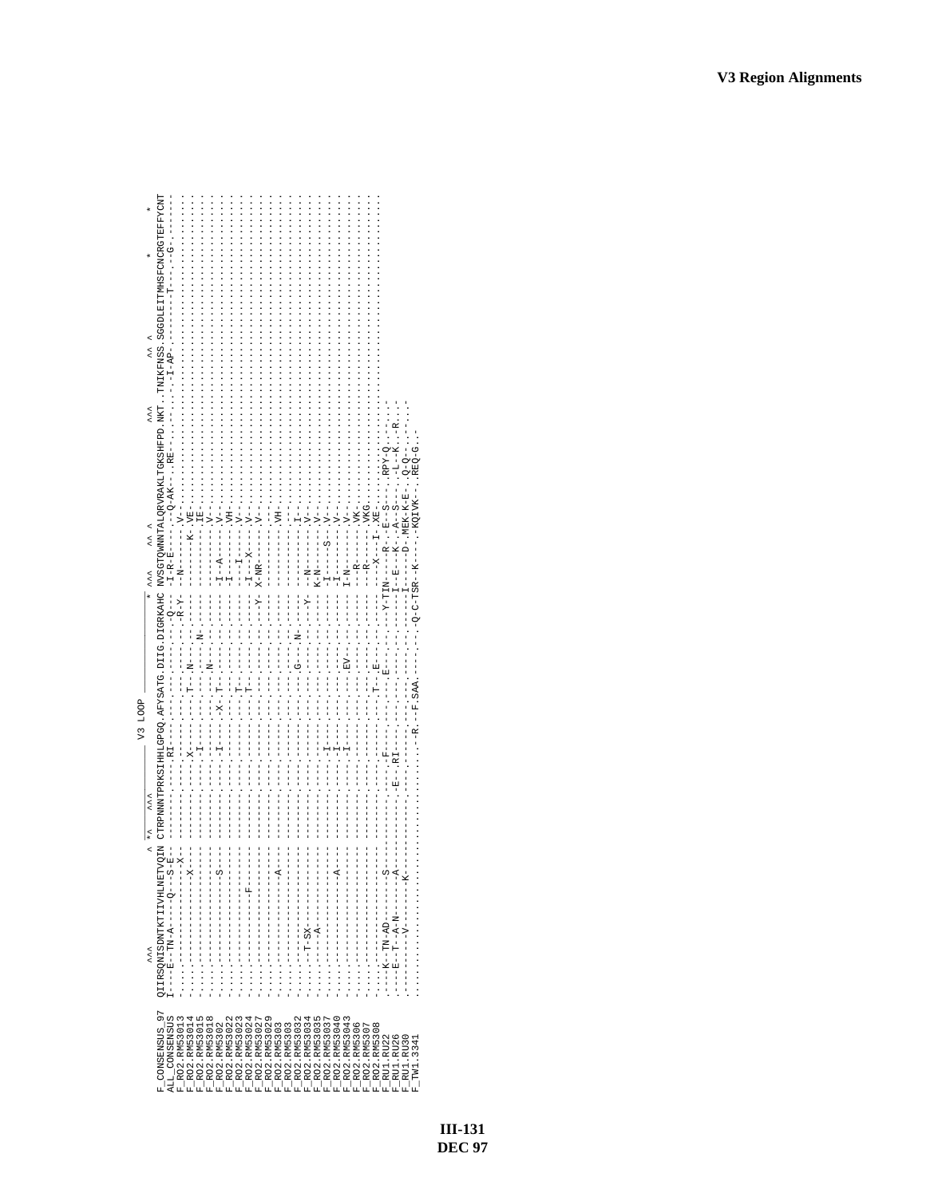# V3 Region Alignments

```
                    ^^^                  ^ *^  ^^^            V3 LOOP                         *  ^^^    ^^ ^                ^^^         ^^ ^                  *        *
F_CONSENSUS_97  QIIRSQNISDNTKTIIVHLNETVQIN CTRPNNNTPRKSIHHLGPGQ.AFYSATG.DIIG.DIGRKAHC NVSGTQWNNTALQRVRAKLTGKSHFPD.NKT..TNIKFNSS.SGGDLEITMHSFNCRGTEFFYCNT
ALL_CONSENSUS   I----E--TN-A-----Q---S-E-- --------------RI-----.-------.----.-----Q-- -I-R-E-----Q-AK--.RE-........I-AP.---------T------G-------
F_RO2.RM53013   .................................................................................................................................
F_RO2.RM53014   ........................................................
F_RO2.RM53015   ........................................................
F_RO2.RM53018   ........................................................
F_RO2.RM5302    ........................................................
F_RO2.RM53022   ........................................................
F_RO2.RM53023   ........................................................
F_RO2.RM53024   ........................................................
F_RO2.RM53027   ........................................................
F_RO2.RM53029   ........................................................
F_RO2.RM5303    ........................................................
F_RO2.RM53032   ........................................................
F_RO2.RM53034   ........................................................
F_RO2.RM53035   ........................................................
F_RO2.RM53037   ........................................................
F_RO2.RM53040   ........................................................
F_RO2.RM53043   ........................................................
F_RO2.RM5306    ........................................................
F_RO2.RM5307    ........................................................
F_RO2.RM5308    ........................................................
F_RU1.RU22      -----K--TN-AD-------S----- --------------F-----.-------.E---.------Y-TIN----R-..E--S---.RPY-Q.....
F_RU1.RU26      -----E--T--A-N------A----- -----------E--.RI-----.-------.----.-------I--E---K-.A--S---.-L--K.--R...
F_RU1.RU30      ---------V--------K------- --------------------.-------.----.-------I-----D-.MEK-K-E..Q-Q-.......
F_TW1.3341      ........................................................R.--F.SAA.---.---.-Q-C-TSR--K---.-KQIVK--.REQ-G..
```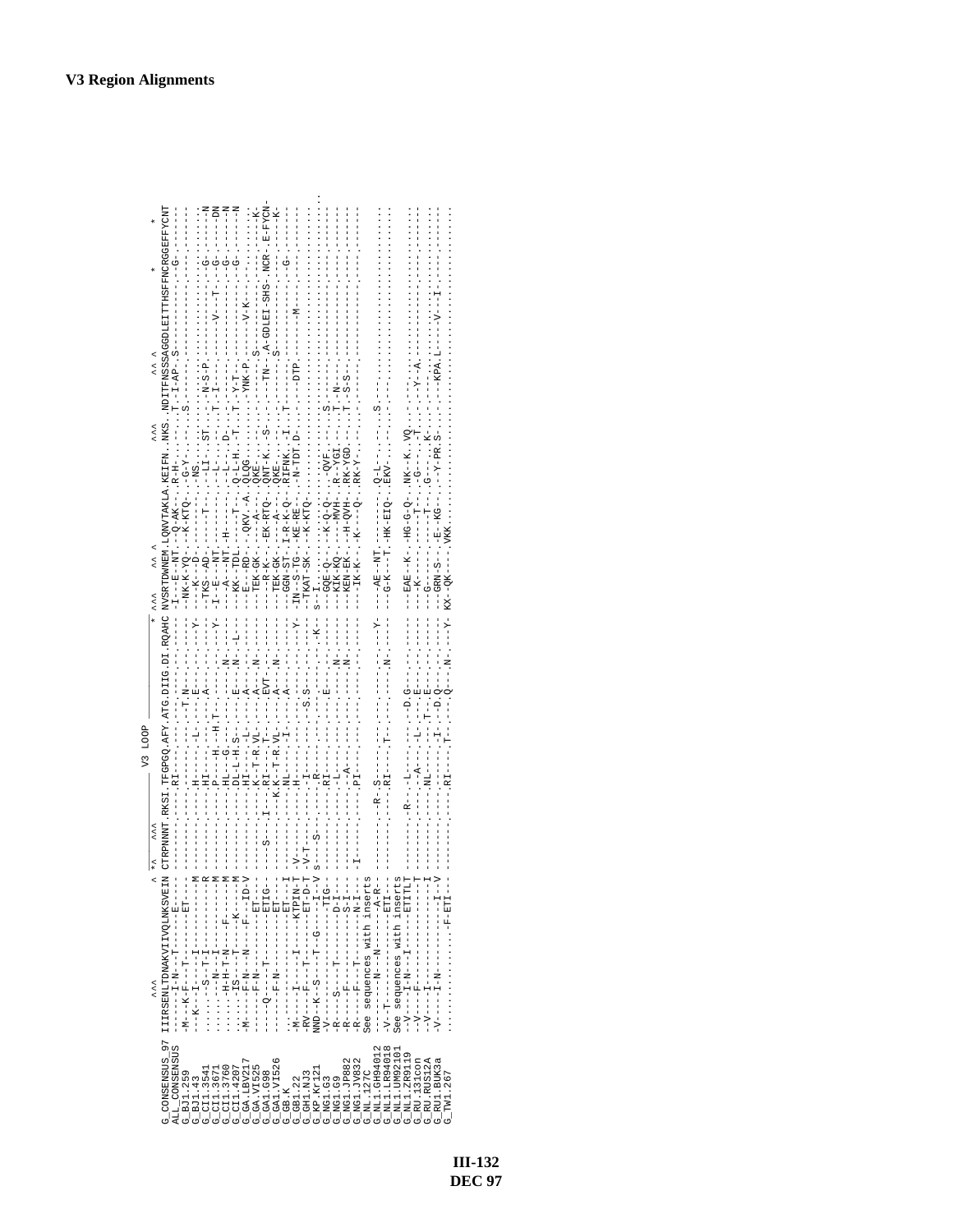# V3 Region Alignments

```
                 ^^^                      ^ *^   ^^^        V3 LOOP                          * ^^^     ^^ ^              ^^^          ^^ ^                 *        *
G_CONSENSUS_97  IIIRSENLTDNAKVIIVQLNKSVEIN CTRPNNNT.RKSI.TFGPGQ.AFY.ATG.DIIG.DI.RQAHC NVSRTDWNEM.LQNVTAKLA.KEIFN..NKS..NDITFNSSSAGGDLEITTHSFNCRGEFFYCNT
ALL_CONSENSUS   ------I-N---T------E----- ---------.----.RI----.---.---.----.--.----- -I---E--NT..-Q-AK---.R-H---.---.T.-I-AP.S--------------------G------
G_BJ1.259       -M---K-F---T-------ET---- ---------.----.----.---.--T.N---.--.----- -NK-K-YQ-.--K-KTQ--.G-Y----.---.S.------------------------------
G_BJ1.43        ---K---I----I------------M ---------.----.H---.-L-.---.----.--.---Y -----K-D-.-----------.-NS.---.---.------------------------------
G_CI1.3541      -------S--T-I------------R ---------.----.HI---.---.-A-.----.--.----- -TKS--AD-.-----T-----.-LI.---.ST.----N-S-P.-----------G-------N
G_CI1.3671      ---------N--I------------M ---------.----.P----H.-H.T-.---.----.--.---Y -I-E---NT.------------.-L-.---.---.T.-I----------V---T-----G------DN
G_CI1.3760      --------H-H-T-N---F------M ---------.----.HL---G.---.---.----.--.N---- --A---NT..-H----------.-L-.---.D--.-------------------------G-------N
G_CI1.4207      ------IS-----T----K------M ---------.----.DL-L-H.S--.---.E---.N-.-L--- --KK--TDL.-----T-----.Q-L-H..-T..T.-Y-T------------------G-------N
G_GA.LBV217     -M----F-N---N---F---ID-V ---------.----.HI---.-L-.---.A---.--.----- --E---RD-.--QKV.-A.QLQG----.---.YNK-P.-------V-K-----------------
G_GA.VI525      -------F-N---------ET---- ---------.----.K--T-R.VL-.---.A---.N-.----- --TEK-GK-.----A---.QKE-----.---.-------S-------------------K-
G_GA1.G98       -----Q----T--------ETIG-- ----S----I---.RI--T-.---.EVT.----.--.----- ---R-K----EK-RTQ-.QNT-K..S--.---TN--A-GDLEI-SHS.NCR.E-FYCN-
G_GA1.VI526     -------F-N---------ET---- ---------K.K--T-R.VL-.---.A---.N-.----- --TEK-GK-.----A---.QKE-----.---.---------S------------------K-
G_GB.K          ---------I-------ET-----I ---------.----.NL---.-I-.---.A---.--.----- --GGN-ST-.I-R-K-Q-.RIFNK..I---.T---------------------G-------
G_GB1.22        -M----I----I-----KTPIN-T -V-------.----.H----.---.---.----.--.---Y -IN--S-TG-.-KE-RE--.-N-TDT.D--.---.DTP.-------M------------
G_GH1.NJ3       -RV---F---T-------ET-D-T -V-T------.----.-I---.---.-S.S---.--.----- -TKAT-SK-.--K-KTQ-.---------------------------------------------
G_KP.Kr121      NND--K--S----T--G-----I--V s----S------.R----.---.---.----.--.-K- s--I....................................................
G_NG1.G3        -V---------------TIG----- ---------.----.RI---.---.---.----.--.----- --GQE-Q---K-Q-Q--.QVF.---.S.-------------------------------
G_NG1.G9        -R----S---T--------D-I--- ---------.----.-L---.---.---.----.N-.----- --KIK-KQ--.--MVH--.R-YGI.---.T.-N-----------------------------
G_NG1.JP882     -R----F---T--------S-I--- ---------.----.-A---.---.---.----.N-.----- --KEN-EK-.-H-QVH--.RK-YGD.---.T.-S-S---------------------------
G_NG1.JV832     -R----F---T--------N-I--- I--------.----.PI---.---.---.----.--.----- --IK-K---K----Q-.RK-Y--.---.---------------------------------
G_NL.127C       See sequences with inserts
G_NL1.GH94012   -------N---N--------A-R-- -------R-.S---.---.---.---.----.--.---Y ---AE--NT..-------.Q-L----.---.S.--------------------------------
G_NL1.LR94018   -V--T-------------ETI---- ---------.----.RI---.T--.---.----.N-.----- --G-K--T.-HK-EIQ--.EKV-----.-----------------------------------
G_NL1.UM92101   See sequences with inserts
G_NL1.ZR9119    --V----I-N---I-----ETITLT --------R--.-L--.---.D.G---.----.--.----- --EAE--K-.-HG-G-Q-.NK--K..VQ.---.-------------------------------
G_RU.131con     --V----F----------------T ---------.----.-A---.-L-.--E---.----.--.----- --K------T-----G----.-T.---.---Y-A.-------------------------
G_RU.RUS12A     --V----I-----------------I ---------.----.NL---.---.T-.E---.----.--.----- --G---------T----.G-----K--.--------------------------------
G_RU1.BUK3a     -V----I-N------------I--V ---------.----.-I---.-I-.-D.Q---.--.----- --GRN-S---E--KG--.--Y-PR.S---.---KPA.L-----V---I------------
G_TW1.267       ---------------F-ETI----- ---------.----.RI---.T--.---.Q---.N-.---Y KX--QK---.VKK...........................................
```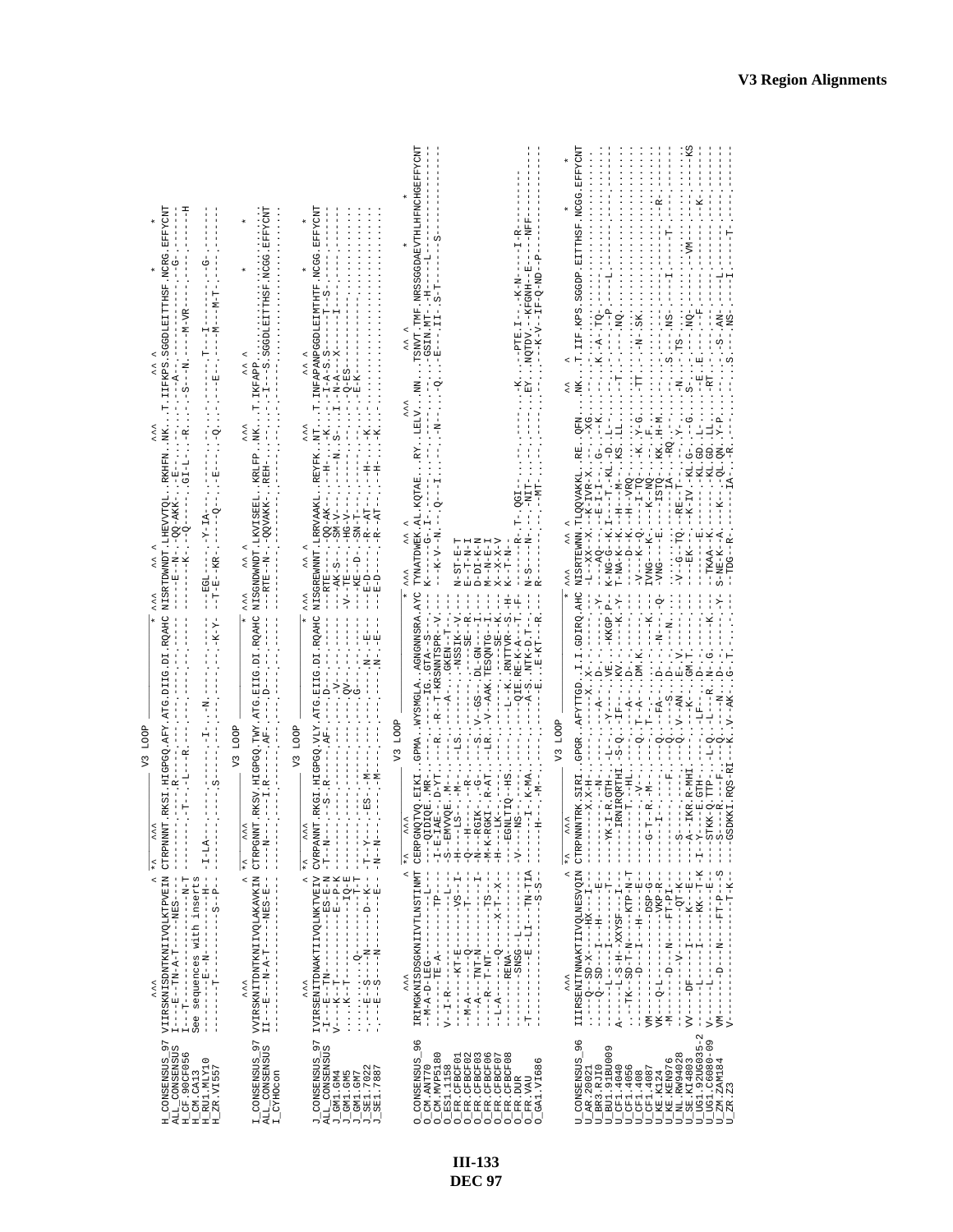```
                    ^^^                          ^ *^    ^^^            V3 LOOP                     * ^^^    ^^ ^          ^^^         ^^ ^                    *     *
H_CONSENSUS_97  VIIRSKNISDNTKNIIVQLKTPVEIN CTRPNNNT.RKSI.HIGPGQ.AFY.ATG.DIIG.DI.RQAHC NISRTDWNDT.LHEVVTQL..RKHFN..NK...T.IIFKPS.SGGDLEITTHSF.NCRG.EFFYCNT
ALL_CONSENSUS   I---E-TN-A-T-----NES--- --------.----.R-----.---.---.----.--.----- ----E--N-.QQ-AKK-..E---.....-A-.........-----.-G-.------
H_CF.90CF056    I--T--------------------N-T --------.T----.L---R.---.---.----.--.----- ------K-.--Q------.GI-L-..R.....S--N.----M-VR----.-------.-----H
H_CM.CA13       See sequences with inserts
H_RU1.MLY10     ----------E--N-----------H-- -I-LA----.----.--I-.---.N---.--.----- --EGL-----.-Y-IA-.........-.-T---I-------.-G-.------
H_ZR.VI557      ------T-------------S--P-- ------.----.S----.---.----.--.--K-Y- --T-E--KR-.-Q--..--E--.-Q...-E--.---M---M-T-.----.------

                    ^^^                          ^ *^    ^^^            V3 LOOP                     * ^^^    ^^ ^          ^^^         ^^ ^                    *     *
I_CONSENSUS_97  VVIRSKNITDNTKNIIVQLAKAVKIN CTRPGNNT.RKSV.HIGPGQ.TWY.ATG.EIIG.DI.RQAHC NISGNDWNDT.LKVISEEL..KRLFP..NK...T.IKFAPP...........................
ALL_CONSENSUS   II---E---N-A-T-----NES-E--- ---N---.----.I.R----.AF-.---.D---.--.----- --RTE--N-.QQVAKK-..REH-..-.....-.I---S.SGGDLEITTHSF.NCGG.EFFYCNT
I_CYHOcon       ------------------------- --------.----.------.---.---.----.--.----- ----------.---------.-----..-.....-.--------.....................

                    ^^^                          ^ *^    ^^^            V3 LOOP                     * ^^^    ^^ ^          ^^^         ^^ ^                    *     *
J_CONSENSUS_97  IVIRSENITDNAKTIIVQLNKTVEIV CVRPANNT.RKGI.HIGPGQ.VLY.ATG.EIIG.DI.RQAHC NISGREWNNT.LRRVAAKL..REYFK..NT...T.INFAPANPGGDLEIMTHTF.NCGG.EFFYCNT
ALL_CONSENSUS   -I---E-TN---------ES-E-N -T-N----.--S-.R-----.AF-.---.D---.--.----- --RTE----.QQ-AK---..--H-..-K.....I-A-S.S-----T--S.----.------
J_GM1.GM4       V----K-T---------E--P-K ---------.----.----.-V-.---.----.--.----- --AK-S---.SM-V-----..--N..S....I.-N-A--X-----I----.----.------
J_GM1.GM5       ----K-T-----------IQ-E ---------.----.----.QV-.---.----.--.----- -V--TE----.HG-V-------..--.....-.-Q-ES--------.----.------
J_GM1.GM7       ------S----N-------D--K-- -T-Y---.-ES-.-M--.---.G---.--.----- ---KE---D--.SN-T-----..--.....-.-E-K--------.----.------
J_SE1.7022      ----E-S----N---------E- -N-N----.----.-M--.---.----.-N-.-E--- --E-D----.-R-AT-----..-H-..-K.....-.----------.----.------
J_SE1.7887      ----E-S----N---------E- -N-N----.----.-M--.---.----.-N-.-E--- --E-D----.-R-AT-----..-H-..-K.....-.----------.----.------

                    ^^^                          ^ *^    ^^^            V3 LOOP                     * ^^^    ^^ ^          ^^^         ^^ ^                    *     *
O_CONSENSUS_96  IRIMGKNISDSGKNIIVTLNSTINMT CERPGNQTVQ.EIKI..GPMA.WYSMGLA..AGNGNNSRA.AYC TYNATDWEK.AL.KQTAE...RY..LELV...NN...TSNVT.TMF.NRSSGGDAEVTHLHFNCHGEFFYCNT
O_CM.ANT70      -M-A-D-LEG------L--- --QIDIQE..MR-....--IG..GTA--S-.-....---K---G-I-------.....-....GSIN.MT-.-H-----L----------
O_CM.MVP5180    -I-E-IAE..D-YT.----R-...R--T-KRSNNTSPR--V..--------------..........--.----------
O_ES1.1158      V--I-R-------T-A--------L--- -S-EMVQE..-M-......-A-----GKEN--T--- --K-V-N--.Q--I---....-N-..-Q...-E--.II-.-S-T-----S-------
O_FR.CFBCF01    ---------KT-E------VS--I -H--LS--M-..LS.......-NSSIK--V....
O_FR.CFBCF02    -M-A-----Q------T---- Q---H---..-R-..........-----SE-R....N-ST-E-T
O_FR.CFBCF03    ---A---TNT-N--------I- -N--RGIK-..G-...S..V-GS-..DL-GN---I...E-T-N-I
O_FR.CFBCF06    -----R-T-NT-----TS--- -M-K-RGKI-.R-AT..LR..V-AAK.TESQNTG--I...D-DI-K-N
O_FR.CFBCF07    -L-A-----Q------X-T--X- -H---LK--..........--------SE--K...M-N-E-I
O_FR.CFBCF08    -------RENA----------- ---EGNLIQ--HS.........L-K..RNTTVR--S.-H...X--X-X-V
O_FR.DUR        --------SNSG--L------- -V----NS-....-----QIE.RE-K-A--T.-F...K--T-N-
O_FR.VAU        -T--------E--LI---TN-TIA ------I-.K-MA........A-S..NTK-D-T......N-S---N-.-.-NIT-.........EY...NQTDV..-KFGNH-E---NFF-------
O_GA1.VI686     ------------------S-S- -----H---.-M-.........--E...E-KT--R....R-----.----MT-...........--K-V--IF-Q-ND--P----------

                    ^^^                          ^ *^    ^^^            V3 LOOP                     * ^^^    ^^ ^          ^^^         ^^ ^                    *     *
U_CONSENSUS_96  IIRSENITNNAKTIIVQLNESVQIN CTRPNNNTRK.SIRI.GPGR.AFYTTGD..I.I.GDIRQ.AHC NISRTEWNN.TLQQVAKKL.RE.QFN...NK...T.IIF.KPS.SGGDP.EITTHSF.NCGG.EFFYCNT
U_AR.20021      ----Q--SD-X--HX---I-- --------X.X-H.....---X..X-......-L--XX--X..-K-IVR-X..-XG...........
U_BR3.RJI0      ------Q--SD---I---E-- -------N--..............D-....Y--AQ---.-E-I-I-..G---K....K.-A-.TQ-.............
U_BU1.91BU009   -----L------------T- ---YK-I-R.GTH-..L--.-A-.....VE-..KKGP.P-.K-NG-G--K.I---T.KL.-D..L-...---.--P----L----.-----
U_CF1.4040      A------L-S-H-XXYSF---I---- ---IRNIRQRTHI..-S-Q..-IF-.....KV..----K.-Y..T-NA-K--K.-H---M--.KS..LL......-T-.----NQ.--------
U_CF1.4056      ..-TK--SD-T-N---KTP-N-T --------T--HL.............-A-.-D-.......----D--K-.-H-VRQ-.....................
U_CF1.408       ---------D---I---H---E- ---------V-...-Q..T-A-.--DM.K......-V---K--Q-.---I-TQ-..K-Y-G...TT..-N-.SK....
U_CF1.4087      VM------------DSP-G- --------I-----.T-.........-----K..IVNG---VKP-....-K--NQ-..F-......
U_KE.K124       VK----Q-L-------VKP-R- ---G-T--R.-M-....-Q..-FA-..D-.-.-N-.-Q..-VNG--E---ISTQ-..KK.H-M.........S-..NS-.----I------T---
U_KE.KEN976     -M------D---N---FT-PI- -------I-.-----.....Q.......S..-D--....N.......-----------IA-...RQ......-N-..-TS-.--NQ-.--VM-.----.-R-
U_NL.RW9428     VV-----DF-------I----QT-K- --------F.-----V..AN.-E.V.......-V--G--TQ..-RE-T-..-Y-.-G...S-..-E.E.--.-F--------------KS
U_SE.KI4802     V------L-------KK--T-K -I-Y---E.GTH-..K-.....GM.T....-EK--..-K-IV.KL.G-.L-....-RT.---------------.-K-
U_UG1.92UG035-2 V------L---------E-- ---STKK-Q.TTP-..L-Q..LF-...D-......--E---...--KL.GD..LL........-S-.-AN-....L-----
U_UG1.C6080-09  VM-----D---N---FT-P--S ---S---R--F..-Q..L--R..N-G....K...-TKAA-K--.-KL.GD..Y-P.....-----.----------
U_ZM.ZAM184     V-----------------T-K- ---GSDKKI.RQS-RI..K..V-AK..G-T.-..-Y..S-NE-K-A..-K-.-QL.QN..Y-P........-S.NS-.----I------T-
U_ZR.Z3         ----------------------- --------------------------............-TDG--R---IA--R..........
```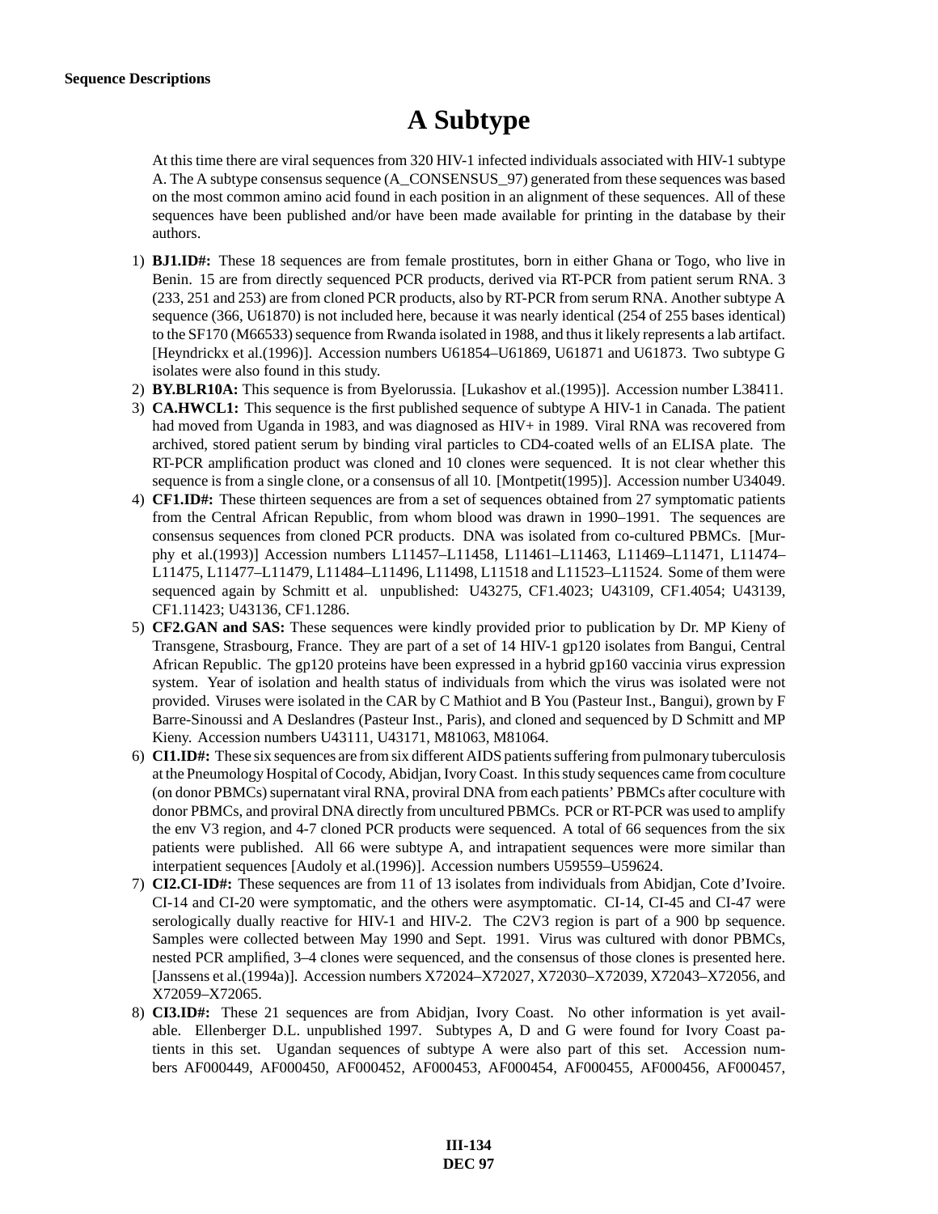# A Subtype

At this time there are viral sequences from 320 HIV-1 infected individuals associated with HIV-1 subtype A. The A subtype consensus sequence (A_CONSENSUS_97) generated from these sequences was based on the most common amino acid found in each position in an alignment of these sequences. All of these sequences have been published and/or have been made available for printing in the database by their authors.

1) **BJ1.ID#:** These 18 sequences are from female prostitutes, born in either Ghana or Togo, who live in Benin. 15 are from directly sequenced PCR products, derived via RT-PCR from patient serum RNA. 3 (233, 251 and 253) are from cloned PCR products, also by RT-PCR from serum RNA. Another subtype A sequence (366, U61870) is not included here, because it was nearly identical (254 of 255 bases identical) to the SF170 (M66533) sequence from Rwanda isolated in 1988, and thus it likely represents a lab artifact. [Heyndrickx et al.(1996)]. Accession numbers U61854–U61869, U61871 and U61873. Two subtype G isolates were also found in this study.
2) **BY.BLR10A:** This sequence is from Byelorussia. [Lukashov et al.(1995)]. Accession number L38411.
3) **CA.HWCL1:** This sequence is the first published sequence of subtype A HIV-1 in Canada. The patient had moved from Uganda in 1983, and was diagnosed as HIV+ in 1989. Viral RNA was recovered from archived, stored patient serum by binding viral particles to CD4-coated wells of an ELISA plate. The RT-PCR amplification product was cloned and 10 clones were sequenced. It is not clear whether this sequence is from a single clone, or a consensus of all 10. [Montpetit(1995)]. Accession number U34049.
4) **CF1.ID#:** These thirteen sequences are from a set of sequences obtained from 27 symptomatic patients from the Central African Republic, from whom blood was drawn in 1990–1991. The sequences are consensus sequences from cloned PCR products. DNA was isolated from co-cultured PBMCs. [Murphy et al.(1993)] Accession numbers L11457–L11458, L11461–L11463, L11469–L11471, L11474–L11475, L11477–L11479, L11484–L11496, L11498, L11518 and L11523–L11524. Some of them were sequenced again by Schmitt et al. unpublished: U43275, CF1.4023; U43109, CF1.4054; U43139, CF1.11423; U43136, CF1.1286.
5) **CF2.GAN and SAS:** These sequences were kindly provided prior to publication by Dr. MP Kieny of Transgene, Strasbourg, France. They are part of a set of 14 HIV-1 gp120 isolates from Bangui, Central African Republic. The gp120 proteins have been expressed in a hybrid gp160 vaccinia virus expression system. Year of isolation and health status of individuals from which the virus was isolated were not provided. Viruses were isolated in the CAR by C Mathiot and B You (Pasteur Inst., Bangui), grown by F Barre-Sinoussi and A Deslandres (Pasteur Inst., Paris), and cloned and sequenced by D Schmitt and MP Kieny. Accession numbers U43111, U43171, M81063, M81064.
6) **CI1.ID#:** These six sequences are from six different AIDS patients suffering from pulmonary tuberculosis at the Pneumology Hospital of Cocody, Abidjan, Ivory Coast. In this study sequences came from coculture (on donor PBMCs) supernatant viral RNA, proviral DNA from each patients' PBMCs after coculture with donor PBMCs, and proviral DNA directly from uncultured PBMCs. PCR or RT-PCR was used to amplify the env V3 region, and 4-7 cloned PCR products were sequenced. A total of 66 sequences from the six patients were published. All 66 were subtype A, and intrapatient sequences were more similar than interpatient sequences [Audoly et al.(1996)]. Accession numbers U59559–U59624.
7) **CI2.CI-ID#:** These sequences are from 11 of 13 isolates from individuals from Abidjan, Cote d'Ivoire. CI-14 and CI-20 were symptomatic, and the others were asymptomatic. CI-14, CI-45 and CI-47 were serologically dually reactive for HIV-1 and HIV-2. The C2V3 region is part of a 900 bp sequence. Samples were collected between May 1990 and Sept. 1991. Virus was cultured with donor PBMCs, nested PCR amplified, 3–4 clones were sequenced, and the consensus of those clones is presented here. [Janssens et al.(1994a)]. Accession numbers X72024–X72027, X72030–X72039, X72043–X72056, and X72059–X72065.
8) **CI3.ID#:** These 21 sequences are from Abidjan, Ivory Coast. No other information is yet available. Ellenberger D.L. unpublished 1997. Subtypes A, D and G were found for Ivory Coast patients in this set. Ugandan sequences of subtype A were also part of this set. Accession numbers AF000449, AF000450, AF000452, AF000453, AF000454, AF000455, AF000456, AF000457,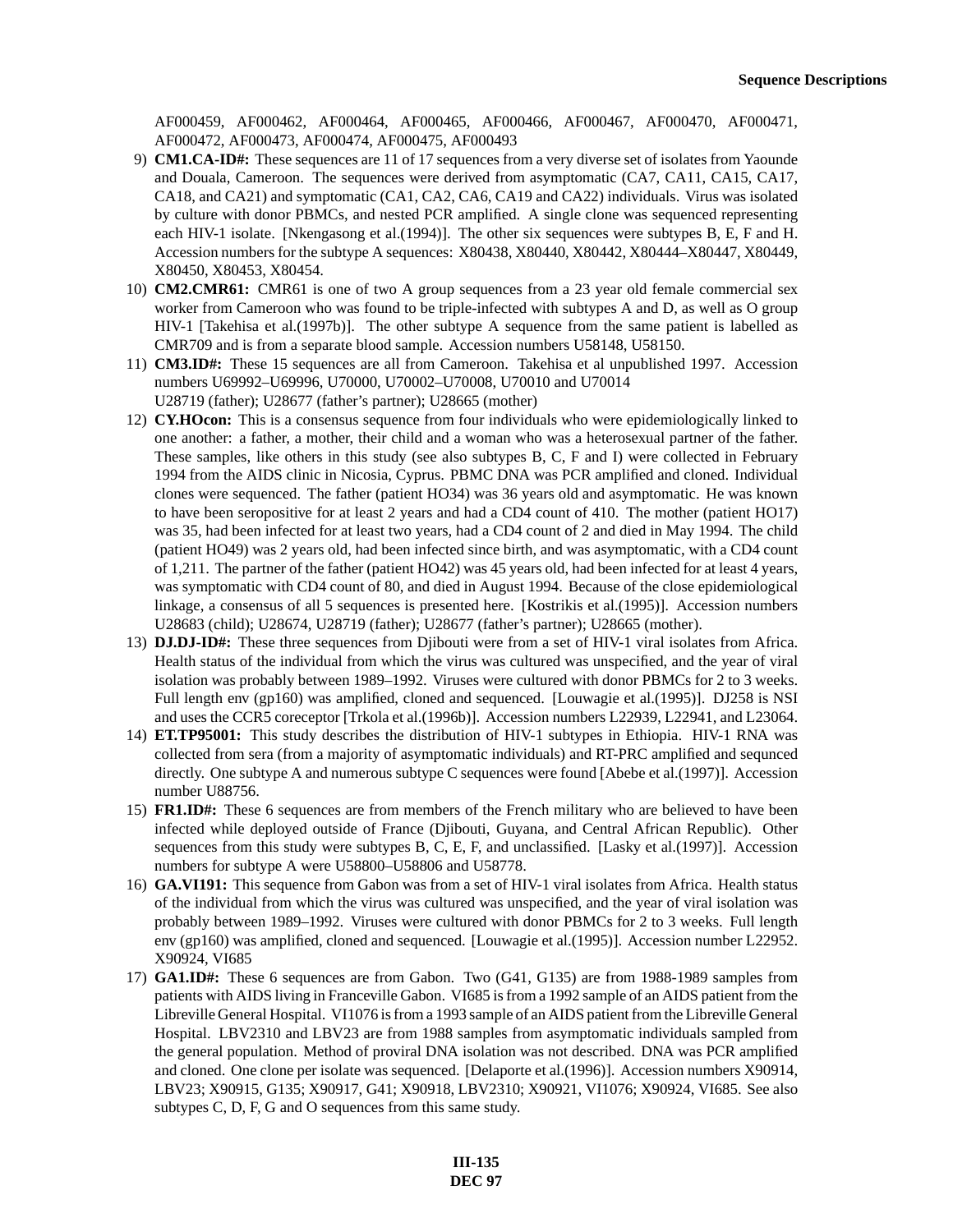AF000459, AF000462, AF000464, AF000465, AF000466, AF000467, AF000470, AF000471, AF000472, AF000473, AF000474, AF000475, AF000493

9) **CM1.CA-ID#:** These sequences are 11 of 17 sequences from a very diverse set of isolates from Yaounde and Douala, Cameroon. The sequences were derived from asymptomatic (CA7, CA11, CA15, CA17, CA18, and CA21) and symptomatic (CA1, CA2, CA6, CA19 and CA22) individuals. Virus was isolated by culture with donor PBMCs, and nested PCR amplified. A single clone was sequenced representing each HIV-1 isolate. [Nkengasong et al.(1994)]. The other six sequences were subtypes B, E, F and H. Accession numbers for the subtype A sequences: X80438, X80440, X80442, X80444–X80447, X80449, X80450, X80453, X80454.

10) **CM2.CMR61:** CMR61 is one of two A group sequences from a 23 year old female commercial sex worker from Cameroon who was found to be triple-infected with subtypes A and D, as well as O group HIV-1 [Takehisa et al.(1997b)]. The other subtype A sequence from the same patient is labelled as CMR709 and is from a separate blood sample. Accession numbers U58148, U58150.

11) **CM3.ID#:** These 15 sequences are all from Cameroon. Takehisa et al unpublished 1997. Accession numbers U69992–U69996, U70000, U70002–U70008, U70010 and U70014
U28719 (father); U28677 (father's partner); U28665 (mother)

12) **CY.HOcon:** This is a consensus sequence from four individuals who were epidemiologically linked to one another: a father, a mother, their child and a woman who was a heterosexual partner of the father. These samples, like others in this study (see also subtypes B, C, F and I) were collected in February 1994 from the AIDS clinic in Nicosia, Cyprus. PBMC DNA was PCR amplified and cloned. Individual clones were sequenced. The father (patient HO34) was 36 years old and asymptomatic. He was known to have been seropositive for at least 2 years and had a CD4 count of 410. The mother (patient HO17) was 35, had been infected for at least two years, had a CD4 count of 2 and died in May 1994. The child (patient HO49) was 2 years old, had been infected since birth, and was asymptomatic, with a CD4 count of 1,211. The partner of the father (patient HO42) was 45 years old, had been infected for at least 4 years, was symptomatic with CD4 count of 80, and died in August 1994. Because of the close epidemiological linkage, a consensus of all 5 sequences is presented here. [Kostrikis et al.(1995)]. Accession numbers U28683 (child); U28674, U28719 (father); U28677 (father's partner); U28665 (mother).

13) **DJ.DJ-ID#:** These three sequences from Djibouti were from a set of HIV-1 viral isolates from Africa. Health status of the individual from which the virus was cultured was unspecified, and the year of viral isolation was probably between 1989–1992. Viruses were cultured with donor PBMCs for 2 to 3 weeks. Full length env (gp160) was amplified, cloned and sequenced. [Louwagie et al.(1995)]. DJ258 is NSI and uses the CCR5 coreceptor [Trkola et al.(1996b)]. Accession numbers L22939, L22941, and L23064.

14) **ET.TP95001:** This study describes the distribution of HIV-1 subtypes in Ethiopia. HIV-1 RNA was collected from sera (from a majority of asymptomatic individuals) and RT-PRC amplified and sequnced directly. One subtype A and numerous subtype C sequences were found [Abebe et al.(1997)]. Accession number U88756.

15) **FR1.ID#:** These 6 sequences are from members of the French military who are believed to have been infected while deployed outside of France (Djibouti, Guyana, and Central African Republic). Other sequences from this study were subtypes B, C, E, F, and unclassified. [Lasky et al.(1997)]. Accession numbers for subtype A were U58800–U58806 and U58778.

16) **GA.VI191:** This sequence from Gabon was from a set of HIV-1 viral isolates from Africa. Health status of the individual from which the virus was cultured was unspecified, and the year of viral isolation was probably between 1989–1992. Viruses were cultured with donor PBMCs for 2 to 3 weeks. Full length env (gp160) was amplified, cloned and sequenced. [Louwagie et al.(1995)]. Accession number L22952. X90924, VI685

17) **GA1.ID#:** These 6 sequences are from Gabon. Two (G41, G135) are from 1988-1989 samples from patients with AIDS living in Franceville Gabon. VI685 is from a 1992 sample of an AIDS patient from the Libreville General Hospital. VI1076 is from a 1993 sample of an AIDS patient from the Libreville General Hospital. LBV2310 and LBV23 are from 1988 samples from asymptomatic individuals sampled from the general population. Method of proviral DNA isolation was not described. DNA was PCR amplified and cloned. One clone per isolate was sequenced. [Delaporte et al.(1996)]. Accession numbers X90914, LBV23; X90915, G135; X90917, G41; X90918, LBV2310; X90921, VI1076; X90924, VI685. See also subtypes C, D, F, G and O sequences from this same study.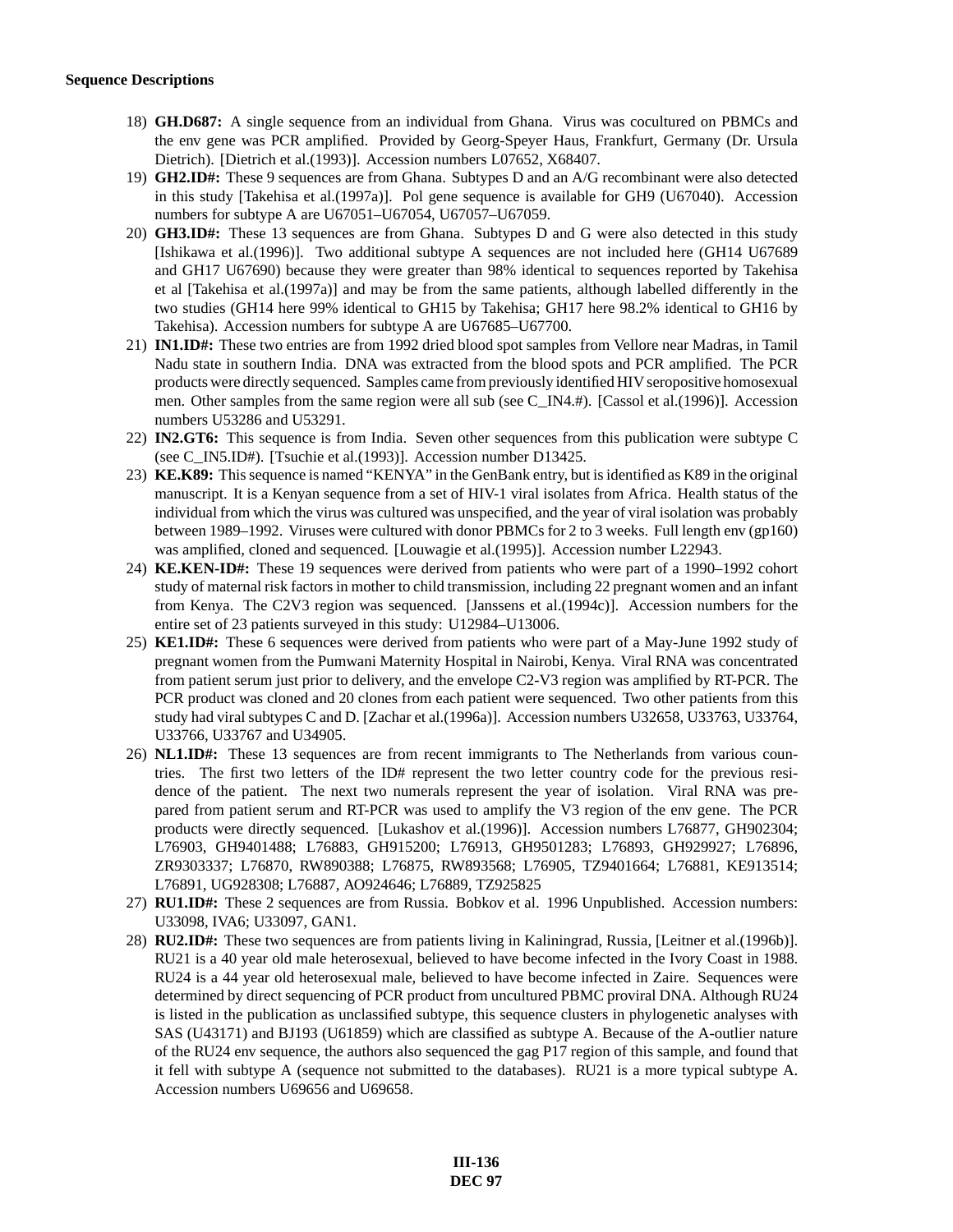**Sequence Descriptions**

18) **GH.D687:** A single sequence from an individual from Ghana. Virus was cocultured on PBMCs and the env gene was PCR amplified. Provided by Georg-Speyer Haus, Frankfurt, Germany (Dr. Ursula Dietrich). [Dietrich et al.(1993)]. Accession numbers L07652, X68407.

19) **GH2.ID#:** These 9 sequences are from Ghana. Subtypes D and an A/G recombinant were also detected in this study [Takehisa et al.(1997a)]. Pol gene sequence is available for GH9 (U67040). Accession numbers for subtype A are U67051–U67054, U67057–U67059.

20) **GH3.ID#:** These 13 sequences are from Ghana. Subtypes D and G were also detected in this study [Ishikawa et al.(1996)]. Two additional subtype A sequences are not included here (GH14 U67689 and GH17 U67690) because they were greater than 98% identical to sequences reported by Takehisa et al [Takehisa et al.(1997a)] and may be from the same patients, although labelled differently in the two studies (GH14 here 99% identical to GH15 by Takehisa; GH17 here 98.2% identical to GH16 by Takehisa). Accession numbers for subtype A are U67685–U67700.

21) **IN1.ID#:** These two entries are from 1992 dried blood spot samples from Vellore near Madras, in Tamil Nadu state in southern India. DNA was extracted from the blood spots and PCR amplified. The PCR products were directly sequenced. Samples came from previously identified HIV seropositive homosexual men. Other samples from the same region were all sub (see C_IN4.#). [Cassol et al.(1996)]. Accession numbers U53286 and U53291.

22) **IN2.GT6:** This sequence is from India. Seven other sequences from this publication were subtype C (see C_IN5.ID#). [Tsuchie et al.(1993)]. Accession number D13425.

23) **KE.K89:** This sequence is named "KENYA" in the GenBank entry, but is identified as K89 in the original manuscript. It is a Kenyan sequence from a set of HIV-1 viral isolates from Africa. Health status of the individual from which the virus was cultured was unspecified, and the year of viral isolation was probably between 1989–1992. Viruses were cultured with donor PBMCs for 2 to 3 weeks. Full length env (gp160) was amplified, cloned and sequenced. [Louwagie et al.(1995)]. Accession number L22943.

24) **KE.KEN-ID#:** These 19 sequences were derived from patients who were part of a 1990–1992 cohort study of maternal risk factors in mother to child transmission, including 22 pregnant women and an infant from Kenya. The C2V3 region was sequenced. [Janssens et al.(1994c)]. Accession numbers for the entire set of 23 patients surveyed in this study: U12984–U13006.

25) **KE1.ID#:** These 6 sequences were derived from patients who were part of a May-June 1992 study of pregnant women from the Pumwani Maternity Hospital in Nairobi, Kenya. Viral RNA was concentrated from patient serum just prior to delivery, and the envelope C2-V3 region was amplified by RT-PCR. The PCR product was cloned and 20 clones from each patient were sequenced. Two other patients from this study had viral subtypes C and D. [Zachar et al.(1996a)]. Accession numbers U32658, U33763, U33764, U33766, U33767 and U34905.

26) **NL1.ID#:** These 13 sequences are from recent immigrants to The Netherlands from various countries. The first two letters of the ID# represent the two letter country code for the previous residence of the patient. The next two numerals represent the year of isolation. Viral RNA was prepared from patient serum and RT-PCR was used to amplify the V3 region of the env gene. The PCR products were directly sequenced. [Lukashov et al.(1996)]. Accession numbers L76877, GH902304; L76903, GH9401488; L76883, GH915200; L76913, GH9501283; L76893, GH929927; L76896, ZR9303337; L76870, RW890388; L76875, RW893568; L76905, TZ9401664; L76881, KE913514; L76891, UG928308; L76887, AO924646; L76889, TZ925825

27) **RU1.ID#:** These 2 sequences are from Russia. Bobkov et al. 1996 Unpublished. Accession numbers: U33098, IVA6; U33097, GAN1.

28) **RU2.ID#:** These two sequences are from patients living in Kaliningrad, Russia, [Leitner et al.(1996b)]. RU21 is a 40 year old male heterosexual, believed to have become infected in the Ivory Coast in 1988. RU24 is a 44 year old heterosexual male, believed to have become infected in Zaire. Sequences were determined by direct sequencing of PCR product from uncultured PBMC proviral DNA. Although RU24 is listed in the publication as unclassified subtype, this sequence clusters in phylogenetic analyses with SAS (U43171) and BJ193 (U61859) which are classified as subtype A. Because of the A-outlier nature of the RU24 env sequence, the authors also sequenced the gag P17 region of this sample, and found that it fell with subtype A (sequence not submitted to the databases). RU21 is a more typical subtype A. Accession numbers U69656 and U69658.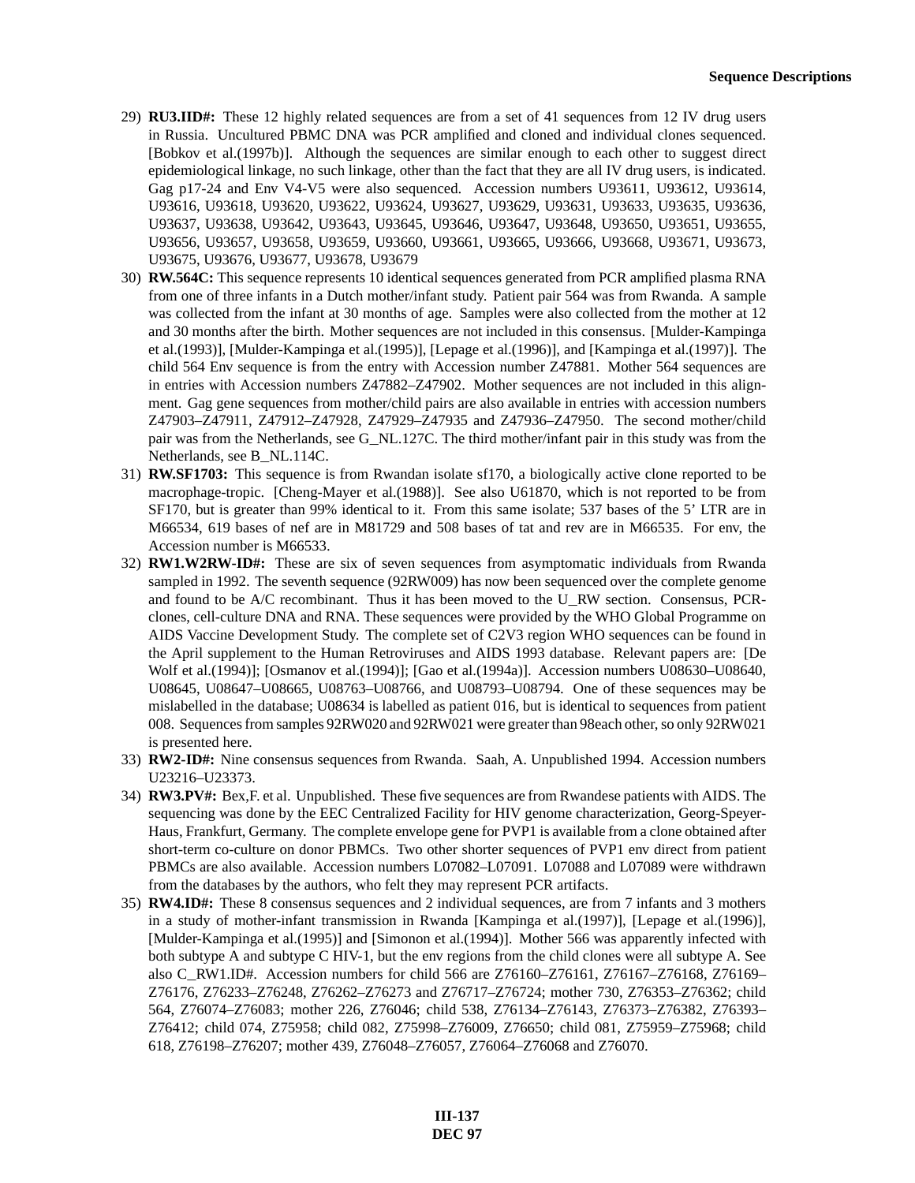29) **RU3.IID#:** These 12 highly related sequences are from a set of 41 sequences from 12 IV drug users in Russia. Uncultured PBMC DNA was PCR amplified and cloned and individual clones sequenced. [Bobkov et al.(1997b)]. Although the sequences are similar enough to each other to suggest direct epidemiological linkage, no such linkage, other than the fact that they are all IV drug users, is indicated. Gag p17-24 and Env V4-V5 were also sequenced. Accession numbers U93611, U93612, U93614, U93616, U93618, U93620, U93622, U93624, U93627, U93629, U93631, U93633, U93635, U93636, U93637, U93638, U93642, U93643, U93645, U93646, U93647, U93648, U93650, U93651, U93655, U93656, U93657, U93658, U93659, U93660, U93661, U93665, U93666, U93668, U93671, U93673, U93675, U93676, U93677, U93678, U93679

30) **RW.564C:** This sequence represents 10 identical sequences generated from PCR amplified plasma RNA from one of three infants in a Dutch mother/infant study. Patient pair 564 was from Rwanda. A sample was collected from the infant at 30 months of age. Samples were also collected from the mother at 12 and 30 months after the birth. Mother sequences are not included in this consensus. [Mulder-Kampinga et al.(1993)], [Mulder-Kampinga et al.(1995)], [Lepage et al.(1996)], and [Kampinga et al.(1997)]. The child 564 Env sequence is from the entry with Accession number Z47881. Mother 564 sequences are in entries with Accession numbers Z47882–Z47902. Mother sequences are not included in this alignment. Gag gene sequences from mother/child pairs are also available in entries with accession numbers Z47903–Z47911, Z47912–Z47928, Z47929–Z47935 and Z47936–Z47950. The second mother/child pair was from the Netherlands, see G_NL.127C. The third mother/infant pair in this study was from the Netherlands, see B_NL.114C.

31) **RW.SF1703:** This sequence is from Rwandan isolate sf170, a biologically active clone reported to be macrophage-tropic. [Cheng-Mayer et al.(1988)]. See also U61870, which is not reported to be from SF170, but is greater than 99% identical to it. From this same isolate; 537 bases of the 5' LTR are in M66534, 619 bases of nef are in M81729 and 508 bases of tat and rev are in M66535. For env, the Accession number is M66533.

32) **RW1.W2RW-ID#:** These are six of seven sequences from asymptomatic individuals from Rwanda sampled in 1992. The seventh sequence (92RW009) has now been sequenced over the complete genome and found to be A/C recombinant. Thus it has been moved to the U_RW section. Consensus, PCR-clones, cell-culture DNA and RNA. These sequences were provided by the WHO Global Programme on AIDS Vaccine Development Study. The complete set of C2V3 region WHO sequences can be found in the April supplement to the Human Retroviruses and AIDS 1993 database. Relevant papers are: [De Wolf et al.(1994)]; [Osmanov et al.(1994)]; [Gao et al.(1994a)]. Accession numbers U08630–U08640, U08645, U08647–U08665, U08763–U08766, and U08793–U08794. One of these sequences may be mislabelled in the database; U08634 is labelled as patient 016, but is identical to sequences from patient 008. Sequences from samples 92RW020 and 92RW021 were greater than 98each other, so only 92RW021 is presented here.

33) **RW2-ID#:** Nine consensus sequences from Rwanda. Saah, A. Unpublished 1994. Accession numbers U23216–U23373.

34) **RW3.PV#:** Bex,F. et al. Unpublished. These five sequences are from Rwandese patients with AIDS. The sequencing was done by the EEC Centralized Facility for HIV genome characterization, Georg-Speyer-Haus, Frankfurt, Germany. The complete envelope gene for PVP1 is available from a clone obtained after short-term co-culture on donor PBMCs. Two other shorter sequences of PVP1 env direct from patient PBMCs are also available. Accession numbers L07082–L07091. L07088 and L07089 were withdrawn from the databases by the authors, who felt they may represent PCR artifacts.

35) **RW4.ID#:** These 8 consensus sequences and 2 individual sequences, are from 7 infants and 3 mothers in a study of mother-infant transmission in Rwanda [Kampinga et al.(1997)], [Lepage et al.(1996)], [Mulder-Kampinga et al.(1995)] and [Simonon et al.(1994)]. Mother 566 was apparently infected with both subtype A and subtype C HIV-1, but the env regions from the child clones were all subtype A. See also C_RW1.ID#. Accession numbers for child 566 are Z76160–Z76161, Z76167–Z76168, Z76169–Z76176, Z76233–Z76248, Z76262–Z76273 and Z76717–Z76724; mother 730, Z76353–Z76362; child 564, Z76074–Z76083; mother 226, Z76046; child 538, Z76134–Z76143, Z76373–Z76382, Z76393–Z76412; child 074, Z75958; child 082, Z75998–Z76009, Z76650; child 081, Z75959–Z75968; child 618, Z76198–Z76207; mother 439, Z76048–Z76057, Z76064–Z76068 and Z76070.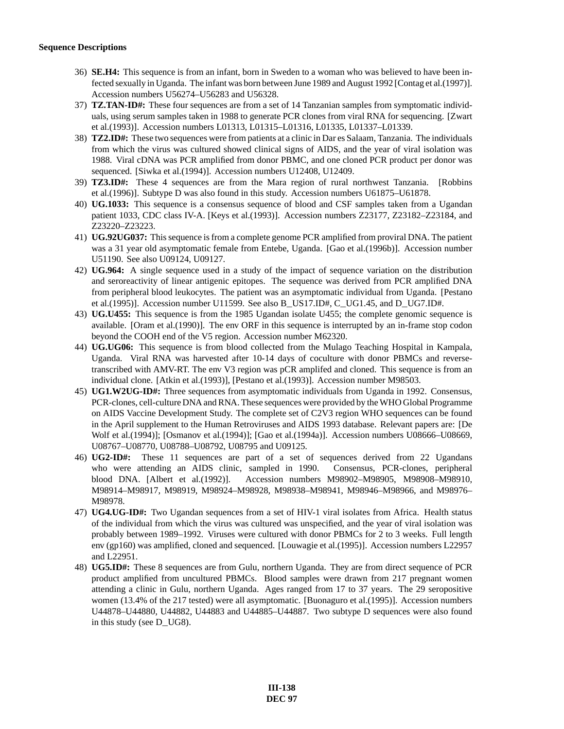**Sequence Descriptions**

36) **SE.H4:** This sequence is from an infant, born in Sweden to a woman who was believed to have been infected sexually in Uganda. The infant was born between June 1989 and August 1992 [Contag et al.(1997)]. Accession numbers U56274–U56283 and U56328.

37) **TZ.TAN-ID#:** These four sequences are from a set of 14 Tanzanian samples from symptomatic individuals, using serum samples taken in 1988 to generate PCR clones from viral RNA for sequencing. [Zwart et al.(1993)]. Accession numbers L01313, L01315–L01316, L01335, L01337–L01339.

38) **TZ2.ID#:** These two sequences were from patients at a clinic in Dar es Salaam, Tanzania. The individuals from which the virus was cultured showed clinical signs of AIDS, and the year of viral isolation was 1988. Viral cDNA was PCR amplified from donor PBMC, and one cloned PCR product per donor was sequenced. [Siwka et al.(1994)]. Accession numbers U12408, U12409.

39) **TZ3.ID#:** These 4 sequences are from the Mara region of rural northwest Tanzania. [Robbins et al.(1996)]. Subtype D was also found in this study. Accession numbers U61875–U61878.

40) **UG.1033:** This sequence is a consensus sequence of blood and CSF samples taken from a Ugandan patient 1033, CDC class IV-A. [Keys et al.(1993)]. Accession numbers Z23177, Z23182–Z23184, and Z23220–Z23223.

41) **UG.92UG037:** This sequence is from a complete genome PCR amplified from proviral DNA. The patient was a 31 year old asymptomatic female from Entebe, Uganda. [Gao et al.(1996b)]. Accession number U51190. See also U09124, U09127.

42) **UG.964:** A single sequence used in a study of the impact of sequence variation on the distribution and seroreactivity of linear antigenic epitopes. The sequence was derived from PCR amplified DNA from peripheral blood leukocytes. The patient was an asymptomatic individual from Uganda. [Pestano et al.(1995)]. Accession number U11599. See also B_US17.ID#, C_UG1.45, and D_UG7.ID#.

43) **UG.U455:** This sequence is from the 1985 Ugandan isolate U455; the complete genomic sequence is available. [Oram et al.(1990)]. The env ORF in this sequence is interrupted by an in-frame stop codon beyond the COOH end of the V5 region. Accession number M62320.

44) **UG.UG06:** This sequence is from blood collected from the Mulago Teaching Hospital in Kampala, Uganda. Viral RNA was harvested after 10-14 days of coculture with donor PBMCs and reverse-transcribed with AMV-RT. The env V3 region was pCR amplifed and cloned. This sequence is from an individual clone. [Atkin et al.(1993)], [Pestano et al.(1993)]. Accession number M98503.

45) **UG1.W2UG-ID#:** Three sequences from asymptomatic individuals from Uganda in 1992. Consensus, PCR-clones, cell-culture DNA and RNA. These sequences were provided by the WHO Global Programme on AIDS Vaccine Development Study. The complete set of C2V3 region WHO sequences can be found in the April supplement to the Human Retroviruses and AIDS 1993 database. Relevant papers are: [De Wolf et al.(1994)]; [Osmanov et al.(1994)]; [Gao et al.(1994a)]. Accession numbers U08666–U08669, U08767–U08770, U08788–U08792, U08795 and U09125.

46) **UG2-ID#:** These 11 sequences are part of a set of sequences derived from 22 Ugandans who were attending an AIDS clinic, sampled in 1990. Consensus, PCR-clones, peripheral blood DNA. [Albert et al.(1992)]. Accession numbers M98902–M98905, M98908–M98910, M98914–M98917, M98919, M98924–M98928, M98938–M98941, M98946–M98966, and M98976–M98978.

47) **UG4.UG-ID#:** Two Ugandan sequences from a set of HIV-1 viral isolates from Africa. Health status of the individual from which the virus was cultured was unspecified, and the year of viral isolation was probably between 1989–1992. Viruses were cultured with donor PBMCs for 2 to 3 weeks. Full length env (gp160) was amplified, cloned and sequenced. [Louwagie et al.(1995)]. Accession numbers L22957 and L22951.

48) **UG5.ID#:** These 8 sequences are from Gulu, northern Uganda. They are from direct sequence of PCR product amplified from uncultured PBMCs. Blood samples were drawn from 217 pregnant women attending a clinic in Gulu, northern Uganda. Ages ranged from 17 to 37 years. The 29 seropositive women (13.4% of the 217 tested) were all asymptomatic. [Buonaguro et al.(1995)]. Accession numbers U44878–U44880, U44882, U44883 and U44885–U44887. Two subtype D sequences were also found in this study (see D_UG8).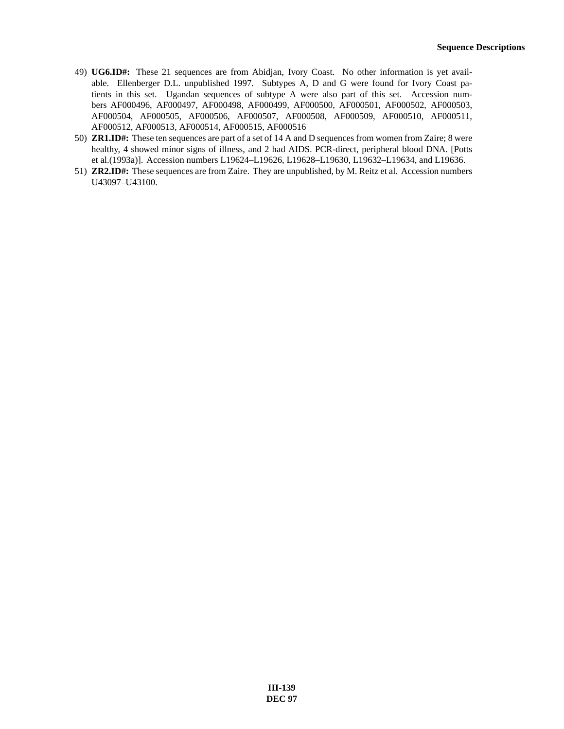49) **UG6.ID#:** These 21 sequences are from Abidjan, Ivory Coast. No other information is yet available. Ellenberger D.L. unpublished 1997. Subtypes A, D and G were found for Ivory Coast patients in this set. Ugandan sequences of subtype A were also part of this set. Accession numbers AF000496, AF000497, AF000498, AF000499, AF000500, AF000501, AF000502, AF000503, AF000504, AF000505, AF000506, AF000507, AF000508, AF000509, AF000510, AF000511, AF000512, AF000513, AF000514, AF000515, AF000516

50) **ZR1.ID#:** These ten sequences are part of a set of 14 A and D sequences from women from Zaire; 8 were healthy, 4 showed minor signs of illness, and 2 had AIDS. PCR-direct, peripheral blood DNA. [Potts et al.(1993a)]. Accession numbers L19624–L19626, L19628–L19630, L19632–L19634, and L19636.

51) **ZR2.ID#:** These sequences are from Zaire. They are unpublished, by M. Reitz et al. Accession numbers U43097–U43100.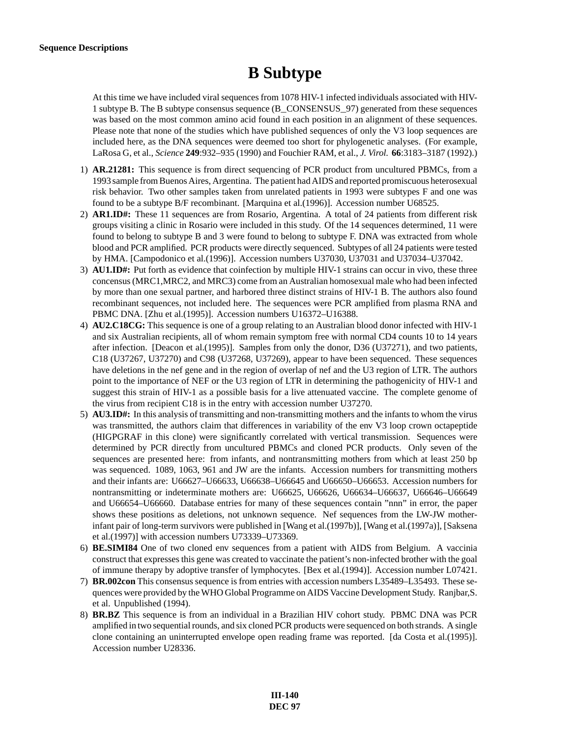**Sequence Descriptions**

# B Subtype

At this time we have included viral sequences from 1078 HIV-1 infected individuals associated with HIV-1 subtype B. The B subtype consensus sequence (B_CONSENSUS_97) generated from these sequences was based on the most common amino acid found in each position in an alignment of these sequences. Please note that none of the studies which have published sequences of only the V3 loop sequences are included here, as the DNA sequences were deemed too short for phylogenetic analyses. (For example, LaRosa G, et al., *Science* **249**:932–935 (1990) and Fouchier RAM, et al., *J. Virol.* **66**:3183–3187 (1992).)

1) **AR.21281:** This sequence is from direct sequencing of PCR product from uncultured PBMCs, from a 1993 sample from Buenos Aires, Argentina. The patient had AIDS and reported promiscuous heterosexual risk behavior. Two other samples taken from unrelated patients in 1993 were subtypes F and one was found to be a subtype B/F recombinant. [Marquina et al.(1996)]. Accession number U68525.
2) **AR1.ID#:** These 11 sequences are from Rosario, Argentina. A total of 24 patients from different risk groups visiting a clinic in Rosario were included in this study. Of the 14 sequences determined, 11 were found to belong to subtype B and 3 were found to belong to subtype F. DNA was extracted from whole blood and PCR amplified. PCR products were directly sequenced. Subtypes of all 24 patients were tested by HMA. [Campodonico et al.(1996)]. Accession numbers U37030, U37031 and U37034–U37042.
3) **AU1.ID#:** Put forth as evidence that coinfection by multiple HIV-1 strains can occur in vivo, these three concensus (MRC1,MRC2, and MRC3) come from an Australian homosexual male who had been infected by more than one sexual partner, and harbored three distinct strains of HIV-1 B. The authors also found recombinant sequences, not included here. The sequences were PCR amplified from plasma RNA and PBMC DNA. [Zhu et al.(1995)]. Accession numbers U16372–U16388.
4) **AU2.C18CG:** This sequence is one of a group relating to an Australian blood donor infected with HIV-1 and six Australian recipients, all of whom remain symptom free with normal CD4 counts 10 to 14 years after infection. [Deacon et al.(1995)]. Samples from only the donor, D36 (U37271), and two patients, C18 (U37267, U37270) and C98 (U37268, U37269), appear to have been sequenced. These sequences have deletions in the nef gene and in the region of overlap of nef and the U3 region of LTR. The authors point to the importance of NEF or the U3 region of LTR in determining the pathogenicity of HIV-1 and suggest this strain of HIV-1 as a possible basis for a live attenuated vaccine. The complete genome of the virus from recipient C18 is in the entry with accession number U37270.
5) **AU3.ID#:** In this analysis of transmitting and non-transmitting mothers and the infants to whom the virus was transmitted, the authors claim that differences in variability of the env V3 loop crown octapeptide (HIGPGRAF in this clone) were significantly correlated with vertical transmission. Sequences were determined by PCR directly from uncultured PBMCs and cloned PCR products. Only seven of the sequences are presented here: from infants, and nontransmitting mothers from which at least 250 bp was sequenced. 1089, 1063, 961 and JW are the infants. Accession numbers for transmitting mothers and their infants are: U66627–U66633, U66638–U66645 and U66650–U66653. Accession numbers for nontransmitting or indeterminate mothers are: U66625, U66626, U66634–U66637, U66646–U66649 and U66654–U66660. Database entries for many of these sequences contain "nnn" in error, the paper shows these positions as deletions, not unknown sequence. Nef sequences from the LW-JW mother-infant pair of long-term survivors were published in [Wang et al.(1997b)], [Wang et al.(1997a)], [Saksena et al.(1997)] with accession numbers U73339–U73369.
6) **BE.SIMI84** One of two cloned env sequences from a patient with AIDS from Belgium. A vaccinia construct that expresses this gene was created to vaccinate the patient's non-infected brother with the goal of immune therapy by adoptive transfer of lymphocytes. [Bex et al.(1994)]. Accession number L07421.
7) **BR.002con** This consensus sequence is from entries with accession numbers L35489–L35493. These sequences were provided by the WHO Global Programme on AIDS Vaccine Development Study. Ranjbar,S. et al. Unpublished (1994).
8) **BR.BZ** This sequence is from an individual in a Brazilian HIV cohort study. PBMC DNA was PCR amplified in two sequential rounds, and six cloned PCR products were sequenced on both strands. A single clone containing an uninterrupted envelope open reading frame was reported. [da Costa et al.(1995)]. Accession number U28336.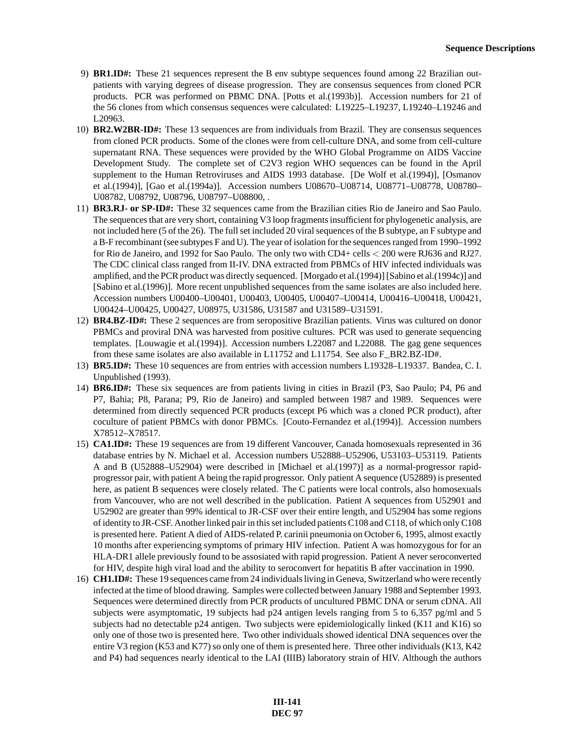9) **BR1.ID#:** These 21 sequences represent the B env subtype sequences found among 22 Brazilian outpatients with varying degrees of disease progression. They are consensus sequences from cloned PCR products. PCR was performed on PBMC DNA. [Potts et al.(1993b)]. Accession numbers for 21 of the 56 clones from which consensus sequences were calculated: L19225–L19237, L19240–L19246 and L20963.

10) **BR2.W2BR-ID#:** These 13 sequences are from individuals from Brazil. They are consensus sequences from cloned PCR products. Some of the clones were from cell-culture DNA, and some from cell-culture supernatant RNA. These sequences were provided by the WHO Global Programme on AIDS Vaccine Development Study. The complete set of C2V3 region WHO sequences can be found in the April supplement to the Human Retroviruses and AIDS 1993 database. [De Wolf et al.(1994)], [Osmanov et al.(1994)], [Gao et al.(1994a)]. Accession numbers U08670–U08714, U08771–U08778, U08780–U08782, U08792, U08796, U08797–U08800, .

11) **BR3.RJ- or SP-ID#:** These 32 sequences came from the Brazilian cities Rio de Janeiro and Sao Paulo. The sequences that are very short, containing V3 loop fragments insufficient for phylogenetic analysis, are not included here (5 of the 26). The full set included 20 viral sequences of the B subtype, an F subtype and a B-F recombinant (see subtypes F and U). The year of isolation for the sequences ranged from 1990–1992 for Rio de Janeiro, and 1992 for Sao Paulo. The only two with CD4+ cells $<$ 200 were RJ636 and RJ27. The CDC clinical class ranged from II-IV. DNA extracted from PBMCs of HIV infected individuals was amplified, and the PCR product was directly sequenced. [Morgado et al.(1994)] [Sabino et al.(1994c)] and [Sabino et al.(1996)]. More recent unpublished sequences from the same isolates are also included here. Accession numbers U00400–U00401, U00403, U00405, U00407–U00414, U00416–U00418, U00421, U00424–U00425, U00427, U08975, U31586, U31587 and U31589–U31591.

12) **BR4.BZ-ID#:** These 2 sequences are from seropositive Brazilian patients. Virus was cultured on donor PBMCs and proviral DNA was harvested from positive cultures. PCR was used to generate sequencing templates. [Louwagie et al.(1994)]. Accession numbers L22087 and L22088. The gag gene sequences from these same isolates are also available in L11752 and L11754. See also F_BR2.BZ-ID#.

13) **BR5.ID#:** These 10 sequences are from entries with accession numbers L19328–L19337. Bandea, C. I. Unpublished (1993).

14) **BR6.ID#:** These six sequences are from patients living in cities in Brazil (P3, Sao Paulo; P4, P6 and P7, Bahia; P8, Parana; P9, Rio de Janeiro) and sampled between 1987 and 1989. Sequences were determined from directly sequenced PCR products (except P6 which was a cloned PCR product), after coculture of patient PBMCs with donor PBMCs. [Couto-Fernandez et al.(1994)]. Accession numbers X78512–X78517.

15) **CA1.ID#:** These 19 sequences are from 19 different Vancouver, Canada homosexuals represented in 36 database entries by N. Michael et al. Accession numbers U52888–U52906, U53103–U53119. Patients A and B (U52888–U52904) were described in [Michael et al.(1997)] as a normal-progressor rapid-progressor pair, with patient A being the rapid progressor. Only patient A sequence (U52889) is presented here, as patient B sequences were closely related. The C patients were local controls, also homosexuals from Vancouver, who are not well described in the publication. Patient A sequences from U52901 and U52902 are greater than 99% identical to JR-CSF over their entire length, and U52904 has some regions of identity to JR-CSF. Another linked pair in this set included patients C108 and C118, of which only C108 is presented here. Patient A died of AIDS-related P. carinii pneumonia on October 6, 1995, almost exactly 10 months after experiencing symptoms of primary HIV infection. Patient A was homozygous for for an HLA-DR1 allele previously found to be assosiated with rapid progression. Patient A never seroconverted for HIV, despite high viral load and the ability to seroconvert for hepatitis B after vaccination in 1990.

16) **CH1.ID#:** These 19 sequences came from 24 individuals living in Geneva, Switzerland who were recently infected at the time of blood drawing. Samples were collected between January 1988 and September 1993. Sequences were determined directly from PCR products of uncultured PBMC DNA or serum cDNA. All subjects were asymptomatic, 19 subjects had p24 antigen levels ranging from 5 to 6,357 pg/ml and 5 subjects had no detectable p24 antigen. Two subjects were epidemiologically linked (K11 and K16) so only one of those two is presented here. Two other individuals showed identical DNA sequences over the entire V3 region (K53 and K77) so only one of them is presented here. Three other individuals (K13, K42 and P4) had sequences nearly identical to the LAI (IIIB) laboratory strain of HIV. Although the authors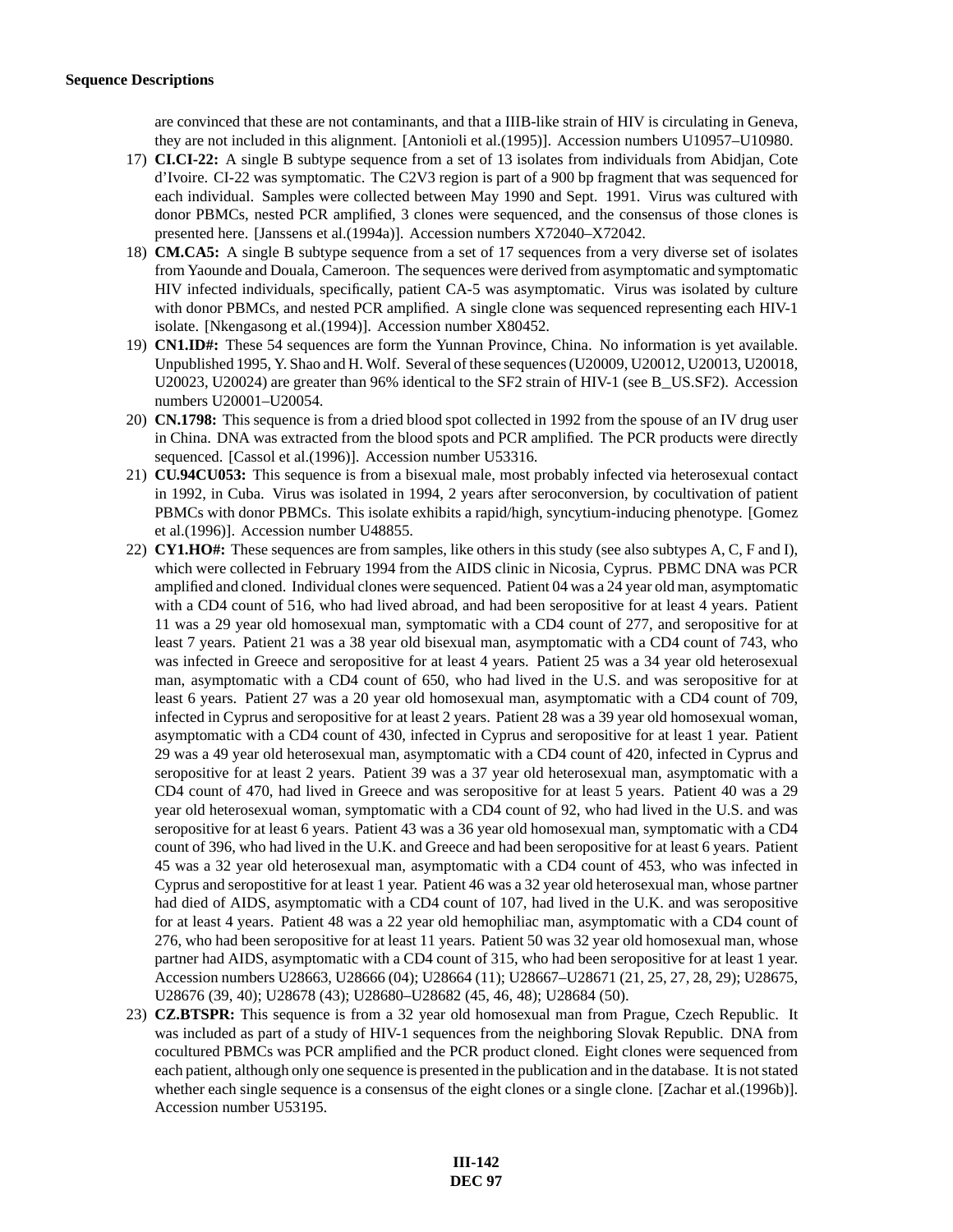are convinced that these are not contaminants, and that a IIIB-like strain of HIV is circulating in Geneva, they are not included in this alignment. [Antonioli et al.(1995)]. Accession numbers U10957–U10980.

17) **CI.CI-22:** A single B subtype sequence from a set of 13 isolates from individuals from Abidjan, Cote d'Ivoire. CI-22 was symptomatic. The C2V3 region is part of a 900 bp fragment that was sequenced for each individual. Samples were collected between May 1990 and Sept. 1991. Virus was cultured with donor PBMCs, nested PCR amplified, 3 clones were sequenced, and the consensus of those clones is presented here. [Janssens et al.(1994a)]. Accession numbers X72040–X72042.

18) **CM.CA5:** A single B subtype sequence from a set of 17 sequences from a very diverse set of isolates from Yaounde and Douala, Cameroon. The sequences were derived from asymptomatic and symptomatic HIV infected individuals, specifically, patient CA-5 was asymptomatic. Virus was isolated by culture with donor PBMCs, and nested PCR amplified. A single clone was sequenced representing each HIV-1 isolate. [Nkengasong et al.(1994)]. Accession number X80452.

19) **CN1.ID#:** These 54 sequences are form the Yunnan Province, China. No information is yet available. Unpublished 1995, Y. Shao and H. Wolf. Several of these sequences (U20009, U20012, U20013, U20018, U20023, U20024) are greater than 96% identical to the SF2 strain of HIV-1 (see B_US.SF2). Accession numbers U20001–U20054.

20) **CN.1798:** This sequence is from a dried blood spot collected in 1992 from the spouse of an IV drug user in China. DNA was extracted from the blood spots and PCR amplified. The PCR products were directly sequenced. [Cassol et al.(1996)]. Accession number U53316.

21) **CU.94CU053:** This sequence is from a bisexual male, most probably infected via heterosexual contact in 1992, in Cuba. Virus was isolated in 1994, 2 years after seroconversion, by cocultivation of patient PBMCs with donor PBMCs. This isolate exhibits a rapid/high, syncytium-inducing phenotype. [Gomez et al.(1996)]. Accession number U48855.

22) **CY1.HO#:** These sequences are from samples, like others in this study (see also subtypes A, C, F and I), which were collected in February 1994 from the AIDS clinic in Nicosia, Cyprus. PBMC DNA was PCR amplified and cloned. Individual clones were sequenced. Patient 04 was a 24 year old man, asymptomatic with a CD4 count of 516, who had lived abroad, and had been seropositive for at least 4 years. Patient 11 was a 29 year old homosexual man, symptomatic with a CD4 count of 277, and seropositive for at least 7 years. Patient 21 was a 38 year old bisexual man, asymptomatic with a CD4 count of 743, who was infected in Greece and seropositive for at least 4 years. Patient 25 was a 34 year old heterosexual man, asymptomatic with a CD4 count of 650, who had lived in the U.S. and was seropositive for at least 6 years. Patient 27 was a 20 year old homosexual man, asymptomatic with a CD4 count of 709, infected in Cyprus and seropositive for at least 2 years. Patient 28 was a 39 year old homosexual woman, asymptomatic with a CD4 count of 430, infected in Cyprus and seropositive for at least 1 year. Patient 29 was a 49 year old heterosexual man, asymptomatic with a CD4 count of 420, infected in Cyprus and seropositive for at least 2 years. Patient 39 was a 37 year old heterosexual man, asymptomatic with a CD4 count of 470, had lived in Greece and was seropositive for at least 5 years. Patient 40 was a 29 year old heterosexual woman, symptomatic with a CD4 count of 92, who had lived in the U.S. and was seropositive for at least 6 years. Patient 43 was a 36 year old homosexual man, symptomatic with a CD4 count of 396, who had lived in the U.K. and Greece and had been seropositive for at least 6 years. Patient 45 was a 32 year old heterosexual man, asymptomatic with a CD4 count of 453, who was infected in Cyprus and seropostitive for at least 1 year. Patient 46 was a 32 year old heterosexual man, whose partner had died of AIDS, asymptomatic with a CD4 count of 107, had lived in the U.K. and was seropositive for at least 4 years. Patient 48 was a 22 year old hemophiliac man, asymptomatic with a CD4 count of 276, who had been seropositive for at least 11 years. Patient 50 was 32 year old homosexual man, whose partner had AIDS, asymptomatic with a CD4 count of 315, who had been seropositive for at least 1 year. Accession numbers U28663, U28666 (04); U28664 (11); U28667–U28671 (21, 25, 27, 28, 29); U28675, U28676 (39, 40); U28678 (43); U28680–U28682 (45, 46, 48); U28684 (50).

23) **CZ.BTSPR:** This sequence is from a 32 year old homosexual man from Prague, Czech Republic. It was included as part of a study of HIV-1 sequences from the neighboring Slovak Republic. DNA from cocultured PBMCs was PCR amplified and the PCR product cloned. Eight clones were sequenced from each patient, although only one sequence is presented in the publication and in the database. It is not stated whether each single sequence is a consensus of the eight clones or a single clone. [Zachar et al.(1996b)]. Accession number U53195.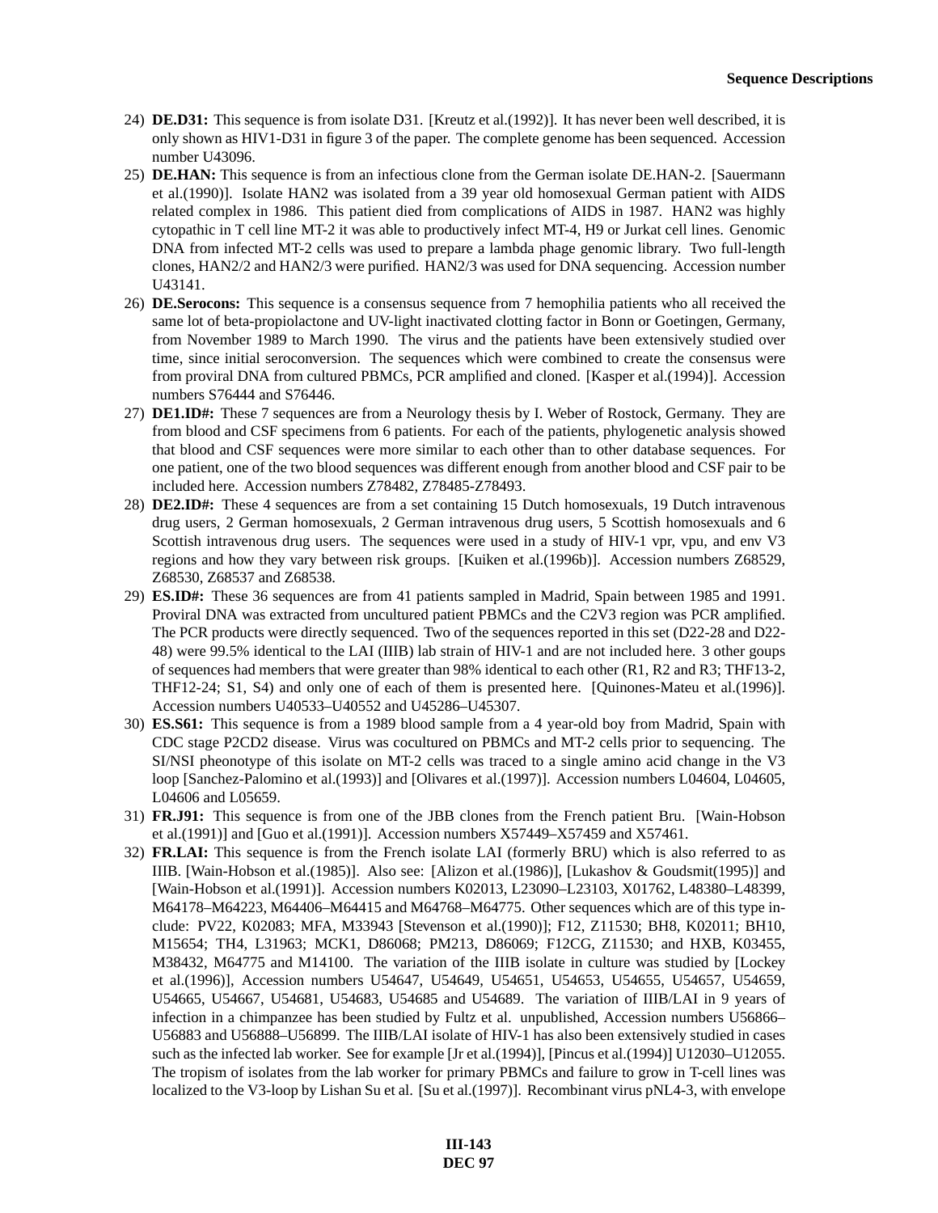24) **DE.D31:** This sequence is from isolate D31. [Kreutz et al.(1992)]. It has never been well described, it is only shown as HIV1-D31 in figure 3 of the paper. The complete genome has been sequenced. Accession number U43096.

25) **DE.HAN:** This sequence is from an infectious clone from the German isolate DE.HAN-2. [Sauermann et al.(1990)]. Isolate HAN2 was isolated from a 39 year old homosexual German patient with AIDS related complex in 1986. This patient died from complications of AIDS in 1987. HAN2 was highly cytopathic in T cell line MT-2 it was able to productively infect MT-4, H9 or Jurkat cell lines. Genomic DNA from infected MT-2 cells was used to prepare a lambda phage genomic library. Two full-length clones, HAN2/2 and HAN2/3 were purified. HAN2/3 was used for DNA sequencing. Accession number U43141.

26) **DE.Serocons:** This sequence is a consensus sequence from 7 hemophilia patients who all received the same lot of beta-propiolactone and UV-light inactivated clotting factor in Bonn or Goetingen, Germany, from November 1989 to March 1990. The virus and the patients have been extensively studied over time, since initial seroconversion. The sequences which were combined to create the consensus were from proviral DNA from cultured PBMCs, PCR amplified and cloned. [Kasper et al.(1994)]. Accession numbers S76444 and S76446.

27) **DE1.ID#:** These 7 sequences are from a Neurology thesis by I. Weber of Rostock, Germany. They are from blood and CSF specimens from 6 patients. For each of the patients, phylogenetic analysis showed that blood and CSF sequences were more similar to each other than to other database sequences. For one patient, one of the two blood sequences was different enough from another blood and CSF pair to be included here. Accession numbers Z78482, Z78485-Z78493.

28) **DE2.ID#:** These 4 sequences are from a set containing 15 Dutch homosexuals, 19 Dutch intravenous drug users, 2 German homosexuals, 2 German intravenous drug users, 5 Scottish homosexuals and 6 Scottish intravenous drug users. The sequences were used in a study of HIV-1 vpr, vpu, and env V3 regions and how they vary between risk groups. [Kuiken et al.(1996b)]. Accession numbers Z68529, Z68530, Z68537 and Z68538.

29) **ES.ID#:** These 36 sequences are from 41 patients sampled in Madrid, Spain between 1985 and 1991. Proviral DNA was extracted from uncultured patient PBMCs and the C2V3 region was PCR amplified. The PCR products were directly sequenced. Two of the sequences reported in this set (D22-28 and D22-48) were 99.5% identical to the LAI (IIIB) lab strain of HIV-1 and are not included here. 3 other goups of sequences had members that were greater than 98% identical to each other (R1, R2 and R3; THF13-2, THF12-24; S1, S4) and only one of each of them is presented here. [Quinones-Mateu et al.(1996)]. Accession numbers U40533–U40552 and U45286–U45307.

30) **ES.S61:** This sequence is from a 1989 blood sample from a 4 year-old boy from Madrid, Spain with CDC stage P2CD2 disease. Virus was cocultured on PBMCs and MT-2 cells prior to sequencing. The SI/NSI pheonotype of this isolate on MT-2 cells was traced to a single amino acid change in the V3 loop [Sanchez-Palomino et al.(1993)] and [Olivares et al.(1997)]. Accession numbers L04604, L04605, L04606 and L05659.

31) **FR.J91:** This sequence is from one of the JBB clones from the French patient Bru. [Wain-Hobson et al.(1991)] and [Guo et al.(1991)]. Accession numbers X57449–X57459 and X57461.

32) **FR.LAI:** This sequence is from the French isolate LAI (formerly BRU) which is also referred to as IIIB. [Wain-Hobson et al.(1985)]. Also see: [Alizon et al.(1986)], [Lukashov & Goudsmit(1995)] and [Wain-Hobson et al.(1991)]. Accession numbers K02013, L23090–L23103, X01762, L48380–L48399, M64178–M64223, M64406–M64415 and M64768–M64775. Other sequences which are of this type include: PV22, K02083; MFA, M33943 [Stevenson et al.(1990)]; F12, Z11530; BH8, K02011; BH10, M15654; TH4, L31963; MCK1, D86068; PM213, D86069; F12CG, Z11530; and HXB, K03455, M38432, M64775 and M14100. The variation of the IIIB isolate in culture was studied by [Lockey et al.(1996)], Accession numbers U54647, U54649, U54651, U54653, U54655, U54657, U54659, U54665, U54667, U54681, U54683, U54685 and U54689. The variation of IIIB/LAI in 9 years of infection in a chimpanzee has been studied by Fultz et al. unpublished, Accession numbers U56866–U56883 and U56888–U56899. The IIIB/LAI isolate of HIV-1 has also been extensively studied in cases such as the infected lab worker. See for example [Jr et al.(1994)], [Pincus et al.(1994)] U12030–U12055. The tropism of isolates from the lab worker for primary PBMCs and failure to grow in T-cell lines was localized to the V3-loop by Lishan Su et al. [Su et al.(1997)]. Recombinant virus pNL4-3, with envelope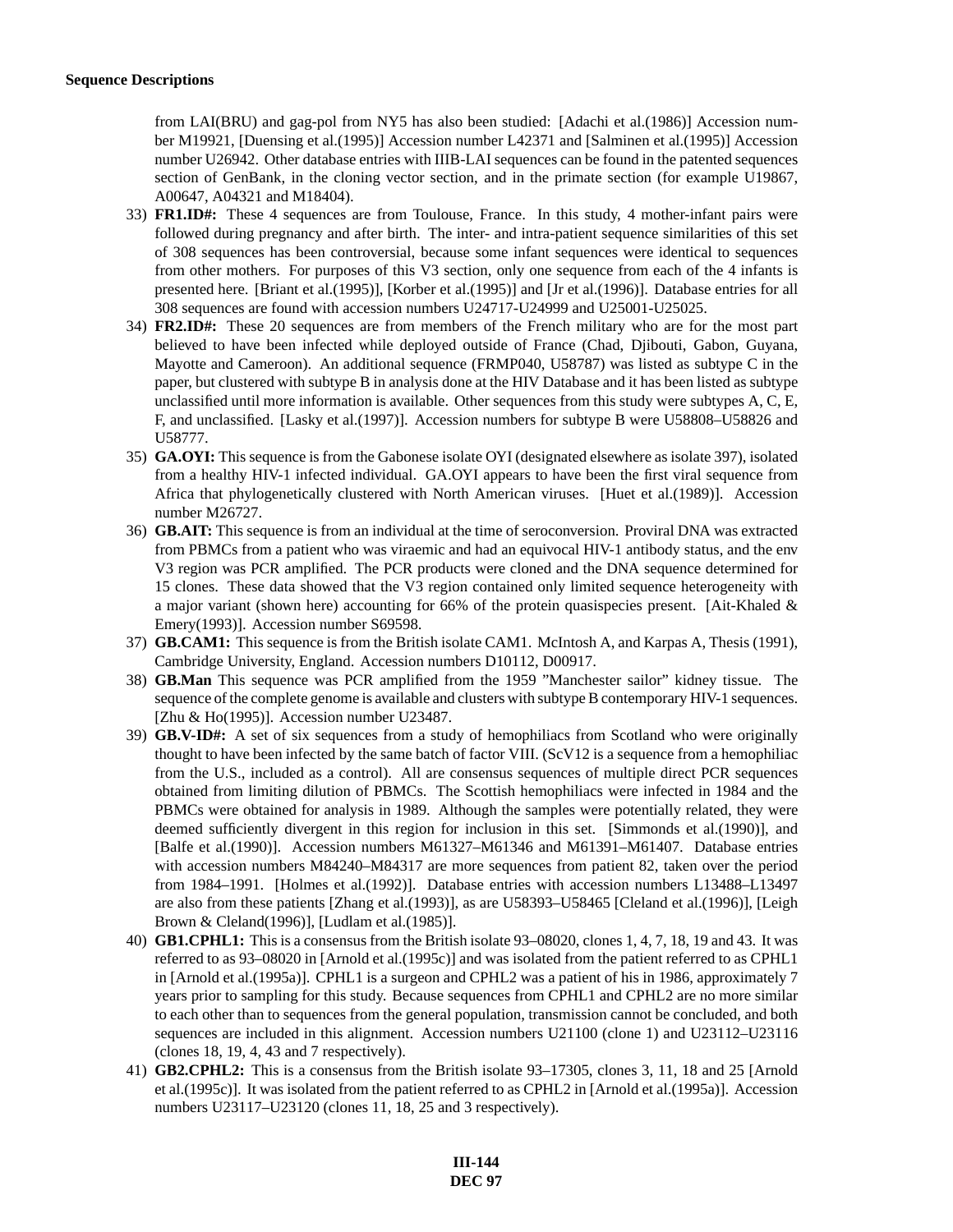**Sequence Descriptions**

from LAI(BRU) and gag-pol from NY5 has also been studied: [Adachi et al.(1986)] Accession number M19921, [Duensing et al.(1995)] Accession number L42371 and [Salminen et al.(1995)] Accession number U26942. Other database entries with IIIB-LAI sequences can be found in the patented sequences section of GenBank, in the cloning vector section, and in the primate section (for example U19867, A00647, A04321 and M18404).

33) **FR1.ID#:** These 4 sequences are from Toulouse, France. In this study, 4 mother-infant pairs were followed during pregnancy and after birth. The inter- and intra-patient sequence similarities of this set of 308 sequences has been controversial, because some infant sequences were identical to sequences from other mothers. For purposes of this V3 section, only one sequence from each of the 4 infants is presented here. [Briant et al.(1995)], [Korber et al.(1995)] and [Jr et al.(1996)]. Database entries for all 308 sequences are found with accession numbers U24717-U24999 and U25001-U25025.

34) **FR2.ID#:** These 20 sequences are from members of the French military who are for the most part believed to have been infected while deployed outside of France (Chad, Djibouti, Gabon, Guyana, Mayotte and Cameroon). An additional sequence (FRMP040, U58787) was listed as subtype C in the paper, but clustered with subtype B in analysis done at the HIV Database and it has been listed as subtype unclassified until more information is available. Other sequences from this study were subtypes A, C, E, F, and unclassified. [Lasky et al.(1997)]. Accession numbers for subtype B were U58808–U58826 and U58777.

35) **GA.OYI:** This sequence is from the Gabonese isolate OYI (designated elsewhere as isolate 397), isolated from a healthy HIV-1 infected individual. GA.OYI appears to have been the first viral sequence from Africa that phylogenetically clustered with North American viruses. [Huet et al.(1989)]. Accession number M26727.

36) **GB.AIT:** This sequence is from an individual at the time of seroconversion. Proviral DNA was extracted from PBMCs from a patient who was viraemic and had an equivocal HIV-1 antibody status, and the env V3 region was PCR amplified. The PCR products were cloned and the DNA sequence determined for 15 clones. These data showed that the V3 region contained only limited sequence heterogeneity with a major variant (shown here) accounting for 66% of the protein quasispecies present. [Ait-Khaled & Emery(1993)]. Accession number S69598.

37) **GB.CAM1:** This sequence is from the British isolate CAM1. McIntosh A, and Karpas A, Thesis (1991), Cambridge University, England. Accession numbers D10112, D00917.

38) **GB.Man** This sequence was PCR amplified from the 1959 "Manchester sailor" kidney tissue. The sequence of the complete genome is available and clusters with subtype B contemporary HIV-1 sequences. [Zhu & Ho(1995)]. Accession number U23487.

39) **GB.V-ID#:** A set of six sequences from a study of hemophiliacs from Scotland who were originally thought to have been infected by the same batch of factor VIII. (ScV12 is a sequence from a hemophiliac from the U.S., included as a control). All are consensus sequences of multiple direct PCR sequences obtained from limiting dilution of PBMCs. The Scottish hemophiliacs were infected in 1984 and the PBMCs were obtained for analysis in 1989. Although the samples were potentially related, they were deemed sufficiently divergent in this region for inclusion in this set. [Simmonds et al.(1990)], and [Balfe et al.(1990)]. Accession numbers M61327–M61346 and M61391–M61407. Database entries with accession numbers M84240–M84317 are more sequences from patient 82, taken over the period from 1984–1991. [Holmes et al.(1992)]. Database entries with accession numbers L13488–L13497 are also from these patients [Zhang et al.(1993)], as are U58393–U58465 [Cleland et al.(1996)], [Leigh Brown & Cleland(1996)], [Ludlam et al.(1985)].

40) **GB1.CPHL1:** This is a consensus from the British isolate 93–08020, clones 1, 4, 7, 18, 19 and 43. It was referred to as 93–08020 in [Arnold et al.(1995c)] and was isolated from the patient referred to as CPHL1 in [Arnold et al.(1995a)]. CPHL1 is a surgeon and CPHL2 was a patient of his in 1986, approximately 7 years prior to sampling for this study. Because sequences from CPHL1 and CPHL2 are no more similar to each other than to sequences from the general population, transmission cannot be concluded, and both sequences are included in this alignment. Accession numbers U21100 (clone 1) and U23112–U23116 (clones 18, 19, 4, 43 and 7 respectively).

41) **GB2.CPHL2:** This is a consensus from the British isolate 93–17305, clones 3, 11, 18 and 25 [Arnold et al.(1995c)]. It was isolated from the patient referred to as CPHL2 in [Arnold et al.(1995a)]. Accession numbers U23117–U23120 (clones 11, 18, 25 and 3 respectively).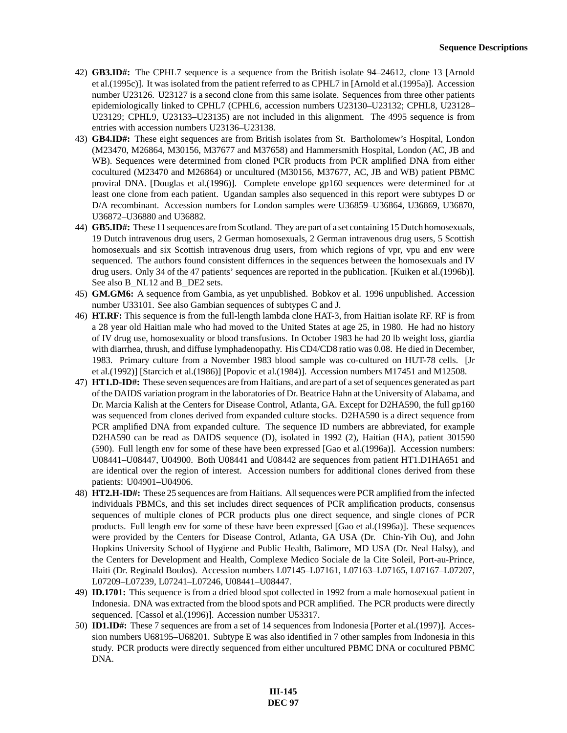42) **GB3.ID#:** The CPHL7 sequence is a sequence from the British isolate 94–24612, clone 13 [Arnold et al.(1995c)]. It was isolated from the patient referred to as CPHL7 in [Arnold et al.(1995a)]. Accession number U23126. U23127 is a second clone from this same isolate. Sequences from three other patients epidemiologically linked to CPHL7 (CPHL6, accession numbers U23130–U23132; CPHL8, U23128–U23129; CPHL9, U23133–U23135) are not included in this alignment. The 4995 sequence is from entries with accession numbers U23136–U23138.

43) **GB4.ID#:** These eight sequences are from British isolates from St. Bartholomew's Hospital, London (M23470, M26864, M30156, M37677 and M37658) and Hammersmith Hospital, London (AC, JB and WB). Sequences were determined from cloned PCR products from PCR amplified DNA from either cocultured (M23470 and M26864) or uncultured (M30156, M37677, AC, JB and WB) patient PBMC proviral DNA. [Douglas et al.(1996)]. Complete envelope gp160 sequences were determined for at least one clone from each patient. Ugandan samples also sequenced in this report were subtypes D or D/A recombinant. Accession numbers for London samples were U36859–U36864, U36869, U36870, U36872–U36880 and U36882.

44) **GB5.ID#:** These 11 sequences are from Scotland. They are part of a set containing 15 Dutch homosexuals, 19 Dutch intravenous drug users, 2 German homosexuals, 2 German intravenous drug users, 5 Scottish homosexuals and six Scottish intravenous drug users, from which regions of vpr, vpu and env were sequenced. The authors found consistent differnces in the sequences between the homosexuals and IV drug users. Only 34 of the 47 patients' sequences are reported in the publication. [Kuiken et al.(1996b)]. See also B_NL12 and B_DE2 sets.

45) **GM.GM6:** A sequence from Gambia, as yet unpublished. Bobkov et al. 1996 unpublished. Accession number U33101. See also Gambian sequences of subtypes C and J.

46) **HT.RF:** This sequence is from the full-length lambda clone HAT-3, from Haitian isolate RF. RF is from a 28 year old Haitian male who had moved to the United States at age 25, in 1980. He had no history of IV drug use, homosexuality or blood transfusions. In October 1983 he had 20 lb weight loss, giardia with diarrhea, thrush, and diffuse lymphadenopathy. His CD4/CD8 ratio was 0.08. He died in December, 1983. Primary culture from a November 1983 blood sample was co-cultured on HUT-78 cells. [Jr et al.(1992)] [Starcich et al.(1986)] [Popovic et al.(1984)]. Accession numbers M17451 and M12508.

47) **HT1.D-ID#:** These seven sequences are from Haitians, and are part of a set of sequences generated as part of the DAIDS variation program in the laboratories of Dr. Beatrice Hahn at the University of Alabama, and Dr. Marcia Kalish at the Centers for Disease Control, Atlanta, GA. Except for D2HA590, the full gp160 was sequenced from clones derived from expanded culture stocks. D2HA590 is a direct sequence from PCR amplified DNA from expanded culture. The sequence ID numbers are abbreviated, for example D2HA590 can be read as DAIDS sequence (D), isolated in 1992 (2), Haitian (HA), patient 301590 (590). Full length env for some of these have been expressed [Gao et al.(1996a)]. Accession numbers: U08441–U08447, U04900. Both U08441 and U08442 are sequences from patient HT1.D1HA651 and are identical over the region of interest. Accession numbers for additional clones derived from these patients: U04901–U04906.

48) **HT2.H-ID#:** These 25 sequences are from Haitians. All sequences were PCR amplified from the infected individuals PBMCs, and this set includes direct sequences of PCR amplification products, consensus sequences of multiple clones of PCR products plus one direct sequence, and single clones of PCR products. Full length env for some of these have been expressed [Gao et al.(1996a)]. These sequences were provided by the Centers for Disease Control, Atlanta, GA USA (Dr. Chin-Yih Ou), and John Hopkins University School of Hygiene and Public Health, Balimore, MD USA (Dr. Neal Halsy), and the Centers for Development and Health, Complexe Medico Sociale de la Cite Soleil, Port-au-Prince, Haiti (Dr. Reginald Boulos). Accession numbers L07145–L07161, L07163–L07165, L07167–L07207, L07209–L07239, L07241–L07246, U08441–U08447.

49) **ID.1701:** This sequence is from a dried blood spot collected in 1992 from a male homosexual patient in Indonesia. DNA was extracted from the blood spots and PCR amplified. The PCR products were directly sequenced. [Cassol et al.(1996)]. Accession number U53317.

50) **ID1.ID#:** These 7 sequences are from a set of 14 sequences from Indonesia [Porter et al.(1997)]. Accession numbers U68195–U68201. Subtype E was also identified in 7 other samples from Indonesia in this study. PCR products were directly sequenced from either uncultured PBMC DNA or cocultured PBMC DNA.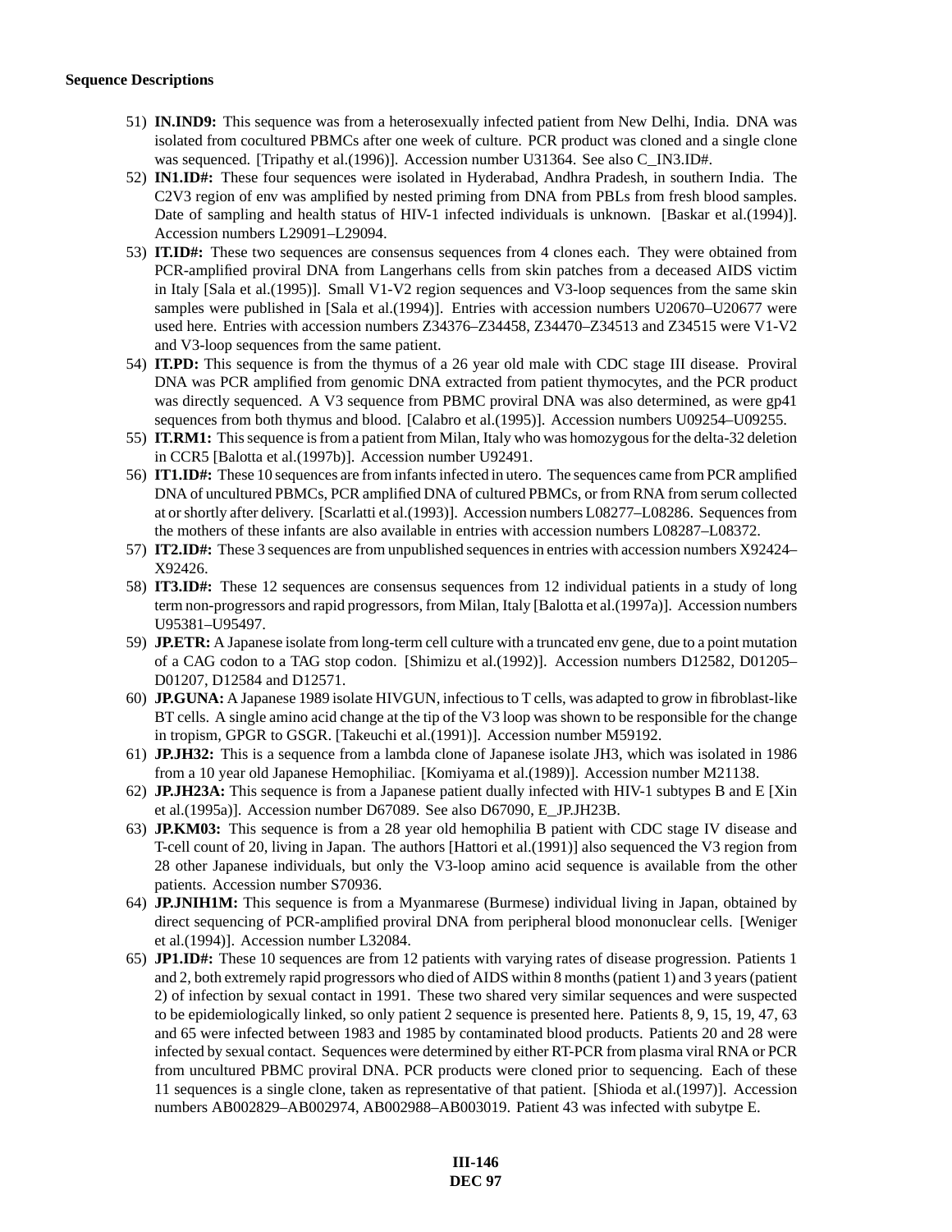**Sequence Descriptions**

51) **IN.IND9:** This sequence was from a heterosexually infected patient from New Delhi, India. DNA was isolated from cocultured PBMCs after one week of culture. PCR product was cloned and a single clone was sequenced. [Tripathy et al.(1996)]. Accession number U31364. See also C_IN3.ID#.

52) **IN1.ID#:** These four sequences were isolated in Hyderabad, Andhra Pradesh, in southern India. The C2V3 region of env was amplified by nested priming from DNA from PBLs from fresh blood samples. Date of sampling and health status of HIV-1 infected individuals is unknown. [Baskar et al.(1994)]. Accession numbers L29091–L29094.

53) **IT.ID#:** These two sequences are consensus sequences from 4 clones each. They were obtained from PCR-amplified proviral DNA from Langerhans cells from skin patches from a deceased AIDS victim in Italy [Sala et al.(1995)]. Small V1-V2 region sequences and V3-loop sequences from the same skin samples were published in [Sala et al.(1994)]. Entries with accession numbers U20670–U20677 were used here. Entries with accession numbers Z34376–Z34458, Z34470–Z34513 and Z34515 were V1-V2 and V3-loop sequences from the same patient.

54) **IT.PD:** This sequence is from the thymus of a 26 year old male with CDC stage III disease. Proviral DNA was PCR amplified from genomic DNA extracted from patient thymocytes, and the PCR product was directly sequenced. A V3 sequence from PBMC proviral DNA was also determined, as were gp41 sequences from both thymus and blood. [Calabro et al.(1995)]. Accession numbers U09254–U09255.

55) **IT.RM1:** This sequence is from a patient from Milan, Italy who was homozygous for the delta-32 deletion in CCR5 [Balotta et al.(1997b)]. Accession number U92491.

56) **IT1.ID#:** These 10 sequences are from infants infected in utero. The sequences came from PCR amplified DNA of uncultured PBMCs, PCR amplified DNA of cultured PBMCs, or from RNA from serum collected at or shortly after delivery. [Scarlatti et al.(1993)]. Accession numbers L08277–L08286. Sequences from the mothers of these infants are also available in entries with accession numbers L08287–L08372.

57) **IT2.ID#:** These 3 sequences are from unpublished sequences in entries with accession numbers X92424–X92426.

58) **IT3.ID#:** These 12 sequences are consensus sequences from 12 individual patients in a study of long term non-progressors and rapid progressors, from Milan, Italy [Balotta et al.(1997a)]. Accession numbers U95381–U95497.

59) **JP.ETR:** A Japanese isolate from long-term cell culture with a truncated env gene, due to a point mutation of a CAG codon to a TAG stop codon. [Shimizu et al.(1992)]. Accession numbers D12582, D01205–D01207, D12584 and D12571.

60) **JP.GUNA:** A Japanese 1989 isolate HIVGUN, infectious to T cells, was adapted to grow in fibroblast-like BT cells. A single amino acid change at the tip of the V3 loop was shown to be responsible for the change in tropism, GPGR to GSGR. [Takeuchi et al.(1991)]. Accession number M59192.

61) **JP.JH32:** This is a sequence from a lambda clone of Japanese isolate JH3, which was isolated in 1986 from a 10 year old Japanese Hemophiliac. [Komiyama et al.(1989)]. Accession number M21138.

62) **JP.JH23A:** This sequence is from a Japanese patient dually infected with HIV-1 subtypes B and E [Xin et al.(1995a)]. Accession number D67089. See also D67090, E_JP.JH23B.

63) **JP.KM03:** This sequence is from a 28 year old hemophilia B patient with CDC stage IV disease and T-cell count of 20, living in Japan. The authors [Hattori et al.(1991)] also sequenced the V3 region from 28 other Japanese individuals, but only the V3-loop amino acid sequence is available from the other patients. Accession number S70936.

64) **JP.JNIH1M:** This sequence is from a Myanmarese (Burmese) individual living in Japan, obtained by direct sequencing of PCR-amplified proviral DNA from peripheral blood mononuclear cells. [Weniger et al.(1994)]. Accession number L32084.

65) **JP1.ID#:** These 10 sequences are from 12 patients with varying rates of disease progression. Patients 1 and 2, both extremely rapid progressors who died of AIDS within 8 months (patient 1) and 3 years (patient 2) of infection by sexual contact in 1991. These two shared very similar sequences and were suspected to be epidemiologically linked, so only patient 2 sequence is presented here. Patients 8, 9, 15, 19, 47, 63 and 65 were infected between 1983 and 1985 by contaminated blood products. Patients 20 and 28 were infected by sexual contact. Sequences were determined by either RT-PCR from plasma viral RNA or PCR from uncultured PBMC proviral DNA. PCR products were cloned prior to sequencing. Each of these 11 sequences is a single clone, taken as representative of that patient. [Shioda et al.(1997)]. Accession numbers AB002829–AB002974, AB002988–AB003019. Patient 43 was infected with subytpe E.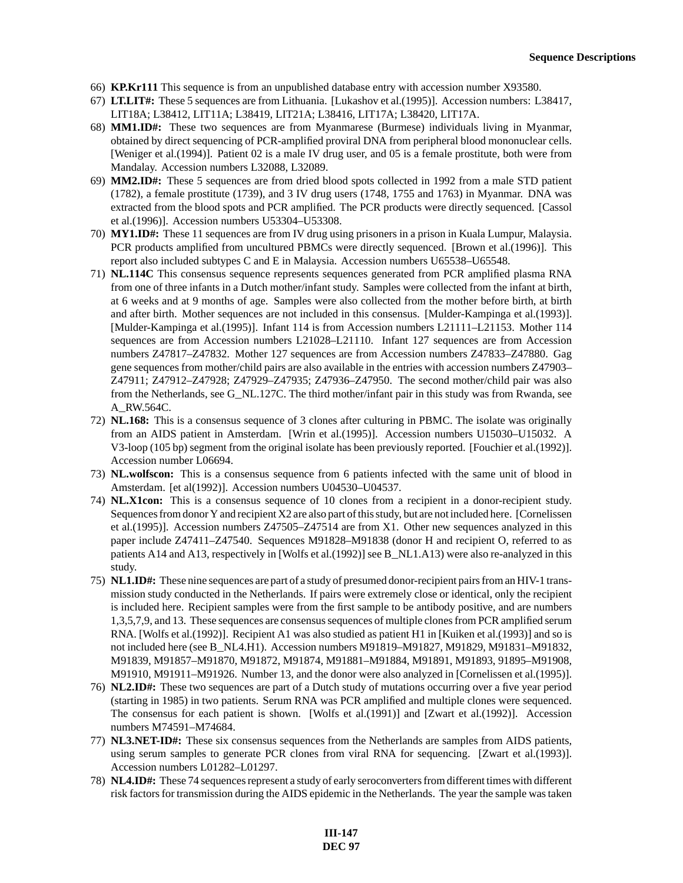66) **KP.Kr111** This sequence is from an unpublished database entry with accession number X93580.

67) **LT.LIT#:** These 5 sequences are from Lithuania. [Lukashov et al.(1995)]. Accession numbers: L38417, LIT18A; L38412, LIT11A; L38419, LIT21A; L38416, LIT17A; L38420, LIT17A.

68) **MM1.ID#:** These two sequences are from Myanmarese (Burmese) individuals living in Myanmar, obtained by direct sequencing of PCR-amplified proviral DNA from peripheral blood mononuclear cells. [Weniger et al.(1994)]. Patient 02 is a male IV drug user, and 05 is a female prostitute, both were from Mandalay. Accession numbers L32088, L32089.

69) **MM2.ID#:** These 5 sequences are from dried blood spots collected in 1992 from a male STD patient (1782), a female prostitute (1739), and 3 IV drug users (1748, 1755 and 1763) in Myanmar. DNA was extracted from the blood spots and PCR amplified. The PCR products were directly sequenced. [Cassol et al.(1996)]. Accession numbers U53304–U53308.

70) **MY1.ID#:** These 11 sequences are from IV drug using prisoners in a prison in Kuala Lumpur, Malaysia. PCR products amplified from uncultured PBMCs were directly sequenced. [Brown et al.(1996)]. This report also included subtypes C and E in Malaysia. Accession numbers U65538–U65548.

71) **NL.114C** This consensus sequence represents sequences generated from PCR amplified plasma RNA from one of three infants in a Dutch mother/infant study. Samples were collected from the infant at birth, at 6 weeks and at 9 months of age. Samples were also collected from the mother before birth, at birth and after birth. Mother sequences are not included in this consensus. [Mulder-Kampinga et al.(1993)]. [Mulder-Kampinga et al.(1995)]. Infant 114 is from Accession numbers L21111–L21153. Mother 114 sequences are from Accession numbers L21028–L21110. Infant 127 sequences are from Accession numbers Z47817–Z47832. Mother 127 sequences are from Accession numbers Z47833–Z47880. Gag gene sequences from mother/child pairs are also available in the entries with accession numbers Z47903–Z47911; Z47912–Z47928; Z47929–Z47935; Z47936–Z47950. The second mother/child pair was also from the Netherlands, see G_NL.127C. The third mother/infant pair in this study was from Rwanda, see A_RW.564C.

72) **NL.168:** This is a consensus sequence of 3 clones after culturing in PBMC. The isolate was originally from an AIDS patient in Amsterdam. [Wrin et al.(1995)]. Accession numbers U15030–U15032. A V3-loop (105 bp) segment from the original isolate has been previously reported. [Fouchier et al.(1992)]. Accession number L06694.

73) **NL.wolfscon:** This is a consensus sequence from 6 patients infected with the same unit of blood in Amsterdam. [et al(1992)]. Accession numbers U04530–U04537.

74) **NL.X1con:** This is a consensus sequence of 10 clones from a recipient in a donor-recipient study. Sequences from donor Y and recipient X2 are also part of this study, but are not included here. [Cornelissen et al.(1995)]. Accession numbers Z47505–Z47514 are from X1. Other new sequences analyzed in this paper include Z47411–Z47540. Sequences M91828–M91838 (donor H and recipient O, referred to as patients A14 and A13, respectively in [Wolfs et al.(1992)] see B_NL1.A13) were also re-analyzed in this study.

75) **NL1.ID#:** These nine sequences are part of a study of presumed donor-recipient pairs from an HIV-1 transmission study conducted in the Netherlands. If pairs were extremely close or identical, only the recipient is included here. Recipient samples were from the first sample to be antibody positive, and are numbers 1,3,5,7,9, and 13. These sequences are consensus sequences of multiple clones from PCR amplified serum RNA. [Wolfs et al.(1992)]. Recipient A1 was also studied as patient H1 in [Kuiken et al.(1993)] and so is not included here (see B_NL4.H1). Accession numbers M91819–M91827, M91829, M91831–M91832, M91839, M91857–M91870, M91872, M91874, M91881–M91884, M91891, M91893, 91895–M91908, M91910, M91911–M91926. Number 13, and the donor were also analyzed in [Cornelissen et al.(1995)].

76) **NL2.ID#:** These two sequences are part of a Dutch study of mutations occurring over a five year period (starting in 1985) in two patients. Serum RNA was PCR amplified and multiple clones were sequenced. The consensus for each patient is shown. [Wolfs et al.(1991)] and [Zwart et al.(1992)]. Accession numbers M74591–M74684.

77) **NL3.NET-ID#:** These six consensus sequences from the Netherlands are samples from AIDS patients, using serum samples to generate PCR clones from viral RNA for sequencing. [Zwart et al.(1993)]. Accession numbers L01282–L01297.

78) **NL4.ID#:** These 74 sequences represent a study of early seroconverters from different times with different risk factors for transmission during the AIDS epidemic in the Netherlands. The year the sample was taken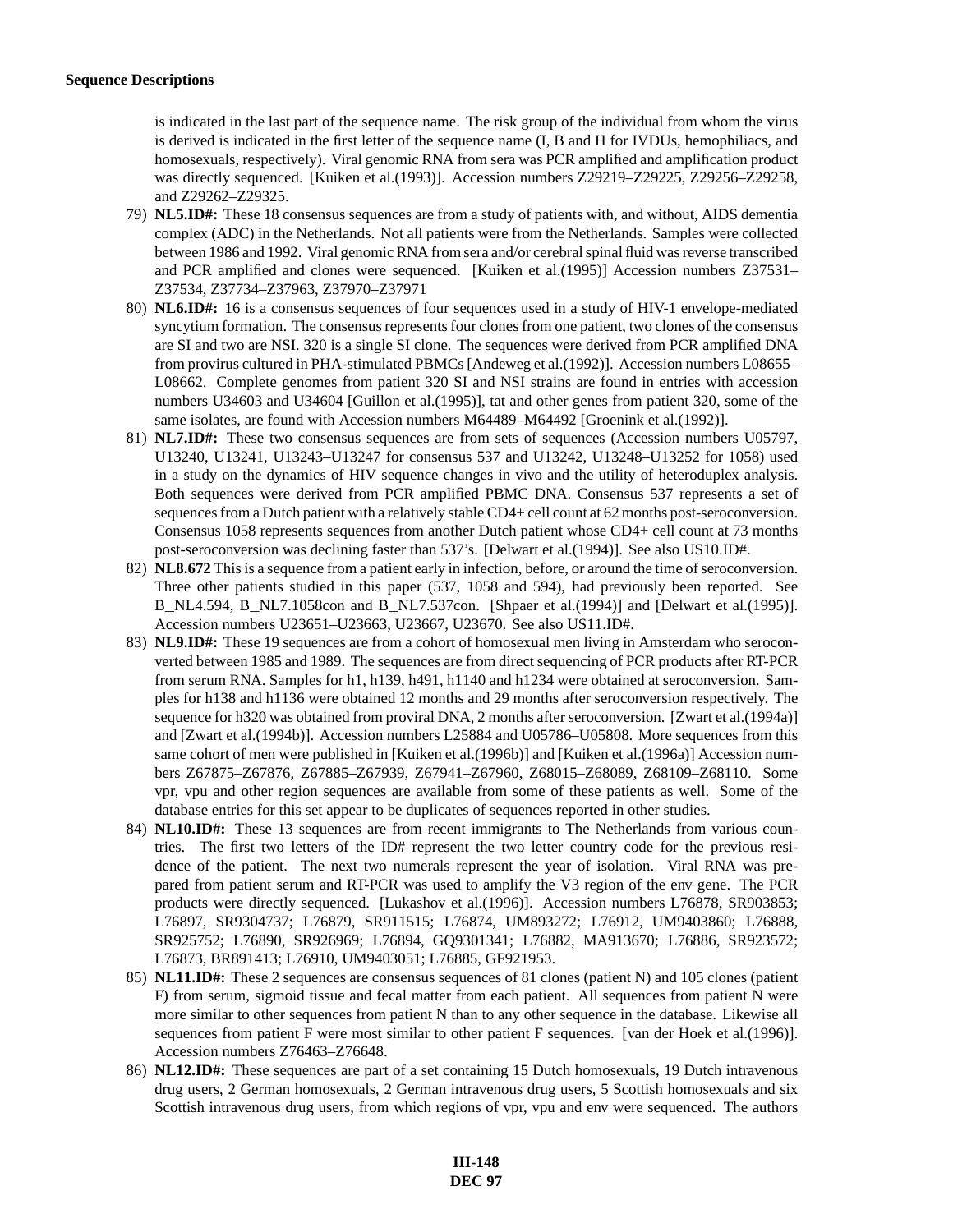is indicated in the last part of the sequence name. The risk group of the individual from whom the virus is derived is indicated in the first letter of the sequence name (I, B and H for IVDUs, hemophiliacs, and homosexuals, respectively). Viral genomic RNA from sera was PCR amplified and amplification product was directly sequenced. [Kuiken et al.(1993)]. Accession numbers Z29219–Z29225, Z29256–Z29258, and Z29262–Z29325.

79) **NL5.ID#:** These 18 consensus sequences are from a study of patients with, and without, AIDS dementia complex (ADC) in the Netherlands. Not all patients were from the Netherlands. Samples were collected between 1986 and 1992. Viral genomic RNA from sera and/or cerebral spinal fluid was reverse transcribed and PCR amplified and clones were sequenced. [Kuiken et al.(1995)] Accession numbers Z37531–Z37534, Z37734–Z37963, Z37970–Z37971

80) **NL6.ID#:** 16 is a consensus sequences of four sequences used in a study of HIV-1 envelope-mediated syncytium formation. The consensus represents four clones from one patient, two clones of the consensus are SI and two are NSI. 320 is a single SI clone. The sequences were derived from PCR amplified DNA from provirus cultured in PHA-stimulated PBMCs [Andeweg et al.(1992)]. Accession numbers L08655–L08662. Complete genomes from patient 320 SI and NSI strains are found in entries with accession numbers U34603 and U34604 [Guillon et al.(1995)], tat and other genes from patient 320, some of the same isolates, are found with Accession numbers M64489–M64492 [Groenink et al.(1992)].

81) **NL7.ID#:** These two consensus sequences are from sets of sequences (Accession numbers U05797, U13240, U13241, U13243–U13247 for consensus 537 and U13242, U13248–U13252 for 1058) used in a study on the dynamics of HIV sequence changes in vivo and the utility of heteroduplex analysis. Both sequences were derived from PCR amplified PBMC DNA. Consensus 537 represents a set of sequences from a Dutch patient with a relatively stable CD4+ cell count at 62 months post-seroconversion. Consensus 1058 represents sequences from another Dutch patient whose CD4+ cell count at 73 months post-seroconversion was declining faster than 537's. [Delwart et al.(1994)]. See also US10.ID#.

82) **NL8.672** This is a sequence from a patient early in infection, before, or around the time of seroconversion. Three other patients studied in this paper (537, 1058 and 594), had previously been reported. See B_NL4.594, B_NL7.1058con and B_NL7.537con. [Shpaer et al.(1994)] and [Delwart et al.(1995)]. Accession numbers U23651–U23663, U23667, U23670. See also US11.ID#.

83) **NL9.ID#:** These 19 sequences are from a cohort of homosexual men living in Amsterdam who seroconverted between 1985 and 1989. The sequences are from direct sequencing of PCR products after RT-PCR from serum RNA. Samples for h1, h139, h491, h1140 and h1234 were obtained at seroconversion. Samples for h138 and h1136 were obtained 12 months and 29 months after seroconversion respectively. The sequence for h320 was obtained from proviral DNA, 2 months after seroconversion. [Zwart et al.(1994a)] and [Zwart et al.(1994b)]. Accession numbers L25884 and U05786–U05808. More sequences from this same cohort of men were published in [Kuiken et al.(1996b)] and [Kuiken et al.(1996a)] Accession numbers Z67875–Z67876, Z67885–Z67939, Z67941–Z67960, Z68015–Z68089, Z68109–Z68110. Some vpr, vpu and other region sequences are available from some of these patients as well. Some of the database entries for this set appear to be duplicates of sequences reported in other studies.

84) **NL10.ID#:** These 13 sequences are from recent immigrants to The Netherlands from various countries. The first two letters of the ID# represent the two letter country code for the previous residence of the patient. The next two numerals represent the year of isolation. Viral RNA was prepared from patient serum and RT-PCR was used to amplify the V3 region of the env gene. The PCR products were directly sequenced. [Lukashov et al.(1996)]. Accession numbers L76878, SR903853; L76897, SR9304737; L76879, SR911515; L76874, UM893272; L76912, UM9403860; L76888, SR925752; L76890, SR926969; L76894, GQ9301341; L76882, MA913670; L76886, SR923572; L76873, BR891413; L76910, UM9403051; L76885, GF921953.

85) **NL11.ID#:** These 2 sequences are consensus sequences of 81 clones (patient N) and 105 clones (patient F) from serum, sigmoid tissue and fecal matter from each patient. All sequences from patient N were more similar to other sequences from patient N than to any other sequence in the database. Likewise all sequences from patient F were most similar to other patient F sequences. [van der Hoek et al.(1996)]. Accession numbers Z76463–Z76648.

86) **NL12.ID#:** These sequences are part of a set containing 15 Dutch homosexuals, 19 Dutch intravenous drug users, 2 German homosexuals, 2 German intravenous drug users, 5 Scottish homosexuals and six Scottish intravenous drug users, from which regions of vpr, vpu and env were sequenced. The authors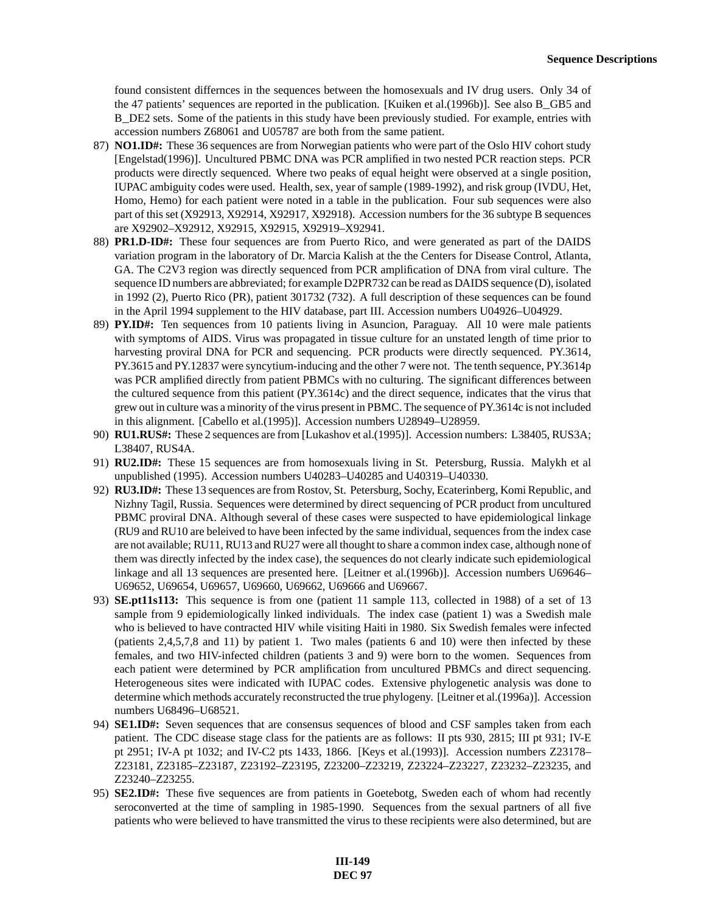found consistent differnces in the sequences between the homosexuals and IV drug users. Only 34 of the 47 patients' sequences are reported in the publication. [Kuiken et al.(1996b)]. See also B_GB5 and B_DE2 sets. Some of the patients in this study have been previously studied. For example, entries with accession numbers Z68061 and U05787 are both from the same patient.

87) **NO1.ID#:** These 36 sequences are from Norwegian patients who were part of the Oslo HIV cohort study [Engelstad(1996)]. Uncultured PBMC DNA was PCR amplified in two nested PCR reaction steps. PCR products were directly sequenced. Where two peaks of equal height were observed at a single position, IUPAC ambiguity codes were used. Health, sex, year of sample (1989-1992), and risk group (IVDU, Het, Homo, Hemo) for each patient were noted in a table in the publication. Four sub sequences were also part of this set (X92913, X92914, X92917, X92918). Accession numbers for the 36 subtype B sequences are X92902–X92912, X92915, X92915, X92919–X92941.

88) **PR1.D-ID#:** These four sequences are from Puerto Rico, and were generated as part of the DAIDS variation program in the laboratory of Dr. Marcia Kalish at the the Centers for Disease Control, Atlanta, GA. The C2V3 region was directly sequenced from PCR amplification of DNA from viral culture. The sequence ID numbers are abbreviated; for example D2PR732 can be read as DAIDS sequence (D), isolated in 1992 (2), Puerto Rico (PR), patient 301732 (732). A full description of these sequences can be found in the April 1994 supplement to the HIV database, part III. Accession numbers U04926–U04929.

89) **PY.ID#:** Ten sequences from 10 patients living in Asuncion, Paraguay. All 10 were male patients with symptoms of AIDS. Virus was propagated in tissue culture for an unstated length of time prior to harvesting proviral DNA for PCR and sequencing. PCR products were directly sequenced. PY.3614, PY.3615 and PY.12837 were syncytium-inducing and the other 7 were not. The tenth sequence, PY.3614p was PCR amplified directly from patient PBMCs with no culturing. The significant differences between the cultured sequence from this patient (PY.3614c) and the direct sequence, indicates that the virus that grew out in culture was a minority of the virus present in PBMC. The sequence of PY.3614c is not included in this alignment. [Cabello et al.(1995)]. Accession numbers U28949–U28959.

90) **RU1.RUS#:** These 2 sequences are from [Lukashov et al.(1995)]. Accession numbers: L38405, RUS3A; L38407, RUS4A.

91) **RU2.ID#:** These 15 sequences are from homosexuals living in St. Petersburg, Russia. Malykh et al unpublished (1995). Accession numbers U40283–U40285 and U40319–U40330.

92) **RU3.ID#:** These 13 sequences are from Rostov, St. Petersburg, Sochy, Ecaterinberg, Komi Republic, and Nizhny Tagil, Russia. Sequences were determined by direct sequencing of PCR product from uncultured PBMC proviral DNA. Although several of these cases were suspected to have epidemiological linkage (RU9 and RU10 are beleived to have been infected by the same individual, sequences from the index case are not available; RU11, RU13 and RU27 were all thought to share a common index case, although none of them was directly infected by the index case), the sequences do not clearly indicate such epidemiological linkage and all 13 sequences are presented here. [Leitner et al.(1996b)]. Accession numbers U69646–U69652, U69654, U69657, U69660, U69662, U69666 and U69667.

93) **SE.pt11s113:** This sequence is from one (patient 11 sample 113, collected in 1988) of a set of 13 sample from 9 epidemiologically linked individuals. The index case (patient 1) was a Swedish male who is believed to have contracted HIV while visiting Haiti in 1980. Six Swedish females were infected (patients 2,4,5,7,8 and 11) by patient 1. Two males (patients 6 and 10) were then infected by these females, and two HIV-infected children (patients 3 and 9) were born to the women. Sequences from each patient were determined by PCR amplification from uncultured PBMCs and direct sequencing. Heterogeneous sites were indicated with IUPAC codes. Extensive phylogenetic analysis was done to determine which methods accurately reconstructed the true phylogeny. [Leitner et al.(1996a)]. Accession numbers U68496–U68521.

94) **SE1.ID#:** Seven sequences that are consensus sequences of blood and CSF samples taken from each patient. The CDC disease stage class for the patients are as follows: II pts 930, 2815; III pt 931; IV-E pt 2951; IV-A pt 1032; and IV-C2 pts 1433, 1866. [Keys et al.(1993)]. Accession numbers Z23178–Z23181, Z23185–Z23187, Z23192–Z23195, Z23200–Z23219, Z23224–Z23227, Z23232–Z23235, and Z23240–Z23255.

95) **SE2.ID#:** These five sequences are from patients in Goetebotg, Sweden each of whom had recently seroconverted at the time of sampling in 1985-1990. Sequences from the sexual partners of all five patients who were believed to have transmitted the virus to these recipients were also determined, but are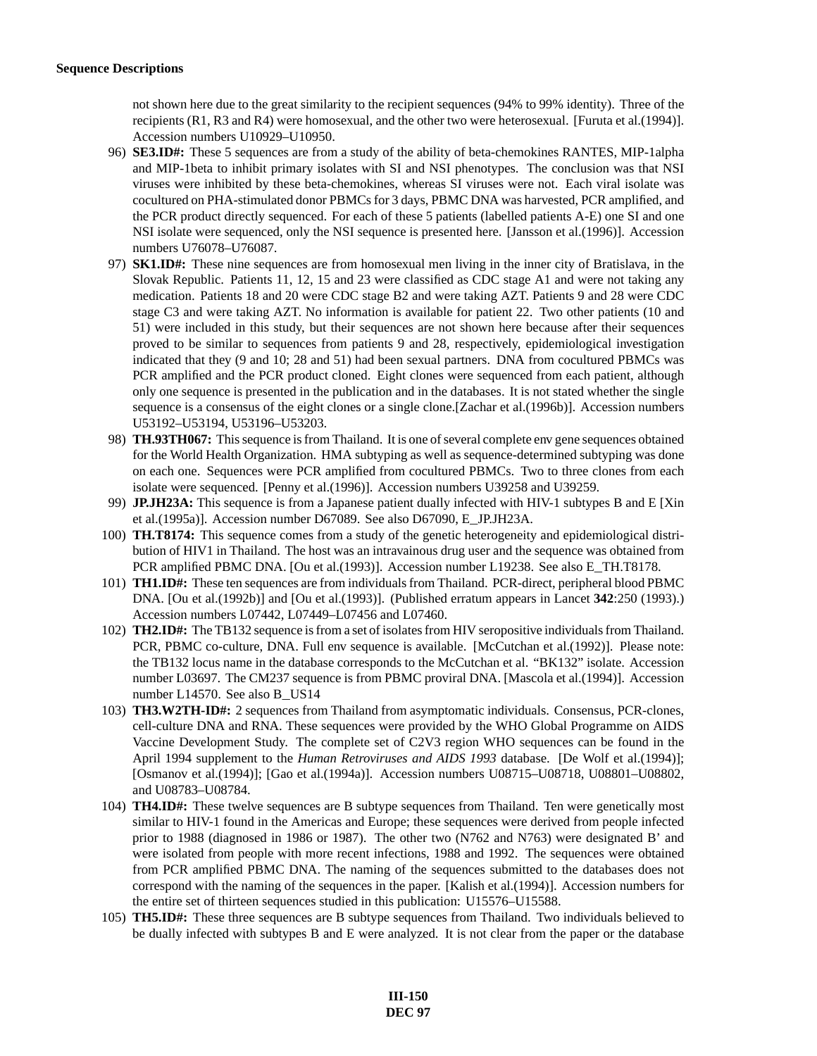not shown here due to the great similarity to the recipient sequences (94% to 99% identity). Three of the recipients (R1, R3 and R4) were homosexual, and the other two were heterosexual. [Furuta et al.(1994)]. Accession numbers U10929–U10950.

96) **SE3.ID#:** These 5 sequences are from a study of the ability of beta-chemokines RANTES, MIP-1alpha and MIP-1beta to inhibit primary isolates with SI and NSI phenotypes. The conclusion was that NSI viruses were inhibited by these beta-chemokines, whereas SI viruses were not. Each viral isolate was cocultured on PHA-stimulated donor PBMCs for 3 days, PBMC DNA was harvested, PCR amplified, and the PCR product directly sequenced. For each of these 5 patients (labelled patients A-E) one SI and one NSI isolate were sequenced, only the NSI sequence is presented here. [Jansson et al.(1996)]. Accession numbers U76078–U76087.

97) **SK1.ID#:** These nine sequences are from homosexual men living in the inner city of Bratislava, in the Slovak Republic. Patients 11, 12, 15 and 23 were classified as CDC stage A1 and were not taking any medication. Patients 18 and 20 were CDC stage B2 and were taking AZT. Patients 9 and 28 were CDC stage C3 and were taking AZT. No information is available for patient 22. Two other patients (10 and 51) were included in this study, but their sequences are not shown here because after their sequences proved to be similar to sequences from patients 9 and 28, respectively, epidemiological investigation indicated that they (9 and 10; 28 and 51) had been sexual partners. DNA from cocultured PBMCs was PCR amplified and the PCR product cloned. Eight clones were sequenced from each patient, although only one sequence is presented in the publication and in the databases. It is not stated whether the single sequence is a consensus of the eight clones or a single clone.[Zachar et al.(1996b)]. Accession numbers U53192–U53194, U53196–U53203.

98) **TH.93TH067:** This sequence is from Thailand. It is one of several complete env gene sequences obtained for the World Health Organization. HMA subtyping as well as sequence-determined subtyping was done on each one. Sequences were PCR amplified from cocultured PBMCs. Two to three clones from each isolate were sequenced. [Penny et al.(1996)]. Accession numbers U39258 and U39259.

99) **JP.JH23A:** This sequence is from a Japanese patient dually infected with HIV-1 subtypes B and E [Xin et al.(1995a)]. Accession number D67089. See also D67090, E_JP.JH23A.

100) **TH.T8174:** This sequence comes from a study of the genetic heterogeneity and epidemiological distribution of HIV1 in Thailand. The host was an intravainous drug user and the sequence was obtained from PCR amplified PBMC DNA. [Ou et al.(1993)]. Accession number L19238. See also E_TH.T8178.

101) **TH1.ID#:** These ten sequences are from individuals from Thailand. PCR-direct, peripheral blood PBMC DNA. [Ou et al.(1992b)] and [Ou et al.(1993)]. (Published erratum appears in Lancet **342**:250 (1993).) Accession numbers L07442, L07449–L07456 and L07460.

102) **TH2.ID#:** The TB132 sequence is from a set of isolates from HIV seropositive individuals from Thailand. PCR, PBMC co-culture, DNA. Full env sequence is available. [McCutchan et al.(1992)]. Please note: the TB132 locus name in the database corresponds to the McCutchan et al. "BK132" isolate. Accession number L03697. The CM237 sequence is from PBMC proviral DNA. [Mascola et al.(1994)]. Accession number L14570. See also B_US14

103) **TH3.W2TH-ID#:** 2 sequences from Thailand from asymptomatic individuals. Consensus, PCR-clones, cell-culture DNA and RNA. These sequences were provided by the WHO Global Programme on AIDS Vaccine Development Study. The complete set of C2V3 region WHO sequences can be found in the April 1994 supplement to the *Human Retroviruses and AIDS 1993* database. [De Wolf et al.(1994)]; [Osmanov et al.(1994)]; [Gao et al.(1994a)]. Accession numbers U08715–U08718, U08801–U08802, and U08783–U08784.

104) **TH4.ID#:** These twelve sequences are B subtype sequences from Thailand. Ten were genetically most similar to HIV-1 found in the Americas and Europe; these sequences were derived from people infected prior to 1988 (diagnosed in 1986 or 1987). The other two (N762 and N763) were designated B' and were isolated from people with more recent infections, 1988 and 1992. The sequences were obtained from PCR amplified PBMC DNA. The naming of the sequences submitted to the databases does not correspond with the naming of the sequences in the paper. [Kalish et al.(1994)]. Accession numbers for the entire set of thirteen sequences studied in this publication: U15576–U15588.

105) **TH5.ID#:** These three sequences are B subtype sequences from Thailand. Two individuals believed to be dually infected with subtypes B and E were analyzed. It is not clear from the paper or the database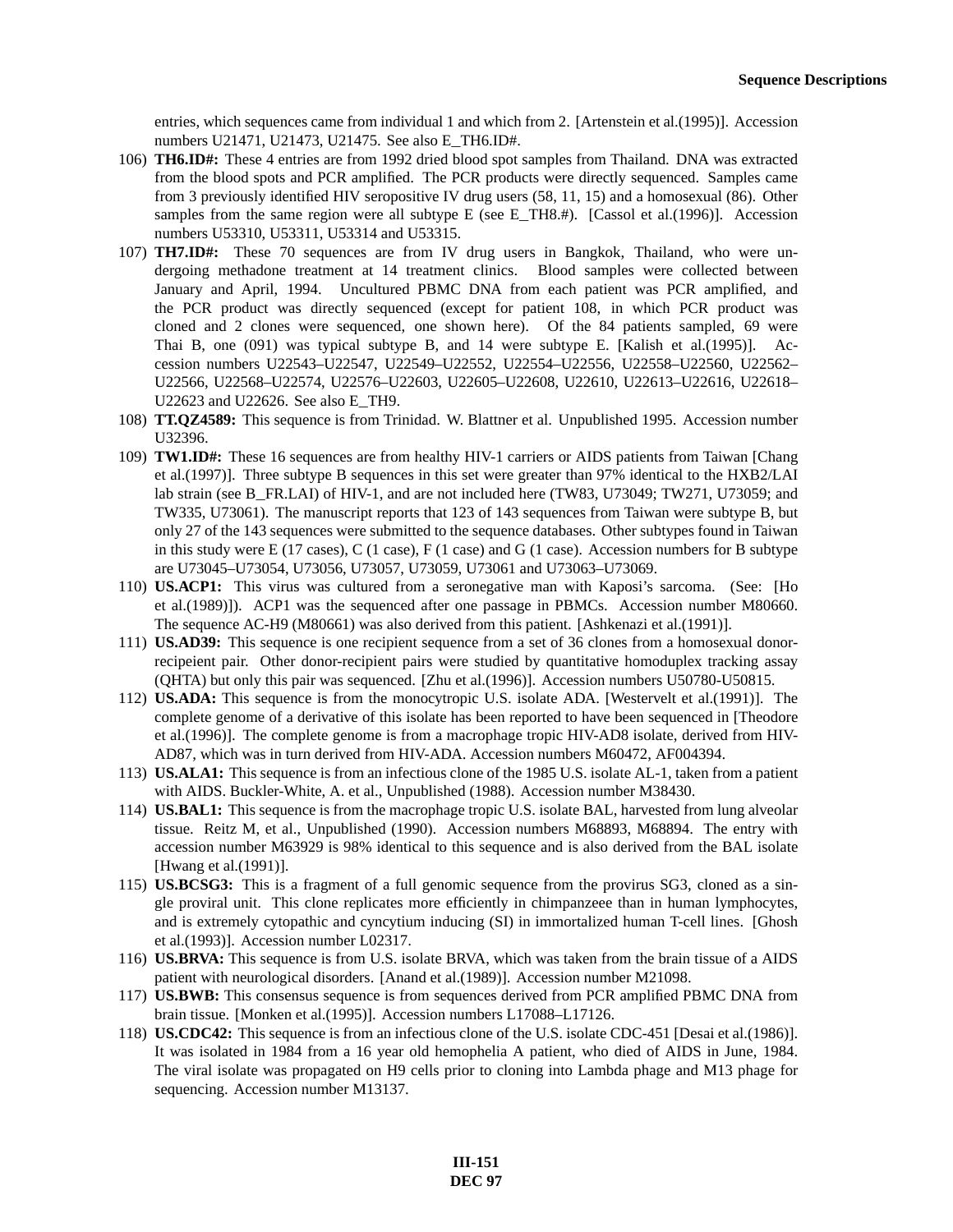entries, which sequences came from individual 1 and which from 2. [Artenstein et al.(1995)]. Accession numbers U21471, U21473, U21475. See also E_TH6.ID#.

106) **TH6.ID#:** These 4 entries are from 1992 dried blood spot samples from Thailand. DNA was extracted from the blood spots and PCR amplified. The PCR products were directly sequenced. Samples came from 3 previously identified HIV seropositive IV drug users (58, 11, 15) and a homosexual (86). Other samples from the same region were all subtype E (see E_TH8.#). [Cassol et al.(1996)]. Accession numbers U53310, U53311, U53314 and U53315.

107) **TH7.ID#:** These 70 sequences are from IV drug users in Bangkok, Thailand, who were undergoing methadone treatment at 14 treatment clinics. Blood samples were collected between January and April, 1994. Uncultured PBMC DNA from each patient was PCR amplified, and the PCR product was directly sequenced (except for patient 108, in which PCR product was cloned and 2 clones were sequenced, one shown here). Of the 84 patients sampled, 69 were Thai B, one (091) was typical subtype B, and 14 were subtype E. [Kalish et al.(1995)]. Accession numbers U22543–U22547, U22549–U22552, U22554–U22556, U22558–U22560, U22562–U22566, U22568–U22574, U22576–U22603, U22605–U22608, U22610, U22613–U22616, U22618–U22623 and U22626. See also E_TH9.

108) **TT.QZ4589:** This sequence is from Trinidad. W. Blattner et al. Unpublished 1995. Accession number U32396.

109) **TW1.ID#:** These 16 sequences are from healthy HIV-1 carriers or AIDS patients from Taiwan [Chang et al.(1997)]. Three subtype B sequences in this set were greater than 97% identical to the HXB2/LAI lab strain (see B_FR.LAI) of HIV-1, and are not included here (TW83, U73049; TW271, U73059; and TW335, U73061). The manuscript reports that 123 of 143 sequences from Taiwan were subtype B, but only 27 of the 143 sequences were submitted to the sequence databases. Other subtypes found in Taiwan in this study were E (17 cases), C (1 case), F (1 case) and G (1 case). Accession numbers for B subtype are U73045–U73054, U73056, U73057, U73059, U73061 and U73063–U73069.

110) **US.ACP1:** This virus was cultured from a seronegative man with Kaposi's sarcoma. (See: [Ho et al.(1989)]). ACP1 was the sequenced after one passage in PBMCs. Accession number M80660. The sequence AC-H9 (M80661) was also derived from this patient. [Ashkenazi et al.(1991)].

111) **US.AD39:** This sequence is one recipient sequence from a set of 36 clones from a homosexual donor-recipeient pair. Other donor-recipient pairs were studied by quantitative homoduplex tracking assay (QHTA) but only this pair was sequenced. [Zhu et al.(1996)]. Accession numbers U50780-U50815.

112) **US.ADA:** This sequence is from the monocytropic U.S. isolate ADA. [Westervelt et al.(1991)]. The complete genome of a derivative of this isolate has been reported to have been sequenced in [Theodore et al.(1996)]. The complete genome is from a macrophage tropic HIV-AD8 isolate, derived from HIV-AD87, which was in turn derived from HIV-ADA. Accession numbers M60472, AF004394.

113) **US.ALA1:** This sequence is from an infectious clone of the 1985 U.S. isolate AL-1, taken from a patient with AIDS. Buckler-White, A. et al., Unpublished (1988). Accession number M38430.

114) **US.BAL1:** This sequence is from the macrophage tropic U.S. isolate BAL, harvested from lung alveolar tissue. Reitz M, et al., Unpublished (1990). Accession numbers M68893, M68894. The entry with accession number M63929 is 98% identical to this sequence and is also derived from the BAL isolate [Hwang et al.(1991)].

115) **US.BCSG3:** This is a fragment of a full genomic sequence from the provirus SG3, cloned as a single proviral unit. This clone replicates more efficiently in chimpanzeee than in human lymphocytes, and is extremely cytopathic and cyncytium inducing (SI) in immortalized human T-cell lines. [Ghosh et al.(1993)]. Accession number L02317.

116) **US.BRVA:** This sequence is from U.S. isolate BRVA, which was taken from the brain tissue of a AIDS patient with neurological disorders. [Anand et al.(1989)]. Accession number M21098.

117) **US.BWB:** This consensus sequence is from sequences derived from PCR amplified PBMC DNA from brain tissue. [Monken et al.(1995)]. Accession numbers L17088–L17126.

118) **US.CDC42:** This sequence is from an infectious clone of the U.S. isolate CDC-451 [Desai et al.(1986)]. It was isolated in 1984 from a 16 year old hemophelia A patient, who died of AIDS in June, 1984. The viral isolate was propagated on H9 cells prior to cloning into Lambda phage and M13 phage for sequencing. Accession number M13137.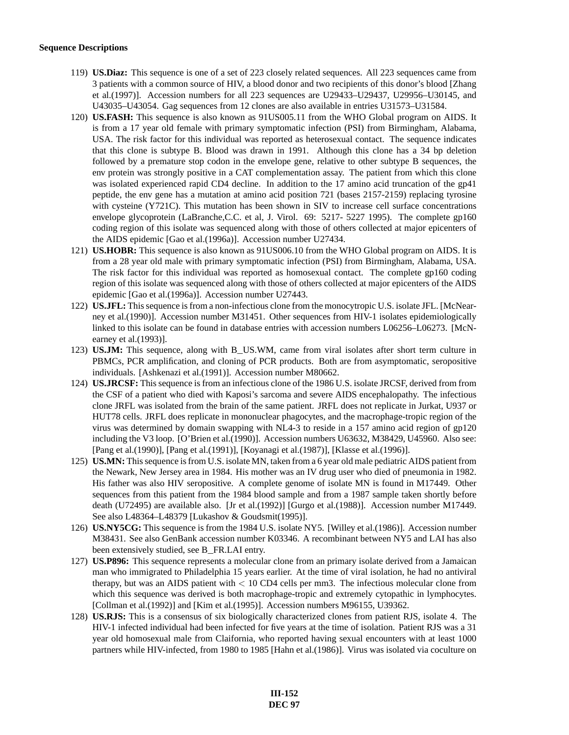**Sequence Descriptions**

119) **US.Diaz:** This sequence is one of a set of 223 closely related sequences. All 223 sequences came from 3 patients with a common source of HIV, a blood donor and two recipients of this donor's blood [Zhang et al.(1997)]. Accession numbers for all 223 sequences are U29433–U29437, U29956–U30145, and U43035–U43054. Gag sequences from 12 clones are also available in entries U31573–U31584.

120) **US.FASH:** This sequence is also known as 91US005.11 from the WHO Global program on AIDS. It is from a 17 year old female with primary symptomatic infection (PSI) from Birmingham, Alabama, USA. The risk factor for this individual was reported as heterosexual contact. The sequence indicates that this clone is subtype B. Blood was drawn in 1991. Although this clone has a 34 bp deletion followed by a premature stop codon in the envelope gene, relative to other subtype B sequences, the env protein was strongly positive in a CAT complementation assay. The patient from which this clone was isolated experienced rapid CD4 decline. In addition to the 17 amino acid truncation of the gp41 peptide, the env gene has a mutation at amino acid position 721 (bases 2157-2159) replacing tyrosine with cysteine (Y721C). This mutation has been shown in SIV to increase cell surface concentrations envelope glycoprotein (LaBranche,C.C. et al, J. Virol. 69: 5217- 5227 1995). The complete gp160 coding region of this isolate was sequenced along with those of others collected at major epicenters of the AIDS epidemic [Gao et al.(1996a)]. Accession number U27434.

121) **US.HOBR:** This sequence is also known as 91US006.10 from the WHO Global program on AIDS. It is from a 28 year old male with primary symptomatic infection (PSI) from Birmingham, Alabama, USA. The risk factor for this individual was reported as homosexual contact. The complete gp160 coding region of this isolate was sequenced along with those of others collected at major epicenters of the AIDS epidemic [Gao et al.(1996a)]. Accession number U27443.

122) **US.JFL:** This sequence is from a non-infectious clone from the monocytropic U.S. isolate JFL. [McNearney et al.(1990)]. Accession number M31451. Other sequences from HIV-1 isolates epidemiologically linked to this isolate can be found in database entries with accession numbers L06256–L06273. [McNearney et al.(1993)].

123) **US.JM:** This sequence, along with B_US.WM, came from viral isolates after short term culture in PBMCs, PCR amplification, and cloning of PCR products. Both are from asymptomatic, seropositive individuals. [Ashkenazi et al.(1991)]. Accession number M80662.

124) **US.JRCSF:** This sequence is from an infectious clone of the 1986 U.S. isolate JRCSF, derived from from the CSF of a patient who died with Kaposi's sarcoma and severe AIDS encephalopathy. The infectious clone JRFL was isolated from the brain of the same patient. JRFL does not replicate in Jurkat, U937 or HUT78 cells. JRFL does replicate in mononuclear phagocytes, and the macrophage-tropic region of the virus was determined by domain swapping with NL4-3 to reside in a 157 amino acid region of gp120 including the V3 loop. [O'Brien et al.(1990)]. Accession numbers U63632, M38429, U45960. Also see: [Pang et al.(1990)], [Pang et al.(1991)], [Koyanagi et al.(1987)], [Klasse et al.(1996)].

125) **US.MN:** This sequence is from U.S. isolate MN, taken from a 6 year old male pediatric AIDS patient from the Newark, New Jersey area in 1984. His mother was an IV drug user who died of pneumonia in 1982. His father was also HIV seropositive. A complete genome of isolate MN is found in M17449. Other sequences from this patient from the 1984 blood sample and from a 1987 sample taken shortly before death (U72495) are available also. [Jr et al.(1992)] [Gurgo et al.(1988)]. Accession number M17449. See also L48364–L48379 [Lukashov & Goudsmit(1995)].

126) **US.NY5CG:** This sequence is from the 1984 U.S. isolate NY5. [Willey et al.(1986)]. Accession number M38431. See also GenBank accession number K03346. A recombinant between NY5 and LAI has also been extensively studied, see B_FR.LAI entry.

127) **US.P896:** This sequence represents a molecular clone from an primary isolate derived from a Jamaican man who immigrated to Philadelphia 15 years earlier. At the time of viral isolation, he had no antiviral therapy, but was an AIDS patient with $< 10$ CD4 cells per mm3. The infectious molecular clone from which this sequence was derived is both macrophage-tropic and extremely cytopathic in lymphocytes. [Collman et al.(1992)] and [Kim et al.(1995)]. Accession numbers M96155, U39362.

128) **US.RJS:** This is a consensus of six biologically characterized clones from patient RJS, isolate 4. The HIV-1 infected individual had been infected for five years at the time of isolation. Patient RJS was a 31 year old homosexual male from Claifornia, who reported having sexual encounters with at least 1000 partners while HIV-infected, from 1980 to 1985 [Hahn et al.(1986)]. Virus was isolated via coculture on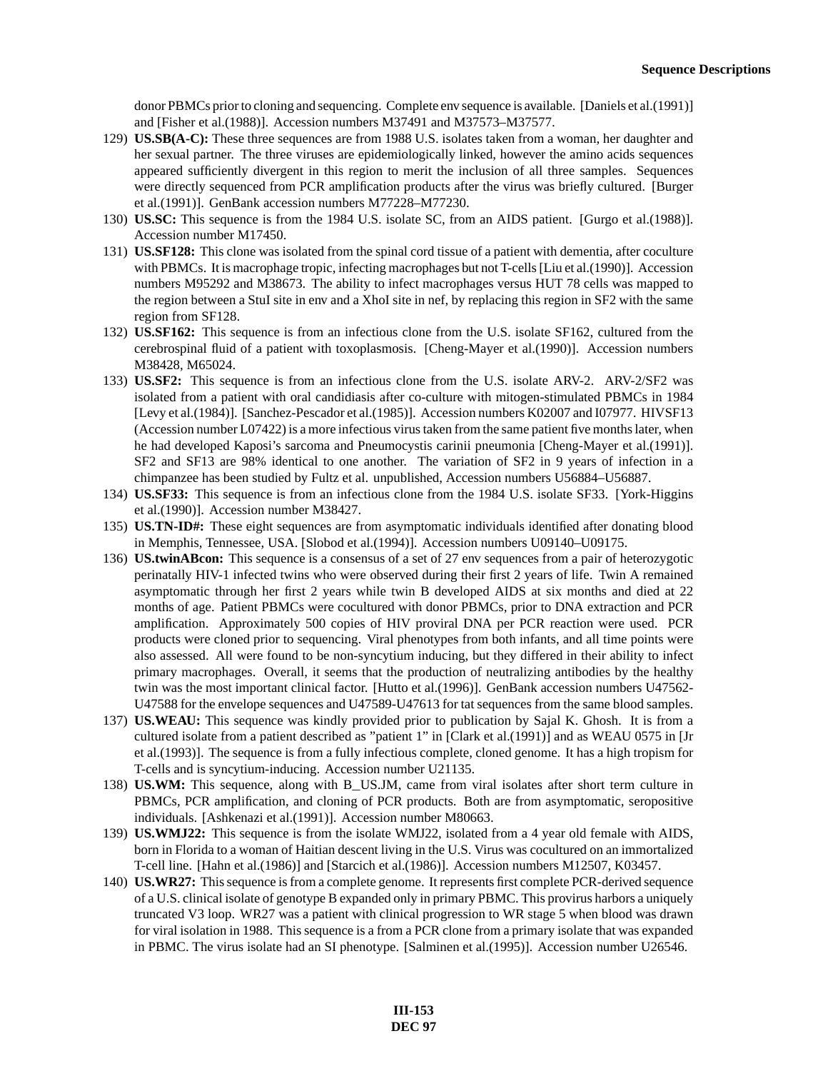donor PBMCs prior to cloning and sequencing. Complete env sequence is available. [Daniels et al.(1991)] and [Fisher et al.(1988)]. Accession numbers M37491 and M37573–M37577.

129) **US.SB(A-C):** These three sequences are from 1988 U.S. isolates taken from a woman, her daughter and her sexual partner. The three viruses are epidemiologically linked, however the amino acids sequences appeared sufficiently divergent in this region to merit the inclusion of all three samples. Sequences were directly sequenced from PCR amplification products after the virus was briefly cultured. [Burger et al.(1991)]. GenBank accession numbers M77228–M77230.

130) **US.SC:** This sequence is from the 1984 U.S. isolate SC, from an AIDS patient. [Gurgo et al.(1988)]. Accession number M17450.

131) **US.SF128:** This clone was isolated from the spinal cord tissue of a patient with dementia, after coculture with PBMCs. It is macrophage tropic, infecting macrophages but not T-cells [Liu et al.(1990)]. Accession numbers M95292 and M38673. The ability to infect macrophages versus HUT 78 cells was mapped to the region between a StuI site in env and a XhoI site in nef, by replacing this region in SF2 with the same region from SF128.

132) **US.SF162:** This sequence is from an infectious clone from the U.S. isolate SF162, cultured from the cerebrospinal fluid of a patient with toxoplasmosis. [Cheng-Mayer et al.(1990)]. Accession numbers M38428, M65024.

133) **US.SF2:** This sequence is from an infectious clone from the U.S. isolate ARV-2. ARV-2/SF2 was isolated from a patient with oral candidiasis after co-culture with mitogen-stimulated PBMCs in 1984 [Levy et al.(1984)]. [Sanchez-Pescador et al.(1985)]. Accession numbers K02007 and I07977. HIVSF13 (Accession number L07422) is a more infectious virus taken from the same patient five months later, when he had developed Kaposi's sarcoma and Pneumocystis carinii pneumonia [Cheng-Mayer et al.(1991)]. SF2 and SF13 are 98% identical to one another. The variation of SF2 in 9 years of infection in a chimpanzee has been studied by Fultz et al. unpublished, Accession numbers U56884–U56887.

134) **US.SF33:** This sequence is from an infectious clone from the 1984 U.S. isolate SF33. [York-Higgins et al.(1990)]. Accession number M38427.

135) **US.TN-ID#:** These eight sequences are from asymptomatic individuals identified after donating blood in Memphis, Tennessee, USA. [Slobod et al.(1994)]. Accession numbers U09140–U09175.

136) **US.twinABcon:** This sequence is a consensus of a set of 27 env sequences from a pair of heterozygotic perinatally HIV-1 infected twins who were observed during their first 2 years of life. Twin A remained asymptomatic through her first 2 years while twin B developed AIDS at six months and died at 22 months of age. Patient PBMCs were cocultured with donor PBMCs, prior to DNA extraction and PCR amplification. Approximately 500 copies of HIV proviral DNA per PCR reaction were used. PCR products were cloned prior to sequencing. Viral phenotypes from both infants, and all time points were also assessed. All were found to be non-syncytium inducing, but they differed in their ability to infect primary macrophages. Overall, it seems that the production of neutralizing antibodies by the healthy twin was the most important clinical factor. [Hutto et al.(1996)]. GenBank accession numbers U47562-U47588 for the envelope sequences and U47589-U47613 for tat sequences from the same blood samples.

137) **US.WEAU:** This sequence was kindly provided prior to publication by Sajal K. Ghosh. It is from a cultured isolate from a patient described as "patient 1" in [Clark et al.(1991)] and as WEAU 0575 in [Jr et al.(1993)]. The sequence is from a fully infectious complete, cloned genome. It has a high tropism for T-cells and is syncytium-inducing. Accession number U21135.

138) **US.WM:** This sequence, along with B_US.JM, came from viral isolates after short term culture in PBMCs, PCR amplification, and cloning of PCR products. Both are from asymptomatic, seropositive individuals. [Ashkenazi et al.(1991)]. Accession number M80663.

139) **US.WMJ22:** This sequence is from the isolate WMJ22, isolated from a 4 year old female with AIDS, born in Florida to a woman of Haitian descent living in the U.S. Virus was cocultured on an immortalized T-cell line. [Hahn et al.(1986)] and [Starcich et al.(1986)]. Accession numbers M12507, K03457.

140) **US.WR27:** This sequence is from a complete genome. It represents first complete PCR-derived sequence of a U.S. clinical isolate of genotype B expanded only in primary PBMC. This provirus harbors a uniquely truncated V3 loop. WR27 was a patient with clinical progression to WR stage 5 when blood was drawn for viral isolation in 1988. This sequence is a from a PCR clone from a primary isolate that was expanded in PBMC. The virus isolate had an SI phenotype. [Salminen et al.(1995)]. Accession number U26546.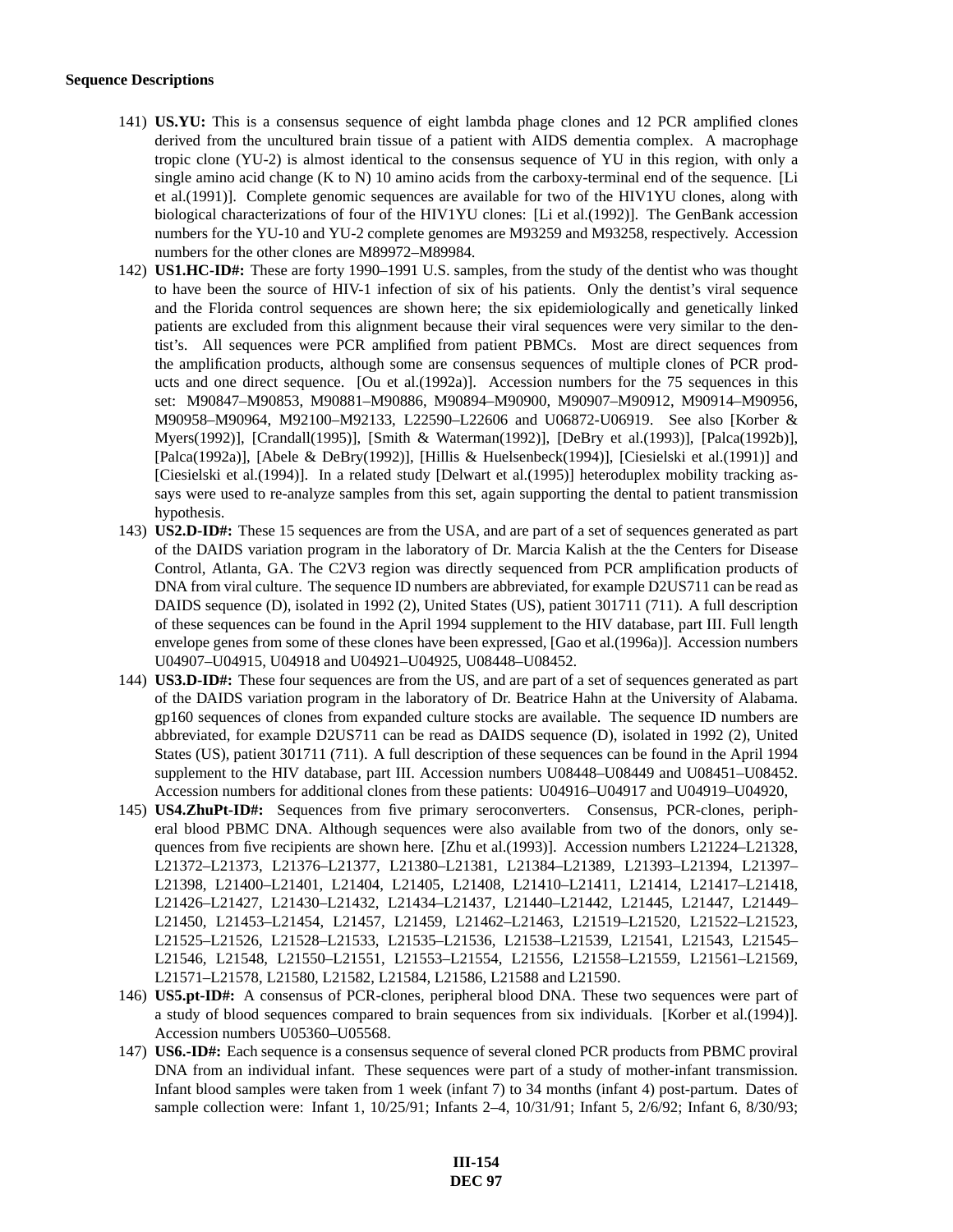**Sequence Descriptions**

141) **US.YU:** This is a consensus sequence of eight lambda phage clones and 12 PCR amplified clones derived from the uncultured brain tissue of a patient with AIDS dementia complex. A macrophage tropic clone (YU-2) is almost identical to the consensus sequence of YU in this region, with only a single amino acid change (K to N) 10 amino acids from the carboxy-terminal end of the sequence. [Li et al.(1991)]. Complete genomic sequences are available for two of the HIV1YU clones, along with biological characterizations of four of the HIV1YU clones: [Li et al.(1992)]. The GenBank accession numbers for the YU-10 and YU-2 complete genomes are M93259 and M93258, respectively. Accession numbers for the other clones are M89972–M89984.

142) **US1.HC-ID#:** These are forty 1990–1991 U.S. samples, from the study of the dentist who was thought to have been the source of HIV-1 infection of six of his patients. Only the dentist's viral sequence and the Florida control sequences are shown here; the six epidemiologically and genetically linked patients are excluded from this alignment because their viral sequences were very similar to the dentist's. All sequences were PCR amplified from patient PBMCs. Most are direct sequences from the amplification products, although some are consensus sequences of multiple clones of PCR products and one direct sequence. [Ou et al.(1992a)]. Accession numbers for the 75 sequences in this set: M90847–M90853, M90881–M90886, M90894–M90900, M90907–M90912, M90914–M90956, M90958–M90964, M92100–M92133, L22590–L22606 and U06872-U06919. See also [Korber & Myers(1992)], [Crandall(1995)], [Smith & Waterman(1992)], [DeBry et al.(1993)], [Palca(1992b)], [Palca(1992a)], [Abele & DeBry(1992)], [Hillis & Huelsenbeck(1994)], [Ciesielski et al.(1991)] and [Ciesielski et al.(1994)]. In a related study [Delwart et al.(1995)] heteroduplex mobility tracking assays were used to re-analyze samples from this set, again supporting the dental to patient transmission hypothesis.

143) **US2.D-ID#:** These 15 sequences are from the USA, and are part of a set of sequences generated as part of the DAIDS variation program in the laboratory of Dr. Marcia Kalish at the the Centers for Disease Control, Atlanta, GA. The C2V3 region was directly sequenced from PCR amplification products of DNA from viral culture. The sequence ID numbers are abbreviated, for example D2US711 can be read as DAIDS sequence (D), isolated in 1992 (2), United States (US), patient 301711 (711). A full description of these sequences can be found in the April 1994 supplement to the HIV database, part III. Full length envelope genes from some of these clones have been expressed, [Gao et al.(1996a)]. Accession numbers U04907–U04915, U04918 and U04921–U04925, U08448–U08452.

144) **US3.D-ID#:** These four sequences are from the US, and are part of a set of sequences generated as part of the DAIDS variation program in the laboratory of Dr. Beatrice Hahn at the University of Alabama. gp160 sequences of clones from expanded culture stocks are available. The sequence ID numbers are abbreviated, for example D2US711 can be read as DAIDS sequence (D), isolated in 1992 (2), United States (US), patient 301711 (711). A full description of these sequences can be found in the April 1994 supplement to the HIV database, part III. Accession numbers U08448–U08449 and U08451–U08452. Accession numbers for additional clones from these patients: U04916–U04917 and U04919–U04920,

145) **US4.ZhuPt-ID#:** Sequences from five primary seroconverters. Consensus, PCR-clones, peripheral blood PBMC DNA. Although sequences were also available from two of the donors, only sequences from five recipients are shown here. [Zhu et al.(1993)]. Accession numbers L21224–L21328, L21372–L21373, L21376–L21377, L21380–L21381, L21384–L21389, L21393–L21394, L21397–L21398, L21400–L21401, L21404, L21405, L21408, L21410–L21411, L21414, L21417–L21418, L21426–L21427, L21430–L21432, L21434–L21437, L21440–L21442, L21445, L21447, L21449–L21450, L21453–L21454, L21457, L21459, L21462–L21463, L21519–L21520, L21522–L21523, L21525–L21526, L21528–L21533, L21535–L21536, L21538–L21539, L21541, L21543, L21545–L21546, L21548, L21550–L21551, L21553–L21554, L21556, L21558–L21559, L21561–L21569, L21571–L21578, L21580, L21582, L21584, L21586, L21588 and L21590.

146) **US5.pt-ID#:** A consensus of PCR-clones, peripheral blood DNA. These two sequences were part of a study of blood sequences compared to brain sequences from six individuals. [Korber et al.(1994)]. Accession numbers U05360–U05568.

147) **US6.-ID#:** Each sequence is a consensus sequence of several cloned PCR products from PBMC proviral DNA from an individual infant. These sequences were part of a study of mother-infant transmission. Infant blood samples were taken from 1 week (infant 7) to 34 months (infant 4) post-partum. Dates of sample collection were: Infant 1, 10/25/91; Infants 2–4, 10/31/91; Infant 5, 2/6/92; Infant 6, 8/30/93;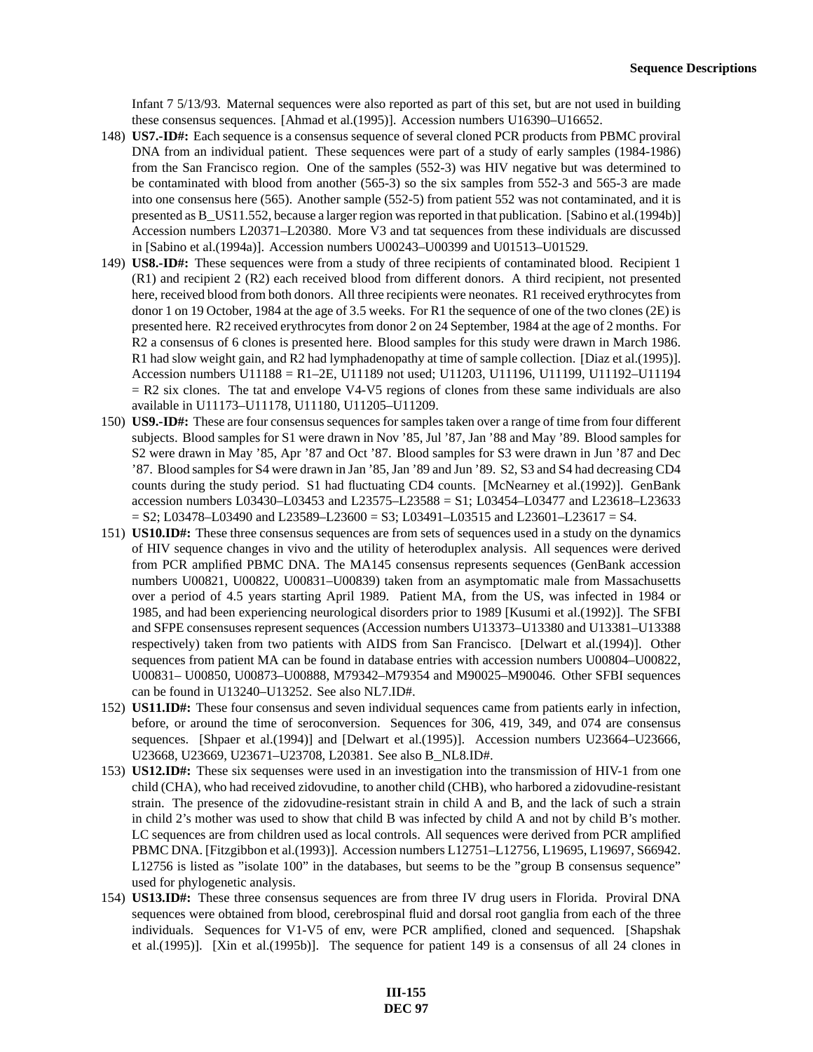Infant 7 5/13/93. Maternal sequences were also reported as part of this set, but are not used in building these consensus sequences. [Ahmad et al.(1995)]. Accession numbers U16390–U16652.

148) **US7.-ID#:** Each sequence is a consensus sequence of several cloned PCR products from PBMC proviral DNA from an individual patient. These sequences were part of a study of early samples (1984-1986) from the San Francisco region. One of the samples (552-3) was HIV negative but was determined to be contaminated with blood from another (565-3) so the six samples from 552-3 and 565-3 are made into one consensus here (565). Another sample (552-5) from patient 552 was not contaminated, and it is presented as B_US11.552, because a larger region was reported in that publication. [Sabino et al.(1994b)] Accession numbers L20371–L20380. More V3 and tat sequences from these individuals are discussed in [Sabino et al.(1994a)]. Accession numbers U00243–U00399 and U01513–U01529.

149) **US8.-ID#:** These sequences were from a study of three recipients of contaminated blood. Recipient 1 (R1) and recipient 2 (R2) each received blood from different donors. A third recipient, not presented here, received blood from both donors. All three recipients were neonates. R1 received erythrocytes from donor 1 on 19 October, 1984 at the age of 3.5 weeks. For R1 the sequence of one of the two clones (2E) is presented here. R2 received erythrocytes from donor 2 on 24 September, 1984 at the age of 2 months. For R2 a consensus of 6 clones is presented here. Blood samples for this study were drawn in March 1986. R1 had slow weight gain, and R2 had lymphadenopathy at time of sample collection. [Diaz et al.(1995)]. Accession numbers U11188 = R1–2E, U11189 not used; U11203, U11196, U11199, U11192–U11194 = R2 six clones. The tat and envelope V4-V5 regions of clones from these same individuals are also available in U11173–U11178, U11180, U11205–U11209.

150) **US9.-ID#:** These are four consensus sequences for samples taken over a range of time from four different subjects. Blood samples for S1 were drawn in Nov '85, Jul '87, Jan '88 and May '89. Blood samples for S2 were drawn in May '85, Apr '87 and Oct '87. Blood samples for S3 were drawn in Jun '87 and Dec '87. Blood samples for S4 were drawn in Jan '85, Jan '89 and Jun '89. S2, S3 and S4 had decreasing CD4 counts during the study period. S1 had fluctuating CD4 counts. [McNearney et al.(1992)]. GenBank accession numbers L03430–L03453 and L23575–L23588 = S1; L03454–L03477 and L23618–L23633 = S2; L03478–L03490 and L23589–L23600 = S3; L03491–L03515 and L23601–L23617 = S4.

151) **US10.ID#:** These three consensus sequences are from sets of sequences used in a study on the dynamics of HIV sequence changes in vivo and the utility of heteroduplex analysis. All sequences were derived from PCR amplified PBMC DNA. The MA145 consensus represents sequences (GenBank accession numbers U00821, U00822, U00831–U00839) taken from an asymptomatic male from Massachusetts over a period of 4.5 years starting April 1989. Patient MA, from the US, was infected in 1984 or 1985, and had been experiencing neurological disorders prior to 1989 [Kusumi et al.(1992)]. The SFBI and SFPE consensuses represent sequences (Accession numbers U13373–U13380 and U13381–U13388 respectively) taken from two patients with AIDS from San Francisco. [Delwart et al.(1994)]. Other sequences from patient MA can be found in database entries with accession numbers U00804–U00822, U00831– U00850, U00873–U00888, M79342–M79354 and M90025–M90046. Other SFBI sequences can be found in U13240–U13252. See also NL7.ID#.

152) **US11.ID#:** These four consensus and seven individual sequences came from patients early in infection, before, or around the time of seroconversion. Sequences for 306, 419, 349, and 074 are consensus sequences. [Shpaer et al.(1994)] and [Delwart et al.(1995)]. Accession numbers U23664–U23666, U23668, U23669, U23671–U23708, L20381. See also B_NL8.ID#.

153) **US12.ID#:** These six sequenses were used in an investigation into the transmission of HIV-1 from one child (CHA), who had received zidovudine, to another child (CHB), who harbored a zidovudine-resistant strain. The presence of the zidovudine-resistant strain in child A and B, and the lack of such a strain in child 2's mother was used to show that child B was infected by child A and not by child B's mother. LC sequences are from children used as local controls. All sequences were derived from PCR amplified PBMC DNA. [Fitzgibbon et al.(1993)]. Accession numbers L12751–L12756, L19695, L19697, S66942. L12756 is listed as "isolate 100" in the databases, but seems to be the "group B consensus sequence" used for phylogenetic analysis.

154) **US13.ID#:** These three consensus sequences are from three IV drug users in Florida. Proviral DNA sequences were obtained from blood, cerebrospinal fluid and dorsal root ganglia from each of the three individuals. Sequences for V1-V5 of env, were PCR amplified, cloned and sequenced. [Shapshak et al.(1995)]. [Xin et al.(1995b)]. The sequence for patient 149 is a consensus of all 24 clones in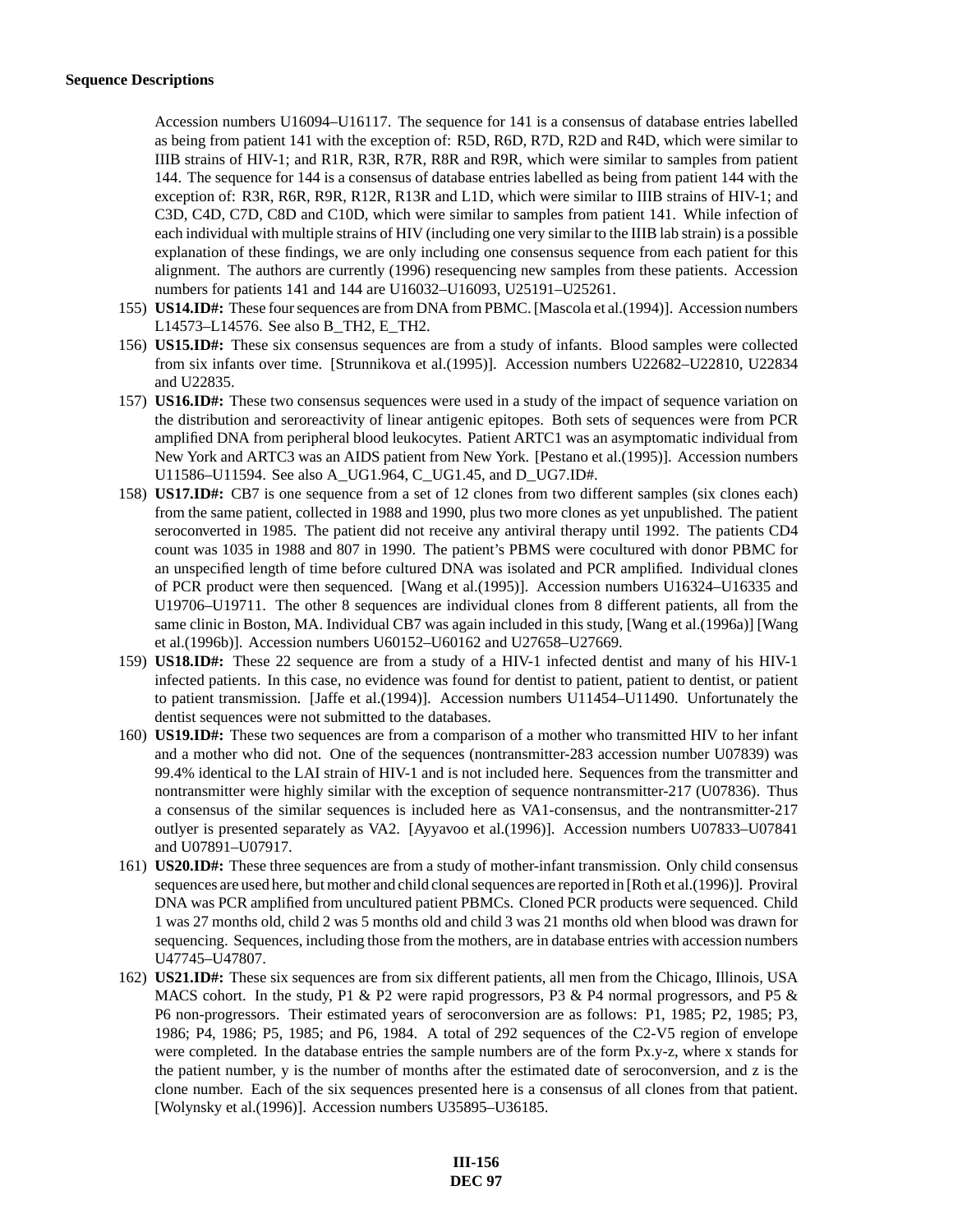**Sequence Descriptions**

Accession numbers U16094–U16117. The sequence for 141 is a consensus of database entries labelled as being from patient 141 with the exception of: R5D, R6D, R7D, R2D and R4D, which were similar to IIIB strains of HIV-1; and R1R, R3R, R7R, R8R and R9R, which were similar to samples from patient 144. The sequence for 144 is a consensus of database entries labelled as being from patient 144 with the exception of: R3R, R6R, R9R, R12R, R13R and L1D, which were similar to IIIB strains of HIV-1; and C3D, C4D, C7D, C8D and C10D, which were similar to samples from patient 141. While infection of each individual with multiple strains of HIV (including one very similar to the IIIB lab strain) is a possible explanation of these findings, we are only including one consensus sequence from each patient for this alignment. The authors are currently (1996) resequencing new samples from these patients. Accession numbers for patients 141 and 144 are U16032–U16093, U25191–U25261.

155) **US14.ID#:** These four sequences are from DNA from PBMC. [Mascola et al.(1994)]. Accession numbers L14573–L14576. See also B_TH2, E_TH2.

156) **US15.ID#:** These six consensus sequences are from a study of infants. Blood samples were collected from six infants over time. [Strunnikova et al.(1995)]. Accession numbers U22682–U22810, U22834 and U22835.

157) **US16.ID#:** These two consensus sequences were used in a study of the impact of sequence variation on the distribution and seroreactivity of linear antigenic epitopes. Both sets of sequences were from PCR amplified DNA from peripheral blood leukocytes. Patient ARTC1 was an asymptomatic individual from New York and ARTC3 was an AIDS patient from New York. [Pestano et al.(1995)]. Accession numbers U11586–U11594. See also A_UG1.964, C_UG1.45, and D_UG7.ID#.

158) **US17.ID#:** CB7 is one sequence from a set of 12 clones from two different samples (six clones each) from the same patient, collected in 1988 and 1990, plus two more clones as yet unpublished. The patient seroconverted in 1985. The patient did not receive any antiviral therapy until 1992. The patients CD4 count was 1035 in 1988 and 807 in 1990. The patient's PBMS were cocultured with donor PBMC for an unspecified length of time before cultured DNA was isolated and PCR amplified. Individual clones of PCR product were then sequenced. [Wang et al.(1995)]. Accession numbers U16324–U16335 and U19706–U19711. The other 8 sequences are individual clones from 8 different patients, all from the same clinic in Boston, MA. Individual CB7 was again included in this study, [Wang et al.(1996a)] [Wang et al.(1996b)]. Accession numbers U60152–U60162 and U27658–U27669.

159) **US18.ID#:** These 22 sequence are from a study of a HIV-1 infected dentist and many of his HIV-1 infected patients. In this case, no evidence was found for dentist to patient, patient to dentist, or patient to patient transmission. [Jaffe et al.(1994)]. Accession numbers U11454–U11490. Unfortunately the dentist sequences were not submitted to the databases.

160) **US19.ID#:** These two sequences are from a comparison of a mother who transmitted HIV to her infant and a mother who did not. One of the sequences (nontransmitter-283 accession number U07839) was 99.4% identical to the LAI strain of HIV-1 and is not included here. Sequences from the transmitter and nontransmitter were highly similar with the exception of sequence nontransmitter-217 (U07836). Thus a consensus of the similar sequences is included here as VA1-consensus, and the nontransmitter-217 outlyer is presented separately as VA2. [Ayyavoo et al.(1996)]. Accession numbers U07833–U07841 and U07891–U07917.

161) **US20.ID#:** These three sequences are from a study of mother-infant transmission. Only child consensus sequences are used here, but mother and child clonal sequences are reported in [Roth et al.(1996)]. Proviral DNA was PCR amplified from uncultured patient PBMCs. Cloned PCR products were sequenced. Child 1 was 27 months old, child 2 was 5 months old and child 3 was 21 months old when blood was drawn for sequencing. Sequences, including those from the mothers, are in database entries with accession numbers U47745–U47807.

162) **US21.ID#:** These six sequences are from six different patients, all men from the Chicago, Illinois, USA MACS cohort. In the study, P1 & P2 were rapid progressors, P3 & P4 normal progressors, and P5 & P6 non-progressors. Their estimated years of seroconversion are as follows: P1, 1985; P2, 1985; P3, 1986; P4, 1986; P5, 1985; and P6, 1984. A total of 292 sequences of the C2-V5 region of envelope were completed. In the database entries the sample numbers are of the form Px.y-z, where x stands for the patient number, y is the number of months after the estimated date of seroconversion, and z is the clone number. Each of the six sequences presented here is a consensus of all clones from that patient. [Wolynsky et al.(1996)]. Accession numbers U35895–U36185.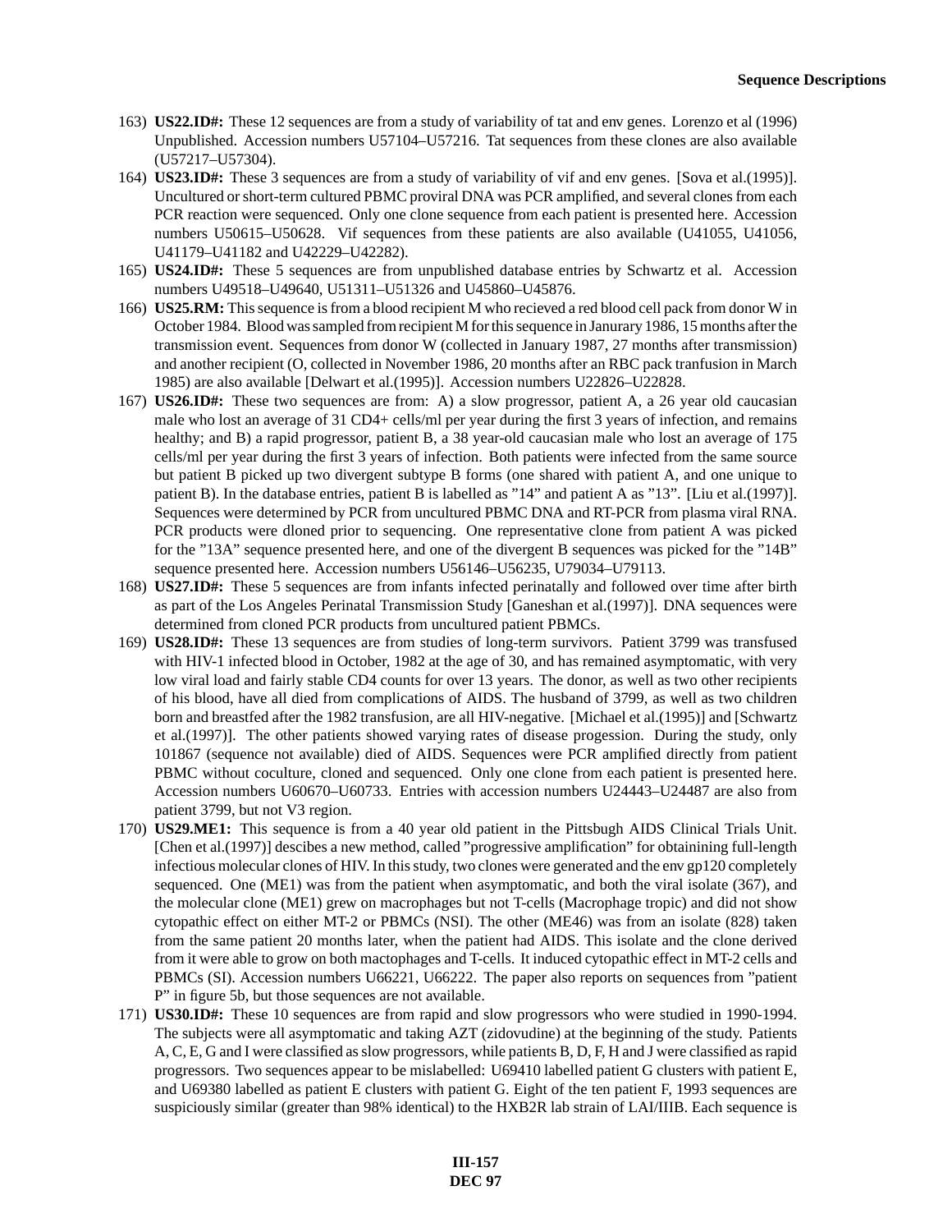163) **US22.ID#:** These 12 sequences are from a study of variability of tat and env genes. Lorenzo et al (1996) Unpublished. Accession numbers U57104–U57216. Tat sequences from these clones are also available (U57217–U57304).

164) **US23.ID#:** These 3 sequences are from a study of variability of vif and env genes. [Sova et al.(1995)]. Uncultured or short-term cultured PBMC proviral DNA was PCR amplified, and several clones from each PCR reaction were sequenced. Only one clone sequence from each patient is presented here. Accession numbers U50615–U50628. Vif sequences from these patients are also available (U41055, U41056, U41179–U41182 and U42229–U42282).

165) **US24.ID#:** These 5 sequences are from unpublished database entries by Schwartz et al. Accession numbers U49518–U49640, U51311–U51326 and U45860–U45876.

166) **US25.RM:** This sequence is from a blood recipient M who recieved a red blood cell pack from donor W in October 1984. Blood was sampled from recipient M for this sequence in Janurary 1986, 15 months after the transmission event. Sequences from donor W (collected in January 1987, 27 months after transmission) and another recipient (O, collected in November 1986, 20 months after an RBC pack tranfusion in March 1985) are also available [Delwart et al.(1995)]. Accession numbers U22826–U22828.

167) **US26.ID#:** These two sequences are from: A) a slow progressor, patient A, a 26 year old caucasian male who lost an average of 31 CD4+ cells/ml per year during the first 3 years of infection, and remains healthy; and B) a rapid progressor, patient B, a 38 year-old caucasian male who lost an average of 175 cells/ml per year during the first 3 years of infection. Both patients were infected from the same source but patient B picked up two divergent subtype B forms (one shared with patient A, and one unique to patient B). In the database entries, patient B is labelled as "14" and patient A as "13". [Liu et al.(1997)]. Sequences were determined by PCR from uncultured PBMC DNA and RT-PCR from plasma viral RNA. PCR products were dloned prior to sequencing. One representative clone from patient A was picked for the "13A" sequence presented here, and one of the divergent B sequences was picked for the "14B" sequence presented here. Accession numbers U56146–U56235, U79034–U79113.

168) **US27.ID#:** These 5 sequences are from infants infected perinatally and followed over time after birth as part of the Los Angeles Perinatal Transmission Study [Ganeshan et al.(1997)]. DNA sequences were determined from cloned PCR products from uncultured patient PBMCs.

169) **US28.ID#:** These 13 sequences are from studies of long-term survivors. Patient 3799 was transfused with HIV-1 infected blood in October, 1982 at the age of 30, and has remained asymptomatic, with very low viral load and fairly stable CD4 counts for over 13 years. The donor, as well as two other recipients of his blood, have all died from complications of AIDS. The husband of 3799, as well as two children born and breastfed after the 1982 transfusion, are all HIV-negative. [Michael et al.(1995)] and [Schwartz et al.(1997)]. The other patients showed varying rates of disease progession. During the study, only 101867 (sequence not available) died of AIDS. Sequences were PCR amplified directly from patient PBMC without coculture, cloned and sequenced. Only one clone from each patient is presented here. Accession numbers U60670–U60733. Entries with accession numbers U24443–U24487 are also from patient 3799, but not V3 region.

170) **US29.ME1:** This sequence is from a 40 year old patient in the Pittsbugh AIDS Clinical Trials Unit. [Chen et al.(1997)] descibes a new method, called "progressive amplification" for obtainining full-length infectious molecular clones of HIV. In this study, two clones were generated and the env gp120 completely sequenced. One (ME1) was from the patient when asymptomatic, and both the viral isolate (367), and the molecular clone (ME1) grew on macrophages but not T-cells (Macrophage tropic) and did not show cytopathic effect on either MT-2 or PBMCs (NSI). The other (ME46) was from an isolate (828) taken from the same patient 20 months later, when the patient had AIDS. This isolate and the clone derived from it were able to grow on both mactophages and T-cells. It induced cytopathic effect in MT-2 cells and PBMCs (SI). Accession numbers U66221, U66222. The paper also reports on sequences from "patient P" in figure 5b, but those sequences are not available.

171) **US30.ID#:** These 10 sequences are from rapid and slow progressors who were studied in 1990-1994. The subjects were all asymptomatic and taking AZT (zidovudine) at the beginning of the study. Patients A, C, E, G and I were classified as slow progressors, while patients B, D, F, H and J were classified as rapid progressors. Two sequences appear to be mislabelled: U69410 labelled patient G clusters with patient E, and U69380 labelled as patient E clusters with patient G. Eight of the ten patient F, 1993 sequences are suspiciously similar (greater than 98% identical) to the HXB2R lab strain of LAI/IIIB. Each sequence is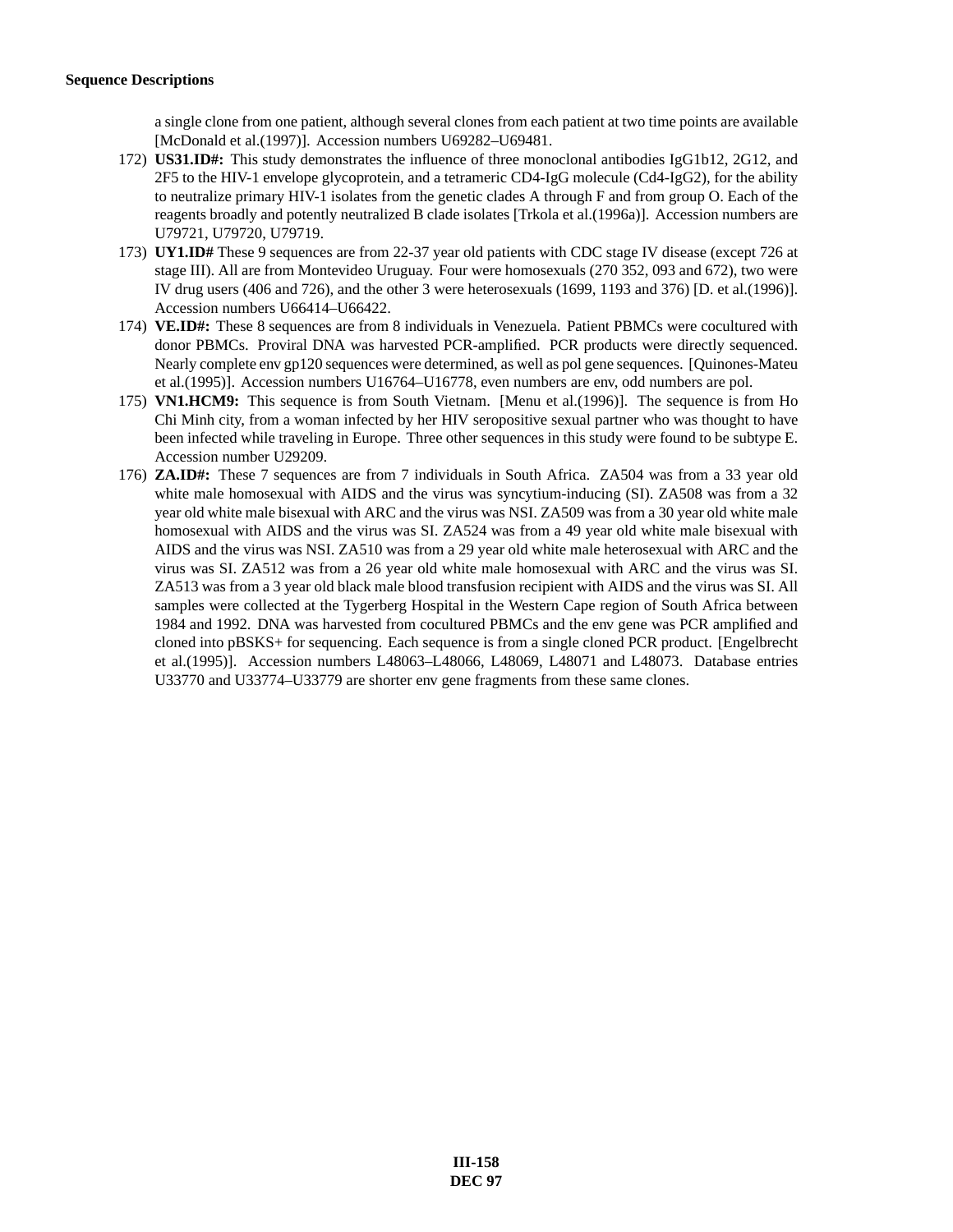a single clone from one patient, although several clones from each patient at two time points are available [McDonald et al.(1997)]. Accession numbers U69282–U69481.

172) **US31.ID#:** This study demonstrates the influence of three monoclonal antibodies IgG1b12, 2G12, and 2F5 to the HIV-1 envelope glycoprotein, and a tetrameric CD4-IgG molecule (Cd4-IgG2), for the ability to neutralize primary HIV-1 isolates from the genetic clades A through F and from group O. Each of the reagents broadly and potently neutralized B clade isolates [Trkola et al.(1996a)]. Accession numbers are U79721, U79720, U79719.

173) **UY1.ID#** These 9 sequences are from 22-37 year old patients with CDC stage IV disease (except 726 at stage III). All are from Montevideo Uruguay. Four were homosexuals (270 352, 093 and 672), two were IV drug users (406 and 726), and the other 3 were heterosexuals (1699, 1193 and 376) [D. et al.(1996)]. Accession numbers U66414–U66422.

174) **VE.ID#:** These 8 sequences are from 8 individuals in Venezuela. Patient PBMCs were cocultured with donor PBMCs. Proviral DNA was harvested PCR-amplified. PCR products were directly sequenced. Nearly complete env gp120 sequences were determined, as well as pol gene sequences. [Quinones-Mateu et al.(1995)]. Accession numbers U16764–U16778, even numbers are env, odd numbers are pol.

175) **VN1.HCM9:** This sequence is from South Vietnam. [Menu et al.(1996)]. The sequence is from Ho Chi Minh city, from a woman infected by her HIV seropositive sexual partner who was thought to have been infected while traveling in Europe. Three other sequences in this study were found to be subtype E. Accession number U29209.

176) **ZA.ID#:** These 7 sequences are from 7 individuals in South Africa. ZA504 was from a 33 year old white male homosexual with AIDS and the virus was syncytium-inducing (SI). ZA508 was from a 32 year old white male bisexual with ARC and the virus was NSI. ZA509 was from a 30 year old white male homosexual with AIDS and the virus was SI. ZA524 was from a 49 year old white male bisexual with AIDS and the virus was NSI. ZA510 was from a 29 year old white male heterosexual with ARC and the virus was SI. ZA512 was from a 26 year old white male homosexual with ARC and the virus was SI. ZA513 was from a 3 year old black male blood transfusion recipient with AIDS and the virus was SI. All samples were collected at the Tygerberg Hospital in the Western Cape region of South Africa between 1984 and 1992. DNA was harvested from cocultured PBMCs and the env gene was PCR amplified and cloned into pBSKS+ for sequencing. Each sequence is from a single cloned PCR product. [Engelbrecht et al.(1995)]. Accession numbers L48063–L48066, L48069, L48071 and L48073. Database entries U33770 and U33774–U33779 are shorter env gene fragments from these same clones.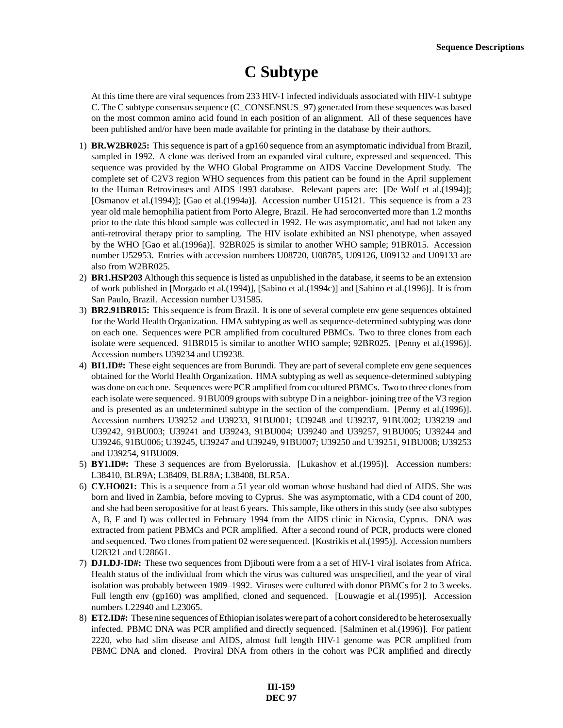# C Subtype

At this time there are viral sequences from 233 HIV-1 infected individuals associated with HIV-1 subtype C. The C subtype consensus sequence (C_CONSENSUS_97) generated from these sequences was based on the most common amino acid found in each position of an alignment. All of these sequences have been published and/or have been made available for printing in the database by their authors.

1) **BR.W2BR025:** This sequence is part of a gp160 sequence from an asymptomatic individual from Brazil, sampled in 1992. A clone was derived from an expanded viral culture, expressed and sequenced. This sequence was provided by the WHO Global Programme on AIDS Vaccine Development Study. The complete set of C2V3 region WHO sequences from this patient can be found in the April supplement to the Human Retroviruses and AIDS 1993 database. Relevant papers are: [De Wolf et al.(1994)]; [Osmanov et al.(1994)]; [Gao et al.(1994a)]. Accession number U15121. This sequence is from a 23 year old male hemophilia patient from Porto Alegre, Brazil. He had seroconverted more than 1.2 months prior to the date this blood sample was collected in 1992. He was asymptomatic, and had not taken any anti-retroviral therapy prior to sampling. The HIV isolate exhibited an NSI phenotype, when assayed by the WHO [Gao et al.(1996a)]. 92BR025 is similar to another WHO sample; 91BR015. Accession number U52953. Entries with accession numbers U08720, U08785, U09126, U09132 and U09133 are also from W2BR025.
2) **BR1.HSP203** Although this sequence is listed as unpublished in the database, it seems to be an extension of work published in [Morgado et al.(1994)], [Sabino et al.(1994c)] and [Sabino et al.(1996)]. It is from San Paulo, Brazil. Accession number U31585.
3) **BR2.91BR015:** This sequence is from Brazil. It is one of several complete env gene sequences obtained for the World Health Organization. HMA subtyping as well as sequence-determined subtyping was done on each one. Sequences were PCR amplified from cocultured PBMCs. Two to three clones from each isolate were sequenced. 91BR015 is similar to another WHO sample; 92BR025. [Penny et al.(1996)]. Accession numbers U39234 and U39238.
4) **BI1.ID#:** These eight sequences are from Burundi. They are part of several complete env gene sequences obtained for the World Health Organization. HMA subtyping as well as sequence-determined subtyping was done on each one. Sequences were PCR amplified from cocultured PBMCs. Two to three clones from each isolate were sequenced. 91BU009 groups with subtype D in a neighbor- joining tree of the V3 region and is presented as an undetermined subtype in the section of the compendium. [Penny et al.(1996)]. Accession numbers U39252 and U39233, 91BU001; U39248 and U39237, 91BU002; U39239 and U39242, 91BU003; U39241 and U39243, 91BU004; U39240 and U39257, 91BU005; U39244 and U39246, 91BU006; U39245, U39247 and U39249, 91BU007; U39250 and U39251, 91BU008; U39253 and U39254, 91BU009.
5) **BY1.ID#:** These 3 sequences are from Byelorussia. [Lukashov et al.(1995)]. Accession numbers: L38410, BLR9A; L38409, BLR8A; L38408, BLR5A.
6) **CY.HO021:** This is a sequence from a 51 year old woman whose husband had died of AIDS. She was born and lived in Zambia, before moving to Cyprus. She was asymptomatic, with a CD4 count of 200, and she had been seropositive for at least 6 years. This sample, like others in this study (see also subtypes A, B, F and I) was collected in February 1994 from the AIDS clinic in Nicosia, Cyprus. DNA was extracted from patient PBMCs and PCR amplified. After a second round of PCR, products were cloned and sequenced. Two clones from patient 02 were sequenced. [Kostrikis et al.(1995)]. Accession numbers U28321 and U28661.
7) **DJ1.DJ-ID#:** These two sequences from Djibouti were from a a set of HIV-1 viral isolates from Africa. Health status of the individual from which the virus was cultured was unspecified, and the year of viral isolation was probably between 1989–1992. Viruses were cultured with donor PBMCs for 2 to 3 weeks. Full length env (gp160) was amplified, cloned and sequenced. [Louwagie et al.(1995)]. Accession numbers L22940 and L23065.
8) **ET2.ID#:** These nine sequences of Ethiopian isolates were part of a cohort considered to be heterosexually infected. PBMC DNA was PCR amplified and directly sequenced. [Salminen et al.(1996)]. For patient 2220, who had slim disease and AIDS, almost full length HIV-1 genome was PCR amplified from PBMC DNA and cloned. Proviral DNA from others in the cohort was PCR amplified and directly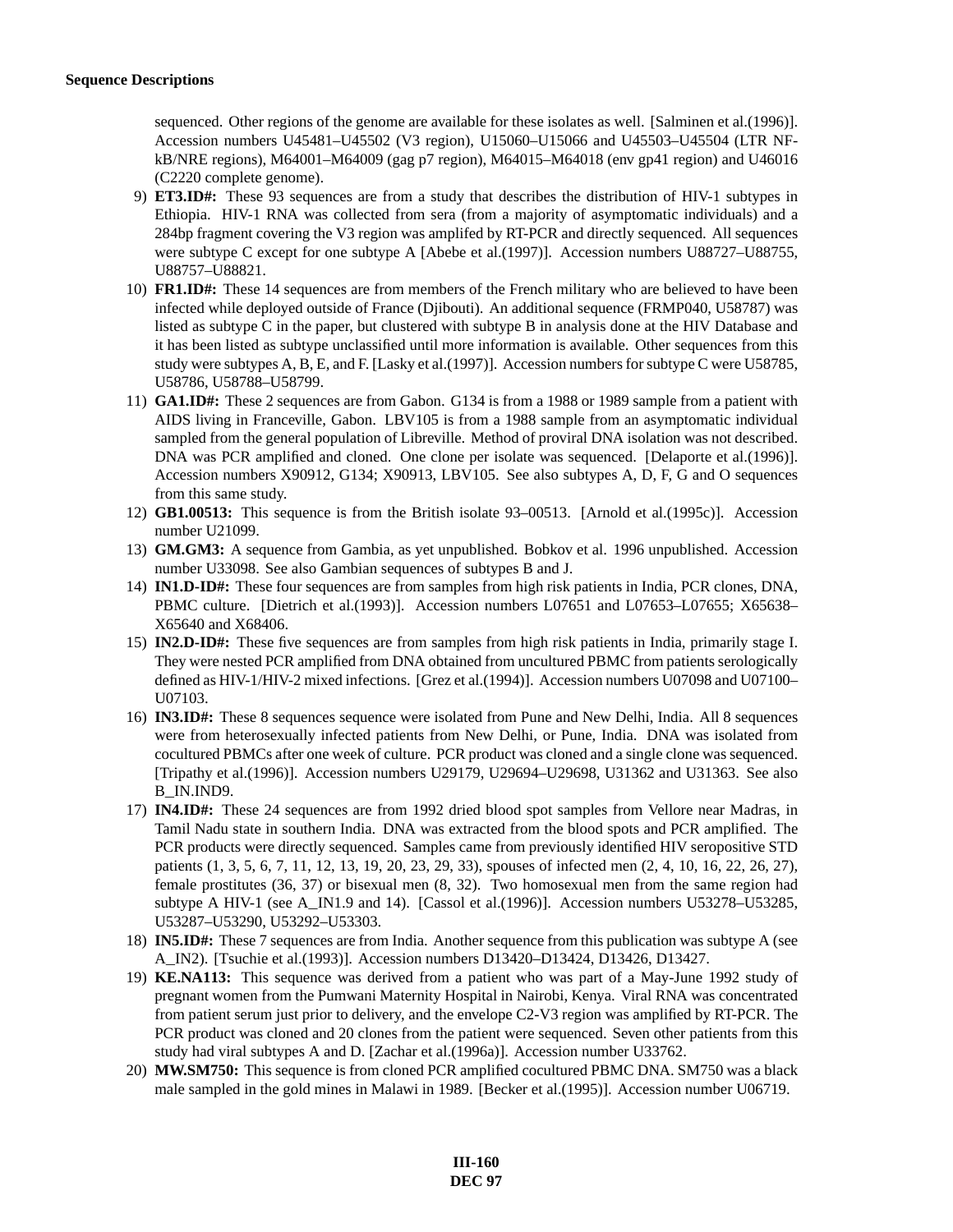sequenced. Other regions of the genome are available for these isolates as well. [Salminen et al.(1996)]. Accession numbers U45481–U45502 (V3 region), U15060–U15066 and U45503–U45504 (LTR NF-kB/NRE regions), M64001–M64009 (gag p7 region), M64015–M64018 (env gp41 region) and U46016 (C2220 complete genome).

9) **ET3.ID#:** These 93 sequences are from a study that describes the distribution of HIV-1 subtypes in Ethiopia. HIV-1 RNA was collected from sera (from a majority of asymptomatic individuals) and a 284bp fragment covering the V3 region was amplifed by RT-PCR and directly sequenced. All sequences were subtype C except for one subtype A [Abebe et al.(1997)]. Accession numbers U88727–U88755, U88757–U88821.

10) **FR1.ID#:** These 14 sequences are from members of the French military who are believed to have been infected while deployed outside of France (Djibouti). An additional sequence (FRMP040, U58787) was listed as subtype C in the paper, but clustered with subtype B in analysis done at the HIV Database and it has been listed as subtype unclassified until more information is available. Other sequences from this study were subtypes A, B, E, and F. [Lasky et al.(1997)]. Accession numbers for subtype C were U58785, U58786, U58788–U58799.

11) **GA1.ID#:** These 2 sequences are from Gabon. G134 is from a 1988 or 1989 sample from a patient with AIDS living in Franceville, Gabon. LBV105 is from a 1988 sample from an asymptomatic individual sampled from the general population of Libreville. Method of proviral DNA isolation was not described. DNA was PCR amplified and cloned. One clone per isolate was sequenced. [Delaporte et al.(1996)]. Accession numbers X90912, G134; X90913, LBV105. See also subtypes A, D, F, G and O sequences from this same study.

12) **GB1.00513:** This sequence is from the British isolate 93–00513. [Arnold et al.(1995c)]. Accession number U21099.

13) **GM.GM3:** A sequence from Gambia, as yet unpublished. Bobkov et al. 1996 unpublished. Accession number U33098. See also Gambian sequences of subtypes B and J.

14) **IN1.D-ID#:** These four sequences are from samples from high risk patients in India, PCR clones, DNA, PBMC culture. [Dietrich et al.(1993)]. Accession numbers L07651 and L07653–L07655; X65638–X65640 and X68406.

15) **IN2.D-ID#:** These five sequences are from samples from high risk patients in India, primarily stage I. They were nested PCR amplified from DNA obtained from uncultured PBMC from patients serologically defined as HIV-1/HIV-2 mixed infections. [Grez et al.(1994)]. Accession numbers U07098 and U07100–U07103.

16) **IN3.ID#:** These 8 sequences sequence were isolated from Pune and New Delhi, India. All 8 sequences were from heterosexually infected patients from New Delhi, or Pune, India. DNA was isolated from cocultured PBMCs after one week of culture. PCR product was cloned and a single clone was sequenced. [Tripathy et al.(1996)]. Accession numbers U29179, U29694–U29698, U31362 and U31363. See also B_IN.IND9.

17) **IN4.ID#:** These 24 sequences are from 1992 dried blood spot samples from Vellore near Madras, in Tamil Nadu state in southern India. DNA was extracted from the blood spots and PCR amplified. The PCR products were directly sequenced. Samples came from previously identified HIV seropositive STD patients (1, 3, 5, 6, 7, 11, 12, 13, 19, 20, 23, 29, 33), spouses of infected men (2, 4, 10, 16, 22, 26, 27), female prostitutes (36, 37) or bisexual men (8, 32). Two homosexual men from the same region had subtype A HIV-1 (see A_IN1.9 and 14). [Cassol et al.(1996)]. Accession numbers U53278–U53285, U53287–U53290, U53292–U53303.

18) **IN5.ID#:** These 7 sequences are from India. Another sequence from this publication was subtype A (see A_IN2). [Tsuchie et al.(1993)]. Accession numbers D13420–D13424, D13426, D13427.

19) **KE.NA113:** This sequence was derived from a patient who was part of a May-June 1992 study of pregnant women from the Pumwani Maternity Hospital in Nairobi, Kenya. Viral RNA was concentrated from patient serum just prior to delivery, and the envelope C2-V3 region was amplified by RT-PCR. The PCR product was cloned and 20 clones from the patient were sequenced. Seven other patients from this study had viral subtypes A and D. [Zachar et al.(1996a)]. Accession number U33762.

20) **MW.SM750:** This sequence is from cloned PCR amplified cocultured PBMC DNA. SM750 was a black male sampled in the gold mines in Malawi in 1989. [Becker et al.(1995)]. Accession number U06719.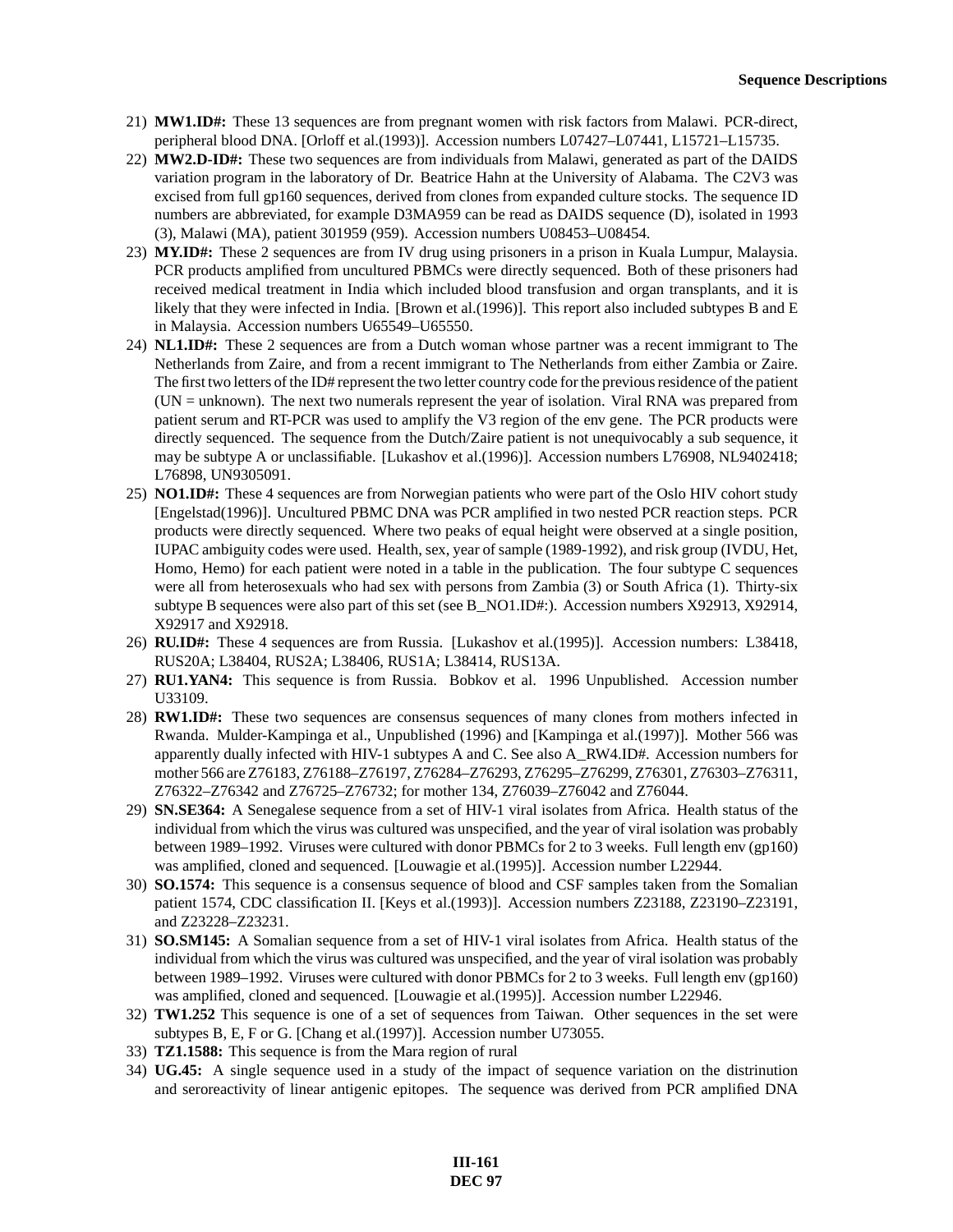21) **MW1.ID#:** These 13 sequences are from pregnant women with risk factors from Malawi. PCR-direct, peripheral blood DNA. [Orloff et al.(1993)]. Accession numbers L07427–L07441, L15721–L15735.
22) **MW2.D-ID#:** These two sequences are from individuals from Malawi, generated as part of the DAIDS variation program in the laboratory of Dr. Beatrice Hahn at the University of Alabama. The C2V3 was excised from full gp160 sequences, derived from clones from expanded culture stocks. The sequence ID numbers are abbreviated, for example D3MA959 can be read as DAIDS sequence (D), isolated in 1993 (3), Malawi (MA), patient 301959 (959). Accession numbers U08453–U08454.
23) **MY.ID#:** These 2 sequences are from IV drug using prisoners in a prison in Kuala Lumpur, Malaysia. PCR products amplified from uncultured PBMCs were directly sequenced. Both of these prisoners had received medical treatment in India which included blood transfusion and organ transplants, and it is likely that they were infected in India. [Brown et al.(1996)]. This report also included subtypes B and E in Malaysia. Accession numbers U65549–U65550.
24) **NL1.ID#:** These 2 sequences are from a Dutch woman whose partner was a recent immigrant to The Netherlands from Zaire, and from a recent immigrant to The Netherlands from either Zambia or Zaire. The first two letters of the ID# represent the two letter country code for the previous residence of the patient (UN = unknown). The next two numerals represent the year of isolation. Viral RNA was prepared from patient serum and RT-PCR was used to amplify the V3 region of the env gene. The PCR products were directly sequenced. The sequence from the Dutch/Zaire patient is not unequivocably a sub sequence, it may be subtype A or unclassifiable. [Lukashov et al.(1996)]. Accession numbers L76908, NL9402418; L76898, UN9305091.
25) **NO1.ID#:** These 4 sequences are from Norwegian patients who were part of the Oslo HIV cohort study [Engelstad(1996)]. Uncultured PBMC DNA was PCR amplified in two nested PCR reaction steps. PCR products were directly sequenced. Where two peaks of equal height were observed at a single position, IUPAC ambiguity codes were used. Health, sex, year of sample (1989-1992), and risk group (IVDU, Het, Homo, Hemo) for each patient were noted in a table in the publication. The four subtype C sequences were all from heterosexuals who had sex with persons from Zambia (3) or South Africa (1). Thirty-six subtype B sequences were also part of this set (see B_NO1.ID#:). Accession numbers X92913, X92914, X92917 and X92918.
26) **RU.ID#:** These 4 sequences are from Russia. [Lukashov et al.(1995)]. Accession numbers: L38418, RUS20A; L38404, RUS2A; L38406, RUS1A; L38414, RUS13A.
27) **RU1.YAN4:** This sequence is from Russia. Bobkov et al. 1996 Unpublished. Accession number U33109.
28) **RW1.ID#:** These two sequences are consensus sequences of many clones from mothers infected in Rwanda. Mulder-Kampinga et al., Unpublished (1996) and [Kampinga et al.(1997)]. Mother 566 was apparently dually infected with HIV-1 subtypes A and C. See also A_RW4.ID#. Accession numbers for mother 566 are Z76183, Z76188–Z76197, Z76284–Z76293, Z76295–Z76299, Z76301, Z76303–Z76311, Z76322–Z76342 and Z76725–Z76732; for mother 134, Z76039–Z76042 and Z76044.
29) **SN.SE364:** A Senegalese sequence from a set of HIV-1 viral isolates from Africa. Health status of the individual from which the virus was cultured was unspecified, and the year of viral isolation was probably between 1989–1992. Viruses were cultured with donor PBMCs for 2 to 3 weeks. Full length env (gp160) was amplified, cloned and sequenced. [Louwagie et al.(1995)]. Accession number L22944.
30) **SO.1574:** This sequence is a consensus sequence of blood and CSF samples taken from the Somalian patient 1574, CDC classification II. [Keys et al.(1993)]. Accession numbers Z23188, Z23190–Z23191, and Z23228–Z23231.
31) **SO.SM145:** A Somalian sequence from a set of HIV-1 viral isolates from Africa. Health status of the individual from which the virus was cultured was unspecified, and the year of viral isolation was probably between 1989–1992. Viruses were cultured with donor PBMCs for 2 to 3 weeks. Full length env (gp160) was amplified, cloned and sequenced. [Louwagie et al.(1995)]. Accession number L22946.
32) **TW1.252** This sequence is one of a set of sequences from Taiwan. Other sequences in the set were subtypes B, E, F or G. [Chang et al.(1997)]. Accession number U73055.
33) **TZ1.1588:** This sequence is from the Mara region of rural
34) **UG.45:** A single sequence used in a study of the impact of sequence variation on the distrinution and seroreactivity of linear antigenic epitopes. The sequence was derived from PCR amplified DNA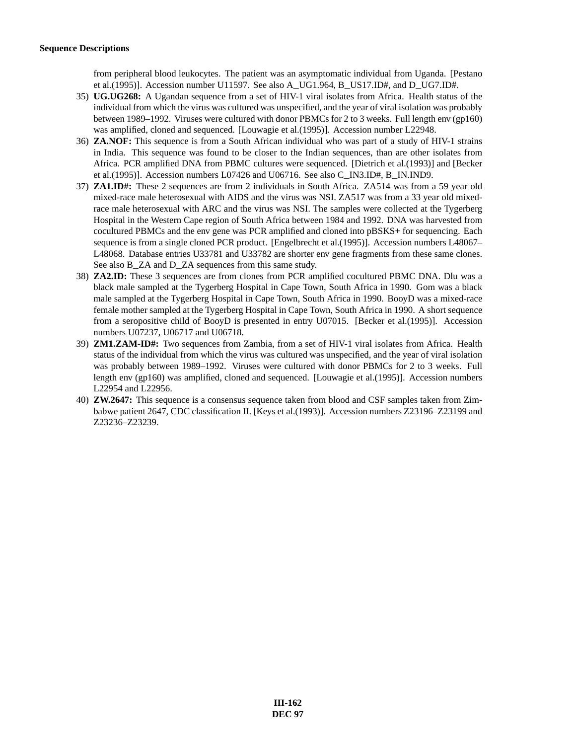from peripheral blood leukocytes. The patient was an asymptomatic individual from Uganda. [Pestano et al.(1995)]. Accession number U11597. See also A_UG1.964, B_US17.ID#, and D_UG7.ID#.

35) **UG.UG268:** A Ugandan sequence from a set of HIV-1 viral isolates from Africa. Health status of the individual from which the virus was cultured was unspecified, and the year of viral isolation was probably between 1989–1992. Viruses were cultured with donor PBMCs for 2 to 3 weeks. Full length env (gp160) was amplified, cloned and sequenced. [Louwagie et al.(1995)]. Accession number L22948.

36) **ZA.NOF:** This sequence is from a South African individual who was part of a study of HIV-1 strains in India. This sequence was found to be closer to the Indian sequences, than are other isolates from Africa. PCR amplified DNA from PBMC cultures were sequenced. [Dietrich et al.(1993)] and [Becker et al.(1995)]. Accession numbers L07426 and U06716. See also C_IN3.ID#, B_IN.IND9.

37) **ZA1.ID#:** These 2 sequences are from 2 individuals in South Africa. ZA514 was from a 59 year old mixed-race male heterosexual with AIDS and the virus was NSI. ZA517 was from a 33 year old mixed-race male heterosexual with ARC and the virus was NSI. The samples were collected at the Tygerberg Hospital in the Western Cape region of South Africa between 1984 and 1992. DNA was harvested from cocultured PBMCs and the env gene was PCR amplified and cloned into pBSKS+ for sequencing. Each sequence is from a single cloned PCR product. [Engelbrecht et al.(1995)]. Accession numbers L48067–L48068. Database entries U33781 and U33782 are shorter env gene fragments from these same clones. See also B_ZA and D_ZA sequences from this same study.

38) **ZA2.ID:** These 3 sequences are from clones from PCR amplified cocultured PBMC DNA. Dlu was a black male sampled at the Tygerberg Hospital in Cape Town, South Africa in 1990. Gom was a black male sampled at the Tygerberg Hospital in Cape Town, South Africa in 1990. BooyD was a mixed-race female mother sampled at the Tygerberg Hospital in Cape Town, South Africa in 1990. A short sequence from a seropositive child of BooyD is presented in entry U07015. [Becker et al.(1995)]. Accession numbers U07237, U06717 and U06718.

39) **ZM1.ZAM-ID#:** Two sequences from Zambia, from a set of HIV-1 viral isolates from Africa. Health status of the individual from which the virus was cultured was unspecified, and the year of viral isolation was probably between 1989–1992. Viruses were cultured with donor PBMCs for 2 to 3 weeks. Full length env (gp160) was amplified, cloned and sequenced. [Louwagie et al.(1995)]. Accession numbers L22954 and L22956.

40) **ZW.2647:** This sequence is a consensus sequence taken from blood and CSF samples taken from Zimbabwe patient 2647, CDC classification II. [Keys et al.(1993)]. Accession numbers Z23196–Z23199 and Z23236–Z23239.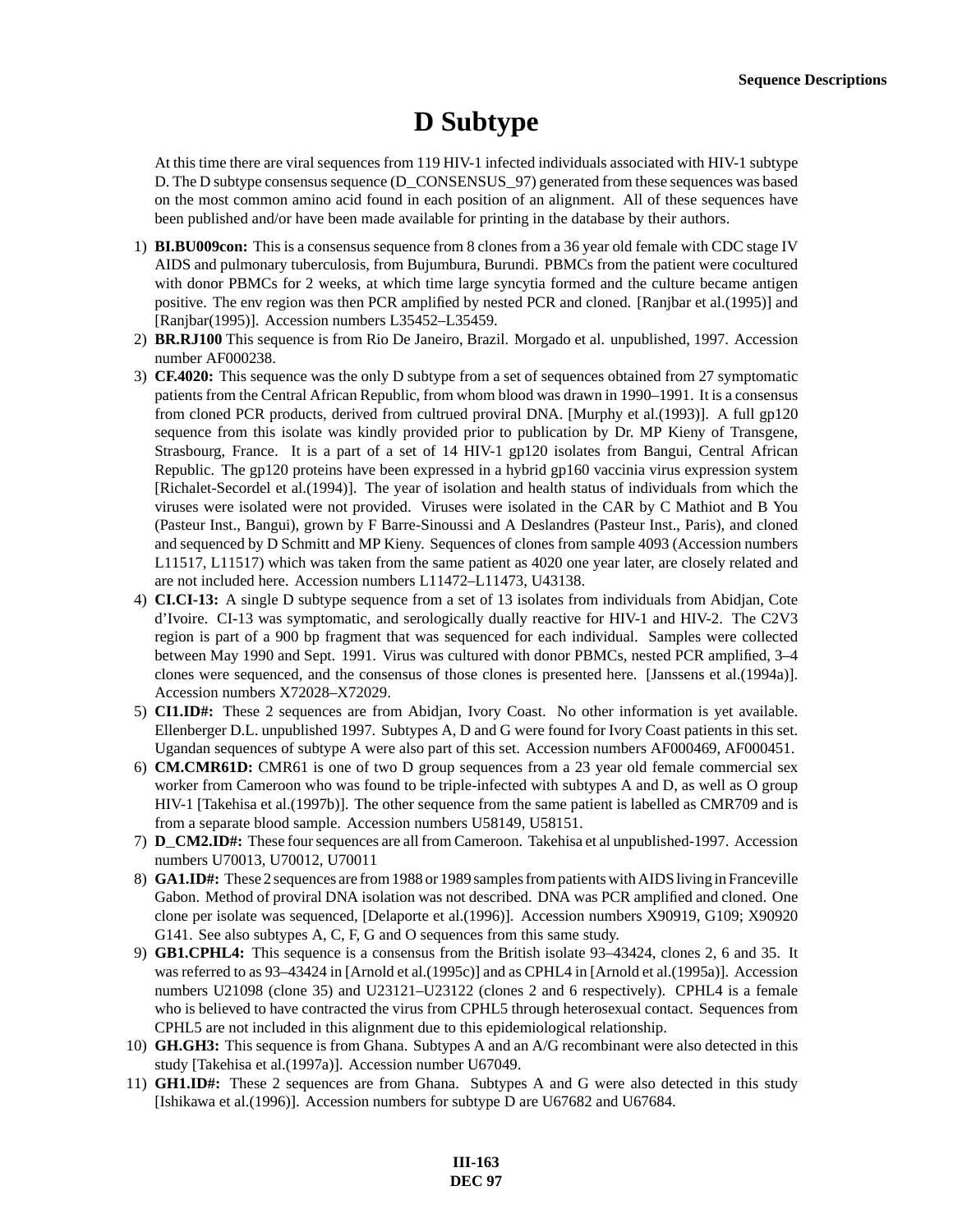# D Subtype

At this time there are viral sequences from 119 HIV-1 infected individuals associated with HIV-1 subtype D. The D subtype consensus sequence (D_CONSENSUS_97) generated from these sequences was based on the most common amino acid found in each position of an alignment. All of these sequences have been published and/or have been made available for printing in the database by their authors.

1) **BI.BU009con:** This is a consensus sequence from 8 clones from a 36 year old female with CDC stage IV AIDS and pulmonary tuberculosis, from Bujumbura, Burundi. PBMCs from the patient were cocultured with donor PBMCs for 2 weeks, at which time large syncytia formed and the culture became antigen positive. The env region was then PCR amplified by nested PCR and cloned. [Ranjbar et al.(1995)] and [Ranjbar(1995)]. Accession numbers L35452–L35459.
2) **BR.RJ100** This sequence is from Rio De Janeiro, Brazil. Morgado et al. unpublished, 1997. Accession number AF000238.
3) **CF.4020:** This sequence was the only D subtype from a set of sequences obtained from 27 symptomatic patients from the Central African Republic, from whom blood was drawn in 1990–1991. It is a consensus from cloned PCR products, derived from cultrued proviral DNA. [Murphy et al.(1993)]. A full gp120 sequence from this isolate was kindly provided prior to publication by Dr. MP Kieny of Transgene, Strasbourg, France. It is a part of a set of 14 HIV-1 gp120 isolates from Bangui, Central African Republic. The gp120 proteins have been expressed in a hybrid gp160 vaccinia virus expression system [Richalet-Secordel et al.(1994)]. The year of isolation and health status of individuals from which the viruses were isolated were not provided. Viruses were isolated in the CAR by C Mathiot and B You (Pasteur Inst., Bangui), grown by F Barre-Sinoussi and A Deslandres (Pasteur Inst., Paris), and cloned and sequenced by D Schmitt and MP Kieny. Sequences of clones from sample 4093 (Accession numbers L11517, L11517) which was taken from the same patient as 4020 one year later, are closely related and are not included here. Accession numbers L11472–L11473, U43138.
4) **CI.CI-13:** A single D subtype sequence from a set of 13 isolates from individuals from Abidjan, Cote d'Ivoire. CI-13 was symptomatic, and serologically dually reactive for HIV-1 and HIV-2. The C2V3 region is part of a 900 bp fragment that was sequenced for each individual. Samples were collected between May 1990 and Sept. 1991. Virus was cultured with donor PBMCs, nested PCR amplified, 3–4 clones were sequenced, and the consensus of those clones is presented here. [Janssens et al.(1994a)]. Accession numbers X72028–X72029.
5) **CI1.ID#:** These 2 sequences are from Abidjan, Ivory Coast. No other information is yet available. Ellenberger D.L. unpublished 1997. Subtypes A, D and G were found for Ivory Coast patients in this set. Ugandan sequences of subtype A were also part of this set. Accession numbers AF000469, AF000451.
6) **CM.CMR61D:** CMR61 is one of two D group sequences from a 23 year old female commercial sex worker from Cameroon who was found to be triple-infected with subtypes A and D, as well as O group HIV-1 [Takehisa et al.(1997b)]. The other sequence from the same patient is labelled as CMR709 and is from a separate blood sample. Accession numbers U58149, U58151.
7) **D_CM2.ID#:** These four sequences are all from Cameroon. Takehisa et al unpublished-1997. Accession numbers U70013, U70012, U70011
8) **GA1.ID#:** These 2 sequences are from 1988 or 1989 samples from patients with AIDS living in Franceville Gabon. Method of proviral DNA isolation was not described. DNA was PCR amplified and cloned. One clone per isolate was sequenced, [Delaporte et al.(1996)]. Accession numbers X90919, G109; X90920 G141. See also subtypes A, C, F, G and O sequences from this same study.
9) **GB1.CPHL4:** This sequence is a consensus from the British isolate 93–43424, clones 2, 6 and 35. It was referred to as 93–43424 in [Arnold et al.(1995c)] and as CPHL4 in [Arnold et al.(1995a)]. Accession numbers U21098 (clone 35) and U23121–U23122 (clones 2 and 6 respectively). CPHL4 is a female who is believed to have contracted the virus from CPHL5 through heterosexual contact. Sequences from CPHL5 are not included in this alignment due to this epidemiological relationship.
10) **GH.GH3:** This sequence is from Ghana. Subtypes A and an A/G recombinant were also detected in this study [Takehisa et al.(1997a)]. Accession number U67049.
11) **GH1.ID#:** These 2 sequences are from Ghana. Subtypes A and G were also detected in this study [Ishikawa et al.(1996)]. Accession numbers for subtype D are U67682 and U67684.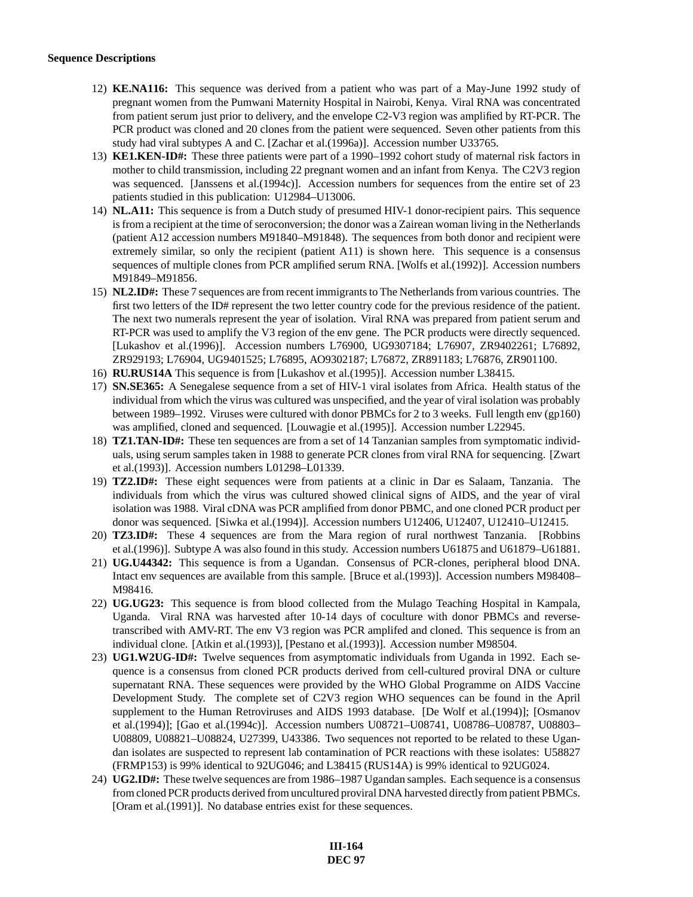**Sequence Descriptions**

12) **KE.NA116:** This sequence was derived from a patient who was part of a May-June 1992 study of pregnant women from the Pumwani Maternity Hospital in Nairobi, Kenya. Viral RNA was concentrated from patient serum just prior to delivery, and the envelope C2-V3 region was amplified by RT-PCR. The PCR product was cloned and 20 clones from the patient were sequenced. Seven other patients from this study had viral subtypes A and C. [Zachar et al.(1996a)]. Accession number U33765.
13) **KE1.KEN-ID#:** These three patients were part of a 1990–1992 cohort study of maternal risk factors in mother to child transmission, including 22 pregnant women and an infant from Kenya. The C2V3 region was sequenced. [Janssens et al.(1994c)]. Accession numbers for sequences from the entire set of 23 patients studied in this publication: U12984–U13006.
14) **NL.A11:** This sequence is from a Dutch study of presumed HIV-1 donor-recipient pairs. This sequence is from a recipient at the time of seroconversion; the donor was a Zairean woman living in the Netherlands (patient A12 accession numbers M91840–M91848). The sequences from both donor and recipient were extremely similar, so only the recipient (patient A11) is shown here. This sequence is a consensus sequences of multiple clones from PCR amplified serum RNA. [Wolfs et al.(1992)]. Accession numbers M91849–M91856.
15) **NL2.ID#:** These 7 sequences are from recent immigrants to The Netherlands from various countries. The first two letters of the ID# represent the two letter country code for the previous residence of the patient. The next two numerals represent the year of isolation. Viral RNA was prepared from patient serum and RT-PCR was used to amplify the V3 region of the env gene. The PCR products were directly sequenced. [Lukashov et al.(1996)]. Accession numbers L76900, UG9307184; L76907, ZR9402261; L76892, ZR929193; L76904, UG9401525; L76895, AO9302187; L76872, ZR891183; L76876, ZR901100.
16) **RU.RUS14A** This sequence is from [Lukashov et al.(1995)]. Accession number L38415.
17) **SN.SE365:** A Senegalese sequence from a set of HIV-1 viral isolates from Africa. Health status of the individual from which the virus was cultured was unspecified, and the year of viral isolation was probably between 1989–1992. Viruses were cultured with donor PBMCs for 2 to 3 weeks. Full length env (gp160) was amplified, cloned and sequenced. [Louwagie et al.(1995)]. Accession number L22945.
18) **TZ1.TAN-ID#:** These ten sequences are from a set of 14 Tanzanian samples from symptomatic individuals, using serum samples taken in 1988 to generate PCR clones from viral RNA for sequencing. [Zwart et al.(1993)]. Accession numbers L01298–L01339.
19) **TZ2.ID#:** These eight sequences were from patients at a clinic in Dar es Salaam, Tanzania. The individuals from which the virus was cultured showed clinical signs of AIDS, and the year of viral isolation was 1988. Viral cDNA was PCR amplified from donor PBMC, and one cloned PCR product per donor was sequenced. [Siwka et al.(1994)]. Accession numbers U12406, U12407, U12410–U12415.
20) **TZ3.ID#:** These 4 sequences are from the Mara region of rural northwest Tanzania. [Robbins et al.(1996)]. Subtype A was also found in this study. Accession numbers U61875 and U61879–U61881.
21) **UG.U44342:** This sequence is from a Ugandan. Consensus of PCR-clones, peripheral blood DNA. Intact env sequences are available from this sample. [Bruce et al.(1993)]. Accession numbers M98408–M98416.
22) **UG.UG23:** This sequence is from blood collected from the Mulago Teaching Hospital in Kampala, Uganda. Viral RNA was harvested after 10-14 days of coculture with donor PBMCs and reverse-transcribed with AMV-RT. The env V3 region was PCR amplifed and cloned. This sequence is from an individual clone. [Atkin et al.(1993)], [Pestano et al.(1993)]. Accession number M98504.
23) **UG1.W2UG-ID#:** Twelve sequences from asymptomatic individuals from Uganda in 1992. Each sequence is a consensus from cloned PCR products derived from cell-cultured proviral DNA or culture supernatant RNA. These sequences were provided by the WHO Global Programme on AIDS Vaccine Development Study. The complete set of C2V3 region WHO sequences can be found in the April supplement to the Human Retroviruses and AIDS 1993 database. [De Wolf et al.(1994)]; [Osmanov et al.(1994)]; [Gao et al.(1994c)]. Accession numbers U08721–U08741, U08786–U08787, U08803–U08809, U08821–U08824, U27399, U43386. Two sequences not reported to be related to these Ugandan isolates are suspected to represent lab contamination of PCR reactions with these isolates: U58827 (FRMP153) is 99% identical to 92UG046; and L38415 (RUS14A) is 99% identical to 92UG024.
24) **UG2.ID#:** These twelve sequences are from 1986–1987 Ugandan samples. Each sequence is a consensus from cloned PCR products derived from uncultured proviral DNA harvested directly from patient PBMCs. [Oram et al.(1991)]. No database entries exist for these sequences.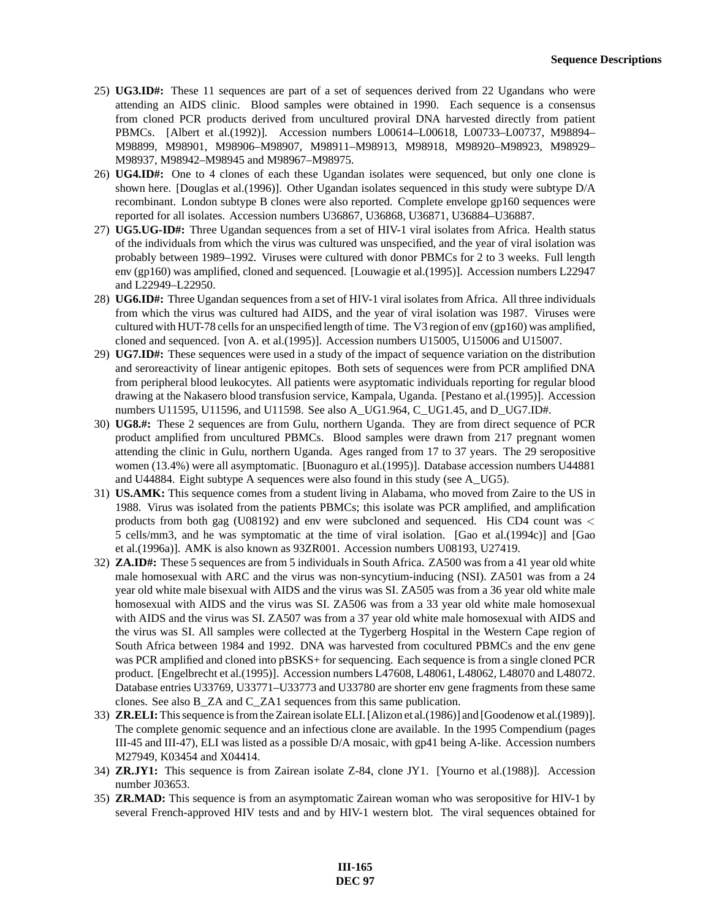25) **UG3.ID#:** These 11 sequences are part of a set of sequences derived from 22 Ugandans who were attending an AIDS clinic. Blood samples were obtained in 1990. Each sequence is a consensus from cloned PCR products derived from uncultured proviral DNA harvested directly from patient PBMCs. [Albert et al.(1992)]. Accession numbers L00614–L00618, L00733–L00737, M98894–M98899, M98901, M98906–M98907, M98911–M98913, M98918, M98920–M98923, M98929–M98937, M98942–M98945 and M98967–M98975.

26) **UG4.ID#:** One to 4 clones of each these Ugandan isolates were sequenced, but only one clone is shown here. [Douglas et al.(1996)]. Other Ugandan isolates sequenced in this study were subtype D/A recombinant. London subtype B clones were also reported. Complete envelope gp160 sequences were reported for all isolates. Accession numbers U36867, U36868, U36871, U36884–U36887.

27) **UG5.UG-ID#:** Three Ugandan sequences from a set of HIV-1 viral isolates from Africa. Health status of the individuals from which the virus was cultured was unspecified, and the year of viral isolation was probably between 1989–1992. Viruses were cultured with donor PBMCs for 2 to 3 weeks. Full length env (gp160) was amplified, cloned and sequenced. [Louwagie et al.(1995)]. Accession numbers L22947 and L22949–L22950.

28) **UG6.ID#:** Three Ugandan sequences from a set of HIV-1 viral isolates from Africa. All three individuals from which the virus was cultured had AIDS, and the year of viral isolation was 1987. Viruses were cultured with HUT-78 cells for an unspecified length of time. The V3 region of env (gp160) was amplified, cloned and sequenced. [von A. et al.(1995)]. Accession numbers U15005, U15006 and U15007.

29) **UG7.ID#:** These sequences were used in a study of the impact of sequence variation on the distribution and seroreactivity of linear antigenic epitopes. Both sets of sequences were from PCR amplified DNA from peripheral blood leukocytes. All patients were asyptomatic individuals reporting for regular blood drawing at the Nakasero blood transfusion service, Kampala, Uganda. [Pestano et al.(1995)]. Accession numbers U11595, U11596, and U11598. See also A_UG1.964, C_UG1.45, and D_UG7.ID#.

30) **UG8.#:** These 2 sequences are from Gulu, northern Uganda. They are from direct sequence of PCR product amplified from uncultured PBMCs. Blood samples were drawn from 217 pregnant women attending the clinic in Gulu, northern Uganda. Ages ranged from 17 to 37 years. The 29 seropositive women (13.4%) were all asymptomatic. [Buonaguro et al.(1995)]. Database accession numbers U44881 and U44884. Eight subtype A sequences were also found in this study (see A_UG5).

31) **US.AMK:** This sequence comes from a student living in Alabama, who moved from Zaire to the US in 1988. Virus was isolated from the patients PBMCs; this isolate was PCR amplified, and amplification products from both gag (U08192) and env were subcloned and sequenced. His CD4 count was $<$ 5 cells/mm3, and he was symptomatic at the time of viral isolation. [Gao et al.(1994c)] and [Gao et al.(1996a)]. AMK is also known as 93ZR001. Accession numbers U08193, U27419.

32) **ZA.ID#:** These 5 sequences are from 5 individuals in South Africa. ZA500 was from a 41 year old white male homosexual with ARC and the virus was non-syncytium-inducing (NSI). ZA501 was from a 24 year old white male bisexual with AIDS and the virus was SI. ZA505 was from a 36 year old white male homosexual with AIDS and the virus was SI. ZA506 was from a 33 year old white male homosexual with AIDS and the virus was SI. ZA507 was from a 37 year old white male homosexual with AIDS and the virus was SI. All samples were collected at the Tygerberg Hospital in the Western Cape region of South Africa between 1984 and 1992. DNA was harvested from cocultured PBMCs and the env gene was PCR amplified and cloned into pBSKS+ for sequencing. Each sequence is from a single cloned PCR product. [Engelbrecht et al.(1995)]. Accession numbers L47608, L48061, L48062, L48070 and L48072. Database entries U33769, U33771–U33773 and U33780 are shorter env gene fragments from these same clones. See also B_ZA and C_ZA1 sequences from this same publication.

33) **ZR.ELI:** This sequence is from the Zairean isolate ELI. [Alizon et al.(1986)] and [Goodenow et al.(1989)]. The complete genomic sequence and an infectious clone are available. In the 1995 Compendium (pages III-45 and III-47), ELI was listed as a possible D/A mosaic, with gp41 being A-like. Accession numbers M27949, K03454 and X04414.

34) **ZR.JY1:** This sequence is from Zairean isolate Z-84, clone JY1. [Yourno et al.(1988)]. Accession number J03653.

35) **ZR.MAD:** This sequence is from an asymptomatic Zairean woman who was seropositive for HIV-1 by several French-approved HIV tests and and by HIV-1 western blot. The viral sequences obtained for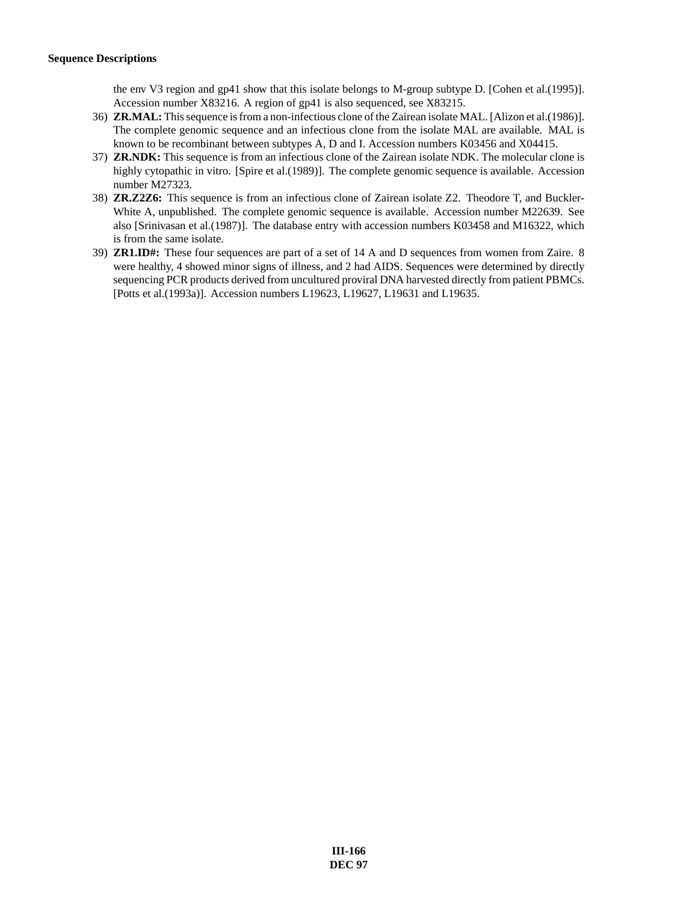the env V3 region and gp41 show that this isolate belongs to M-group subtype D. [Cohen et al.(1995)]. Accession number X83216. A region of gp41 is also sequenced, see X83215.

36) **ZR.MAL:** This sequence is from a non-infectious clone of the Zairean isolate MAL. [Alizon et al.(1986)]. The complete genomic sequence and an infectious clone from the isolate MAL are available. MAL is known to be recombinant between subtypes A, D and I. Accession numbers K03456 and X04415.

37) **ZR.NDK:** This sequence is from an infectious clone of the Zairean isolate NDK. The molecular clone is highly cytopathic in vitro. [Spire et al.(1989)]. The complete genomic sequence is available. Accession number M27323.

38) **ZR.Z2Z6:** This sequence is from an infectious clone of Zairean isolate Z2. Theodore T, and Buckler-White A, unpublished. The complete genomic sequence is available. Accession number M22639. See also [Srinivasan et al.(1987)]. The database entry with accession numbers K03458 and M16322, which is from the same isolate.

39) **ZR1.ID#:** These four sequences are part of a set of 14 A and D sequences from women from Zaire. 8 were healthy, 4 showed minor signs of illness, and 2 had AIDS. Sequences were determined by directly sequencing PCR products derived from uncultured proviral DNA harvested directly from patient PBMCs. [Potts et al.(1993a)]. Accession numbers L19623, L19627, L19631 and L19635.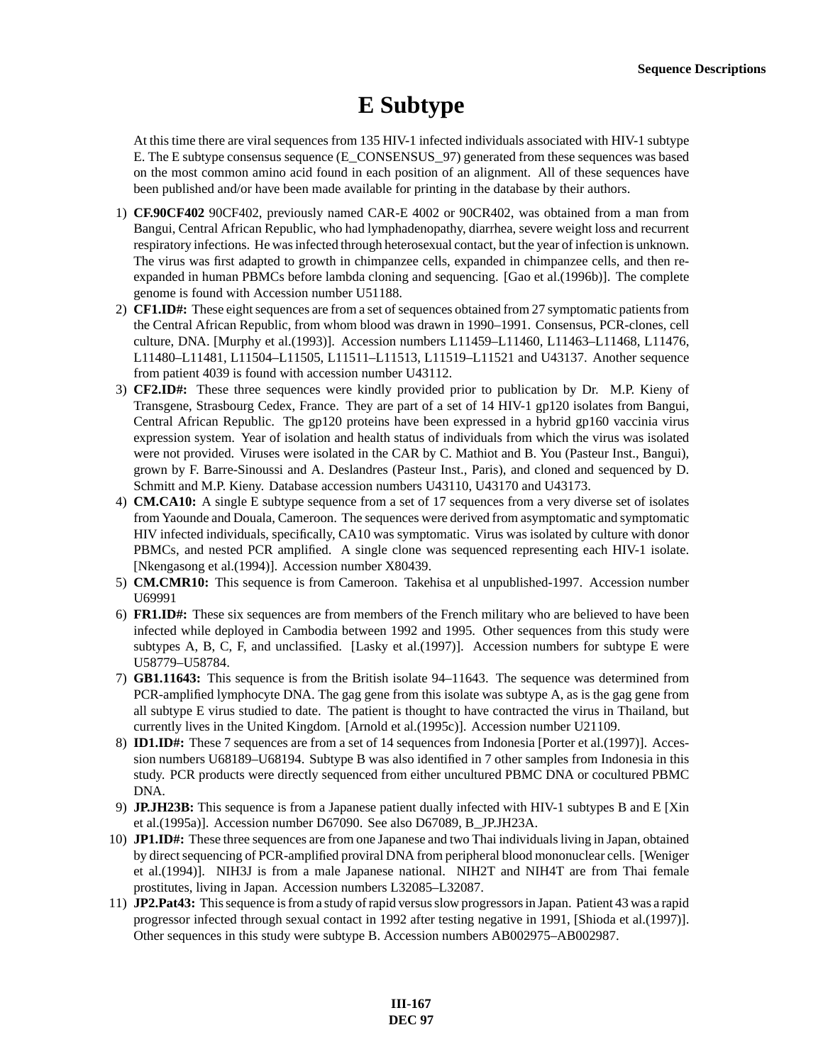# E Subtype

At this time there are viral sequences from 135 HIV-1 infected individuals associated with HIV-1 subtype E. The E subtype consensus sequence (E_CONSENSUS_97) generated from these sequences was based on the most common amino acid found in each position of an alignment. All of these sequences have been published and/or have been made available for printing in the database by their authors.

1) **CF.90CF402** 90CF402, previously named CAR-E 4002 or 90CR402, was obtained from a man from Bangui, Central African Republic, who had lymphadenopathy, diarrhea, severe weight loss and recurrent respiratory infections. He was infected through heterosexual contact, but the year of infection is unknown. The virus was first adapted to growth in chimpanzee cells, expanded in chimpanzee cells, and then re-expanded in human PBMCs before lambda cloning and sequencing. [Gao et al.(1996b)]. The complete genome is found with Accession number U51188.
2) **CF1.ID#:** These eight sequences are from a set of sequences obtained from 27 symptomatic patients from the Central African Republic, from whom blood was drawn in 1990–1991. Consensus, PCR-clones, cell culture, DNA. [Murphy et al.(1993)]. Accession numbers L11459–L11460, L11463–L11468, L11476, L11480–L11481, L11504–L11505, L11511–L11513, L11519–L11521 and U43137. Another sequence from patient 4039 is found with accession number U43112.
3) **CF2.ID#:** These three sequences were kindly provided prior to publication by Dr. M.P. Kieny of Transgene, Strasbourg Cedex, France. They are part of a set of 14 HIV-1 gp120 isolates from Bangui, Central African Republic. The gp120 proteins have been expressed in a hybrid gp160 vaccinia virus expression system. Year of isolation and health status of individuals from which the virus was isolated were not provided. Viruses were isolated in the CAR by C. Mathiot and B. You (Pasteur Inst., Bangui), grown by F. Barre-Sinoussi and A. Deslandres (Pasteur Inst., Paris), and cloned and sequenced by D. Schmitt and M.P. Kieny. Database accession numbers U43110, U43170 and U43173.
4) **CM.CA10:** A single E subtype sequence from a set of 17 sequences from a very diverse set of isolates from Yaounde and Douala, Cameroon. The sequences were derived from asymptomatic and symptomatic HIV infected individuals, specifically, CA10 was symptomatic. Virus was isolated by culture with donor PBMCs, and nested PCR amplified. A single clone was sequenced representing each HIV-1 isolate. [Nkengasong et al.(1994)]. Accession number X80439.
5) **CM.CMR10:** This sequence is from Cameroon. Takehisa et al unpublished-1997. Accession number U69991
6) **FR1.ID#:** These six sequences are from members of the French military who are believed to have been infected while deployed in Cambodia between 1992 and 1995. Other sequences from this study were subtypes A, B, C, F, and unclassified. [Lasky et al.(1997)]. Accession numbers for subtype E were U58779–U58784.
7) **GB1.11643:** This sequence is from the British isolate 94–11643. The sequence was determined from PCR-amplified lymphocyte DNA. The gag gene from this isolate was subtype A, as is the gag gene from all subtype E virus studied to date. The patient is thought to have contracted the virus in Thailand, but currently lives in the United Kingdom. [Arnold et al.(1995c)]. Accession number U21109.
8) **ID1.ID#:** These 7 sequences are from a set of 14 sequences from Indonesia [Porter et al.(1997)]. Accession numbers U68189–U68194. Subtype B was also identified in 7 other samples from Indonesia in this study. PCR products were directly sequenced from either uncultured PBMC DNA or cocultured PBMC DNA.
9) **JP.JH23B:** This sequence is from a Japanese patient dually infected with HIV-1 subtypes B and E [Xin et al.(1995a)]. Accession number D67090. See also D67089, B_JP.JH23A.
10) **JP1.ID#:** These three sequences are from one Japanese and two Thai individuals living in Japan, obtained by direct sequencing of PCR-amplified proviral DNA from peripheral blood mononuclear cells. [Weniger et al.(1994)]. NIH3J is from a male Japanese national. NIH2T and NIH4T are from Thai female prostitutes, living in Japan. Accession numbers L32085–L32087.
11) **JP2.Pat43:** This sequence is from a study of rapid versus slow progressors in Japan. Patient 43 was a rapid progressor infected through sexual contact in 1992 after testing negative in 1991, [Shioda et al.(1997)]. Other sequences in this study were subtype B. Accession numbers AB002975–AB002987.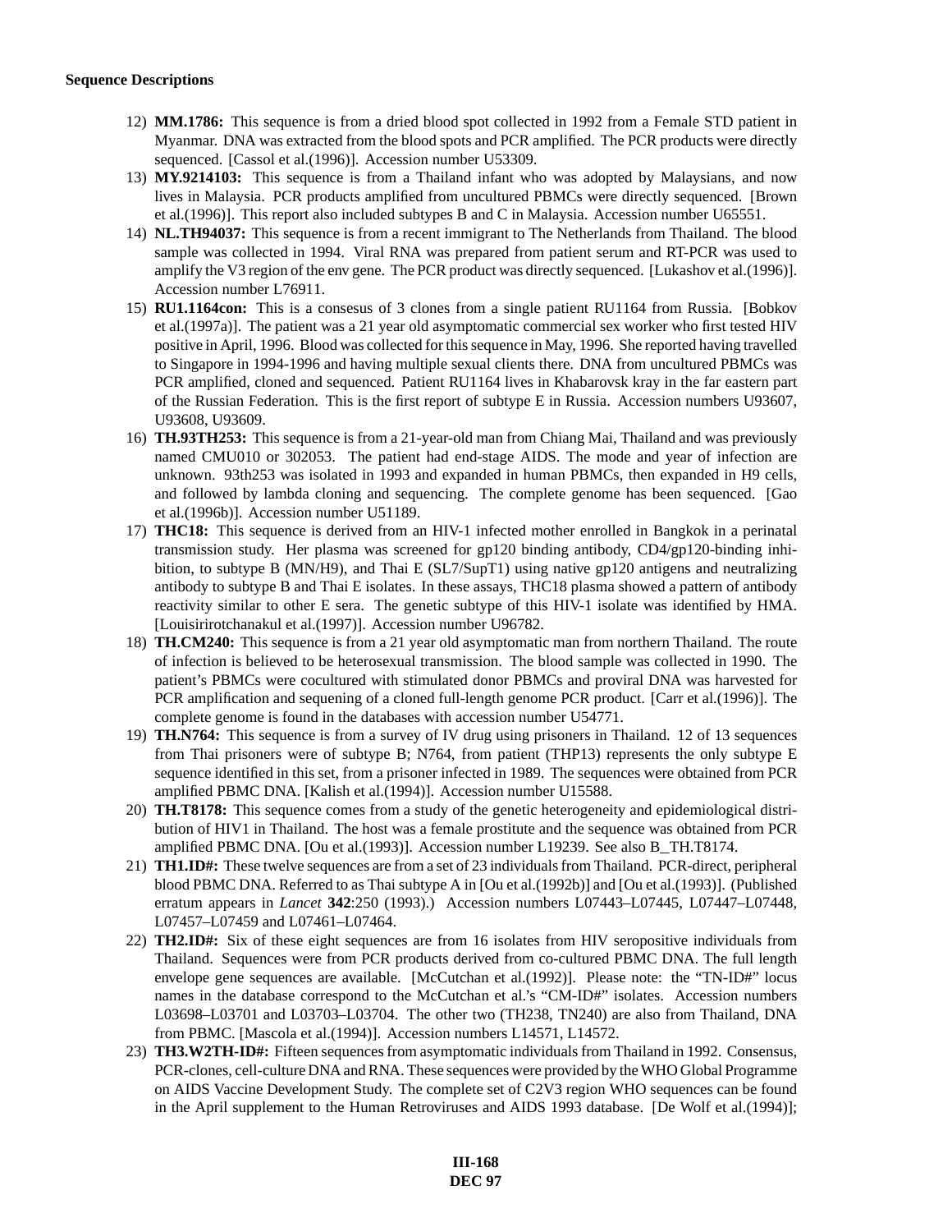**Sequence Descriptions**

12) **MM.1786:** This sequence is from a dried blood spot collected in 1992 from a Female STD patient in Myanmar. DNA was extracted from the blood spots and PCR amplified. The PCR products were directly sequenced. [Cassol et al.(1996)]. Accession number U53309.
13) **MY.9214103:** This sequence is from a Thailand infant who was adopted by Malaysians, and now lives in Malaysia. PCR products amplified from uncultured PBMCs were directly sequenced. [Brown et al.(1996)]. This report also included subtypes B and C in Malaysia. Accession number U65551.
14) **NL.TH94037:** This sequence is from a recent immigrant to The Netherlands from Thailand. The blood sample was collected in 1994. Viral RNA was prepared from patient serum and RT-PCR was used to amplify the V3 region of the env gene. The PCR product was directly sequenced. [Lukashov et al.(1996)]. Accession number L76911.
15) **RU1.1164con:** This is a consesus of 3 clones from a single patient RU1164 from Russia. [Bobkov et al.(1997a)]. The patient was a 21 year old asymptomatic commercial sex worker who first tested HIV positive in April, 1996. Blood was collected for this sequence in May, 1996. She reported having travelled to Singapore in 1994-1996 and having multiple sexual clients there. DNA from uncultured PBMCs was PCR amplified, cloned and sequenced. Patient RU1164 lives in Khabarovsk kray in the far eastern part of the Russian Federation. This is the first report of subtype E in Russia. Accession numbers U93607, U93608, U93609.
16) **TH.93TH253:** This sequence is from a 21-year-old man from Chiang Mai, Thailand and was previously named CMU010 or 302053. The patient had end-stage AIDS. The mode and year of infection are unknown. 93th253 was isolated in 1993 and expanded in human PBMCs, then expanded in H9 cells, and followed by lambda cloning and sequencing. The complete genome has been sequenced. [Gao et al.(1996b)]. Accession number U51189.
17) **THC18:** This sequence is derived from an HIV-1 infected mother enrolled in Bangkok in a perinatal transmission study. Her plasma was screened for gp120 binding antibody, CD4/gp120-binding inhibition, to subtype B (MN/H9), and Thai E (SL7/SupT1) using native gp120 antigens and neutralizing antibody to subtype B and Thai E isolates. In these assays, THC18 plasma showed a pattern of antibody reactivity similar to other E sera. The genetic subtype of this HIV-1 isolate was identified by HMA. [Louisirirotchanakul et al.(1997)]. Accession number U96782.
18) **TH.CM240:** This sequence is from a 21 year old asymptomatic man from northern Thailand. The route of infection is believed to be heterosexual transmission. The blood sample was collected in 1990. The patient's PBMCs were cocultured with stimulated donor PBMCs and proviral DNA was harvested for PCR amplification and sequening of a cloned full-length genome PCR product. [Carr et al.(1996)]. The complete genome is found in the databases with accession number U54771.
19) **TH.N764:** This sequence is from a survey of IV drug using prisoners in Thailand. 12 of 13 sequences from Thai prisoners were of subtype B; N764, from patient (THP13) represents the only subtype E sequence identified in this set, from a prisoner infected in 1989. The sequences were obtained from PCR amplified PBMC DNA. [Kalish et al.(1994)]. Accession number U15588.
20) **TH.T8178:** This sequence comes from a study of the genetic heterogeneity and epidemiological distribution of HIV1 in Thailand. The host was a female prostitute and the sequence was obtained from PCR amplified PBMC DNA. [Ou et al.(1993)]. Accession number L19239. See also B_TH.T8174.
21) **TH1.ID#:** These twelve sequences are from a set of 23 individuals from Thailand. PCR-direct, peripheral blood PBMC DNA. Referred to as Thai subtype A in [Ou et al.(1992b)] and [Ou et al.(1993)]. (Published erratum appears in *Lancet* **342**:250 (1993).) Accession numbers L07443–L07445, L07447–L07448, L07457–L07459 and L07461–L07464.
22) **TH2.ID#:** Six of these eight sequences are from 16 isolates from HIV seropositive individuals from Thailand. Sequences were from PCR products derived from co-cultured PBMC DNA. The full length envelope gene sequences are available. [McCutchan et al.(1992)]. Please note: the "TN-ID#" locus names in the database correspond to the McCutchan et al.'s "CM-ID#" isolates. Accession numbers L03698–L03701 and L03703–L03704. The other two (TH238, TN240) are also from Thailand, DNA from PBMC. [Mascola et al.(1994)]. Accession numbers L14571, L14572.
23) **TH3.W2TH-ID#:** Fifteen sequences from asymptomatic individuals from Thailand in 1992. Consensus, PCR-clones, cell-culture DNA and RNA. These sequences were provided by the WHO Global Programme on AIDS Vaccine Development Study. The complete set of C2V3 region WHO sequences can be found in the April supplement to the Human Retroviruses and AIDS 1993 database. [De Wolf et al.(1994)];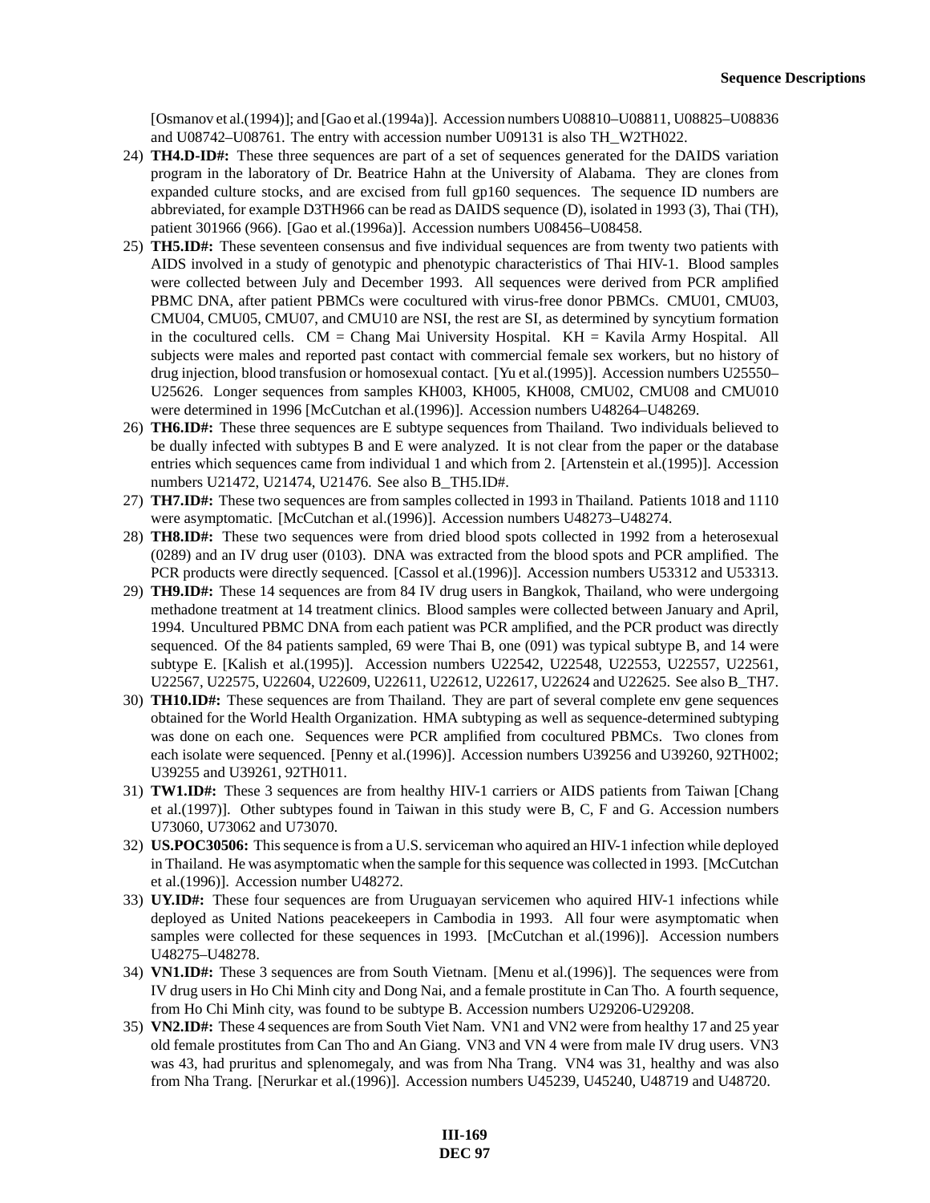[Osmanov et al.(1994)]; and [Gao et al.(1994a)]. Accession numbers U08810–U08811, U08825–U08836 and U08742–U08761. The entry with accession number U09131 is also TH_W2TH022.

24) **TH4.D-ID#:** These three sequences are part of a set of sequences generated for the DAIDS variation program in the laboratory of Dr. Beatrice Hahn at the University of Alabama. They are clones from expanded culture stocks, and are excised from full gp160 sequences. The sequence ID numbers are abbreviated, for example D3TH966 can be read as DAIDS sequence (D), isolated in 1993 (3), Thai (TH), patient 301966 (966). [Gao et al.(1996a)]. Accession numbers U08456–U08458.

25) **TH5.ID#:** These seventeen consensus and five individual sequences are from twenty two patients with AIDS involved in a study of genotypic and phenotypic characteristics of Thai HIV-1. Blood samples were collected between July and December 1993. All sequences were derived from PCR amplified PBMC DNA, after patient PBMCs were cocultured with virus-free donor PBMCs. CMU01, CMU03, CMU04, CMU05, CMU07, and CMU10 are NSI, the rest are SI, as determined by syncytium formation in the cocultured cells. CM = Chang Mai University Hospital. KH = Kavila Army Hospital. All subjects were males and reported past contact with commercial female sex workers, but no history of drug injection, blood transfusion or homosexual contact. [Yu et al.(1995)]. Accession numbers U25550–U25626. Longer sequences from samples KH003, KH005, KH008, CMU02, CMU08 and CMU010 were determined in 1996 [McCutchan et al.(1996)]. Accession numbers U48264–U48269.

26) **TH6.ID#:** These three sequences are E subtype sequences from Thailand. Two individuals believed to be dually infected with subtypes B and E were analyzed. It is not clear from the paper or the database entries which sequences came from individual 1 and which from 2. [Artenstein et al.(1995)]. Accession numbers U21472, U21474, U21476. See also B_TH5.ID#.

27) **TH7.ID#:** These two sequences are from samples collected in 1993 in Thailand. Patients 1018 and 1110 were asymptomatic. [McCutchan et al.(1996)]. Accession numbers U48273–U48274.

28) **TH8.ID#:** These two sequences were from dried blood spots collected in 1992 from a heterosexual (0289) and an IV drug user (0103). DNA was extracted from the blood spots and PCR amplified. The PCR products were directly sequenced. [Cassol et al.(1996)]. Accession numbers U53312 and U53313.

29) **TH9.ID#:** These 14 sequences are from 84 IV drug users in Bangkok, Thailand, who were undergoing methadone treatment at 14 treatment clinics. Blood samples were collected between January and April, 1994. Uncultured PBMC DNA from each patient was PCR amplified, and the PCR product was directly sequenced. Of the 84 patients sampled, 69 were Thai B, one (091) was typical subtype B, and 14 were subtype E. [Kalish et al.(1995)]. Accession numbers U22542, U22548, U22553, U22557, U22561, U22567, U22575, U22604, U22609, U22611, U22612, U22617, U22624 and U22625. See also B_TH7.

30) **TH10.ID#:** These sequences are from Thailand. They are part of several complete env gene sequences obtained for the World Health Organization. HMA subtyping as well as sequence-determined subtyping was done on each one. Sequences were PCR amplified from cocultured PBMCs. Two clones from each isolate were sequenced. [Penny et al.(1996)]. Accession numbers U39256 and U39260, 92TH002; U39255 and U39261, 92TH011.

31) **TW1.ID#:** These 3 sequences are from healthy HIV-1 carriers or AIDS patients from Taiwan [Chang et al.(1997)]. Other subtypes found in Taiwan in this study were B, C, F and G. Accession numbers U73060, U73062 and U73070.

32) **US.POC30506:** This sequence is from a U.S. serviceman who aquired an HIV-1 infection while deployed in Thailand. He was asymptomatic when the sample for this sequence was collected in 1993. [McCutchan et al.(1996)]. Accession number U48272.

33) **UY.ID#:** These four sequences are from Uruguayan servicemen who aquired HIV-1 infections while deployed as United Nations peacekeepers in Cambodia in 1993. All four were asymptomatic when samples were collected for these sequences in 1993. [McCutchan et al.(1996)]. Accession numbers U48275–U48278.

34) **VN1.ID#:** These 3 sequences are from South Vietnam. [Menu et al.(1996)]. The sequences were from IV drug users in Ho Chi Minh city and Dong Nai, and a female prostitute in Can Tho. A fourth sequence, from Ho Chi Minh city, was found to be subtype B. Accession numbers U29206-U29208.

35) **VN2.ID#:** These 4 sequences are from South Viet Nam. VN1 and VN2 were from healthy 17 and 25 year old female prostitutes from Can Tho and An Giang. VN3 and VN 4 were from male IV drug users. VN3 was 43, had pruritus and splenomegaly, and was from Nha Trang. VN4 was 31, healthy and was also from Nha Trang. [Nerurkar et al.(1996)]. Accession numbers U45239, U45240, U48719 and U48720.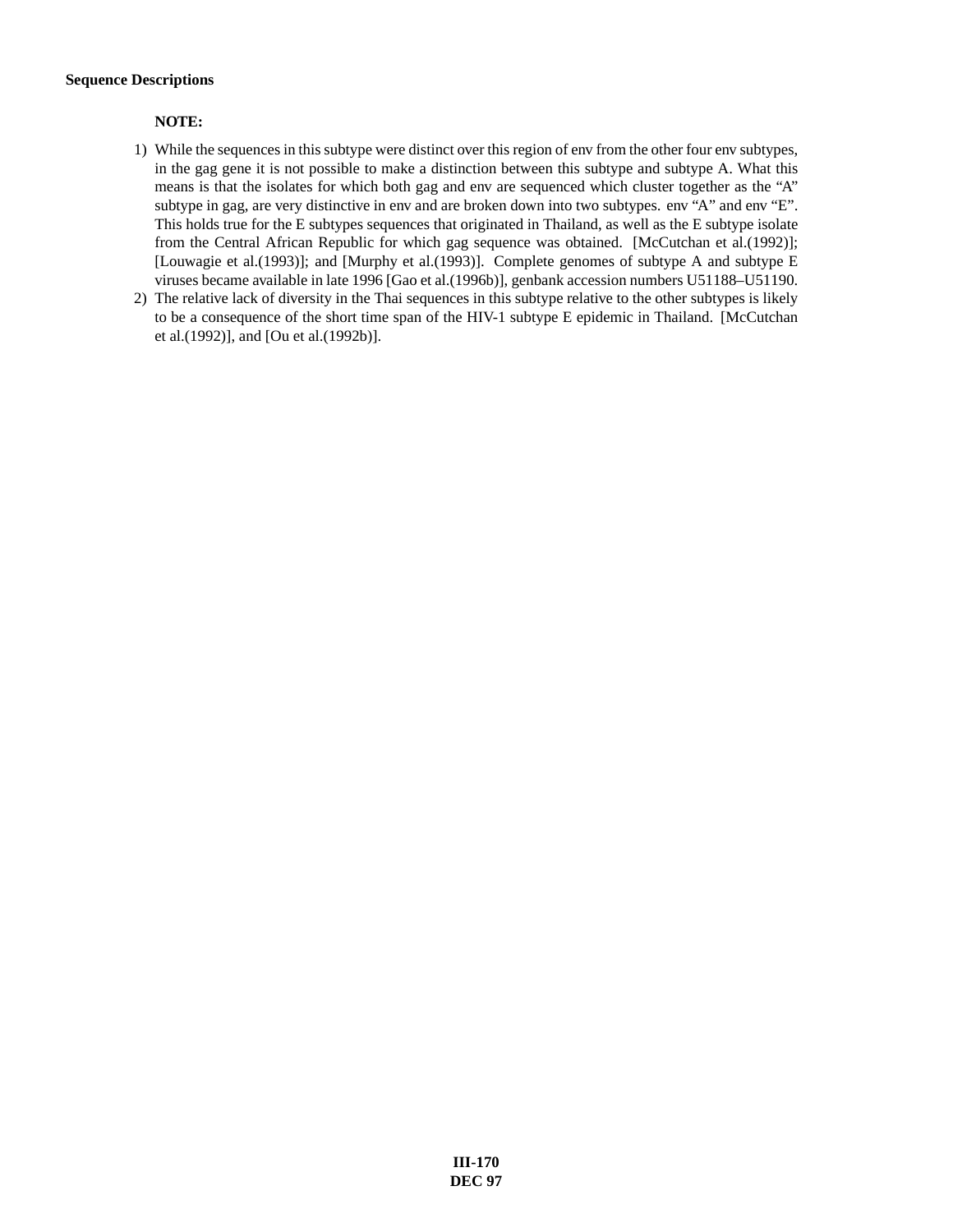**Sequence Descriptions**

**NOTE:**

1) While the sequences in this subtype were distinct over this region of env from the other four env subtypes, in the gag gene it is not possible to make a distinction between this subtype and subtype A. What this means is that the isolates for which both gag and env are sequenced which cluster together as the "A" subtype in gag, are very distinctive in env and are broken down into two subtypes. env "A" and env "E". This holds true for the E subtypes sequences that originated in Thailand, as well as the E subtype isolate from the Central African Republic for which gag sequence was obtained. [McCutchan et al.(1992)]; [Louwagie et al.(1993)]; and [Murphy et al.(1993)]. Complete genomes of subtype A and subtype E viruses became available in late 1996 [Gao et al.(1996b)], genbank accession numbers U51188–U51190.
2) The relative lack of diversity in the Thai sequences in this subtype relative to the other subtypes is likely to be a consequence of the short time span of the HIV-1 subtype E epidemic in Thailand. [McCutchan et al.(1992)], and [Ou et al.(1992b)].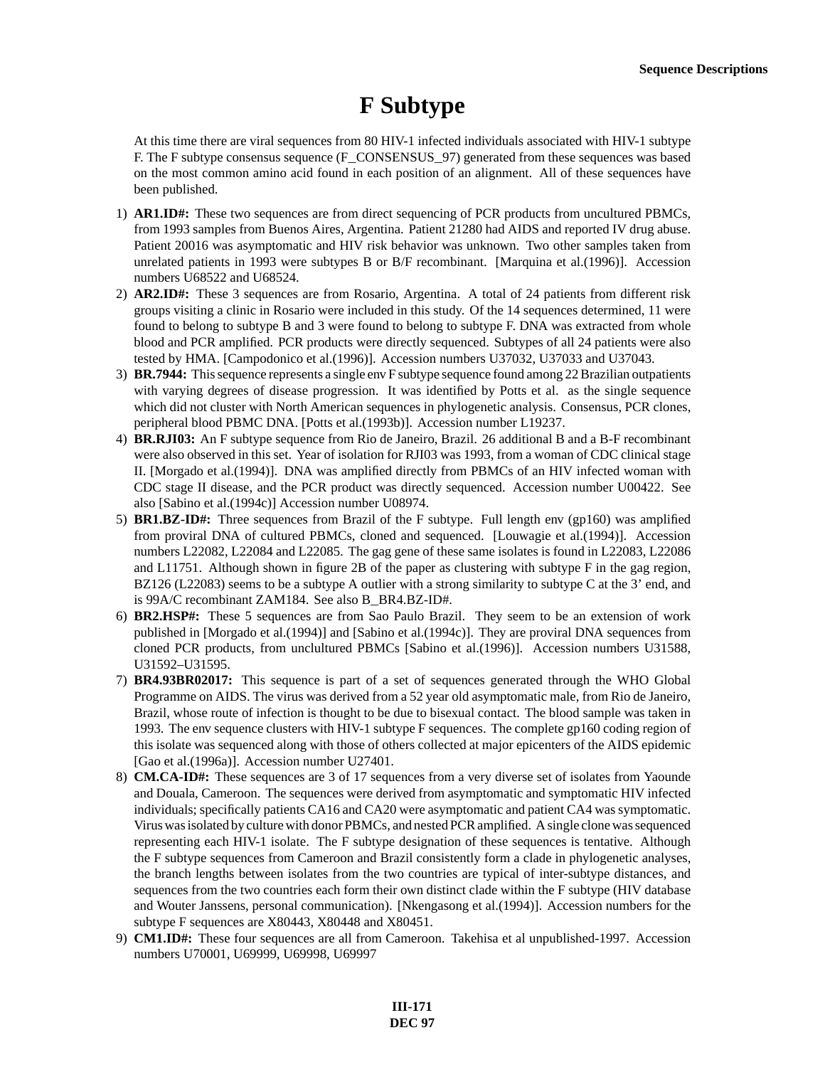# F Subtype

At this time there are viral sequences from 80 HIV-1 infected individuals associated with HIV-1 subtype F. The F subtype consensus sequence (F_CONSENSUS_97) generated from these sequences was based on the most common amino acid found in each position of an alignment. All of these sequences have been published.

1) **AR1.ID#:** These two sequences are from direct sequencing of PCR products from uncultured PBMCs, from 1993 samples from Buenos Aires, Argentina. Patient 21280 had AIDS and reported IV drug abuse. Patient 20016 was asymptomatic and HIV risk behavior was unknown. Two other samples taken from unrelated patients in 1993 were subtypes B or B/F recombinant. [Marquina et al.(1996)]. Accession numbers U68522 and U68524.
2) **AR2.ID#:** These 3 sequences are from Rosario, Argentina. A total of 24 patients from different risk groups visiting a clinic in Rosario were included in this study. Of the 14 sequences determined, 11 were found to belong to subtype B and 3 were found to belong to subtype F. DNA was extracted from whole blood and PCR amplified. PCR products were directly sequenced. Subtypes of all 24 patients were also tested by HMA. [Campodonico et al.(1996)]. Accession numbers U37032, U37033 and U37043.
3) **BR.7944:** This sequence represents a single env F subtype sequence found among 22 Brazilian outpatients with varying degrees of disease progression. It was identified by Potts et al. as the single sequence which did not cluster with North American sequences in phylogenetic analysis. Consensus, PCR clones, peripheral blood PBMC DNA. [Potts et al.(1993b)]. Accession number L19237.
4) **BR.RJI03:** An F subtype sequence from Rio de Janeiro, Brazil. 26 additional B and a B-F recombinant were also observed in this set. Year of isolation for RJI03 was 1993, from a woman of CDC clinical stage II. [Morgado et al.(1994)]. DNA was amplified directly from PBMCs of an HIV infected woman with CDC stage II disease, and the PCR product was directly sequenced. Accession number U00422. See also [Sabino et al.(1994c)] Accession number U08974.
5) **BR1.BZ-ID#:** Three sequences from Brazil of the F subtype. Full length env (gp160) was amplified from proviral DNA of cultured PBMCs, cloned and sequenced. [Louwagie et al.(1994)]. Accession numbers L22082, L22084 and L22085. The gag gene of these same isolates is found in L22083, L22086 and L11751. Although shown in figure 2B of the paper as clustering with subtype F in the gag region, BZ126 (L22083) seems to be a subtype A outlier with a strong similarity to subtype C at the 3' end, and is 99A/C recombinant ZAM184. See also B_BR4.BZ-ID#.
6) **BR2.HSP#:** These 5 sequences are from Sao Paulo Brazil. They seem to be an extension of work published in [Morgado et al.(1994)] and [Sabino et al.(1994c)]. They are proviral DNA sequences from cloned PCR products, from unclultured PBMCs [Sabino et al.(1996)]. Accession numbers U31588, U31592–U31595.
7) **BR4.93BR02017:** This sequence is part of a set of sequences generated through the WHO Global Programme on AIDS. The virus was derived from a 52 year old asymptomatic male, from Rio de Janeiro, Brazil, whose route of infection is thought to be due to bisexual contact. The blood sample was taken in 1993. The env sequence clusters with HIV-1 subtype F sequences. The complete gp160 coding region of this isolate was sequenced along with those of others collected at major epicenters of the AIDS epidemic [Gao et al.(1996a)]. Accession number U27401.
8) **CM.CA-ID#:** These sequences are 3 of 17 sequences from a very diverse set of isolates from Yaounde and Douala, Cameroon. The sequences were derived from asymptomatic and symptomatic HIV infected individuals; specifically patients CA16 and CA20 were asymptomatic and patient CA4 was symptomatic. Virus was isolated by culture with donor PBMCs, and nested PCR amplified. A single clone was sequenced representing each HIV-1 isolate. The F subtype designation of these sequences is tentative. Although the F subtype sequences from Cameroon and Brazil consistently form a clade in phylogenetic analyses, the branch lengths between isolates from the two countries are typical of inter-subtype distances, and sequences from the two countries each form their own distinct clade within the F subtype (HIV database and Wouter Janssens, personal communication). [Nkengasong et al.(1994)]. Accession numbers for the subtype F sequences are X80443, X80448 and X80451.
9) **CM1.ID#:** These four sequences are all from Cameroon. Takehisa et al unpublished-1997. Accession numbers U70001, U69999, U69998, U69997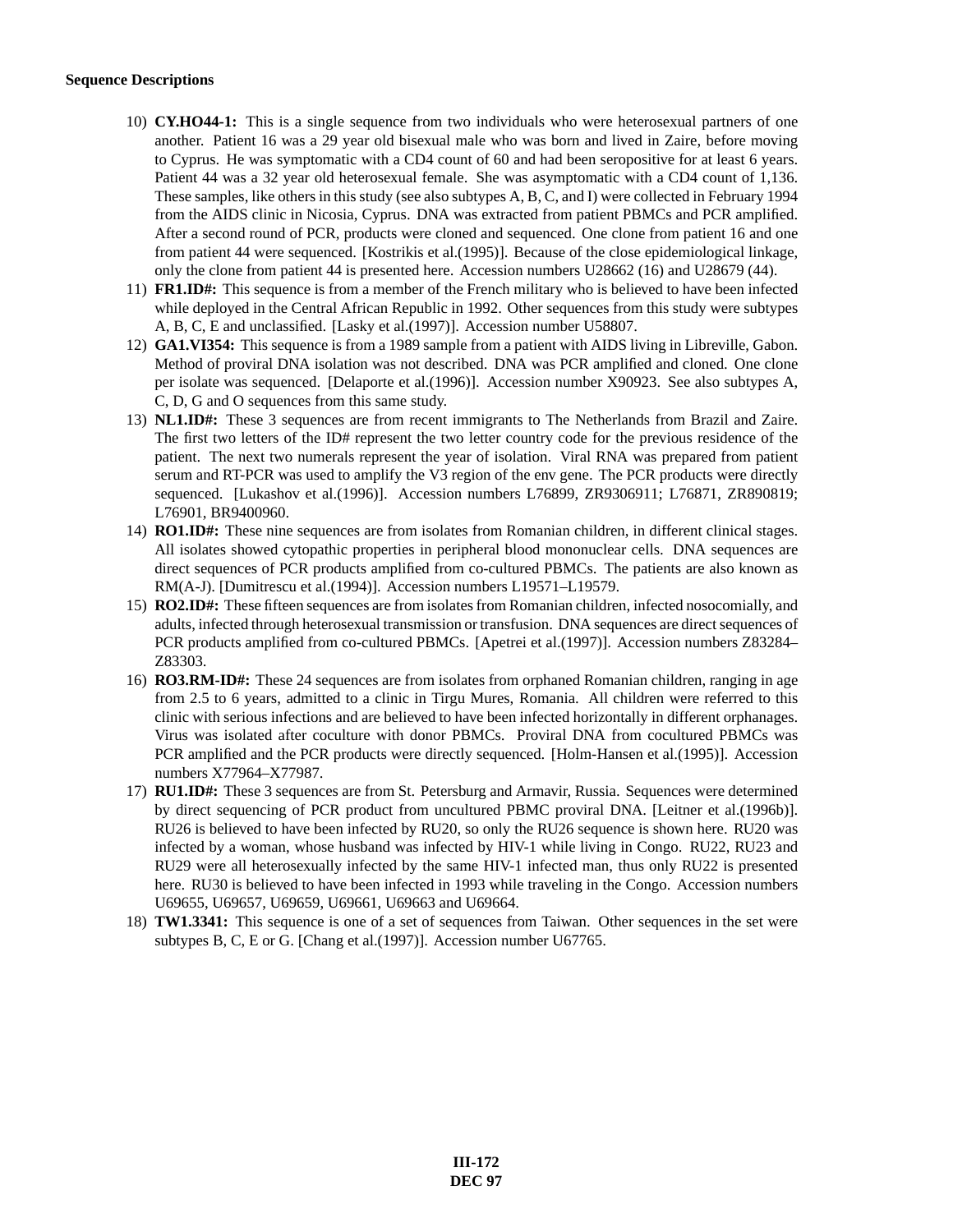**Sequence Descriptions**

10) **CY.HO44-1:** This is a single sequence from two individuals who were heterosexual partners of one another. Patient 16 was a 29 year old bisexual male who was born and lived in Zaire, before moving to Cyprus. He was symptomatic with a CD4 count of 60 and had been seropositive for at least 6 years. Patient 44 was a 32 year old heterosexual female. She was asymptomatic with a CD4 count of 1,136. These samples, like others in this study (see also subtypes A, B, C, and I) were collected in February 1994 from the AIDS clinic in Nicosia, Cyprus. DNA was extracted from patient PBMCs and PCR amplified. After a second round of PCR, products were cloned and sequenced. One clone from patient 16 and one from patient 44 were sequenced. [Kostrikis et al.(1995)]. Because of the close epidemiological linkage, only the clone from patient 44 is presented here. Accession numbers U28662 (16) and U28679 (44).
11) **FR1.ID#:** This sequence is from a member of the French military who is believed to have been infected while deployed in the Central African Republic in 1992. Other sequences from this study were subtypes A, B, C, E and unclassified. [Lasky et al.(1997)]. Accession number U58807.
12) **GA1.VI354:** This sequence is from a 1989 sample from a patient with AIDS living in Libreville, Gabon. Method of proviral DNA isolation was not described. DNA was PCR amplified and cloned. One clone per isolate was sequenced. [Delaporte et al.(1996)]. Accession number X90923. See also subtypes A, C, D, G and O sequences from this same study.
13) **NL1.ID#:** These 3 sequences are from recent immigrants to The Netherlands from Brazil and Zaire. The first two letters of the ID# represent the two letter country code for the previous residence of the patient. The next two numerals represent the year of isolation. Viral RNA was prepared from patient serum and RT-PCR was used to amplify the V3 region of the env gene. The PCR products were directly sequenced. [Lukashov et al.(1996)]. Accession numbers L76899, ZR9306911; L76871, ZR890819; L76901, BR9400960.
14) **RO1.ID#:** These nine sequences are from isolates from Romanian children, in different clinical stages. All isolates showed cytopathic properties in peripheral blood mononuclear cells. DNA sequences are direct sequences of PCR products amplified from co-cultured PBMCs. The patients are also known as RM(A-J). [Dumitrescu et al.(1994)]. Accession numbers L19571–L19579.
15) **RO2.ID#:** These fifteen sequences are from isolates from Romanian children, infected nosocomially, and adults, infected through heterosexual transmission or transfusion. DNA sequences are direct sequences of PCR products amplified from co-cultured PBMCs. [Apetrei et al.(1997)]. Accession numbers Z83284–Z83303.
16) **RO3.RM-ID#:** These 24 sequences are from isolates from orphaned Romanian children, ranging in age from 2.5 to 6 years, admitted to a clinic in Tirgu Mures, Romania. All children were referred to this clinic with serious infections and are believed to have been infected horizontally in different orphanages. Virus was isolated after coculture with donor PBMCs. Proviral DNA from cocultured PBMCs was PCR amplified and the PCR products were directly sequenced. [Holm-Hansen et al.(1995)]. Accession numbers X77964–X77987.
17) **RU1.ID#:** These 3 sequences are from St. Petersburg and Armavir, Russia. Sequences were determined by direct sequencing of PCR product from uncultured PBMC proviral DNA. [Leitner et al.(1996b)]. RU26 is believed to have been infected by RU20, so only the RU26 sequence is shown here. RU20 was infected by a woman, whose husband was infected by HIV-1 while living in Congo. RU22, RU23 and RU29 were all heterosexually infected by the same HIV-1 infected man, thus only RU22 is presented here. RU30 is believed to have been infected in 1993 while traveling in the Congo. Accession numbers U69655, U69657, U69659, U69661, U69663 and U69664.
18) **TW1.3341:** This sequence is one of a set of sequences from Taiwan. Other sequences in the set were subtypes B, C, E or G. [Chang et al.(1997)]. Accession number U67765.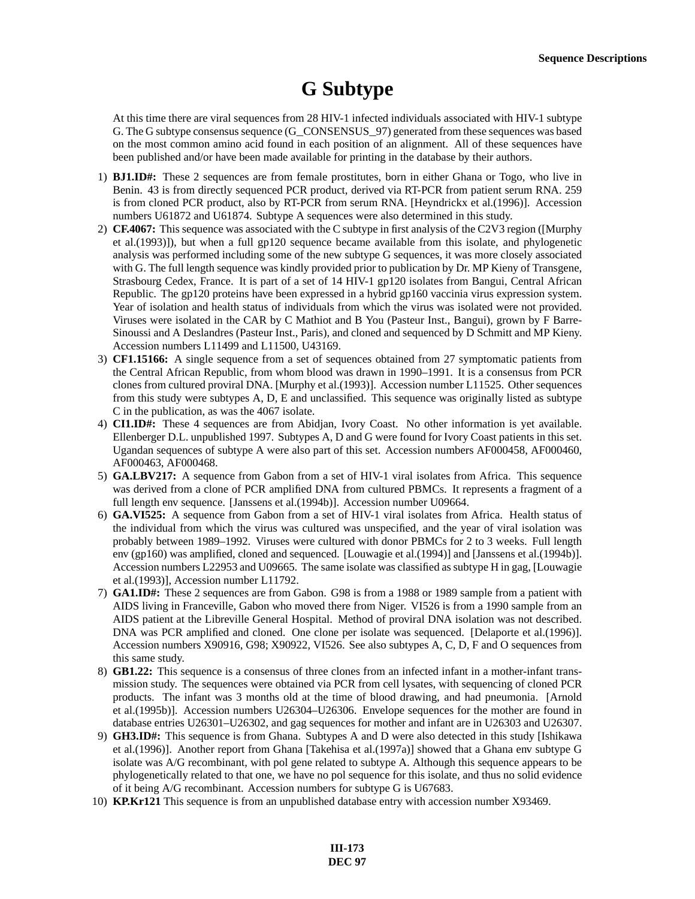# G Subtype

At this time there are viral sequences from 28 HIV-1 infected individuals associated with HIV-1 subtype G. The G subtype consensus sequence (G_CONSENSUS_97) generated from these sequences was based on the most common amino acid found in each position of an alignment. All of these sequences have been published and/or have been made available for printing in the database by their authors.

1) **BJ1.ID#:** These 2 sequences are from female prostitutes, born in either Ghana or Togo, who live in Benin. 43 is from directly sequenced PCR product, derived via RT-PCR from patient serum RNA. 259 is from cloned PCR product, also by RT-PCR from serum RNA. [Heyndrickx et al.(1996)]. Accession numbers U61872 and U61874. Subtype A sequences were also determined in this study.
2) **CF.4067:** This sequence was associated with the C subtype in first analysis of the C2V3 region ([Murphy et al.(1993)]), but when a full gp120 sequence became available from this isolate, and phylogenetic analysis was performed including some of the new subtype G sequences, it was more closely associated with G. The full length sequence was kindly provided prior to publication by Dr. MP Kieny of Transgene, Strasbourg Cedex, France. It is part of a set of 14 HIV-1 gp120 isolates from Bangui, Central African Republic. The gp120 proteins have been expressed in a hybrid gp160 vaccinia virus expression system. Year of isolation and health status of individuals from which the virus was isolated were not provided. Viruses were isolated in the CAR by C Mathiot and B You (Pasteur Inst., Bangui), grown by F Barre-Sinoussi and A Deslandres (Pasteur Inst., Paris), and cloned and sequenced by D Schmitt and MP Kieny. Accession numbers L11499 and L11500, U43169.
3) **CF1.15166:** A single sequence from a set of sequences obtained from 27 symptomatic patients from the Central African Republic, from whom blood was drawn in 1990–1991. It is a consensus from PCR clones from cultured proviral DNA. [Murphy et al.(1993)]. Accession number L11525. Other sequences from this study were subtypes A, D, E and unclassified. This sequence was originally listed as subtype C in the publication, as was the 4067 isolate.
4) **CI1.ID#:** These 4 sequences are from Abidjan, Ivory Coast. No other information is yet available. Ellenberger D.L. unpublished 1997. Subtypes A, D and G were found for Ivory Coast patients in this set. Ugandan sequences of subtype A were also part of this set. Accession numbers AF000458, AF000460, AF000463, AF000468.
5) **GA.LBV217:** A sequence from Gabon from a set of HIV-1 viral isolates from Africa. This sequence was derived from a clone of PCR amplified DNA from cultured PBMCs. It represents a fragment of a full length env sequence. [Janssens et al.(1994b)]. Accession number U09664.
6) **GA.VI525:** A sequence from Gabon from a set of HIV-1 viral isolates from Africa. Health status of the individual from which the virus was cultured was unspecified, and the year of viral isolation was probably between 1989–1992. Viruses were cultured with donor PBMCs for 2 to 3 weeks. Full length env (gp160) was amplified, cloned and sequenced. [Louwagie et al.(1994)] and [Janssens et al.(1994b)]. Accession numbers L22953 and U09665. The same isolate was classified as subtype H in gag, [Louwagie et al.(1993)], Accession number L11792.
7) **GA1.ID#:** These 2 sequences are from Gabon. G98 is from a 1988 or 1989 sample from a patient with AIDS living in Franceville, Gabon who moved there from Niger. VI526 is from a 1990 sample from an AIDS patient at the Libreville General Hospital. Method of proviral DNA isolation was not described. DNA was PCR amplified and cloned. One clone per isolate was sequenced. [Delaporte et al.(1996)]. Accession numbers X90916, G98; X90922, VI526. See also subtypes A, C, D, F and O sequences from this same study.
8) **GB1.22:** This sequence is a consensus of three clones from an infected infant in a mother-infant transmission study. The sequences were obtained via PCR from cell lysates, with sequencing of cloned PCR products. The infant was 3 months old at the time of blood drawing, and had pneumonia. [Arnold et al.(1995b)]. Accession numbers U26304–U26306. Envelope sequences for the mother are found in database entries U26301–U26302, and gag sequences for mother and infant are in U26303 and U26307.
9) **GH3.ID#:** This sequence is from Ghana. Subtypes A and D were also detected in this study [Ishikawa et al.(1996)]. Another report from Ghana [Takehisa et al.(1997a)] showed that a Ghana env subtype G isolate was A/G recombinant, with pol gene related to subtype A. Although this sequence appears to be phylogenetically related to that one, we have no pol sequence for this isolate, and thus no solid evidence of it being A/G recombinant. Accession numbers for subtype G is U67683.
10) **KP.Kr121** This sequence is from an unpublished database entry with accession number X93469.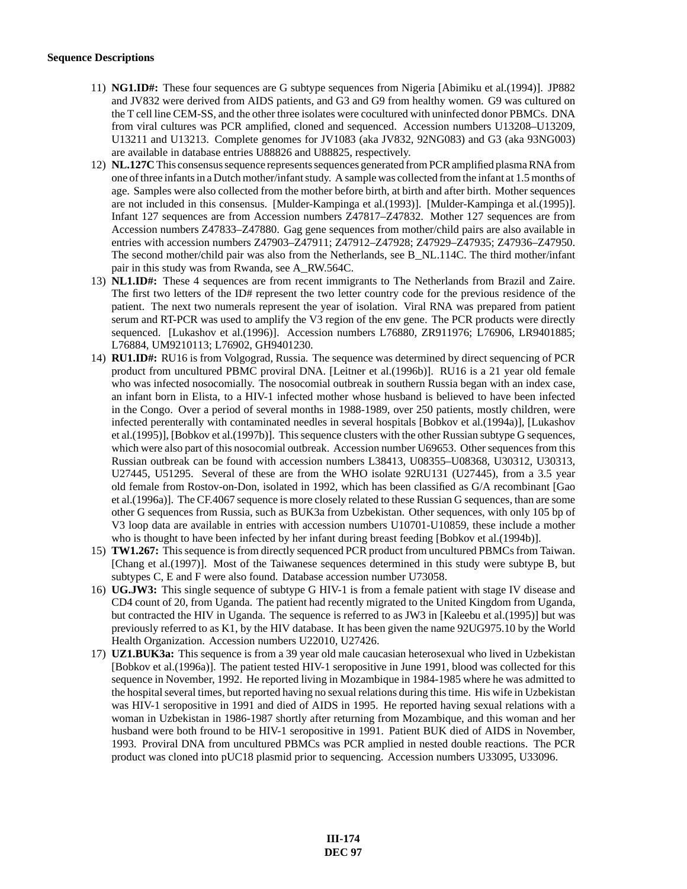**Sequence Descriptions**

11) **NG1.ID#:** These four sequences are G subtype sequences from Nigeria [Abimiku et al.(1994)]. JP882 and JV832 were derived from AIDS patients, and G3 and G9 from healthy women. G9 was cultured on the T cell line CEM-SS, and the other three isolates were cocultured with uninfected donor PBMCs. DNA from viral cultures was PCR amplified, cloned and sequenced. Accession numbers U13208–U13209, U13211 and U13213. Complete genomes for JV1083 (aka JV832, 92NG083) and G3 (aka 93NG003) are available in database entries U88826 and U88825, respectively.

12) **NL.127C** This consensus sequence represents sequences generated from PCR amplified plasma RNA from one of three infants in a Dutch mother/infant study. A sample was collected from the infant at 1.5 months of age. Samples were also collected from the mother before birth, at birth and after birth. Mother sequences are not included in this consensus. [Mulder-Kampinga et al.(1993)]. [Mulder-Kampinga et al.(1995)]. Infant 127 sequences are from Accession numbers Z47817–Z47832. Mother 127 sequences are from Accession numbers Z47833–Z47880. Gag gene sequences from mother/child pairs are also available in entries with accession numbers Z47903–Z47911; Z47912–Z47928; Z47929–Z47935; Z47936–Z47950. The second mother/child pair was also from the Netherlands, see B_NL.114C. The third mother/infant pair in this study was from Rwanda, see A_RW.564C.

13) **NL1.ID#:** These 4 sequences are from recent immigrants to The Netherlands from Brazil and Zaire. The first two letters of the ID# represent the two letter country code for the previous residence of the patient. The next two numerals represent the year of isolation. Viral RNA was prepared from patient serum and RT-PCR was used to amplify the V3 region of the env gene. The PCR products were directly sequenced. [Lukashov et al.(1996)]. Accession numbers L76880, ZR911976; L76906, LR9401885; L76884, UM9210113; L76902, GH9401230.

14) **RU1.ID#:** RU16 is from Volgograd, Russia. The sequence was determined by direct sequencing of PCR product from uncultured PBMC proviral DNA. [Leitner et al.(1996b)]. RU16 is a 21 year old female who was infected nosocomially. The nosocomial outbreak in southern Russia began with an index case, an infant born in Elista, to a HIV-1 infected mother whose husband is believed to have been infected in the Congo. Over a period of several months in 1988-1989, over 250 patients, mostly children, were infected perenterally with contaminated needles in several hospitals [Bobkov et al.(1994a)], [Lukashov et al.(1995)], [Bobkov et al.(1997b)]. This sequence clusters with the other Russian subtype G sequences, which were also part of this nosocomial outbreak. Accession number U69653. Other sequences from this Russian outbreak can be found with accession numbers L38413, U08355–U08368, U30312, U30313, U27445, U51295. Several of these are from the WHO isolate 92RU131 (U27445), from a 3.5 year old female from Rostov-on-Don, isolated in 1992, which has been classified as G/A recombinant [Gao et al.(1996a)]. The CF.4067 sequence is more closely related to these Russian G sequences, than are some other G sequences from Russia, such as BUK3a from Uzbekistan. Other sequences, with only 105 bp of V3 loop data are available in entries with accession numbers U10701-U10859, these include a mother who is thought to have been infected by her infant during breast feeding [Bobkov et al.(1994b)].

15) **TW1.267:** This sequence is from directly sequenced PCR product from uncultured PBMCs from Taiwan. [Chang et al.(1997)]. Most of the Taiwanese sequences determined in this study were subtype B, but subtypes C, E and F were also found. Database accession number U73058.

16) **UG.JW3:** This single sequence of subtype G HIV-1 is from a female patient with stage IV disease and CD4 count of 20, from Uganda. The patient had recently migrated to the United Kingdom from Uganda, but contracted the HIV in Uganda. The sequence is referred to as JW3 in [Kaleebu et al.(1995)] but was previously referred to as K1, by the HIV database. It has been given the name 92UG975.10 by the World Health Organization. Accession numbers U22010, U27426.

17) **UZ1.BUK3a:** This sequence is from a 39 year old male caucasian heterosexual who lived in Uzbekistan [Bobkov et al.(1996a)]. The patient tested HIV-1 seropositive in June 1991, blood was collected for this sequence in November, 1992. He reported living in Mozambique in 1984-1985 where he was admitted to the hospital several times, but reported having no sexual relations during this time. His wife in Uzbekistan was HIV-1 seropositive in 1991 and died of AIDS in 1995. He reported having sexual relations with a woman in Uzbekistan in 1986-1987 shortly after returning from Mozambique, and this woman and her husband were both fround to be HIV-1 seropositive in 1991. Patient BUK died of AIDS in November, 1993. Proviral DNA from uncultured PBMCs was PCR amplied in nested double reactions. The PCR product was cloned into pUC18 plasmid prior to sequencing. Accession numbers U33095, U33096.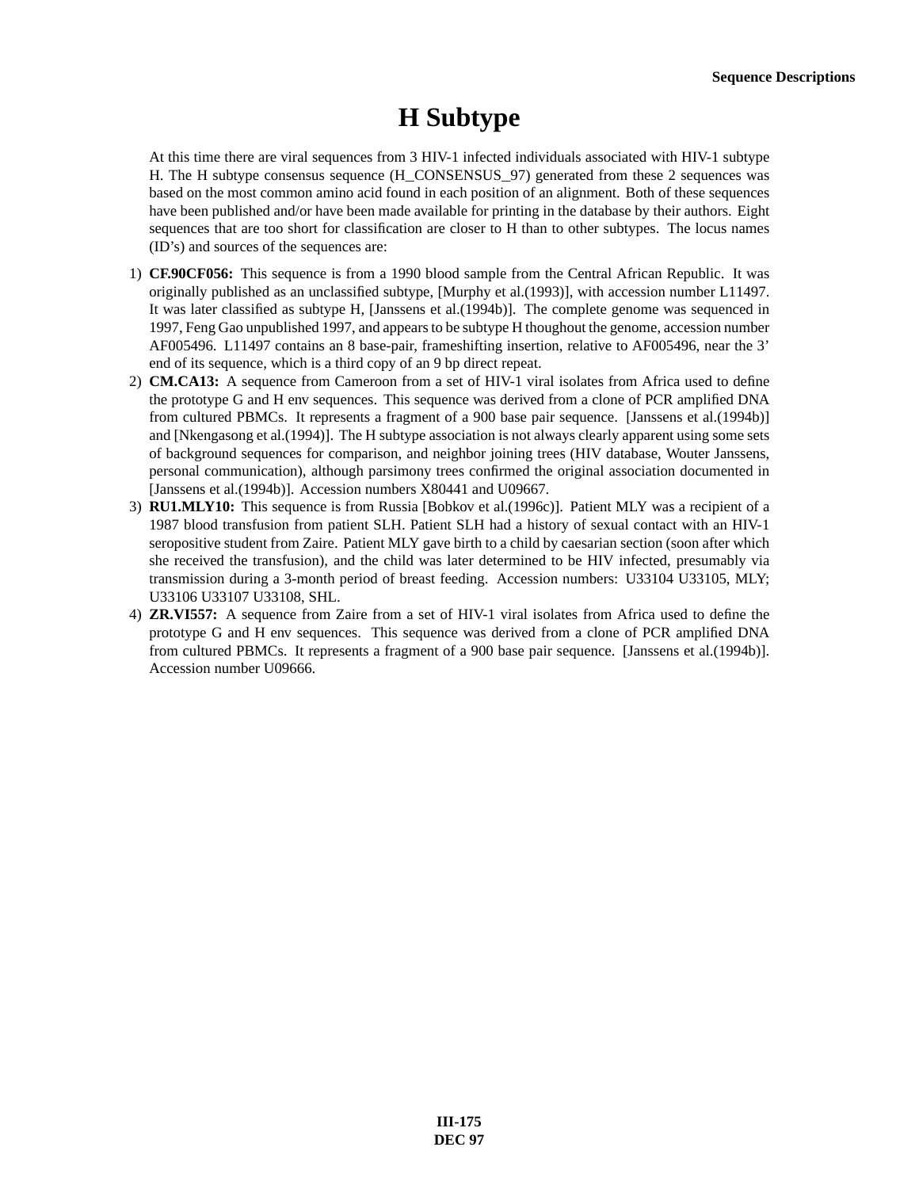# H Subtype

At this time there are viral sequences from 3 HIV-1 infected individuals associated with HIV-1 subtype H. The H subtype consensus sequence (H_CONSENSUS_97) generated from these 2 sequences was based on the most common amino acid found in each position of an alignment. Both of these sequences have been published and/or have been made available for printing in the database by their authors. Eight sequences that are too short for classification are closer to H than to other subtypes. The locus names (ID's) and sources of the sequences are:

1) **CF.90CF056:** This sequence is from a 1990 blood sample from the Central African Republic. It was originally published as an unclassified subtype, [Murphy et al.(1993)], with accession number L11497. It was later classified as subtype H, [Janssens et al.(1994b)]. The complete genome was sequenced in 1997, Feng Gao unpublished 1997, and appears to be subtype H thoughout the genome, accession number AF005496. L11497 contains an 8 base-pair, frameshifting insertion, relative to AF005496, near the 3' end of its sequence, which is a third copy of an 9 bp direct repeat.
2) **CM.CA13:** A sequence from Cameroon from a set of HIV-1 viral isolates from Africa used to define the prototype G and H env sequences. This sequence was derived from a clone of PCR amplified DNA from cultured PBMCs. It represents a fragment of a 900 base pair sequence. [Janssens et al.(1994b)] and [Nkengasong et al.(1994)]. The H subtype association is not always clearly apparent using some sets of background sequences for comparison, and neighbor joining trees (HIV database, Wouter Janssens, personal communication), although parsimony trees confirmed the original association documented in [Janssens et al.(1994b)]. Accession numbers X80441 and U09667.
3) **RU1.MLY10:** This sequence is from Russia [Bobkov et al.(1996c)]. Patient MLY was a recipient of a 1987 blood transfusion from patient SLH. Patient SLH had a history of sexual contact with an HIV-1 seropositive student from Zaire. Patient MLY gave birth to a child by caesarian section (soon after which she received the transfusion), and the child was later determined to be HIV infected, presumably via transmission during a 3-month period of breast feeding. Accession numbers: U33104 U33105, MLY; U33106 U33107 U33108, SHL.
4) **ZR.VI557:** A sequence from Zaire from a set of HIV-1 viral isolates from Africa used to define the prototype G and H env sequences. This sequence was derived from a clone of PCR amplified DNA from cultured PBMCs. It represents a fragment of a 900 base pair sequence. [Janssens et al.(1994b)]. Accession number U09666.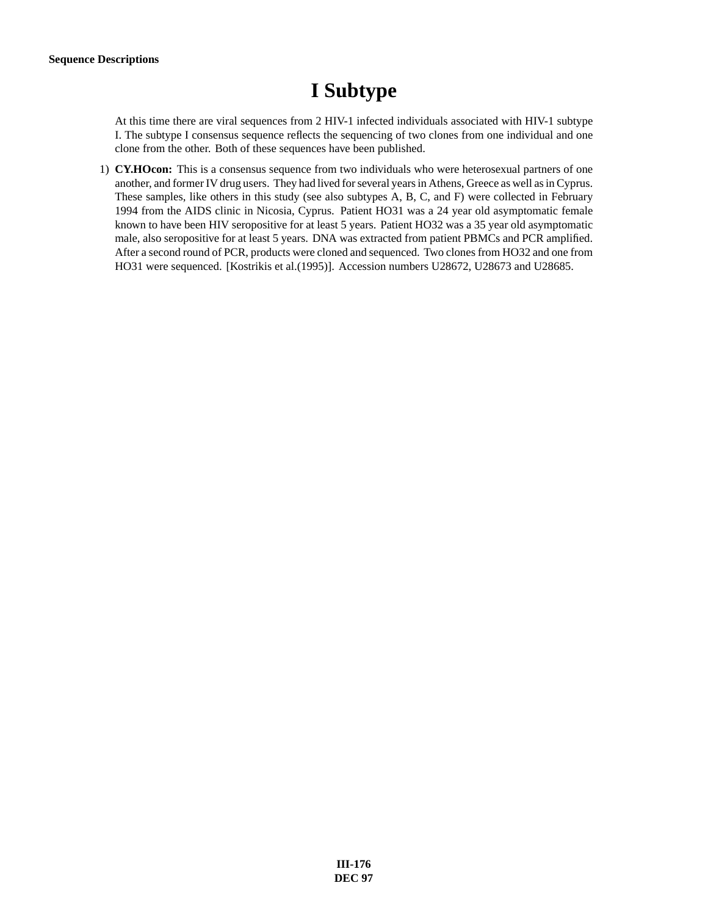# I Subtype

At this time there are viral sequences from 2 HIV-1 infected individuals associated with HIV-1 subtype I. The subtype I consensus sequence reflects the sequencing of two clones from one individual and one clone from the other. Both of these sequences have been published.

1) **CY.HOcon:** This is a consensus sequence from two individuals who were heterosexual partners of one another, and former IV drug users. They had lived for several years in Athens, Greece as well as in Cyprus. These samples, like others in this study (see also subtypes A, B, C, and F) were collected in February 1994 from the AIDS clinic in Nicosia, Cyprus. Patient HO31 was a 24 year old asymptomatic female known to have been HIV seropositive for at least 5 years. Patient HO32 was a 35 year old asymptomatic male, also seropositive for at least 5 years. DNA was extracted from patient PBMCs and PCR amplified. After a second round of PCR, products were cloned and sequenced. Two clones from HO32 and one from HO31 were sequenced. [Kostrikis et al.(1995)]. Accession numbers U28672, U28673 and U28685.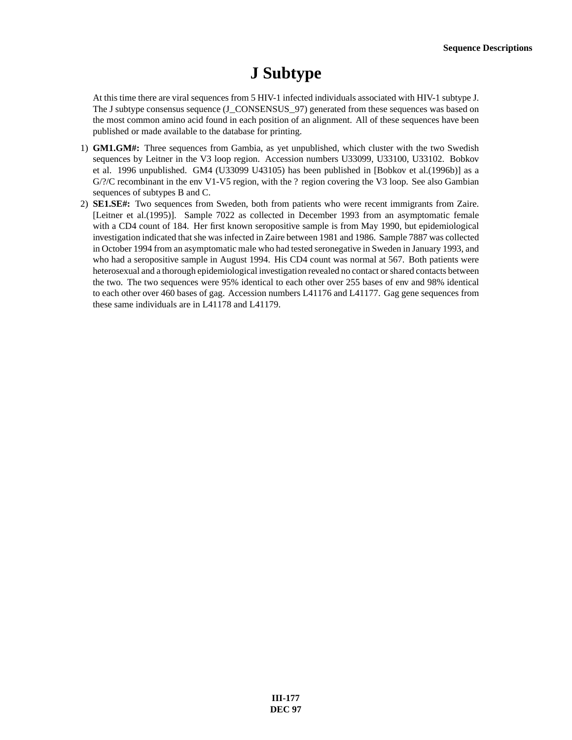# J Subtype

At this time there are viral sequences from 5 HIV-1 infected individuals associated with HIV-1 subtype J. The J subtype consensus sequence (J_CONSENSUS_97) generated from these sequences was based on the most common amino acid found in each position of an alignment. All of these sequences have been published or made available to the database for printing.

1) **GM1.GM#:** Three sequences from Gambia, as yet unpublished, which cluster with the two Swedish sequences by Leitner in the V3 loop region. Accession numbers U33099, U33100, U33102. Bobkov et al. 1996 unpublished. GM4 (U33099 U43105) has been published in [Bobkov et al.(1996b)] as a G/?/C recombinant in the env V1-V5 region, with the ? region covering the V3 loop. See also Gambian sequences of subtypes B and C.

2) **SE1.SE#:** Two sequences from Sweden, both from patients who were recent immigrants from Zaire. [Leitner et al.(1995)]. Sample 7022 as collected in December 1993 from an asymptomatic female with a CD4 count of 184. Her first known seropositive sample is from May 1990, but epidemiological investigation indicated that she was infected in Zaire between 1981 and 1986. Sample 7887 was collected in October 1994 from an asymptomatic male who had tested seronegative in Sweden in January 1993, and who had a seropositive sample in August 1994. His CD4 count was normal at 567. Both patients were heterosexual and a thorough epidemiological investigation revealed no contact or shared contacts between the two. The two sequences were 95% identical to each other over 255 bases of env and 98% identical to each other over 460 bases of gag. Accession numbers L41176 and L41177. Gag gene sequences from these same individuals are in L41178 and L41179.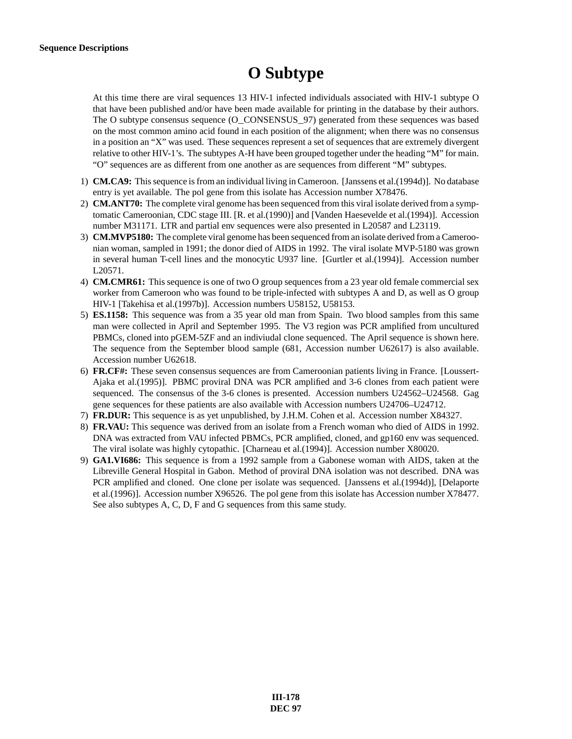# O Subtype

At this time there are viral sequences 13 HIV-1 infected individuals associated with HIV-1 subtype O that have been published and/or have been made available for printing in the database by their authors. The O subtype consensus sequence (O_CONSENSUS_97) generated from these sequences was based on the most common amino acid found in each position of the alignment; when there was no consensus in a position an "X" was used. These sequences represent a set of sequences that are extremely divergent relative to other HIV-1's. The subtypes A-H have been grouped together under the heading "M" for main. "O" sequences are as different from one another as are sequences from different "M" subtypes.

1) **CM.CA9:** This sequence is from an individual living in Cameroon. [Janssens et al.(1994d)]. No database entry is yet available. The pol gene from this isolate has Accession number X78476.
2) **CM.ANT70:** The complete viral genome has been sequenced from this viral isolate derived from a symptomatic Cameroonian, CDC stage III. [R. et al.(1990)] and [Vanden Haesevelde et al.(1994)]. Accession number M31171. LTR and partial env sequences were also presented in L20587 and L23119.
3) **CM.MVP5180:** The complete viral genome has been sequenced from an isolate derived from a Cameroonian woman, sampled in 1991; the donor died of AIDS in 1992. The viral isolate MVP-5180 was grown in several human T-cell lines and the monocytic U937 line. [Gurtler et al.(1994)]. Accession number L20571.
4) **CM.CMR61:** This sequence is one of two O group sequences from a 23 year old female commercial sex worker from Cameroon who was found to be triple-infected with subtypes A and D, as well as O group HIV-1 [Takehisa et al.(1997b)]. Accession numbers U58152, U58153.
5) **ES.1158:** This sequence was from a 35 year old man from Spain. Two blood samples from this same man were collected in April and September 1995. The V3 region was PCR amplified from uncultured PBMCs, cloned into pGEM-5ZF and an indiviudal clone sequenced. The April sequence is shown here. The sequence from the September blood sample (681, Accession number U62617) is also available. Accession number U62618.
6) **FR.CF#:** These seven consensus sequences are from Cameroonian patients living in France. [Loussert-Ajaka et al.(1995)]. PBMC proviral DNA was PCR amplified and 3-6 clones from each patient were sequenced. The consensus of the 3-6 clones is presented. Accession numbers U24562–U24568. Gag gene sequences for these patients are also available with Accession numbers U24706–U24712.
7) **FR.DUR:** This sequence is as yet unpublished, by J.H.M. Cohen et al. Accession number X84327.
8) **FR.VAU:** This sequence was derived from an isolate from a French woman who died of AIDS in 1992. DNA was extracted from VAU infected PBMCs, PCR amplified, cloned, and gp160 env was sequenced. The viral isolate was highly cytopathic. [Charneau et al.(1994)]. Accession number X80020.
9) **GA1.VI686:** This sequence is from a 1992 sample from a Gabonese woman with AIDS, taken at the Libreville General Hospital in Gabon. Method of proviral DNA isolation was not described. DNA was PCR amplified and cloned. One clone per isolate was sequenced. [Janssens et al.(1994d)], [Delaporte et al.(1996)]. Accession number X96526. The pol gene from this isolate has Accession number X78477. See also subtypes A, C, D, F and G sequences from this same study.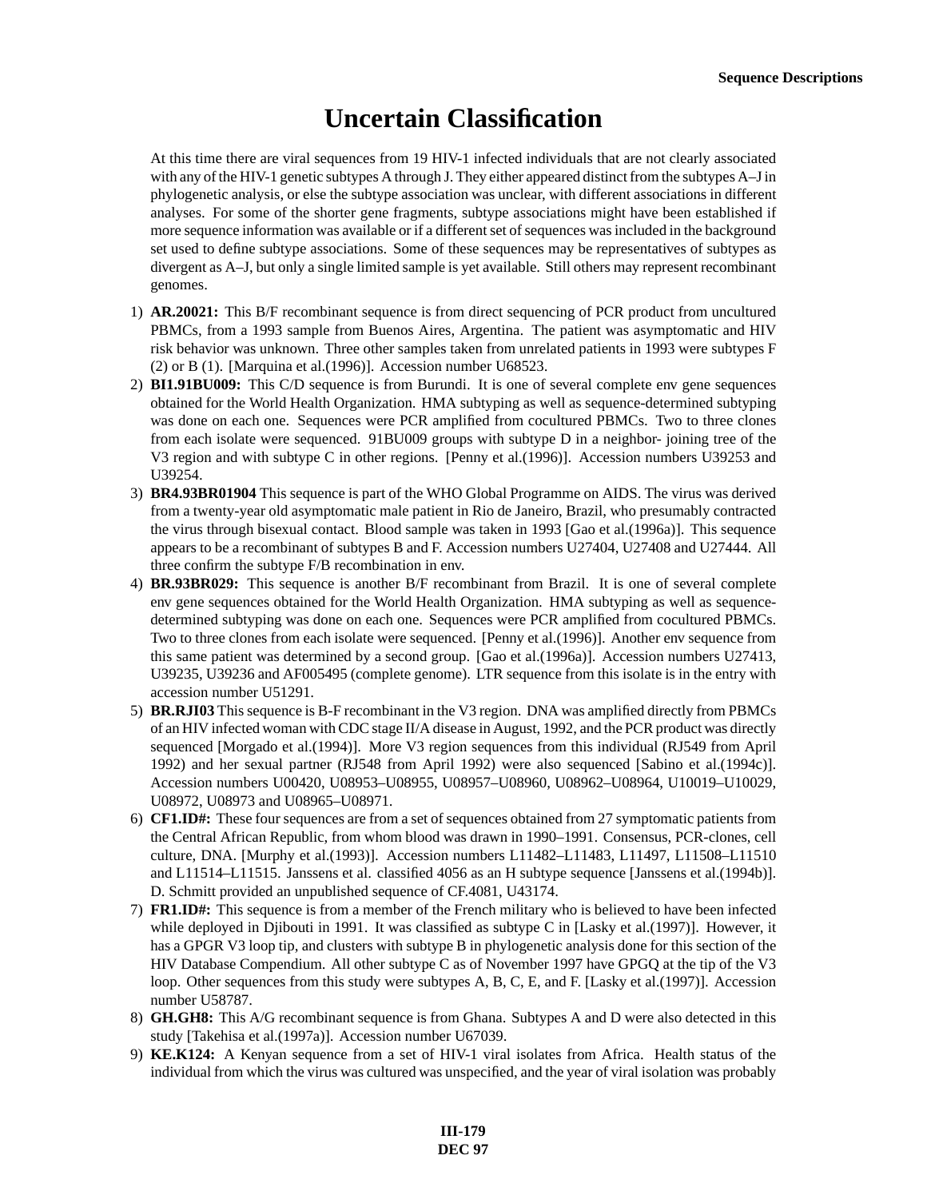# Uncertain Classification

At this time there are viral sequences from 19 HIV-1 infected individuals that are not clearly associated with any of the HIV-1 genetic subtypes A through J. They either appeared distinct from the subtypes A–J in phylogenetic analysis, or else the subtype association was unclear, with different associations in different analyses. For some of the shorter gene fragments, subtype associations might have been established if more sequence information was available or if a different set of sequences was included in the background set used to define subtype associations. Some of these sequences may be representatives of subtypes as divergent as A–J, but only a single limited sample is yet available. Still others may represent recombinant genomes.

1) **AR.20021:** This B/F recombinant sequence is from direct sequencing of PCR product from uncultured PBMCs, from a 1993 sample from Buenos Aires, Argentina. The patient was asymptomatic and HIV risk behavior was unknown. Three other samples taken from unrelated patients in 1993 were subtypes F (2) or B (1). [Marquina et al.(1996)]. Accession number U68523.
2) **BI1.91BU009:** This C/D sequence is from Burundi. It is one of several complete env gene sequences obtained for the World Health Organization. HMA subtyping as well as sequence-determined subtyping was done on each one. Sequences were PCR amplified from cocultured PBMCs. Two to three clones from each isolate were sequenced. 91BU009 groups with subtype D in a neighbor- joining tree of the V3 region and with subtype C in other regions. [Penny et al.(1996)]. Accession numbers U39253 and U39254.
3) **BR4.93BR01904** This sequence is part of the WHO Global Programme on AIDS. The virus was derived from a twenty-year old asymptomatic male patient in Rio de Janeiro, Brazil, who presumably contracted the virus through bisexual contact. Blood sample was taken in 1993 [Gao et al.(1996a)]. This sequence appears to be a recombinant of subtypes B and F. Accession numbers U27404, U27408 and U27444. All three confirm the subtype F/B recombination in env.
4) **BR.93BR029:** This sequence is another B/F recombinant from Brazil. It is one of several complete env gene sequences obtained for the World Health Organization. HMA subtyping as well as sequence-determined subtyping was done on each one. Sequences were PCR amplified from cocultured PBMCs. Two to three clones from each isolate were sequenced. [Penny et al.(1996)]. Another env sequence from this same patient was determined by a second group. [Gao et al.(1996a)]. Accession numbers U27413, U39235, U39236 and AF005495 (complete genome). LTR sequence from this isolate is in the entry with accession number U51291.
5) **BR.RJI03** This sequence is B-F recombinant in the V3 region. DNA was amplified directly from PBMCs of an HIV infected woman with CDC stage II/A disease in August, 1992, and the PCR product was directly sequenced [Morgado et al.(1994)]. More V3 region sequences from this individual (RJ549 from April 1992) and her sexual partner (RJ548 from April 1992) were also sequenced [Sabino et al.(1994c)]. Accession numbers U00420, U08953–U08955, U08957–U08960, U08962–U08964, U10019–U10029, U08972, U08973 and U08965–U08971.
6) **CF1.ID#:** These four sequences are from a set of sequences obtained from 27 symptomatic patients from the Central African Republic, from whom blood was drawn in 1990–1991. Consensus, PCR-clones, cell culture, DNA. [Murphy et al.(1993)]. Accession numbers L11482–L11483, L11497, L11508–L11510 and L11514–L11515. Janssens et al. classified 4056 as an H subtype sequence [Janssens et al.(1994b)]. D. Schmitt provided an unpublished sequence of CF.4081, U43174.
7) **FR1.ID#:** This sequence is from a member of the French military who is believed to have been infected while deployed in Djibouti in 1991. It was classified as subtype C in [Lasky et al.(1997)]. However, it has a GPGR V3 loop tip, and clusters with subtype B in phylogenetic analysis done for this section of the HIV Database Compendium. All other subtype C as of November 1997 have GPGQ at the tip of the V3 loop. Other sequences from this study were subtypes A, B, C, E, and F. [Lasky et al.(1997)]. Accession number U58787.
8) **GH.GH8:** This A/G recombinant sequence is from Ghana. Subtypes A and D were also detected in this study [Takehisa et al.(1997a)]. Accession number U67039.
9) **KE.K124:** A Kenyan sequence from a set of HIV-1 viral isolates from Africa. Health status of the individual from which the virus was cultured was unspecified, and the year of viral isolation was probably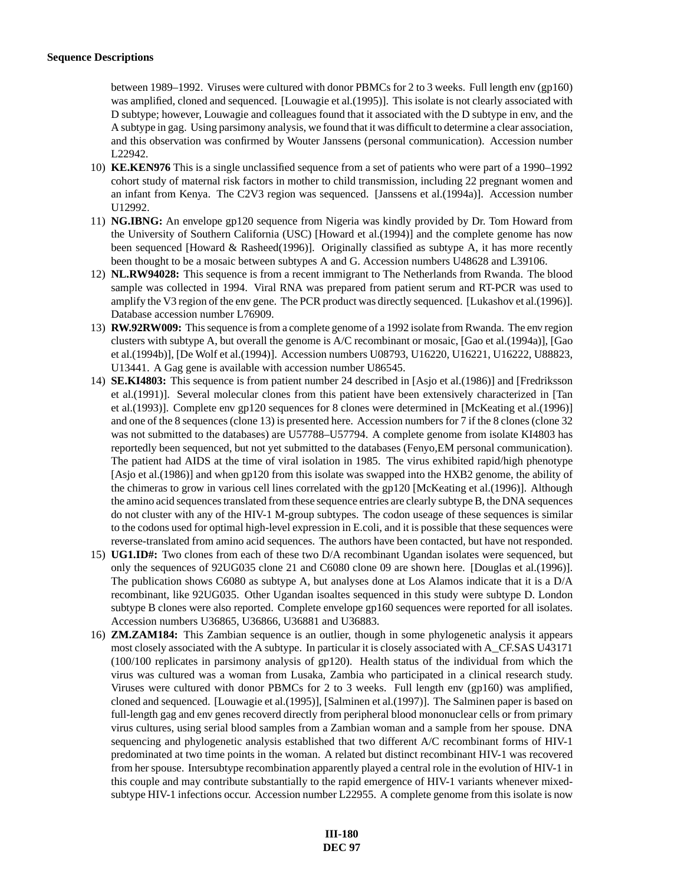between 1989–1992. Viruses were cultured with donor PBMCs for 2 to 3 weeks. Full length env (gp160) was amplified, cloned and sequenced. [Louwagie et al.(1995)]. This isolate is not clearly associated with D subtype; however, Louwagie and colleagues found that it associated with the D subtype in env, and the A subtype in gag. Using parsimony analysis, we found that it was difficult to determine a clear association, and this observation was confirmed by Wouter Janssens (personal communication). Accession number L22942.

10) **KE.KEN976** This is a single unclassified sequence from a set of patients who were part of a 1990–1992 cohort study of maternal risk factors in mother to child transmission, including 22 pregnant women and an infant from Kenya. The C2V3 region was sequenced. [Janssens et al.(1994a)]. Accession number U12992.

11) **NG.IBNG:** An envelope gp120 sequence from Nigeria was kindly provided by Dr. Tom Howard from the University of Southern California (USC) [Howard et al.(1994)] and the complete genome has now been sequenced [Howard & Rasheed(1996)]. Originally classified as subtype A, it has more recently been thought to be a mosaic between subtypes A and G. Accession numbers U48628 and L39106.

12) **NL.RW94028:** This sequence is from a recent immigrant to The Netherlands from Rwanda. The blood sample was collected in 1994. Viral RNA was prepared from patient serum and RT-PCR was used to amplify the V3 region of the env gene. The PCR product was directly sequenced. [Lukashov et al.(1996)]. Database accession number L76909.

13) **RW.92RW009:** This sequence is from a complete genome of a 1992 isolate from Rwanda. The env region clusters with subtype A, but overall the genome is A/C recombinant or mosaic, [Gao et al.(1994a)], [Gao et al.(1994b)], [De Wolf et al.(1994)]. Accession numbers U08793, U16220, U16221, U16222, U88823, U13441. A Gag gene is available with accession number U86545.

14) **SE.KI4803:** This sequence is from patient number 24 described in [Asjo et al.(1986)] and [Fredriksson et al.(1991)]. Several molecular clones from this patient have been extensively characterized in [Tan et al.(1993)]. Complete env gp120 sequences for 8 clones were determined in [McKeating et al.(1996)] and one of the 8 sequences (clone 13) is presented here. Accession numbers for 7 if the 8 clones (clone 32 was not submitted to the databases) are U57788–U57794. A complete genome from isolate KI4803 has reportedly been sequenced, but not yet submitted to the databases (Fenyo,EM personal communication). The patient had AIDS at the time of viral isolation in 1985. The virus exhibited rapid/high phenotype [Asjo et al.(1986)] and when gp120 from this isolate was swapped into the HXB2 genome, the ability of the chimeras to grow in various cell lines correlated with the gp120 [McKeating et al.(1996)]. Although the amino acid sequences translated from these sequence entries are clearly subtype B, the DNA sequences do not cluster with any of the HIV-1 M-group subtypes. The codon useage of these sequences is similar to the codons used for optimal high-level expression in E.coli, and it is possible that these sequences were reverse-translated from amino acid sequences. The authors have been contacted, but have not responded.

15) **UG1.ID#:** Two clones from each of these two D/A recombinant Ugandan isolates were sequenced, but only the sequences of 92UG035 clone 21 and C6080 clone 09 are shown here. [Douglas et al.(1996)]. The publication shows C6080 as subtype A, but analyses done at Los Alamos indicate that it is a D/A recombinant, like 92UG035. Other Ugandan isoaltes sequenced in this study were subtype D. London subtype B clones were also reported. Complete envelope gp160 sequences were reported for all isolates. Accession numbers U36865, U36866, U36881 and U36883.

16) **ZM.ZAM184:** This Zambian sequence is an outlier, though in some phylogenetic analysis it appears most closely associated with the A subtype. In particular it is closely associated with A_CF.SAS U43171 (100/100 replicates in parsimony analysis of gp120). Health status of the individual from which the virus was cultured was a woman from Lusaka, Zambia who participated in a clinical research study. Viruses were cultured with donor PBMCs for 2 to 3 weeks. Full length env (gp160) was amplified, cloned and sequenced. [Louwagie et al.(1995)], [Salminen et al.(1997)]. The Salminen paper is based on full-length gag and env genes recoverd directly from peripheral blood mononuclear cells or from primary virus cultures, using serial blood samples from a Zambian woman and a sample from her spouse. DNA sequencing and phylogenetic analysis established that two different A/C recombinant forms of HIV-1 predominated at two time points in the woman. A related but distinct recombinant HIV-1 was recovered from her spouse. Intersubtype recombination apparently played a central role in the evolution of HIV-1 in this couple and may contribute substantially to the rapid emergence of HIV-1 variants whenever mixed-subtype HIV-1 infections occur. Accession number L22955. A complete genome from this isolate is now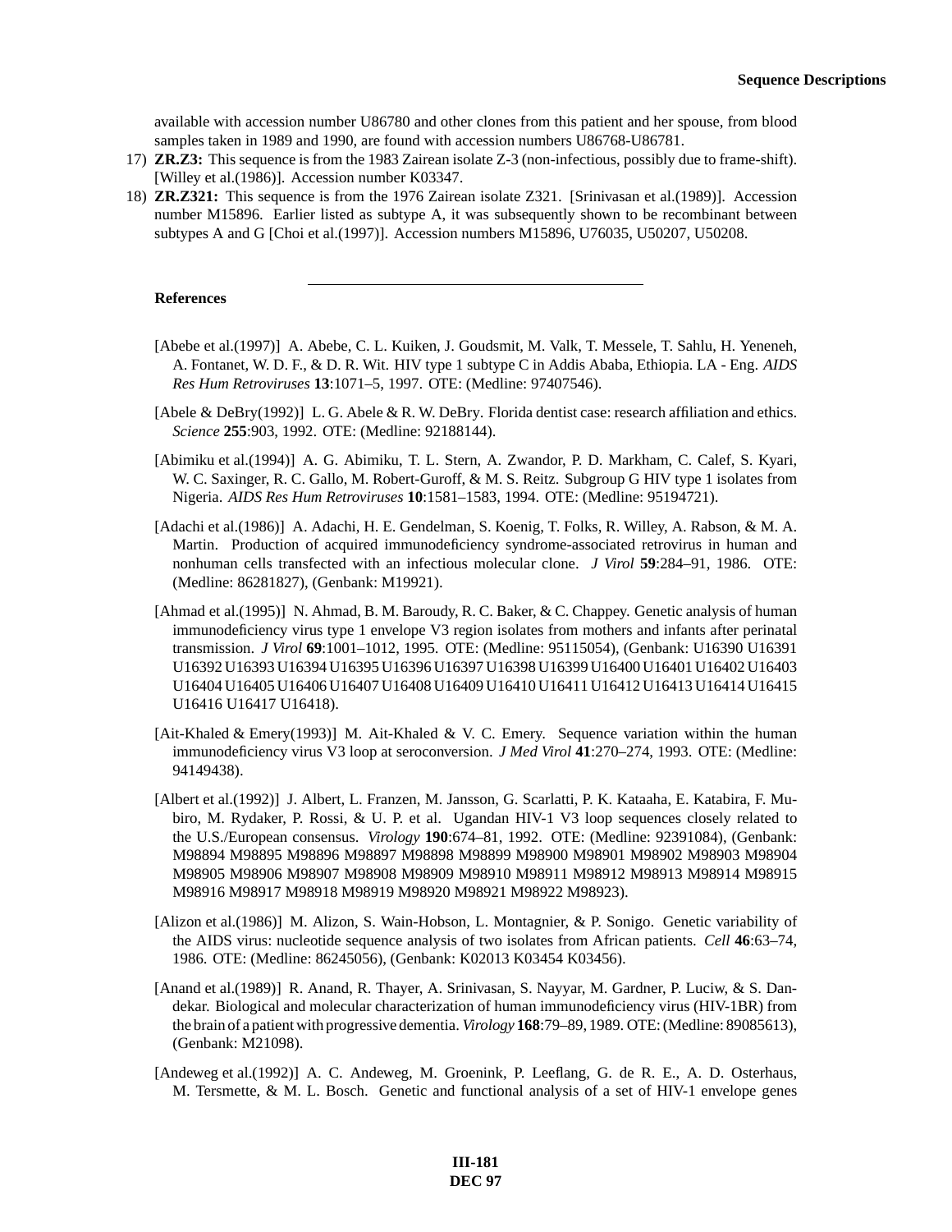available with accession number U86780 and other clones from this patient and her spouse, from blood samples taken in 1989 and 1990, are found with accession numbers U86768-U86781.

17) **ZR.Z3:** This sequence is from the 1983 Zairean isolate Z-3 (non-infectious, possibly due to frame-shift). [Willey et al.(1986)]. Accession number K03347.

18) **ZR.Z321:** This sequence is from the 1976 Zairean isolate Z321. [Srinivasan et al.(1989)]. Accession number M15896. Earlier listed as subtype A, it was subsequently shown to be recombinant between subtypes A and G [Choi et al.(1997)]. Accession numbers M15896, U76035, U50207, U50208.

---

**References**

[Abebe et al.(1997)] A. Abebe, C. L. Kuiken, J. Goudsmit, M. Valk, T. Messele, T. Sahlu, H. Yeneneh, A. Fontanet, W. D. F., & D. R. Wit. HIV type 1 subtype C in Addis Ababa, Ethiopia. LA - Eng. *AIDS Res Hum Retroviruses* **13**:1071–5, 1997. OTE: (Medline: 97407546).

[Abele & DeBry(1992)] L. G. Abele & R. W. DeBry. Florida dentist case: research affiliation and ethics. *Science* **255**:903, 1992. OTE: (Medline: 92188144).

[Abimiku et al.(1994)] A. G. Abimiku, T. L. Stern, A. Zwandor, P. D. Markham, C. Calef, S. Kyari, W. C. Saxinger, R. C. Gallo, M. Robert-Guroff, & M. S. Reitz. Subgroup G HIV type 1 isolates from Nigeria. *AIDS Res Hum Retroviruses* **10**:1581–1583, 1994. OTE: (Medline: 95194721).

[Adachi et al.(1986)] A. Adachi, H. E. Gendelman, S. Koenig, T. Folks, R. Willey, A. Rabson, & M. A. Martin. Production of acquired immunodeficiency syndrome-associated retrovirus in human and nonhuman cells transfected with an infectious molecular clone. *J Virol* **59**:284–91, 1986. OTE: (Medline: 86281827), (Genbank: M19921).

[Ahmad et al.(1995)] N. Ahmad, B. M. Baroudy, R. C. Baker, & C. Chappey. Genetic analysis of human immunodeficiency virus type 1 envelope V3 region isolates from mothers and infants after perinatal transmission. *J Virol* **69**:1001–1012, 1995. OTE: (Medline: 95115054), (Genbank: U16390 U16391 U16392 U16393 U16394 U16395 U16396 U16397 U16398 U16399 U16400 U16401 U16402 U16403 U16404 U16405 U16406 U16407 U16408 U16409 U16410 U16411 U16412 U16413 U16414 U16415 U16416 U16417 U16418).

[Ait-Khaled & Emery(1993)] M. Ait-Khaled & V. C. Emery. Sequence variation within the human immunodeficiency virus V3 loop at seroconversion. *J Med Virol* **41**:270–274, 1993. OTE: (Medline: 94149438).

[Albert et al.(1992)] J. Albert, L. Franzen, M. Jansson, G. Scarlatti, P. K. Kataaha, E. Katabira, F. Mubiro, M. Rydaker, P. Rossi, & U. P. et al. Ugandan HIV-1 V3 loop sequences closely related to the U.S./European consensus. *Virology* **190**:674–81, 1992. OTE: (Medline: 92391084), (Genbank: M98894 M98895 M98896 M98897 M98898 M98899 M98900 M98901 M98902 M98903 M98904 M98905 M98906 M98907 M98908 M98909 M98910 M98911 M98912 M98913 M98914 M98915 M98916 M98917 M98918 M98919 M98920 M98921 M98922 M98923).

[Alizon et al.(1986)] M. Alizon, S. Wain-Hobson, L. Montagnier, & P. Sonigo. Genetic variability of the AIDS virus: nucleotide sequence analysis of two isolates from African patients. *Cell* **46**:63–74, 1986. OTE: (Medline: 86245056), (Genbank: K02013 K03454 K03456).

[Anand et al.(1989)] R. Anand, R. Thayer, A. Srinivasan, S. Nayyar, M. Gardner, P. Luciw, & S. Dandekar. Biological and molecular characterization of human immunodeficiency virus (HIV-1BR) from the brain of a patient with progressive dementia. *Virology* **168**:79–89, 1989. OTE: (Medline: 89085613), (Genbank: M21098).

[Andeweg et al.(1992)] A. C. Andeweg, M. Groenink, P. Leeflang, G. de R. E., A. D. Osterhaus, M. Tersmette, & M. L. Bosch. Genetic and functional analysis of a set of HIV-1 envelope genes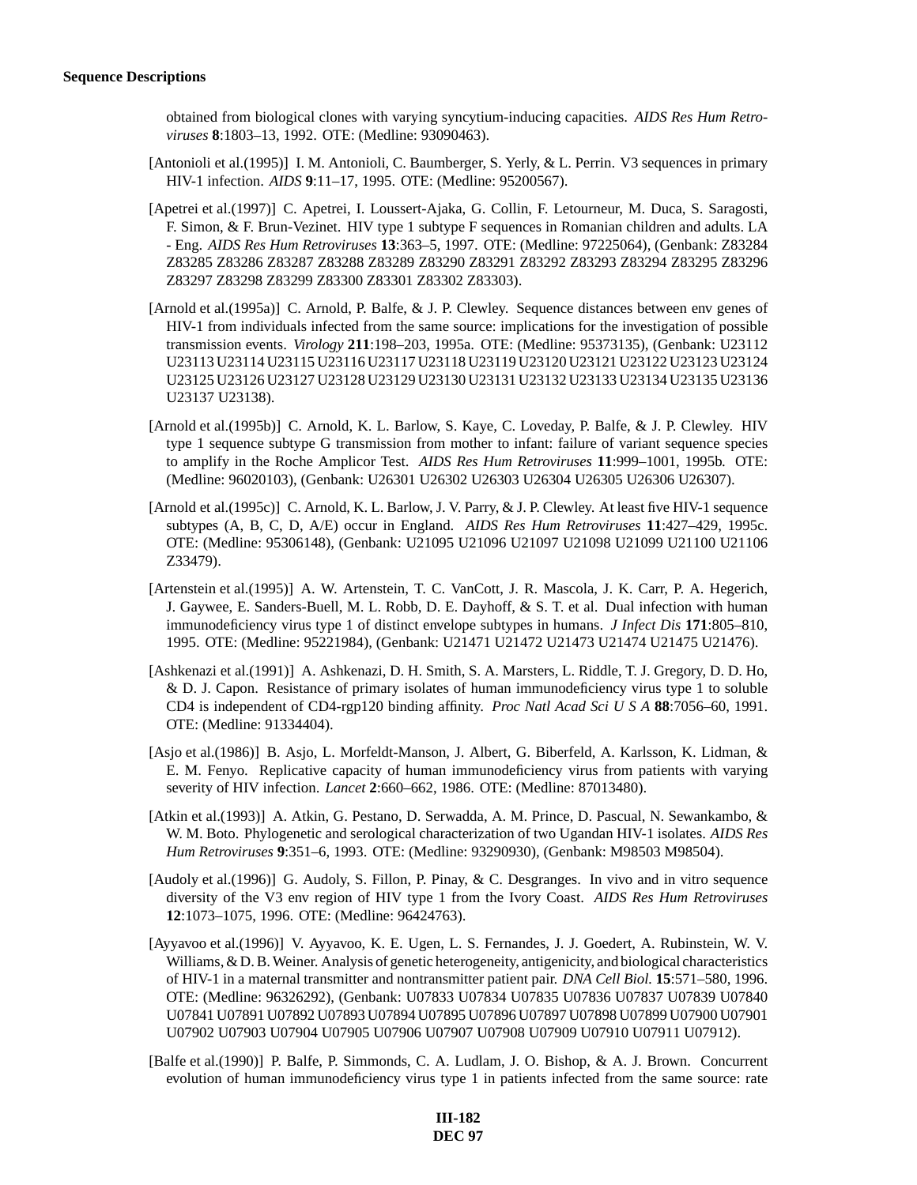obtained from biological clones with varying syncytium-inducing capacities. *AIDS Res Hum Retroviruses* **8**:1803–13, 1992. OTE: (Medline: 93090463).

[Antonioli et al.(1995)] I. M. Antonioli, C. Baumberger, S. Yerly, & L. Perrin. V3 sequences in primary HIV-1 infection. *AIDS* **9**:11–17, 1995. OTE: (Medline: 95200567).

[Apetrei et al.(1997)] C. Apetrei, I. Loussert-Ajaka, G. Collin, F. Letourneur, M. Duca, S. Saragosti, F. Simon, & F. Brun-Vezinet. HIV type 1 subtype F sequences in Romanian children and adults. LA - Eng. *AIDS Res Hum Retroviruses* **13**:363–5, 1997. OTE: (Medline: 97225064), (Genbank: Z83284 Z83285 Z83286 Z83287 Z83288 Z83289 Z83290 Z83291 Z83292 Z83293 Z83294 Z83295 Z83296 Z83297 Z83298 Z83299 Z83300 Z83301 Z83302 Z83303).

[Arnold et al.(1995a)] C. Arnold, P. Balfe, & J. P. Clewley. Sequence distances between env genes of HIV-1 from individuals infected from the same source: implications for the investigation of possible transmission events. *Virology* **211**:198–203, 1995a. OTE: (Medline: 95373135), (Genbank: U23112 U23113 U23114 U23115 U23116 U23117 U23118 U23119 U23120 U23121 U23122 U23123 U23124 U23125 U23126 U23127 U23128 U23129 U23130 U23131 U23132 U23133 U23134 U23135 U23136 U23137 U23138).

[Arnold et al.(1995b)] C. Arnold, K. L. Barlow, S. Kaye, C. Loveday, P. Balfe, & J. P. Clewley. HIV type 1 sequence subtype G transmission from mother to infant: failure of variant sequence species to amplify in the Roche Amplicor Test. *AIDS Res Hum Retroviruses* **11**:999–1001, 1995b. OTE: (Medline: 96020103), (Genbank: U26301 U26302 U26303 U26304 U26305 U26306 U26307).

[Arnold et al.(1995c)] C. Arnold, K. L. Barlow, J. V. Parry, & J. P. Clewley. At least five HIV-1 sequence subtypes (A, B, C, D, A/E) occur in England. *AIDS Res Hum Retroviruses* **11**:427–429, 1995c. OTE: (Medline: 95306148), (Genbank: U21095 U21096 U21097 U21098 U21099 U21100 U21106 Z33479).

[Artenstein et al.(1995)] A. W. Artenstein, T. C. VanCott, J. R. Mascola, J. K. Carr, P. A. Hegerich, J. Gaywee, E. Sanders-Buell, M. L. Robb, D. E. Dayhoff, & S. T. et al. Dual infection with human immunodeficiency virus type 1 of distinct envelope subtypes in humans. *J Infect Dis* **171**:805–810, 1995. OTE: (Medline: 95221984), (Genbank: U21471 U21472 U21473 U21474 U21475 U21476).

[Ashkenazi et al.(1991)] A. Ashkenazi, D. H. Smith, S. A. Marsters, L. Riddle, T. J. Gregory, D. D. Ho, & D. J. Capon. Resistance of primary isolates of human immunodeficiency virus type 1 to soluble CD4 is independent of CD4-rgp120 binding affinity. *Proc Natl Acad Sci U S A* **88**:7056–60, 1991. OTE: (Medline: 91334404).

[Asjo et al.(1986)] B. Asjo, L. Morfeldt-Manson, J. Albert, G. Biberfeld, A. Karlsson, K. Lidman, & E. M. Fenyo. Replicative capacity of human immunodeficiency virus from patients with varying severity of HIV infection. *Lancet* **2**:660–662, 1986. OTE: (Medline: 87013480).

[Atkin et al.(1993)] A. Atkin, G. Pestano, D. Serwadda, A. M. Prince, D. Pascual, N. Sewankambo, & W. M. Boto. Phylogenetic and serological characterization of two Ugandan HIV-1 isolates. *AIDS Res Hum Retroviruses* **9**:351–6, 1993. OTE: (Medline: 93290930), (Genbank: M98503 M98504).

[Audoly et al.(1996)] G. Audoly, S. Fillon, P. Pinay, & C. Desgranges. In vivo and in vitro sequence diversity of the V3 env region of HIV type 1 from the Ivory Coast. *AIDS Res Hum Retroviruses* **12**:1073–1075, 1996. OTE: (Medline: 96424763).

[Ayyavoo et al.(1996)] V. Ayyavoo, K. E. Ugen, L. S. Fernandes, J. J. Goedert, A. Rubinstein, W. V. Williams, & D. B. Weiner. Analysis of genetic heterogeneity, antigenicity, and biological characteristics of HIV-1 in a maternal transmitter and nontransmitter patient pair. *DNA Cell Biol.* **15**:571–580, 1996. OTE: (Medline: 96326292), (Genbank: U07833 U07834 U07835 U07836 U07837 U07839 U07840 U07841 U07891 U07892 U07893 U07894 U07895 U07896 U07897 U07898 U07899 U07900 U07901 U07902 U07903 U07904 U07905 U07906 U07907 U07908 U07909 U07910 U07911 U07912).

[Balfe et al.(1990)] P. Balfe, P. Simmonds, C. A. Ludlam, J. O. Bishop, & A. J. Brown. Concurrent evolution of human immunodeficiency virus type 1 in patients infected from the same source: rate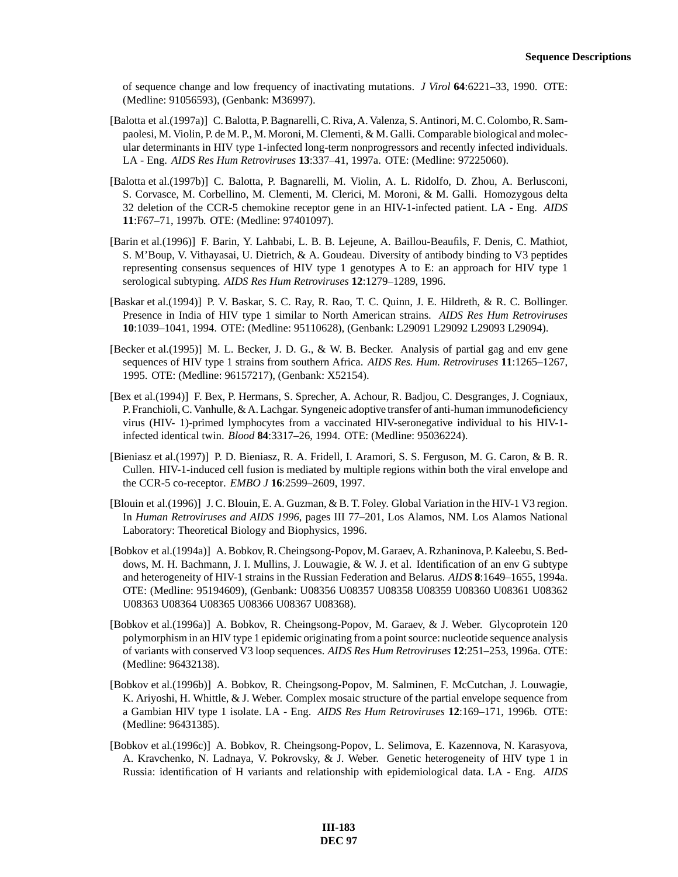of sequence change and low frequency of inactivating mutations. *J Virol* **64**:6221–33, 1990. OTE: (Medline: 91056593), (Genbank: M36997).

[Balotta et al.(1997a)] C. Balotta, P. Bagnarelli, C. Riva, A. Valenza, S. Antinori, M. C. Colombo, R. Sampaolesi, M. Violin, P. de M. P., M. Moroni, M. Clementi, & M. Galli. Comparable biological and molecular determinants in HIV type 1-infected long-term nonprogressors and recently infected individuals. LA - Eng. *AIDS Res Hum Retroviruses* **13**:337–41, 1997a. OTE: (Medline: 97225060).

[Balotta et al.(1997b)] C. Balotta, P. Bagnarelli, M. Violin, A. L. Ridolfo, D. Zhou, A. Berlusconi, S. Corvasce, M. Corbellino, M. Clementi, M. Clerici, M. Moroni, & M. Galli. Homozygous delta 32 deletion of the CCR-5 chemokine receptor gene in an HIV-1-infected patient. LA - Eng. *AIDS* **11**:F67–71, 1997b. OTE: (Medline: 97401097).

[Barin et al.(1996)] F. Barin, Y. Lahbabi, L. B. B. Lejeune, A. Baillou-Beaufils, F. Denis, C. Mathiot, S. M'Boup, V. Vithayasai, U. Dietrich, & A. Goudeau. Diversity of antibody binding to V3 peptides representing consensus sequences of HIV type 1 genotypes A to E: an approach for HIV type 1 serological subtyping. *AIDS Res Hum Retroviruses* **12**:1279–1289, 1996.

[Baskar et al.(1994)] P. V. Baskar, S. C. Ray, R. Rao, T. C. Quinn, J. E. Hildreth, & R. C. Bollinger. Presence in India of HIV type 1 similar to North American strains. *AIDS Res Hum Retroviruses* **10**:1039–1041, 1994. OTE: (Medline: 95110628), (Genbank: L29091 L29092 L29093 L29094).

[Becker et al.(1995)] M. L. Becker, J. D. G., & W. B. Becker. Analysis of partial gag and env gene sequences of HIV type 1 strains from southern Africa. *AIDS Res. Hum. Retroviruses* **11**:1265–1267, 1995. OTE: (Medline: 96157217), (Genbank: X52154).

[Bex et al.(1994)] F. Bex, P. Hermans, S. Sprecher, A. Achour, R. Badjou, C. Desgranges, J. Cogniaux, P. Franchioli, C. Vanhulle, & A. Lachgar. Syngeneic adoptive transfer of anti-human immunodeficiency virus (HIV- 1)-primed lymphocytes from a vaccinated HIV-seronegative individual to his HIV-1-infected identical twin. *Blood* **84**:3317–26, 1994. OTE: (Medline: 95036224).

[Bieniasz et al.(1997)] P. D. Bieniasz, R. A. Fridell, I. Aramori, S. S. Ferguson, M. G. Caron, & B. R. Cullen. HIV-1-induced cell fusion is mediated by multiple regions within both the viral envelope and the CCR-5 co-receptor. *EMBO J* **16**:2599–2609, 1997.

[Blouin et al.(1996)] J. C. Blouin, E. A. Guzman, & B. T. Foley. Global Variation in the HIV-1 V3 region. In *Human Retroviruses and AIDS 1996*, pages III 77–201, Los Alamos, NM. Los Alamos National Laboratory: Theoretical Biology and Biophysics, 1996.

[Bobkov et al.(1994a)] A. Bobkov, R. Cheingsong-Popov, M. Garaev, A. Rzhaninova, P. Kaleebu, S. Beddows, M. H. Bachmann, J. I. Mullins, J. Louwagie, & W. J. et al. Identification of an env G subtype and heterogeneity of HIV-1 strains in the Russian Federation and Belarus. *AIDS* **8**:1649–1655, 1994a. OTE: (Medline: 95194609), (Genbank: U08356 U08357 U08358 U08359 U08360 U08361 U08362 U08363 U08364 U08365 U08366 U08367 U08368).

[Bobkov et al.(1996a)] A. Bobkov, R. Cheingsong-Popov, M. Garaev, & J. Weber. Glycoprotein 120 polymorphism in an HIV type 1 epidemic originating from a point source: nucleotide sequence analysis of variants with conserved V3 loop sequences. *AIDS Res Hum Retroviruses* **12**:251–253, 1996a. OTE: (Medline: 96432138).

[Bobkov et al.(1996b)] A. Bobkov, R. Cheingsong-Popov, M. Salminen, F. McCutchan, J. Louwagie, K. Ariyoshi, H. Whittle, & J. Weber. Complex mosaic structure of the partial envelope sequence from a Gambian HIV type 1 isolate. LA - Eng. *AIDS Res Hum Retroviruses* **12**:169–171, 1996b. OTE: (Medline: 96431385).

[Bobkov et al.(1996c)] A. Bobkov, R. Cheingsong-Popov, L. Selimova, E. Kazennova, N. Karasyova, A. Kravchenko, N. Ladnaya, V. Pokrovsky, & J. Weber. Genetic heterogeneity of HIV type 1 in Russia: identification of H variants and relationship with epidemiological data. LA - Eng. *AIDS*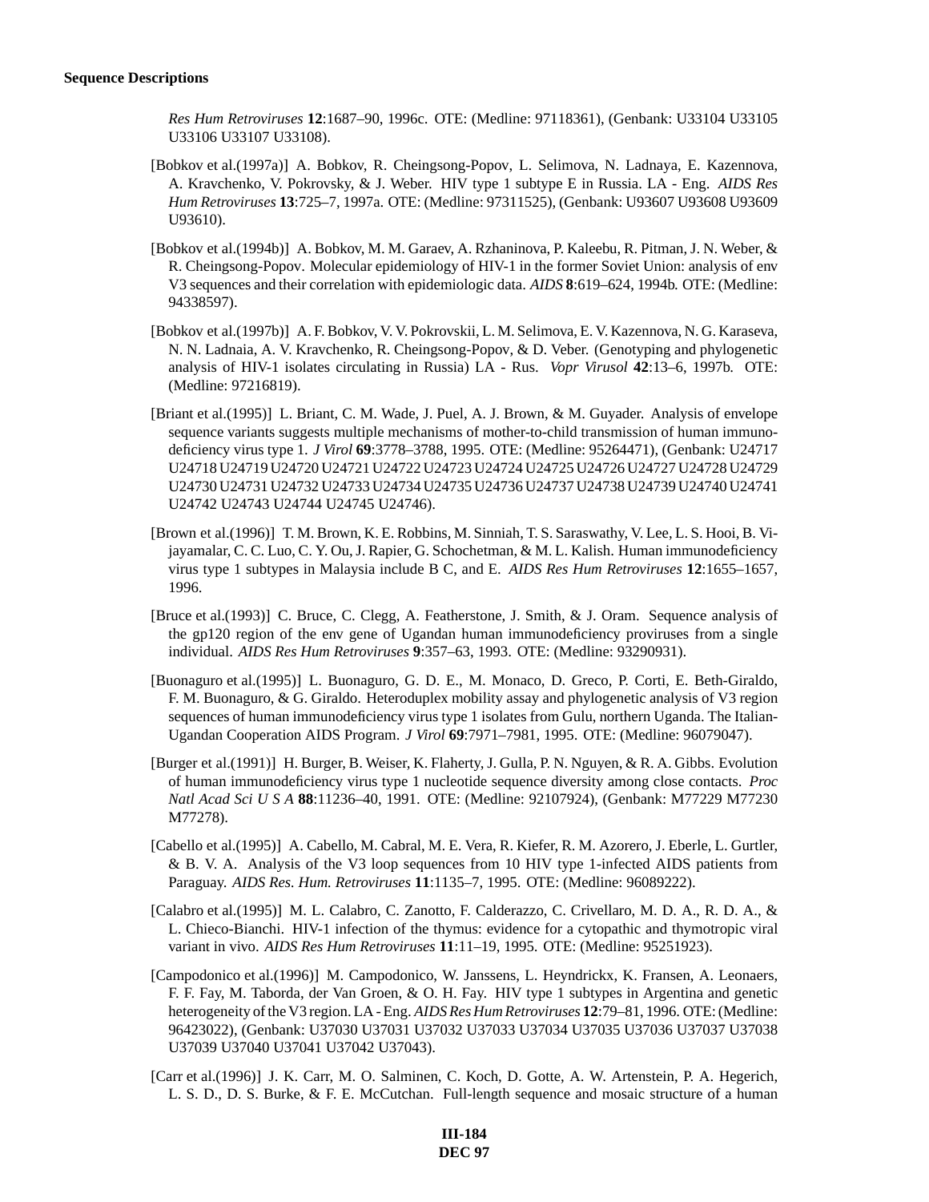*Res Hum Retroviruses* **12**:1687–90, 1996c. OTE: (Medline: 97118361), (Genbank: U33104 U33105 U33106 U33107 U33108).

[Bobkov et al.(1997a)] A. Bobkov, R. Cheingsong-Popov, L. Selimova, N. Ladnaya, E. Kazennova, A. Kravchenko, V. Pokrovsky, & J. Weber. HIV type 1 subtype E in Russia. LA - Eng. *AIDS Res Hum Retroviruses* **13**:725–7, 1997a. OTE: (Medline: 97311525), (Genbank: U93607 U93608 U93609 U93610).

[Bobkov et al.(1994b)] A. Bobkov, M. M. Garaev, A. Rzhaninova, P. Kaleebu, R. Pitman, J. N. Weber, & R. Cheingsong-Popov. Molecular epidemiology of HIV-1 in the former Soviet Union: analysis of env V3 sequences and their correlation with epidemiologic data. *AIDS* **8**:619–624, 1994b. OTE: (Medline: 94338597).

[Bobkov et al.(1997b)] A. F. Bobkov, V. V. Pokrovskii, L. M. Selimova, E. V. Kazennova, N. G. Karaseva, N. N. Ladnaia, A. V. Kravchenko, R. Cheingsong-Popov, & D. Veber. (Genotyping and phylogenetic analysis of HIV-1 isolates circulating in Russia) LA - Rus. *Vopr Virusol* **42**:13–6, 1997b. OTE: (Medline: 97216819).

[Briant et al.(1995)] L. Briant, C. M. Wade, J. Puel, A. J. Brown, & M. Guyader. Analysis of envelope sequence variants suggests multiple mechanisms of mother-to-child transmission of human immunodeficiency virus type 1. *J Virol* **69**:3778–3788, 1995. OTE: (Medline: 95264471), (Genbank: U24717 U24718 U24719 U24720 U24721 U24722 U24723 U24724 U24725 U24726 U24727 U24728 U24729 U24730 U24731 U24732 U24733 U24734 U24735 U24736 U24737 U24738 U24739 U24740 U24741 U24742 U24743 U24744 U24745 U24746).

[Brown et al.(1996)] T. M. Brown, K. E. Robbins, M. Sinniah, T. S. Saraswathy, V. Lee, L. S. Hooi, B. Vijayamalar, C. C. Luo, C. Y. Ou, J. Rapier, G. Schochetman, & M. L. Kalish. Human immunodeficiency virus type 1 subtypes in Malaysia include B C, and E. *AIDS Res Hum Retroviruses* **12**:1655–1657, 1996.

[Bruce et al.(1993)] C. Bruce, C. Clegg, A. Featherstone, J. Smith, & J. Oram. Sequence analysis of the gp120 region of the env gene of Ugandan human immunodeficiency proviruses from a single individual. *AIDS Res Hum Retroviruses* **9**:357–63, 1993. OTE: (Medline: 93290931).

[Buonaguro et al.(1995)] L. Buonaguro, G. D. E., M. Monaco, D. Greco, P. Corti, E. Beth-Giraldo, F. M. Buonaguro, & G. Giraldo. Heteroduplex mobility assay and phylogenetic analysis of V3 region sequences of human immunodeficiency virus type 1 isolates from Gulu, northern Uganda. The Italian-Ugandan Cooperation AIDS Program. *J Virol* **69**:7971–7981, 1995. OTE: (Medline: 96079047).

[Burger et al.(1991)] H. Burger, B. Weiser, K. Flaherty, J. Gulla, P. N. Nguyen, & R. A. Gibbs. Evolution of human immunodeficiency virus type 1 nucleotide sequence diversity among close contacts. *Proc Natl Acad Sci U S A* **88**:11236–40, 1991. OTE: (Medline: 92107924), (Genbank: M77229 M77230 M77278).

[Cabello et al.(1995)] A. Cabello, M. Cabral, M. E. Vera, R. Kiefer, R. M. Azorero, J. Eberle, L. Gurtler, & B. V. A. Analysis of the V3 loop sequences from 10 HIV type 1-infected AIDS patients from Paraguay. *AIDS Res. Hum. Retroviruses* **11**:1135–7, 1995. OTE: (Medline: 96089222).

[Calabro et al.(1995)] M. L. Calabro, C. Zanotto, F. Calderazzo, C. Crivellaro, M. D. A., R. D. A., & L. Chieco-Bianchi. HIV-1 infection of the thymus: evidence for a cytopathic and thymotropic viral variant in vivo. *AIDS Res Hum Retroviruses* **11**:11–19, 1995. OTE: (Medline: 95251923).

[Campodonico et al.(1996)] M. Campodonico, W. Janssens, L. Heyndrickx, K. Fransen, A. Leonaers, F. F. Fay, M. Taborda, der Van Groen, & O. H. Fay. HIV type 1 subtypes in Argentina and genetic heterogeneity of the V3 region. LA - Eng. *AIDS Res Hum Retroviruses* **12**:79–81, 1996. OTE: (Medline: 96423022), (Genbank: U37030 U37031 U37032 U37033 U37034 U37035 U37036 U37037 U37038 U37039 U37040 U37041 U37042 U37043).

[Carr et al.(1996)] J. K. Carr, M. O. Salminen, C. Koch, D. Gotte, A. W. Artenstein, P. A. Hegerich, L. S. D., D. S. Burke, & F. E. McCutchan. Full-length sequence and mosaic structure of a human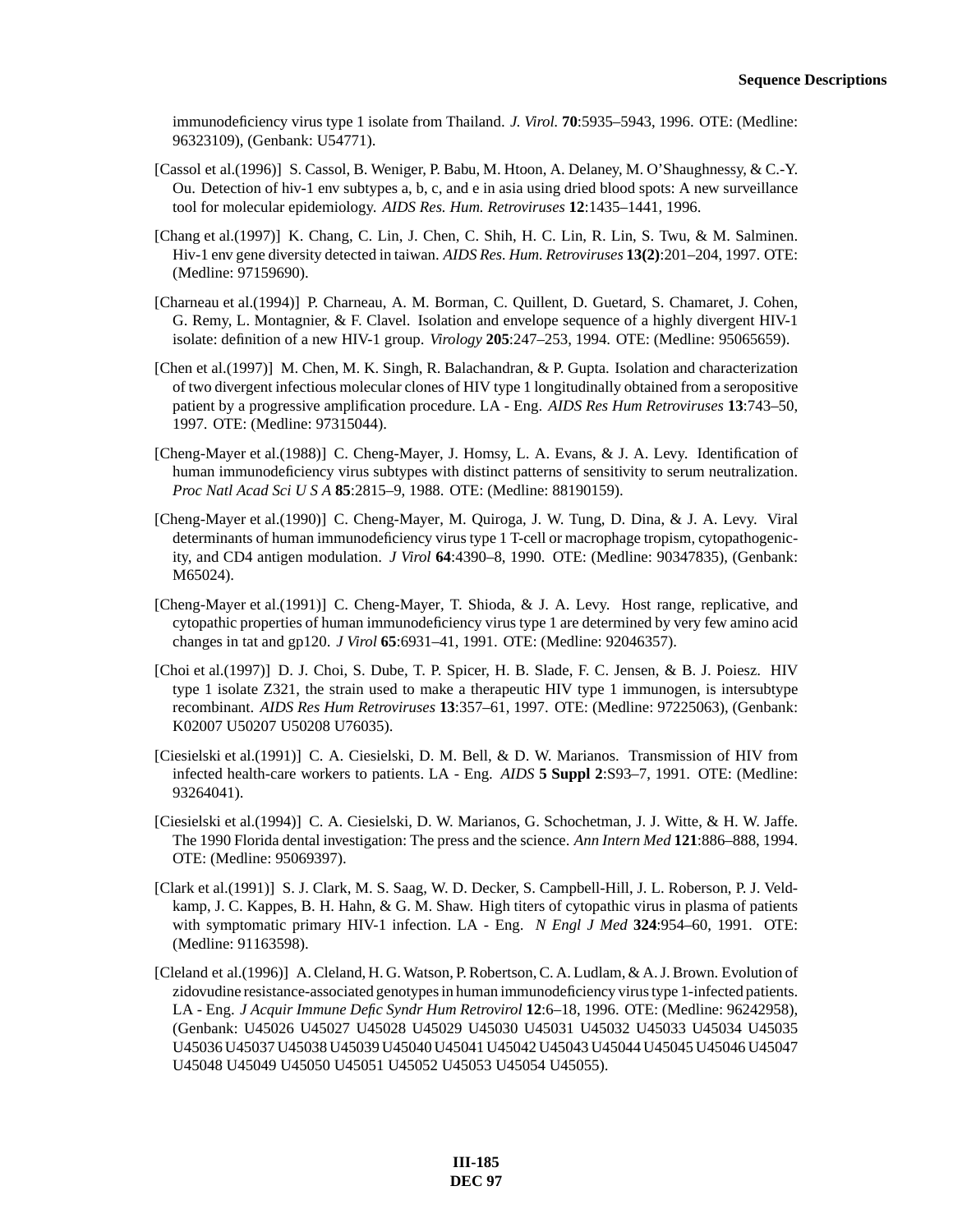immunodeficiency virus type 1 isolate from Thailand. *J. Virol.* **70**:5935–5943, 1996. OTE: (Medline: 96323109), (Genbank: U54771).

[Cassol et al.(1996)] S. Cassol, B. Weniger, P. Babu, M. Htoon, A. Delaney, M. O'Shaughnessy, & C.-Y. Ou. Detection of hiv-1 env subtypes a, b, c, and e in asia using dried blood spots: A new surveillance tool for molecular epidemiology. *AIDS Res. Hum. Retroviruses* **12**:1435–1441, 1996.

[Chang et al.(1997)] K. Chang, C. Lin, J. Chen, C. Shih, H. C. Lin, R. Lin, S. Twu, & M. Salminen. Hiv-1 env gene diversity detected in taiwan. *AIDS Res. Hum. Retroviruses* **13(2)**:201–204, 1997. OTE: (Medline: 97159690).

[Charneau et al.(1994)] P. Charneau, A. M. Borman, C. Quillent, D. Guetard, S. Chamaret, J. Cohen, G. Remy, L. Montagnier, & F. Clavel. Isolation and envelope sequence of a highly divergent HIV-1 isolate: definition of a new HIV-1 group. *Virology* **205**:247–253, 1994. OTE: (Medline: 95065659).

[Chen et al.(1997)] M. Chen, M. K. Singh, R. Balachandran, & P. Gupta. Isolation and characterization of two divergent infectious molecular clones of HIV type 1 longitudinally obtained from a seropositive patient by a progressive amplification procedure. LA - Eng. *AIDS Res Hum Retroviruses* **13**:743–50, 1997. OTE: (Medline: 97315044).

[Cheng-Mayer et al.(1988)] C. Cheng-Mayer, J. Homsy, L. A. Evans, & J. A. Levy. Identification of human immunodeficiency virus subtypes with distinct patterns of sensitivity to serum neutralization. *Proc Natl Acad Sci U S A* **85**:2815–9, 1988. OTE: (Medline: 88190159).

[Cheng-Mayer et al.(1990)] C. Cheng-Mayer, M. Quiroga, J. W. Tung, D. Dina, & J. A. Levy. Viral determinants of human immunodeficiency virus type 1 T-cell or macrophage tropism, cytopathogenicity, and CD4 antigen modulation. *J Virol* **64**:4390–8, 1990. OTE: (Medline: 90347835), (Genbank: M65024).

[Cheng-Mayer et al.(1991)] C. Cheng-Mayer, T. Shioda, & J. A. Levy. Host range, replicative, and cytopathic properties of human immunodeficiency virus type 1 are determined by very few amino acid changes in tat and gp120. *J Virol* **65**:6931–41, 1991. OTE: (Medline: 92046357).

[Choi et al.(1997)] D. J. Choi, S. Dube, T. P. Spicer, H. B. Slade, F. C. Jensen, & B. J. Poiesz. HIV type 1 isolate Z321, the strain used to make a therapeutic HIV type 1 immunogen, is intersubtype recombinant. *AIDS Res Hum Retroviruses* **13**:357–61, 1997. OTE: (Medline: 97225063), (Genbank: K02007 U50207 U50208 U76035).

[Ciesielski et al.(1991)] C. A. Ciesielski, D. M. Bell, & D. W. Marianos. Transmission of HIV from infected health-care workers to patients. LA - Eng. *AIDS* **5 Suppl 2**:S93–7, 1991. OTE: (Medline: 93264041).

[Ciesielski et al.(1994)] C. A. Ciesielski, D. W. Marianos, G. Schochetman, J. J. Witte, & H. W. Jaffe. The 1990 Florida dental investigation: The press and the science. *Ann Intern Med* **121**:886–888, 1994. OTE: (Medline: 95069397).

[Clark et al.(1991)] S. J. Clark, M. S. Saag, W. D. Decker, S. Campbell-Hill, J. L. Roberson, P. J. Veldkamp, J. C. Kappes, B. H. Hahn, & G. M. Shaw. High titers of cytopathic virus in plasma of patients with symptomatic primary HIV-1 infection. LA - Eng. *N Engl J Med* **324**:954–60, 1991. OTE: (Medline: 91163598).

[Cleland et al.(1996)] A. Cleland, H. G. Watson, P. Robertson, C. A. Ludlam, & A. J. Brown. Evolution of zidovudine resistance-associated genotypes in human immunodeficiency virus type 1-infected patients. LA - Eng. *J Acquir Immune Defic Syndr Hum Retrovirol* **12**:6–18, 1996. OTE: (Medline: 96242958), (Genbank: U45026 U45027 U45028 U45029 U45030 U45031 U45032 U45033 U45034 U45035 U45036 U45037 U45038 U45039 U45040 U45041 U45042 U45043 U45044 U45045 U45046 U45047 U45048 U45049 U45050 U45051 U45052 U45053 U45054 U45055).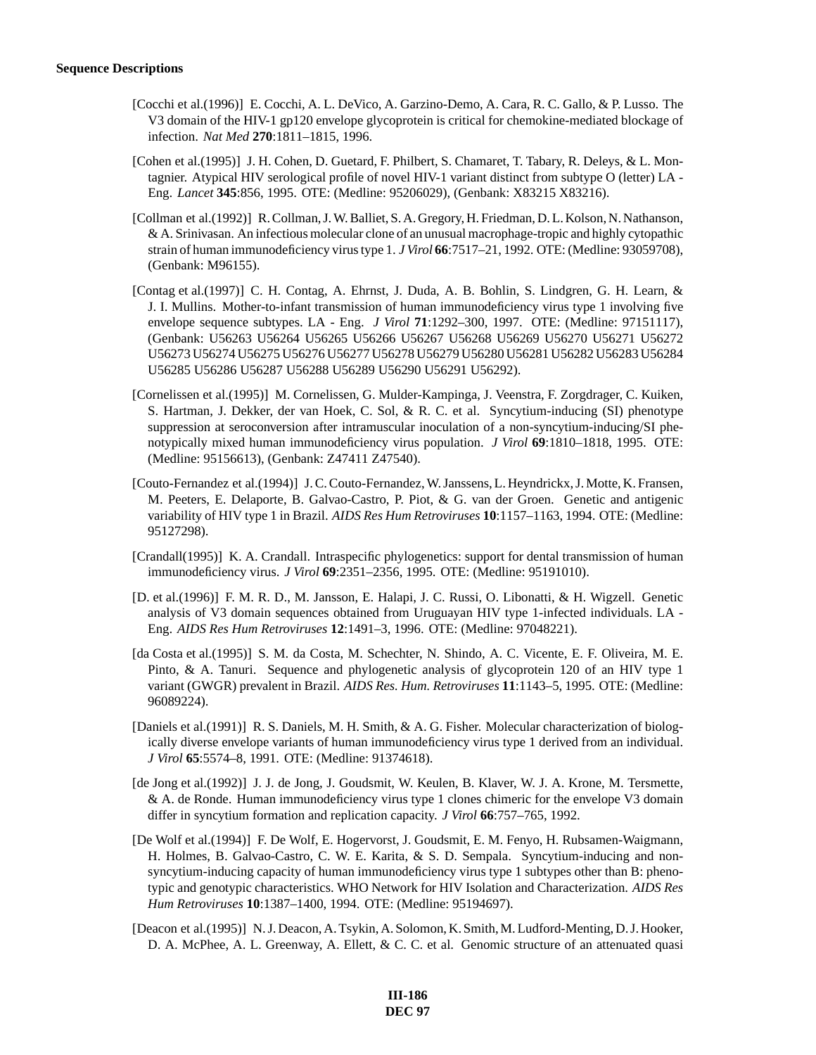**Sequence Descriptions**

[Cocchi et al.(1996)] E. Cocchi, A. L. DeVico, A. Garzino-Demo, A. Cara, R. C. Gallo, & P. Lusso. The V3 domain of the HIV-1 gp120 envelope glycoprotein is critical for chemokine-mediated blockage of infection. *Nat Med* **270**:1811–1815, 1996.

[Cohen et al.(1995)] J. H. Cohen, D. Guetard, F. Philbert, S. Chamaret, T. Tabary, R. Deleys, & L. Montagnier. Atypical HIV serological profile of novel HIV-1 variant distinct from subtype O (letter) LA - Eng. *Lancet* **345**:856, 1995. OTE: (Medline: 95206029), (Genbank: X83215 X83216).

[Collman et al.(1992)] R. Collman, J. W. Balliet, S. A. Gregory, H. Friedman, D. L. Kolson, N. Nathanson, & A. Srinivasan. An infectious molecular clone of an unusual macrophage-tropic and highly cytopathic strain of human immunodeficiency virus type 1. *J Virol* **66**:7517–21, 1992. OTE: (Medline: 93059708), (Genbank: M96155).

[Contag et al.(1997)] C. H. Contag, A. Ehrnst, J. Duda, A. B. Bohlin, S. Lindgren, G. H. Learn, & J. I. Mullins. Mother-to-infant transmission of human immunodeficiency virus type 1 involving five envelope sequence subtypes. LA - Eng. *J Virol* **71**:1292–300, 1997. OTE: (Medline: 97151117), (Genbank: U56263 U56264 U56265 U56266 U56267 U56268 U56269 U56270 U56271 U56272 U56273 U56274 U56275 U56276 U56277 U56278 U56279 U56280 U56281 U56282 U56283 U56284 U56285 U56286 U56287 U56288 U56289 U56290 U56291 U56292).

[Cornelissen et al.(1995)] M. Cornelissen, G. Mulder-Kampinga, J. Veenstra, F. Zorgdrager, C. Kuiken, S. Hartman, J. Dekker, der van Hoek, C. Sol, & R. C. et al. Syncytium-inducing (SI) phenotype suppression at seroconversion after intramuscular inoculation of a non-syncytium-inducing/SI phenotypically mixed human immunodeficiency virus population. *J Virol* **69**:1810–1818, 1995. OTE: (Medline: 95156613), (Genbank: Z47411 Z47540).

[Couto-Fernandez et al.(1994)] J. C. Couto-Fernandez, W. Janssens, L. Heyndrickx, J. Motte, K. Fransen, M. Peeters, E. Delaporte, B. Galvao-Castro, P. Piot, & G. van der Groen. Genetic and antigenic variability of HIV type 1 in Brazil. *AIDS Res Hum Retroviruses* **10**:1157–1163, 1994. OTE: (Medline: 95127298).

[Crandall(1995)] K. A. Crandall. Intraspecific phylogenetics: support for dental transmission of human immunodeficiency virus. *J Virol* **69**:2351–2356, 1995. OTE: (Medline: 95191010).

[D. et al.(1996)] F. M. R. D., M. Jansson, E. Halapi, J. C. Russi, O. Libonatti, & H. Wigzell. Genetic analysis of V3 domain sequences obtained from Uruguayan HIV type 1-infected individuals. LA - Eng. *AIDS Res Hum Retroviruses* **12**:1491–3, 1996. OTE: (Medline: 97048221).

[da Costa et al.(1995)] S. M. da Costa, M. Schechter, N. Shindo, A. C. Vicente, E. F. Oliveira, M. E. Pinto, & A. Tanuri. Sequence and phylogenetic analysis of glycoprotein 120 of an HIV type 1 variant (GWGR) prevalent in Brazil. *AIDS Res. Hum. Retroviruses* **11**:1143–5, 1995. OTE: (Medline: 96089224).

[Daniels et al.(1991)] R. S. Daniels, M. H. Smith, & A. G. Fisher. Molecular characterization of biologically diverse envelope variants of human immunodeficiency virus type 1 derived from an individual. *J Virol* **65**:5574–8, 1991. OTE: (Medline: 91374618).

[de Jong et al.(1992)] J. J. de Jong, J. Goudsmit, W. Keulen, B. Klaver, W. J. A. Krone, M. Tersmette, & A. de Ronde. Human immunodeficiency virus type 1 clones chimeric for the envelope V3 domain differ in syncytium formation and replication capacity. *J Virol* **66**:757–765, 1992.

[De Wolf et al.(1994)] F. De Wolf, E. Hogervorst, J. Goudsmit, E. M. Fenyo, H. Rubsamen-Waigmann, H. Holmes, B. Galvao-Castro, C. W. E. Karita, & S. D. Sempala. Syncytium-inducing and non-syncytium-inducing capacity of human immunodeficiency virus type 1 subtypes other than B: phenotypic and genotypic characteristics. WHO Network for HIV Isolation and Characterization. *AIDS Res Hum Retroviruses* **10**:1387–1400, 1994. OTE: (Medline: 95194697).

[Deacon et al.(1995)] N. J. Deacon, A. Tsykin, A. Solomon, K. Smith, M. Ludford-Menting, D. J. Hooker, D. A. McPhee, A. L. Greenway, A. Ellett, & C. C. et al. Genomic structure of an attenuated quasi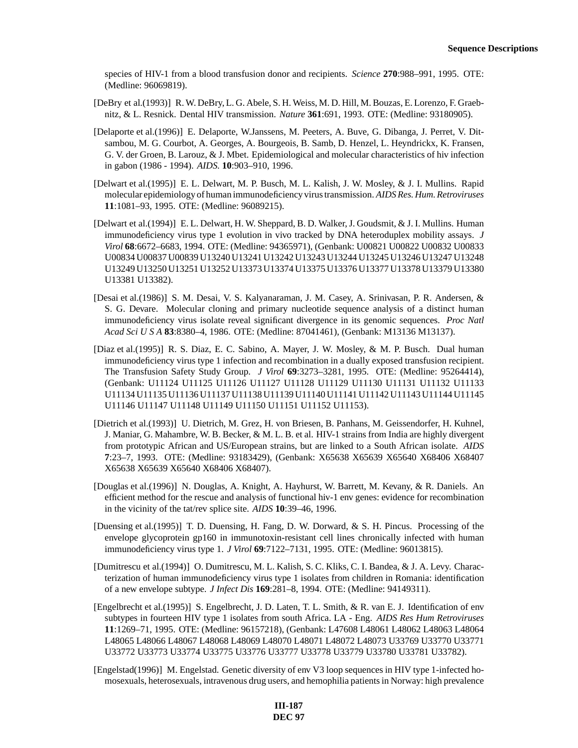species of HIV-1 from a blood transfusion donor and recipients. *Science* **270**:988–991, 1995. OTE: (Medline: 96069819).

[DeBry et al.(1993)] R. W. DeBry, L. G. Abele, S. H. Weiss, M. D. Hill, M. Bouzas, E. Lorenzo, F. Graebnitz, & L. Resnick. Dental HIV transmission. *Nature* **361**:691, 1993. OTE: (Medline: 93180905).

[Delaporte et al.(1996)] E. Delaporte, W.Janssens, M. Peeters, A. Buve, G. Dibanga, J. Perret, V. Ditsambou, M. G. Courbot, A. Georges, A. Bourgeois, B. Samb, D. Henzel, L. Heyndrickx, K. Fransen, G. V. der Groen, B. Larouz, & J. Mbet. Epidemiological and molecular characteristics of hiv infection in gabon (1986 - 1994). *AIDS.* **10**:903–910, 1996.

[Delwart et al.(1995)] E. L. Delwart, M. P. Busch, M. L. Kalish, J. W. Mosley, & J. I. Mullins. Rapid molecular epidemiology of human immunodeficiency virus transmission. *AIDS Res. Hum. Retroviruses* **11**:1081–93, 1995. OTE: (Medline: 96089215).

[Delwart et al.(1994)] E. L. Delwart, H. W. Sheppard, B. D. Walker, J. Goudsmit, & J. I. Mullins. Human immunodeficiency virus type 1 evolution in vivo tracked by DNA heteroduplex mobility assays. *J Virol* **68**:6672–6683, 1994. OTE: (Medline: 94365971), (Genbank: U00821 U00822 U00832 U00833 U00834 U00837 U00839 U13240 U13241 U13242 U13243 U13244 U13245 U13246 U13247 U13248 U13249 U13250 U13251 U13252 U13373 U13374 U13375 U13376 U13377 U13378 U13379 U13380 U13381 U13382).

[Desai et al.(1986)] S. M. Desai, V. S. Kalyanaraman, J. M. Casey, A. Srinivasan, P. R. Andersen, & S. G. Devare. Molecular cloning and primary nucleotide sequence analysis of a distinct human immunodeficiency virus isolate reveal significant divergence in its genomic sequences. *Proc Natl Acad Sci U S A* **83**:8380–4, 1986. OTE: (Medline: 87041461), (Genbank: M13136 M13137).

[Diaz et al.(1995)] R. S. Diaz, E. C. Sabino, A. Mayer, J. W. Mosley, & M. P. Busch. Dual human immunodeficiency virus type 1 infection and recombination in a dually exposed transfusion recipient. The Transfusion Safety Study Group. *J Virol* **69**:3273–3281, 1995. OTE: (Medline: 95264414), (Genbank: U11124 U11125 U11126 U11127 U11128 U11129 U11130 U11131 U11132 U11133 U11134 U11135 U11136 U11137 U11138 U11139 U11140 U11141 U11142 U11143 U11144 U11145 U11146 U11147 U11148 U11149 U11150 U11151 U11152 U11153).

[Dietrich et al.(1993)] U. Dietrich, M. Grez, H. von Briesen, B. Panhans, M. Geissendorfer, H. Kuhnel, J. Maniar, G. Mahambre, W. B. Becker, & M. L. B. et al. HIV-1 strains from India are highly divergent from prototypic African and US/European strains, but are linked to a South African isolate. *AIDS* **7**:23–7, 1993. OTE: (Medline: 93183429), (Genbank: X65638 X65639 X65640 X68406 X68407 X65638 X65639 X65640 X68406 X68407).

[Douglas et al.(1996)] N. Douglas, A. Knight, A. Hayhurst, W. Barrett, M. Kevany, & R. Daniels. An efficient method for the rescue and analysis of functional hiv-1 env genes: evidence for recombination in the vicinity of the tat/rev splice site. *AIDS* **10**:39–46, 1996.

[Duensing et al.(1995)] T. D. Duensing, H. Fang, D. W. Dorward, & S. H. Pincus. Processing of the envelope glycoprotein gp160 in immunotoxin-resistant cell lines chronically infected with human immunodeficiency virus type 1. *J Virol* **69**:7122–7131, 1995. OTE: (Medline: 96013815).

[Dumitrescu et al.(1994)] O. Dumitrescu, M. L. Kalish, S. C. Kliks, C. I. Bandea, & J. A. Levy. Characterization of human immunodeficiency virus type 1 isolates from children in Romania: identification of a new envelope subtype. *J Infect Dis* **169**:281–8, 1994. OTE: (Medline: 94149311).

[Engelbrecht et al.(1995)] S. Engelbrecht, J. D. Laten, T. L. Smith, & R. van E. J. Identification of env subtypes in fourteen HIV type 1 isolates from south Africa. LA - Eng. *AIDS Res Hum Retroviruses* **11**:1269–71, 1995. OTE: (Medline: 96157218), (Genbank: L47608 L48061 L48062 L48063 L48064 L48065 L48066 L48067 L48068 L48069 L48070 L48071 L48072 L48073 U33769 U33770 U33771 U33772 U33773 U33774 U33775 U33776 U33777 U33778 U33779 U33780 U33781 U33782).

[Engelstad(1996)] M. Engelstad. Genetic diversity of env V3 loop sequences in HIV type 1-infected homosexuals, heterosexuals, intravenous drug users, and hemophilia patients in Norway: high prevalence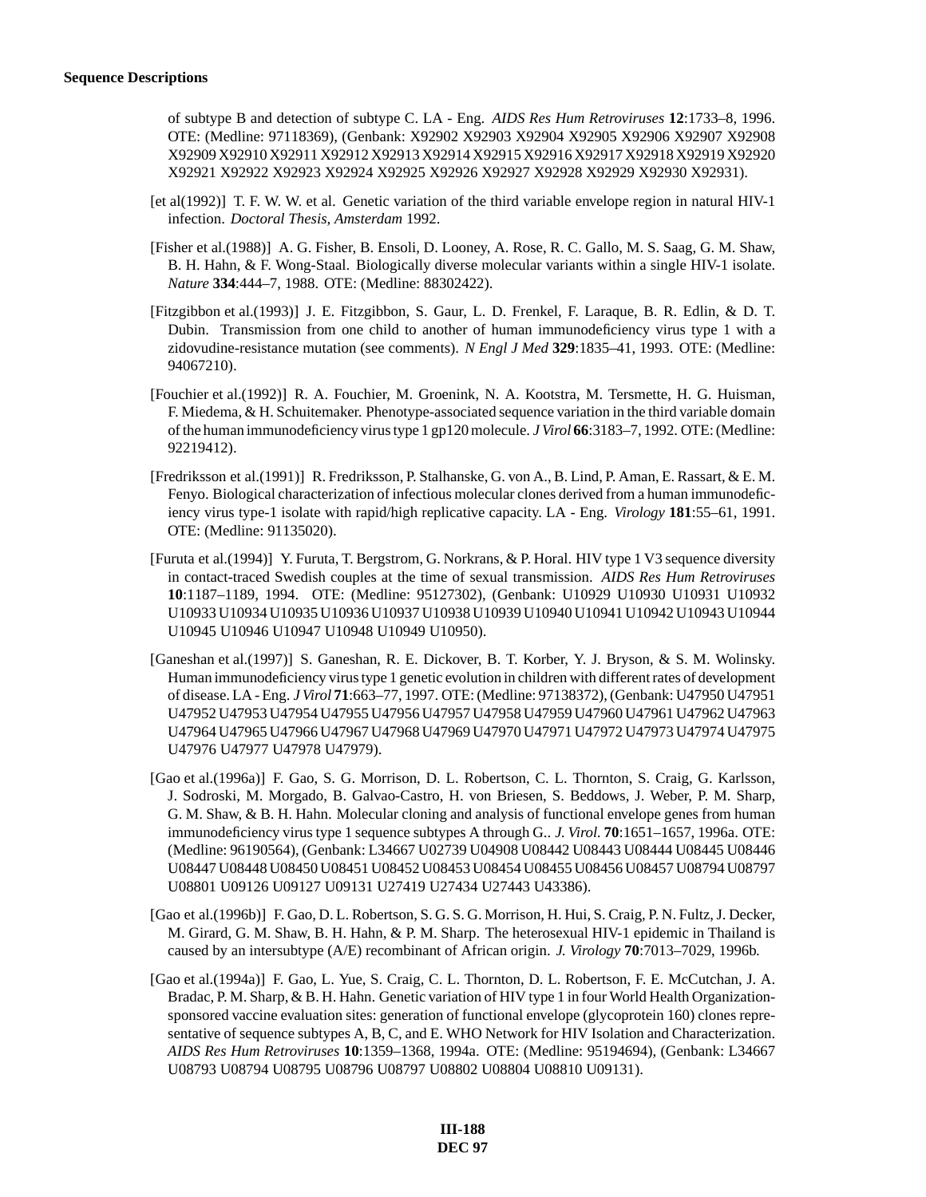of subtype B and detection of subtype C. LA - Eng. *AIDS Res Hum Retroviruses* **12**:1733–8, 1996. OTE: (Medline: 97118369), (Genbank: X92902 X92903 X92904 X92905 X92906 X92907 X92908 X92909 X92910 X92911 X92912 X92913 X92914 X92915 X92916 X92917 X92918 X92919 X92920 X92921 X92922 X92923 X92924 X92925 X92926 X92927 X92928 X92929 X92930 X92931).

[et al(1992)] T. F. W. W. et al. Genetic variation of the third variable envelope region in natural HIV-1 infection. *Doctoral Thesis, Amsterdam* 1992.

[Fisher et al.(1988)] A. G. Fisher, B. Ensoli, D. Looney, A. Rose, R. C. Gallo, M. S. Saag, G. M. Shaw, B. H. Hahn, & F. Wong-Staal. Biologically diverse molecular variants within a single HIV-1 isolate. *Nature* **334**:444–7, 1988. OTE: (Medline: 88302422).

[Fitzgibbon et al.(1993)] J. E. Fitzgibbon, S. Gaur, L. D. Frenkel, F. Laraque, B. R. Edlin, & D. T. Dubin. Transmission from one child to another of human immunodeficiency virus type 1 with a zidovudine-resistance mutation (see comments). *N Engl J Med* **329**:1835–41, 1993. OTE: (Medline: 94067210).

[Fouchier et al.(1992)] R. A. Fouchier, M. Groenink, N. A. Kootstra, M. Tersmette, H. G. Huisman, F. Miedema, & H. Schuitemaker. Phenotype-associated sequence variation in the third variable domain of the human immunodeficiency virus type 1 gp120 molecule. *J Virol* **66**:3183–7, 1992. OTE: (Medline: 92219412).

[Fredriksson et al.(1991)] R. Fredriksson, P. Stalhanske, G. von A., B. Lind, P. Aman, E. Rassart, & E. M. Fenyo. Biological characterization of infectious molecular clones derived from a human immunodeficiency virus type-1 isolate with rapid/high replicative capacity. LA - Eng. *Virology* **181**:55–61, 1991. OTE: (Medline: 91135020).

[Furuta et al.(1994)] Y. Furuta, T. Bergstrom, G. Norkrans, & P. Horal. HIV type 1 V3 sequence diversity in contact-traced Swedish couples at the time of sexual transmission. *AIDS Res Hum Retroviruses* **10**:1187–1189, 1994. OTE: (Medline: 95127302), (Genbank: U10929 U10930 U10931 U10932 U10933 U10934 U10935 U10936 U10937 U10938 U10939 U10940 U10941 U10942 U10943 U10944 U10945 U10946 U10947 U10948 U10949 U10950).

[Ganeshan et al.(1997)] S. Ganeshan, R. E. Dickover, B. T. Korber, Y. J. Bryson, & S. M. Wolinsky. Human immunodeficiency virus type 1 genetic evolution in children with different rates of development of disease. LA - Eng. *J Virol* **71**:663–77, 1997. OTE: (Medline: 97138372), (Genbank: U47950 U47951 U47952 U47953 U47954 U47955 U47956 U47957 U47958 U47959 U47960 U47961 U47962 U47963 U47964 U47965 U47966 U47967 U47968 U47969 U47970 U47971 U47972 U47973 U47974 U47975 U47976 U47977 U47978 U47979).

[Gao et al.(1996a)] F. Gao, S. G. Morrison, D. L. Robertson, C. L. Thornton, S. Craig, G. Karlsson, J. Sodroski, M. Morgado, B. Galvao-Castro, H. von Briesen, S. Beddows, J. Weber, P. M. Sharp, G. M. Shaw, & B. H. Hahn. Molecular cloning and analysis of functional envelope genes from human immunodeficiency virus type 1 sequence subtypes A through G.. *J. Virol.* **70**:1651–1657, 1996a. OTE: (Medline: 96190564), (Genbank: L34667 U02739 U04908 U08442 U08443 U08444 U08445 U08446 U08447 U08448 U08450 U08451 U08452 U08453 U08454 U08455 U08456 U08457 U08794 U08797 U08801 U09126 U09127 U09131 U27419 U27434 U27443 U43386).

[Gao et al.(1996b)] F. Gao, D. L. Robertson, S. G. S. G. Morrison, H. Hui, S. Craig, P. N. Fultz, J. Decker, M. Girard, G. M. Shaw, B. H. Hahn, & P. M. Sharp. The heterosexual HIV-1 epidemic in Thailand is caused by an intersubtype (A/E) recombinant of African origin. *J. Virology* **70**:7013–7029, 1996b.

[Gao et al.(1994a)] F. Gao, L. Yue, S. Craig, C. L. Thornton, D. L. Robertson, F. E. McCutchan, J. A. Bradac, P. M. Sharp, & B. H. Hahn. Genetic variation of HIV type 1 in four World Health Organization-sponsored vaccine evaluation sites: generation of functional envelope (glycoprotein 160) clones representative of sequence subtypes A, B, C, and E. WHO Network for HIV Isolation and Characterization. *AIDS Res Hum Retroviruses* **10**:1359–1368, 1994a. OTE: (Medline: 95194694), (Genbank: L34667 U08793 U08794 U08795 U08796 U08797 U08802 U08804 U08810 U09131).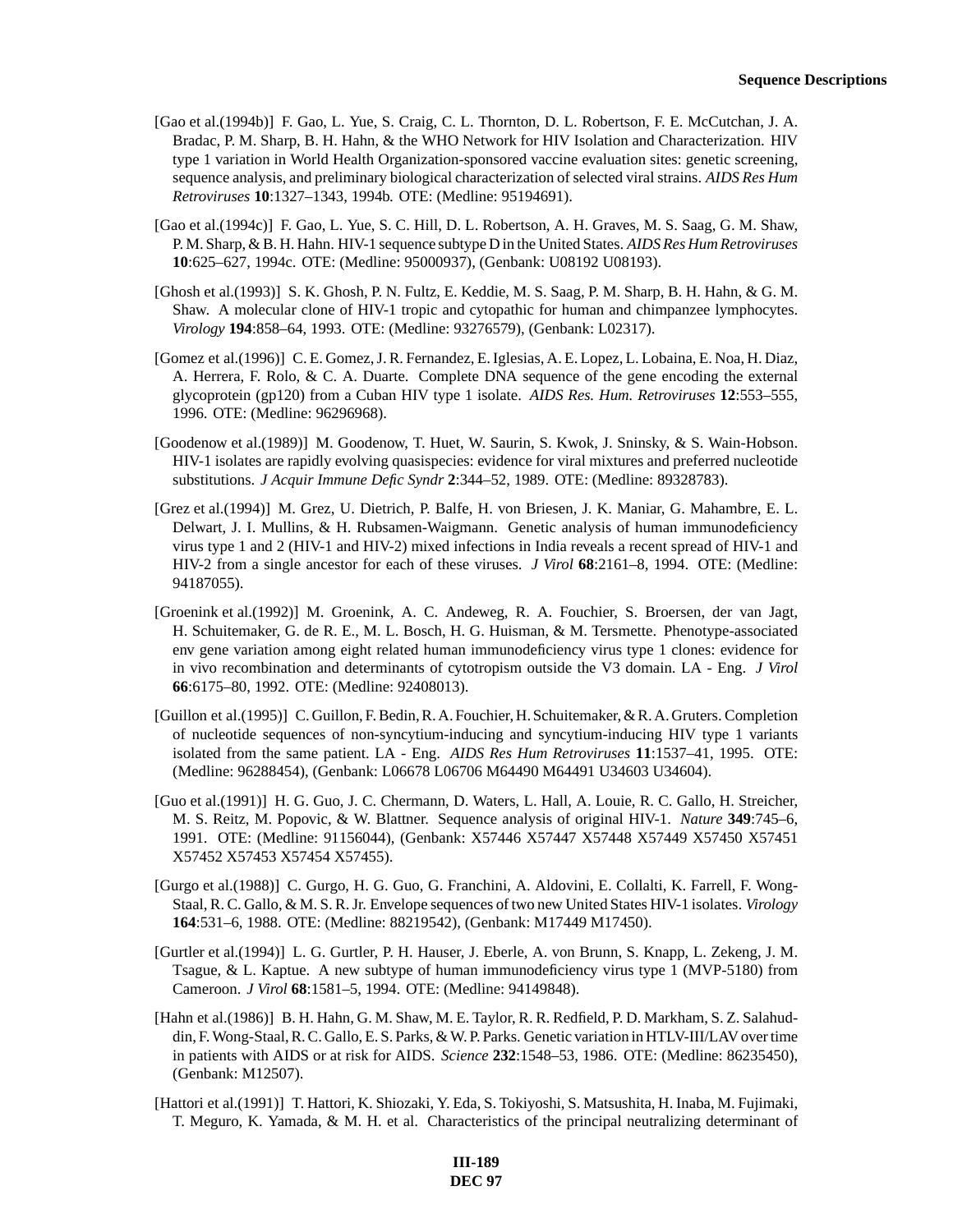[Gao et al.(1994b)] F. Gao, L. Yue, S. Craig, C. L. Thornton, D. L. Robertson, F. E. McCutchan, J. A. Bradac, P. M. Sharp, B. H. Hahn, & the WHO Network for HIV Isolation and Characterization. HIV type 1 variation in World Health Organization-sponsored vaccine evaluation sites: genetic screening, sequence analysis, and preliminary biological characterization of selected viral strains. *AIDS Res Hum Retroviruses* **10**:1327–1343, 1994b. OTE: (Medline: 95194691).

[Gao et al.(1994c)] F. Gao, L. Yue, S. C. Hill, D. L. Robertson, A. H. Graves, M. S. Saag, G. M. Shaw, P. M. Sharp, & B. H. Hahn. HIV-1 sequence subtype D in the United States. *AIDS Res Hum Retroviruses* **10**:625–627, 1994c. OTE: (Medline: 95000937), (Genbank: U08192 U08193).

[Ghosh et al.(1993)] S. K. Ghosh, P. N. Fultz, E. Keddie, M. S. Saag, P. M. Sharp, B. H. Hahn, & G. M. Shaw. A molecular clone of HIV-1 tropic and cytopathic for human and chimpanzee lymphocytes. *Virology* **194**:858–64, 1993. OTE: (Medline: 93276579), (Genbank: L02317).

[Gomez et al.(1996)] C. E. Gomez, J. R. Fernandez, E. Iglesias, A. E. Lopez, L. Lobaina, E. Noa, H. Diaz, A. Herrera, F. Rolo, & C. A. Duarte. Complete DNA sequence of the gene encoding the external glycoprotein (gp120) from a Cuban HIV type 1 isolate. *AIDS Res. Hum. Retroviruses* **12**:553–555, 1996. OTE: (Medline: 96296968).

[Goodenow et al.(1989)] M. Goodenow, T. Huet, W. Saurin, S. Kwok, J. Sninsky, & S. Wain-Hobson. HIV-1 isolates are rapidly evolving quasispecies: evidence for viral mixtures and preferred nucleotide substitutions. *J Acquir Immune Defic Syndr* **2**:344–52, 1989. OTE: (Medline: 89328783).

[Grez et al.(1994)] M. Grez, U. Dietrich, P. Balfe, H. von Briesen, J. K. Maniar, G. Mahambre, E. L. Delwart, J. I. Mullins, & H. Rubsamen-Waigmann. Genetic analysis of human immunodeficiency virus type 1 and 2 (HIV-1 and HIV-2) mixed infections in India reveals a recent spread of HIV-1 and HIV-2 from a single ancestor for each of these viruses. *J Virol* **68**:2161–8, 1994. OTE: (Medline: 94187055).

[Groenink et al.(1992)] M. Groenink, A. C. Andeweg, R. A. Fouchier, S. Broersen, der van Jagt, H. Schuitemaker, G. de R. E., M. L. Bosch, H. G. Huisman, & M. Tersmette. Phenotype-associated env gene variation among eight related human immunodeficiency virus type 1 clones: evidence for in vivo recombination and determinants of cytotropism outside the V3 domain. LA - Eng. *J Virol* **66**:6175–80, 1992. OTE: (Medline: 92408013).

[Guillon et al.(1995)] C. Guillon, F. Bedin, R. A. Fouchier, H. Schuitemaker, & R. A. Gruters. Completion of nucleotide sequences of non-syncytium-inducing and syncytium-inducing HIV type 1 variants isolated from the same patient. LA - Eng. *AIDS Res Hum Retroviruses* **11**:1537–41, 1995. OTE: (Medline: 96288454), (Genbank: L06678 L06706 M64490 M64491 U34603 U34604).

[Guo et al.(1991)] H. G. Guo, J. C. Chermann, D. Waters, L. Hall, A. Louie, R. C. Gallo, H. Streicher, M. S. Reitz, M. Popovic, & W. Blattner. Sequence analysis of original HIV-1. *Nature* **349**:745–6, 1991. OTE: (Medline: 91156044), (Genbank: X57446 X57447 X57448 X57449 X57450 X57451 X57452 X57453 X57454 X57455).

[Gurgo et al.(1988)] C. Gurgo, H. G. Guo, G. Franchini, A. Aldovini, E. Collalti, K. Farrell, F. Wong-Staal, R. C. Gallo, & M. S. R. Jr. Envelope sequences of two new United States HIV-1 isolates. *Virology* **164**:531–6, 1988. OTE: (Medline: 88219542), (Genbank: M17449 M17450).

[Gurtler et al.(1994)] L. G. Gurtler, P. H. Hauser, J. Eberle, A. von Brunn, S. Knapp, L. Zekeng, J. M. Tsague, & L. Kaptue. A new subtype of human immunodeficiency virus type 1 (MVP-5180) from Cameroon. *J Virol* **68**:1581–5, 1994. OTE: (Medline: 94149848).

[Hahn et al.(1986)] B. H. Hahn, G. M. Shaw, M. E. Taylor, R. R. Redfield, P. D. Markham, S. Z. Salahuddin, F. Wong-Staal, R. C. Gallo, E. S. Parks, & W. P. Parks. Genetic variation in HTLV-III/LAV over time in patients with AIDS or at risk for AIDS. *Science* **232**:1548–53, 1986. OTE: (Medline: 86235450), (Genbank: M12507).

[Hattori et al.(1991)] T. Hattori, K. Shiozaki, Y. Eda, S. Tokiyoshi, S. Matsushita, H. Inaba, M. Fujimaki, T. Meguro, K. Yamada, & M. H. et al. Characteristics of the principal neutralizing determinant of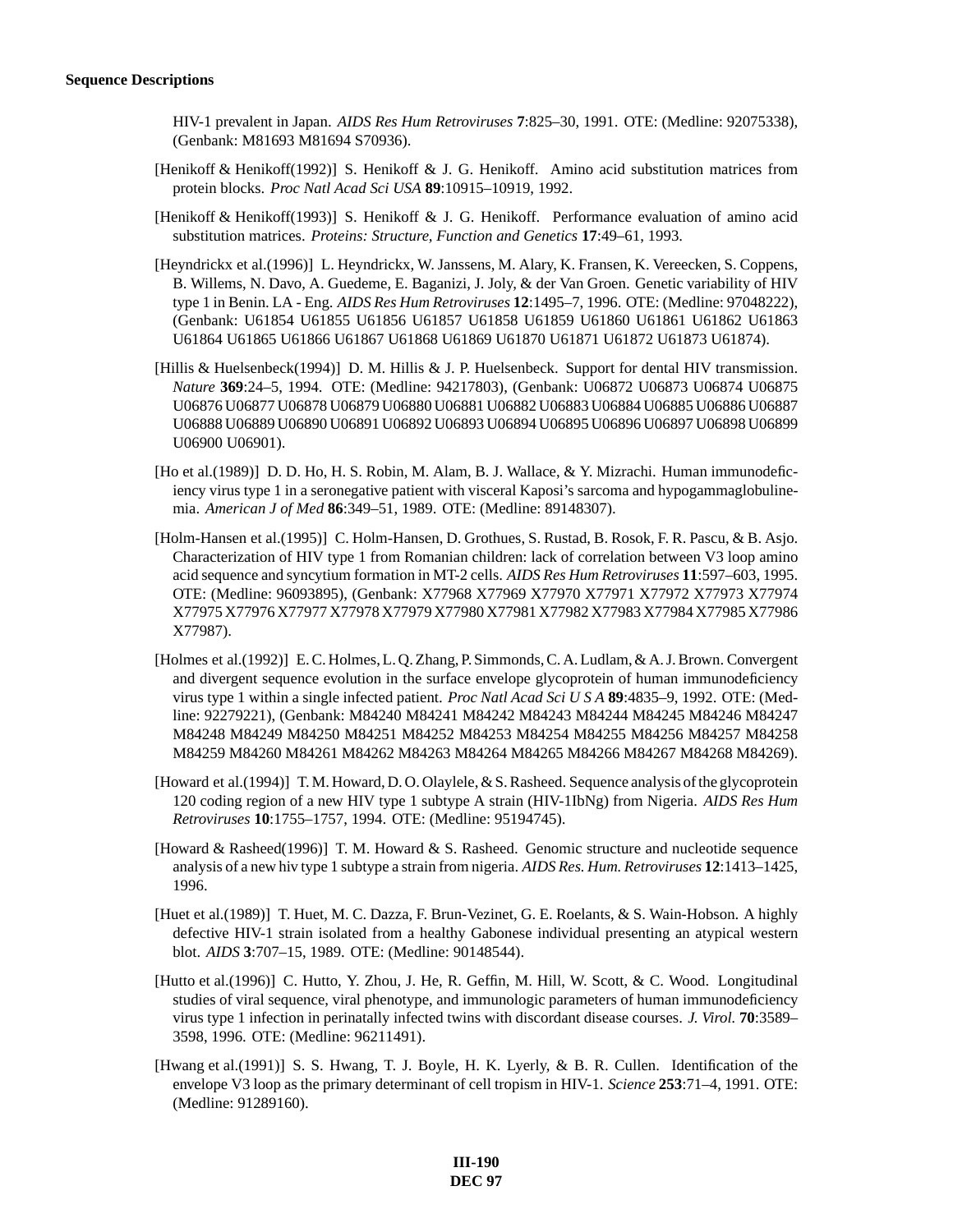HIV-1 prevalent in Japan. *AIDS Res Hum Retroviruses* **7**:825–30, 1991. OTE: (Medline: 92075338), (Genbank: M81693 M81694 S70936).

[Henikoff & Henikoff(1992)] S. Henikoff & J. G. Henikoff. Amino acid substitution matrices from protein blocks. *Proc Natl Acad Sci USA* **89**:10915–10919, 1992.

[Henikoff & Henikoff(1993)] S. Henikoff & J. G. Henikoff. Performance evaluation of amino acid substitution matrices. *Proteins: Structure, Function and Genetics* **17**:49–61, 1993.

[Heyndrickx et al.(1996)] L. Heyndrickx, W. Janssens, M. Alary, K. Fransen, K. Vereecken, S. Coppens, B. Willems, N. Davo, A. Guedeme, E. Baganizi, J. Joly, & der Van Groen. Genetic variability of HIV type 1 in Benin. LA - Eng. *AIDS Res Hum Retroviruses* **12**:1495–7, 1996. OTE: (Medline: 97048222), (Genbank: U61854 U61855 U61856 U61857 U61858 U61859 U61860 U61861 U61862 U61863 U61864 U61865 U61866 U61867 U61868 U61869 U61870 U61871 U61872 U61873 U61874).

[Hillis & Huelsenbeck(1994)] D. M. Hillis & J. P. Huelsenbeck. Support for dental HIV transmission. *Nature* **369**:24–5, 1994. OTE: (Medline: 94217803), (Genbank: U06872 U06873 U06874 U06875 U06876 U06877 U06878 U06879 U06880 U06881 U06882 U06883 U06884 U06885 U06886 U06887 U06888 U06889 U06890 U06891 U06892 U06893 U06894 U06895 U06896 U06897 U06898 U06899 U06900 U06901).

[Ho et al.(1989)] D. D. Ho, H. S. Robin, M. Alam, B. J. Wallace, & Y. Mizrachi. Human immunodeficiency virus type 1 in a seronegative patient with visceral Kaposi's sarcoma and hypogammaglobulinemia. *American J of Med* **86**:349–51, 1989. OTE: (Medline: 89148307).

[Holm-Hansen et al.(1995)] C. Holm-Hansen, D. Grothues, S. Rustad, B. Rosok, F. R. Pascu, & B. Asjo. Characterization of HIV type 1 from Romanian children: lack of correlation between V3 loop amino acid sequence and syncytium formation in MT-2 cells. *AIDS Res Hum Retroviruses* **11**:597–603, 1995. OTE: (Medline: 96093895), (Genbank: X77968 X77969 X77970 X77971 X77972 X77973 X77974 X77975 X77976 X77977 X77978 X77979 X77980 X77981 X77982 X77983 X77984 X77985 X77986 X77987).

[Holmes et al.(1992)] E. C. Holmes, L. Q. Zhang, P. Simmonds, C. A. Ludlam, & A. J. Brown. Convergent and divergent sequence evolution in the surface envelope glycoprotein of human immunodeficiency virus type 1 within a single infected patient. *Proc Natl Acad Sci U S A* **89**:4835–9, 1992. OTE: (Medline: 92279221), (Genbank: M84240 M84241 M84242 M84243 M84244 M84245 M84246 M84247 M84248 M84249 M84250 M84251 M84252 M84253 M84254 M84255 M84256 M84257 M84258 M84259 M84260 M84261 M84262 M84263 M84264 M84265 M84266 M84267 M84268 M84269).

[Howard et al.(1994)] T. M. Howard, D. O. Olaylele, & S. Rasheed. Sequence analysis of the glycoprotein 120 coding region of a new HIV type 1 subtype A strain (HIV-1IbNg) from Nigeria. *AIDS Res Hum Retroviruses* **10**:1755–1757, 1994. OTE: (Medline: 95194745).

[Howard & Rasheed(1996)] T. M. Howard & S. Rasheed. Genomic structure and nucleotide sequence analysis of a new hiv type 1 subtype a strain from nigeria. *AIDS Res. Hum. Retroviruses* **12**:1413–1425, 1996.

[Huet et al.(1989)] T. Huet, M. C. Dazza, F. Brun-Vezinet, G. E. Roelants, & S. Wain-Hobson. A highly defective HIV-1 strain isolated from a healthy Gabonese individual presenting an atypical western blot. *AIDS* **3**:707–15, 1989. OTE: (Medline: 90148544).

[Hutto et al.(1996)] C. Hutto, Y. Zhou, J. He, R. Geffin, M. Hill, W. Scott, & C. Wood. Longitudinal studies of viral sequence, viral phenotype, and immunologic parameters of human immunodeficiency virus type 1 infection in perinatally infected twins with discordant disease courses. *J. Virol.* **70**:3589–3598, 1996. OTE: (Medline: 96211491).

[Hwang et al.(1991)] S. S. Hwang, T. J. Boyle, H. K. Lyerly, & B. R. Cullen. Identification of the envelope V3 loop as the primary determinant of cell tropism in HIV-1. *Science* **253**:71–4, 1991. OTE: (Medline: 91289160).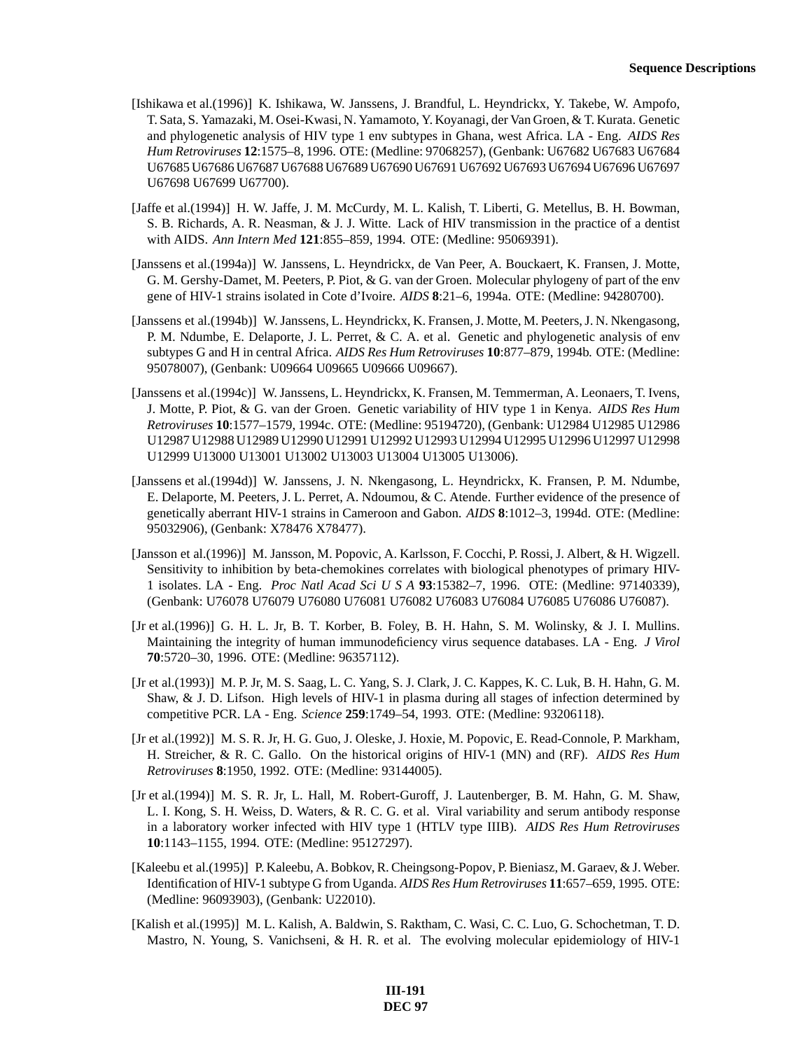[Ishikawa et al.(1996)] K. Ishikawa, W. Janssens, J. Brandful, L. Heyndrickx, Y. Takebe, W. Ampofo, T. Sata, S. Yamazaki, M. Osei-Kwasi, N. Yamamoto, Y. Koyanagi, der Van Groen, & T. Kurata. Genetic and phylogenetic analysis of HIV type 1 env subtypes in Ghana, west Africa. LA - Eng. *AIDS Res Hum Retroviruses* **12**:1575–8, 1996. OTE: (Medline: 97068257), (Genbank: U67682 U67683 U67684 U67685 U67686 U67687 U67688 U67689 U67690 U67691 U67692 U67693 U67694 U67696 U67697 U67698 U67699 U67700).

[Jaffe et al.(1994)] H. W. Jaffe, J. M. McCurdy, M. L. Kalish, T. Liberti, G. Metellus, B. H. Bowman, S. B. Richards, A. R. Neasman, & J. J. Witte. Lack of HIV transmission in the practice of a dentist with AIDS. *Ann Intern Med* **121**:855–859, 1994. OTE: (Medline: 95069391).

[Janssens et al.(1994a)] W. Janssens, L. Heyndrickx, de Van Peer, A. Bouckaert, K. Fransen, J. Motte, G. M. Gershy-Damet, M. Peeters, P. Piot, & G. van der Groen. Molecular phylogeny of part of the env gene of HIV-1 strains isolated in Cote d'Ivoire. *AIDS* **8**:21–6, 1994a. OTE: (Medline: 94280700).

[Janssens et al.(1994b)] W. Janssens, L. Heyndrickx, K. Fransen, J. Motte, M. Peeters, J. N. Nkengasong, P. M. Ndumbe, E. Delaporte, J. L. Perret, & C. A. et al. Genetic and phylogenetic analysis of env subtypes G and H in central Africa. *AIDS Res Hum Retroviruses* **10**:877–879, 1994b. OTE: (Medline: 95078007), (Genbank: U09664 U09665 U09666 U09667).

[Janssens et al.(1994c)] W. Janssens, L. Heyndrickx, K. Fransen, M. Temmerman, A. Leonaers, T. Ivens, J. Motte, P. Piot, & G. van der Groen. Genetic variability of HIV type 1 in Kenya. *AIDS Res Hum Retroviruses* **10**:1577–1579, 1994c. OTE: (Medline: 95194720), (Genbank: U12984 U12985 U12986 U12987 U12988 U12989 U12990 U12991 U12992 U12993 U12994 U12995 U12996 U12997 U12998 U12999 U13000 U13001 U13002 U13003 U13004 U13005 U13006).

[Janssens et al.(1994d)] W. Janssens, J. N. Nkengasong, L. Heyndrickx, K. Fransen, P. M. Ndumbe, E. Delaporte, M. Peeters, J. L. Perret, A. Ndoumou, & C. Atende. Further evidence of the presence of genetically aberrant HIV-1 strains in Cameroon and Gabon. *AIDS* **8**:1012–3, 1994d. OTE: (Medline: 95032906), (Genbank: X78476 X78477).

[Jansson et al.(1996)] M. Jansson, M. Popovic, A. Karlsson, F. Cocchi, P. Rossi, J. Albert, & H. Wigzell. Sensitivity to inhibition by beta-chemokines correlates with biological phenotypes of primary HIV-1 isolates. LA - Eng. *Proc Natl Acad Sci U S A* **93**:15382–7, 1996. OTE: (Medline: 97140339), (Genbank: U76078 U76079 U76080 U76081 U76082 U76083 U76084 U76085 U76086 U76087).

[Jr et al.(1996)] G. H. L. Jr, B. T. Korber, B. Foley, B. H. Hahn, S. M. Wolinsky, & J. I. Mullins. Maintaining the integrity of human immunodeficiency virus sequence databases. LA - Eng. *J Virol* **70**:5720–30, 1996. OTE: (Medline: 96357112).

[Jr et al.(1993)] M. P. Jr, M. S. Saag, L. C. Yang, S. J. Clark, J. C. Kappes, K. C. Luk, B. H. Hahn, G. M. Shaw, & J. D. Lifson. High levels of HIV-1 in plasma during all stages of infection determined by competitive PCR. LA - Eng. *Science* **259**:1749–54, 1993. OTE: (Medline: 93206118).

[Jr et al.(1992)] M. S. R. Jr, H. G. Guo, J. Oleske, J. Hoxie, M. Popovic, E. Read-Connole, P. Markham, H. Streicher, & R. C. Gallo. On the historical origins of HIV-1 (MN) and (RF). *AIDS Res Hum Retroviruses* **8**:1950, 1992. OTE: (Medline: 93144005).

[Jr et al.(1994)] M. S. R. Jr, L. Hall, M. Robert-Guroff, J. Lautenberger, B. M. Hahn, G. M. Shaw, L. I. Kong, S. H. Weiss, D. Waters, & R. C. G. et al. Viral variability and serum antibody response in a laboratory worker infected with HIV type 1 (HTLV type IIIB). *AIDS Res Hum Retroviruses* **10**:1143–1155, 1994. OTE: (Medline: 95127297).

[Kaleebu et al.(1995)] P. Kaleebu, A. Bobkov, R. Cheingsong-Popov, P. Bieniasz, M. Garaev, & J. Weber. Identification of HIV-1 subtype G from Uganda. *AIDS Res Hum Retroviruses* **11**:657–659, 1995. OTE: (Medline: 96093903), (Genbank: U22010).

[Kalish et al.(1995)] M. L. Kalish, A. Baldwin, S. Raktham, C. Wasi, C. C. Luo, G. Schochetman, T. D. Mastro, N. Young, S. Vanichseni, & H. R. et al. The evolving molecular epidemiology of HIV-1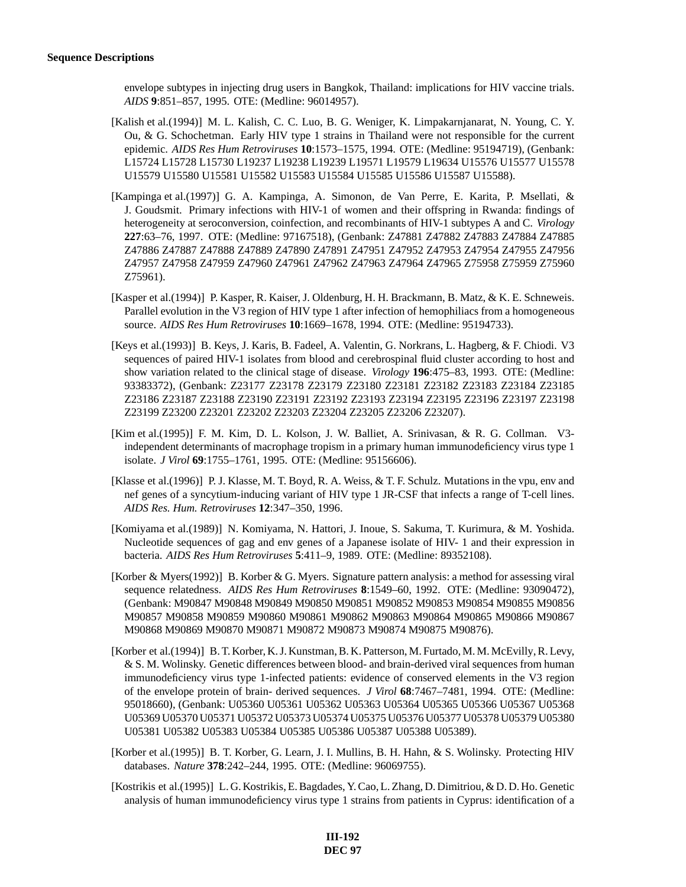envelope subtypes in injecting drug users in Bangkok, Thailand: implications for HIV vaccine trials. *AIDS* **9**:851–857, 1995. OTE: (Medline: 96014957).

[Kalish et al.(1994)] M. L. Kalish, C. C. Luo, B. G. Weniger, K. Limpakarnjanarat, N. Young, C. Y. Ou, & G. Schochetman. Early HIV type 1 strains in Thailand were not responsible for the current epidemic. *AIDS Res Hum Retroviruses* **10**:1573–1575, 1994. OTE: (Medline: 95194719), (Genbank: L15724 L15728 L15730 L19237 L19238 L19239 L19571 L19579 L19634 U15576 U15577 U15578 U15579 U15580 U15581 U15582 U15583 U15584 U15585 U15586 U15587 U15588).

[Kampinga et al.(1997)] G. A. Kampinga, A. Simonon, de Van Perre, E. Karita, P. Msellati, & J. Goudsmit. Primary infections with HIV-1 of women and their offspring in Rwanda: findings of heterogeneity at seroconversion, coinfection, and recombinants of HIV-1 subtypes A and C. *Virology* **227**:63–76, 1997. OTE: (Medline: 97167518), (Genbank: Z47881 Z47882 Z47883 Z47884 Z47885 Z47886 Z47887 Z47888 Z47889 Z47890 Z47891 Z47951 Z47952 Z47953 Z47954 Z47955 Z47956 Z47957 Z47958 Z47959 Z47960 Z47961 Z47962 Z47963 Z47964 Z47965 Z75958 Z75959 Z75960 Z75961).

[Kasper et al.(1994)] P. Kasper, R. Kaiser, J. Oldenburg, H. H. Brackmann, B. Matz, & K. E. Schneweis. Parallel evolution in the V3 region of HIV type 1 after infection of hemophiliacs from a homogeneous source. *AIDS Res Hum Retroviruses* **10**:1669–1678, 1994. OTE: (Medline: 95194733).

[Keys et al.(1993)] B. Keys, J. Karis, B. Fadeel, A. Valentin, G. Norkrans, L. Hagberg, & F. Chiodi. V3 sequences of paired HIV-1 isolates from blood and cerebrospinal fluid cluster according to host and show variation related to the clinical stage of disease. *Virology* **196**:475–83, 1993. OTE: (Medline: 93383372), (Genbank: Z23177 Z23178 Z23179 Z23180 Z23181 Z23182 Z23183 Z23184 Z23185 Z23186 Z23187 Z23188 Z23190 Z23191 Z23192 Z23193 Z23194 Z23195 Z23196 Z23197 Z23198 Z23199 Z23200 Z23201 Z23202 Z23203 Z23204 Z23205 Z23206 Z23207).

[Kim et al.(1995)] F. M. Kim, D. L. Kolson, J. W. Balliet, A. Srinivasan, & R. G. Collman. V3-independent determinants of macrophage tropism in a primary human immunodeficiency virus type 1 isolate. *J Virol* **69**:1755–1761, 1995. OTE: (Medline: 95156606).

[Klasse et al.(1996)] P. J. Klasse, M. T. Boyd, R. A. Weiss, & T. F. Schulz. Mutations in the vpu, env and nef genes of a syncytium-inducing variant of HIV type 1 JR-CSF that infects a range of T-cell lines. *AIDS Res. Hum. Retroviruses* **12**:347–350, 1996.

[Komiyama et al.(1989)] N. Komiyama, N. Hattori, J. Inoue, S. Sakuma, T. Kurimura, & M. Yoshida. Nucleotide sequences of gag and env genes of a Japanese isolate of HIV- 1 and their expression in bacteria. *AIDS Res Hum Retroviruses* **5**:411–9, 1989. OTE: (Medline: 89352108).

[Korber & Myers(1992)] B. Korber & G. Myers. Signature pattern analysis: a method for assessing viral sequence relatedness. *AIDS Res Hum Retroviruses* **8**:1549–60, 1992. OTE: (Medline: 93090472), (Genbank: M90847 M90848 M90849 M90850 M90851 M90852 M90853 M90854 M90855 M90856 M90857 M90858 M90859 M90860 M90861 M90862 M90863 M90864 M90865 M90866 M90867 M90868 M90869 M90870 M90871 M90872 M90873 M90874 M90875 M90876).

[Korber et al.(1994)] B. T. Korber, K. J. Kunstman, B. K. Patterson, M. Furtado, M. M. McEvilly, R. Levy, & S. M. Wolinsky. Genetic differences between blood- and brain-derived viral sequences from human immunodeficiency virus type 1-infected patients: evidence of conserved elements in the V3 region of the envelope protein of brain- derived sequences. *J Virol* **68**:7467–7481, 1994. OTE: (Medline: 95018660), (Genbank: U05360 U05361 U05362 U05363 U05364 U05365 U05366 U05367 U05368 U05369 U05370 U05371 U05372 U05373 U05374 U05375 U05376 U05377 U05378 U05379 U05380 U05381 U05382 U05383 U05384 U05385 U05386 U05387 U05388 U05389).

[Korber et al.(1995)] B. T. Korber, G. Learn, J. I. Mullins, B. H. Hahn, & S. Wolinsky. Protecting HIV databases. *Nature* **378**:242–244, 1995. OTE: (Medline: 96069755).

[Kostrikis et al.(1995)] L. G. Kostrikis, E. Bagdades, Y. Cao, L. Zhang, D. Dimitriou, & D. D. Ho. Genetic analysis of human immunodeficiency virus type 1 strains from patients in Cyprus: identification of a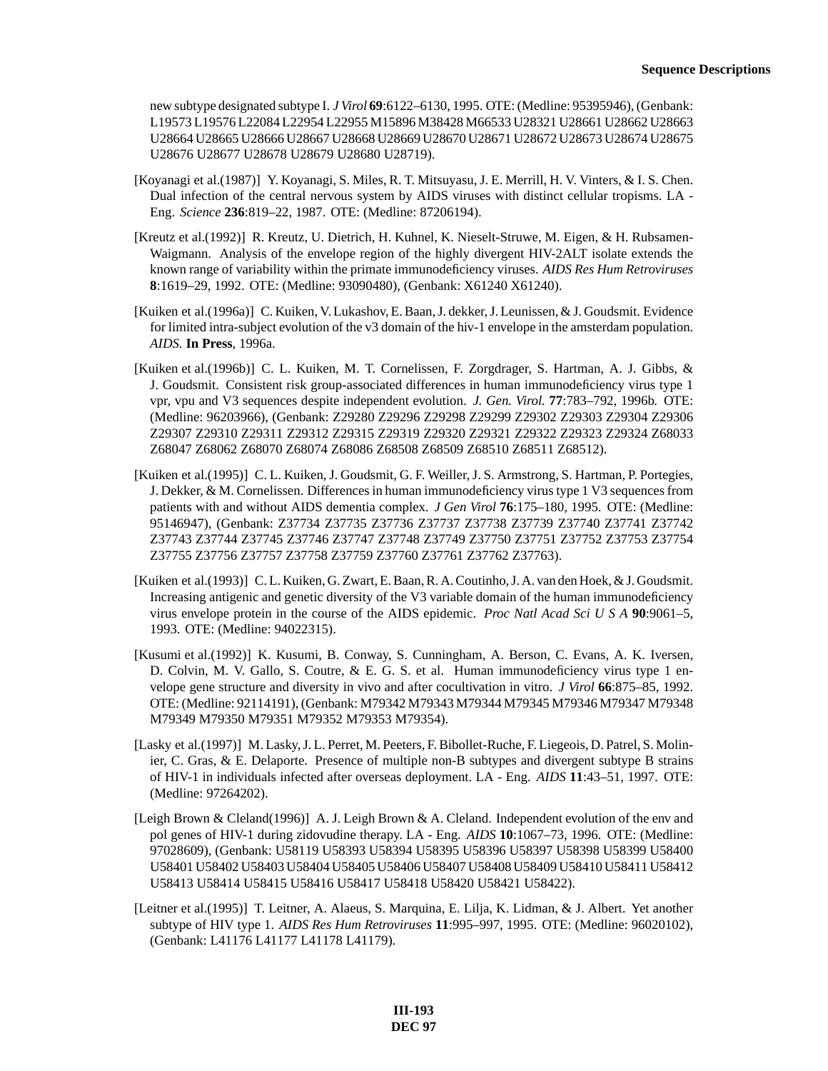new subtype designated subtype I. *J Virol* **69**:6122–6130, 1995. OTE: (Medline: 95395946), (Genbank: L19573 L19576 L22084 L22954 L22955 M15896 M38428 M66533 U28321 U28661 U28662 U28663 U28664 U28665 U28666 U28667 U28668 U28669 U28670 U28671 U28672 U28673 U28674 U28675 U28676 U28677 U28678 U28679 U28680 U28719).

[Koyanagi et al.(1987)] Y. Koyanagi, S. Miles, R. T. Mitsuyasu, J. E. Merrill, H. V. Vinters, & I. S. Chen. Dual infection of the central nervous system by AIDS viruses with distinct cellular tropisms. LA - Eng. *Science* **236**:819–22, 1987. OTE: (Medline: 87206194).

[Kreutz et al.(1992)] R. Kreutz, U. Dietrich, H. Kuhnel, K. Nieselt-Struwe, M. Eigen, & H. Rubsamen-Waigmann. Analysis of the envelope region of the highly divergent HIV-2ALT isolate extends the known range of variability within the primate immunodeficiency viruses. *AIDS Res Hum Retroviruses* **8**:1619–29, 1992. OTE: (Medline: 93090480), (Genbank: X61240 X61240).

[Kuiken et al.(1996a)] C. Kuiken, V. Lukashov, E. Baan, J. dekker, J. Leunissen, & J. Goudsmit. Evidence for limited intra-subject evolution of the v3 domain of the hiv-1 envelope in the amsterdam population. *AIDS*. **In Press**, 1996a.

[Kuiken et al.(1996b)] C. L. Kuiken, M. T. Cornelissen, F. Zorgdrager, S. Hartman, A. J. Gibbs, & J. Goudsmit. Consistent risk group-associated differences in human immunodeficiency virus type 1 vpr, vpu and V3 sequences despite independent evolution. *J. Gen. Virol.* **77**:783–792, 1996b. OTE: (Medline: 96203966), (Genbank: Z29280 Z29296 Z29298 Z29299 Z29302 Z29303 Z29304 Z29306 Z29307 Z29310 Z29311 Z29312 Z29315 Z29319 Z29320 Z29321 Z29322 Z29323 Z29324 Z68033 Z68047 Z68062 Z68070 Z68074 Z68086 Z68508 Z68509 Z68510 Z68511 Z68512).

[Kuiken et al.(1995)] C. L. Kuiken, J. Goudsmit, G. F. Weiller, J. S. Armstrong, S. Hartman, P. Portegies, J. Dekker, & M. Cornelissen. Differences in human immunodeficiency virus type 1 V3 sequences from patients with and without AIDS dementia complex. *J Gen Virol* **76**:175–180, 1995. OTE: (Medline: 95146947), (Genbank: Z37734 Z37735 Z37736 Z37737 Z37738 Z37739 Z37740 Z37741 Z37742 Z37743 Z37744 Z37745 Z37746 Z37747 Z37748 Z37749 Z37750 Z37751 Z37752 Z37753 Z37754 Z37755 Z37756 Z37757 Z37758 Z37759 Z37760 Z37761 Z37762 Z37763).

[Kuiken et al.(1993)] C. L. Kuiken, G. Zwart, E. Baan, R. A. Coutinho, J. A. van den Hoek, & J. Goudsmit. Increasing antigenic and genetic diversity of the V3 variable domain of the human immunodeficiency virus envelope protein in the course of the AIDS epidemic. *Proc Natl Acad Sci U S A* **90**:9061–5, 1993. OTE: (Medline: 94022315).

[Kusumi et al.(1992)] K. Kusumi, B. Conway, S. Cunningham, A. Berson, C. Evans, A. K. Iversen, D. Colvin, M. V. Gallo, S. Coutre, & E. G. S. et al. Human immunodeficiency virus type 1 envelope gene structure and diversity in vivo and after cocultivation in vitro. *J Virol* **66**:875–85, 1992. OTE: (Medline: 92114191), (Genbank: M79342 M79343 M79344 M79345 M79346 M79347 M79348 M79349 M79350 M79351 M79352 M79353 M79354).

[Lasky et al.(1997)] M. Lasky, J. L. Perret, M. Peeters, F. Bibollet-Ruche, F. Liegeois, D. Patrel, S. Molinier, C. Gras, & E. Delaporte. Presence of multiple non-B subtypes and divergent subtype B strains of HIV-1 in individuals infected after overseas deployment. LA - Eng. *AIDS* **11**:43–51, 1997. OTE: (Medline: 97264202).

[Leigh Brown & Cleland(1996)] A. J. Leigh Brown & A. Cleland. Independent evolution of the env and pol genes of HIV-1 during zidovudine therapy. LA - Eng. *AIDS* **10**:1067–73, 1996. OTE: (Medline: 97028609), (Genbank: U58119 U58393 U58394 U58395 U58396 U58397 U58398 U58399 U58400 U58401 U58402 U58403 U58404 U58405 U58406 U58407 U58408 U58409 U58410 U58411 U58412 U58413 U58414 U58415 U58416 U58417 U58418 U58420 U58421 U58422).

[Leitner et al.(1995)] T. Leitner, A. Alaeus, S. Marquina, E. Lilja, K. Lidman, & J. Albert. Yet another subtype of HIV type 1. *AIDS Res Hum Retroviruses* **11**:995–997, 1995. OTE: (Medline: 96020102), (Genbank: L41176 L41177 L41178 L41179).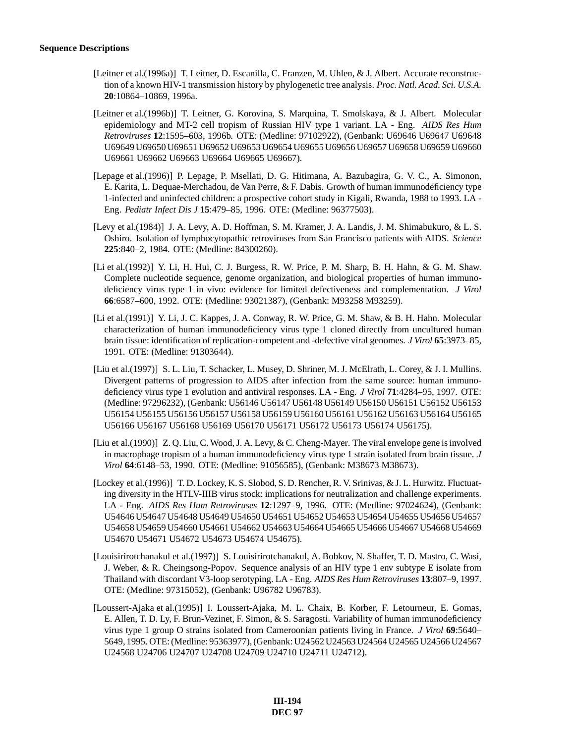**Sequence Descriptions**

[Leitner et al.(1996a)] T. Leitner, D. Escanilla, C. Franzen, M. Uhlen, & J. Albert. Accurate reconstruction of a known HIV-1 transmission history by phylogenetic tree analysis. *Proc. Natl. Acad. Sci. U.S.A.* **20**:10864–10869, 1996a.

[Leitner et al.(1996b)] T. Leitner, G. Korovina, S. Marquina, T. Smolskaya, & J. Albert. Molecular epidemiology and MT-2 cell tropism of Russian HIV type 1 variant. LA - Eng. *AIDS Res Hum Retroviruses* **12**:1595–603, 1996b. OTE: (Medline: 97102922), (Genbank: U69646 U69647 U69648 U69649 U69650 U69651 U69652 U69653 U69654 U69655 U69656 U69657 U69658 U69659 U69660 U69661 U69662 U69663 U69664 U69665 U69667).

[Lepage et al.(1996)] P. Lepage, P. Msellati, D. G. Hitimana, A. Bazubagira, G. V. C., A. Simonon, E. Karita, L. Dequae-Merchadou, de Van Perre, & F. Dabis. Growth of human immunodeficiency type 1-infected and uninfected children: a prospective cohort study in Kigali, Rwanda, 1988 to 1993. LA - Eng. *Pediatr Infect Dis J* **15**:479–85, 1996. OTE: (Medline: 96377503).

[Levy et al.(1984)] J. A. Levy, A. D. Hoffman, S. M. Kramer, J. A. Landis, J. M. Shimabukuro, & L. S. Oshiro. Isolation of lymphocytopathic retroviruses from San Francisco patients with AIDS. *Science* **225**:840–2, 1984. OTE: (Medline: 84300260).

[Li et al.(1992)] Y. Li, H. Hui, C. J. Burgess, R. W. Price, P. M. Sharp, B. H. Hahn, & G. M. Shaw. Complete nucleotide sequence, genome organization, and biological properties of human immunodeficiency virus type 1 in vivo: evidence for limited defectiveness and complementation. *J Virol* **66**:6587–600, 1992. OTE: (Medline: 93021387), (Genbank: M93258 M93259).

[Li et al.(1991)] Y. Li, J. C. Kappes, J. A. Conway, R. W. Price, G. M. Shaw, & B. H. Hahn. Molecular characterization of human immunodeficiency virus type 1 cloned directly from uncultured human brain tissue: identification of replication-competent and -defective viral genomes. *J Virol* **65**:3973–85, 1991. OTE: (Medline: 91303644).

[Liu et al.(1997)] S. L. Liu, T. Schacker, L. Musey, D. Shriner, M. J. McElrath, L. Corey, & J. I. Mullins. Divergent patterns of progression to AIDS after infection from the same source: human immunodeficiency virus type 1 evolution and antiviral responses. LA - Eng. *J Virol* **71**:4284–95, 1997. OTE: (Medline: 97296232), (Genbank: U56146 U56147 U56148 U56149 U56150 U56151 U56152 U56153 U56154 U56155 U56156 U56157 U56158 U56159 U56160 U56161 U56162 U56163 U56164 U56165 U56166 U56167 U56168 U56169 U56170 U56171 U56172 U56173 U56174 U56175).

[Liu et al.(1990)] Z. Q. Liu, C. Wood, J. A. Levy, & C. Cheng-Mayer. The viral envelope gene is involved in macrophage tropism of a human immunodeficiency virus type 1 strain isolated from brain tissue. *J Virol* **64**:6148–53, 1990. OTE: (Medline: 91056585), (Genbank: M38673 M38673).

[Lockey et al.(1996)] T. D. Lockey, K. S. Slobod, S. D. Rencher, R. V. Srinivas, & J. L. Hurwitz. Fluctuating diversity in the HTLV-IIIB virus stock: implications for neutralization and challenge experiments. LA - Eng. *AIDS Res Hum Retroviruses* **12**:1297–9, 1996. OTE: (Medline: 97024624), (Genbank: U54646 U54647 U54648 U54649 U54650 U54651 U54652 U54653 U54654 U54655 U54656 U54657 U54658 U54659 U54660 U54661 U54662 U54663 U54664 U54665 U54666 U54667 U54668 U54669 U54670 U54671 U54672 U54673 U54674 U54675).

[Louisirirotchanakul et al.(1997)] S. Louisirirotchanakul, A. Bobkov, N. Shaffer, T. D. Mastro, C. Wasi, J. Weber, & R. Cheingsong-Popov. Sequence analysis of an HIV type 1 env subtype E isolate from Thailand with discordant V3-loop serotyping. LA - Eng. *AIDS Res Hum Retroviruses* **13**:807–9, 1997. OTE: (Medline: 97315052), (Genbank: U96782 U96783).

[Loussert-Ajaka et al.(1995)] I. Loussert-Ajaka, M. L. Chaix, B. Korber, F. Letourneur, E. Gomas, E. Allen, T. D. Ly, F. Brun-Vezinet, F. Simon, & S. Saragosti. Variability of human immunodeficiency virus type 1 group O strains isolated from Cameroonian patients living in France. *J Virol* **69**:5640–5649, 1995. OTE: (Medline: 95363977), (Genbank: U24562 U24563 U24564 U24565 U24566 U24567 U24568 U24706 U24707 U24708 U24709 U24710 U24711 U24712).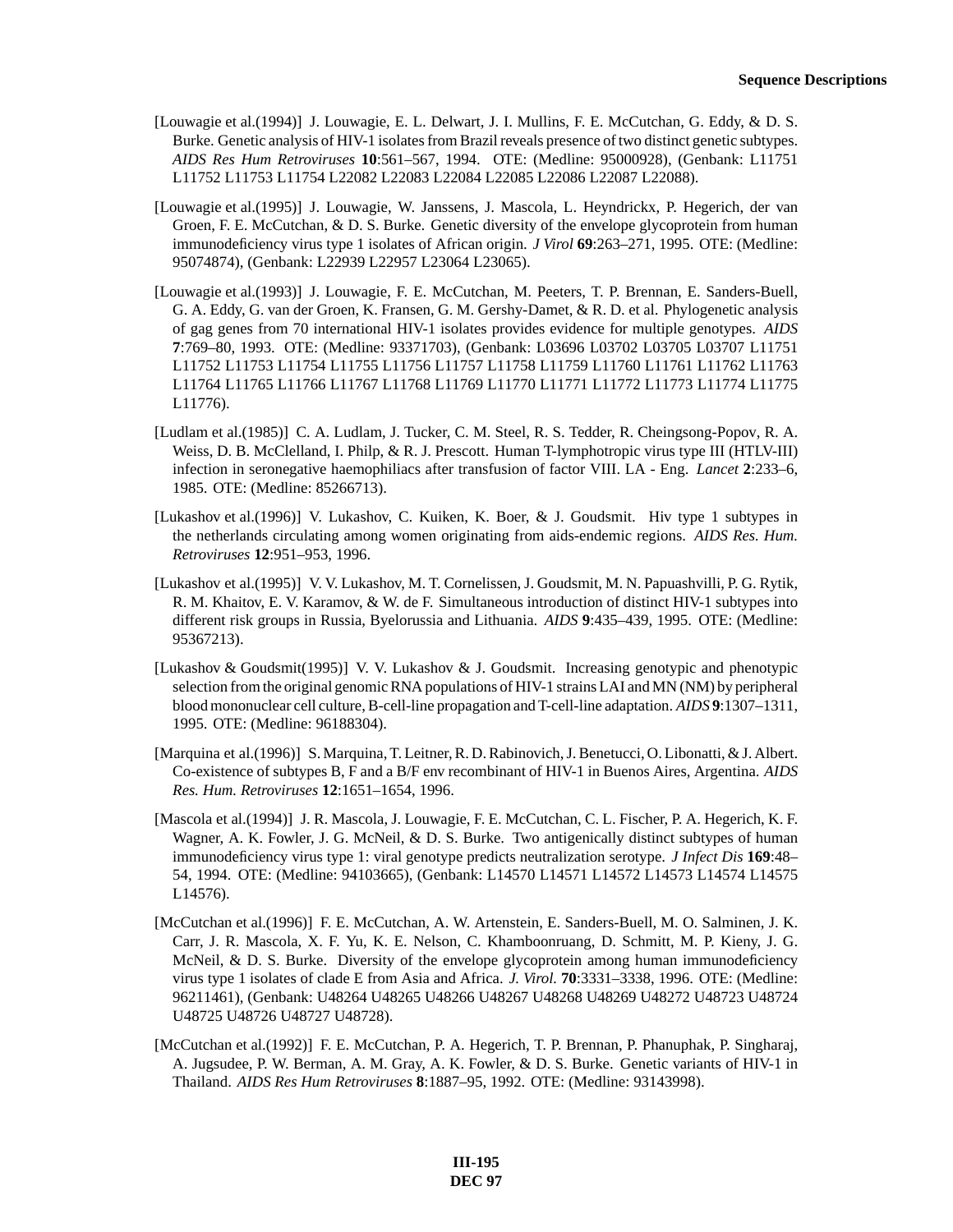[Louwagie et al.(1994)] J. Louwagie, E. L. Delwart, J. I. Mullins, F. E. McCutchan, G. Eddy, & D. S. Burke. Genetic analysis of HIV-1 isolates from Brazil reveals presence of two distinct genetic subtypes. *AIDS Res Hum Retroviruses* **10**:561–567, 1994. OTE: (Medline: 95000928), (Genbank: L11751 L11752 L11753 L11754 L22082 L22083 L22084 L22085 L22086 L22087 L22088).

[Louwagie et al.(1995)] J. Louwagie, W. Janssens, J. Mascola, L. Heyndrickx, P. Hegerich, der van Groen, F. E. McCutchan, & D. S. Burke. Genetic diversity of the envelope glycoprotein from human immunodeficiency virus type 1 isolates of African origin. *J Virol* **69**:263–271, 1995. OTE: (Medline: 95074874), (Genbank: L22939 L22957 L23064 L23065).

[Louwagie et al.(1993)] J. Louwagie, F. E. McCutchan, M. Peeters, T. P. Brennan, E. Sanders-Buell, G. A. Eddy, G. van der Groen, K. Fransen, G. M. Gershy-Damet, & R. D. et al. Phylogenetic analysis of gag genes from 70 international HIV-1 isolates provides evidence for multiple genotypes. *AIDS* **7**:769–80, 1993. OTE: (Medline: 93371703), (Genbank: L03696 L03702 L03705 L03707 L11751 L11752 L11753 L11754 L11755 L11756 L11757 L11758 L11759 L11760 L11761 L11762 L11763 L11764 L11765 L11766 L11767 L11768 L11769 L11770 L11771 L11772 L11773 L11774 L11775 L11776).

[Ludlam et al.(1985)] C. A. Ludlam, J. Tucker, C. M. Steel, R. S. Tedder, R. Cheingsong-Popov, R. A. Weiss, D. B. McClelland, I. Philp, & R. J. Prescott. Human T-lymphotropic virus type III (HTLV-III) infection in seronegative haemophiliacs after transfusion of factor VIII. LA - Eng. *Lancet* **2**:233–6, 1985. OTE: (Medline: 85266713).

[Lukashov et al.(1996)] V. Lukashov, C. Kuiken, K. Boer, & J. Goudsmit. Hiv type 1 subtypes in the netherlands circulating among women originating from aids-endemic regions. *AIDS Res. Hum. Retroviruses* **12**:951–953, 1996.

[Lukashov et al.(1995)] V. V. Lukashov, M. T. Cornelissen, J. Goudsmit, M. N. Papuashvilli, P. G. Rytik, R. M. Khaitov, E. V. Karamov, & W. de F. Simultaneous introduction of distinct HIV-1 subtypes into different risk groups in Russia, Byelorussia and Lithuania. *AIDS* **9**:435–439, 1995. OTE: (Medline: 95367213).

[Lukashov & Goudsmit(1995)] V. V. Lukashov & J. Goudsmit. Increasing genotypic and phenotypic selection from the original genomic RNA populations of HIV-1 strains LAI and MN (NM) by peripheral blood mononuclear cell culture, B-cell-line propagation and T-cell-line adaptation. *AIDS* **9**:1307–1311, 1995. OTE: (Medline: 96188304).

[Marquina et al.(1996)] S. Marquina, T. Leitner, R. D. Rabinovich, J. Benetucci, O. Libonatti, & J. Albert. Co-existence of subtypes B, F and a B/F env recombinant of HIV-1 in Buenos Aires, Argentina. *AIDS Res. Hum. Retroviruses* **12**:1651–1654, 1996.

[Mascola et al.(1994)] J. R. Mascola, J. Louwagie, F. E. McCutchan, C. L. Fischer, P. A. Hegerich, K. F. Wagner, A. K. Fowler, J. G. McNeil, & D. S. Burke. Two antigenically distinct subtypes of human immunodeficiency virus type 1: viral genotype predicts neutralization serotype. *J Infect Dis* **169**:48–54, 1994. OTE: (Medline: 94103665), (Genbank: L14570 L14571 L14572 L14573 L14574 L14575 L14576).

[McCutchan et al.(1996)] F. E. McCutchan, A. W. Artenstein, E. Sanders-Buell, M. O. Salminen, J. K. Carr, J. R. Mascola, X. F. Yu, K. E. Nelson, C. Khamboonruang, D. Schmitt, M. P. Kieny, J. G. McNeil, & D. S. Burke. Diversity of the envelope glycoprotein among human immunodeficiency virus type 1 isolates of clade E from Asia and Africa. *J. Virol.* **70**:3331–3338, 1996. OTE: (Medline: 96211461), (Genbank: U48264 U48265 U48266 U48267 U48268 U48269 U48272 U48723 U48724 U48725 U48726 U48727 U48728).

[McCutchan et al.(1992)] F. E. McCutchan, P. A. Hegerich, T. P. Brennan, P. Phanuphak, P. Singharaj, A. Jugsudee, P. W. Berman, A. M. Gray, A. K. Fowler, & D. S. Burke. Genetic variants of HIV-1 in Thailand. *AIDS Res Hum Retroviruses* **8**:1887–95, 1992. OTE: (Medline: 93143998).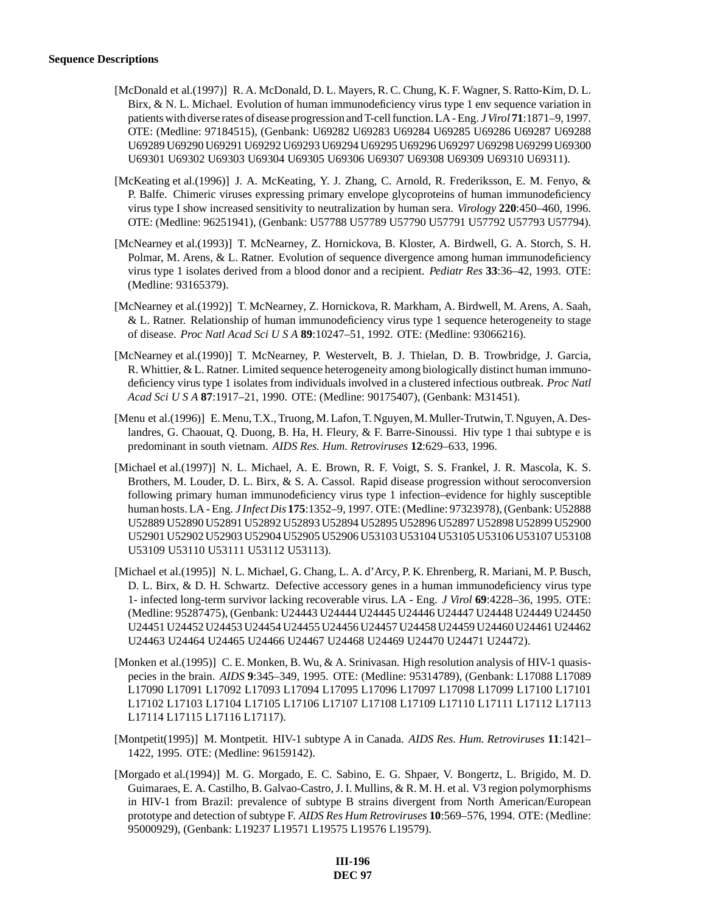**Sequence Descriptions**

[McDonald et al.(1997)] R. A. McDonald, D. L. Mayers, R. C. Chung, K. F. Wagner, S. Ratto-Kim, D. L. Birx, & N. L. Michael. Evolution of human immunodeficiency virus type 1 env sequence variation in patients with diverse rates of disease progression and T-cell function. LA - Eng. *J Virol* **71**:1871–9, 1997. OTE: (Medline: 97184515), (Genbank: U69282 U69283 U69284 U69285 U69286 U69287 U69288 U69289 U69290 U69291 U69292 U69293 U69294 U69295 U69296 U69297 U69298 U69299 U69300 U69301 U69302 U69303 U69304 U69305 U69306 U69307 U69308 U69309 U69310 U69311).

[McKeating et al.(1996)] J. A. McKeating, Y. J. Zhang, C. Arnold, R. Frederiksson, E. M. Fenyo, & P. Balfe. Chimeric viruses expressing primary envelope glycoproteins of human immunodeficiency virus type I show increased sensitivity to neutralization by human sera. *Virology* **220**:450–460, 1996. OTE: (Medline: 96251941), (Genbank: U57788 U57789 U57790 U57791 U57792 U57793 U57794).

[McNearney et al.(1993)] T. McNearney, Z. Hornickova, B. Kloster, A. Birdwell, G. A. Storch, S. H. Polmar, M. Arens, & L. Ratner. Evolution of sequence divergence among human immunodeficiency virus type 1 isolates derived from a blood donor and a recipient. *Pediatr Res* **33**:36–42, 1993. OTE: (Medline: 93165379).

[McNearney et al.(1992)] T. McNearney, Z. Hornickova, R. Markham, A. Birdwell, M. Arens, A. Saah, & L. Ratner. Relationship of human immunodeficiency virus type 1 sequence heterogeneity to stage of disease. *Proc Natl Acad Sci U S A* **89**:10247–51, 1992. OTE: (Medline: 93066216).

[McNearney et al.(1990)] T. McNearney, P. Westervelt, B. J. Thielan, D. B. Trowbridge, J. Garcia, R. Whittier, & L. Ratner. Limited sequence heterogeneity among biologically distinct human immunodeficiency virus type 1 isolates from individuals involved in a clustered infectious outbreak. *Proc Natl Acad Sci U S A* **87**:1917–21, 1990. OTE: (Medline: 90175407), (Genbank: M31451).

[Menu et al.(1996)] E. Menu, T.X., Truong, M. Lafon, T. Nguyen, M. Muller-Trutwin, T. Nguyen, A. Deslandres, G. Chaouat, Q. Duong, B. Ha, H. Fleury, & F. Barre-Sinoussi. Hiv type 1 thai subtype e is predominant in south vietnam. *AIDS Res. Hum. Retroviruses* **12**:629–633, 1996.

[Michael et al.(1997)] N. L. Michael, A. E. Brown, R. F. Voigt, S. S. Frankel, J. R. Mascola, K. S. Brothers, M. Louder, D. L. Birx, & S. A. Cassol. Rapid disease progression without seroconversion following primary human immunodeficiency virus type 1 infection–evidence for highly susceptible human hosts. LA - Eng. *J Infect Dis* **175**:1352–9, 1997. OTE: (Medline: 97323978), (Genbank: U52888 U52889 U52890 U52891 U52892 U52893 U52894 U52895 U52896 U52897 U52898 U52899 U52900 U52901 U52902 U52903 U52904 U52905 U52906 U53103 U53104 U53105 U53106 U53107 U53108 U53109 U53110 U53111 U53112 U53113).

[Michael et al.(1995)] N. L. Michael, G. Chang, L. A. d'Arcy, P. K. Ehrenberg, R. Mariani, M. P. Busch, D. L. Birx, & D. H. Schwartz. Defective accessory genes in a human immunodeficiency virus type 1- infected long-term survivor lacking recoverable virus. LA - Eng. *J Virol* **69**:4228–36, 1995. OTE: (Medline: 95287475), (Genbank: U24443 U24444 U24445 U24446 U24447 U24448 U24449 U24450 U24451 U24452 U24453 U24454 U24455 U24456 U24457 U24458 U24459 U24460 U24461 U24462 U24463 U24464 U24465 U24466 U24467 U24468 U24469 U24470 U24471 U24472).

[Monken et al.(1995)] C. E. Monken, B. Wu, & A. Srinivasan. High resolution analysis of HIV-1 quasispecies in the brain. *AIDS* **9**:345–349, 1995. OTE: (Medline: 95314789), (Genbank: L17088 L17089 L17090 L17091 L17092 L17093 L17094 L17095 L17096 L17097 L17098 L17099 L17100 L17101 L17102 L17103 L17104 L17105 L17106 L17107 L17108 L17109 L17110 L17111 L17112 L17113 L17114 L17115 L17116 L17117).

[Montpetit(1995)] M. Montpetit. HIV-1 subtype A in Canada. *AIDS Res. Hum. Retroviruses* **11**:1421–1422, 1995. OTE: (Medline: 96159142).

[Morgado et al.(1994)] M. G. Morgado, E. C. Sabino, E. G. Shpaer, V. Bongertz, L. Brigido, M. D. Guimaraes, E. A. Castilho, B. Galvao-Castro, J. I. Mullins, & R. M. H. et al. V3 region polymorphisms in HIV-1 from Brazil: prevalence of subtype B strains divergent from North American/European prototype and detection of subtype F. *AIDS Res Hum Retroviruses* **10**:569–576, 1994. OTE: (Medline: 95000929), (Genbank: L19237 L19571 L19575 L19576 L19579).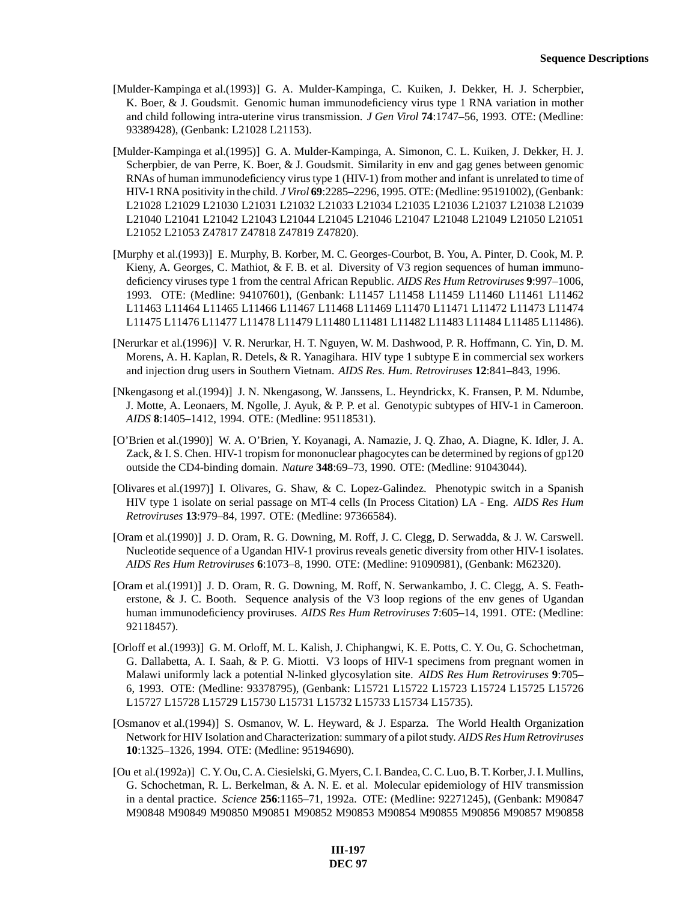[Mulder-Kampinga et al.(1993)] G. A. Mulder-Kampinga, C. Kuiken, J. Dekker, H. J. Scherpbier, K. Boer, & J. Goudsmit. Genomic human immunodeficiency virus type 1 RNA variation in mother and child following intra-uterine virus transmission. *J Gen Virol* **74**:1747–56, 1993. OTE: (Medline: 93389428), (Genbank: L21028 L21153).

[Mulder-Kampinga et al.(1995)] G. A. Mulder-Kampinga, A. Simonon, C. L. Kuiken, J. Dekker, H. J. Scherpbier, de van Perre, K. Boer, & J. Goudsmit. Similarity in env and gag genes between genomic RNAs of human immunodeficiency virus type 1 (HIV-1) from mother and infant is unrelated to time of HIV-1 RNA positivity in the child. *J Virol* **69**:2285–2296, 1995. OTE: (Medline: 95191002), (Genbank: L21028 L21029 L21030 L21031 L21032 L21033 L21034 L21035 L21036 L21037 L21038 L21039 L21040 L21041 L21042 L21043 L21044 L21045 L21046 L21047 L21048 L21049 L21050 L21051 L21052 L21053 Z47817 Z47818 Z47819 Z47820).

[Murphy et al.(1993)] E. Murphy, B. Korber, M. C. Georges-Courbot, B. You, A. Pinter, D. Cook, M. P. Kieny, A. Georges, C. Mathiot, & F. B. et al. Diversity of V3 region sequences of human immunodeficiency viruses type 1 from the central African Republic. *AIDS Res Hum Retroviruses* **9**:997–1006, 1993. OTE: (Medline: 94107601), (Genbank: L11457 L11458 L11459 L11460 L11461 L11462 L11463 L11464 L11465 L11466 L11467 L11468 L11469 L11470 L11471 L11472 L11473 L11474 L11475 L11476 L11477 L11478 L11479 L11480 L11481 L11482 L11483 L11484 L11485 L11486).

[Nerurkar et al.(1996)] V. R. Nerurkar, H. T. Nguyen, W. M. Dashwood, P. R. Hoffmann, C. Yin, D. M. Morens, A. H. Kaplan, R. Detels, & R. Yanagihara. HIV type 1 subtype E in commercial sex workers and injection drug users in Southern Vietnam. *AIDS Res. Hum. Retroviruses* **12**:841–843, 1996.

[Nkengasong et al.(1994)] J. N. Nkengasong, W. Janssens, L. Heyndrickx, K. Fransen, P. M. Ndumbe, J. Motte, A. Leonaers, M. Ngolle, J. Ayuk, & P. P. et al. Genotypic subtypes of HIV-1 in Cameroon. *AIDS* **8**:1405–1412, 1994. OTE: (Medline: 95118531).

[O'Brien et al.(1990)] W. A. O'Brien, Y. Koyanagi, A. Namazie, J. Q. Zhao, A. Diagne, K. Idler, J. A. Zack, & I. S. Chen. HIV-1 tropism for mononuclear phagocytes can be determined by regions of gp120 outside the CD4-binding domain. *Nature* **348**:69–73, 1990. OTE: (Medline: 91043044).

[Olivares et al.(1997)] I. Olivares, G. Shaw, & C. Lopez-Galindez. Phenotypic switch in a Spanish HIV type 1 isolate on serial passage on MT-4 cells (In Process Citation) LA - Eng. *AIDS Res Hum Retroviruses* **13**:979–84, 1997. OTE: (Medline: 97366584).

[Oram et al.(1990)] J. D. Oram, R. G. Downing, M. Roff, J. C. Clegg, D. Serwadda, & J. W. Carswell. Nucleotide sequence of a Ugandan HIV-1 provirus reveals genetic diversity from other HIV-1 isolates. *AIDS Res Hum Retroviruses* **6**:1073–8, 1990. OTE: (Medline: 91090981), (Genbank: M62320).

[Oram et al.(1991)] J. D. Oram, R. G. Downing, M. Roff, N. Serwankambo, J. C. Clegg, A. S. Featherstone, & J. C. Booth. Sequence analysis of the V3 loop regions of the env genes of Ugandan human immunodeficiency proviruses. *AIDS Res Hum Retroviruses* **7**:605–14, 1991. OTE: (Medline: 92118457).

[Orloff et al.(1993)] G. M. Orloff, M. L. Kalish, J. Chiphangwi, K. E. Potts, C. Y. Ou, G. Schochetman, G. Dallabetta, A. I. Saah, & P. G. Miotti. V3 loops of HIV-1 specimens from pregnant women in Malawi uniformly lack a potential N-linked glycosylation site. *AIDS Res Hum Retroviruses* **9**:705–6, 1993. OTE: (Medline: 93378795), (Genbank: L15721 L15722 L15723 L15724 L15725 L15726 L15727 L15728 L15729 L15730 L15731 L15732 L15733 L15734 L15735).

[Osmanov et al.(1994)] S. Osmanov, W. L. Heyward, & J. Esparza. The World Health Organization Network for HIV Isolation and Characterization: summary of a pilot study. *AIDS Res Hum Retroviruses* **10**:1325–1326, 1994. OTE: (Medline: 95194690).

[Ou et al.(1992a)] C. Y. Ou, C. A. Ciesielski, G. Myers, C. I. Bandea, C. C. Luo, B. T. Korber, J. I. Mullins, G. Schochetman, R. L. Berkelman, & A. N. E. et al. Molecular epidemiology of HIV transmission in a dental practice. *Science* **256**:1165–71, 1992a. OTE: (Medline: 92271245), (Genbank: M90847 M90848 M90849 M90850 M90851 M90852 M90853 M90854 M90855 M90856 M90857 M90858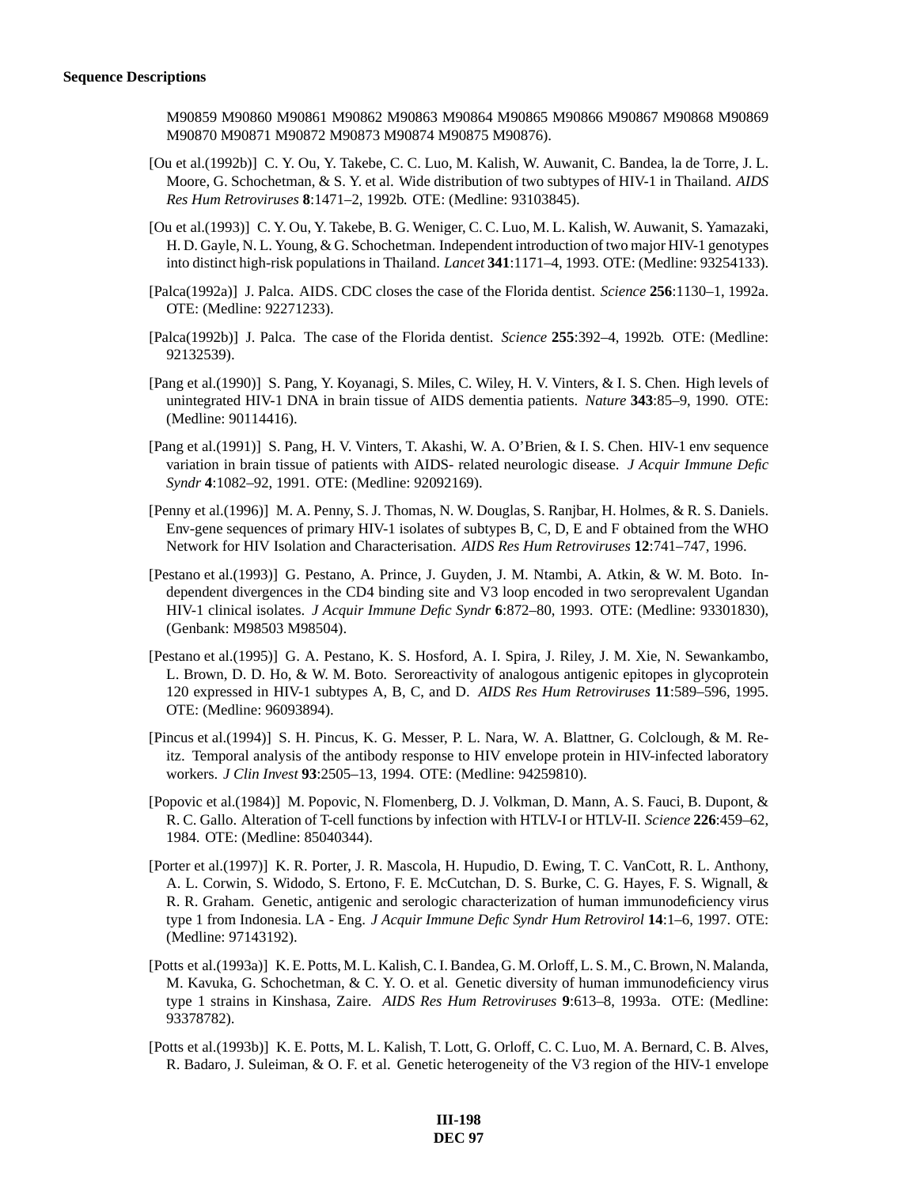M90859 M90860 M90861 M90862 M90863 M90864 M90865 M90866 M90867 M90868 M90869 M90870 M90871 M90872 M90873 M90874 M90875 M90876).

[Ou et al.(1992b)] C. Y. Ou, Y. Takebe, C. C. Luo, M. Kalish, W. Auwanit, C. Bandea, la de Torre, J. L. Moore, G. Schochetman, & S. Y. et al. Wide distribution of two subtypes of HIV-1 in Thailand. *AIDS Res Hum Retroviruses* **8**:1471–2, 1992b. OTE: (Medline: 93103845).

[Ou et al.(1993)] C. Y. Ou, Y. Takebe, B. G. Weniger, C. C. Luo, M. L. Kalish, W. Auwanit, S. Yamazaki, H. D. Gayle, N. L. Young, & G. Schochetman. Independent introduction of two major HIV-1 genotypes into distinct high-risk populations in Thailand. *Lancet* **341**:1171–4, 1993. OTE: (Medline: 93254133).

[Palca(1992a)] J. Palca. AIDS. CDC closes the case of the Florida dentist. *Science* **256**:1130–1, 1992a. OTE: (Medline: 92271233).

[Palca(1992b)] J. Palca. The case of the Florida dentist. *Science* **255**:392–4, 1992b. OTE: (Medline: 92132539).

[Pang et al.(1990)] S. Pang, Y. Koyanagi, S. Miles, C. Wiley, H. V. Vinters, & I. S. Chen. High levels of unintegrated HIV-1 DNA in brain tissue of AIDS dementia patients. *Nature* **343**:85–9, 1990. OTE: (Medline: 90114416).

[Pang et al.(1991)] S. Pang, H. V. Vinters, T. Akashi, W. A. O'Brien, & I. S. Chen. HIV-1 env sequence variation in brain tissue of patients with AIDS- related neurologic disease. *J Acquir Immune Defic Syndr* **4**:1082–92, 1991. OTE: (Medline: 92092169).

[Penny et al.(1996)] M. A. Penny, S. J. Thomas, N. W. Douglas, S. Ranjbar, H. Holmes, & R. S. Daniels. Env-gene sequences of primary HIV-1 isolates of subtypes B, C, D, E and F obtained from the WHO Network for HIV Isolation and Characterisation. *AIDS Res Hum Retroviruses* **12**:741–747, 1996.

[Pestano et al.(1993)] G. Pestano, A. Prince, J. Guyden, J. M. Ntambi, A. Atkin, & W. M. Boto. Independent divergences in the CD4 binding site and V3 loop encoded in two seroprevalent Ugandan HIV-1 clinical isolates. *J Acquir Immune Defic Syndr* **6**:872–80, 1993. OTE: (Medline: 93301830), (Genbank: M98503 M98504).

[Pestano et al.(1995)] G. A. Pestano, K. S. Hosford, A. I. Spira, J. Riley, J. M. Xie, N. Sewankambo, L. Brown, D. D. Ho, & W. M. Boto. Seroreactivity of analogous antigenic epitopes in glycoprotein 120 expressed in HIV-1 subtypes A, B, C, and D. *AIDS Res Hum Retroviruses* **11**:589–596, 1995. OTE: (Medline: 96093894).

[Pincus et al.(1994)] S. H. Pincus, K. G. Messer, P. L. Nara, W. A. Blattner, G. Colclough, & M. Reitz. Temporal analysis of the antibody response to HIV envelope protein in HIV-infected laboratory workers. *J Clin Invest* **93**:2505–13, 1994. OTE: (Medline: 94259810).

[Popovic et al.(1984)] M. Popovic, N. Flomenberg, D. J. Volkman, D. Mann, A. S. Fauci, B. Dupont, & R. C. Gallo. Alteration of T-cell functions by infection with HTLV-I or HTLV-II. *Science* **226**:459–62, 1984. OTE: (Medline: 85040344).

[Porter et al.(1997)] K. R. Porter, J. R. Mascola, H. Hupudio, D. Ewing, T. C. VanCott, R. L. Anthony, A. L. Corwin, S. Widodo, S. Ertono, F. E. McCutchan, D. S. Burke, C. G. Hayes, F. S. Wignall, & R. R. Graham. Genetic, antigenic and serologic characterization of human immunodeficiency virus type 1 from Indonesia. LA - Eng. *J Acquir Immune Defic Syndr Hum Retrovirol* **14**:1–6, 1997. OTE: (Medline: 97143192).

[Potts et al.(1993a)] K. E. Potts, M. L. Kalish, C. I. Bandea, G. M. Orloff, L. S. M., C. Brown, N. Malanda, M. Kavuka, G. Schochetman, & C. Y. O. et al. Genetic diversity of human immunodeficiency virus type 1 strains in Kinshasa, Zaire. *AIDS Res Hum Retroviruses* **9**:613–8, 1993a. OTE: (Medline: 93378782).

[Potts et al.(1993b)] K. E. Potts, M. L. Kalish, T. Lott, G. Orloff, C. C. Luo, M. A. Bernard, C. B. Alves, R. Badaro, J. Suleiman, & O. F. et al. Genetic heterogeneity of the V3 region of the HIV-1 envelope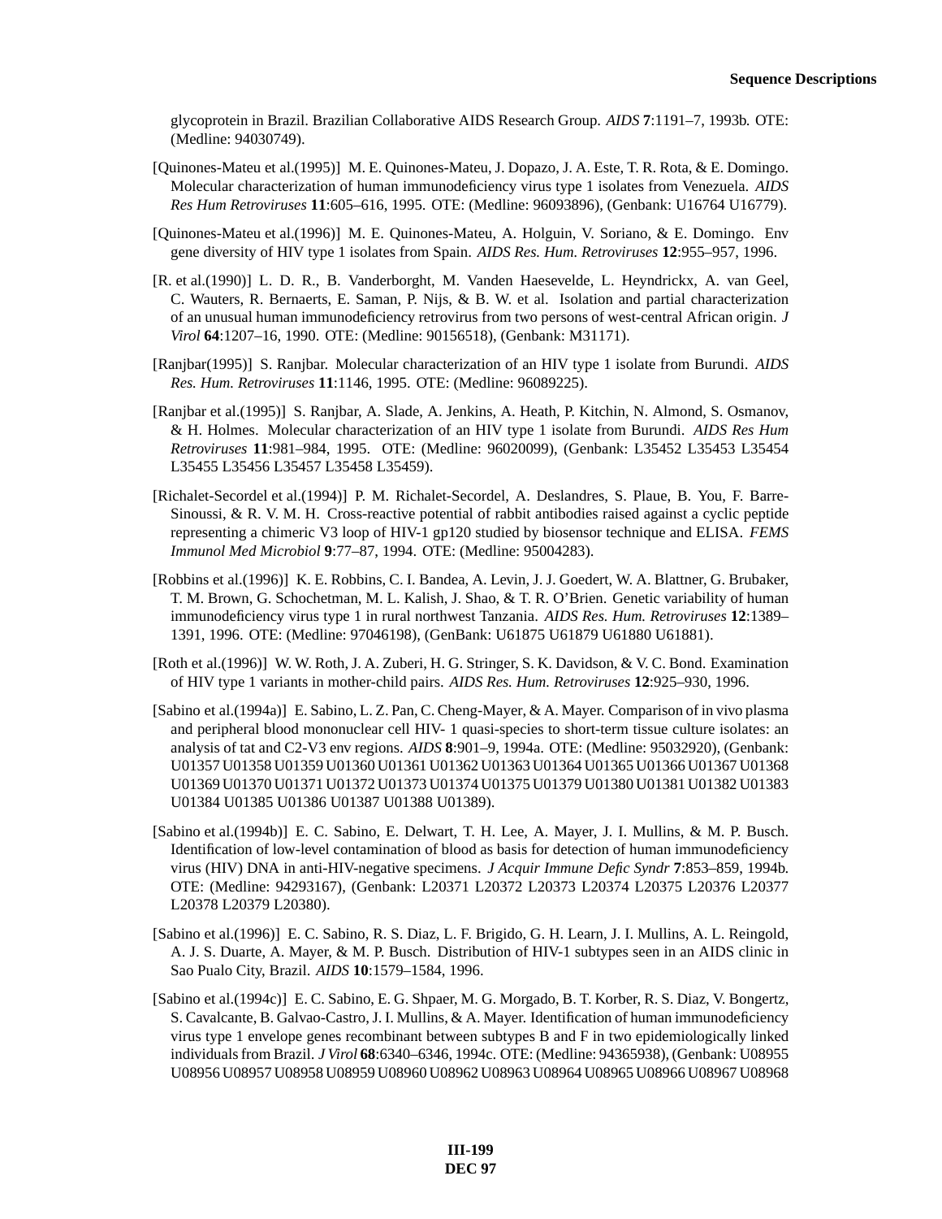glycoprotein in Brazil. Brazilian Collaborative AIDS Research Group. *AIDS* **7**:1191–7, 1993b. OTE: (Medline: 94030749).

[Quinones-Mateu et al.(1995)] M. E. Quinones-Mateu, J. Dopazo, J. A. Este, T. R. Rota, & E. Domingo. Molecular characterization of human immunodeficiency virus type 1 isolates from Venezuela. *AIDS Res Hum Retroviruses* **11**:605–616, 1995. OTE: (Medline: 96093896), (Genbank: U16764 U16779).

[Quinones-Mateu et al.(1996)] M. E. Quinones-Mateu, A. Holguin, V. Soriano, & E. Domingo. Env gene diversity of HIV type 1 isolates from Spain. *AIDS Res. Hum. Retroviruses* **12**:955–957, 1996.

[R. et al.(1990)] L. D. R., B. Vanderborght, M. Vanden Haesevelde, L. Heyndrickx, A. van Geel, C. Wauters, R. Bernaerts, E. Saman, P. Nijs, & B. W. et al. Isolation and partial characterization of an unusual human immunodeficiency retrovirus from two persons of west-central African origin. *J Virol* **64**:1207–16, 1990. OTE: (Medline: 90156518), (Genbank: M31171).

[Ranjbar(1995)] S. Ranjbar. Molecular characterization of an HIV type 1 isolate from Burundi. *AIDS Res. Hum. Retroviruses* **11**:1146, 1995. OTE: (Medline: 96089225).

[Ranjbar et al.(1995)] S. Ranjbar, A. Slade, A. Jenkins, A. Heath, P. Kitchin, N. Almond, S. Osmanov, & H. Holmes. Molecular characterization of an HIV type 1 isolate from Burundi. *AIDS Res Hum Retroviruses* **11**:981–984, 1995. OTE: (Medline: 96020099), (Genbank: L35452 L35453 L35454 L35455 L35456 L35457 L35458 L35459).

[Richalet-Secordel et al.(1994)] P. M. Richalet-Secordel, A. Deslandres, S. Plaue, B. You, F. Barre-Sinoussi, & R. V. M. H. Cross-reactive potential of rabbit antibodies raised against a cyclic peptide representing a chimeric V3 loop of HIV-1 gp120 studied by biosensor technique and ELISA. *FEMS Immunol Med Microbiol* **9**:77–87, 1994. OTE: (Medline: 95004283).

[Robbins et al.(1996)] K. E. Robbins, C. I. Bandea, A. Levin, J. J. Goedert, W. A. Blattner, G. Brubaker, T. M. Brown, G. Schochetman, M. L. Kalish, J. Shao, & T. R. O'Brien. Genetic variability of human immunodeficiency virus type 1 in rural northwest Tanzania. *AIDS Res. Hum. Retroviruses* **12**:1389–1391, 1996. OTE: (Medline: 97046198), (GenBank: U61875 U61879 U61880 U61881).

[Roth et al.(1996)] W. W. Roth, J. A. Zuberi, H. G. Stringer, S. K. Davidson, & V. C. Bond. Examination of HIV type 1 variants in mother-child pairs. *AIDS Res. Hum. Retroviruses* **12**:925–930, 1996.

[Sabino et al.(1994a)] E. Sabino, L. Z. Pan, C. Cheng-Mayer, & A. Mayer. Comparison of in vivo plasma and peripheral blood mononuclear cell HIV- 1 quasi-species to short-term tissue culture isolates: an analysis of tat and C2-V3 env regions. *AIDS* **8**:901–9, 1994a. OTE: (Medline: 95032920), (Genbank: U01357 U01358 U01359 U01360 U01361 U01362 U01363 U01364 U01365 U01366 U01367 U01368 U01369 U01370 U01371 U01372 U01373 U01374 U01375 U01379 U01380 U01381 U01382 U01383 U01384 U01385 U01386 U01387 U01388 U01389).

[Sabino et al.(1994b)] E. C. Sabino, E. Delwart, T. H. Lee, A. Mayer, J. I. Mullins, & M. P. Busch. Identification of low-level contamination of blood as basis for detection of human immunodeficiency virus (HIV) DNA in anti-HIV-negative specimens. *J Acquir Immune Defic Syndr* **7**:853–859, 1994b. OTE: (Medline: 94293167), (Genbank: L20371 L20372 L20373 L20374 L20375 L20376 L20377 L20378 L20379 L20380).

[Sabino et al.(1996)] E. C. Sabino, R. S. Diaz, L. F. Brigido, G. H. Learn, J. I. Mullins, A. L. Reingold, A. J. S. Duarte, A. Mayer, & M. P. Busch. Distribution of HIV-1 subtypes seen in an AIDS clinic in Sao Pualo City, Brazil. *AIDS* **10**:1579–1584, 1996.

[Sabino et al.(1994c)] E. C. Sabino, E. G. Shpaer, M. G. Morgado, B. T. Korber, R. S. Diaz, V. Bongertz, S. Cavalcante, B. Galvao-Castro, J. I. Mullins, & A. Mayer. Identification of human immunodeficiency virus type 1 envelope genes recombinant between subtypes B and F in two epidemiologically linked individuals from Brazil. *J Virol* **68**:6340–6346, 1994c. OTE: (Medline: 94365938), (Genbank: U08955 U08956 U08957 U08958 U08959 U08960 U08962 U08963 U08964 U08965 U08966 U08967 U08968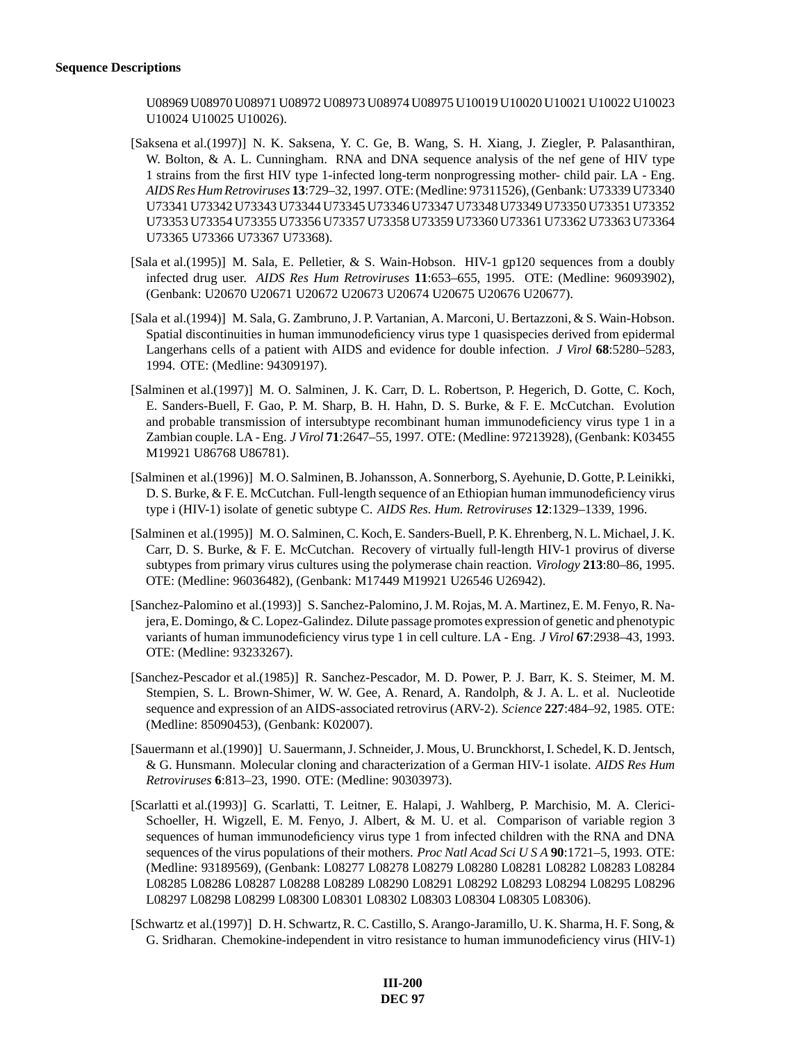U08969 U08970 U08971 U08972 U08973 U08974 U08975 U10019 U10020 U10021 U10022 U10023 U10024 U10025 U10026).

[Saksena et al.(1997)] N. K. Saksena, Y. C. Ge, B. Wang, S. H. Xiang, J. Ziegler, P. Palasanthiran, W. Bolton, & A. L. Cunningham. RNA and DNA sequence analysis of the nef gene of HIV type 1 strains from the first HIV type 1-infected long-term nonprogressing mother- child pair. LA - Eng. *AIDS Res Hum Retroviruses* **13**:729–32, 1997. OTE: (Medline: 97311526), (Genbank: U73339 U73340 U73341 U73342 U73343 U73344 U73345 U73346 U73347 U73348 U73349 U73350 U73351 U73352 U73353 U73354 U73355 U73356 U73357 U73358 U73359 U73360 U73361 U73362 U73363 U73364 U73365 U73366 U73367 U73368).

[Sala et al.(1995)] M. Sala, E. Pelletier, & S. Wain-Hobson. HIV-1 gp120 sequences from a doubly infected drug user. *AIDS Res Hum Retroviruses* **11**:653–655, 1995. OTE: (Medline: 96093902), (Genbank: U20670 U20671 U20672 U20673 U20674 U20675 U20676 U20677).

[Sala et al.(1994)] M. Sala, G. Zambruno, J. P. Vartanian, A. Marconi, U. Bertazzoni, & S. Wain-Hobson. Spatial discontinuities in human immunodeficiency virus type 1 quasispecies derived from epidermal Langerhans cells of a patient with AIDS and evidence for double infection. *J Virol* **68**:5280–5283, 1994. OTE: (Medline: 94309197).

[Salminen et al.(1997)] M. O. Salminen, J. K. Carr, D. L. Robertson, P. Hegerich, D. Gotte, C. Koch, E. Sanders-Buell, F. Gao, P. M. Sharp, B. H. Hahn, D. S. Burke, & F. E. McCutchan. Evolution and probable transmission of intersubtype recombinant human immunodeficiency virus type 1 in a Zambian couple. LA - Eng. *J Virol* **71**:2647–55, 1997. OTE: (Medline: 97213928), (Genbank: K03455 M19921 U86768 U86781).

[Salminen et al.(1996)] M. O. Salminen, B. Johansson, A. Sonnerborg, S. Ayehunie, D. Gotte, P. Leinikki, D. S. Burke, & F. E. McCutchan. Full-length sequence of an Ethiopian human immunodeficiency virus type i (HIV-1) isolate of genetic subtype C. *AIDS Res. Hum. Retroviruses* **12**:1329–1339, 1996.

[Salminen et al.(1995)] M. O. Salminen, C. Koch, E. Sanders-Buell, P. K. Ehrenberg, N. L. Michael, J. K. Carr, D. S. Burke, & F. E. McCutchan. Recovery of virtually full-length HIV-1 provirus of diverse subtypes from primary virus cultures using the polymerase chain reaction. *Virology* **213**:80–86, 1995. OTE: (Medline: 96036482), (Genbank: M17449 M19921 U26546 U26942).

[Sanchez-Palomino et al.(1993)] S. Sanchez-Palomino, J. M. Rojas, M. A. Martinez, E. M. Fenyo, R. Najera, E. Domingo, & C. Lopez-Galindez. Dilute passage promotes expression of genetic and phenotypic variants of human immunodeficiency virus type 1 in cell culture. LA - Eng. *J Virol* **67**:2938–43, 1993. OTE: (Medline: 93233267).

[Sanchez-Pescador et al.(1985)] R. Sanchez-Pescador, M. D. Power, P. J. Barr, K. S. Steimer, M. M. Stempien, S. L. Brown-Shimer, W. W. Gee, A. Renard, A. Randolph, & J. A. L. et al. Nucleotide sequence and expression of an AIDS-associated retrovirus (ARV-2). *Science* **227**:484–92, 1985. OTE: (Medline: 85090453), (Genbank: K02007).

[Sauermann et al.(1990)] U. Sauermann, J. Schneider, J. Mous, U. Brunckhorst, I. Schedel, K. D. Jentsch, & G. Hunsmann. Molecular cloning and characterization of a German HIV-1 isolate. *AIDS Res Hum Retroviruses* **6**:813–23, 1990. OTE: (Medline: 90303973).

[Scarlatti et al.(1993)] G. Scarlatti, T. Leitner, E. Halapi, J. Wahlberg, P. Marchisio, M. A. Clerici-Schoeller, H. Wigzell, E. M. Fenyo, J. Albert, & M. U. et al. Comparison of variable region 3 sequences of human immunodeficiency virus type 1 from infected children with the RNA and DNA sequences of the virus populations of their mothers. *Proc Natl Acad Sci U S A* **90**:1721–5, 1993. OTE: (Medline: 93189569), (Genbank: L08277 L08278 L08279 L08280 L08281 L08282 L08283 L08284 L08285 L08286 L08287 L08288 L08289 L08290 L08291 L08292 L08293 L08294 L08295 L08296 L08297 L08298 L08299 L08300 L08301 L08302 L08303 L08304 L08305 L08306).

[Schwartz et al.(1997)] D. H. Schwartz, R. C. Castillo, S. Arango-Jaramillo, U. K. Sharma, H. F. Song, & G. Sridharan. Chemokine-independent in vitro resistance to human immunodeficiency virus (HIV-1)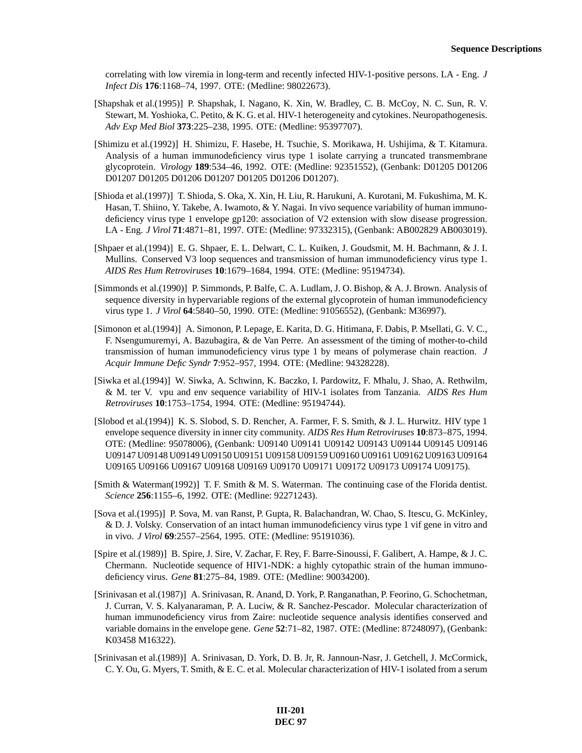correlating with low viremia in long-term and recently infected HIV-1-positive persons. LA - Eng. *J Infect Dis* **176**:1168–74, 1997. OTE: (Medline: 98022673).

[Shapshak et al.(1995)] P. Shapshak, I. Nagano, K. Xin, W. Bradley, C. B. McCoy, N. C. Sun, R. V. Stewart, M. Yoshioka, C. Petito, & K. G. et al. HIV-1 heterogeneity and cytokines. Neuropathogenesis. *Adv Exp Med Biol* **373**:225–238, 1995. OTE: (Medline: 95397707).

[Shimizu et al.(1992)] H. Shimizu, F. Hasebe, H. Tsuchie, S. Morikawa, H. Ushijima, & T. Kitamura. Analysis of a human immunodeficiency virus type 1 isolate carrying a truncated transmembrane glycoprotein. *Virology* **189**:534–46, 1992. OTE: (Medline: 92351552), (Genbank: D01205 D01206 D01207 D01205 D01206 D01207 D01205 D01206 D01207).

[Shioda et al.(1997)] T. Shioda, S. Oka, X. Xin, H. Liu, R. Harukuni, A. Kurotani, M. Fukushima, M. K. Hasan, T. Shiino, Y. Takebe, A. Iwamoto, & Y. Nagai. In vivo sequence variability of human immunodeficiency virus type 1 envelope gp120: association of V2 extension with slow disease progression. LA - Eng. *J Virol* **71**:4871–81, 1997. OTE: (Medline: 97332315), (Genbank: AB002829 AB003019).

[Shpaer et al.(1994)] E. G. Shpaer, E. L. Delwart, C. L. Kuiken, J. Goudsmit, M. H. Bachmann, & J. I. Mullins. Conserved V3 loop sequences and transmission of human immunodeficiency virus type 1. *AIDS Res Hum Retroviruses* **10**:1679–1684, 1994. OTE: (Medline: 95194734).

[Simmonds et al.(1990)] P. Simmonds, P. Balfe, C. A. Ludlam, J. O. Bishop, & A. J. Brown. Analysis of sequence diversity in hypervariable regions of the external glycoprotein of human immunodeficiency virus type 1. *J Virol* **64**:5840–50, 1990. OTE: (Medline: 91056552), (Genbank: M36997).

[Simonon et al.(1994)] A. Simonon, P. Lepage, E. Karita, D. G. Hitimana, F. Dabis, P. Msellati, G. V. C., F. Nsengumuremyi, A. Bazubagira, & de Van Perre. An assessment of the timing of mother-to-child transmission of human immunodeficiency virus type 1 by means of polymerase chain reaction. *J Acquir Immune Defic Syndr* **7**:952–957, 1994. OTE: (Medline: 94328228).

[Siwka et al.(1994)] W. Siwka, A. Schwinn, K. Baczko, I. Pardowitz, F. Mhalu, J. Shao, A. Rethwilm, & M. ter V. vpu and env sequence variability of HIV-1 isolates from Tanzania. *AIDS Res Hum Retroviruses* **10**:1753–1754, 1994. OTE: (Medline: 95194744).

[Slobod et al.(1994)] K. S. Slobod, S. D. Rencher, A. Farmer, F. S. Smith, & J. L. Hurwitz. HIV type 1 envelope sequence diversity in inner city community. *AIDS Res Hum Retroviruses* **10**:873–875, 1994. OTE: (Medline: 95078006), (Genbank: U09140 U09141 U09142 U09143 U09144 U09145 U09146 U09147 U09148 U09149 U09150 U09151 U09158 U09159 U09160 U09161 U09162 U09163 U09164 U09165 U09166 U09167 U09168 U09169 U09170 U09171 U09172 U09173 U09174 U09175).

[Smith & Waterman(1992)] T. F. Smith & M. S. Waterman. The continuing case of the Florida dentist. *Science* **256**:1155–6, 1992. OTE: (Medline: 92271243).

[Sova et al.(1995)] P. Sova, M. van Ranst, P. Gupta, R. Balachandran, W. Chao, S. Itescu, G. McKinley, & D. J. Volsky. Conservation of an intact human immunodeficiency virus type 1 vif gene in vitro and in vivo. *J Virol* **69**:2557–2564, 1995. OTE: (Medline: 95191036).

[Spire et al.(1989)] B. Spire, J. Sire, V. Zachar, F. Rey, F. Barre-Sinoussi, F. Galibert, A. Hampe, & J. C. Chermann. Nucleotide sequence of HIV1-NDK: a highly cytopathic strain of the human immunodeficiency virus. *Gene* **81**:275–84, 1989. OTE: (Medline: 90034200).

[Srinivasan et al.(1987)] A. Srinivasan, R. Anand, D. York, P. Ranganathan, P. Feorino, G. Schochetman, J. Curran, V. S. Kalyanaraman, P. A. Luciw, & R. Sanchez-Pescador. Molecular characterization of human immunodeficiency virus from Zaire: nucleotide sequence analysis identifies conserved and variable domains in the envelope gene. *Gene* **52**:71–82, 1987. OTE: (Medline: 87248097), (Genbank: K03458 M16322).

[Srinivasan et al.(1989)] A. Srinivasan, D. York, D. B. Jr, R. Jannoun-Nasr, J. Getchell, J. McCormick, C. Y. Ou, G. Myers, T. Smith, & E. C. et al. Molecular characterization of HIV-1 isolated from a serum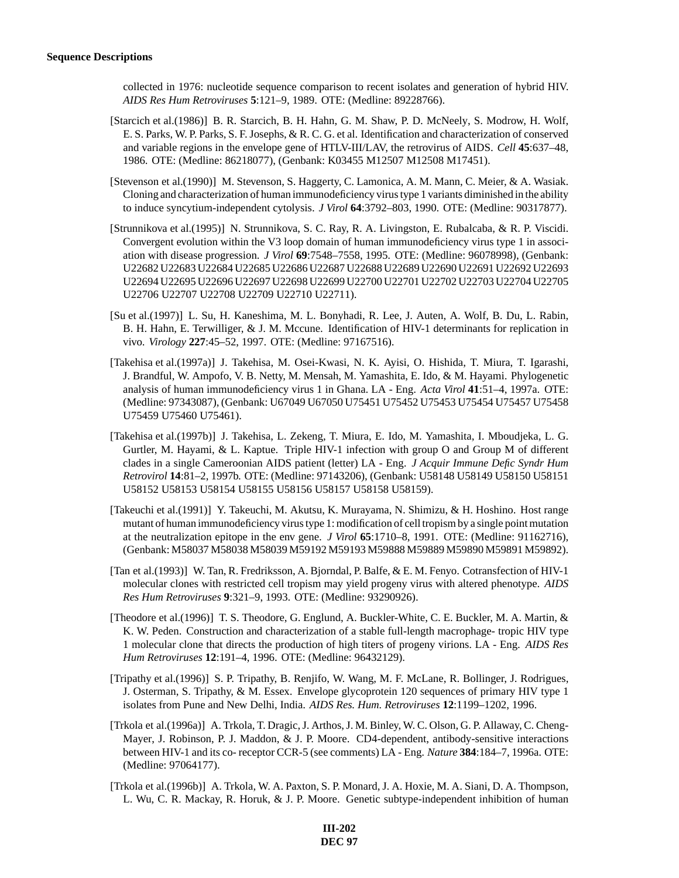collected in 1976: nucleotide sequence comparison to recent isolates and generation of hybrid HIV. *AIDS Res Hum Retroviruses* **5**:121–9, 1989. OTE: (Medline: 89228766).

[Starcich et al.(1986)] B. R. Starcich, B. H. Hahn, G. M. Shaw, P. D. McNeely, S. Modrow, H. Wolf, E. S. Parks, W. P. Parks, S. F. Josephs, & R. C. G. et al. Identification and characterization of conserved and variable regions in the envelope gene of HTLV-III/LAV, the retrovirus of AIDS. *Cell* **45**:637–48, 1986. OTE: (Medline: 86218077), (Genbank: K03455 M12507 M12508 M17451).

[Stevenson et al.(1990)] M. Stevenson, S. Haggerty, C. Lamonica, A. M. Mann, C. Meier, & A. Wasiak. Cloning and characterization of human immunodeficiency virus type 1 variants diminished in the ability to induce syncytium-independent cytolysis. *J Virol* **64**:3792–803, 1990. OTE: (Medline: 90317877).

[Strunnikova et al.(1995)] N. Strunnikova, S. C. Ray, R. A. Livingston, E. Rubalcaba, & R. P. Viscidi. Convergent evolution within the V3 loop domain of human immunodeficiency virus type 1 in association with disease progression. *J Virol* **69**:7548–7558, 1995. OTE: (Medline: 96078998), (Genbank: U22682 U22683 U22684 U22685 U22686 U22687 U22688 U22689 U22690 U22691 U22692 U22693 U22694 U22695 U22696 U22697 U22698 U22699 U22700 U22701 U22702 U22703 U22704 U22705 U22706 U22707 U22708 U22709 U22710 U22711).

[Su et al.(1997)] L. Su, H. Kaneshima, M. L. Bonyhadi, R. Lee, J. Auten, A. Wolf, B. Du, L. Rabin, B. H. Hahn, E. Terwilliger, & J. M. Mccune. Identification of HIV-1 determinants for replication in vivo. *Virology* **227**:45–52, 1997. OTE: (Medline: 97167516).

[Takehisa et al.(1997a)] J. Takehisa, M. Osei-Kwasi, N. K. Ayisi, O. Hishida, T. Miura, T. Igarashi, J. Brandful, W. Ampofo, V. B. Netty, M. Mensah, M. Yamashita, E. Ido, & M. Hayami. Phylogenetic analysis of human immunodeficiency virus 1 in Ghana. LA - Eng. *Acta Virol* **41**:51–4, 1997a. OTE: (Medline: 97343087), (Genbank: U67049 U67050 U75451 U75452 U75453 U75454 U75457 U75458 U75459 U75460 U75461).

[Takehisa et al.(1997b)] J. Takehisa, L. Zekeng, T. Miura, E. Ido, M. Yamashita, I. Mboudjeka, L. G. Gurtler, M. Hayami, & L. Kaptue. Triple HIV-1 infection with group O and Group M of different clades in a single Cameroonian AIDS patient (letter) LA - Eng. *J Acquir Immune Defic Syndr Hum Retrovirol* **14**:81–2, 1997b. OTE: (Medline: 97143206), (Genbank: U58148 U58149 U58150 U58151 U58152 U58153 U58154 U58155 U58156 U58157 U58158 U58159).

[Takeuchi et al.(1991)] Y. Takeuchi, M. Akutsu, K. Murayama, N. Shimizu, & H. Hoshino. Host range mutant of human immunodeficiency virus type 1: modification of cell tropism by a single point mutation at the neutralization epitope in the env gene. *J Virol* **65**:1710–8, 1991. OTE: (Medline: 91162716), (Genbank: M58037 M58038 M58039 M59192 M59193 M59888 M59889 M59890 M59891 M59892).

[Tan et al.(1993)] W. Tan, R. Fredriksson, A. Bjorndal, P. Balfe, & E. M. Fenyo. Cotransfection of HIV-1 molecular clones with restricted cell tropism may yield progeny virus with altered phenotype. *AIDS Res Hum Retroviruses* **9**:321–9, 1993. OTE: (Medline: 93290926).

[Theodore et al.(1996)] T. S. Theodore, G. Englund, A. Buckler-White, C. E. Buckler, M. A. Martin, & K. W. Peden. Construction and characterization of a stable full-length macrophage- tropic HIV type 1 molecular clone that directs the production of high titers of progeny virions. LA - Eng. *AIDS Res Hum Retroviruses* **12**:191–4, 1996. OTE: (Medline: 96432129).

[Tripathy et al.(1996)] S. P. Tripathy, B. Renjifo, W. Wang, M. F. McLane, R. Bollinger, J. Rodrigues, J. Osterman, S. Tripathy, & M. Essex. Envelope glycoprotein 120 sequences of primary HIV type 1 isolates from Pune and New Delhi, India. *AIDS Res. Hum. Retroviruses* **12**:1199–1202, 1996.

[Trkola et al.(1996a)] A. Trkola, T. Dragic, J. Arthos, J. M. Binley, W. C. Olson, G. P. Allaway, C. Cheng-Mayer, J. Robinson, P. J. Maddon, & J. P. Moore. CD4-dependent, antibody-sensitive interactions between HIV-1 and its co- receptor CCR-5 (see comments) LA - Eng. *Nature* **384**:184–7, 1996a. OTE: (Medline: 97064177).

[Trkola et al.(1996b)] A. Trkola, W. A. Paxton, S. P. Monard, J. A. Hoxie, M. A. Siani, D. A. Thompson, L. Wu, C. R. Mackay, R. Horuk, & J. P. Moore. Genetic subtype-independent inhibition of human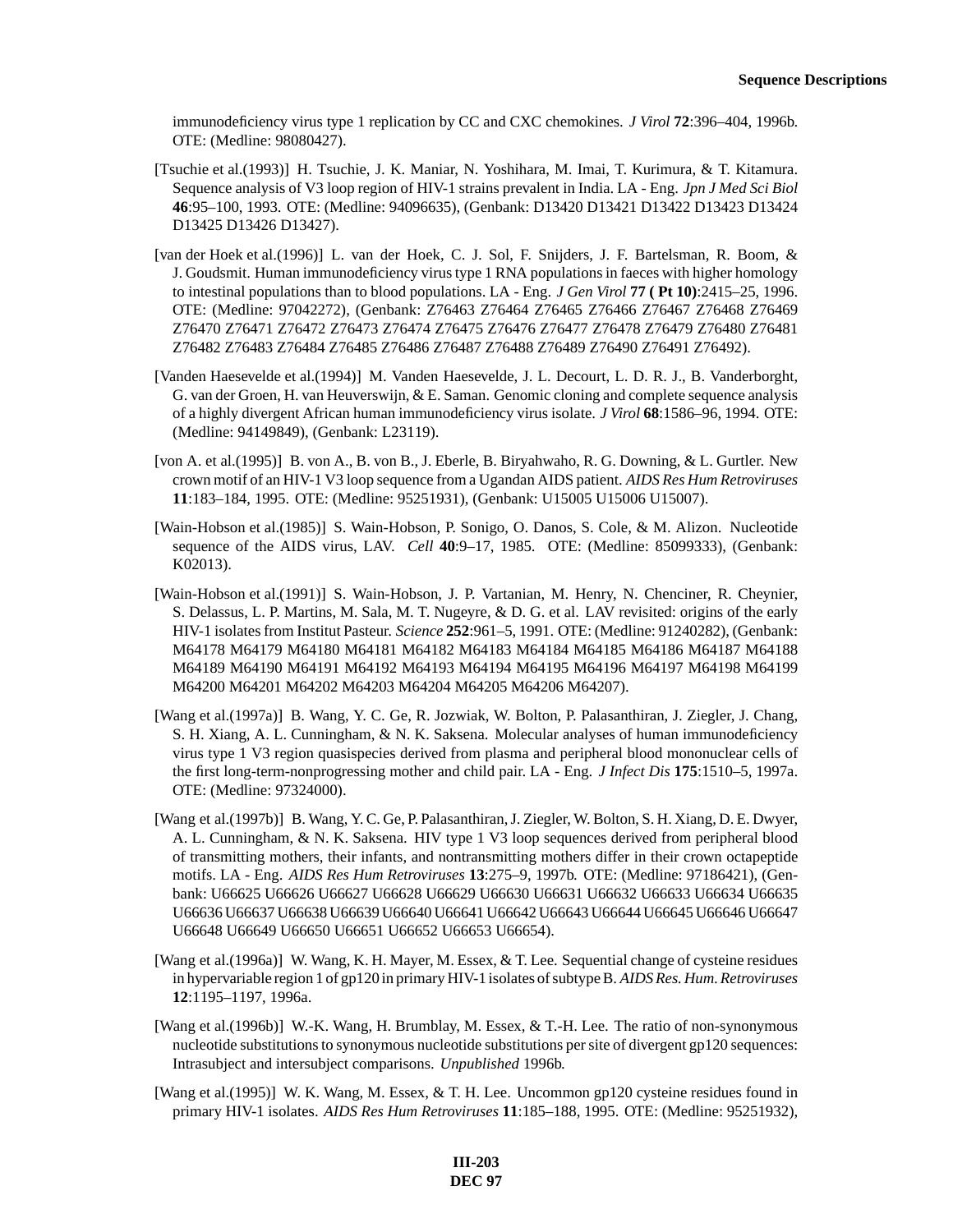immunodeficiency virus type 1 replication by CC and CXC chemokines. *J Virol* **72**:396–404, 1996b. OTE: (Medline: 98080427).

[Tsuchie et al.(1993)] H. Tsuchie, J. K. Maniar, N. Yoshihara, M. Imai, T. Kurimura, & T. Kitamura. Sequence analysis of V3 loop region of HIV-1 strains prevalent in India. LA - Eng. *Jpn J Med Sci Biol* **46**:95–100, 1993. OTE: (Medline: 94096635), (Genbank: D13420 D13421 D13422 D13423 D13424 D13425 D13426 D13427).

[van der Hoek et al.(1996)] L. van der Hoek, C. J. Sol, F. Snijders, J. F. Bartelsman, R. Boom, & J. Goudsmit. Human immunodeficiency virus type 1 RNA populations in faeces with higher homology to intestinal populations than to blood populations. LA - Eng. *J Gen Virol* **77 ( Pt 10)**:2415–25, 1996. OTE: (Medline: 97042272), (Genbank: Z76463 Z76464 Z76465 Z76466 Z76467 Z76468 Z76469 Z76470 Z76471 Z76472 Z76473 Z76474 Z76475 Z76476 Z76477 Z76478 Z76479 Z76480 Z76481 Z76482 Z76483 Z76484 Z76485 Z76486 Z76487 Z76488 Z76489 Z76490 Z76491 Z76492).

[Vanden Haesevelde et al.(1994)] M. Vanden Haesevelde, J. L. Decourt, L. D. R. J., B. Vanderborght, G. van der Groen, H. van Heuverswijn, & E. Saman. Genomic cloning and complete sequence analysis of a highly divergent African human immunodeficiency virus isolate. *J Virol* **68**:1586–96, 1994. OTE: (Medline: 94149849), (Genbank: L23119).

[von A. et al.(1995)] B. von A., B. von B., J. Eberle, B. Biryahwaho, R. G. Downing, & L. Gurtler. New crown motif of an HIV-1 V3 loop sequence from a Ugandan AIDS patient. *AIDS Res Hum Retroviruses* **11**:183–184, 1995. OTE: (Medline: 95251931), (Genbank: U15005 U15006 U15007).

[Wain-Hobson et al.(1985)] S. Wain-Hobson, P. Sonigo, O. Danos, S. Cole, & M. Alizon. Nucleotide sequence of the AIDS virus, LAV. *Cell* **40**:9–17, 1985. OTE: (Medline: 85099333), (Genbank: K02013).

[Wain-Hobson et al.(1991)] S. Wain-Hobson, J. P. Vartanian, M. Henry, N. Chenciner, R. Cheynier, S. Delassus, L. P. Martins, M. Sala, M. T. Nugeyre, & D. G. et al. LAV revisited: origins of the early HIV-1 isolates from Institut Pasteur. *Science* **252**:961–5, 1991. OTE: (Medline: 91240282), (Genbank: M64178 M64179 M64180 M64181 M64182 M64183 M64184 M64185 M64186 M64187 M64188 M64189 M64190 M64191 M64192 M64193 M64194 M64195 M64196 M64197 M64198 M64199 M64200 M64201 M64202 M64203 M64204 M64205 M64206 M64207).

[Wang et al.(1997a)] B. Wang, Y. C. Ge, R. Jozwiak, W. Bolton, P. Palasanthiran, J. Ziegler, J. Chang, S. H. Xiang, A. L. Cunningham, & N. K. Saksena. Molecular analyses of human immunodeficiency virus type 1 V3 region quasispecies derived from plasma and peripheral blood mononuclear cells of the first long-term-nonprogressing mother and child pair. LA - Eng. *J Infect Dis* **175**:1510–5, 1997a. OTE: (Medline: 97324000).

[Wang et al.(1997b)] B. Wang, Y. C. Ge, P. Palasanthiran, J. Ziegler, W. Bolton, S. H. Xiang, D. E. Dwyer, A. L. Cunningham, & N. K. Saksena. HIV type 1 V3 loop sequences derived from peripheral blood of transmitting mothers, their infants, and nontransmitting mothers differ in their crown octapeptide motifs. LA - Eng. *AIDS Res Hum Retroviruses* **13**:275–9, 1997b. OTE: (Medline: 97186421), (Genbank: U66625 U66626 U66627 U66628 U66629 U66630 U66631 U66632 U66633 U66634 U66635 U66636 U66637 U66638 U66639 U66640 U66641 U66642 U66643 U66644 U66645 U66646 U66647 U66648 U66649 U66650 U66651 U66652 U66653 U66654).

[Wang et al.(1996a)] W. Wang, K. H. Mayer, M. Essex, & T. Lee. Sequential change of cysteine residues in hypervariable region 1 of gp120 in primary HIV-1 isolates of subtype B. *AIDS Res. Hum. Retroviruses* **12**:1195–1197, 1996a.

[Wang et al.(1996b)] W.-K. Wang, H. Brumblay, M. Essex, & T.-H. Lee. The ratio of non-synonymous nucleotide substitutions to synonymous nucleotide substitutions per site of divergent gp120 sequences: Intrasubject and intersubject comparisons. *Unpublished* 1996b.

[Wang et al.(1995)] W. K. Wang, M. Essex, & T. H. Lee. Uncommon gp120 cysteine residues found in primary HIV-1 isolates. *AIDS Res Hum Retroviruses* **11**:185–188, 1995. OTE: (Medline: 95251932),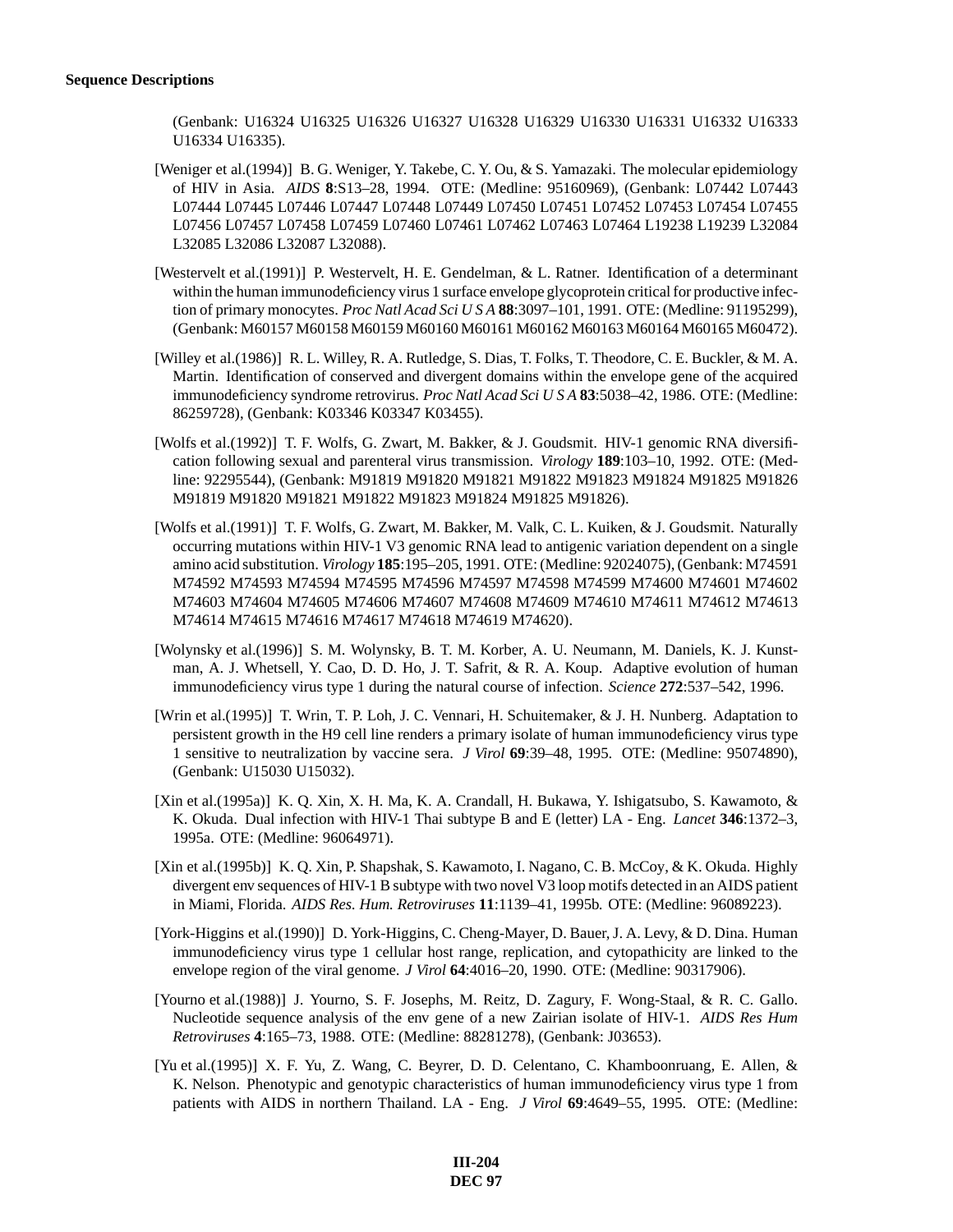(Genbank: U16324 U16325 U16326 U16327 U16328 U16329 U16330 U16331 U16332 U16333 U16334 U16335).

[Weniger et al.(1994)] B. G. Weniger, Y. Takebe, C. Y. Ou, & S. Yamazaki. The molecular epidemiology of HIV in Asia. *AIDS* **8**:S13–28, 1994. OTE: (Medline: 95160969), (Genbank: L07442 L07443 L07444 L07445 L07446 L07447 L07448 L07449 L07450 L07451 L07452 L07453 L07454 L07455 L07456 L07457 L07458 L07459 L07460 L07461 L07462 L07463 L07464 L19238 L19239 L32084 L32085 L32086 L32087 L32088).

[Westervelt et al.(1991)] P. Westervelt, H. E. Gendelman, & L. Ratner. Identification of a determinant within the human immunodeficiency virus 1 surface envelope glycoprotein critical for productive infection of primary monocytes. *Proc Natl Acad Sci U S A* **88**:3097–101, 1991. OTE: (Medline: 91195299), (Genbank: M60157 M60158 M60159 M60160 M60161 M60162 M60163 M60164 M60165 M60472).

[Willey et al.(1986)] R. L. Willey, R. A. Rutledge, S. Dias, T. Folks, T. Theodore, C. E. Buckler, & M. A. Martin. Identification of conserved and divergent domains within the envelope gene of the acquired immunodeficiency syndrome retrovirus. *Proc Natl Acad Sci U S A* **83**:5038–42, 1986. OTE: (Medline: 86259728), (Genbank: K03346 K03347 K03455).

[Wolfs et al.(1992)] T. F. Wolfs, G. Zwart, M. Bakker, & J. Goudsmit. HIV-1 genomic RNA diversification following sexual and parenteral virus transmission. *Virology* **189**:103–10, 1992. OTE: (Medline: 92295544), (Genbank: M91819 M91820 M91821 M91822 M91823 M91824 M91825 M91826 M91819 M91820 M91821 M91822 M91823 M91824 M91825 M91826).

[Wolfs et al.(1991)] T. F. Wolfs, G. Zwart, M. Bakker, M. Valk, C. L. Kuiken, & J. Goudsmit. Naturally occurring mutations within HIV-1 V3 genomic RNA lead to antigenic variation dependent on a single amino acid substitution. *Virology* **185**:195–205, 1991. OTE: (Medline: 92024075), (Genbank: M74591 M74592 M74593 M74594 M74595 M74596 M74597 M74598 M74599 M74600 M74601 M74602 M74603 M74604 M74605 M74606 M74607 M74608 M74609 M74610 M74611 M74612 M74613 M74614 M74615 M74616 M74617 M74618 M74619 M74620).

[Wolynsky et al.(1996)] S. M. Wolynsky, B. T. M. Korber, A. U. Neumann, M. Daniels, K. J. Kunstman, A. J. Whetsell, Y. Cao, D. D. Ho, J. T. Safrit, & R. A. Koup. Adaptive evolution of human immunodeficiency virus type 1 during the natural course of infection. *Science* **272**:537–542, 1996.

[Wrin et al.(1995)] T. Wrin, T. P. Loh, J. C. Vennari, H. Schuitemaker, & J. H. Nunberg. Adaptation to persistent growth in the H9 cell line renders a primary isolate of human immunodeficiency virus type 1 sensitive to neutralization by vaccine sera. *J Virol* **69**:39–48, 1995. OTE: (Medline: 95074890), (Genbank: U15030 U15032).

[Xin et al.(1995a)] K. Q. Xin, X. H. Ma, K. A. Crandall, H. Bukawa, Y. Ishigatsubo, S. Kawamoto, & K. Okuda. Dual infection with HIV-1 Thai subtype B and E (letter) LA - Eng. *Lancet* **346**:1372–3, 1995a. OTE: (Medline: 96064971).

[Xin et al.(1995b)] K. Q. Xin, P. Shapshak, S. Kawamoto, I. Nagano, C. B. McCoy, & K. Okuda. Highly divergent env sequences of HIV-1 B subtype with two novel V3 loop motifs detected in an AIDS patient in Miami, Florida. *AIDS Res. Hum. Retroviruses* **11**:1139–41, 1995b. OTE: (Medline: 96089223).

[York-Higgins et al.(1990)] D. York-Higgins, C. Cheng-Mayer, D. Bauer, J. A. Levy, & D. Dina. Human immunodeficiency virus type 1 cellular host range, replication, and cytopathicity are linked to the envelope region of the viral genome. *J Virol* **64**:4016–20, 1990. OTE: (Medline: 90317906).

[Yourno et al.(1988)] J. Yourno, S. F. Josephs, M. Reitz, D. Zagury, F. Wong-Staal, & R. C. Gallo. Nucleotide sequence analysis of the env gene of a new Zairian isolate of HIV-1. *AIDS Res Hum Retroviruses* **4**:165–73, 1988. OTE: (Medline: 88281278), (Genbank: J03653).

[Yu et al.(1995)] X. F. Yu, Z. Wang, C. Beyrer, D. D. Celentano, C. Khamboonruang, E. Allen, & K. Nelson. Phenotypic and genotypic characteristics of human immunodeficiency virus type 1 from patients with AIDS in northern Thailand. LA - Eng. *J Virol* **69**:4649–55, 1995. OTE: (Medline: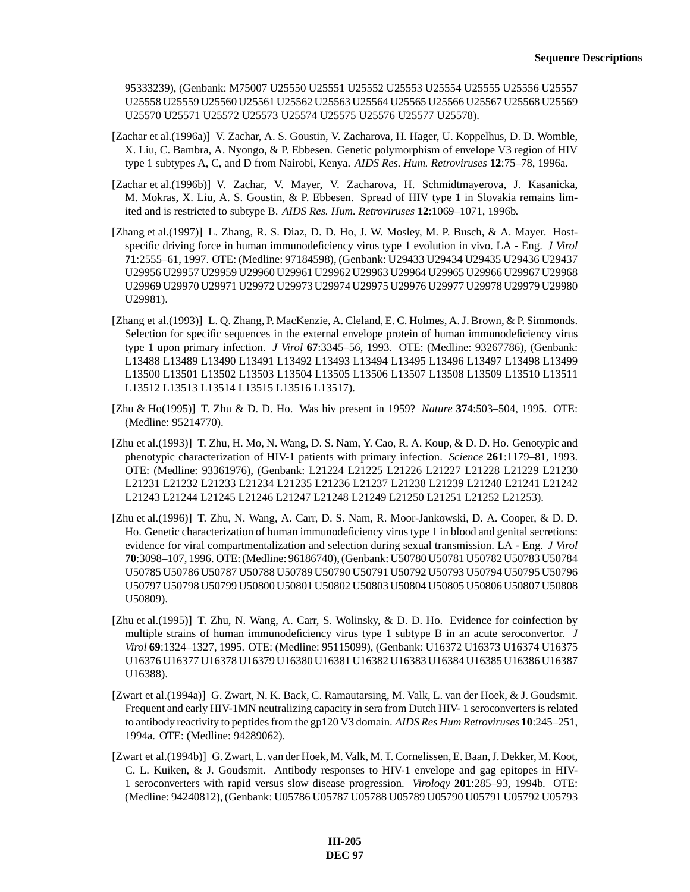95333239), (Genbank: M75007 U25550 U25551 U25552 U25553 U25554 U25555 U25556 U25557 U25558 U25559 U25560 U25561 U25562 U25563 U25564 U25565 U25566 U25567 U25568 U25569 U25570 U25571 U25572 U25573 U25574 U25575 U25576 U25577 U25578).

[Zachar et al.(1996a)] V. Zachar, A. S. Goustin, V. Zacharova, H. Hager, U. Koppelhus, D. D. Womble, X. Liu, C. Bambra, A. Nyongo, & P. Ebbesen. Genetic polymorphism of envelope V3 region of HIV type 1 subtypes A, C, and D from Nairobi, Kenya. *AIDS Res. Hum. Retroviruses* **12**:75–78, 1996a.

[Zachar et al.(1996b)] V. Zachar, V. Mayer, V. Zacharova, H. Schmidtmayerova, J. Kasanicka, M. Mokras, X. Liu, A. S. Goustin, & P. Ebbesen. Spread of HIV type 1 in Slovakia remains limited and is restricted to subtype B. *AIDS Res. Hum. Retroviruses* **12**:1069–1071, 1996b.

[Zhang et al.(1997)] L. Zhang, R. S. Diaz, D. D. Ho, J. W. Mosley, M. P. Busch, & A. Mayer. Host-specific driving force in human immunodeficiency virus type 1 evolution in vivo. LA - Eng. *J Virol* **71**:2555–61, 1997. OTE: (Medline: 97184598), (Genbank: U29433 U29434 U29435 U29436 U29437 U29956 U29957 U29959 U29960 U29961 U29962 U29963 U29964 U29965 U29966 U29967 U29968 U29969 U29970 U29971 U29972 U29973 U29974 U29975 U29976 U29977 U29978 U29979 U29980 U29981).

[Zhang et al.(1993)] L. Q. Zhang, P. MacKenzie, A. Cleland, E. C. Holmes, A. J. Brown, & P. Simmonds. Selection for specific sequences in the external envelope protein of human immunodeficiency virus type 1 upon primary infection. *J Virol* **67**:3345–56, 1993. OTE: (Medline: 93267786), (Genbank: L13488 L13489 L13490 L13491 L13492 L13493 L13494 L13495 L13496 L13497 L13498 L13499 L13500 L13501 L13502 L13503 L13504 L13505 L13506 L13507 L13508 L13509 L13510 L13511 L13512 L13513 L13514 L13515 L13516 L13517).

[Zhu & Ho(1995)] T. Zhu & D. D. Ho. Was hiv present in 1959? *Nature* **374**:503–504, 1995. OTE: (Medline: 95214770).

[Zhu et al.(1993)] T. Zhu, H. Mo, N. Wang, D. S. Nam, Y. Cao, R. A. Koup, & D. D. Ho. Genotypic and phenotypic characterization of HIV-1 patients with primary infection. *Science* **261**:1179–81, 1993. OTE: (Medline: 93361976), (Genbank: L21224 L21225 L21226 L21227 L21228 L21229 L21230 L21231 L21232 L21233 L21234 L21235 L21236 L21237 L21238 L21239 L21240 L21241 L21242 L21243 L21244 L21245 L21246 L21247 L21248 L21249 L21250 L21251 L21252 L21253).

[Zhu et al.(1996)] T. Zhu, N. Wang, A. Carr, D. S. Nam, R. Moor-Jankowski, D. A. Cooper, & D. D. Ho. Genetic characterization of human immunodeficiency virus type 1 in blood and genital secretions: evidence for viral compartmentalization and selection during sexual transmission. LA - Eng. *J Virol* **70**:3098–107, 1996. OTE: (Medline: 96186740), (Genbank: U50780 U50781 U50782 U50783 U50784 U50785 U50786 U50787 U50788 U50789 U50790 U50791 U50792 U50793 U50794 U50795 U50796 U50797 U50798 U50799 U50800 U50801 U50802 U50803 U50804 U50805 U50806 U50807 U50808 U50809).

[Zhu et al.(1995)] T. Zhu, N. Wang, A. Carr, S. Wolinsky, & D. D. Ho. Evidence for coinfection by multiple strains of human immunodeficiency virus type 1 subtype B in an acute seroconvertor. *J Virol* **69**:1324–1327, 1995. OTE: (Medline: 95115099), (Genbank: U16372 U16373 U16374 U16375 U16376 U16377 U16378 U16379 U16380 U16381 U16382 U16383 U16384 U16385 U16386 U16387 U16388).

[Zwart et al.(1994a)] G. Zwart, N. K. Back, C. Ramautarsing, M. Valk, L. van der Hoek, & J. Goudsmit. Frequent and early HIV-1MN neutralizing capacity in sera from Dutch HIV- 1 seroconverters is related to antibody reactivity to peptides from the gp120 V3 domain. *AIDS Res Hum Retroviruses* **10**:245–251, 1994a. OTE: (Medline: 94289062).

[Zwart et al.(1994b)] G. Zwart, L. van der Hoek, M. Valk, M. T. Cornelissen, E. Baan, J. Dekker, M. Koot, C. L. Kuiken, & J. Goudsmit. Antibody responses to HIV-1 envelope and gag epitopes in HIV-1 seroconverters with rapid versus slow disease progression. *Virology* **201**:285–93, 1994b. OTE: (Medline: 94240812), (Genbank: U05786 U05787 U05788 U05789 U05790 U05791 U05792 U05793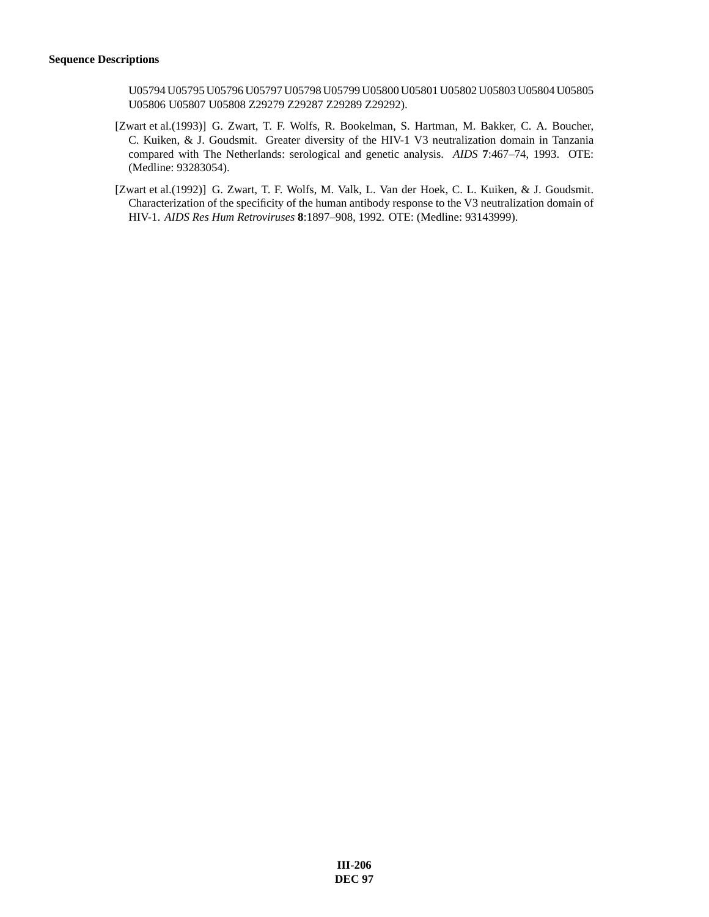U05794 U05795 U05796 U05797 U05798 U05799 U05800 U05801 U05802 U05803 U05804 U05805 U05806 U05807 U05808 Z29279 Z29287 Z29289 Z29292).

[Zwart et al.(1993)] G. Zwart, T. F. Wolfs, R. Bookelman, S. Hartman, M. Bakker, C. A. Boucher, C. Kuiken, & J. Goudsmit. Greater diversity of the HIV-1 V3 neutralization domain in Tanzania compared with The Netherlands: serological and genetic analysis. *AIDS* **7**:467–74, 1993. OTE: (Medline: 93283054).

[Zwart et al.(1992)] G. Zwart, T. F. Wolfs, M. Valk, L. Van der Hoek, C. L. Kuiken, & J. Goudsmit. Characterization of the specificity of the human antibody response to the V3 neutralization domain of HIV-1. *AIDS Res Hum Retroviruses* **8**:1897–908, 1992. OTE: (Medline: 93143999).